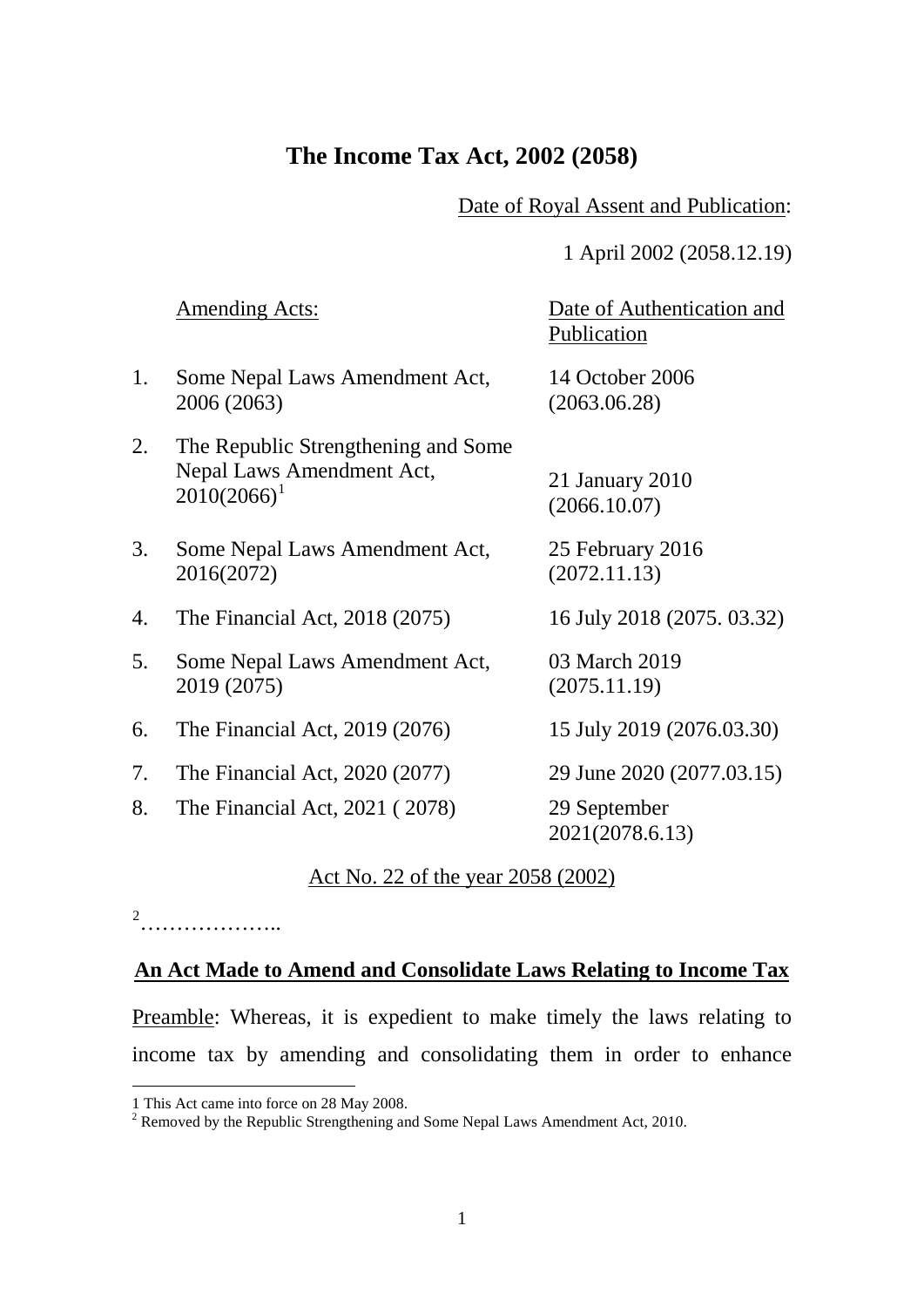# The Income Tax Act, 2002 (2058)

Date of Royal Assent and Publication:

1 April 2002 (2058.12.19)

| | Amending Acts: | Date of Authentication and Publication |
|---|---|---|
| 1. | Some Nepal Laws Amendment Act, 2006 (2063) | 14 October 2006 (2063.06.28) |
| 2. | The Republic Strengthening and Some Nepal Laws Amendment Act, 2010(2066)[1] | 21 January 2010 (2066.10.07) |
| 3. | Some Nepal Laws Amendment Act, 2016(2072) | 25 February 2016 (2072.11.13) |
| 4. | The Financial Act, 2018 (2075) | 16 July 2018 (2075. 03.32) |
| 5. | Some Nepal Laws Amendment Act, 2019 (2075) | 03 March 2019 (2075.11.19) |
| 6. | The Financial Act, 2019 (2076) | 15 July 2019 (2076.03.30) |
| 7. | The Financial Act, 2020 (2077) | 29 June 2020 (2077.03.15) |
| 8. | The Financial Act, 2021 ( 2078) | 29 September 2021(2078.6.13) |

Act No. 22 of the year 2058 (2002)

[2]………………..

## An Act Made to Amend and Consolidate Laws Relating to Income Tax

Preamble: Whereas, it is expedient to make timely the laws relating to income tax by amending and consolidating them in order to enhance

1 This Act came into force on 28 May 2008.

2 Removed by the Republic Strengthening and Some Nepal Laws Amendment Act, 2010.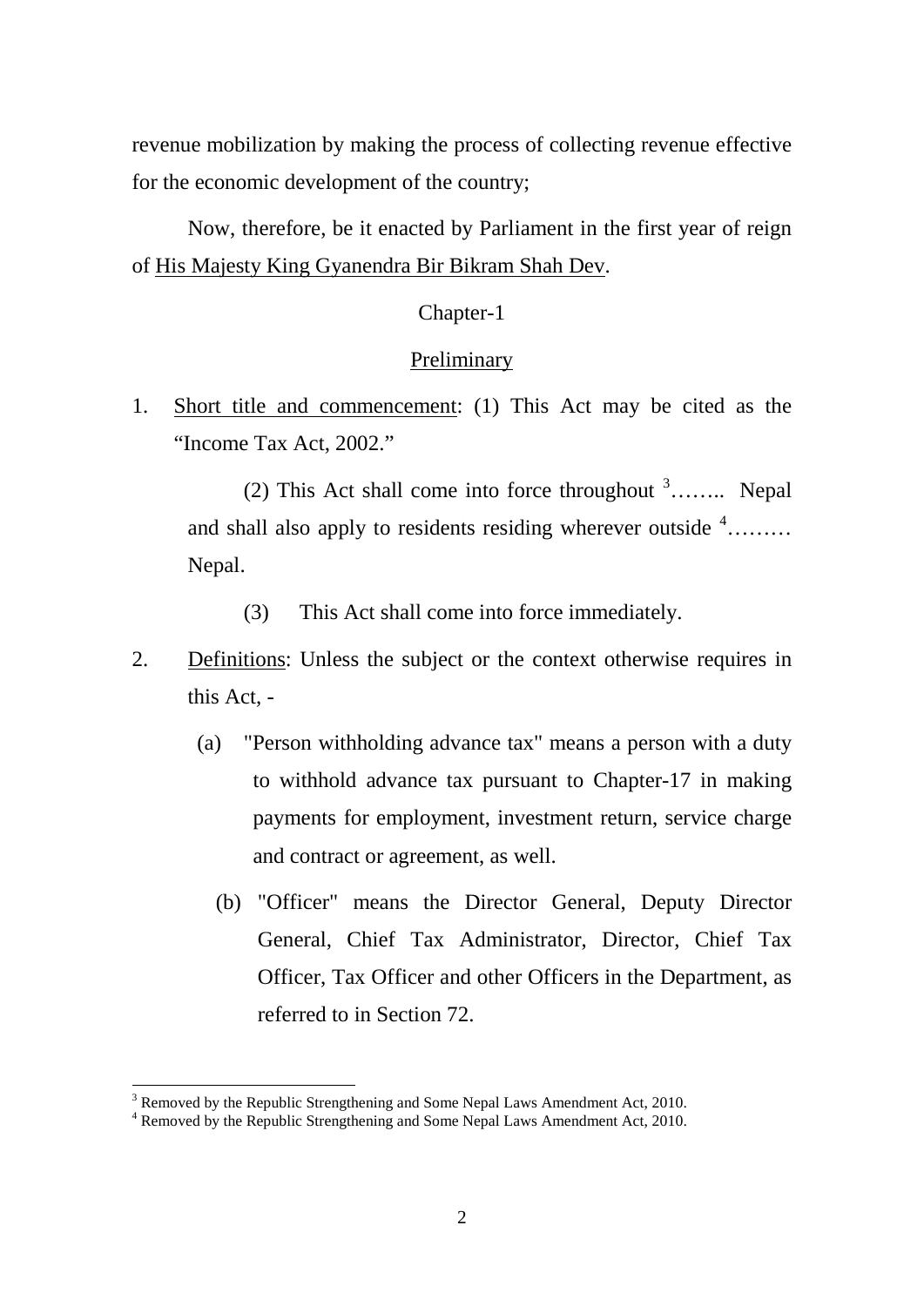revenue mobilization by making the process of collecting revenue effective for the economic development of the country;

Now, therefore, be it enacted by Parliament in the first year of reign of His Majesty King Gyanendra Bir Bikram Shah Dev.

## Chapter-1

## Preliminary

1. Short title and commencement: (1) This Act may be cited as the "Income Tax Act, 2002."

   (2) This Act shall come into force throughout [3]…….. Nepal and shall also apply to residents residing wherever outside [4]……… Nepal.

   (3) This Act shall come into force immediately.

2. Definitions: Unless the subject or the context otherwise requires in this Act, -

   (a) "Person withholding advance tax" means a person with a duty to withhold advance tax pursuant to Chapter-17 in making payments for employment, investment return, service charge and contract or agreement, as well.

   (b) "Officer" means the Director General, Deputy Director General, Chief Tax Administrator, Director, Chief Tax Officer, Tax Officer and other Officers in the Department, as referred to in Section 72.

---

[3] Removed by the Republic Strengthening and Some Nepal Laws Amendment Act, 2010.

[4] Removed by the Republic Strengthening and Some Nepal Laws Amendment Act, 2010.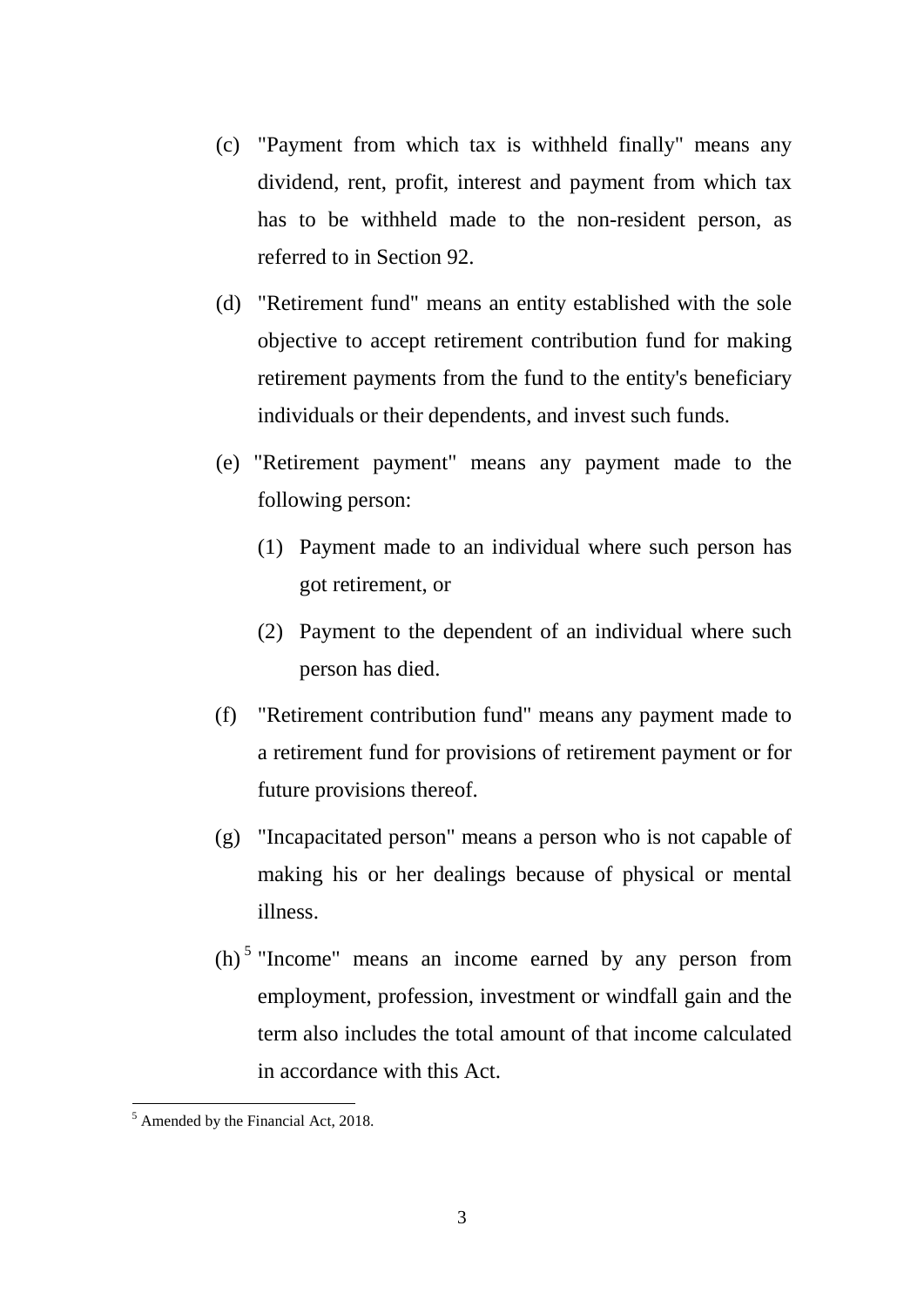(c) "Payment from which tax is withheld finally" means any dividend, rent, profit, interest and payment from which tax has to be withheld made to the non-resident person, as referred to in Section 92.

(d) "Retirement fund" means an entity established with the sole objective to accept retirement contribution fund for making retirement payments from the fund to the entity's beneficiary individuals or their dependents, and invest such funds.

(e) "Retirement payment" means any payment made to the following person:

  (1) Payment made to an individual where such person has got retirement, or

  (2) Payment to the dependent of an individual where such person has died.

(f) "Retirement contribution fund" means any payment made to a retirement fund for provisions of retirement payment or for future provisions thereof.

(g) "Incapacitated person" means a person who is not capable of making his or her dealings because of physical or mental illness.

(h)[5] "Income" means an income earned by any person from employment, profession, investment or windfall gain and the term also includes the total amount of that income calculated in accordance with this Act.

---

[5] Amended by the Financial Act, 2018.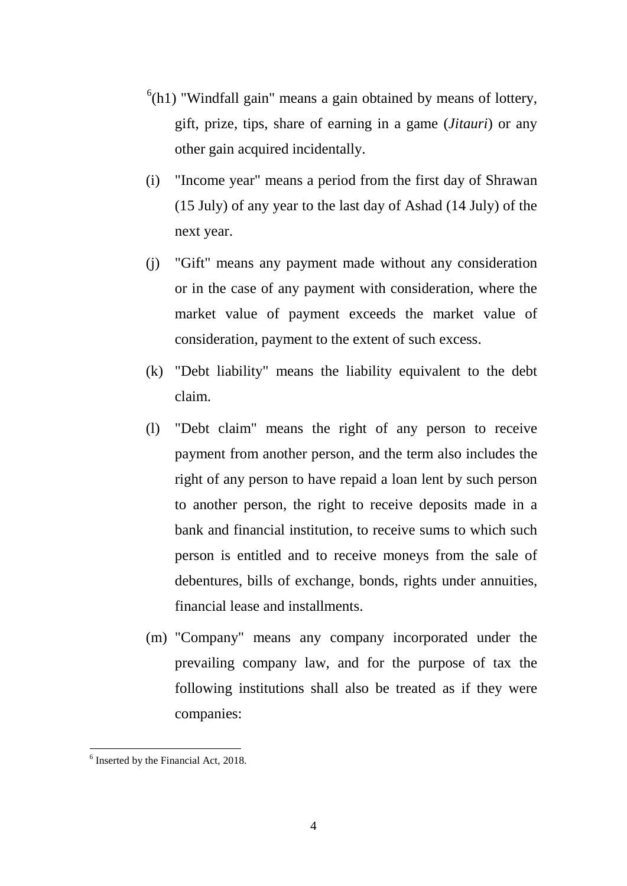[6](h1) "Windfall gain" means a gain obtained by means of lottery, gift, prize, tips, share of earning in a game (*Jitauri*) or any other gain acquired incidentally.

(i) "Income year" means a period from the first day of Shrawan (15 July) of any year to the last day of Ashad (14 July) of the next year.

(j) "Gift" means any payment made without any consideration or in the case of any payment with consideration, where the market value of payment exceeds the market value of consideration, payment to the extent of such excess.

(k) "Debt liability" means the liability equivalent to the debt claim.

(l) "Debt claim" means the right of any person to receive payment from another person, and the term also includes the right of any person to have repaid a loan lent by such person to another person, the right to receive deposits made in a bank and financial institution, to receive sums to which such person is entitled and to receive moneys from the sale of debentures, bills of exchange, bonds, rights under annuities, financial lease and installments.

(m) "Company" means any company incorporated under the prevailing company law, and for the purpose of tax the following institutions shall also be treated as if they were companies:

---

[6] Inserted by the Financial Act, 2018.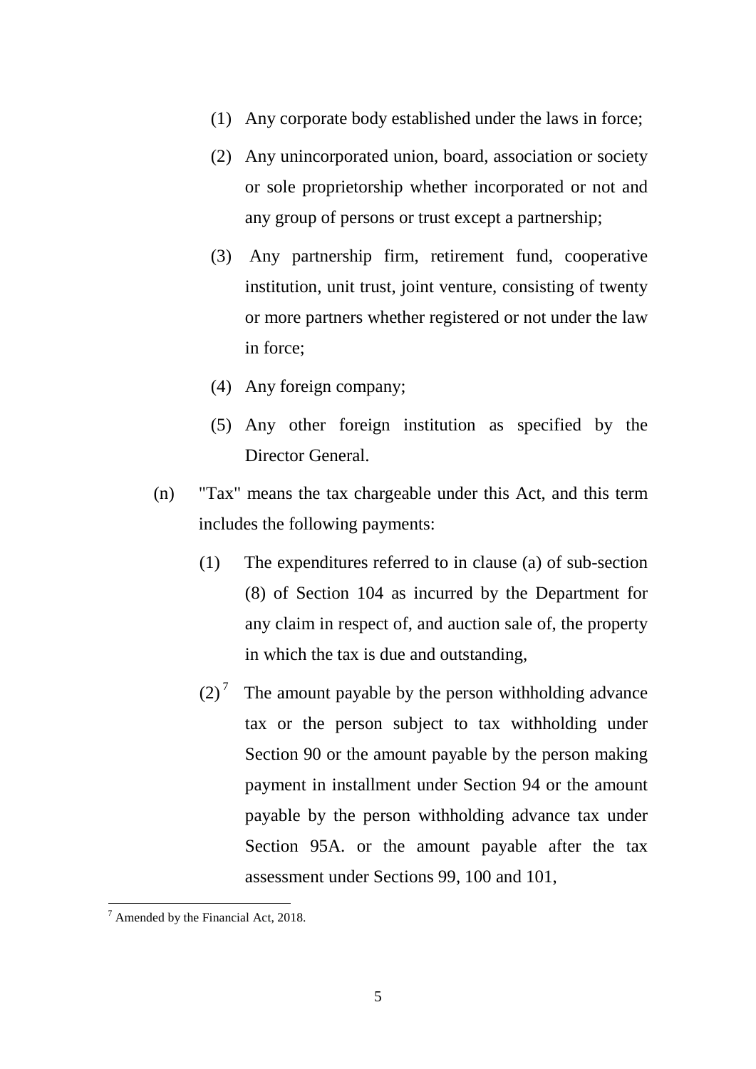(1) Any corporate body established under the laws in force;

(2) Any unincorporated union, board, association or society or sole proprietorship whether incorporated or not and any group of persons or trust except a partnership;

(3) Any partnership firm, retirement fund, cooperative institution, unit trust, joint venture, consisting of twenty or more partners whether registered or not under the law in force;

(4) Any foreign company;

(5) Any other foreign institution as specified by the Director General.

(n) "Tax" means the tax chargeable under this Act, and this term includes the following payments:

(1) The expenditures referred to in clause (a) of sub-section (8) of Section 104 as incurred by the Department for any claim in respect of, and auction sale of, the property in which the tax is due and outstanding,

(2)[7] The amount payable by the person withholding advance tax or the person subject to tax withholding under Section 90 or the amount payable by the person making payment in installment under Section 94 or the amount payable by the person withholding advance tax under Section 95A. or the amount payable after the tax assessment under Sections 99, 100 and 101,

[7] Amended by the Financial Act, 2018.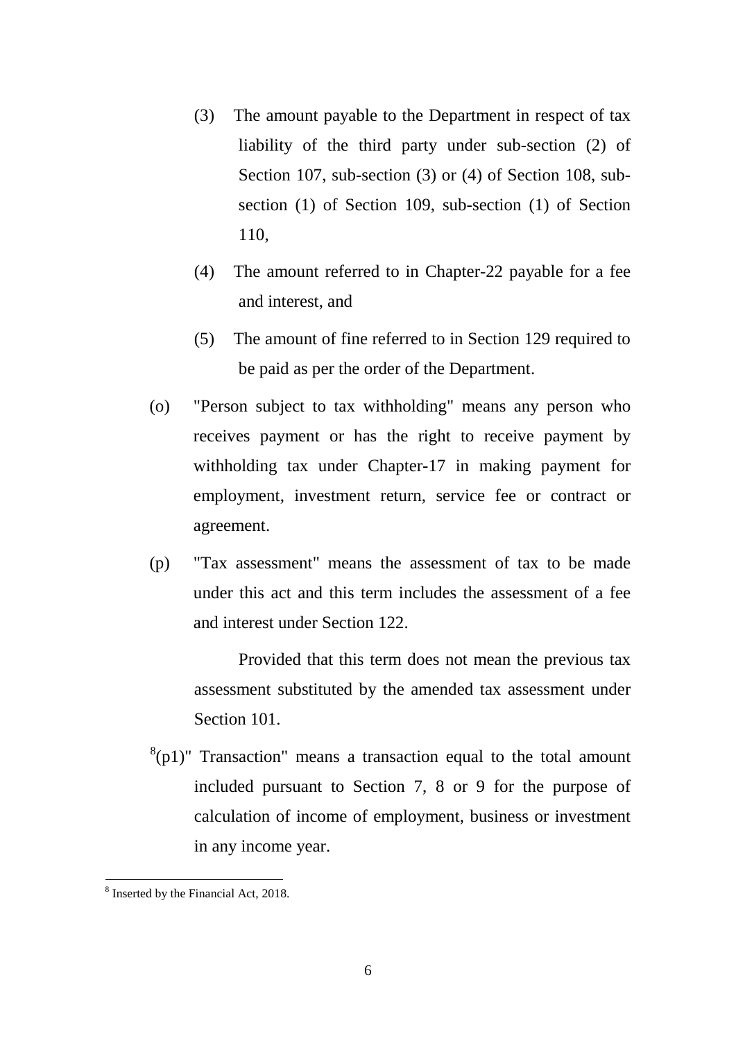(3) The amount payable to the Department in respect of tax liability of the third party under sub-section (2) of Section 107, sub-section (3) or (4) of Section 108, sub-section (1) of Section 109, sub-section (1) of Section 110,

(4) The amount referred to in Chapter-22 payable for a fee and interest, and

(5) The amount of fine referred to in Section 129 required to be paid as per the order of the Department.

(o) "Person subject to tax withholding" means any person who receives payment or has the right to receive payment by withholding tax under Chapter-17 in making payment for employment, investment return, service fee or contract or agreement.

(p) "Tax assessment" means the assessment of tax to be made under this act and this term includes the assessment of a fee and interest under Section 122.

Provided that this term does not mean the previous tax assessment substituted by the amended tax assessment under Section 101.

[8](p1)" Transaction" means a transaction equal to the total amount included pursuant to Section 7, 8 or 9 for the purpose of calculation of income of employment, business or investment in any income year.

---

[8] Inserted by the Financial Act, 2018.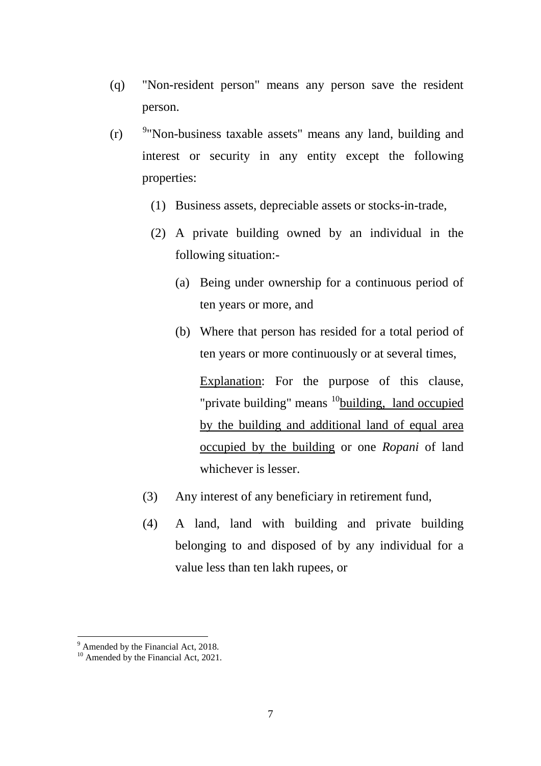(q) "Non-resident person" means any person save the resident person.

(r) [9]"Non-business taxable assets" means any land, building and interest or security in any entity except the following properties:

  (1) Business assets, depreciable assets or stocks-in-trade,

  (2) A private building owned by an individual in the following situation:-

    (a) Being under ownership for a continuous period of ten years or more, and

    (b) Where that person has resided for a total period of ten years or more continuously or at several times,

    Explanation: For the purpose of this clause, "private building" means [10]building, land occupied by the building and additional land of equal area occupied by the building or one *Ropani* of land whichever is lesser.

  (3) Any interest of any beneficiary in retirement fund,

  (4) A land, land with building and private building belonging to and disposed of by any individual for a value less than ten lakh rupees, or

---

[9] Amended by the Financial Act, 2018.

[10] Amended by the Financial Act, 2021.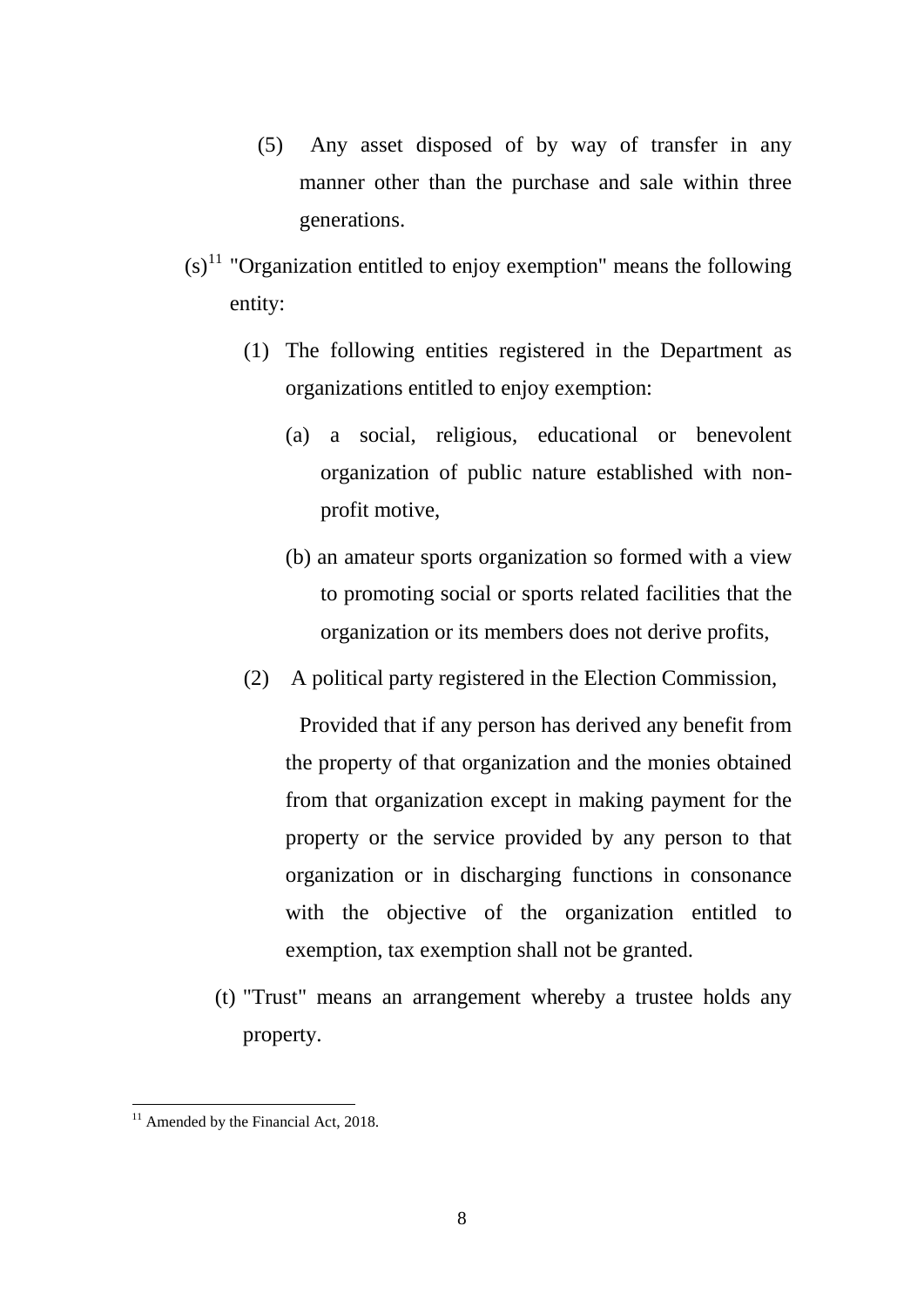(5) Any asset disposed of by way of transfer in any manner other than the purchase and sale within three generations.

(s)[11] "Organization entitled to enjoy exemption" means the following entity:

(1) The following entities registered in the Department as organizations entitled to enjoy exemption:

(a) a social, religious, educational or benevolent organization of public nature established with non-profit motive,

(b) an amateur sports organization so formed with a view to promoting social or sports related facilities that the organization or its members does not derive profits,

(2) A political party registered in the Election Commission,

Provided that if any person has derived any benefit from the property of that organization and the monies obtained from that organization except in making payment for the property or the service provided by any person to that organization or in discharging functions in consonance with the objective of the organization entitled to exemption, tax exemption shall not be granted.

(t) "Trust" means an arrangement whereby a trustee holds any property.

---

[11] Amended by the Financial Act, 2018.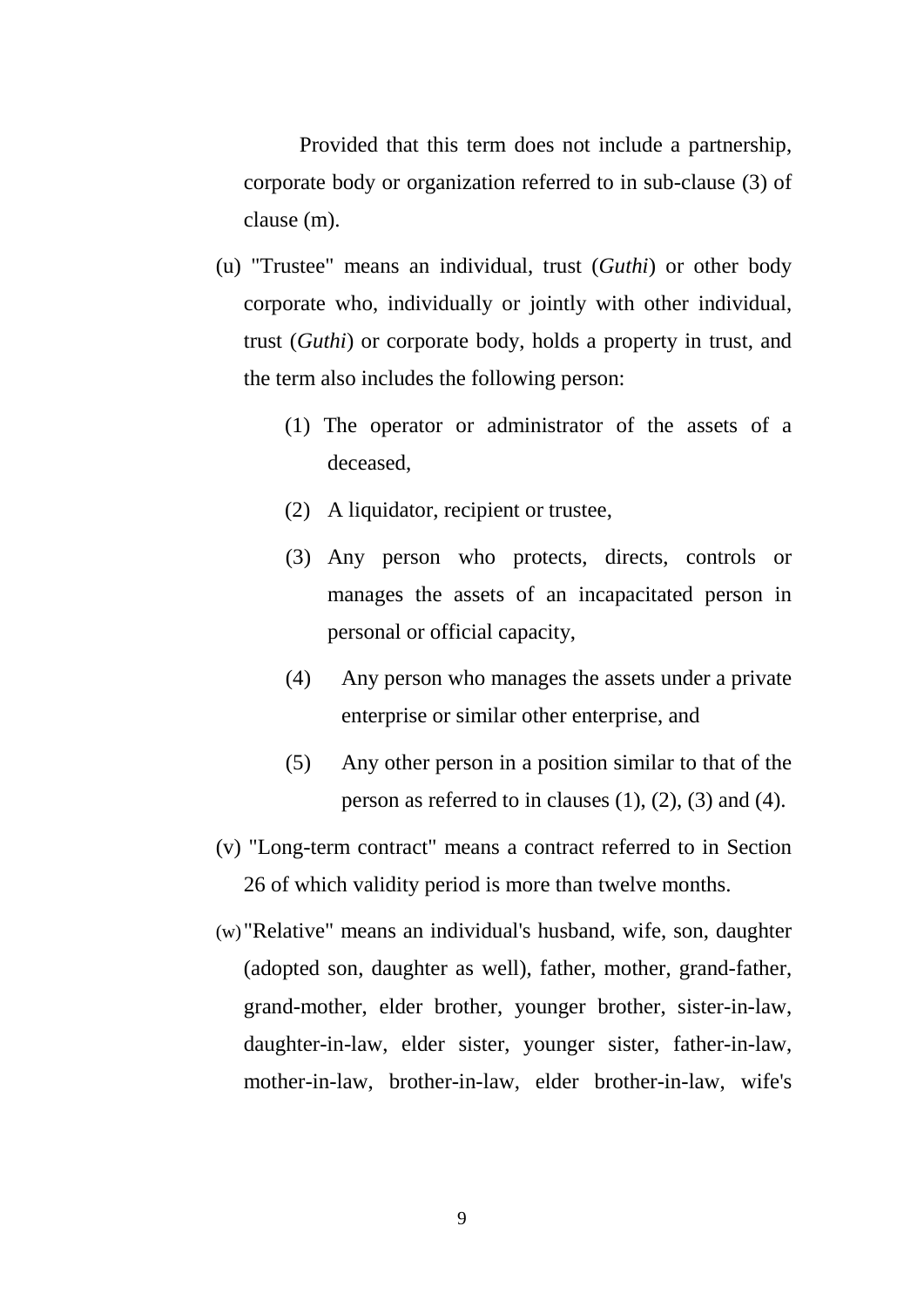Provided that this term does not include a partnership, corporate body or organization referred to in sub-clause (3) of clause (m).

(u) "Trustee" means an individual, trust (*Guthi*) or other body corporate who, individually or jointly with other individual, trust (*Guthi*) or corporate body, holds a property in trust, and the term also includes the following person:

(1) The operator or administrator of the assets of a deceased,

(2) A liquidator, recipient or trustee,

(3) Any person who protects, directs, controls or manages the assets of an incapacitated person in personal or official capacity,

(4) Any person who manages the assets under a private enterprise or similar other enterprise, and

(5) Any other person in a position similar to that of the person as referred to in clauses (1), (2), (3) and (4).

(v) "Long-term contract" means a contract referred to in Section 26 of which validity period is more than twelve months.

(w) "Relative" means an individual's husband, wife, son, daughter (adopted son, daughter as well), father, mother, grand-father, grand-mother, elder brother, younger brother, sister-in-law, daughter-in-law, elder sister, younger sister, father-in-law, mother-in-law, brother-in-law, elder brother-in-law, wife's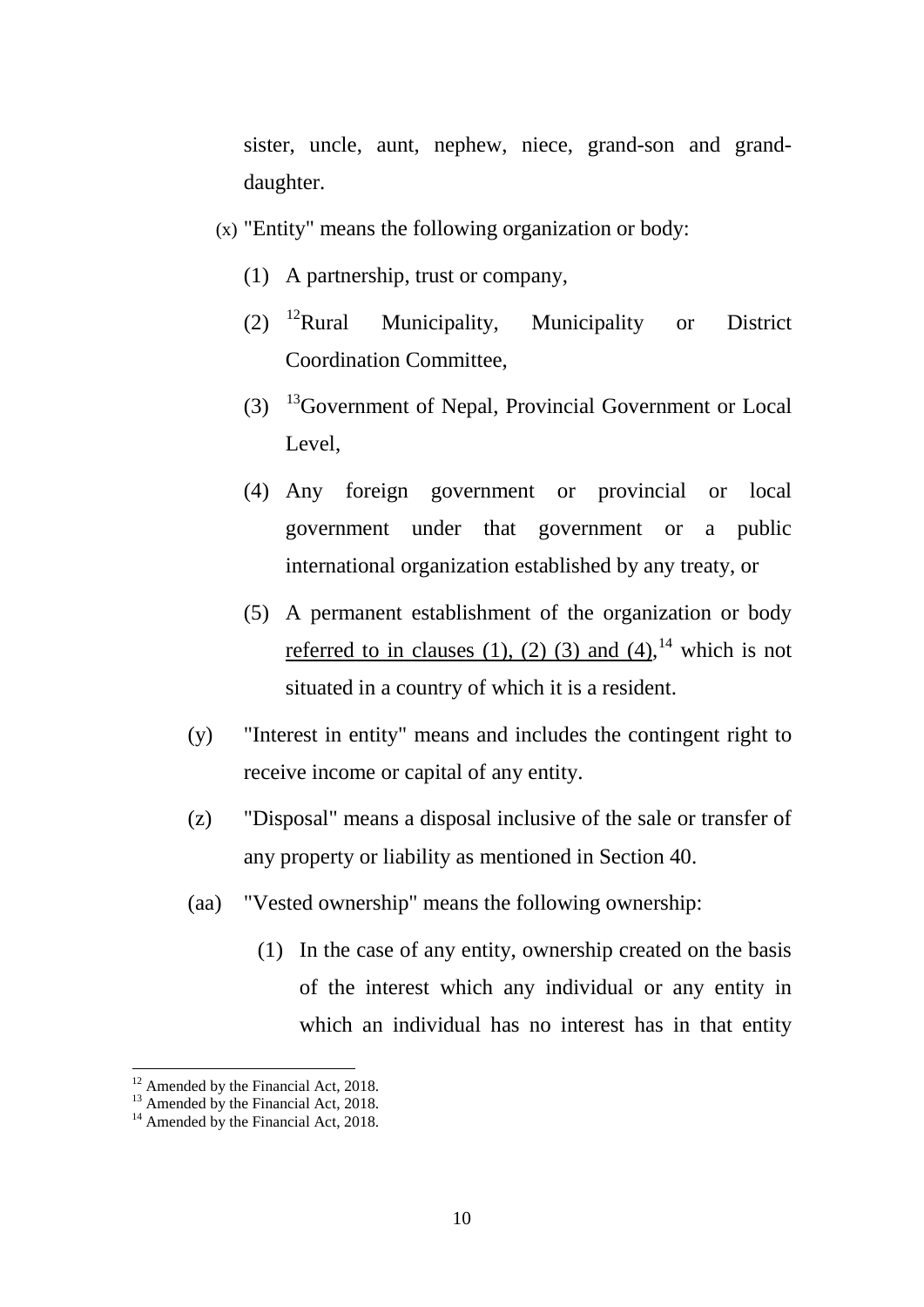sister, uncle, aunt, nephew, niece, grand-son and grand-daughter.

(x) "Entity" means the following organization or body:

(1) A partnership, trust or company,

(2) [12]Rural Municipality, Municipality or District Coordination Committee,

(3) [13]Government of Nepal, Provincial Government or Local Level,

(4) Any foreign government or provincial or local government under that government or a public international organization established by any treaty, or

(5) A permanent establishment of the organization or body <u>referred to in clauses (1), (2) (3) and (4),</u>[14] which is not situated in a country of which it is a resident.

(y) "Interest in entity" means and includes the contingent right to receive income or capital of any entity.

(z) "Disposal" means a disposal inclusive of the sale or transfer of any property or liability as mentioned in Section 40.

(aa) "Vested ownership" means the following ownership:

(1) In the case of any entity, ownership created on the basis of the interest which any individual or any entity in which an individual has no interest has in that entity

---

[12] Amended by the Financial Act, 2018.
[13] Amended by the Financial Act, 2018.
[14] Amended by the Financial Act, 2018.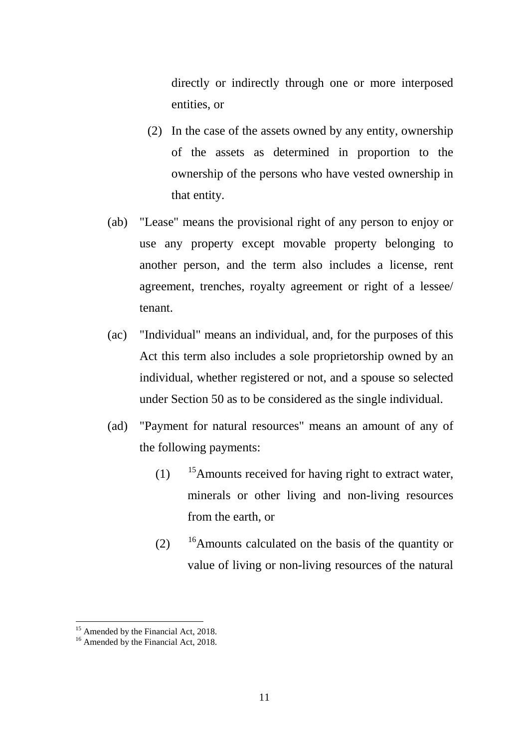directly or indirectly through one or more interposed entities, or

(2) In the case of the assets owned by any entity, ownership of the assets as determined in proportion to the ownership of the persons who have vested ownership in that entity.

(ab) "Lease" means the provisional right of any person to enjoy or use any property except movable property belonging to another person, and the term also includes a license, rent agreement, trenches, royalty agreement or right of a lessee/ tenant.

(ac) "Individual" means an individual, and, for the purposes of this Act this term also includes a sole proprietorship owned by an individual, whether registered or not, and a spouse so selected under Section 50 as to be considered as the single individual.

(ad) "Payment for natural resources" means an amount of any of the following payments:

(1) [15]Amounts received for having right to extract water, minerals or other living and non-living resources from the earth, or

(2) [16]Amounts calculated on the basis of the quantity or value of living or non-living resources of the natural

---

[15] Amended by the Financial Act, 2018.

[16] Amended by the Financial Act, 2018.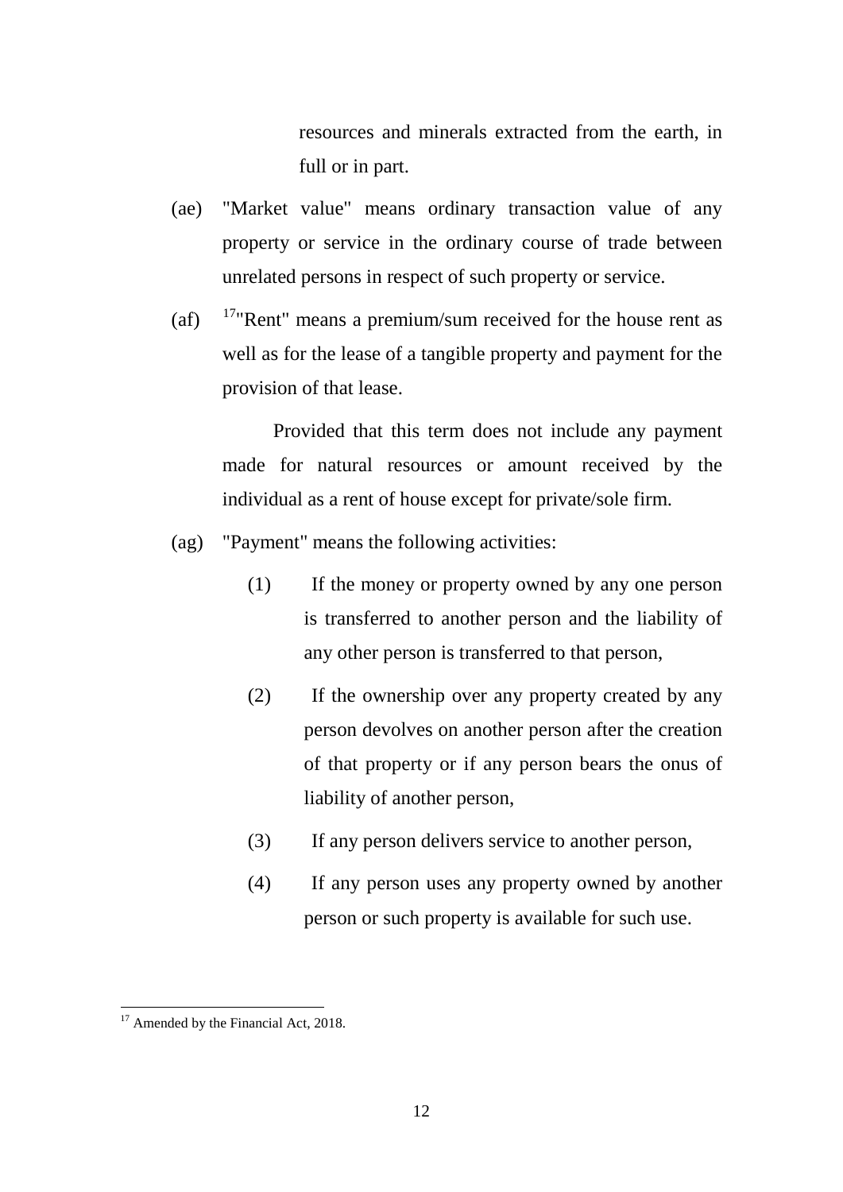resources and minerals extracted from the earth, in full or in part.

(ae) "Market value" means ordinary transaction value of any property or service in the ordinary course of trade between unrelated persons in respect of such property or service.

(af) [17]"Rent" means a premium/sum received for the house rent as well as for the lease of a tangible property and payment for the provision of that lease.

Provided that this term does not include any payment made for natural resources or amount received by the individual as a rent of house except for private/sole firm.

(ag) "Payment" means the following activities:

(1) If the money or property owned by any one person is transferred to another person and the liability of any other person is transferred to that person,

(2) If the ownership over any property created by any person devolves on another person after the creation of that property or if any person bears the onus of liability of another person,

(3) If any person delivers service to another person,

(4) If any person uses any property owned by another person or such property is available for such use.

---

[17] Amended by the Financial Act, 2018.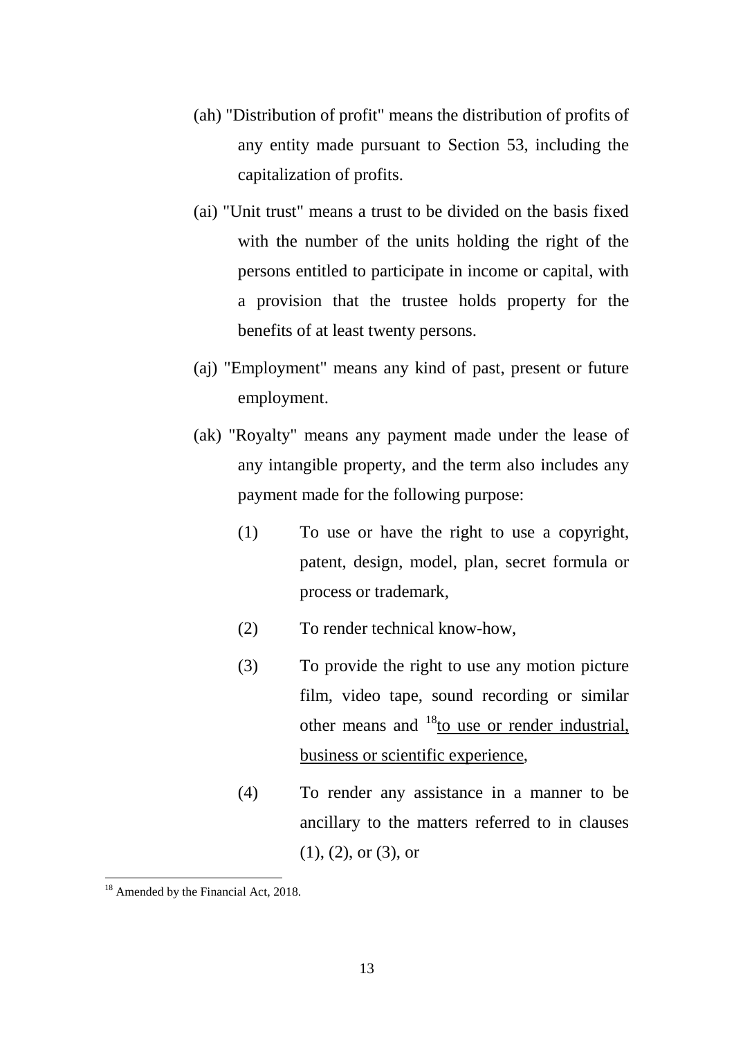(ah) "Distribution of profit" means the distribution of profits of any entity made pursuant to Section 53, including the capitalization of profits.

(ai) "Unit trust" means a trust to be divided on the basis fixed with the number of the units holding the right of the persons entitled to participate in income or capital, with a provision that the trustee holds property for the benefits of at least twenty persons.

(aj) "Employment" means any kind of past, present or future employment.

(ak) "Royalty" means any payment made under the lease of any intangible property, and the term also includes any payment made for the following purpose:

(1) To use or have the right to use a copyright, patent, design, model, plan, secret formula or process or trademark,

(2) To render technical know-how,

(3) To provide the right to use any motion picture film, video tape, sound recording or similar other means and [18]<u>to use or render industrial, business or scientific experience</u>,

(4) To render any assistance in a manner to be ancillary to the matters referred to in clauses (1), (2), or (3), or

---

[18] Amended by the Financial Act, 2018.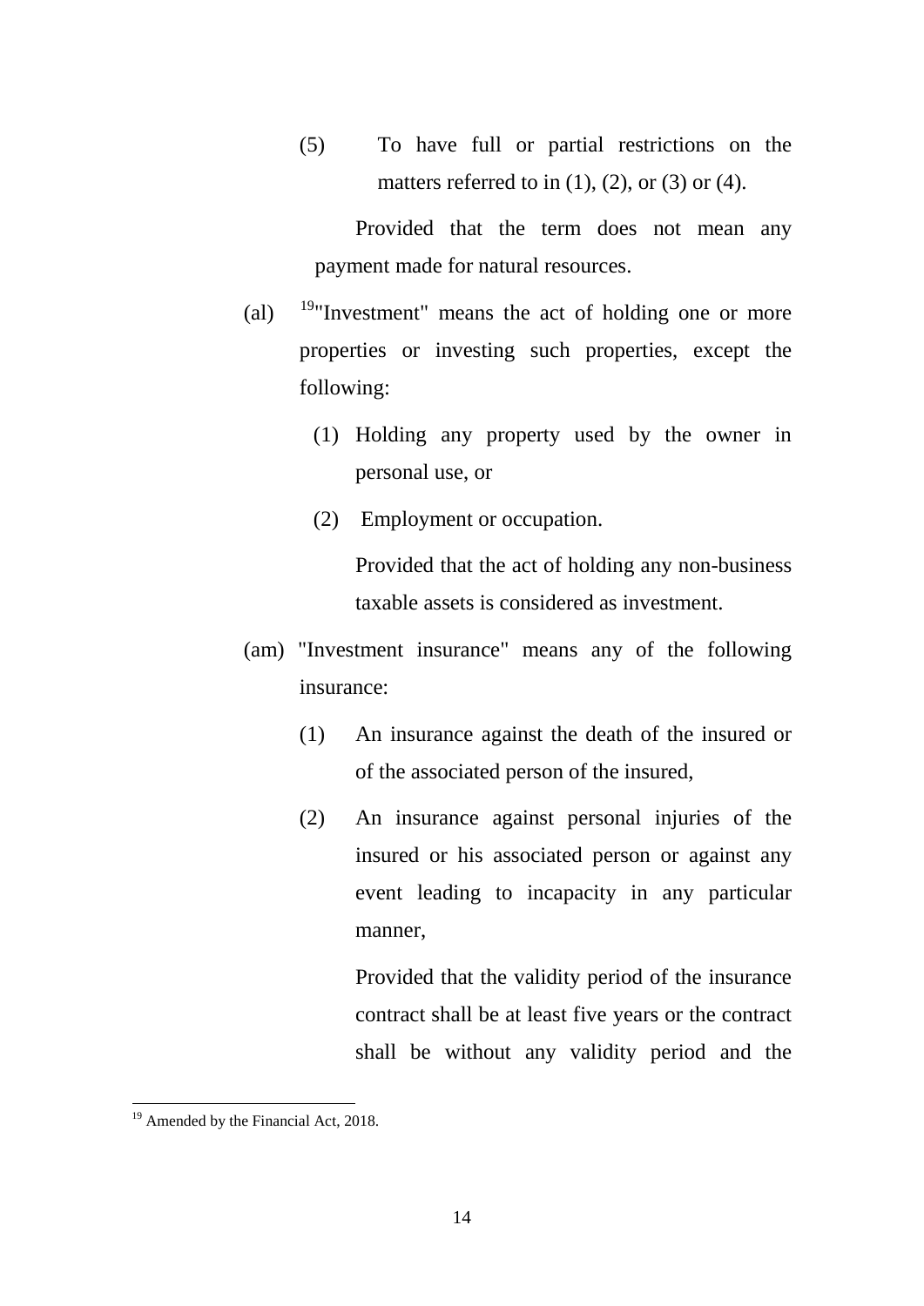(5) To have full or partial restrictions on the matters referred to in (1), (2), or (3) or (4).

Provided that the term does not mean any payment made for natural resources.

(al) [19]"Investment" means the act of holding one or more properties or investing such properties, except the following:

(1) Holding any property used by the owner in personal use, or

(2) Employment or occupation.

Provided that the act of holding any non-business taxable assets is considered as investment.

(am) "Investment insurance" means any of the following insurance:

(1) An insurance against the death of the insured or of the associated person of the insured,

(2) An insurance against personal injuries of the insured or his associated person or against any event leading to incapacity in any particular manner,

Provided that the validity period of the insurance contract shall be at least five years or the contract shall be without any validity period and the

---

[19] Amended by the Financial Act, 2018.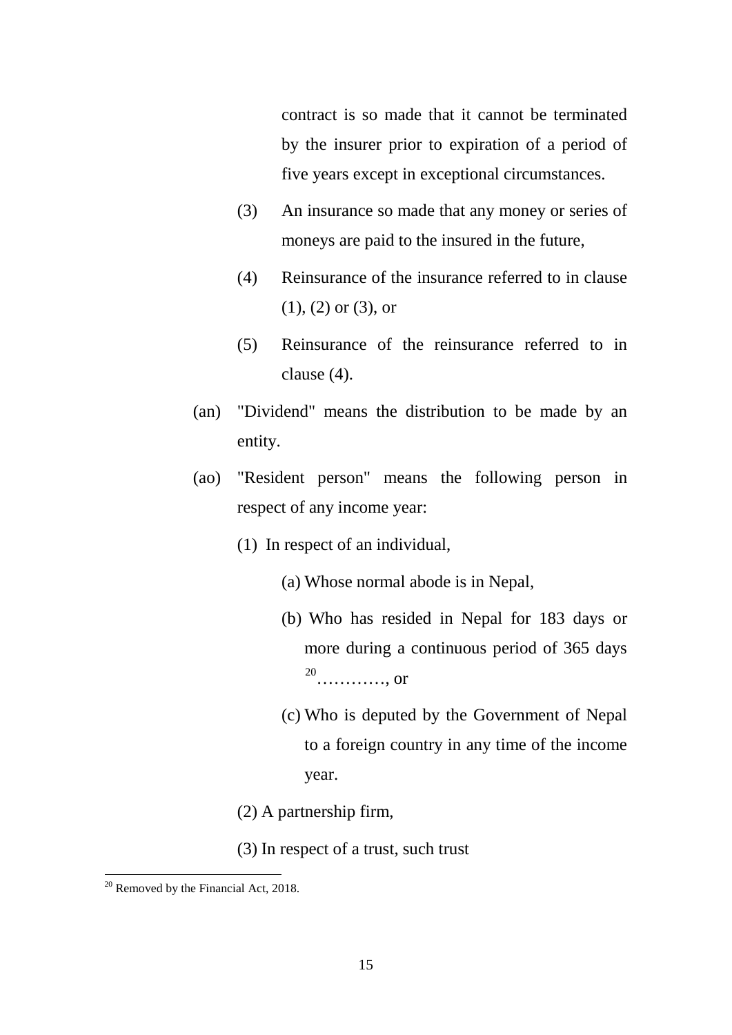contract is so made that it cannot be terminated by the insurer prior to expiration of a period of five years except in exceptional circumstances.

(3) An insurance so made that any money or series of moneys are paid to the insured in the future,

(4) Reinsurance of the insurance referred to in clause (1), (2) or (3), or

(5) Reinsurance of the reinsurance referred to in clause (4).

(an) "Dividend" means the distribution to be made by an entity.

(ao) "Resident person" means the following person in respect of any income year:

(1) In respect of an individual,

(a) Whose normal abode is in Nepal,

(b) Who has resided in Nepal for 183 days or more during a continuous period of 365 days [20]…………, or

(c) Who is deputed by the Government of Nepal to a foreign country in any time of the income year.

(2) A partnership firm,

(3) In respect of a trust, such trust

---

[20] Removed by the Financial Act, 2018.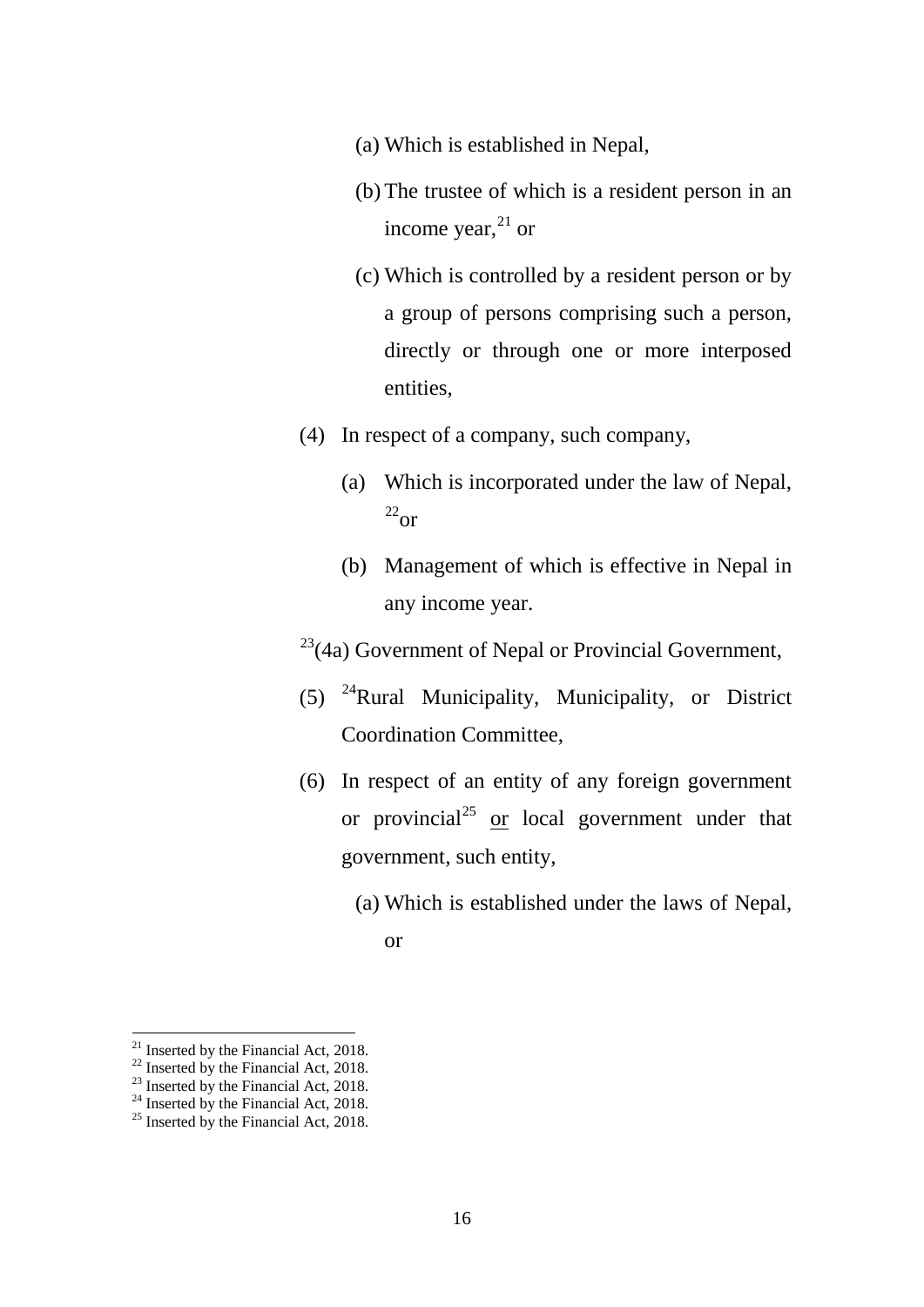(a) Which is established in Nepal,

(b) The trustee of which is a resident person in an income year,[21] or

(c) Which is controlled by a resident person or by a group of persons comprising such a person, directly or through one or more interposed entities,

(4) In respect of a company, such company,

(a) Which is incorporated under the law of Nepal, [22]or

(b) Management of which is effective in Nepal in any income year.

[23](4a) Government of Nepal or Provincial Government,

(5) [24]Rural Municipality, Municipality, or District Coordination Committee,

(6) In respect of an entity of any foreign government or provincial[25] or local government under that government, such entity,

(a) Which is established under the laws of Nepal, or

---

[21] Inserted by the Financial Act, 2018.
[22] Inserted by the Financial Act, 2018.
[23] Inserted by the Financial Act, 2018.
[24] Inserted by the Financial Act, 2018.
[25] Inserted by the Financial Act, 2018.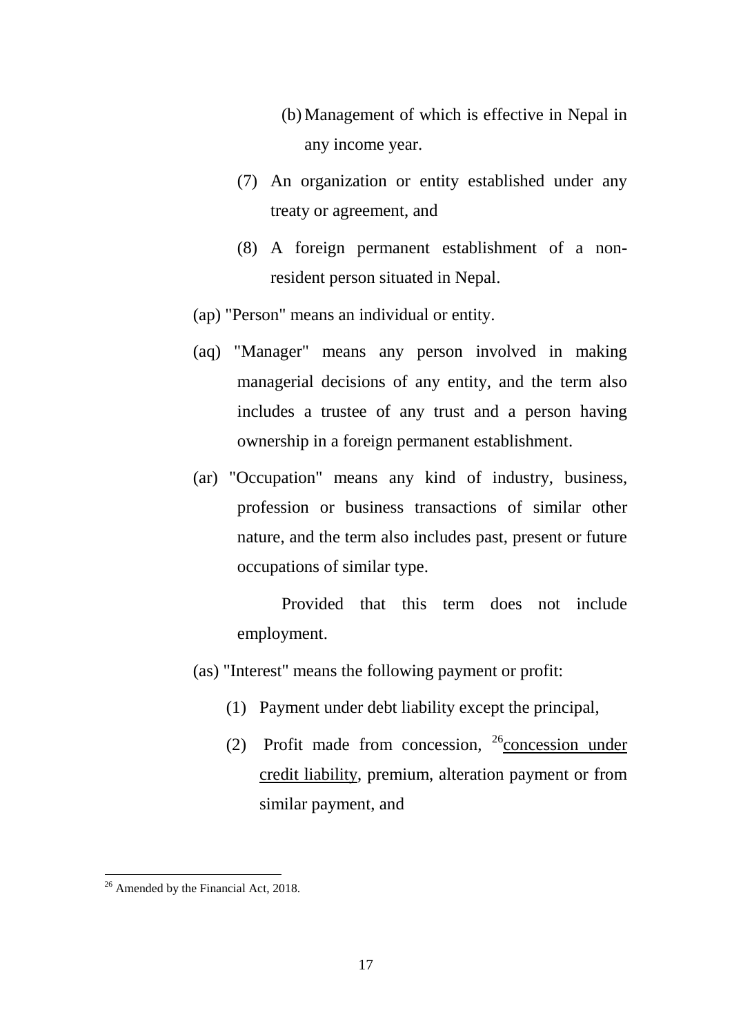(b) Management of which is effective in Nepal in any income year.

(7) An organization or entity established under any treaty or agreement, and

(8) A foreign permanent establishment of a non-resident person situated in Nepal.

(ap) "Person" means an individual or entity.

(aq) "Manager" means any person involved in making managerial decisions of any entity, and the term also includes a trustee of any trust and a person having ownership in a foreign permanent establishment.

(ar) "Occupation" means any kind of industry, business, profession or business transactions of similar other nature, and the term also includes past, present or future occupations of similar type.

Provided that this term does not include employment.

(as) "Interest" means the following payment or profit:

(1) Payment under debt liability except the principal,

(2) Profit made from concession, [26]concession under credit liability, premium, alteration payment or from similar payment, and

---

[26] Amended by the Financial Act, 2018.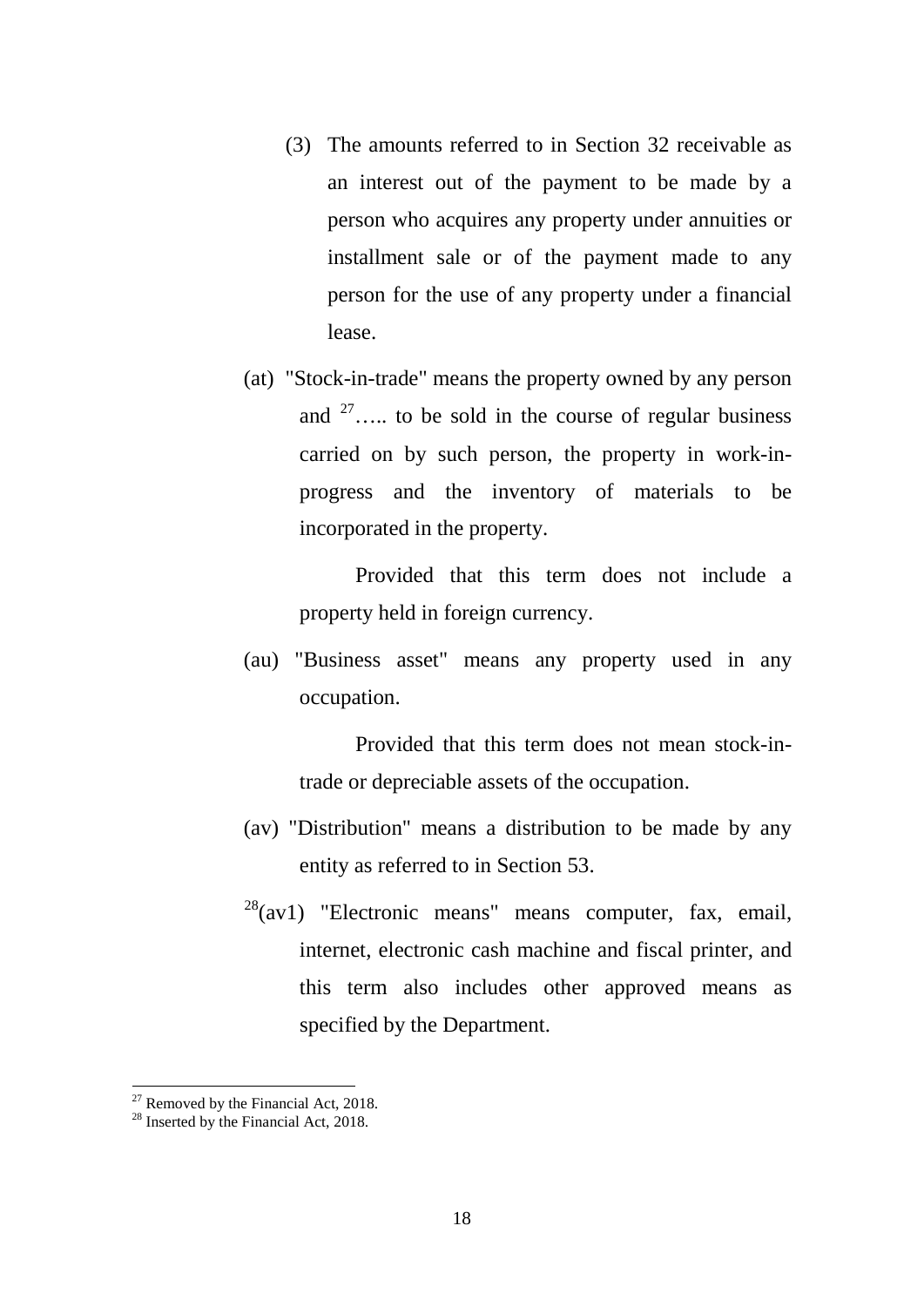(3) The amounts referred to in Section 32 receivable as an interest out of the payment to be made by a person who acquires any property under annuities or installment sale or of the payment made to any person for the use of any property under a financial lease.

(at) "Stock-in-trade" means the property owned by any person and [27]….. to be sold in the course of regular business carried on by such person, the property in work-in-progress and the inventory of materials to be incorporated in the property.

Provided that this term does not include a property held in foreign currency.

(au) "Business asset" means any property used in any occupation.

Provided that this term does not mean stock-in-trade or depreciable assets of the occupation.

(av) "Distribution" means a distribution to be made by any entity as referred to in Section 53.

[28](av1) "Electronic means" means computer, fax, email, internet, electronic cash machine and fiscal printer, and this term also includes other approved means as specified by the Department.

---

[27] Removed by the Financial Act, 2018.

[28] Inserted by the Financial Act, 2018.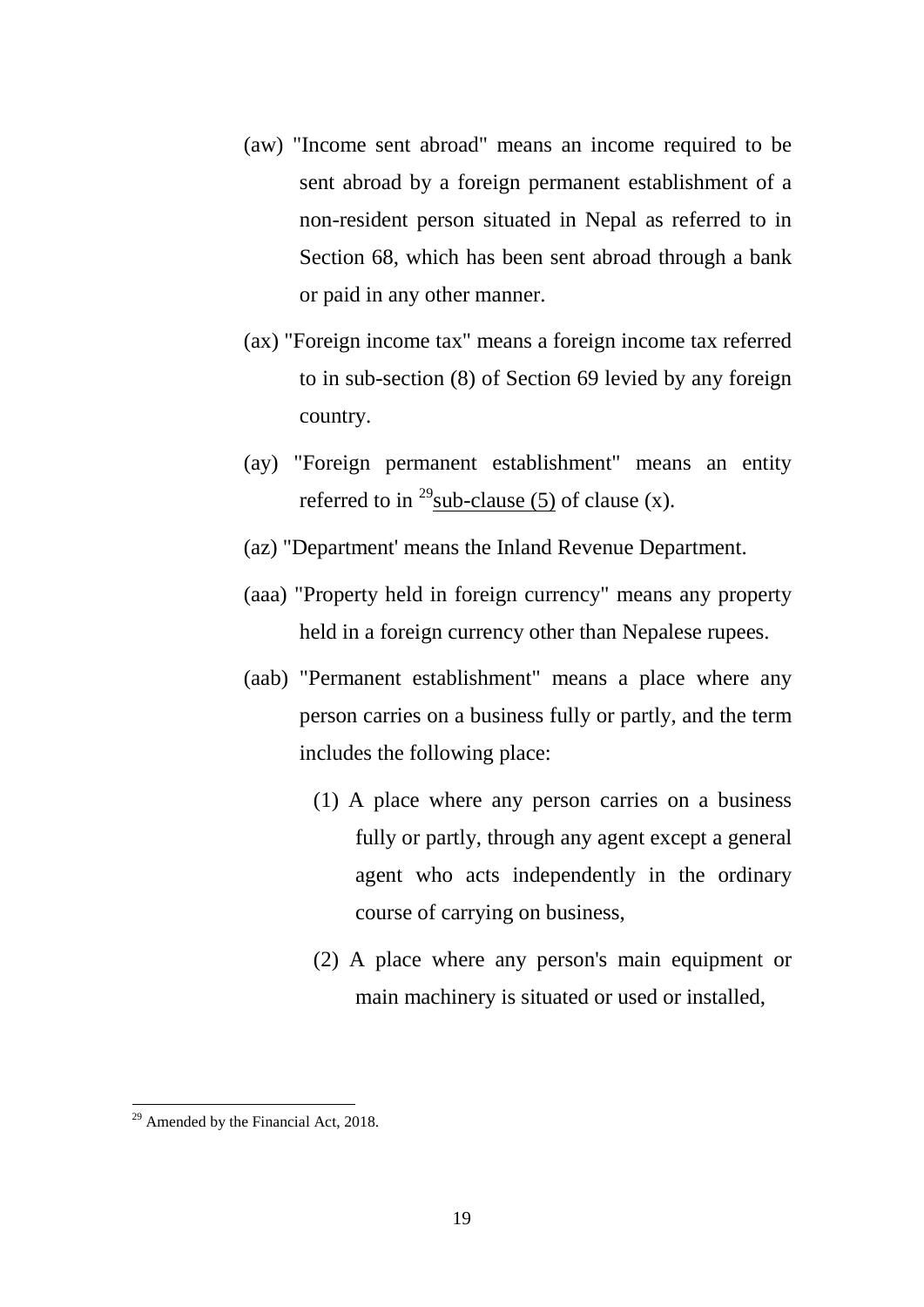(aw) "Income sent abroad" means an income required to be sent abroad by a foreign permanent establishment of a non-resident person situated in Nepal as referred to in Section 68, which has been sent abroad through a bank or paid in any other manner.

(ax) "Foreign income tax" means a foreign income tax referred to in sub-section (8) of Section 69 levied by any foreign country.

(ay) "Foreign permanent establishment" means an entity referred to in [29]sub-clause (5) of clause (x).

(az) "Department' means the Inland Revenue Department.

(aaa) "Property held in foreign currency" means any property held in a foreign currency other than Nepalese rupees.

(aab) "Permanent establishment" means a place where any person carries on a business fully or partly, and the term includes the following place:

(1) A place where any person carries on a business fully or partly, through any agent except a general agent who acts independently in the ordinary course of carrying on business,

(2) A place where any person's main equipment or main machinery is situated or used or installed,

---

[29] Amended by the Financial Act, 2018.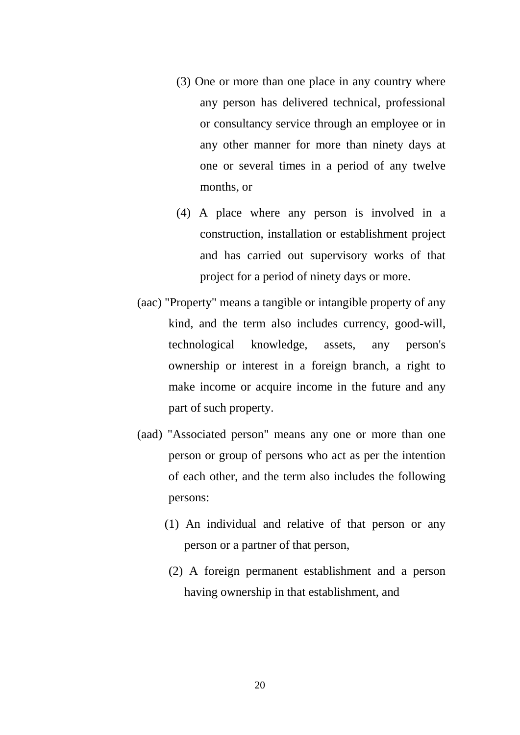(3) One or more than one place in any country where any person has delivered technical, professional or consultancy service through an employee or in any other manner for more than ninety days at one or several times in a period of any twelve months, or

(4) A place where any person is involved in a construction, installation or establishment project and has carried out supervisory works of that project for a period of ninety days or more.

(aac) "Property" means a tangible or intangible property of any kind, and the term also includes currency, good-will, technological knowledge, assets, any person's ownership or interest in a foreign branch, a right to make income or acquire income in the future and any part of such property.

(aad) "Associated person" means any one or more than one person or group of persons who act as per the intention of each other, and the term also includes the following persons:

(1) An individual and relative of that person or any person or a partner of that person,

(2) A foreign permanent establishment and a person having ownership in that establishment, and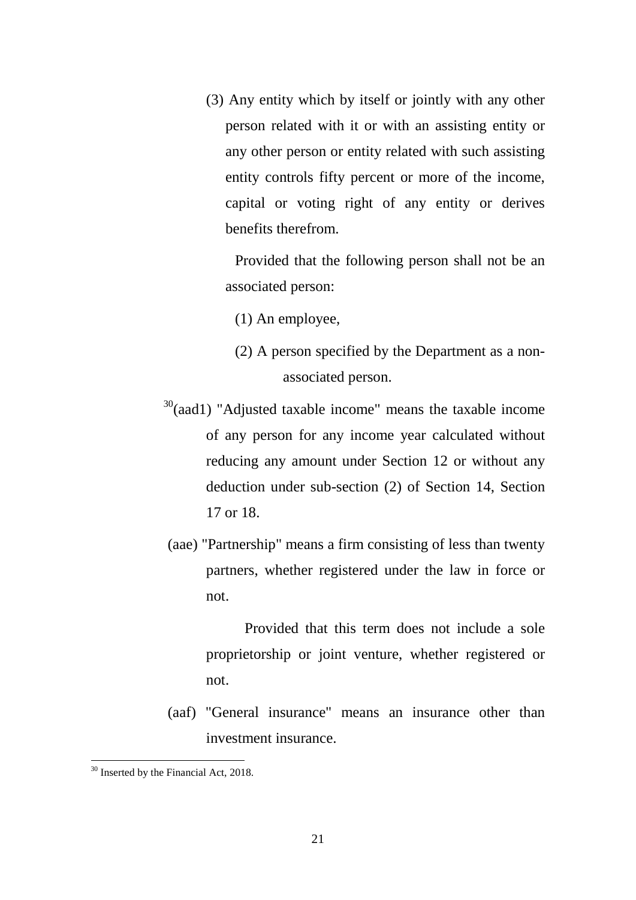(3) Any entity which by itself or jointly with any other person related with it or with an assisting entity or any other person or entity related with such assisting entity controls fifty percent or more of the income, capital or voting right of any entity or derives benefits therefrom.

Provided that the following person shall not be an associated person:

(1) An employee,

(2) A person specified by the Department as a non-associated person.

[30](aad1) "Adjusted taxable income" means the taxable income of any person for any income year calculated without reducing any amount under Section 12 or without any deduction under sub-section (2) of Section 14, Section 17 or 18.

(aae) "Partnership" means a firm consisting of less than twenty partners, whether registered under the law in force or not.

Provided that this term does not include a sole proprietorship or joint venture, whether registered or not.

(aaf) "General insurance" means an insurance other than investment insurance.

---

[30] Inserted by the Financial Act, 2018.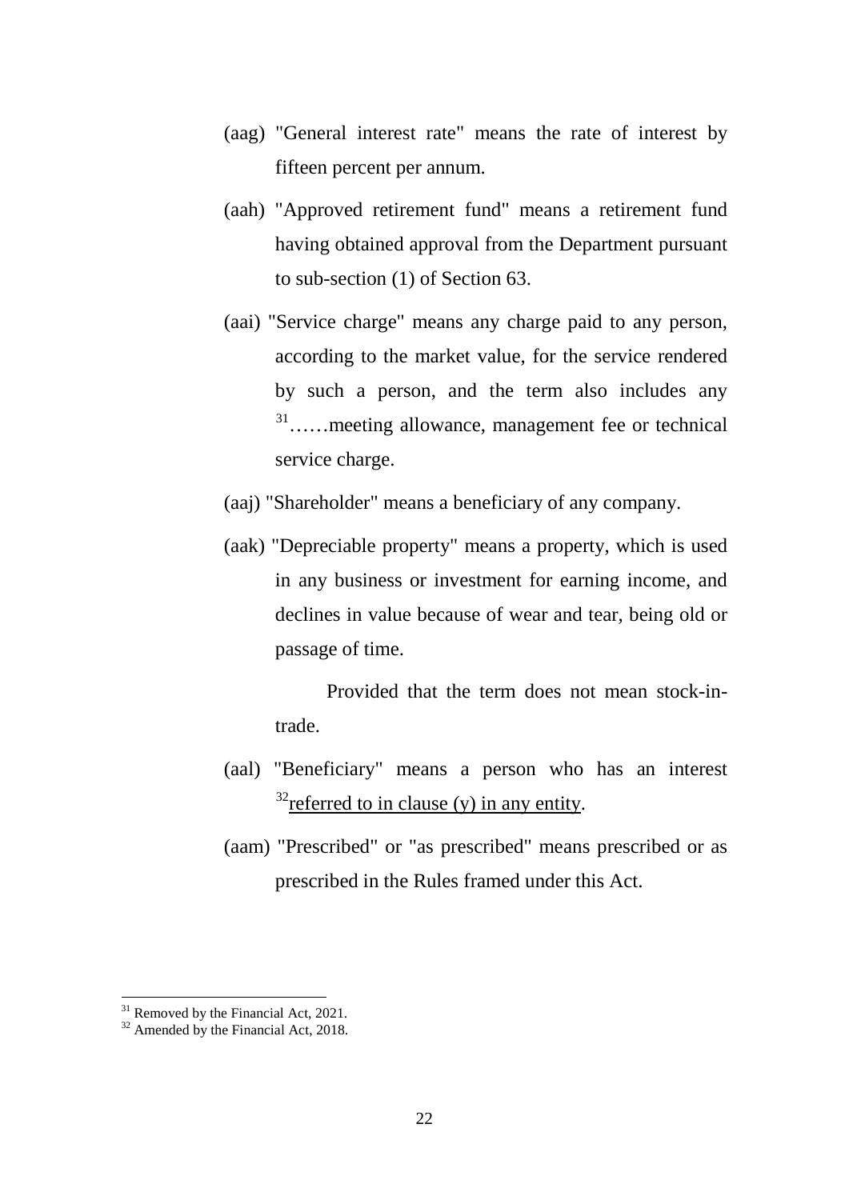(aag) "General interest rate" means the rate of interest by fifteen percent per annum.

(aah) "Approved retirement fund" means a retirement fund having obtained approval from the Department pursuant to sub-section (1) of Section 63.

(aai) "Service charge" means any charge paid to any person, according to the market value, for the service rendered by such a person, and the term also includes any [31]……meeting allowance, management fee or technical service charge.

(aaj) "Shareholder" means a beneficiary of any company.

(aak) "Depreciable property" means a property, which is used in any business or investment for earning income, and declines in value because of wear and tear, being old or passage of time.

Provided that the term does not mean stock-in-trade.

(aal) "Beneficiary" means a person who has an interest [32]referred to in clause (y) in any entity.

(aam) "Prescribed" or "as prescribed" means prescribed or as prescribed in the Rules framed under this Act.

---

[31] Removed by the Financial Act, 2021.

[32] Amended by the Financial Act, 2018.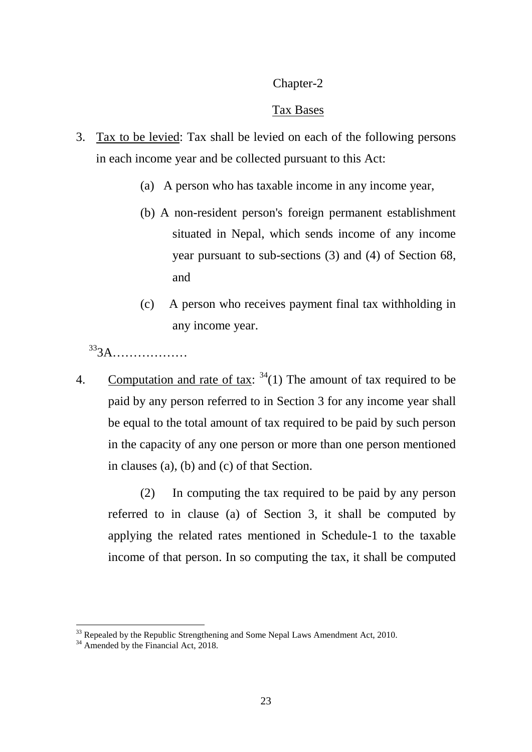## Chapter-2

## Tax Bases

3. Tax to be levied: Tax shall be levied on each of the following persons in each income year and be collected pursuant to this Act:

   (a) A person who has taxable income in any income year,

   (b) A non-resident person's foreign permanent establishment situated in Nepal, which sends income of any income year pursuant to sub-sections (3) and (4) of Section 68, and

   (c) A person who receives payment final tax withholding in any income year.

[33]3A………………

4. Computation and rate of tax: [34](1) The amount of tax required to be paid by any person referred to in Section 3 for any income year shall be equal to the total amount of tax required to be paid by such person in the capacity of any one person or more than one person mentioned in clauses (a), (b) and (c) of that Section.

   (2) In computing the tax required to be paid by any person referred to in clause (a) of Section 3, it shall be computed by applying the related rates mentioned in Schedule-1 to the taxable income of that person. In so computing the tax, it shall be computed

---

[33] Repealed by the Republic Strengthening and Some Nepal Laws Amendment Act, 2010.

[34] Amended by the Financial Act, 2018.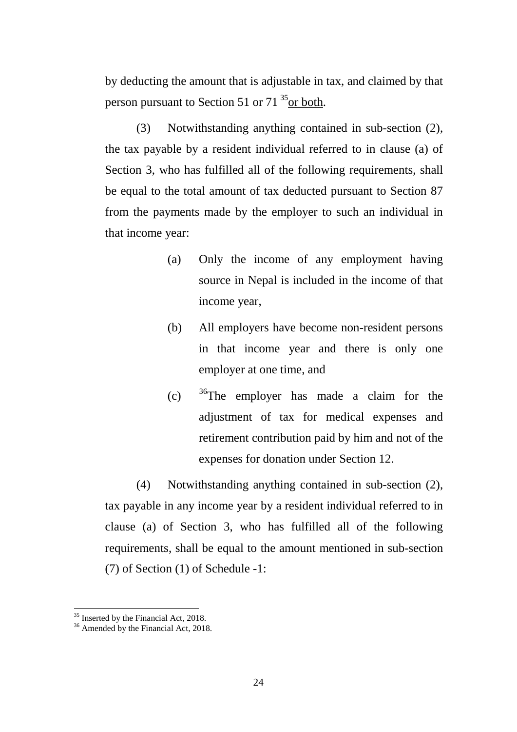by deducting the amount that is adjustable in tax, and claimed by that person pursuant to Section 51 or 71 [35]or both.

(3) Notwithstanding anything contained in sub-section (2), the tax payable by a resident individual referred to in clause (a) of Section 3, who has fulfilled all of the following requirements, shall be equal to the total amount of tax deducted pursuant to Section 87 from the payments made by the employer to such an individual in that income year:

(a) Only the income of any employment having source in Nepal is included in the income of that income year,

(b) All employers have become non-resident persons in that income year and there is only one employer at one time, and

(c) [36]The employer has made a claim for the adjustment of tax for medical expenses and retirement contribution paid by him and not of the expenses for donation under Section 12.

(4) Notwithstanding anything contained in sub-section (2), tax payable in any income year by a resident individual referred to in clause (a) of Section 3, who has fulfilled all of the following requirements, shall be equal to the amount mentioned in sub-section (7) of Section (1) of Schedule -1:

---

[35] Inserted by the Financial Act, 2018.

[36] Amended by the Financial Act, 2018.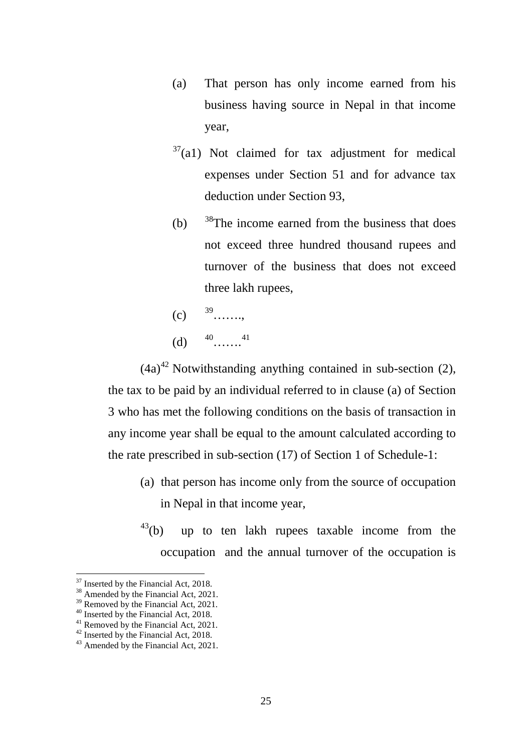(a) That person has only income earned from his business having source in Nepal in that income year,

[37](a1) Not claimed for tax adjustment for medical expenses under Section 51 and for advance tax deduction under Section 93,

(b) [38]The income earned from the business that does not exceed three hundred thousand rupees and turnover of the business that does not exceed three lakh rupees,

(c) [39]…….,

(d) [40]…….[41]

(4a)[42] Notwithstanding anything contained in sub-section (2), the tax to be paid by an individual referred to in clause (a) of Section 3 who has met the following conditions on the basis of transaction in any income year shall be equal to the amount calculated according to the rate prescribed in sub-section (17) of Section 1 of Schedule-1:

(a) that person has income only from the source of occupation in Nepal in that income year,

[43](b) up to ten lakh rupees taxable income from the occupation and the annual turnover of the occupation is

---

[37] Inserted by the Financial Act, 2018.
[38] Amended by the Financial Act, 2021.
[39] Removed by the Financial Act, 2021.
[40] Inserted by the Financial Act, 2018.
[41] Removed by the Financial Act, 2021.
[42] Inserted by the Financial Act, 2018.
[43] Amended by the Financial Act, 2021.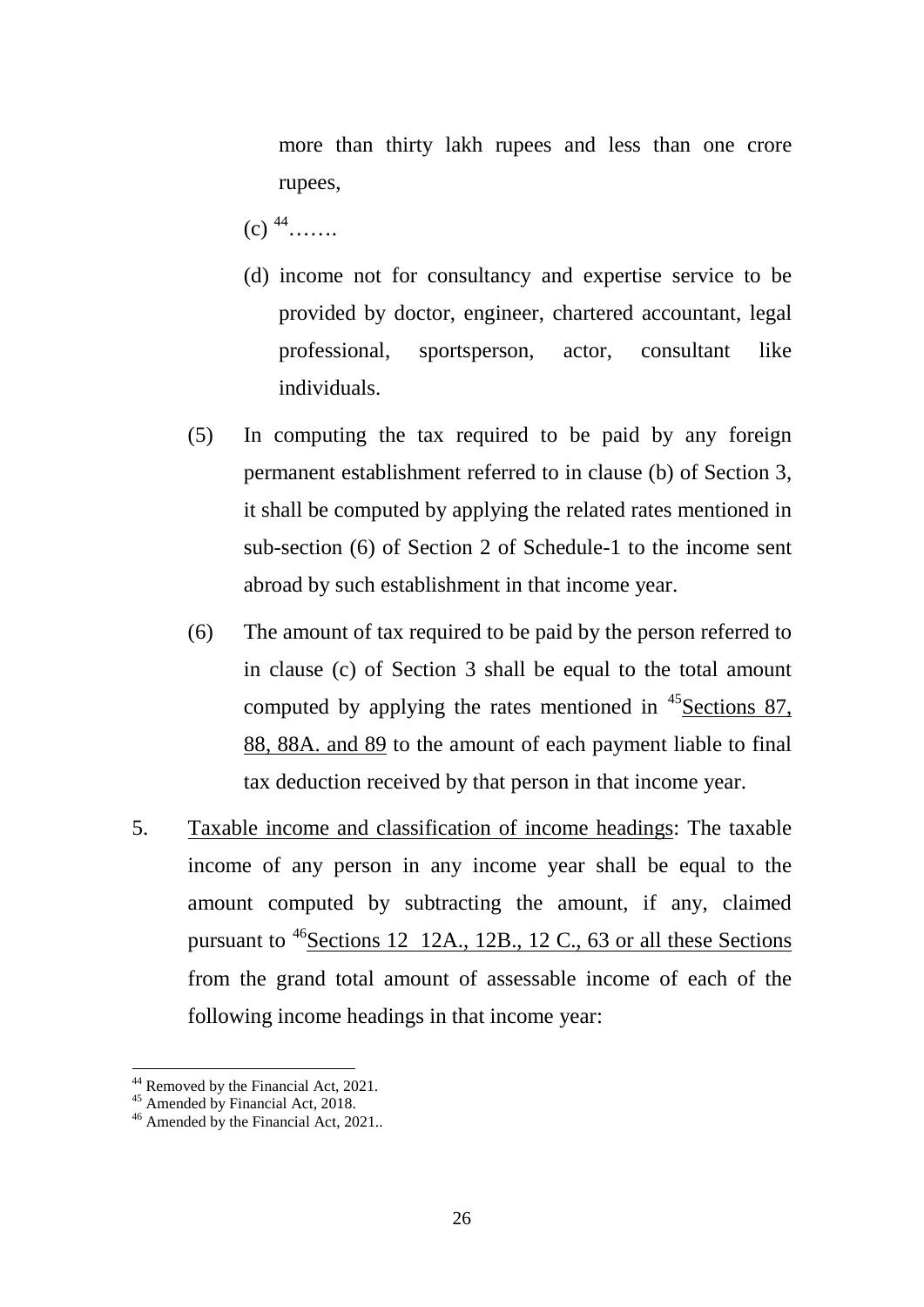more than thirty lakh rupees and less than one crore rupees,

(c) [44].......

(d) income not for consultancy and expertise service to be provided by doctor, engineer, chartered accountant, legal professional, sportsperson, actor, consultant like individuals.

(5) In computing the tax required to be paid by any foreign permanent establishment referred to in clause (b) of Section 3, it shall be computed by applying the related rates mentioned in sub-section (6) of Section 2 of Schedule-1 to the income sent abroad by such establishment in that income year.

(6) The amount of tax required to be paid by the person referred to in clause (c) of Section 3 shall be equal to the total amount computed by applying the rates mentioned in [45]<u>Sections 87, 88, 88A. and 89</u> to the amount of each payment liable to final tax deduction received by that person in that income year.

5. <u>Taxable income and classification of income headings</u>: The taxable income of any person in any income year shall be equal to the amount computed by subtracting the amount, if any, claimed pursuant to [46]<u>Sections 12 12A., 12B., 12 C., 63 or all these Sections</u> from the grand total amount of assessable income of each of the following income headings in that income year:

---

[44] Removed by the Financial Act, 2021.

[45] Amended by Financial Act, 2018.

[46] Amended by the Financial Act, 2021..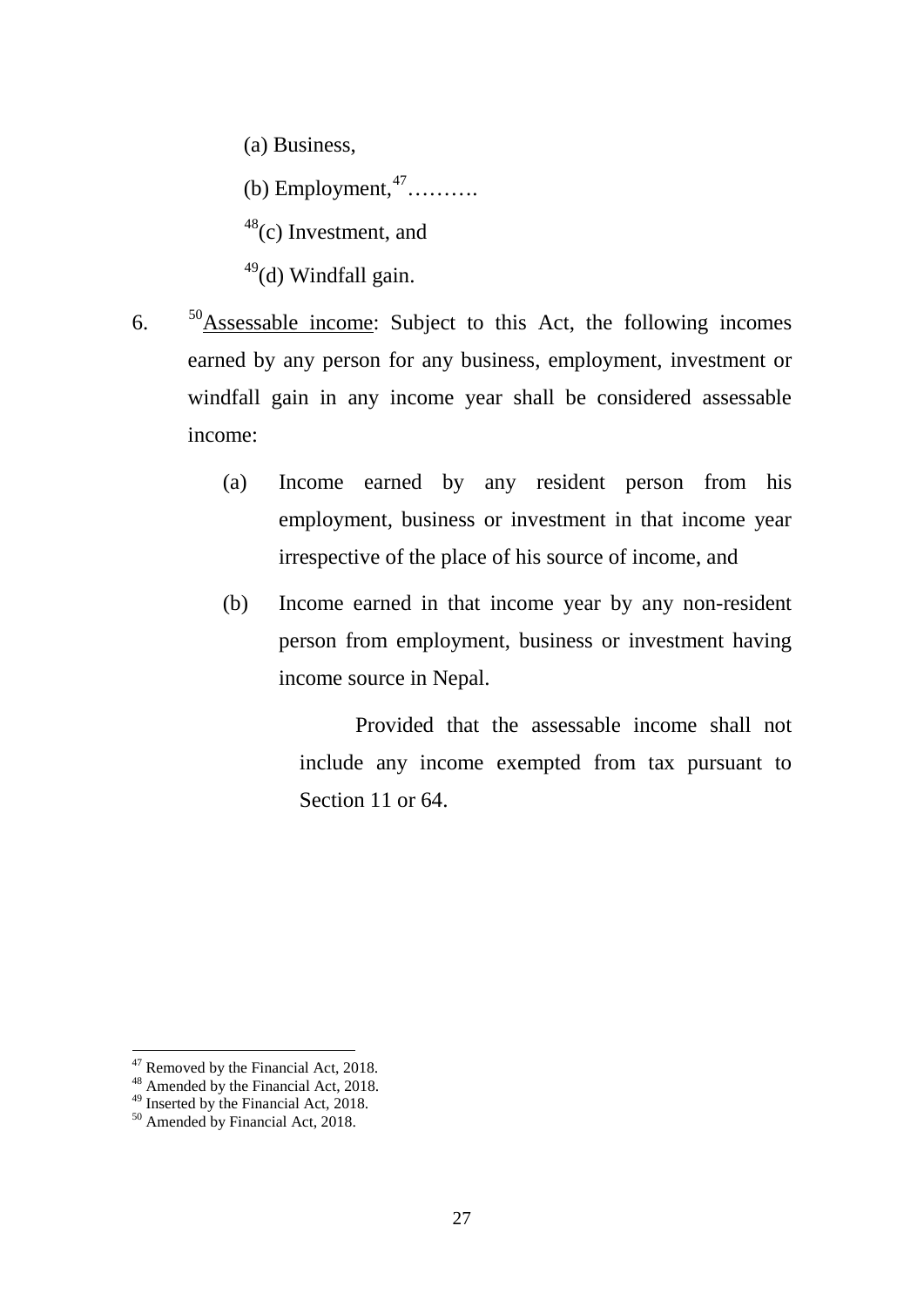(a) Business,

(b) Employment,[47]……….

[48](c) Investment, and

[49](d) Windfall gain.

6. [50]Assessable income: Subject to this Act, the following incomes earned by any person for any business, employment, investment or windfall gain in any income year shall be considered assessable income:

   (a) Income earned by any resident person from his employment, business or investment in that income year irrespective of the place of his source of income, and

   (b) Income earned in that income year by any non-resident person from employment, business or investment having income source in Nepal.

   Provided that the assessable income shall not include any income exempted from tax pursuant to Section 11 or 64.

---

[47] Removed by the Financial Act, 2018.
[48] Amended by the Financial Act, 2018.
[49] Inserted by the Financial Act, 2018.
[50] Amended by Financial Act, 2018.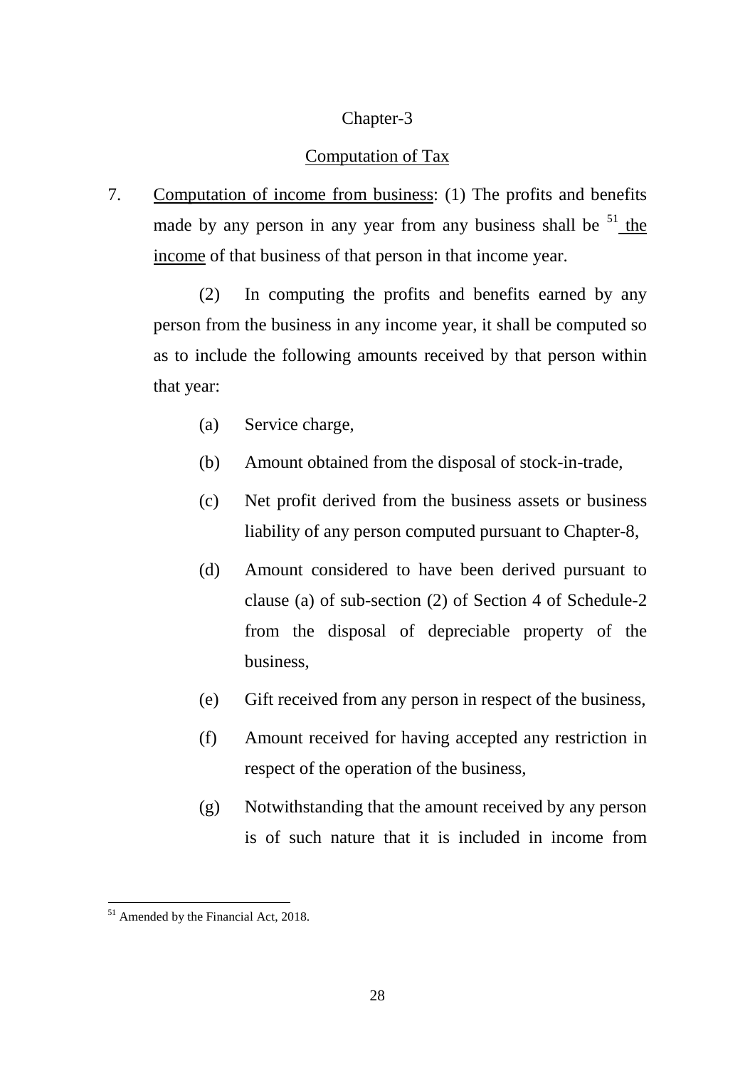## Chapter-3

## Computation of Tax

7. Computation of income from business: (1) The profits and benefits made by any person in any year from any business shall be [51] the income of that business of that person in that income year.

   (2) In computing the profits and benefits earned by any person from the business in any income year, it shall be computed so as to include the following amounts received by that person within that year:

   (a) Service charge,

   (b) Amount obtained from the disposal of stock-in-trade,

   (c) Net profit derived from the business assets or business liability of any person computed pursuant to Chapter-8,

   (d) Amount considered to have been derived pursuant to clause (a) of sub-section (2) of Section 4 of Schedule-2 from the disposal of depreciable property of the business,

   (e) Gift received from any person in respect of the business,

   (f) Amount received for having accepted any restriction in respect of the operation of the business,

   (g) Notwithstanding that the amount received by any person is of such nature that it is included in income from

---

[51] Amended by the Financial Act, 2018.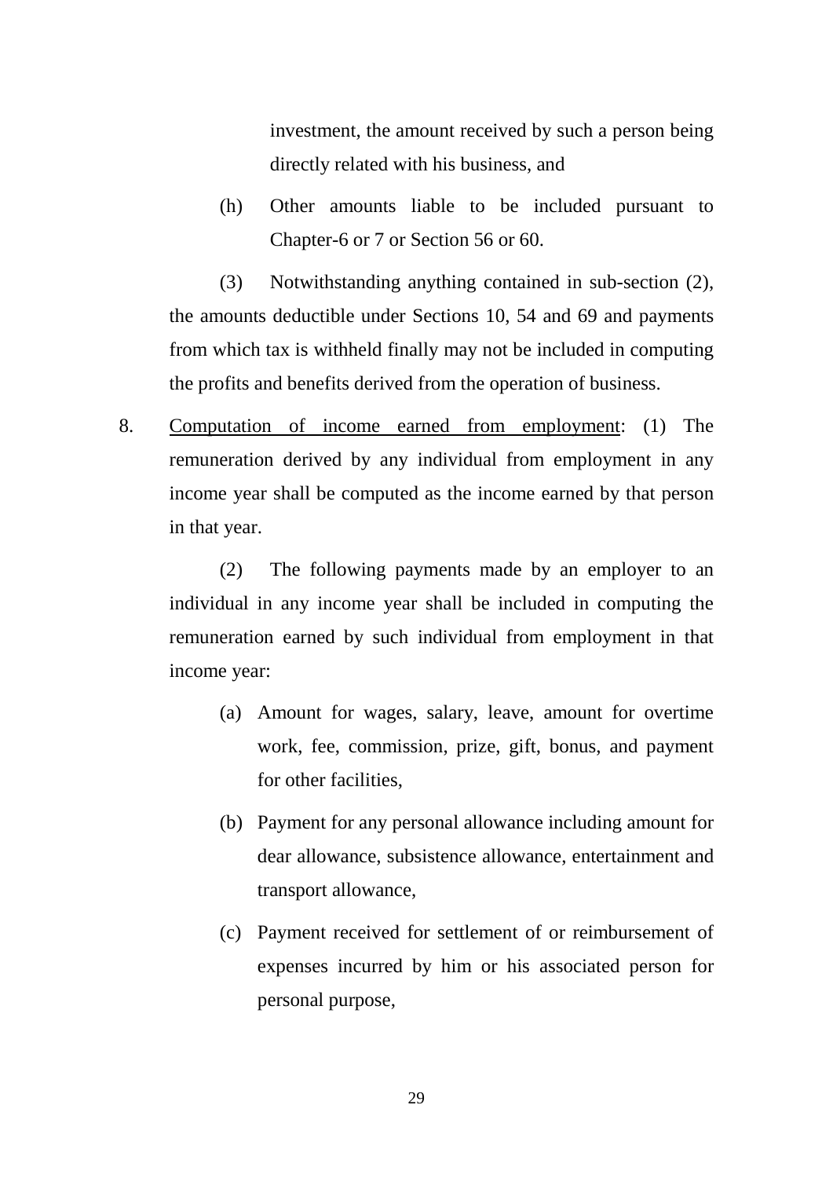investment, the amount received by such a person being directly related with his business, and

(h) Other amounts liable to be included pursuant to Chapter-6 or 7 or Section 56 or 60.

(3) Notwithstanding anything contained in sub-section (2), the amounts deductible under Sections 10, 54 and 69 and payments from which tax is withheld finally may not be included in computing the profits and benefits derived from the operation of business.

8. <u>Computation of income earned from employment</u>: (1) The remuneration derived by any individual from employment in any income year shall be computed as the income earned by that person in that year.

(2) The following payments made by an employer to an individual in any income year shall be included in computing the remuneration earned by such individual from employment in that income year:

(a) Amount for wages, salary, leave, amount for overtime work, fee, commission, prize, gift, bonus, and payment for other facilities,

(b) Payment for any personal allowance including amount for dear allowance, subsistence allowance, entertainment and transport allowance,

(c) Payment received for settlement of or reimbursement of expenses incurred by him or his associated person for personal purpose,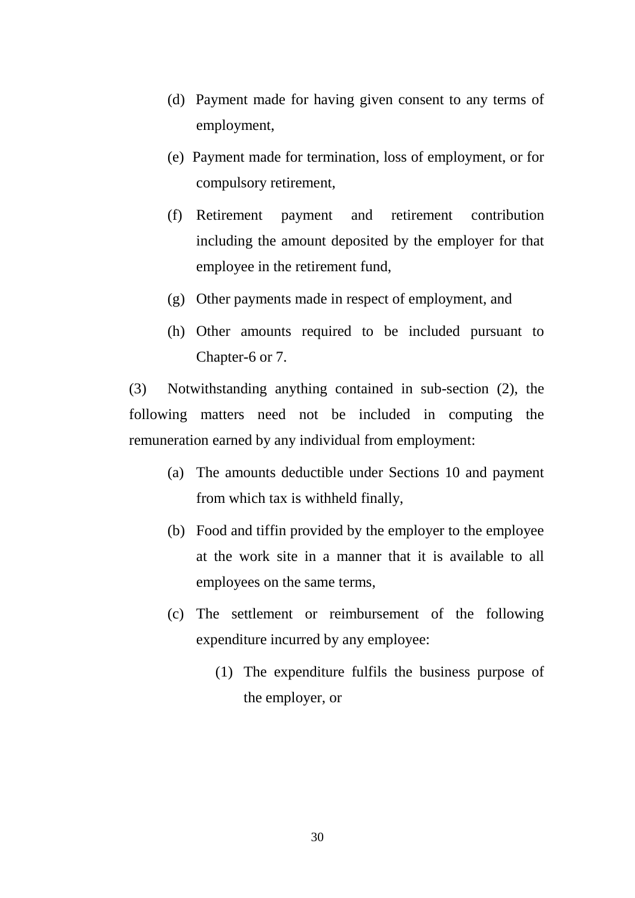(d) Payment made for having given consent to any terms of employment,

(e) Payment made for termination, loss of employment, or for compulsory retirement,

(f) Retirement payment and retirement contribution including the amount deposited by the employer for that employee in the retirement fund,

(g) Other payments made in respect of employment, and

(h) Other amounts required to be included pursuant to Chapter-6 or 7.

(3) Notwithstanding anything contained in sub-section (2), the following matters need not be included in computing the remuneration earned by any individual from employment:

(a) The amounts deductible under Sections 10 and payment from which tax is withheld finally,

(b) Food and tiffin provided by the employer to the employee at the work site in a manner that it is available to all employees on the same terms,

(c) The settlement or reimbursement of the following expenditure incurred by any employee:

(1) The expenditure fulfils the business purpose of the employer, or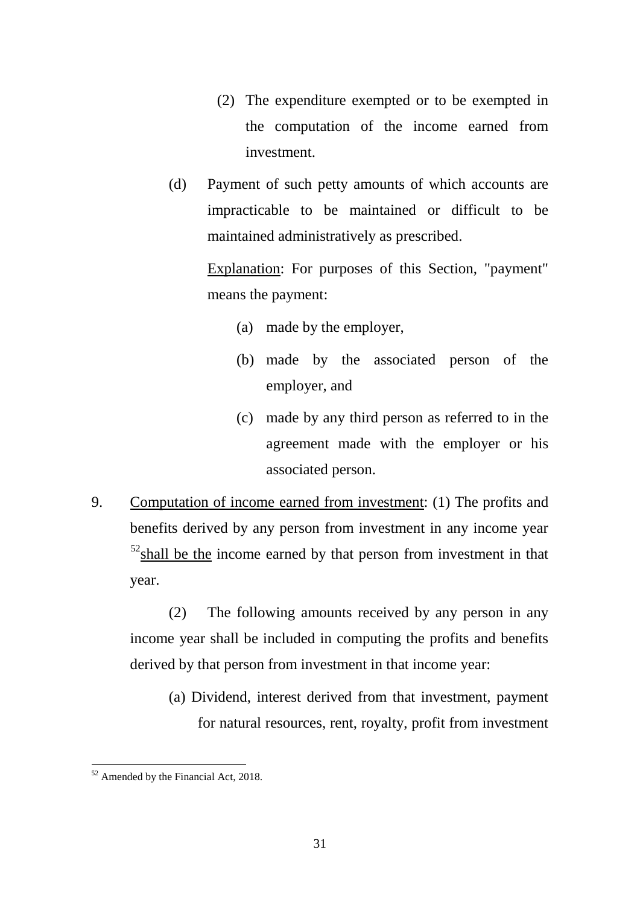(2) The expenditure exempted or to be exempted in the computation of the income earned from investment.

(d) Payment of such petty amounts of which accounts are impracticable to be maintained or difficult to be maintained administratively as prescribed.

<u>Explanation</u>: For purposes of this Section, "payment" means the payment:

(a) made by the employer,

(b) made by the associated person of the employer, and

(c) made by any third person as referred to in the agreement made with the employer or his associated person.

9. <u>Computation of income earned from investment</u>: (1) The profits and benefits derived by any person from investment in any income year [52]<u>shall be the</u> income earned by that person from investment in that year.

(2) The following amounts received by any person in any income year shall be included in computing the profits and benefits derived by that person from investment in that income year:

(a) Dividend, interest derived from that investment, payment for natural resources, rent, royalty, profit from investment

---

[52] Amended by the Financial Act, 2018.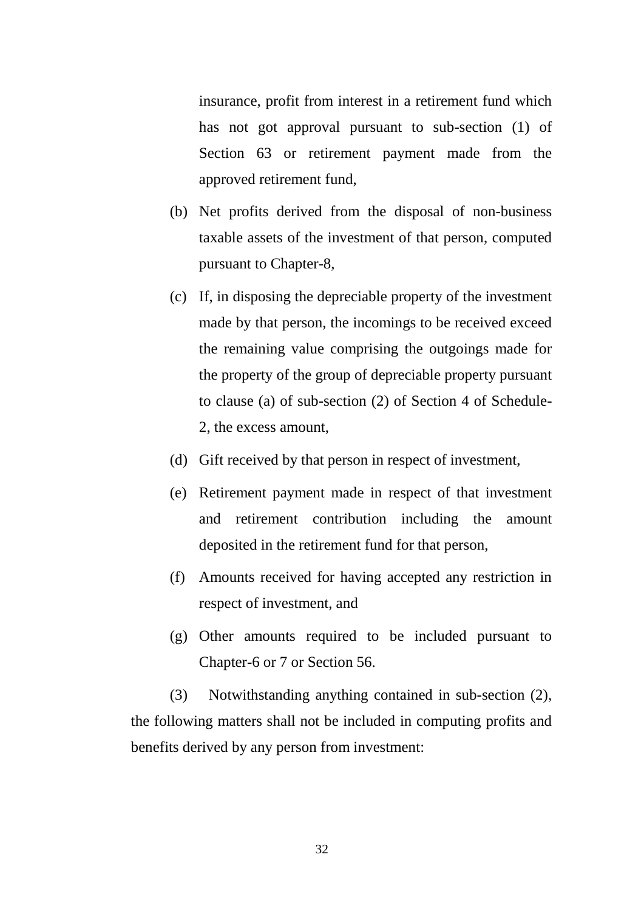insurance, profit from interest in a retirement fund which has not got approval pursuant to sub-section (1) of Section 63 or retirement payment made from the approved retirement fund,

(b) Net profits derived from the disposal of non-business taxable assets of the investment of that person, computed pursuant to Chapter-8,

(c) If, in disposing the depreciable property of the investment made by that person, the incomings to be received exceed the remaining value comprising the outgoings made for the property of the group of depreciable property pursuant to clause (a) of sub-section (2) of Section 4 of Schedule-2, the excess amount,

(d) Gift received by that person in respect of investment,

(e) Retirement payment made in respect of that investment and retirement contribution including the amount deposited in the retirement fund for that person,

(f) Amounts received for having accepted any restriction in respect of investment, and

(g) Other amounts required to be included pursuant to Chapter-6 or 7 or Section 56.

(3) Notwithstanding anything contained in sub-section (2), the following matters shall not be included in computing profits and benefits derived by any person from investment: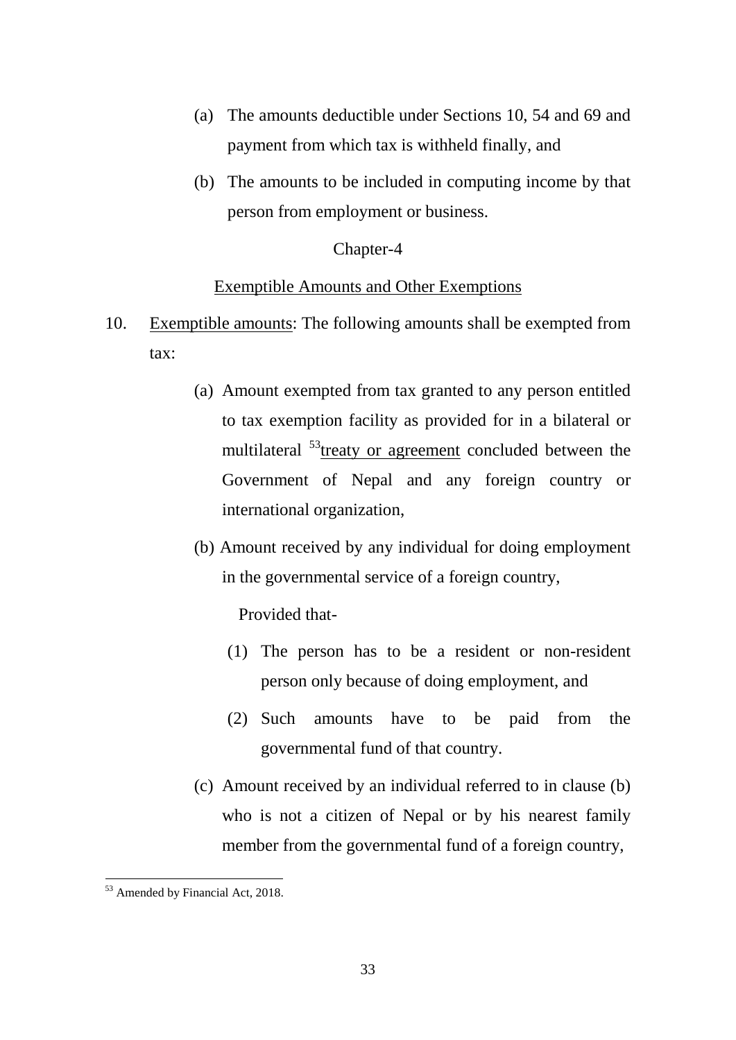(a) The amounts deductible under Sections 10, 54 and 69 and payment from which tax is withheld finally, and

(b) The amounts to be included in computing income by that person from employment or business.

## Chapter-4

## Exemptible Amounts and Other Exemptions

10. Exemptible amounts: The following amounts shall be exempted from tax:

(a) Amount exempted from tax granted to any person entitled to tax exemption facility as provided for in a bilateral or multilateral [53]treaty or agreement concluded between the Government of Nepal and any foreign country or international organization,

(b) Amount received by any individual for doing employment in the governmental service of a foreign country,

Provided that-

(1) The person has to be a resident or non-resident person only because of doing employment, and

(2) Such amounts have to be paid from the governmental fund of that country.

(c) Amount received by an individual referred to in clause (b) who is not a citizen of Nepal or by his nearest family member from the governmental fund of a foreign country,

---

[53] Amended by Financial Act, 2018.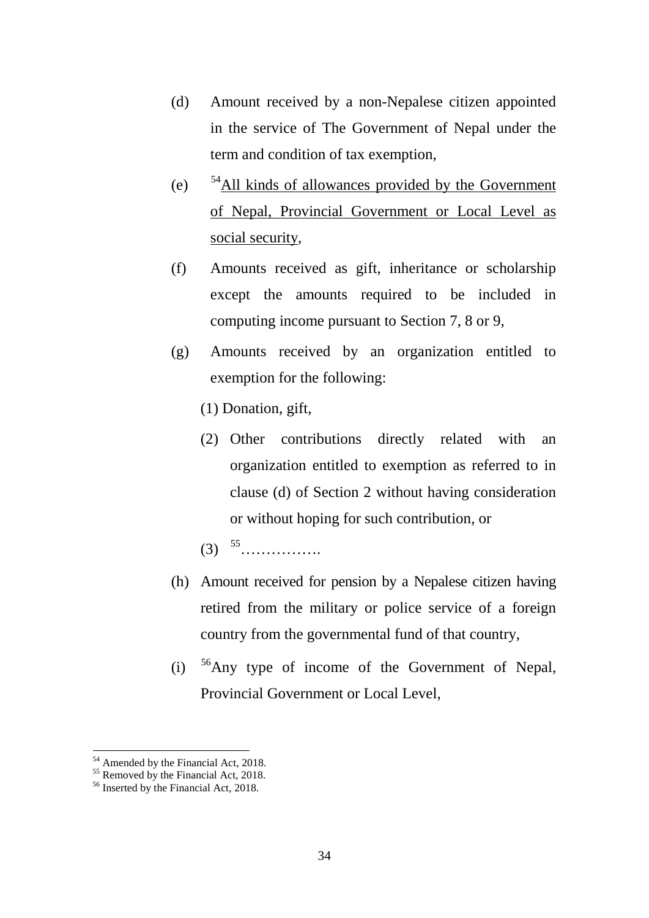(d) Amount received by a non-Nepalese citizen appointed in the service of The Government of Nepal under the term and condition of tax exemption,

(e) [54]<u>All kinds of allowances provided by the Government of Nepal, Provincial Government or Local Level as social security</u>,

(f) Amounts received as gift, inheritance or scholarship except the amounts required to be included in computing income pursuant to Section 7, 8 or 9,

(g) Amounts received by an organization entitled to exemption for the following:

    (1) Donation, gift,

    (2) Other contributions directly related with an organization entitled to exemption as referred to in clause (d) of Section 2 without having consideration or without hoping for such contribution, or

    (3) [55]…………….

(h) Amount received for pension by a Nepalese citizen having retired from the military or police service of a foreign country from the governmental fund of that country,

(i) [56]Any type of income of the Government of Nepal, Provincial Government or Local Level,

---

[54] Amended by the Financial Act, 2018.
[55] Removed by the Financial Act, 2018.
[56] Inserted by the Financial Act, 2018.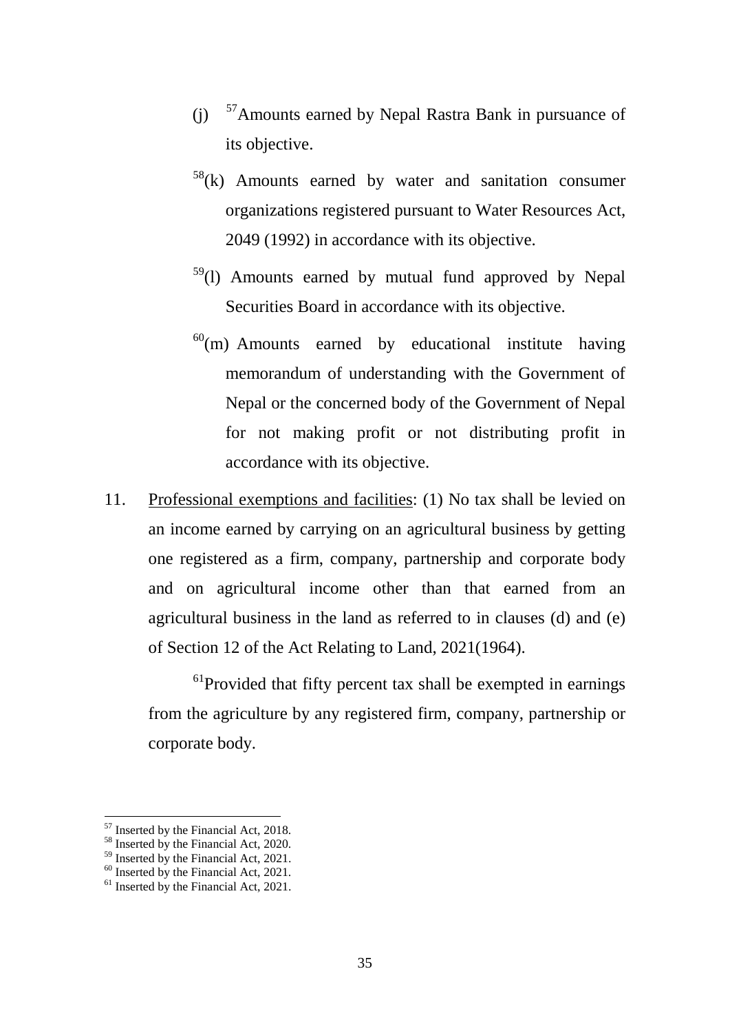(j) [57]Amounts earned by Nepal Rastra Bank in pursuance of its objective.

[58](k) Amounts earned by water and sanitation consumer organizations registered pursuant to Water Resources Act, 2049 (1992) in accordance with its objective.

[59](l) Amounts earned by mutual fund approved by Nepal Securities Board in accordance with its objective.

[60](m) Amounts earned by educational institute having memorandum of understanding with the Government of Nepal or the concerned body of the Government of Nepal for not making profit or not distributing profit in accordance with its objective.

11. Professional exemptions and facilities: (1) No tax shall be levied on an income earned by carrying on an agricultural business by getting one registered as a firm, company, partnership and corporate body and on agricultural income other than that earned from an agricultural business in the land as referred to in clauses (d) and (e) of Section 12 of the Act Relating to Land, 2021(1964).

[61]Provided that fifty percent tax shall be exempted in earnings from the agriculture by any registered firm, company, partnership or corporate body.

---

[57] Inserted by the Financial Act, 2018.
[58] Inserted by the Financial Act, 2020.
[59] Inserted by the Financial Act, 2021.
[60] Inserted by the Financial Act, 2021.
[61] Inserted by the Financial Act, 2021.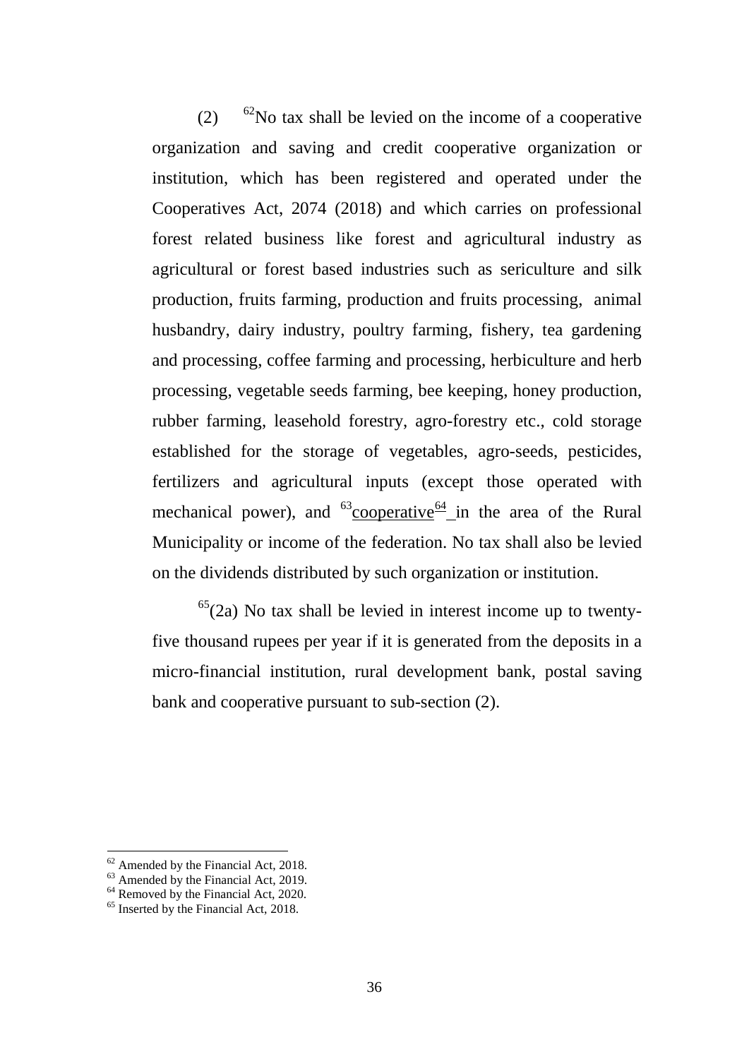(2) [62]No tax shall be levied on the income of a cooperative organization and saving and credit cooperative organization or institution, which has been registered and operated under the Cooperatives Act, 2074 (2018) and which carries on professional forest related business like forest and agricultural industry as agricultural or forest based industries such as sericulture and silk production, fruits farming, production and fruits processing, animal husbandry, dairy industry, poultry farming, fishery, tea gardening and processing, coffee farming and processing, herbiculture and herb processing, vegetable seeds farming, bee keeping, honey production, rubber farming, leasehold forestry, agro-forestry etc., cold storage established for the storage of vegetables, agro-seeds, pesticides, fertilizers and agricultural inputs (except those operated with mechanical power), and [63]cooperative[64] in the area of the Rural Municipality or income of the federation. No tax shall also be levied on the dividends distributed by such organization or institution.

[65](2a) No tax shall be levied in interest income up to twenty-five thousand rupees per year if it is generated from the deposits in a micro-financial institution, rural development bank, postal saving bank and cooperative pursuant to sub-section (2).

---

[62] Amended by the Financial Act, 2018.
[63] Amended by the Financial Act, 2019.
[64] Removed by the Financial Act, 2020.
[65] Inserted by the Financial Act, 2018.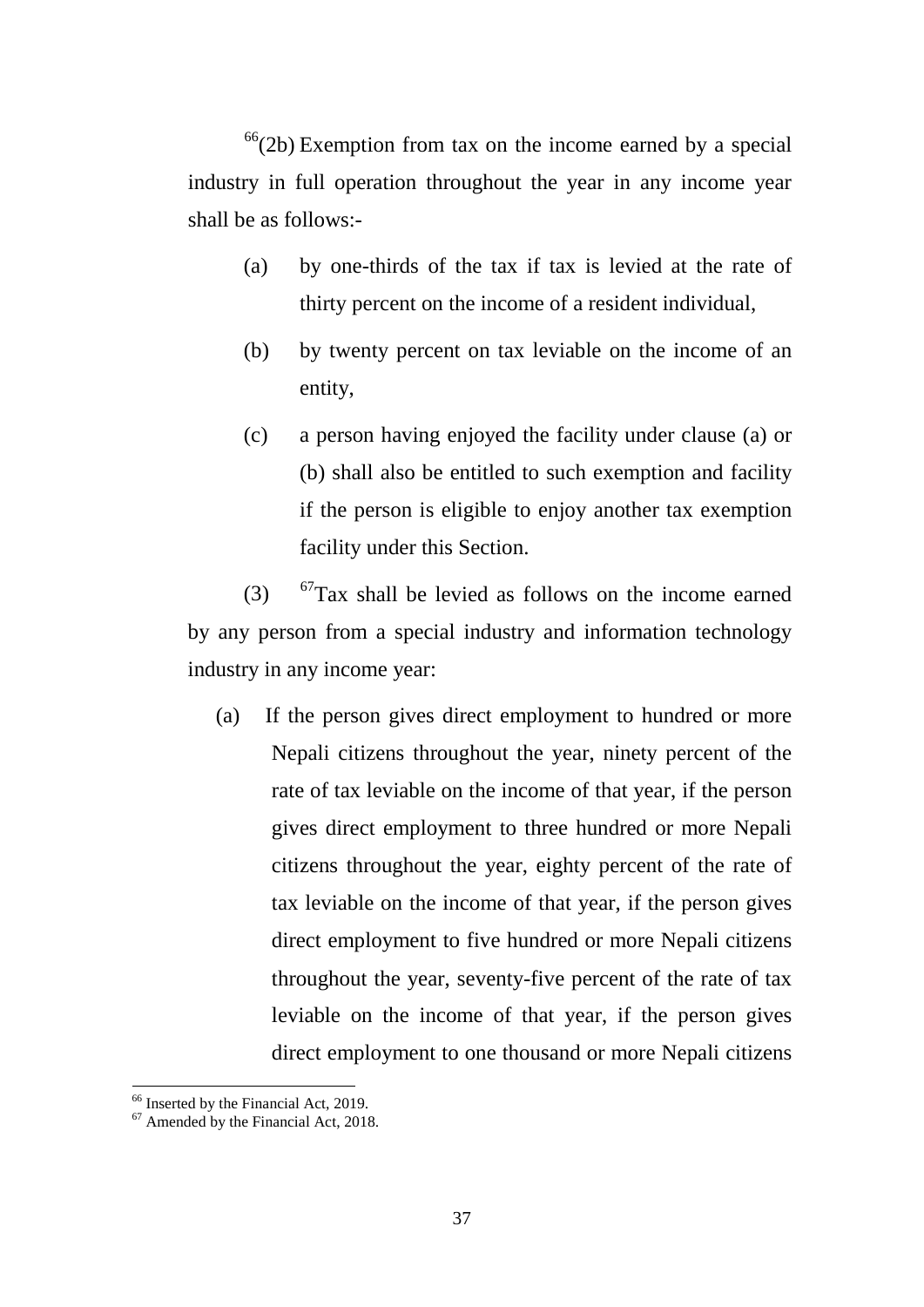[66](2b) Exemption from tax on the income earned by a special industry in full operation throughout the year in any income year shall be as follows:-

(a) by one-thirds of the tax if tax is levied at the rate of thirty percent on the income of a resident individual,

(b) by twenty percent on tax leviable on the income of an entity,

(c) a person having enjoyed the facility under clause (a) or (b) shall also be entitled to such exemption and facility if the person is eligible to enjoy another tax exemption facility under this Section.

(3) [67]Tax shall be levied as follows on the income earned by any person from a special industry and information technology industry in any income year:

(a) If the person gives direct employment to hundred or more Nepali citizens throughout the year, ninety percent of the rate of tax leviable on the income of that year, if the person gives direct employment to three hundred or more Nepali citizens throughout the year, eighty percent of the rate of tax leviable on the income of that year, if the person gives direct employment to five hundred or more Nepali citizens throughout the year, seventy-five percent of the rate of tax leviable on the income of that year, if the person gives direct employment to one thousand or more Nepali citizens

---

[66] Inserted by the Financial Act, 2019.

[67] Amended by the Financial Act, 2018.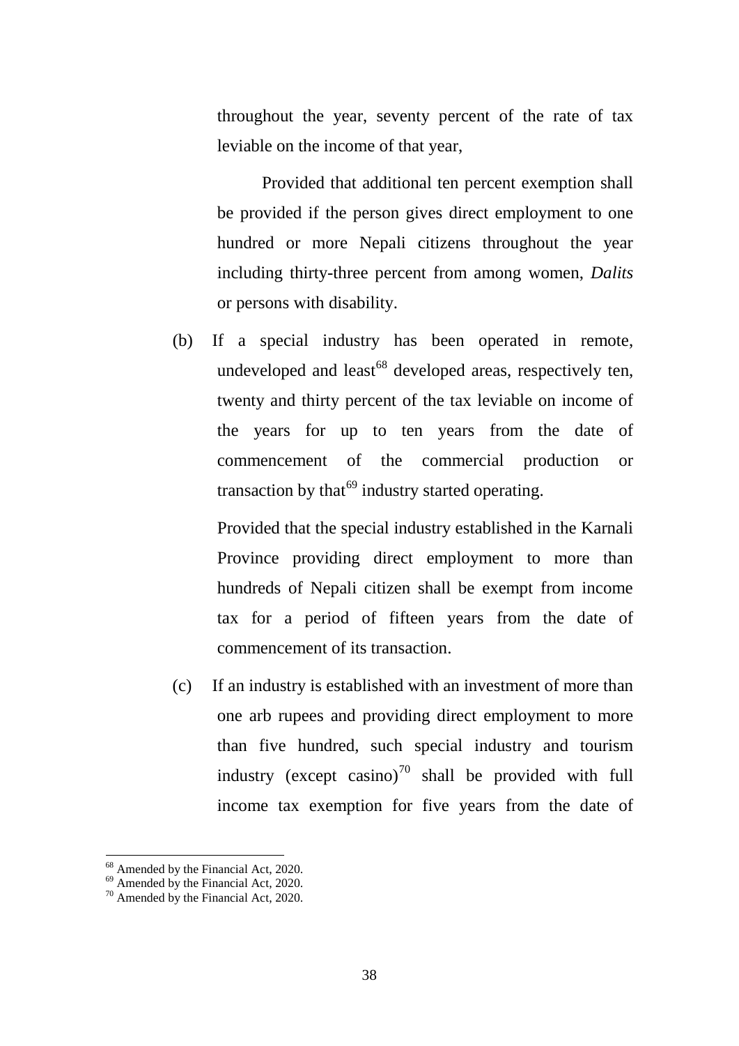throughout the year, seventy percent of the rate of tax leviable on the income of that year,

Provided that additional ten percent exemption shall be provided if the person gives direct employment to one hundred or more Nepali citizens throughout the year including thirty-three percent from among women, *Dalits* or persons with disability.

(b) If a special industry has been operated in remote, undeveloped and least[68] developed areas, respectively ten, twenty and thirty percent of the tax leviable on income of the years for up to ten years from the date of commencement of the commercial production or transaction by that[69] industry started operating.

Provided that the special industry established in the Karnali Province providing direct employment to more than hundreds of Nepali citizen shall be exempt from income tax for a period of fifteen years from the date of commencement of its transaction.

(c) If an industry is established with an investment of more than one arb rupees and providing direct employment to more than five hundred, such special industry and tourism industry (except casino)[70] shall be provided with full income tax exemption for five years from the date of

---

[68] Amended by the Financial Act, 2020.
[69] Amended by the Financial Act, 2020.
[70] Amended by the Financial Act, 2020.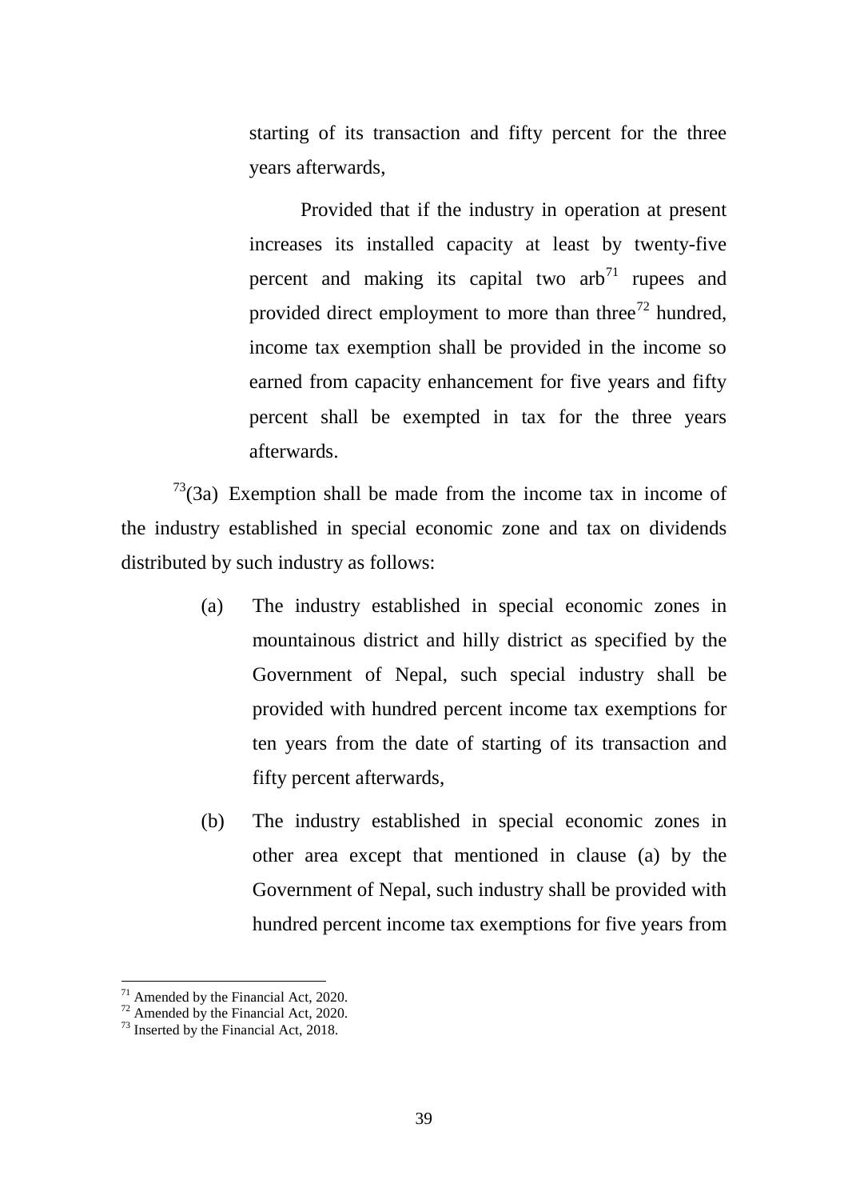starting of its transaction and fifty percent for the three years afterwards,

Provided that if the industry in operation at present increases its installed capacity at least by twenty-five percent and making its capital two arb[71] rupees and provided direct employment to more than three[72] hundred, income tax exemption shall be provided in the income so earned from capacity enhancement for five years and fifty percent shall be exempted in tax for the three years afterwards.

[73](3a) Exemption shall be made from the income tax in income of the industry established in special economic zone and tax on dividends distributed by such industry as follows:

(a) The industry established in special economic zones in mountainous district and hilly district as specified by the Government of Nepal, such special industry shall be provided with hundred percent income tax exemptions for ten years from the date of starting of its transaction and fifty percent afterwards,

(b) The industry established in special economic zones in other area except that mentioned in clause (a) by the Government of Nepal, such industry shall be provided with hundred percent income tax exemptions for five years from

---

[71] Amended by the Financial Act, 2020.

[72] Amended by the Financial Act, 2020.

[73] Inserted by the Financial Act, 2018.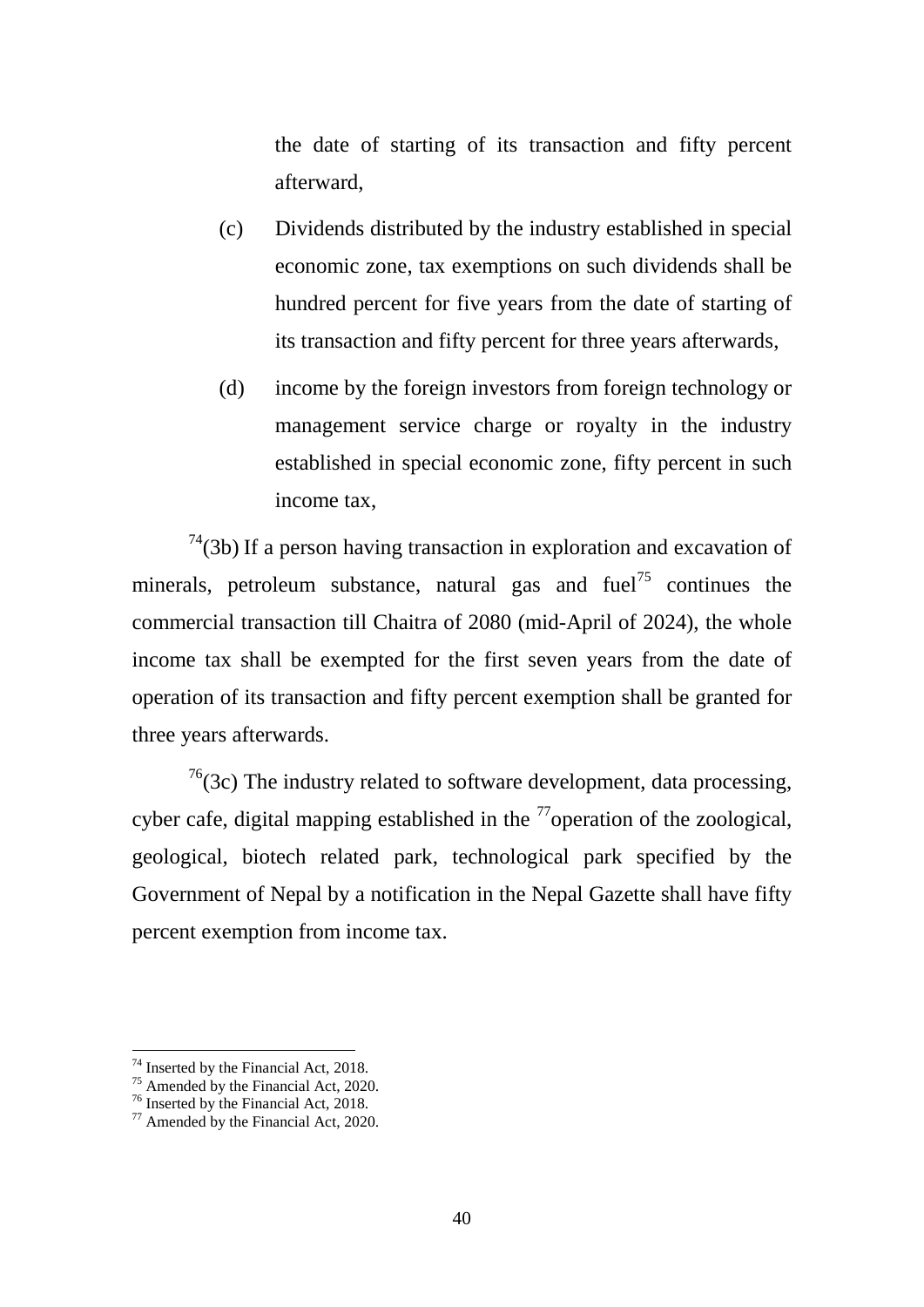the date of starting of its transaction and fifty percent afterward,

(c) Dividends distributed by the industry established in special economic zone, tax exemptions on such dividends shall be hundred percent for five years from the date of starting of its transaction and fifty percent for three years afterwards,

(d) income by the foreign investors from foreign technology or management service charge or royalty in the industry established in special economic zone, fifty percent in such income tax,

[74](3b) If a person having transaction in exploration and excavation of minerals, petroleum substance, natural gas and fuel[75] continues the commercial transaction till Chaitra of 2080 (mid-April of 2024), the whole income tax shall be exempted for the first seven years from the date of operation of its transaction and fifty percent exemption shall be granted for three years afterwards.

[76](3c) The industry related to software development, data processing, cyber cafe, digital mapping established in the [77]operation of the zoological, geological, biotech related park, technological park specified by the Government of Nepal by a notification in the Nepal Gazette shall have fifty percent exemption from income tax.

---

[74] Inserted by the Financial Act, 2018.
[75] Amended by the Financial Act, 2020.
[76] Inserted by the Financial Act, 2018.
[77] Amended by the Financial Act, 2020.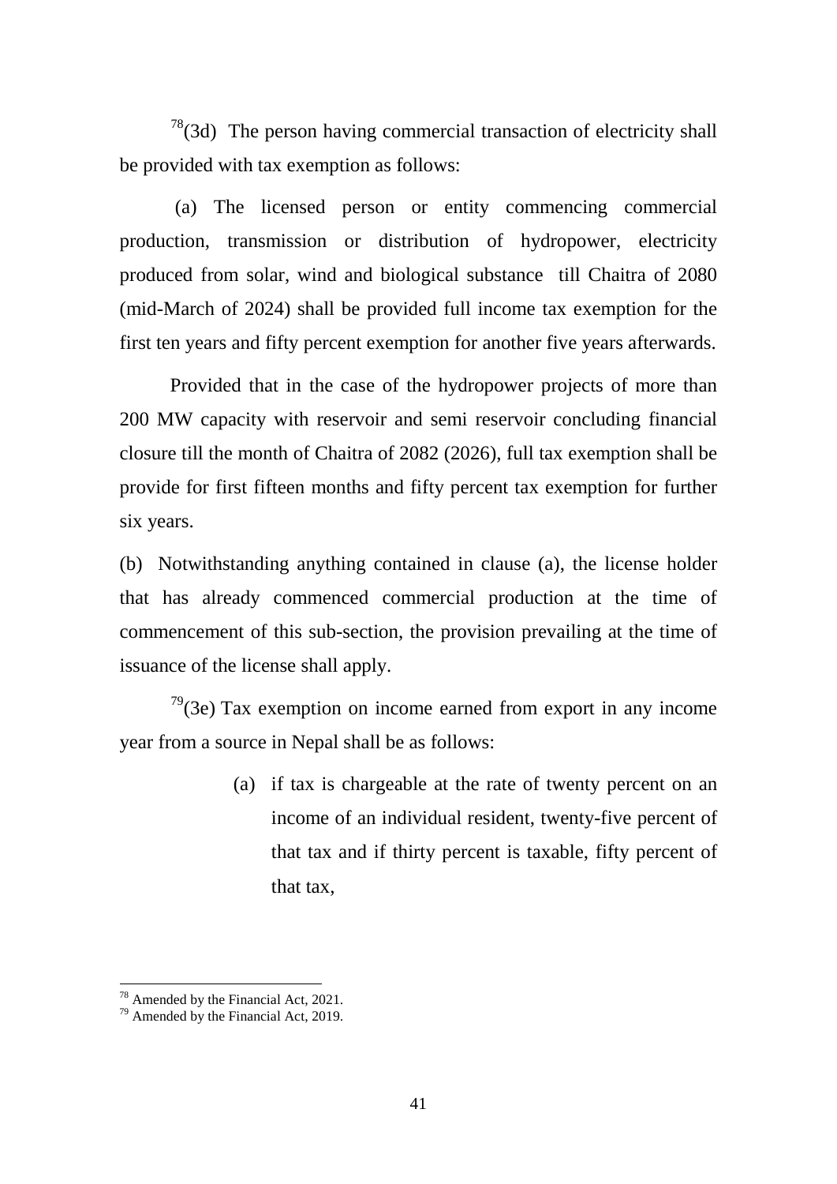[78](3d) The person having commercial transaction of electricity shall be provided with tax exemption as follows:

(a) The licensed person or entity commencing commercial production, transmission or distribution of hydropower, electricity produced from solar, wind and biological substance till Chaitra of 2080 (mid-March of 2024) shall be provided full income tax exemption for the first ten years and fifty percent exemption for another five years afterwards.

Provided that in the case of the hydropower projects of more than 200 MW capacity with reservoir and semi reservoir concluding financial closure till the month of Chaitra of 2082 (2026), full tax exemption shall be provide for first fifteen months and fifty percent tax exemption for further six years.

(b) Notwithstanding anything contained in clause (a), the license holder that has already commenced commercial production at the time of commencement of this sub-section, the provision prevailing at the time of issuance of the license shall apply.

[79](3e) Tax exemption on income earned from export in any income year from a source in Nepal shall be as follows:

(a) if tax is chargeable at the rate of twenty percent on an income of an individual resident, twenty-five percent of that tax and if thirty percent is taxable, fifty percent of that tax,

---

[78] Amended by the Financial Act, 2021.
[79] Amended by the Financial Act, 2019.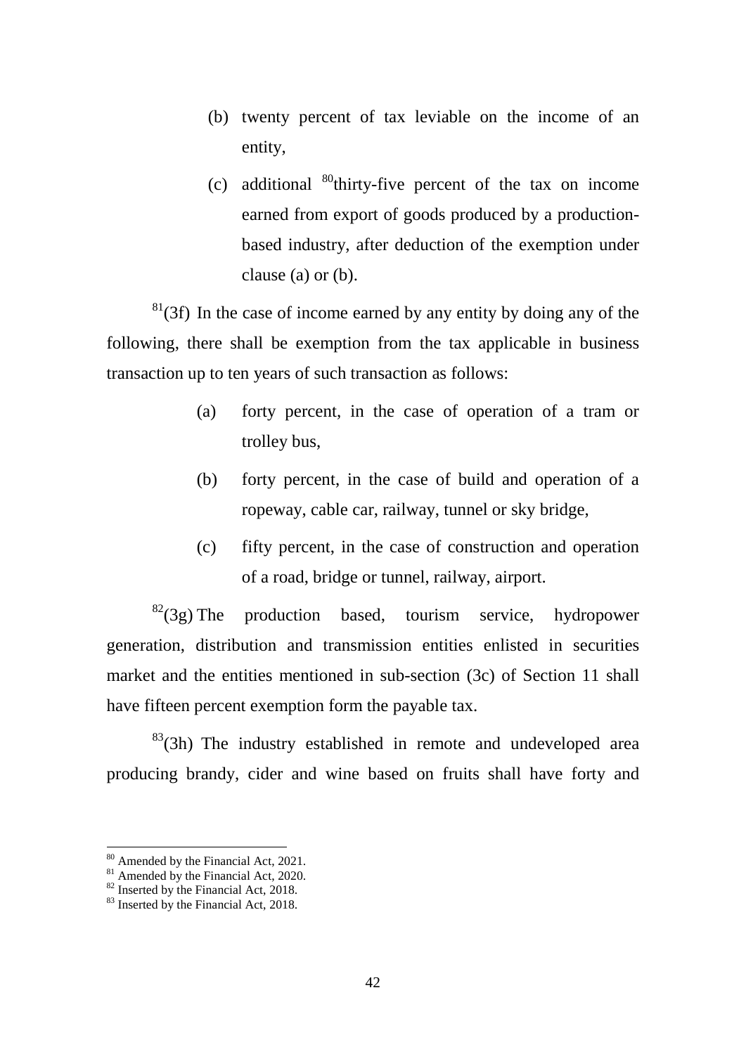(b) twenty percent of tax leviable on the income of an entity,

(c) additional [80]thirty-five percent of the tax on income earned from export of goods produced by a production-based industry, after deduction of the exemption under clause (a) or (b).

[81](3f) In the case of income earned by any entity by doing any of the following, there shall be exemption from the tax applicable in business transaction up to ten years of such transaction as follows:

(a) forty percent, in the case of operation of a tram or trolley bus,

(b) forty percent, in the case of build and operation of a ropeway, cable car, railway, tunnel or sky bridge,

(c) fifty percent, in the case of construction and operation of a road, bridge or tunnel, railway, airport.

[82](3g) The production based, tourism service, hydropower generation, distribution and transmission entities enlisted in securities market and the entities mentioned in sub-section (3c) of Section 11 shall have fifteen percent exemption form the payable tax.

[83](3h) The industry established in remote and undeveloped area producing brandy, cider and wine based on fruits shall have forty and

---

[80] Amended by the Financial Act, 2021.
[81] Amended by the Financial Act, 2020.
[82] Inserted by the Financial Act, 2018.
[83] Inserted by the Financial Act, 2018.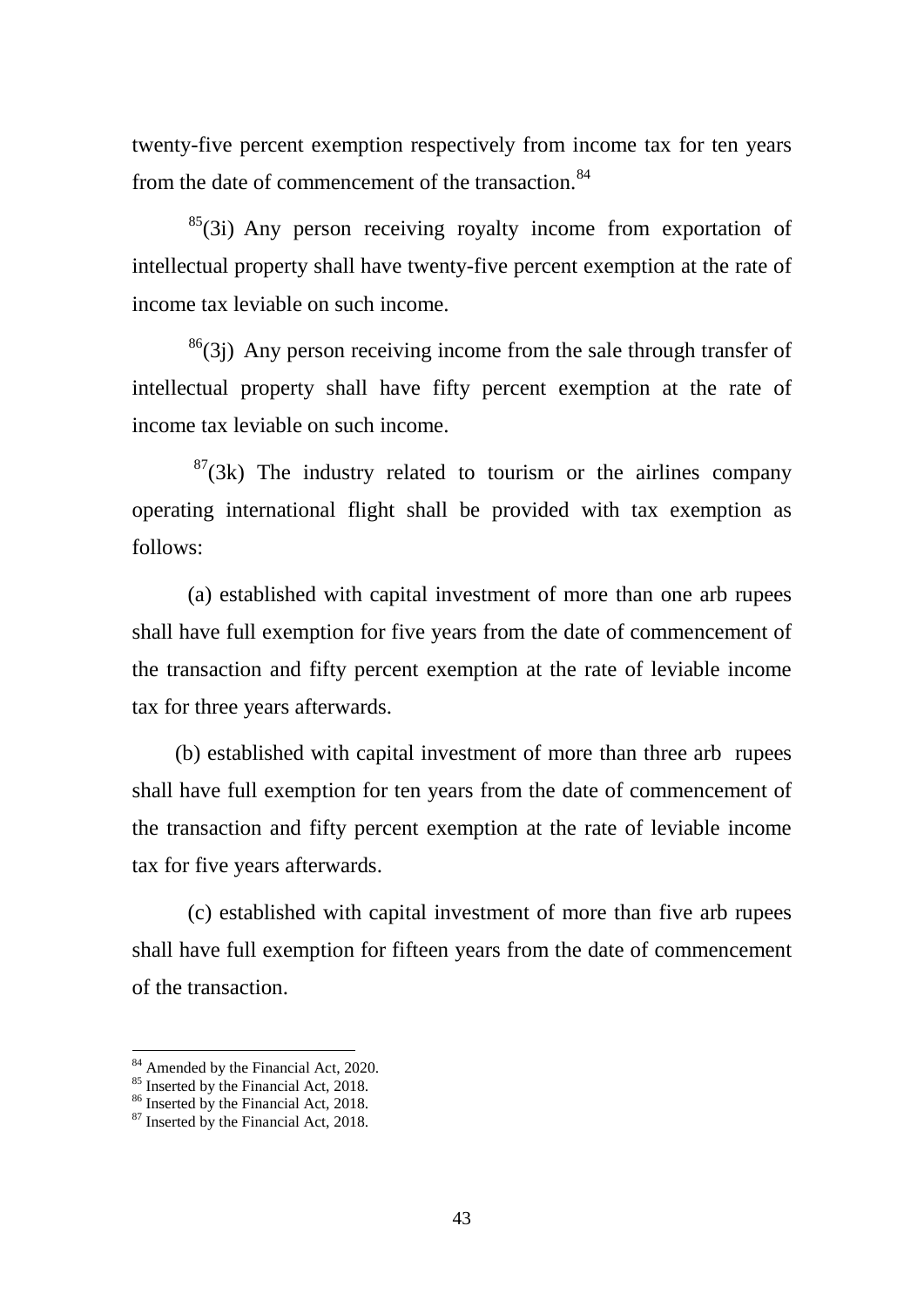twenty-five percent exemption respectively from income tax for ten years from the date of commencement of the transaction.[84]

[85](3i) Any person receiving royalty income from exportation of intellectual property shall have twenty-five percent exemption at the rate of income tax leviable on such income.

[86](3j) Any person receiving income from the sale through transfer of intellectual property shall have fifty percent exemption at the rate of income tax leviable on such income.

[87](3k) The industry related to tourism or the airlines company operating international flight shall be provided with tax exemption as follows:

(a) established with capital investment of more than one arb rupees shall have full exemption for five years from the date of commencement of the transaction and fifty percent exemption at the rate of leviable income tax for three years afterwards.

(b) established with capital investment of more than three arb rupees shall have full exemption for ten years from the date of commencement of the transaction and fifty percent exemption at the rate of leviable income tax for five years afterwards.

(c) established with capital investment of more than five arb rupees shall have full exemption for fifteen years from the date of commencement of the transaction.

---

[84] Amended by the Financial Act, 2020.
[85] Inserted by the Financial Act, 2018.
[86] Inserted by the Financial Act, 2018.
[87] Inserted by the Financial Act, 2018.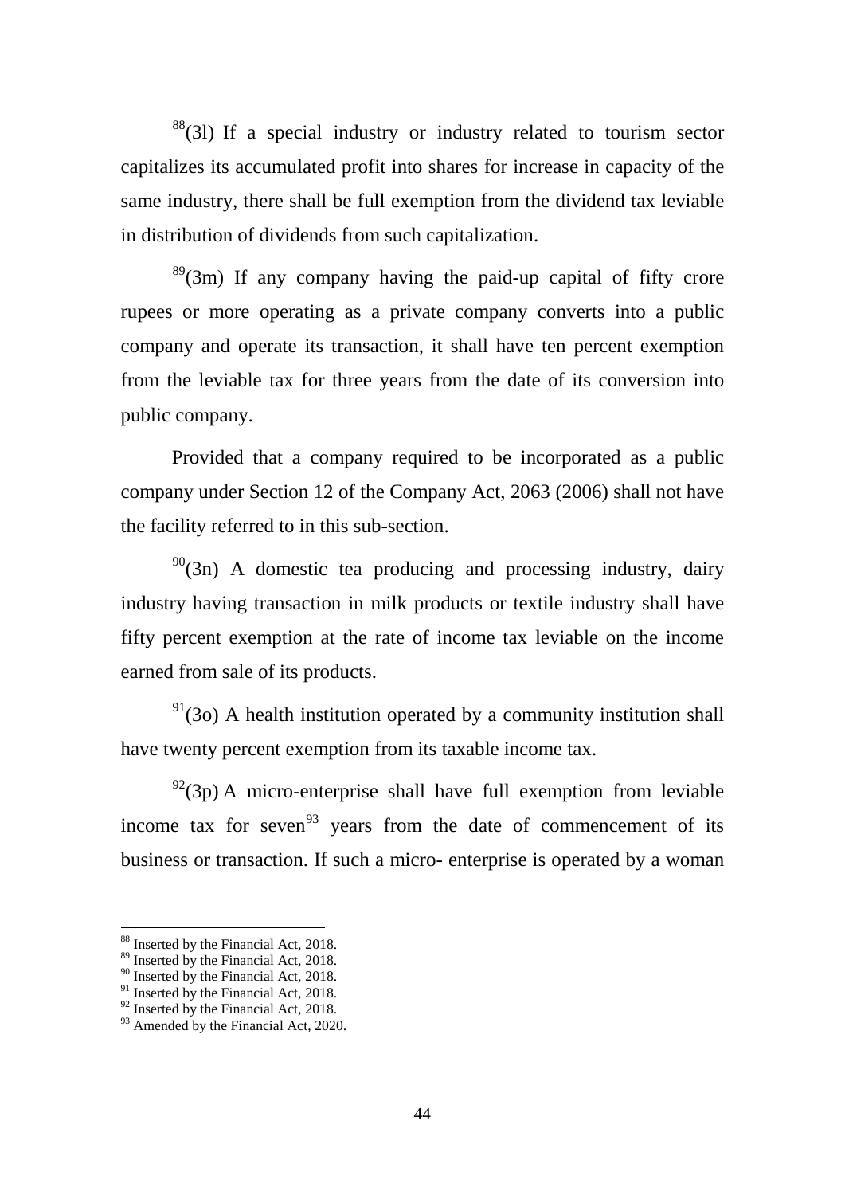[88](3l) If a special industry or industry related to tourism sector capitalizes its accumulated profit into shares for increase in capacity of the same industry, there shall be full exemption from the dividend tax leviable in distribution of dividends from such capitalization.

[89](3m) If any company having the paid-up capital of fifty crore rupees or more operating as a private company converts into a public company and operate its transaction, it shall have ten percent exemption from the leviable tax for three years from the date of its conversion into public company.

Provided that a company required to be incorporated as a public company under Section 12 of the Company Act, 2063 (2006) shall not have the facility referred to in this sub-section.

[90](3n) A domestic tea producing and processing industry, dairy industry having transaction in milk products or textile industry shall have fifty percent exemption at the rate of income tax leviable on the income earned from sale of its products.

[91](3o) A health institution operated by a community institution shall have twenty percent exemption from its taxable income tax.

[92](3p) A micro-enterprise shall have full exemption from leviable income tax for seven[93] years from the date of commencement of its business or transaction. If such a micro- enterprise is operated by a woman

---

[88] Inserted by the Financial Act, 2018.
[89] Inserted by the Financial Act, 2018.
[90] Inserted by the Financial Act, 2018.
[91] Inserted by the Financial Act, 2018.
[92] Inserted by the Financial Act, 2018.
[93] Amended by the Financial Act, 2020.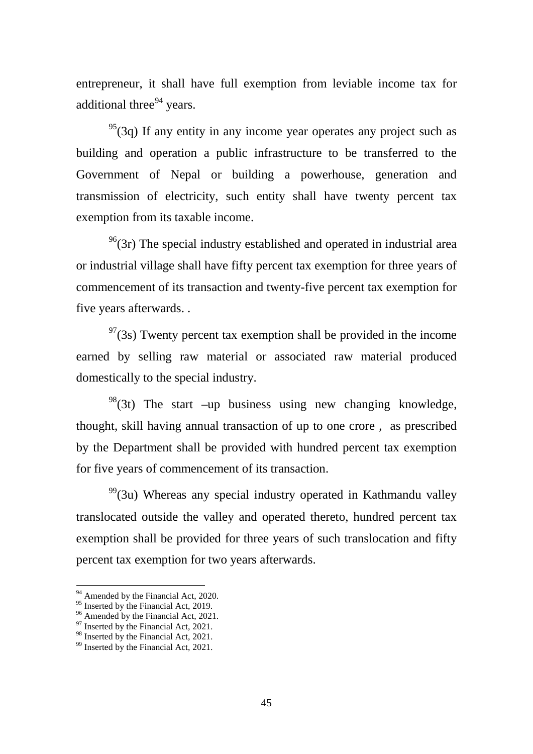entrepreneur, it shall have full exemption from leviable income tax for additional three[94] years.

[95](3q) If any entity in any income year operates any project such as building and operation a public infrastructure to be transferred to the Government of Nepal or building a powerhouse, generation and transmission of electricity, such entity shall have twenty percent tax exemption from its taxable income.

[96](3r) The special industry established and operated in industrial area or industrial village shall have fifty percent tax exemption for three years of commencement of its transaction and twenty-five percent tax exemption for five years afterwards. .

[97](3s) Twenty percent tax exemption shall be provided in the income earned by selling raw material or associated raw material produced domestically to the special industry.

[98](3t) The start –up business using new changing knowledge, thought, skill having annual transaction of up to one crore , as prescribed by the Department shall be provided with hundred percent tax exemption for five years of commencement of its transaction.

[99](3u) Whereas any special industry operated in Kathmandu valley translocated outside the valley and operated thereto, hundred percent tax exemption shall be provided for three years of such translocation and fifty percent tax exemption for two years afterwards.

---

[94] Amended by the Financial Act, 2020.
[95] Inserted by the Financial Act, 2019.
[96] Amended by the Financial Act, 2021.
[97] Inserted by the Financial Act, 2021.
[98] Inserted by the Financial Act, 2021.
[99] Inserted by the Financial Act, 2021.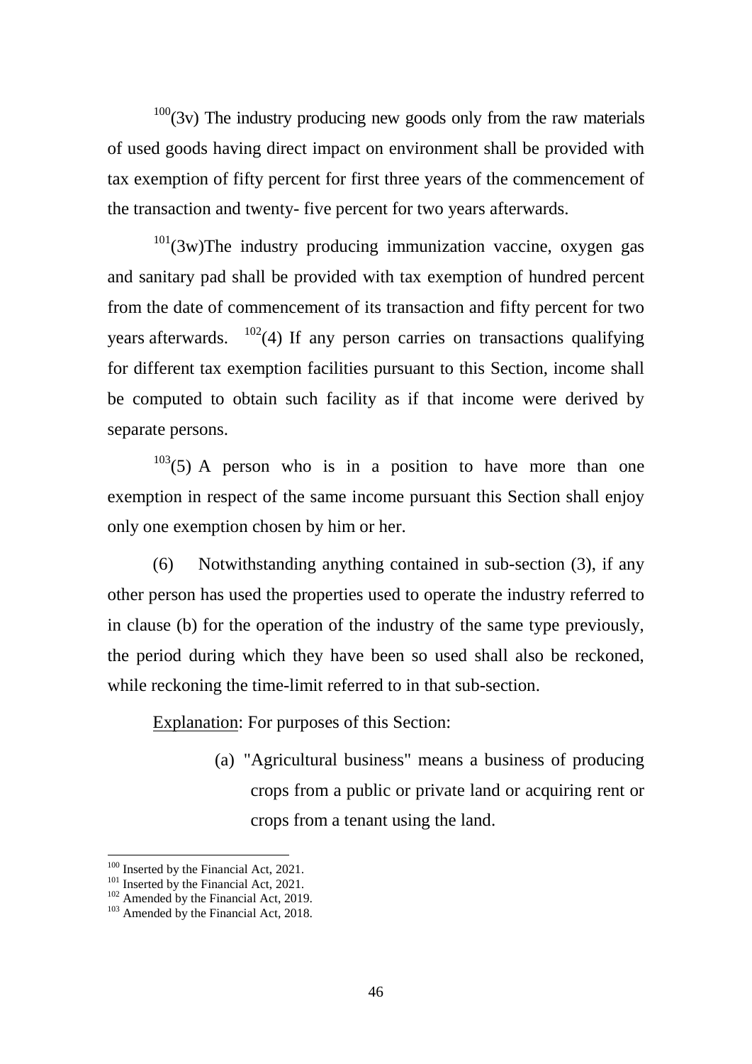[100](3v) The industry producing new goods only from the raw materials of used goods having direct impact on environment shall be provided with tax exemption of fifty percent for first three years of the commencement of the transaction and twenty- five percent for two years afterwards.

[101](3w)The industry producing immunization vaccine, oxygen gas and sanitary pad shall be provided with tax exemption of hundred percent from the date of commencement of its transaction and fifty percent for two years afterwards. [102](4) If any person carries on transactions qualifying for different tax exemption facilities pursuant to this Section, income shall be computed to obtain such facility as if that income were derived by separate persons.

[103](5) A person who is in a position to have more than one exemption in respect of the same income pursuant this Section shall enjoy only one exemption chosen by him or her.

(6) Notwithstanding anything contained in sub-section (3), if any other person has used the properties used to operate the industry referred to in clause (b) for the operation of the industry of the same type previously, the period during which they have been so used shall also be reckoned, while reckoning the time-limit referred to in that sub-section.

Explanation: For purposes of this Section:

(a) "Agricultural business" means a business of producing crops from a public or private land or acquiring rent or crops from a tenant using the land.

---

[100] Inserted by the Financial Act, 2021.
[101] Inserted by the Financial Act, 2021.
[102] Amended by the Financial Act, 2019.
[103] Amended by the Financial Act, 2018.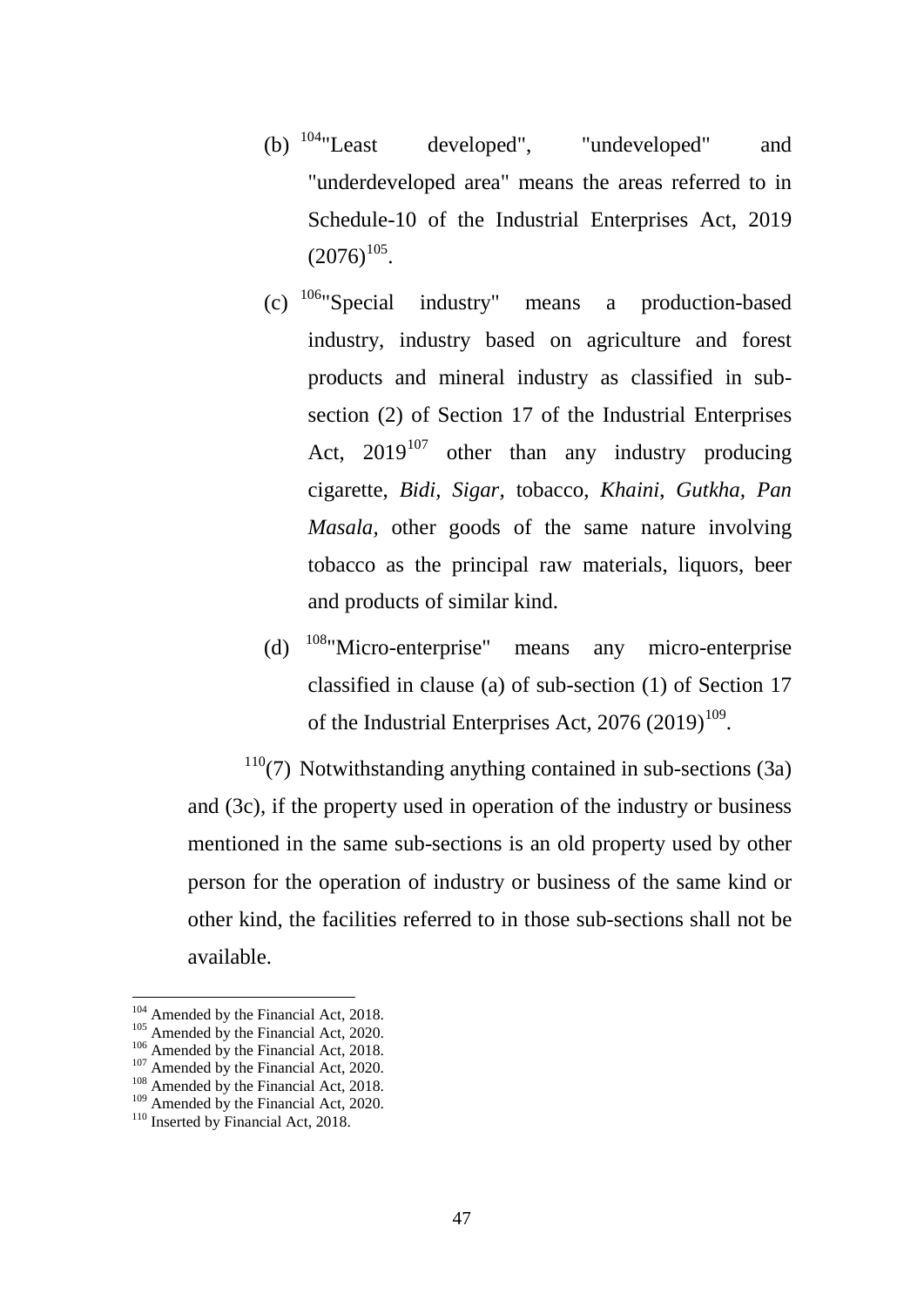(b) [104]"Least developed", "undeveloped" and "underdeveloped area" means the areas referred to in Schedule-10 of the Industrial Enterprises Act, 2019 (2076)[105].

(c) [106]"Special industry" means a production-based industry, industry based on agriculture and forest products and mineral industry as classified in sub-section (2) of Section 17 of the Industrial Enterprises Act, 2019[107] other than any industry producing cigarette, *Bidi*, *Sigar*, tobacco, *Khaini*, *Gutkha*, *Pan Masala*, other goods of the same nature involving tobacco as the principal raw materials, liquors, beer and products of similar kind.

(d) [108]"Micro-enterprise" means any micro-enterprise classified in clause (a) of sub-section (1) of Section 17 of the Industrial Enterprises Act, 2076 (2019)[109].

[110](7) Notwithstanding anything contained in sub-sections (3a) and (3c), if the property used in operation of the industry or business mentioned in the same sub-sections is an old property used by other person for the operation of industry or business of the same kind or other kind, the facilities referred to in those sub-sections shall not be available.

---

[104] Amended by the Financial Act, 2018.
[105] Amended by the Financial Act, 2020.
[106] Amended by the Financial Act, 2018.
[107] Amended by the Financial Act, 2020.
[108] Amended by the Financial Act, 2018.
[109] Amended by the Financial Act, 2020.
[110] Inserted by Financial Act, 2018.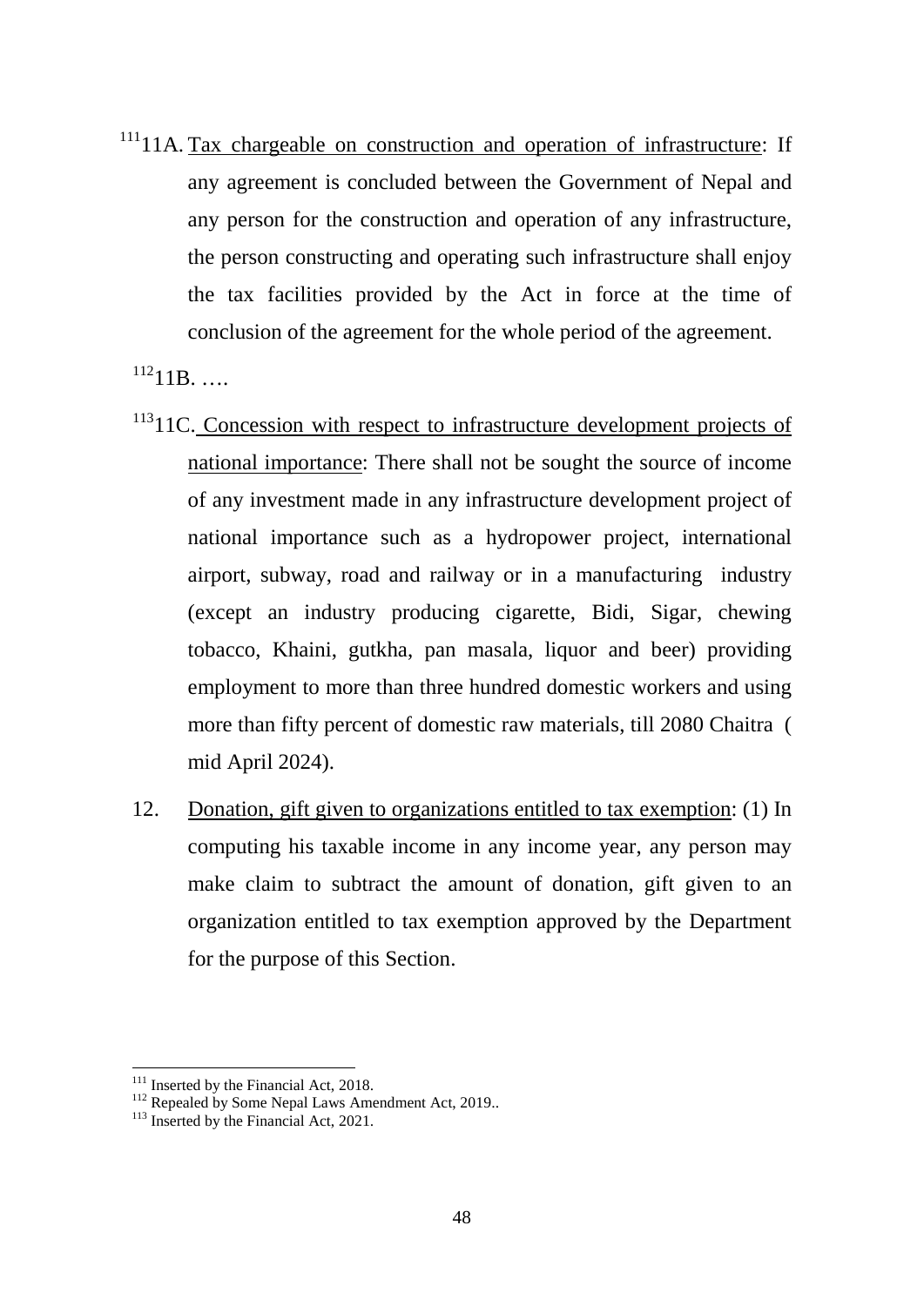[111]11A. Tax chargeable on construction and operation of infrastructure: If any agreement is concluded between the Government of Nepal and any person for the construction and operation of any infrastructure, the person constructing and operating such infrastructure shall enjoy the tax facilities provided by the Act in force at the time of conclusion of the agreement for the whole period of the agreement.

[112]11B. ….

[113]11C. Concession with respect to infrastructure development projects of national importance: There shall not be sought the source of income of any investment made in any infrastructure development project of national importance such as a hydropower project, international airport, subway, road and railway or in a manufacturing industry (except an industry producing cigarette, Bidi, Sigar, chewing tobacco, Khaini, gutkha, pan masala, liquor and beer) providing employment to more than three hundred domestic workers and using more than fifty percent of domestic raw materials, till 2080 Chaitra ( mid April 2024).

12. Donation, gift given to organizations entitled to tax exemption: (1) In computing his taxable income in any income year, any person may make claim to subtract the amount of donation, gift given to an organization entitled to tax exemption approved by the Department for the purpose of this Section.

---

[111] Inserted by the Financial Act, 2018.
[112] Repealed by Some Nepal Laws Amendment Act, 2019..
[113] Inserted by the Financial Act, 2021.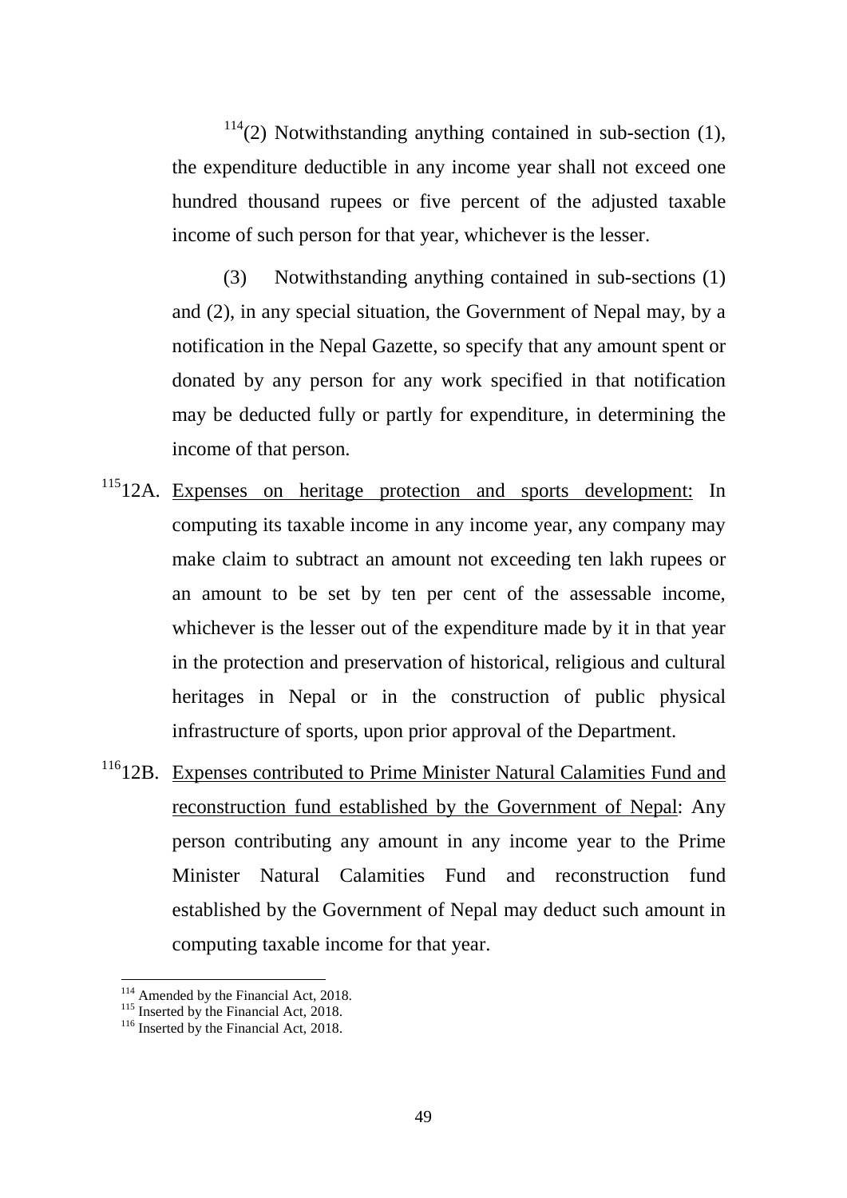[114](2) Notwithstanding anything contained in sub-section (1), the expenditure deductible in any income year shall not exceed one hundred thousand rupees or five percent of the adjusted taxable income of such person for that year, whichever is the lesser.

(3) Notwithstanding anything contained in sub-sections (1) and (2), in any special situation, the Government of Nepal may, by a notification in the Nepal Gazette, so specify that any amount spent or donated by any person for any work specified in that notification may be deducted fully or partly for expenditure, in determining the income of that person.

[115]12A. Expenses on heritage protection and sports development: In computing its taxable income in any income year, any company may make claim to subtract an amount not exceeding ten lakh rupees or an amount to be set by ten per cent of the assessable income, whichever is the lesser out of the expenditure made by it in that year in the protection and preservation of historical, religious and cultural heritages in Nepal or in the construction of public physical infrastructure of sports, upon prior approval of the Department.

[116]12B. Expenses contributed to Prime Minister Natural Calamities Fund and reconstruction fund established by the Government of Nepal: Any person contributing any amount in any income year to the Prime Minister Natural Calamities Fund and reconstruction fund established by the Government of Nepal may deduct such amount in computing taxable income for that year.

---

[114] Amended by the Financial Act, 2018.
[115] Inserted by the Financial Act, 2018.
[116] Inserted by the Financial Act, 2018.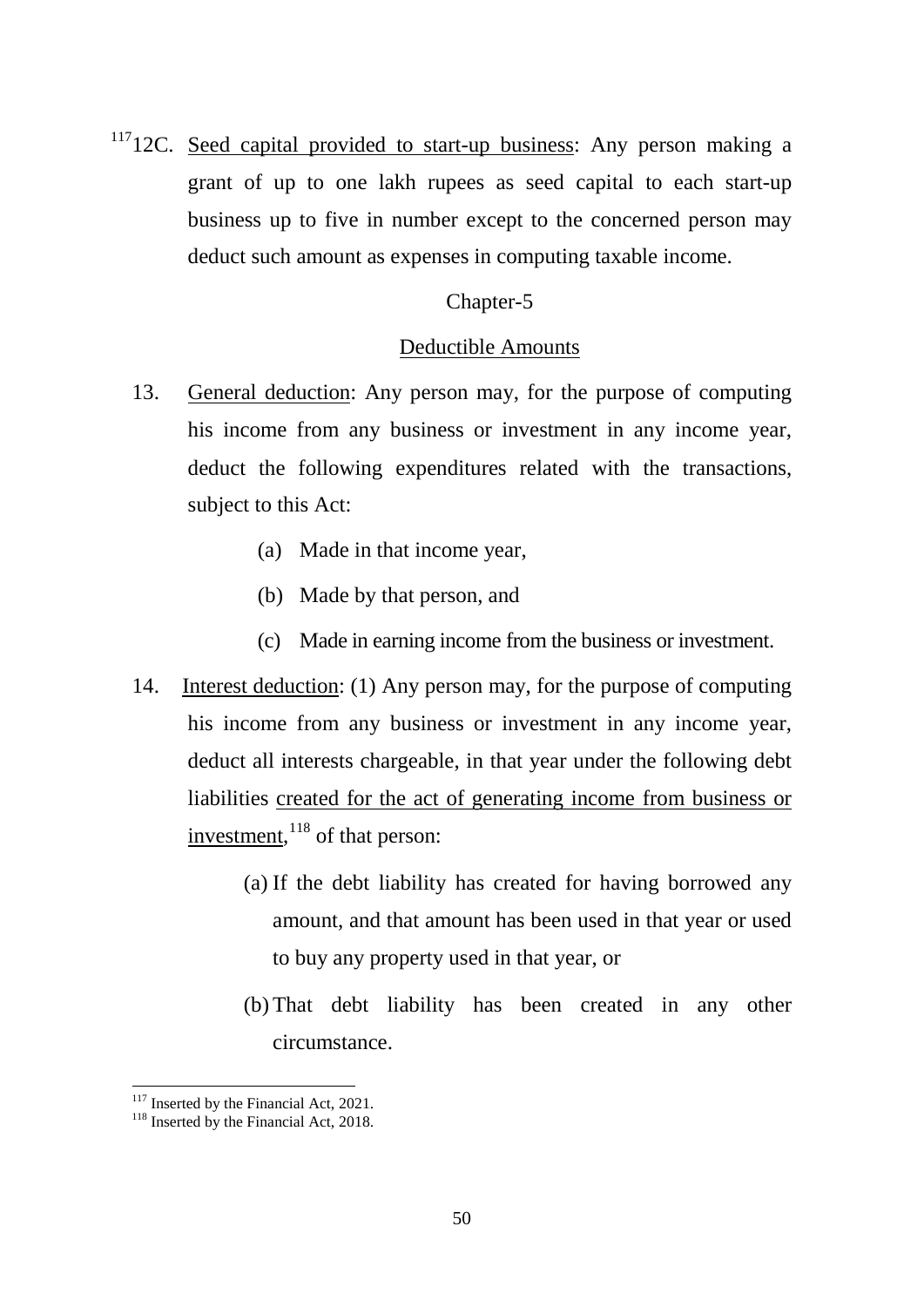[117]12C. Seed capital provided to start-up business: Any person making a grant of up to one lakh rupees as seed capital to each start-up business up to five in number except to the concerned person may deduct such amount as expenses in computing taxable income.

## Chapter-5

## Deductible Amounts

13. General deduction: Any person may, for the purpose of computing his income from any business or investment in any income year, deduct the following expenditures related with the transactions, subject to this Act:

    (a) Made in that income year,

    (b) Made by that person, and

    (c) Made in earning income from the business or investment.

14. Interest deduction: (1) Any person may, for the purpose of computing his income from any business or investment in any income year, deduct all interests chargeable, in that year under the following debt liabilities created for the act of generating income from business or investment,[118] of that person:

    (a) If the debt liability has created for having borrowed any amount, and that amount has been used in that year or used to buy any property used in that year, or

    (b) That debt liability has been created in any other circumstance.

---

[117] Inserted by the Financial Act, 2021.

[118] Inserted by the Financial Act, 2018.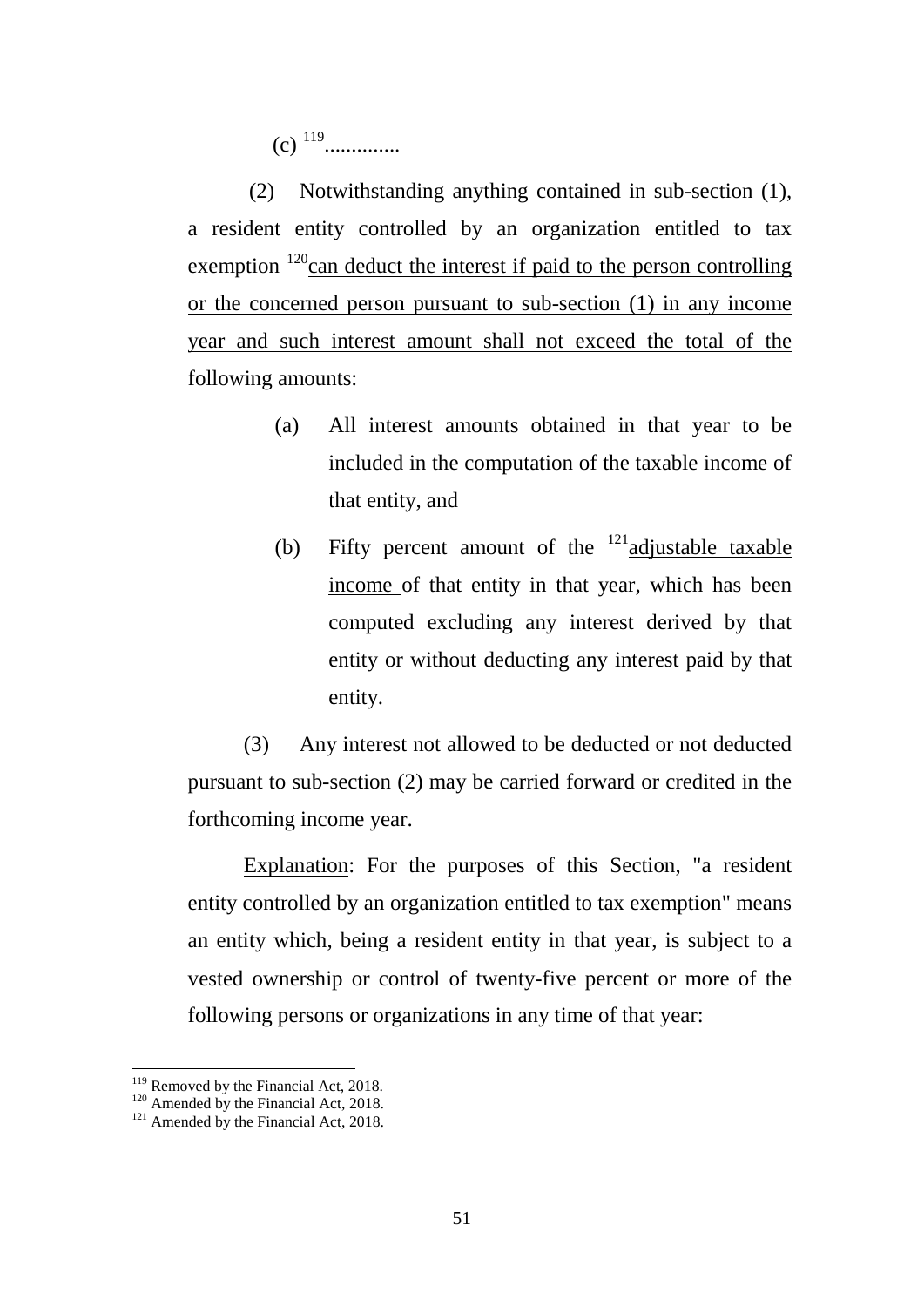(c) [119]..............

(2) Notwithstanding anything contained in sub-section (1), a resident entity controlled by an organization entitled to tax exemption [120]<u>can deduct the interest if paid to the person controlling or the concerned person pursuant to sub-section (1) in any income year and such interest amount shall not exceed the total of the following amounts</u>:

(a) All interest amounts obtained in that year to be included in the computation of the taxable income of that entity, and

(b) Fifty percent amount of the [121]<u>adjustable taxable income</u> of that entity in that year, which has been computed excluding any interest derived by that entity or without deducting any interest paid by that entity.

(3) Any interest not allowed to be deducted or not deducted pursuant to sub-section (2) may be carried forward or credited in the forthcoming income year.

<u>Explanation</u>: For the purposes of this Section, "a resident entity controlled by an organization entitled to tax exemption" means an entity which, being a resident entity in that year, is subject to a vested ownership or control of twenty-five percent or more of the following persons or organizations in any time of that year:

---

[119] Removed by the Financial Act, 2018.
[120] Amended by the Financial Act, 2018.
[121] Amended by the Financial Act, 2018.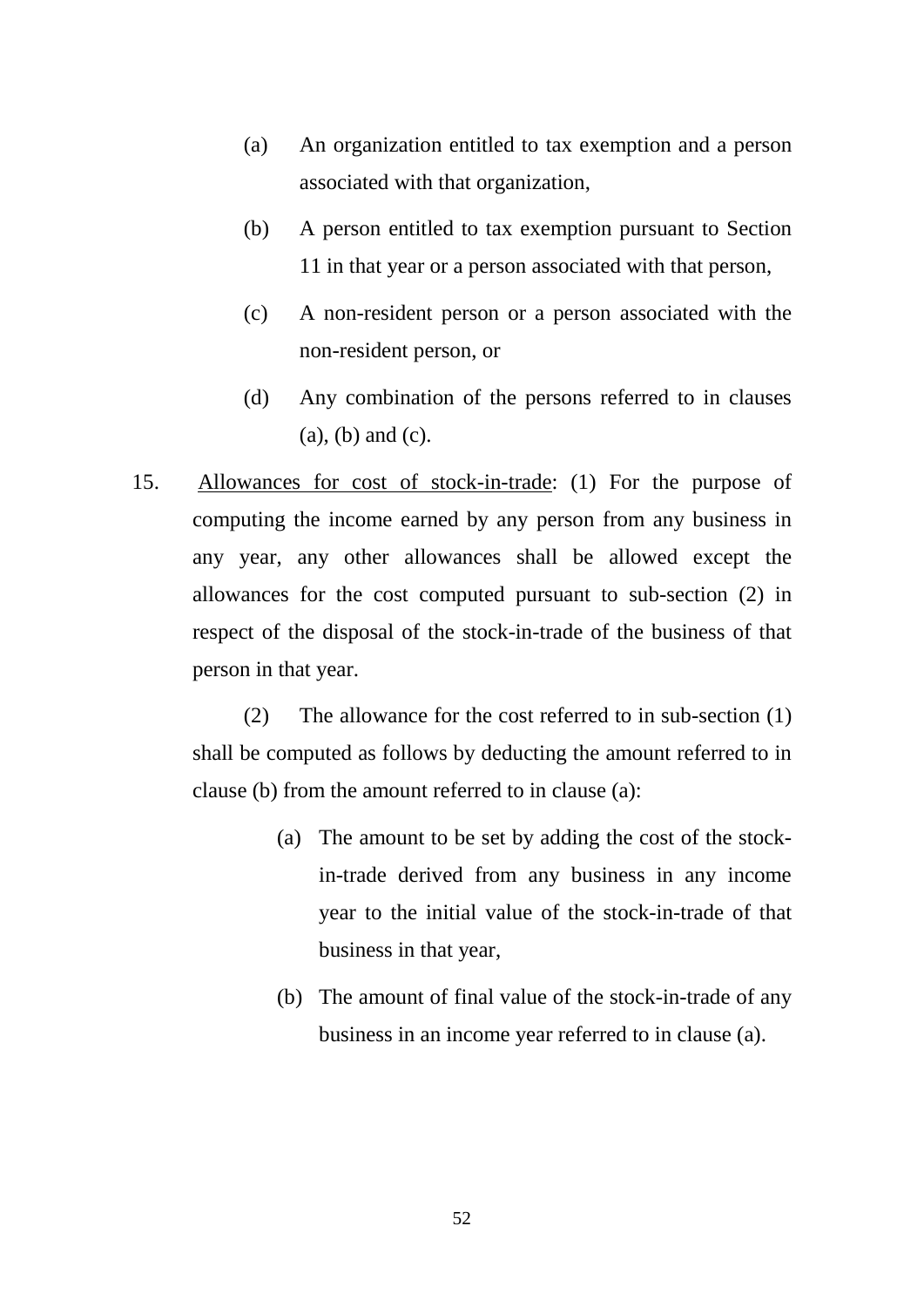(a) An organization entitled to tax exemption and a person associated with that organization,

(b) A person entitled to tax exemption pursuant to Section 11 in that year or a person associated with that person,

(c) A non-resident person or a person associated with the non-resident person, or

(d) Any combination of the persons referred to in clauses (a), (b) and (c).

15. Allowances for cost of stock-in-trade: (1) For the purpose of computing the income earned by any person from any business in any year, any other allowances shall be allowed except the allowances for the cost computed pursuant to sub-section (2) in respect of the disposal of the stock-in-trade of the business of that person in that year.

(2) The allowance for the cost referred to in sub-section (1) shall be computed as follows by deducting the amount referred to in clause (b) from the amount referred to in clause (a):

(a) The amount to be set by adding the cost of the stock-in-trade derived from any business in any income year to the initial value of the stock-in-trade of that business in that year,

(b) The amount of final value of the stock-in-trade of any business in an income year referred to in clause (a).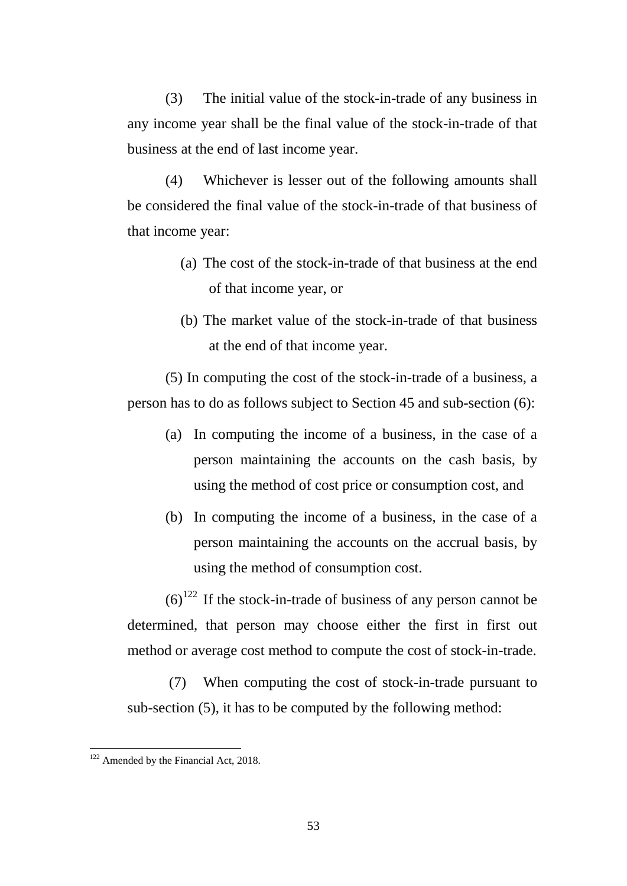(3) The initial value of the stock-in-trade of any business in any income year shall be the final value of the stock-in-trade of that business at the end of last income year.

(4) Whichever is lesser out of the following amounts shall be considered the final value of the stock-in-trade of that business of that income year:

(a) The cost of the stock-in-trade of that business at the end of that income year, or

(b) The market value of the stock-in-trade of that business at the end of that income year.

(5) In computing the cost of the stock-in-trade of a business, a person has to do as follows subject to Section 45 and sub-section (6):

(a) In computing the income of a business, in the case of a person maintaining the accounts on the cash basis, by using the method of cost price or consumption cost, and

(b) In computing the income of a business, in the case of a person maintaining the accounts on the accrual basis, by using the method of consumption cost.

(6)[122] If the stock-in-trade of business of any person cannot be determined, that person may choose either the first in first out method or average cost method to compute the cost of stock-in-trade.

(7) When computing the cost of stock-in-trade pursuant to sub-section (5), it has to be computed by the following method:

---

[122] Amended by the Financial Act, 2018.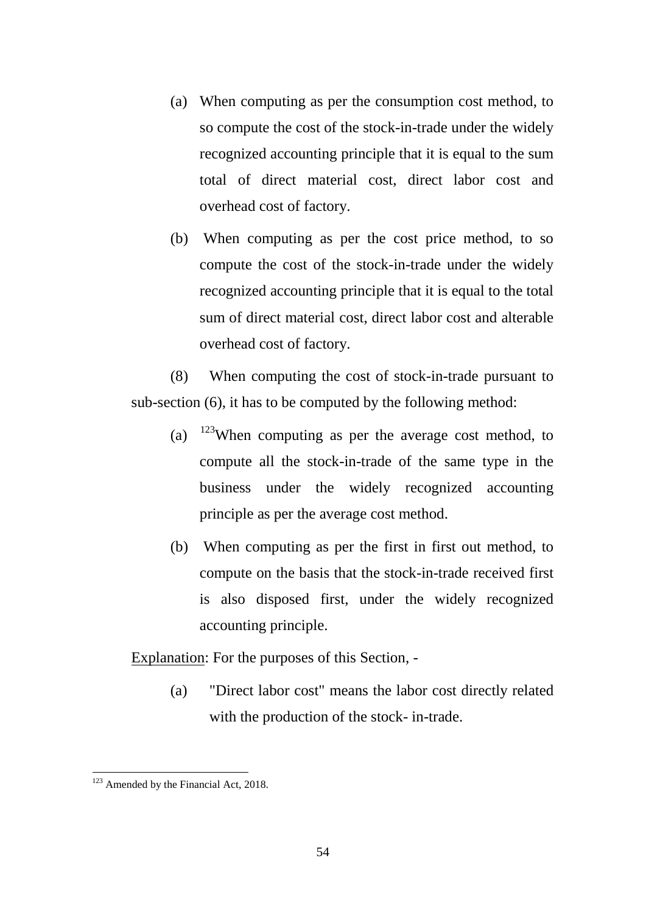(a) When computing as per the consumption cost method, to so compute the cost of the stock-in-trade under the widely recognized accounting principle that it is equal to the sum total of direct material cost, direct labor cost and overhead cost of factory.

(b) When computing as per the cost price method, to so compute the cost of the stock-in-trade under the widely recognized accounting principle that it is equal to the total sum of direct material cost, direct labor cost and alterable overhead cost of factory.

(8) When computing the cost of stock-in-trade pursuant to sub-section (6), it has to be computed by the following method:

(a) [123]When computing as per the average cost method, to compute all the stock-in-trade of the same type in the business under the widely recognized accounting principle as per the average cost method.

(b) When computing as per the first in first out method, to compute on the basis that the stock-in-trade received first is also disposed first, under the widely recognized accounting principle.

Explanation: For the purposes of this Section, -

(a) "Direct labor cost" means the labor cost directly related with the production of the stock- in-trade.

---

[123] Amended by the Financial Act, 2018.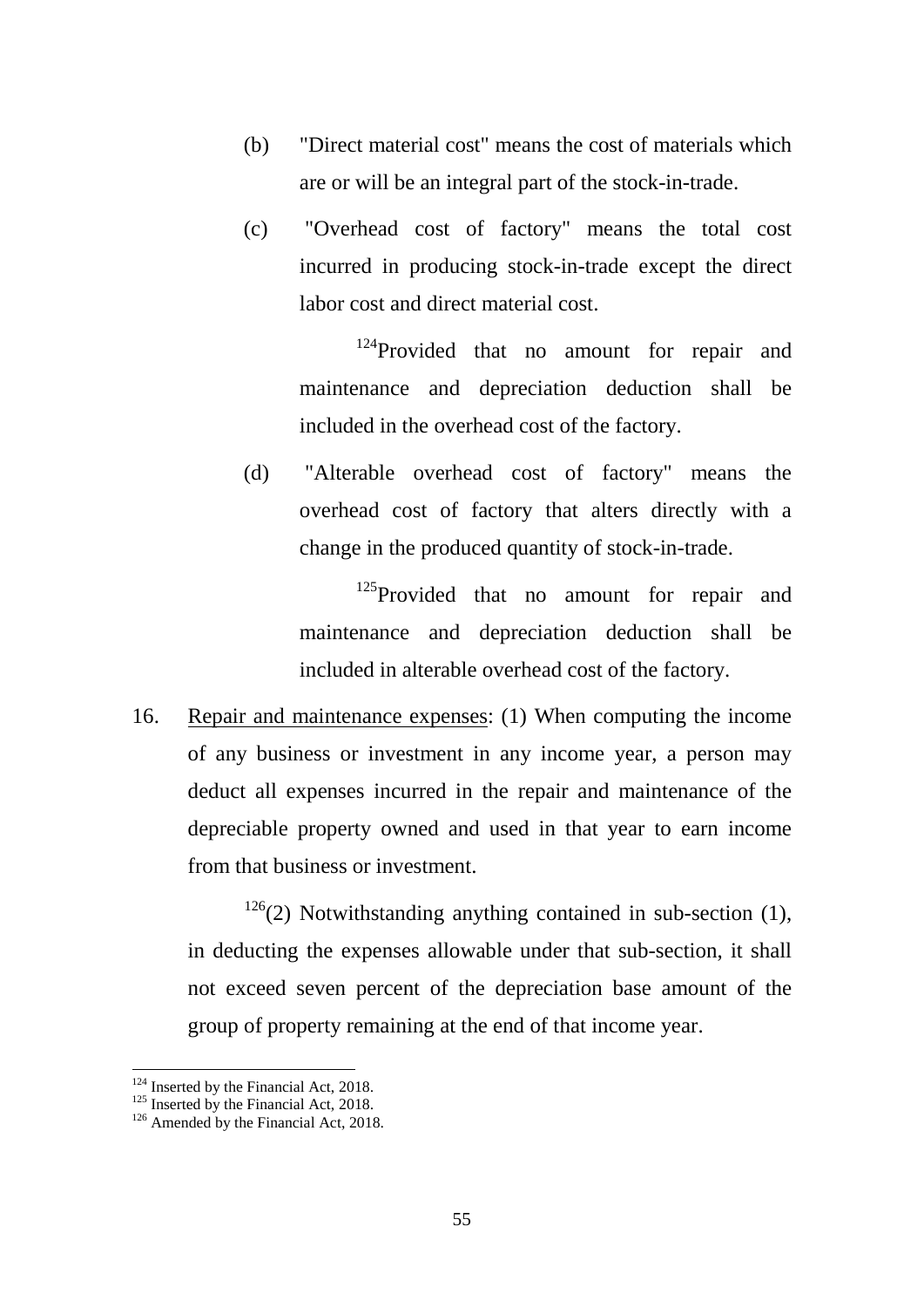(b) "Direct material cost" means the cost of materials which are or will be an integral part of the stock-in-trade.

(c) "Overhead cost of factory" means the total cost incurred in producing stock-in-trade except the direct labor cost and direct material cost.

[124]Provided that no amount for repair and maintenance and depreciation deduction shall be included in the overhead cost of the factory.

(d) "Alterable overhead cost of factory" means the overhead cost of factory that alters directly with a change in the produced quantity of stock-in-trade.

[125]Provided that no amount for repair and maintenance and depreciation deduction shall be included in alterable overhead cost of the factory.

16. Repair and maintenance expenses: (1) When computing the income of any business or investment in any income year, a person may deduct all expenses incurred in the repair and maintenance of the depreciable property owned and used in that year to earn income from that business or investment.

[126](2) Notwithstanding anything contained in sub-section (1), in deducting the expenses allowable under that sub-section, it shall not exceed seven percent of the depreciation base amount of the group of property remaining at the end of that income year.

---

[124] Inserted by the Financial Act, 2018.

[125] Inserted by the Financial Act, 2018.

[126] Amended by the Financial Act, 2018.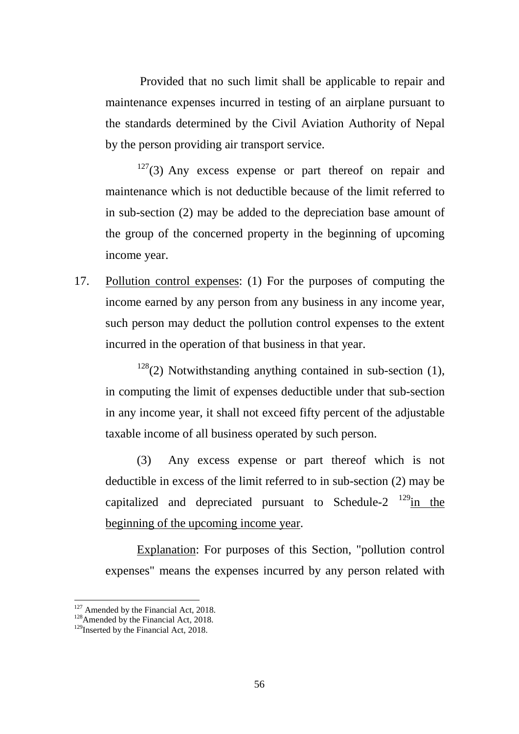Provided that no such limit shall be applicable to repair and maintenance expenses incurred in testing of an airplane pursuant to the standards determined by the Civil Aviation Authority of Nepal by the person providing air transport service.

[127](3) Any excess expense or part thereof on repair and maintenance which is not deductible because of the limit referred to in sub-section (2) may be added to the depreciation base amount of the group of the concerned property in the beginning of upcoming income year.

17. Pollution control expenses: (1) For the purposes of computing the income earned by any person from any business in any income year, such person may deduct the pollution control expenses to the extent incurred in the operation of that business in that year.

[128](2) Notwithstanding anything contained in sub-section (1), in computing the limit of expenses deductible under that sub-section in any income year, it shall not exceed fifty percent of the adjustable taxable income of all business operated by such person.

(3) Any excess expense or part thereof which is not deductible in excess of the limit referred to in sub-section (2) may be capitalized and depreciated pursuant to Schedule-2 [129]in the beginning of the upcoming income year.

Explanation: For purposes of this Section, "pollution control expenses" means the expenses incurred by any person related with

---

[127] Amended by the Financial Act, 2018.

[128] Amended by the Financial Act, 2018.

[129] Inserted by the Financial Act, 2018.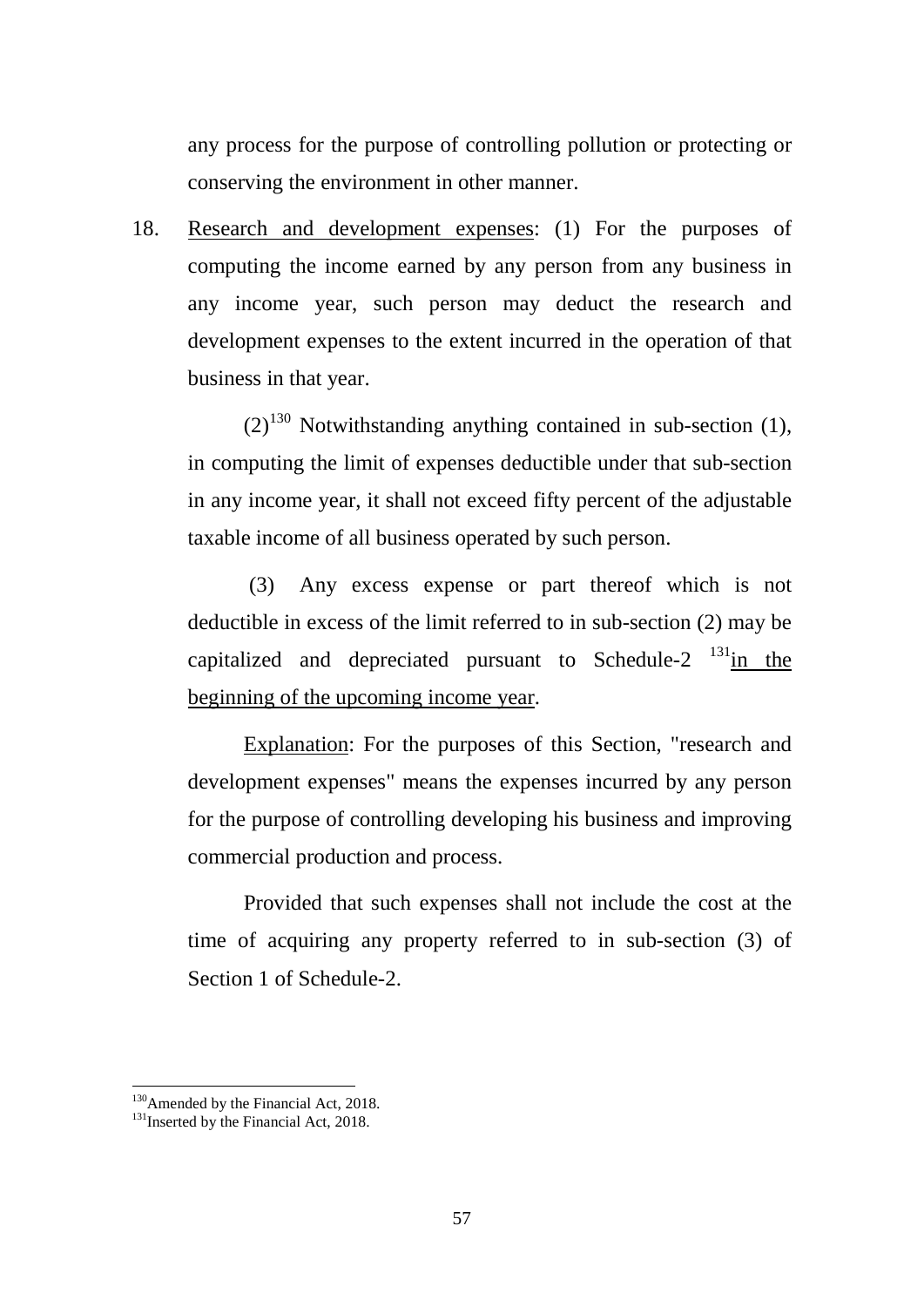any process for the purpose of controlling pollution or protecting or conserving the environment in other manner.

18. Research and development expenses: (1) For the purposes of computing the income earned by any person from any business in any income year, such person may deduct the research and development expenses to the extent incurred in the operation of that business in that year.

(2)[130] Notwithstanding anything contained in sub-section (1), in computing the limit of expenses deductible under that sub-section in any income year, it shall not exceed fifty percent of the adjustable taxable income of all business operated by such person.

(3) Any excess expense or part thereof which is not deductible in excess of the limit referred to in sub-section (2) may be capitalized and depreciated pursuant to Schedule-2 [131]in the beginning of the upcoming income year.

Explanation: For the purposes of this Section, "research and development expenses" means the expenses incurred by any person for the purpose of controlling developing his business and improving commercial production and process.

Provided that such expenses shall not include the cost at the time of acquiring any property referred to in sub-section (3) of Section 1 of Schedule-2.

---

[130] Amended by the Financial Act, 2018.

[131] Inserted by the Financial Act, 2018.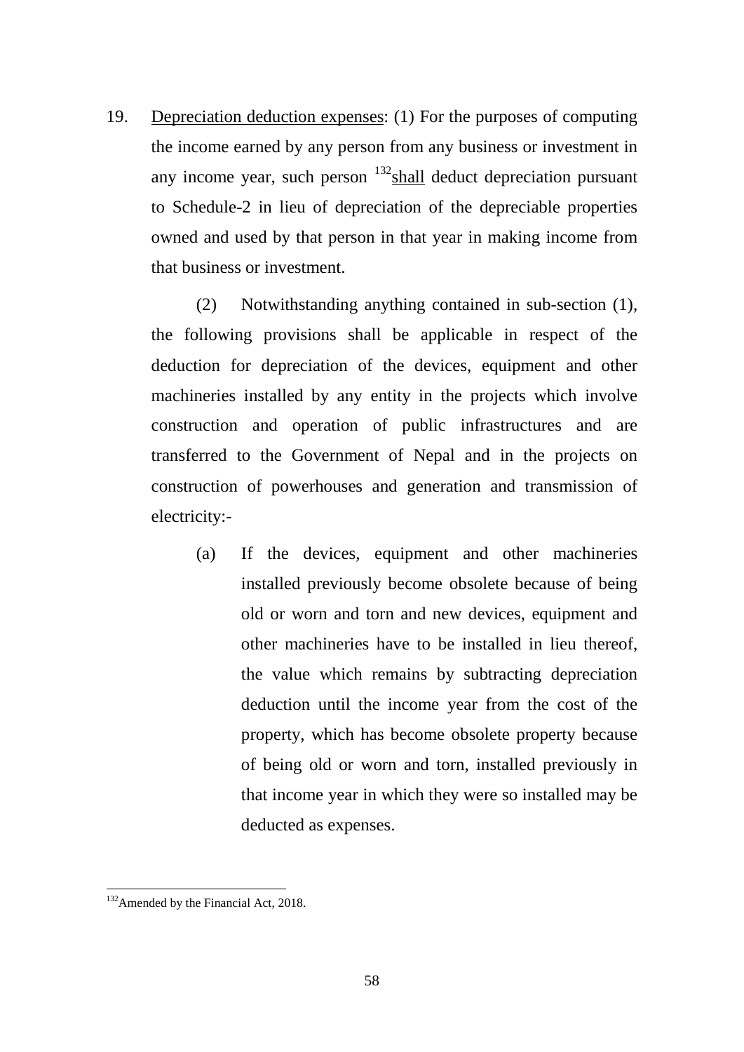19. Depreciation deduction expenses: (1) For the purposes of computing the income earned by any person from any business or investment in any income year, such person [132]shall deduct depreciation pursuant to Schedule-2 in lieu of depreciation of the depreciable properties owned and used by that person in that year in making income from that business or investment.

(2) Notwithstanding anything contained in sub-section (1), the following provisions shall be applicable in respect of the deduction for depreciation of the devices, equipment and other machineries installed by any entity in the projects which involve construction and operation of public infrastructures and are transferred to the Government of Nepal and in the projects on construction of powerhouses and generation and transmission of electricity:-

(a) If the devices, equipment and other machineries installed previously become obsolete because of being old or worn and torn and new devices, equipment and other machineries have to be installed in lieu thereof, the value which remains by subtracting depreciation deduction until the income year from the cost of the property, which has become obsolete property because of being old or worn and torn, installed previously in that income year in which they were so installed may be deducted as expenses.

---

[132] Amended by the Financial Act, 2018.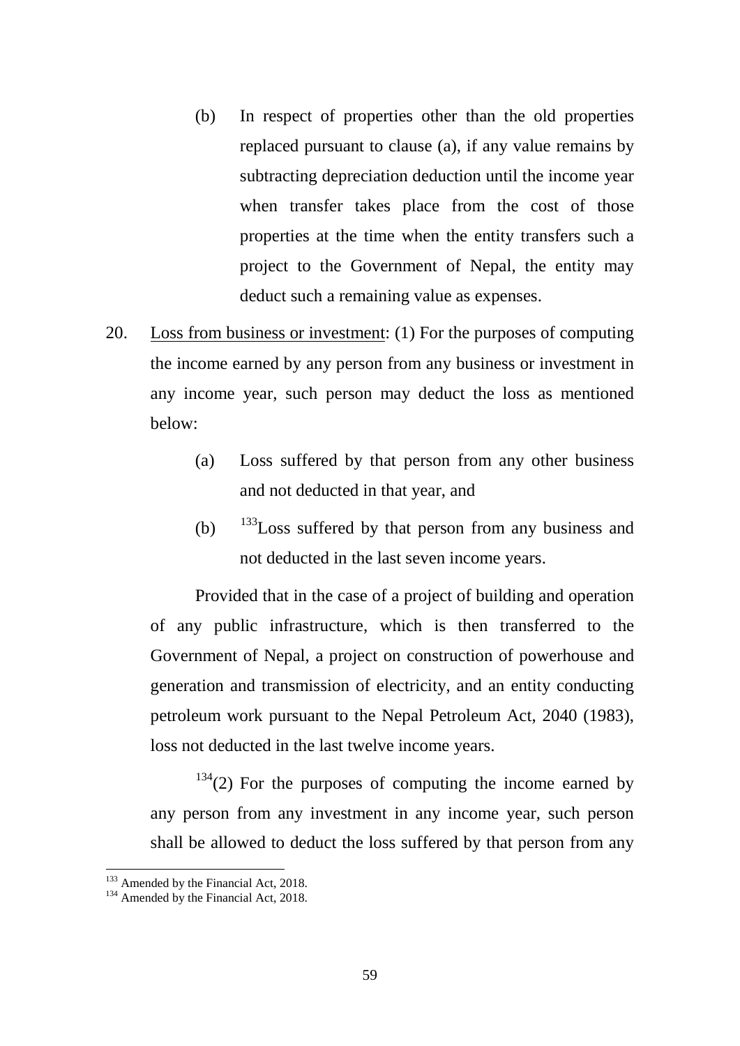(b) In respect of properties other than the old properties replaced pursuant to clause (a), if any value remains by subtracting depreciation deduction until the income year when transfer takes place from the cost of those properties at the time when the entity transfers such a project to the Government of Nepal, the entity may deduct such a remaining value as expenses.

20. Loss from business or investment: (1) For the purposes of computing the income earned by any person from any business or investment in any income year, such person may deduct the loss as mentioned below:

(a) Loss suffered by that person from any other business and not deducted in that year, and

(b) [133]Loss suffered by that person from any business and not deducted in the last seven income years.

Provided that in the case of a project of building and operation of any public infrastructure, which is then transferred to the Government of Nepal, a project on construction of powerhouse and generation and transmission of electricity, and an entity conducting petroleum work pursuant to the Nepal Petroleum Act, 2040 (1983), loss not deducted in the last twelve income years.

[134](2) For the purposes of computing the income earned by any person from any investment in any income year, such person shall be allowed to deduct the loss suffered by that person from any

[133] Amended by the Financial Act, 2018.
[134] Amended by the Financial Act, 2018.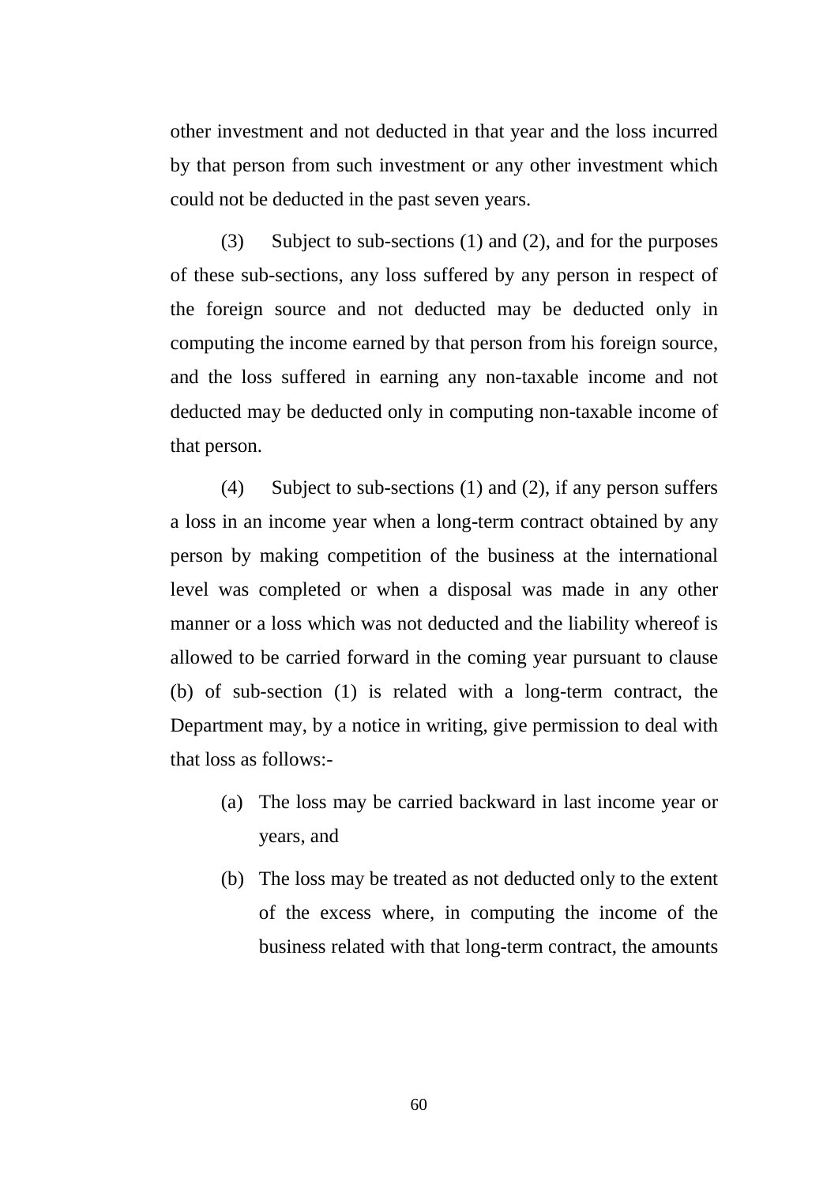other investment and not deducted in that year and the loss incurred by that person from such investment or any other investment which could not be deducted in the past seven years.

(3) Subject to sub-sections (1) and (2), and for the purposes of these sub-sections, any loss suffered by any person in respect of the foreign source and not deducted may be deducted only in computing the income earned by that person from his foreign source, and the loss suffered in earning any non-taxable income and not deducted may be deducted only in computing non-taxable income of that person.

(4) Subject to sub-sections (1) and (2), if any person suffers a loss in an income year when a long-term contract obtained by any person by making competition of the business at the international level was completed or when a disposal was made in any other manner or a loss which was not deducted and the liability whereof is allowed to be carried forward in the coming year pursuant to clause (b) of sub-section (1) is related with a long-term contract, the Department may, by a notice in writing, give permission to deal with that loss as follows:-

(a) The loss may be carried backward in last income year or years, and

(b) The loss may be treated as not deducted only to the extent of the excess where, in computing the income of the business related with that long-term contract, the amounts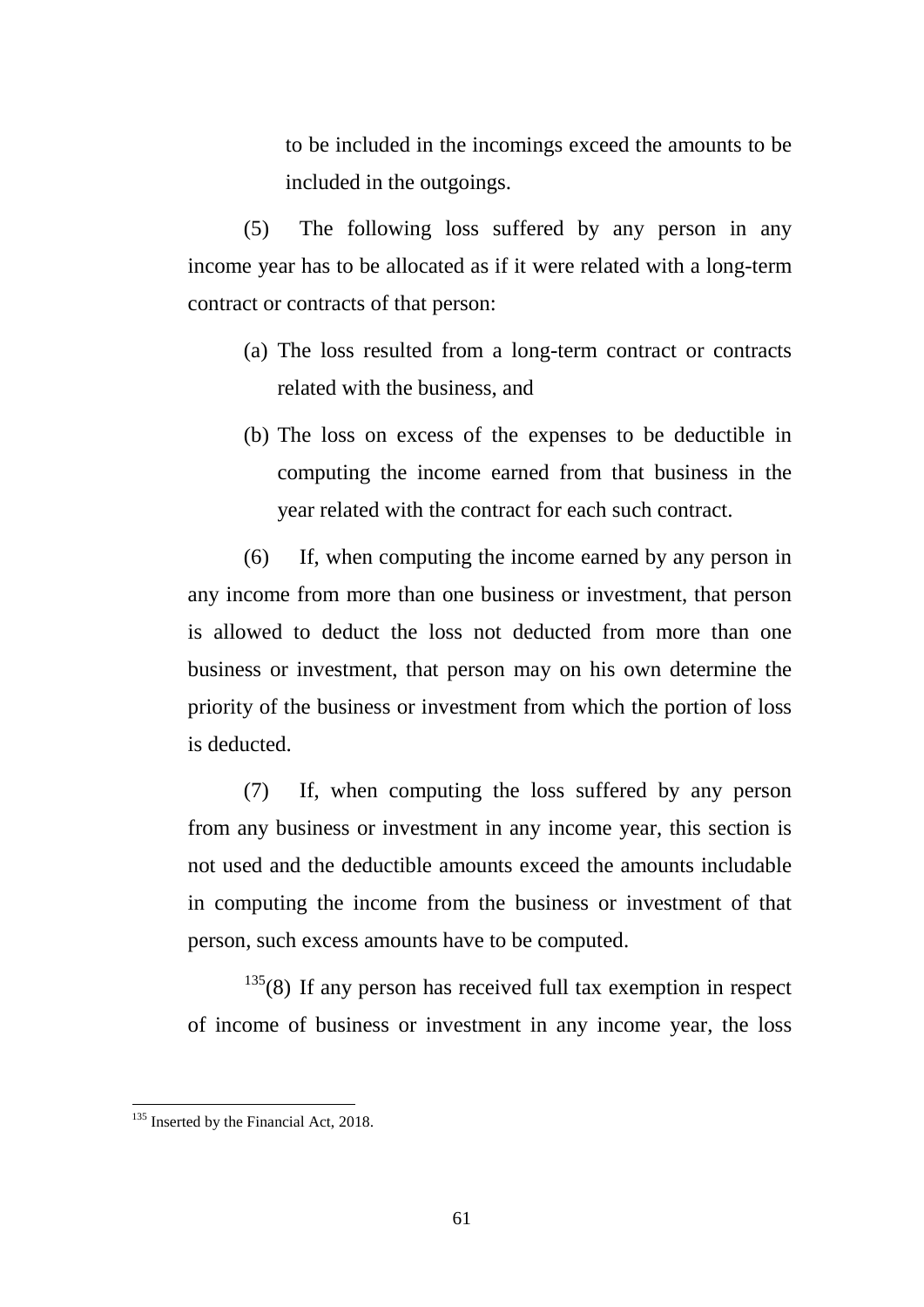to be included in the incomings exceed the amounts to be included in the outgoings.

(5) The following loss suffered by any person in any income year has to be allocated as if it were related with a long-term contract or contracts of that person:

(a) The loss resulted from a long-term contract or contracts related with the business, and

(b) The loss on excess of the expenses to be deductible in computing the income earned from that business in the year related with the contract for each such contract.

(6) If, when computing the income earned by any person in any income from more than one business or investment, that person is allowed to deduct the loss not deducted from more than one business or investment, that person may on his own determine the priority of the business or investment from which the portion of loss is deducted.

(7) If, when computing the loss suffered by any person from any business or investment in any income year, this section is not used and the deductible amounts exceed the amounts includable in computing the income from the business or investment of that person, such excess amounts have to be computed.

[135](8) If any person has received full tax exemption in respect of income of business or investment in any income year, the loss

---

[135] Inserted by the Financial Act, 2018.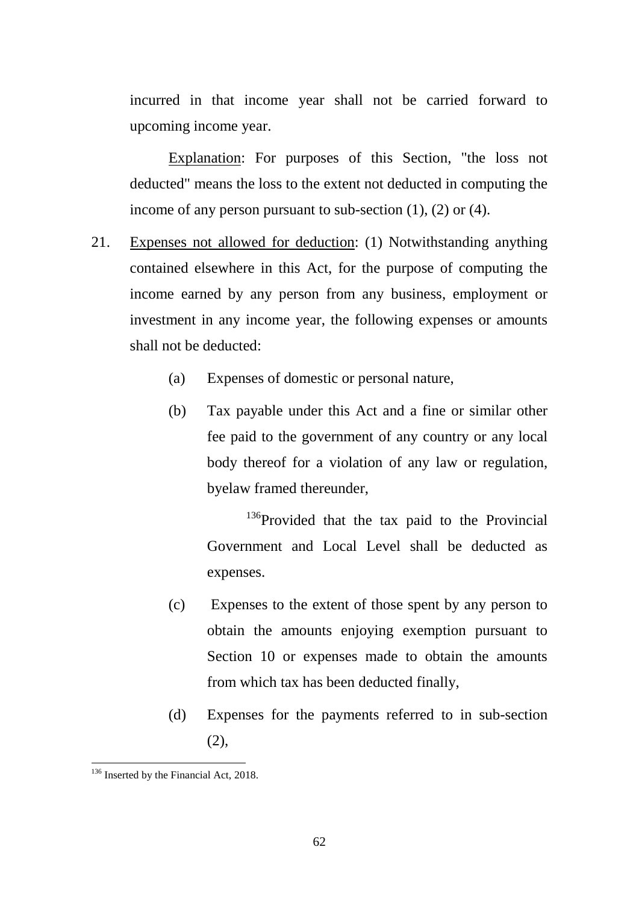incurred in that income year shall not be carried forward to upcoming income year.

Explanation: For purposes of this Section, "the loss not deducted" means the loss to the extent not deducted in computing the income of any person pursuant to sub-section (1), (2) or (4).

21. Expenses not allowed for deduction: (1) Notwithstanding anything contained elsewhere in this Act, for the purpose of computing the income earned by any person from any business, employment or investment in any income year, the following expenses or amounts shall not be deducted:

   (a) Expenses of domestic or personal nature,

   (b) Tax payable under this Act and a fine or similar other fee paid to the government of any country or any local body thereof for a violation of any law or regulation, byelaw framed thereunder,

   [136]Provided that the tax paid to the Provincial Government and Local Level shall be deducted as expenses.

   (c) Expenses to the extent of those spent by any person to obtain the amounts enjoying exemption pursuant to Section 10 or expenses made to obtain the amounts from which tax has been deducted finally,

   (d) Expenses for the payments referred to in sub-section (2),

---

[136] Inserted by the Financial Act, 2018.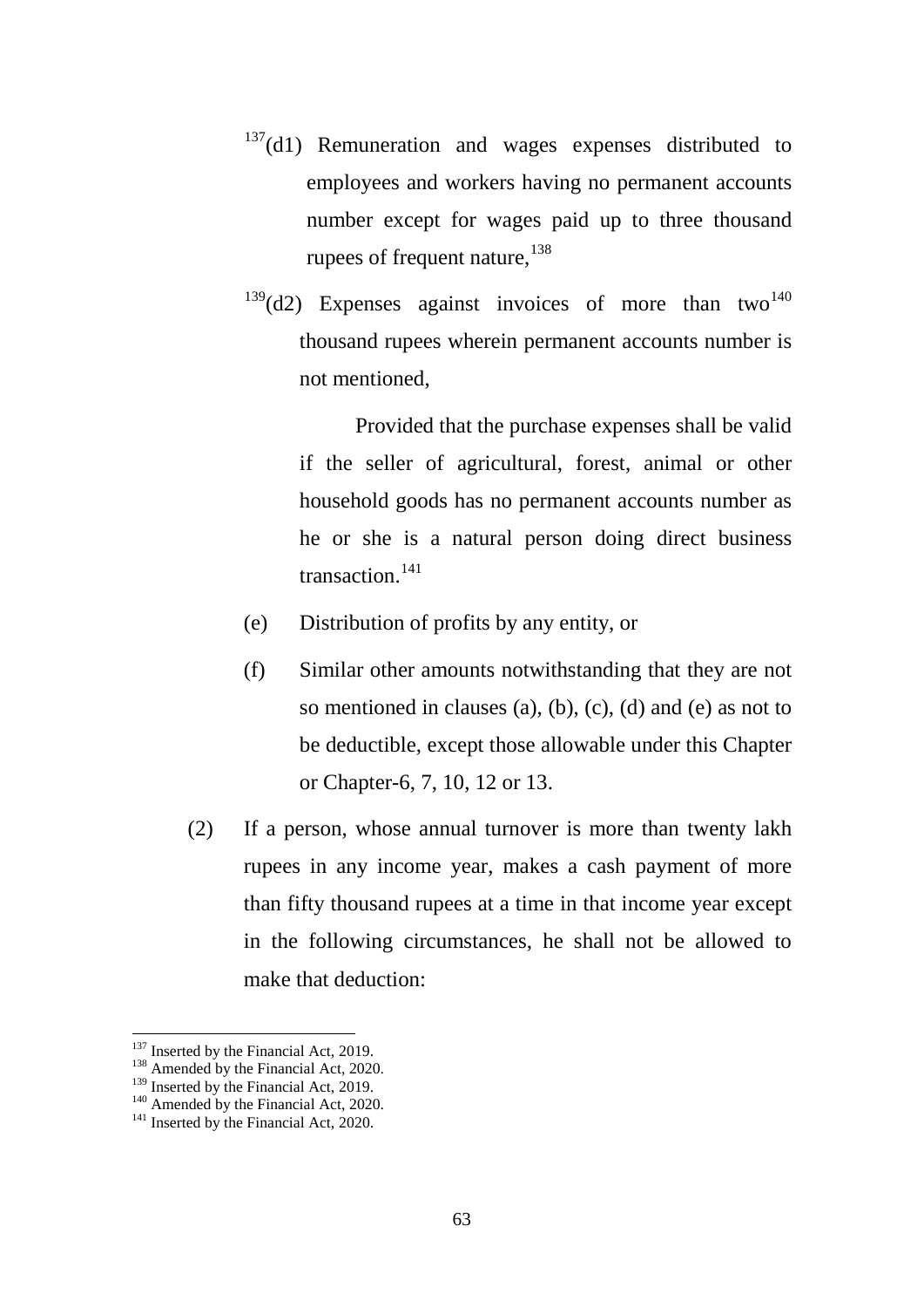[137](d1) Remuneration and wages expenses distributed to employees and workers having no permanent accounts number except for wages paid up to three thousand rupees of frequent nature,[138]

[139](d2) Expenses against invoices of more than two[140] thousand rupees wherein permanent accounts number is not mentioned,

Provided that the purchase expenses shall be valid if the seller of agricultural, forest, animal or other household goods has no permanent accounts number as he or she is a natural person doing direct business transaction.[141]

(e) Distribution of profits by any entity, or

(f) Similar other amounts notwithstanding that they are not so mentioned in clauses (a), (b), (c), (d) and (e) as not to be deductible, except those allowable under this Chapter or Chapter-6, 7, 10, 12 or 13.

(2) If a person, whose annual turnover is more than twenty lakh rupees in any income year, makes a cash payment of more than fifty thousand rupees at a time in that income year except in the following circumstances, he shall not be allowed to make that deduction:

---

[137] Inserted by the Financial Act, 2019.
[138] Amended by the Financial Act, 2020.
[139] Inserted by the Financial Act, 2019.
[140] Amended by the Financial Act, 2020.
[141] Inserted by the Financial Act, 2020.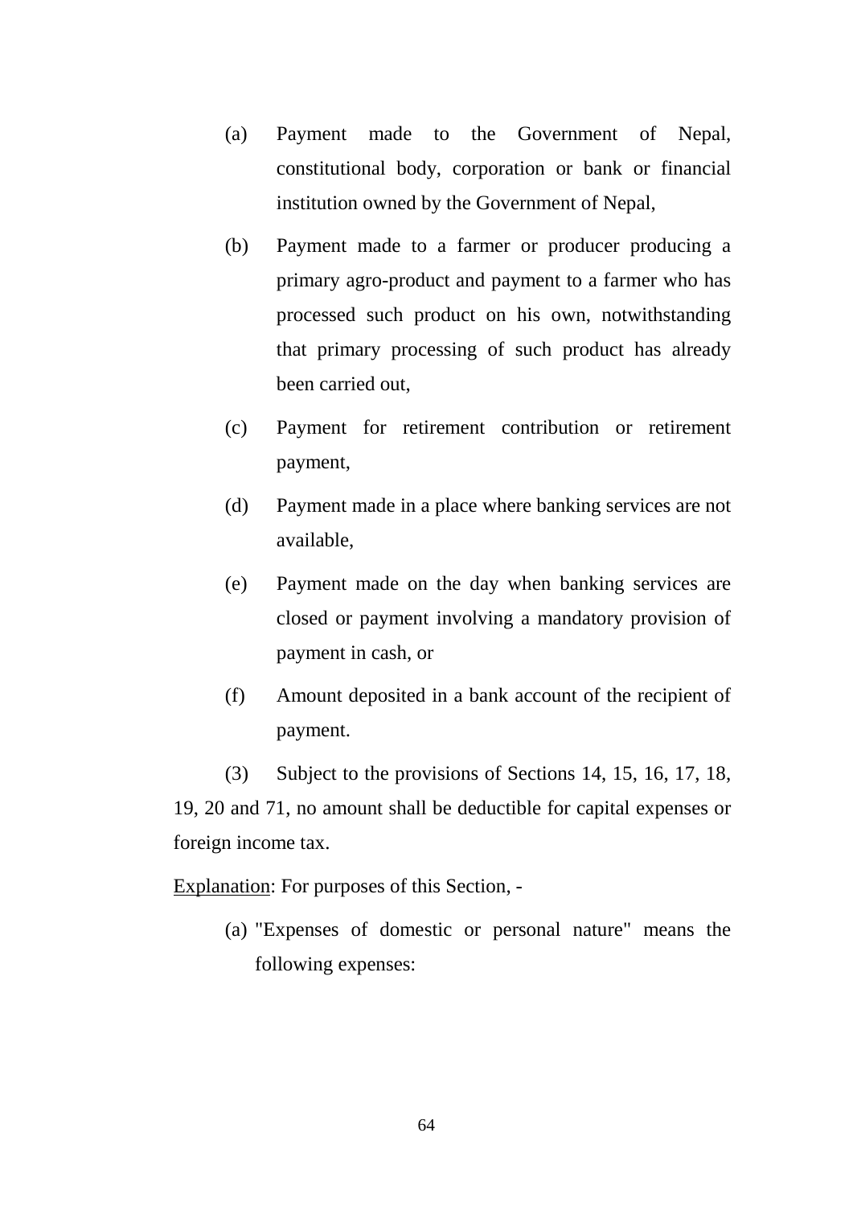(a) Payment made to the Government of Nepal, constitutional body, corporation or bank or financial institution owned by the Government of Nepal,

(b) Payment made to a farmer or producer producing a primary agro-product and payment to a farmer who has processed such product on his own, notwithstanding that primary processing of such product has already been carried out,

(c) Payment for retirement contribution or retirement payment,

(d) Payment made in a place where banking services are not available,

(e) Payment made on the day when banking services are closed or payment involving a mandatory provision of payment in cash, or

(f) Amount deposited in a bank account of the recipient of payment.

(3) Subject to the provisions of Sections 14, 15, 16, 17, 18, 19, 20 and 71, no amount shall be deductible for capital expenses or foreign income tax.

Explanation: For purposes of this Section, -

(a) "Expenses of domestic or personal nature" means the following expenses: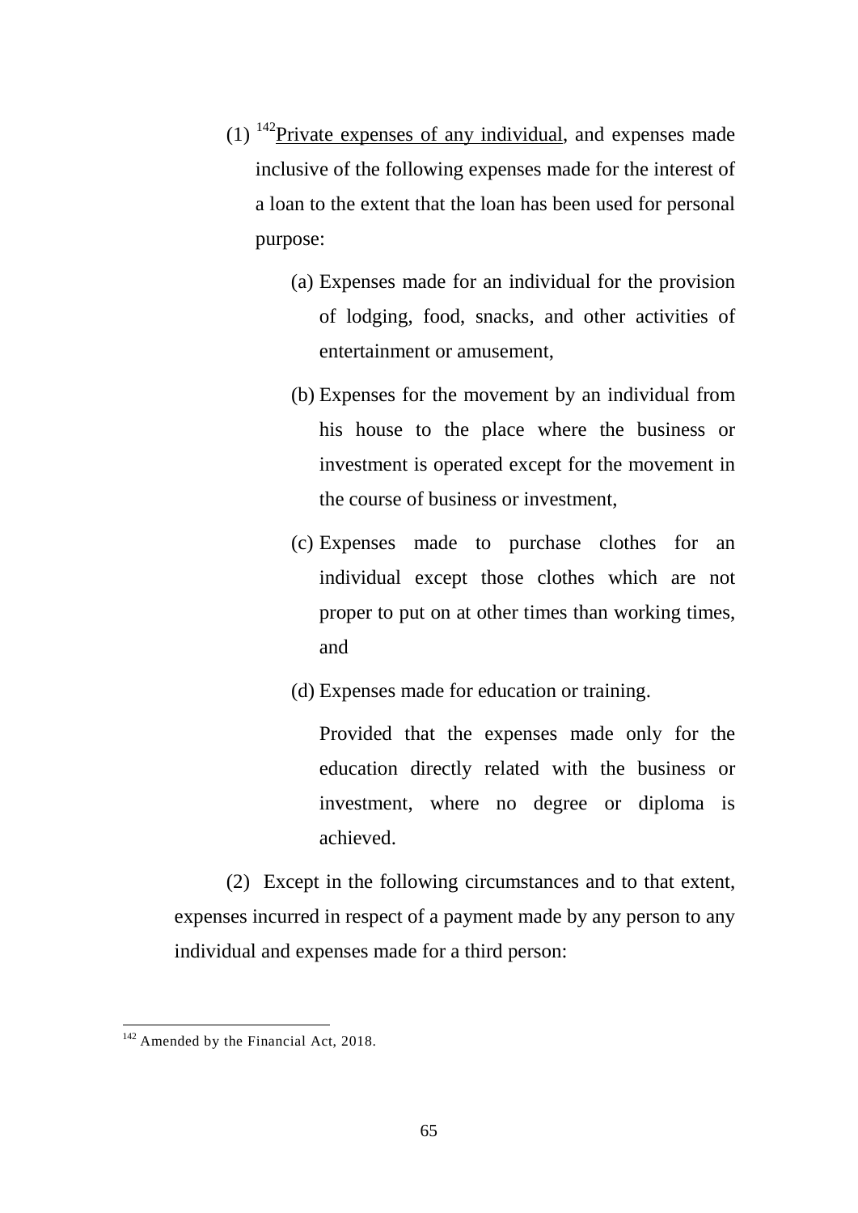(1) [142]<u>Private expenses of any individual</u>, and expenses made inclusive of the following expenses made for the interest of a loan to the extent that the loan has been used for personal purpose:

(a) Expenses made for an individual for the provision of lodging, food, snacks, and other activities of entertainment or amusement,

(b) Expenses for the movement by an individual from his house to the place where the business or investment is operated except for the movement in the course of business or investment,

(c) Expenses made to purchase clothes for an individual except those clothes which are not proper to put on at other times than working times, and

(d) Expenses made for education or training.

Provided that the expenses made only for the education directly related with the business or investment, where no degree or diploma is achieved.

(2) Except in the following circumstances and to that extent, expenses incurred in respect of a payment made by any person to any individual and expenses made for a third person:

---

[142] Amended by the Financial Act, 2018.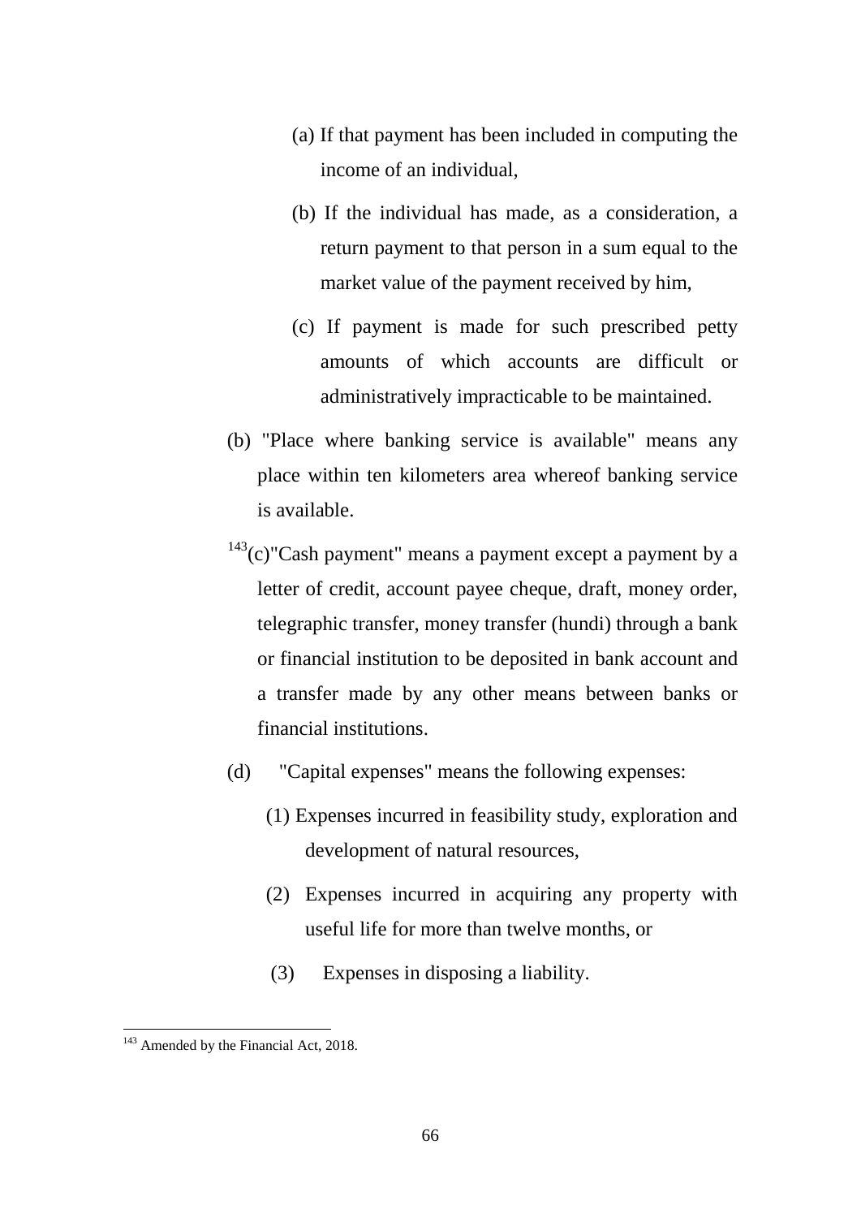(a) If that payment has been included in computing the income of an individual,

(b) If the individual has made, as a consideration, a return payment to that person in a sum equal to the market value of the payment received by him,

(c) If payment is made for such prescribed petty amounts of which accounts are difficult or administratively impracticable to be maintained.

(b) "Place where banking service is available" means any place within ten kilometers area whereof banking service is available.

[143](c)"Cash payment" means a payment except a payment by a letter of credit, account payee cheque, draft, money order, telegraphic transfer, money transfer (hundi) through a bank or financial institution to be deposited in bank account and a transfer made by any other means between banks or financial institutions.

(d) "Capital expenses" means the following expenses:

(1) Expenses incurred in feasibility study, exploration and development of natural resources,

(2) Expenses incurred in acquiring any property with useful life for more than twelve months, or

(3) Expenses in disposing a liability.

---

[143] Amended by the Financial Act, 2018.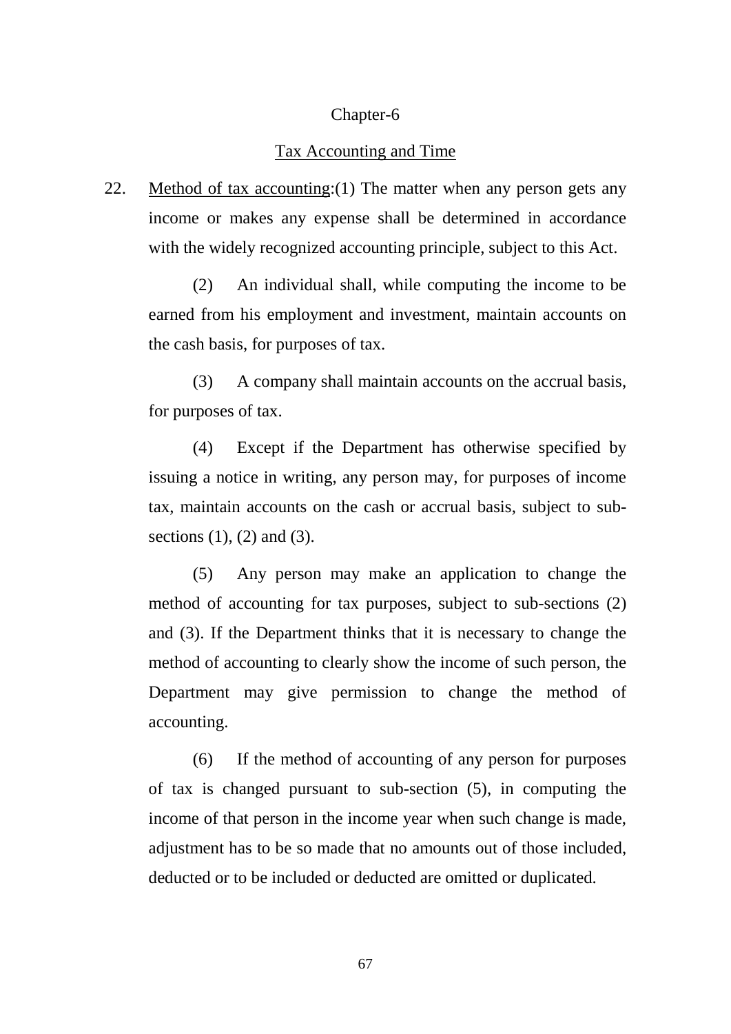# Chapter-6

## Tax Accounting and Time

22. Method of tax accounting:(1) The matter when any person gets any income or makes any expense shall be determined in accordance with the widely recognized accounting principle, subject to this Act.

    (2) An individual shall, while computing the income to be earned from his employment and investment, maintain accounts on the cash basis, for purposes of tax.

    (3) A company shall maintain accounts on the accrual basis, for purposes of tax.

    (4) Except if the Department has otherwise specified by issuing a notice in writing, any person may, for purposes of income tax, maintain accounts on the cash or accrual basis, subject to sub-sections (1), (2) and (3).

    (5) Any person may make an application to change the method of accounting for tax purposes, subject to sub-sections (2) and (3). If the Department thinks that it is necessary to change the method of accounting to clearly show the income of such person, the Department may give permission to change the method of accounting.

    (6) If the method of accounting of any person for purposes of tax is changed pursuant to sub-section (5), in computing the income of that person in the income year when such change is made, adjustment has to be so made that no amounts out of those included, deducted or to be included or deducted are omitted or duplicated.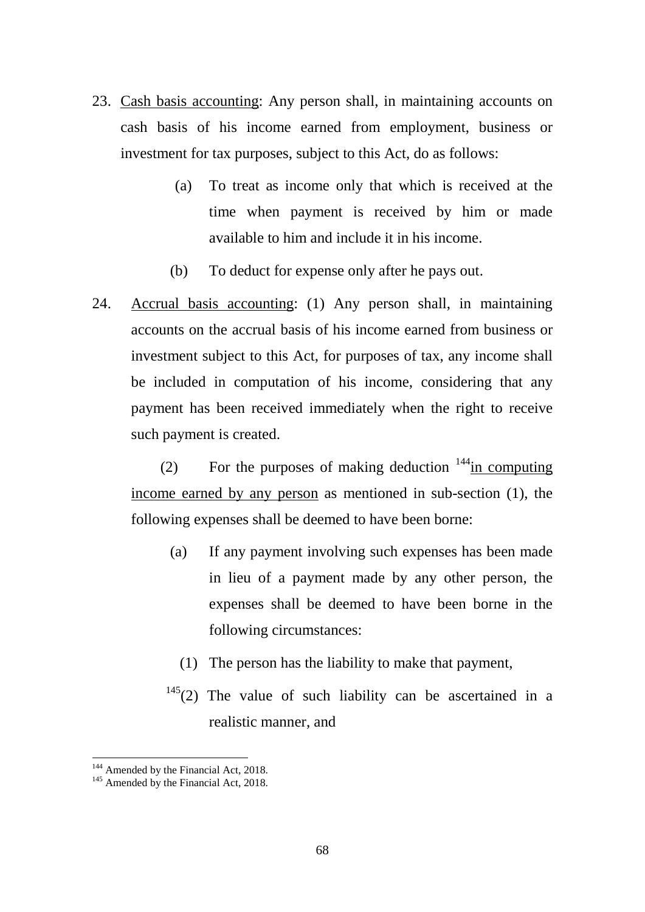23. Cash basis accounting: Any person shall, in maintaining accounts on cash basis of his income earned from employment, business or investment for tax purposes, subject to this Act, do as follows:

    (a) To treat as income only that which is received at the time when payment is received by him or made available to him and include it in his income.

    (b) To deduct for expense only after he pays out.

24. Accrual basis accounting: (1) Any person shall, in maintaining accounts on the accrual basis of his income earned from business or investment subject to this Act, for purposes of tax, any income shall be included in computation of his income, considering that any payment has been received immediately when the right to receive such payment is created.

    (2) For the purposes of making deduction [144]in computing income earned by any person as mentioned in sub-section (1), the following expenses shall be deemed to have been borne:

    (a) If any payment involving such expenses has been made in lieu of a payment made by any other person, the expenses shall be deemed to have been borne in the following circumstances:

    (1) The person has the liability to make that payment,

    [145](2) The value of such liability can be ascertained in a realistic manner, and

---

[144] Amended by the Financial Act, 2018.

[145] Amended by the Financial Act, 2018.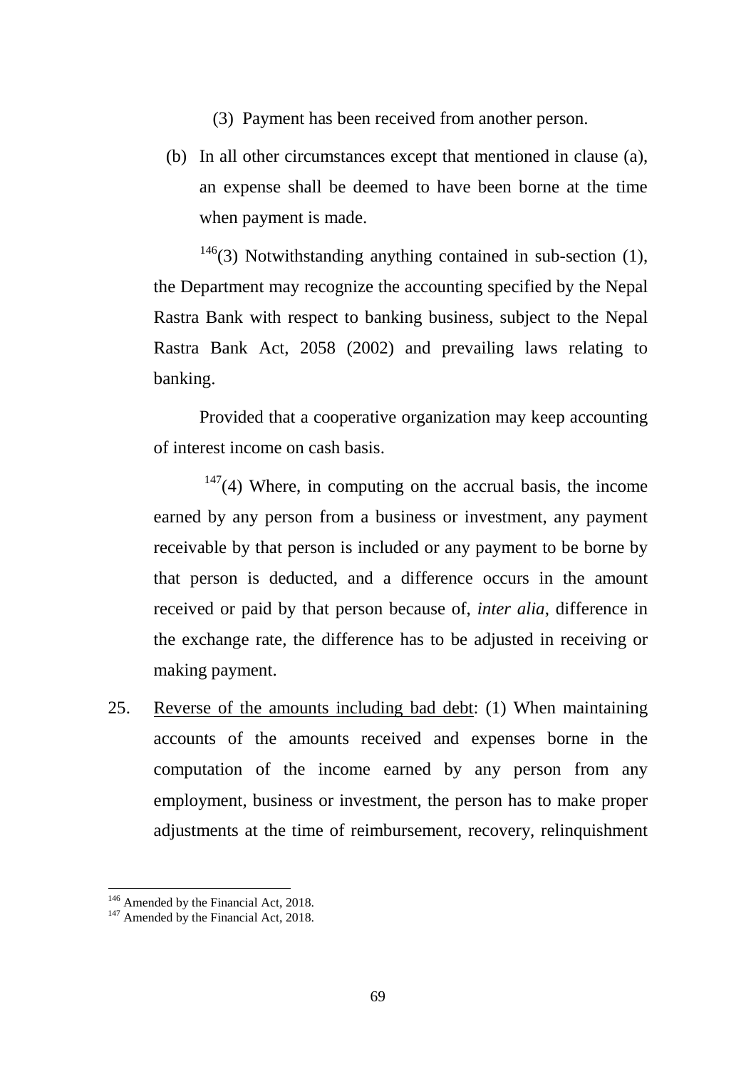(3) Payment has been received from another person.

(b) In all other circumstances except that mentioned in clause (a), an expense shall be deemed to have been borne at the time when payment is made.

[146](3) Notwithstanding anything contained in sub-section (1), the Department may recognize the accounting specified by the Nepal Rastra Bank with respect to banking business, subject to the Nepal Rastra Bank Act, 2058 (2002) and prevailing laws relating to banking.

Provided that a cooperative organization may keep accounting of interest income on cash basis.

[147](4) Where, in computing on the accrual basis, the income earned by any person from a business or investment, any payment receivable by that person is included or any payment to be borne by that person is deducted, and a difference occurs in the amount received or paid by that person because of, *inter alia*, difference in the exchange rate, the difference has to be adjusted in receiving or making payment.

25. Reverse of the amounts including bad debt: (1) When maintaining accounts of the amounts received and expenses borne in the computation of the income earned by any person from any employment, business or investment, the person has to make proper adjustments at the time of reimbursement, recovery, relinquishment

---

[146] Amended by the Financial Act, 2018.

[147] Amended by the Financial Act, 2018.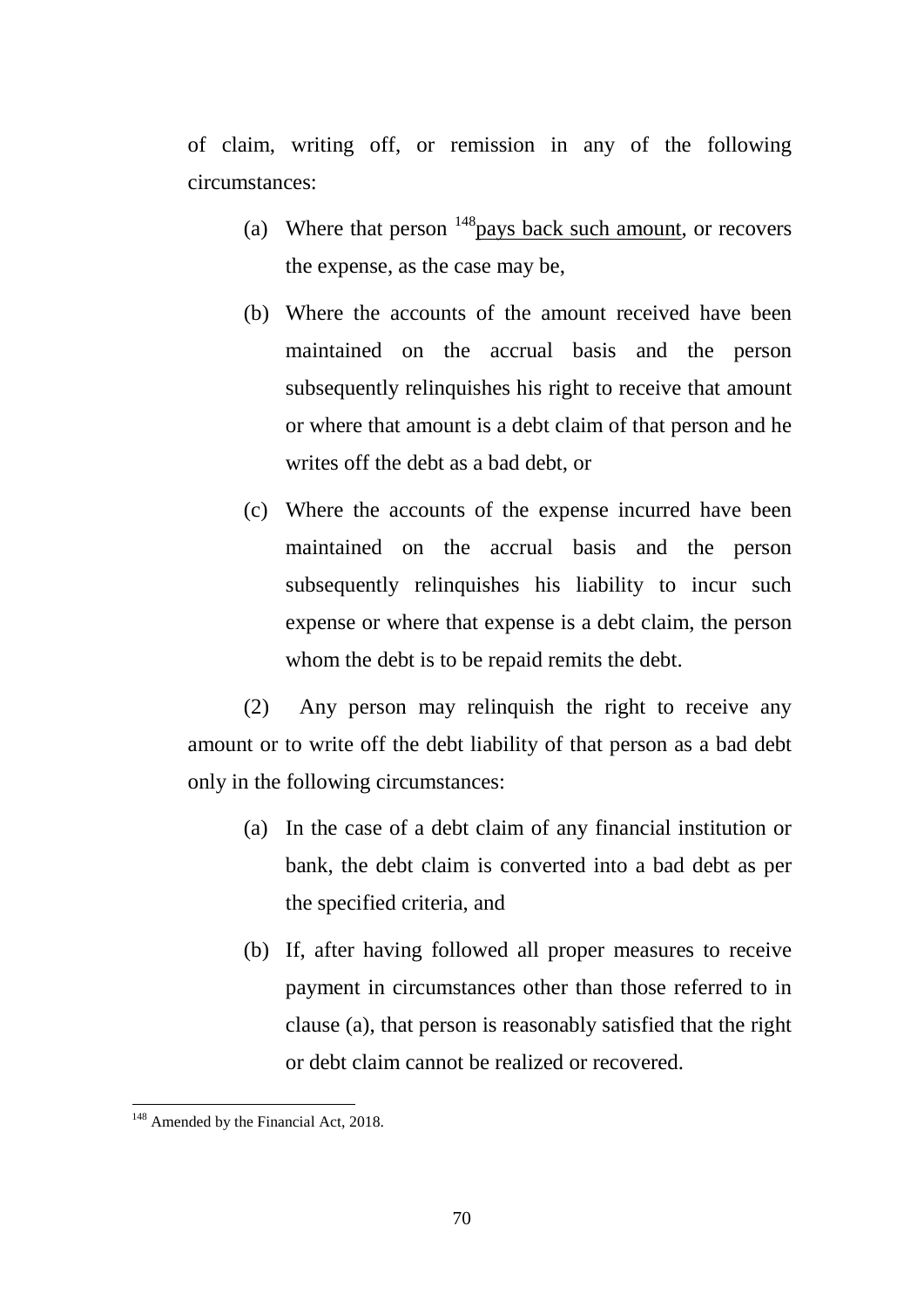of claim, writing off, or remission in any of the following circumstances:

(a) Where that person [148]pays back such amount, or recovers the expense, as the case may be,

(b) Where the accounts of the amount received have been maintained on the accrual basis and the person subsequently relinquishes his right to receive that amount or where that amount is a debt claim of that person and he writes off the debt as a bad debt, or

(c) Where the accounts of the expense incurred have been maintained on the accrual basis and the person subsequently relinquishes his liability to incur such expense or where that expense is a debt claim, the person whom the debt is to be repaid remits the debt.

(2) Any person may relinquish the right to receive any amount or to write off the debt liability of that person as a bad debt only in the following circumstances:

(a) In the case of a debt claim of any financial institution or bank, the debt claim is converted into a bad debt as per the specified criteria, and

(b) If, after having followed all proper measures to receive payment in circumstances other than those referred to in clause (a), that person is reasonably satisfied that the right or debt claim cannot be realized or recovered.

---

[148] Amended by the Financial Act, 2018.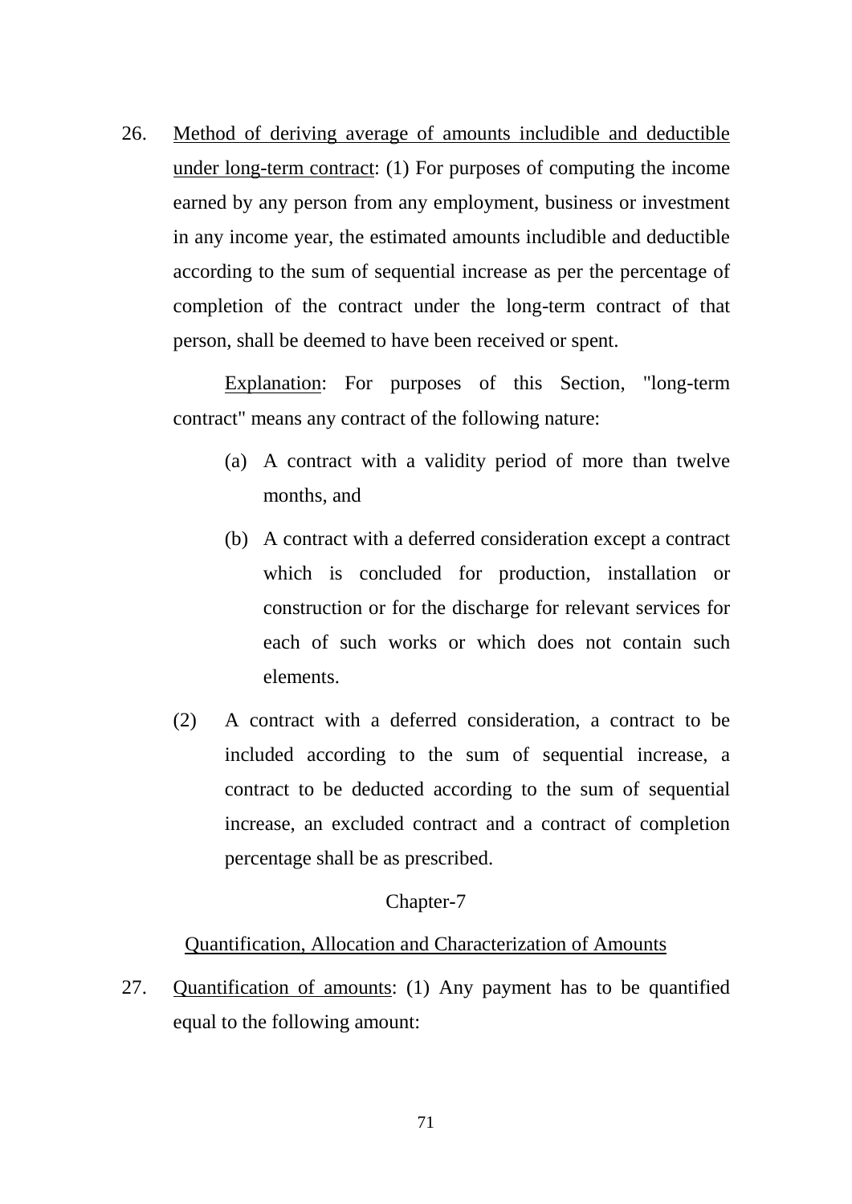26. <u>Method of deriving average of amounts includible and deductible under long-term contract</u>: (1) For purposes of computing the income earned by any person from any employment, business or investment in any income year, the estimated amounts includible and deductible according to the sum of sequential increase as per the percentage of completion of the contract under the long-term contract of that person, shall be deemed to have been received or spent.

   <u>Explanation</u>: For purposes of this Section, "long-term contract" means any contract of the following nature:

   (a) A contract with a validity period of more than twelve months, and

   (b) A contract with a deferred consideration except a contract which is concluded for production, installation or construction or for the discharge for relevant services for each of such works or which does not contain such elements.

   (2) A contract with a deferred consideration, a contract to be included according to the sum of sequential increase, a contract to be deducted according to the sum of sequential increase, an excluded contract and a contract of completion percentage shall be as prescribed.

## Chapter-7

## <u>Quantification, Allocation and Characterization of Amounts</u>

27. <u>Quantification of amounts</u>: (1) Any payment has to be quantified equal to the following amount: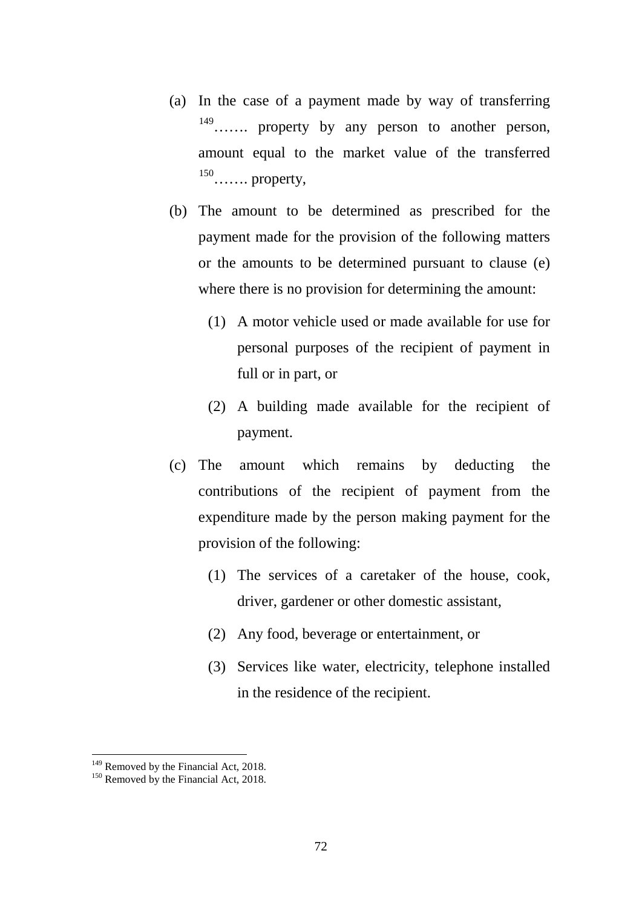(a) In the case of a payment made by way of transferring [149]……. property by any person to another person, amount equal to the market value of the transferred [150]……. property,

(b) The amount to be determined as prescribed for the payment made for the provision of the following matters or the amounts to be determined pursuant to clause (e) where there is no provision for determining the amount:

   (1) A motor vehicle used or made available for use for personal purposes of the recipient of payment in full or in part, or

   (2) A building made available for the recipient of payment.

(c) The amount which remains by deducting the contributions of the recipient of payment from the expenditure made by the person making payment for the provision of the following:

   (1) The services of a caretaker of the house, cook, driver, gardener or other domestic assistant,

   (2) Any food, beverage or entertainment, or

   (3) Services like water, electricity, telephone installed in the residence of the recipient.

---

[149] Removed by the Financial Act, 2018.

[150] Removed by the Financial Act, 2018.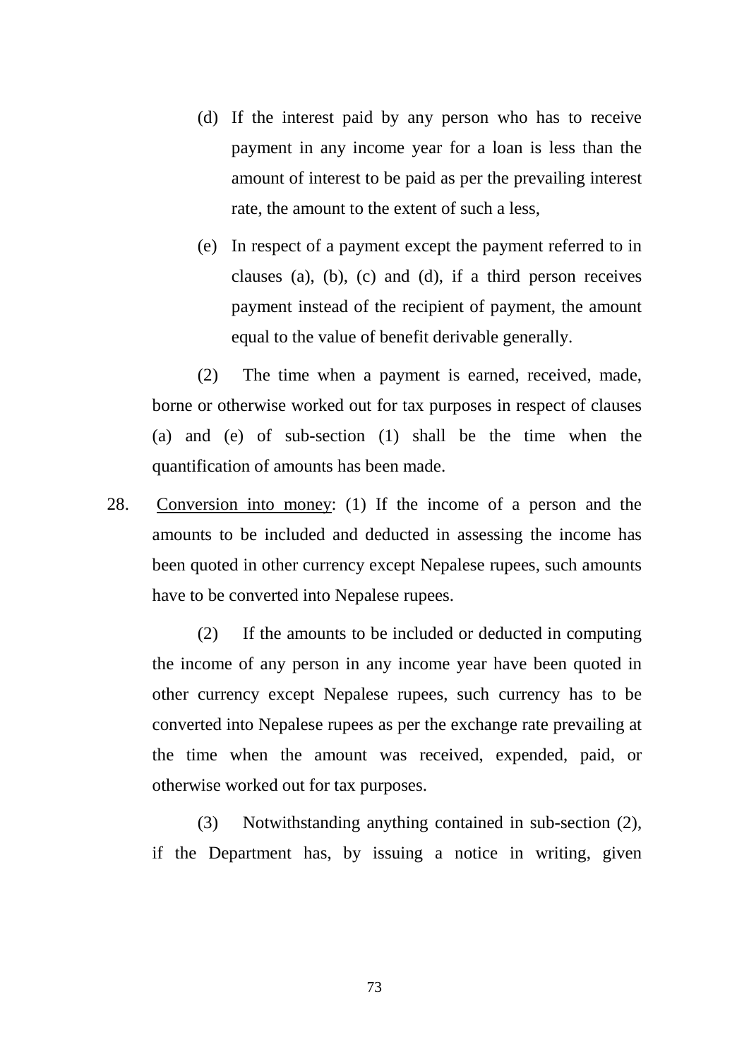(d) If the interest paid by any person who has to receive payment in any income year for a loan is less than the amount of interest to be paid as per the prevailing interest rate, the amount to the extent of such a less,

(e) In respect of a payment except the payment referred to in clauses (a), (b), (c) and (d), if a third person receives payment instead of the recipient of payment, the amount equal to the value of benefit derivable generally.

(2) The time when a payment is earned, received, made, borne or otherwise worked out for tax purposes in respect of clauses (a) and (e) of sub-section (1) shall be the time when the quantification of amounts has been made.

28. Conversion into money: (1) If the income of a person and the amounts to be included and deducted in assessing the income has been quoted in other currency except Nepalese rupees, such amounts have to be converted into Nepalese rupees.

(2) If the amounts to be included or deducted in computing the income of any person in any income year have been quoted in other currency except Nepalese rupees, such currency has to be converted into Nepalese rupees as per the exchange rate prevailing at the time when the amount was received, expended, paid, or otherwise worked out for tax purposes.

(3) Notwithstanding anything contained in sub-section (2), if the Department has, by issuing a notice in writing, given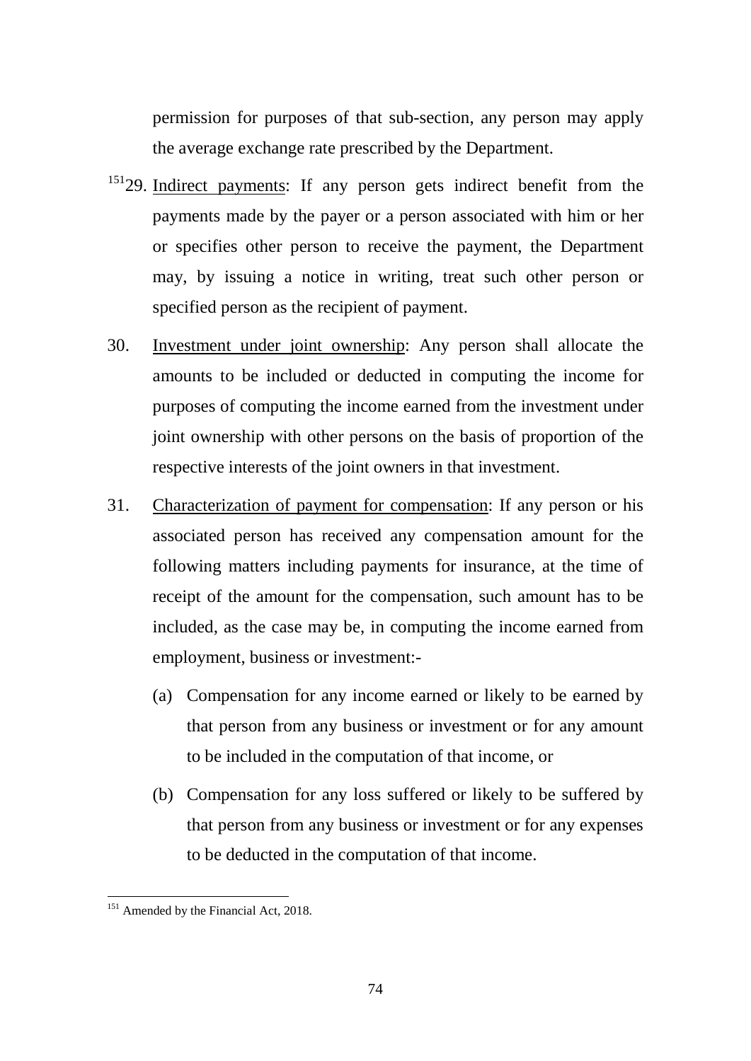permission for purposes of that sub-section, any person may apply the average exchange rate prescribed by the Department.

[151]29. Indirect payments: If any person gets indirect benefit from the payments made by the payer or a person associated with him or her or specifies other person to receive the payment, the Department may, by issuing a notice in writing, treat such other person or specified person as the recipient of payment.

30. Investment under joint ownership: Any person shall allocate the amounts to be included or deducted in computing the income for purposes of computing the income earned from the investment under joint ownership with other persons on the basis of proportion of the respective interests of the joint owners in that investment.

31. Characterization of payment for compensation: If any person or his associated person has received any compensation amount for the following matters including payments for insurance, at the time of receipt of the amount for the compensation, such amount has to be included, as the case may be, in computing the income earned from employment, business or investment:-

   (a) Compensation for any income earned or likely to be earned by that person from any business or investment or for any amount to be included in the computation of that income, or

   (b) Compensation for any loss suffered or likely to be suffered by that person from any business or investment or for any expenses to be deducted in the computation of that income.

---

[151] Amended by the Financial Act, 2018.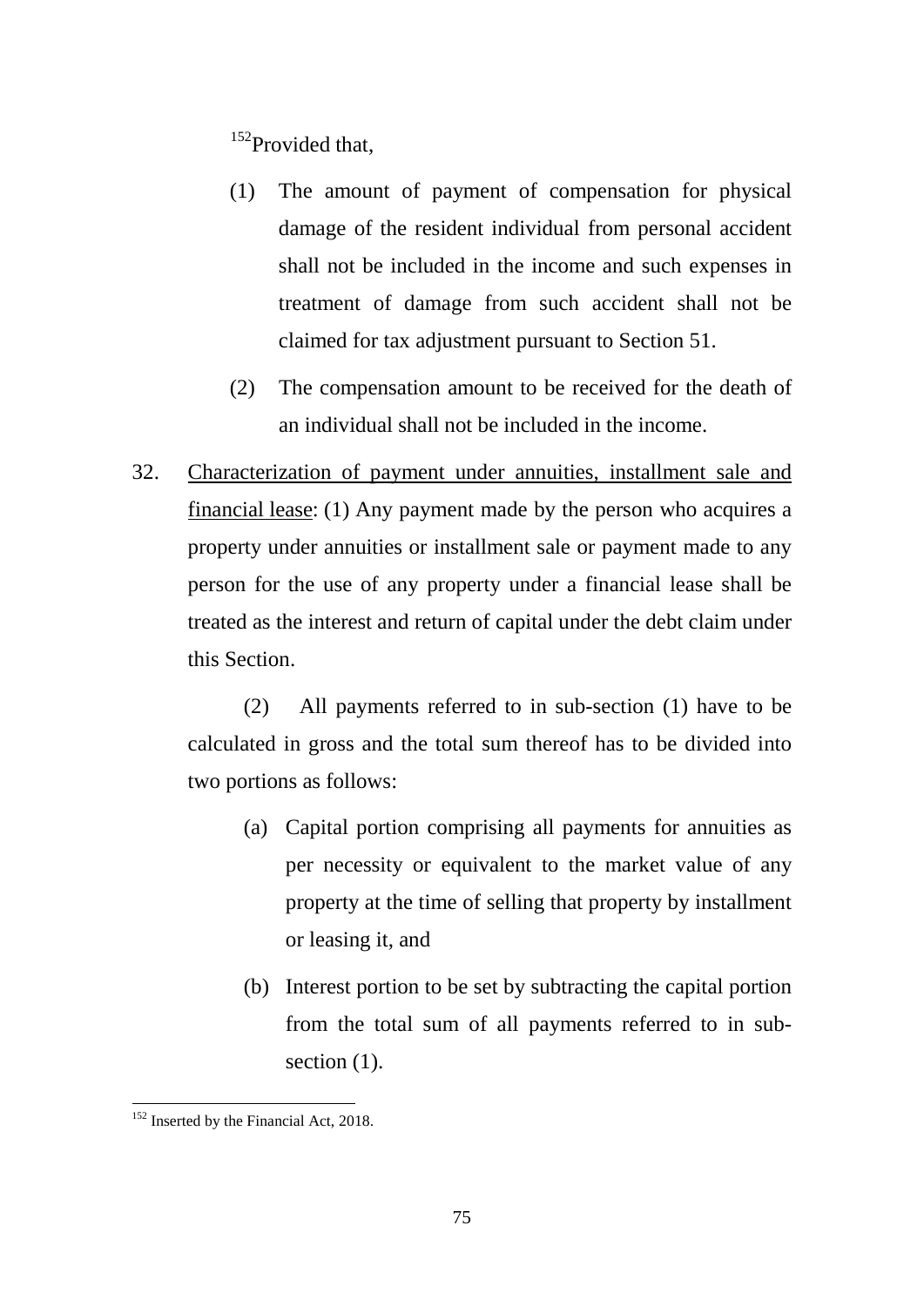[152]Provided that,

(1) The amount of payment of compensation for physical damage of the resident individual from personal accident shall not be included in the income and such expenses in treatment of damage from such accident shall not be claimed for tax adjustment pursuant to Section 51.

(2) The compensation amount to be received for the death of an individual shall not be included in the income.

32. <u>Characterization of payment under annuities, installment sale and financial lease</u>: (1) Any payment made by the person who acquires a property under annuities or installment sale or payment made to any person for the use of any property under a financial lease shall be treated as the interest and return of capital under the debt claim under this Section.

(2) All payments referred to in sub-section (1) have to be calculated in gross and the total sum thereof has to be divided into two portions as follows:

(a) Capital portion comprising all payments for annuities as per necessity or equivalent to the market value of any property at the time of selling that property by installment or leasing it, and

(b) Interest portion to be set by subtracting the capital portion from the total sum of all payments referred to in sub-section (1).

---

[152] Inserted by the Financial Act, 2018.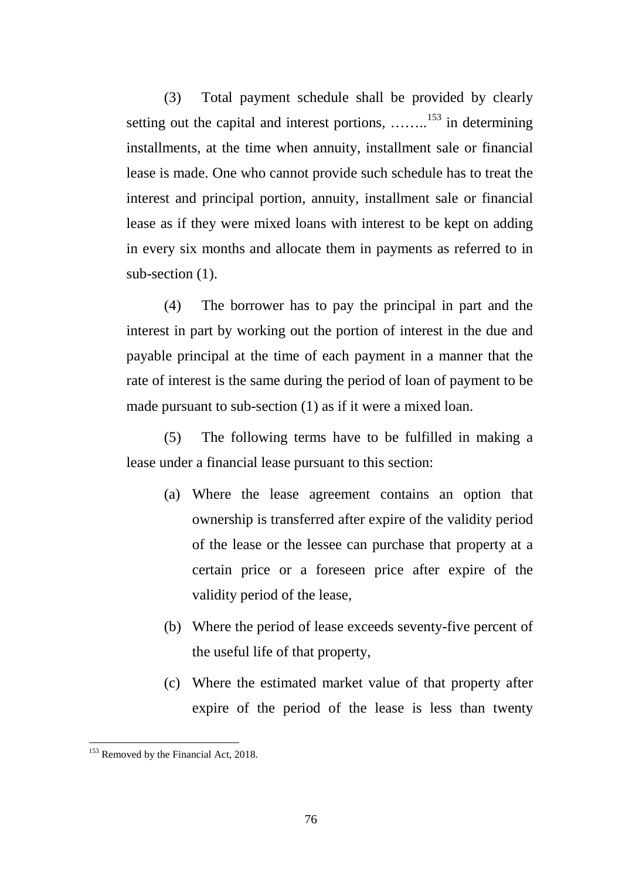(3) Total payment schedule shall be provided by clearly setting out the capital and interest portions, ……..[153] in determining installments, at the time when annuity, installment sale or financial lease is made. One who cannot provide such schedule has to treat the interest and principal portion, annuity, installment sale or financial lease as if they were mixed loans with interest to be kept on adding in every six months and allocate them in payments as referred to in sub-section (1).

(4) The borrower has to pay the principal in part and the interest in part by working out the portion of interest in the due and payable principal at the time of each payment in a manner that the rate of interest is the same during the period of loan of payment to be made pursuant to sub-section (1) as if it were a mixed loan.

(5) The following terms have to be fulfilled in making a lease under a financial lease pursuant to this section:

(a) Where the lease agreement contains an option that ownership is transferred after expire of the validity period of the lease or the lessee can purchase that property at a certain price or a foreseen price after expire of the validity period of the lease,

(b) Where the period of lease exceeds seventy-five percent of the useful life of that property,

(c) Where the estimated market value of that property after expire of the period of the lease is less than twenty

[153] Removed by the Financial Act, 2018.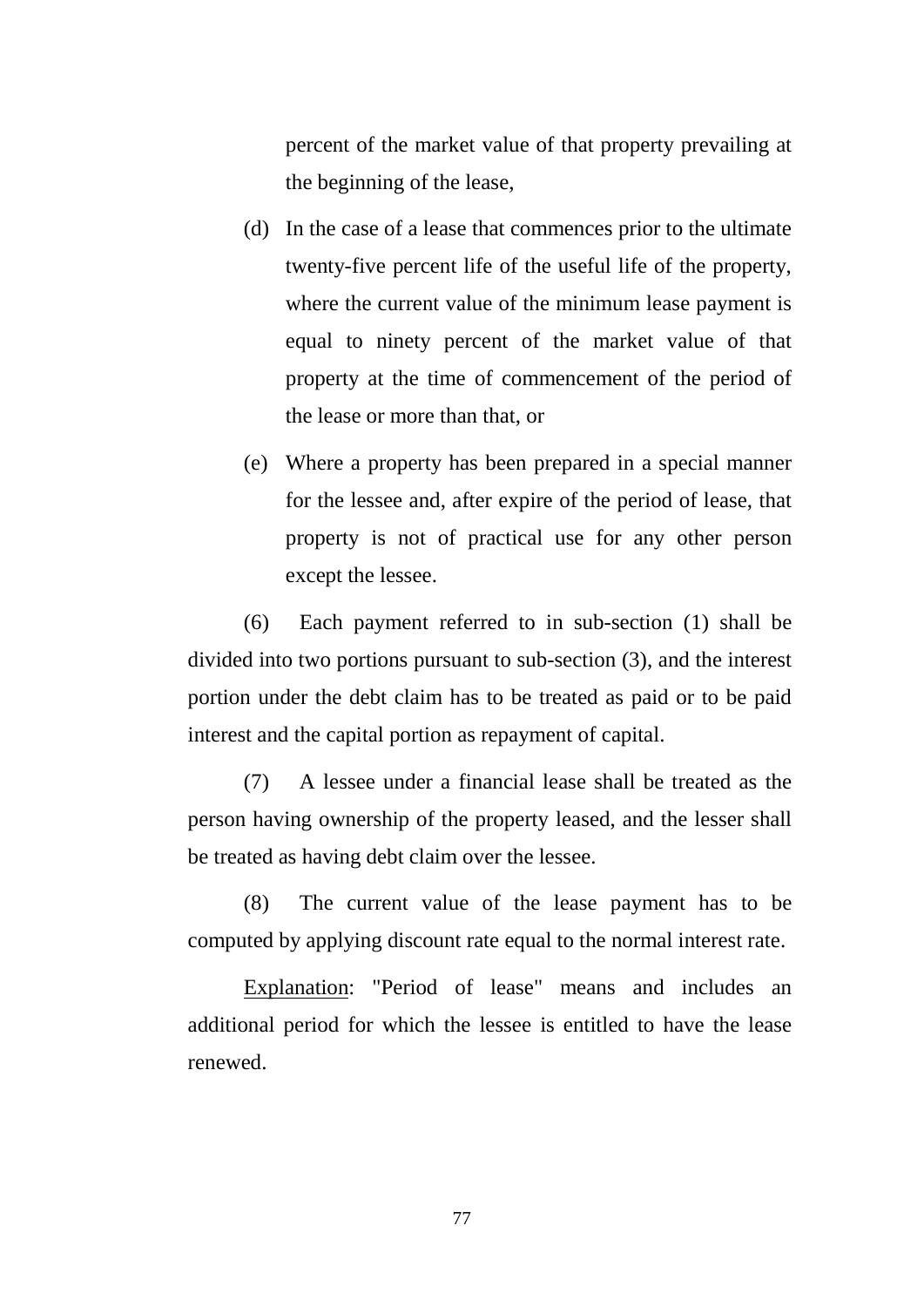percent of the market value of that property prevailing at the beginning of the lease,

(d) In the case of a lease that commences prior to the ultimate twenty-five percent life of the useful life of the property, where the current value of the minimum lease payment is equal to ninety percent of the market value of that property at the time of commencement of the period of the lease or more than that, or

(e) Where a property has been prepared in a special manner for the lessee and, after expire of the period of lease, that property is not of practical use for any other person except the lessee.

(6) Each payment referred to in sub-section (1) shall be divided into two portions pursuant to sub-section (3), and the interest portion under the debt claim has to be treated as paid or to be paid interest and the capital portion as repayment of capital.

(7) A lessee under a financial lease shall be treated as the person having ownership of the property leased, and the lesser shall be treated as having debt claim over the lessee.

(8) The current value of the lease payment has to be computed by applying discount rate equal to the normal interest rate.

<u>Explanation</u>: "Period of lease" means and includes an additional period for which the lessee is entitled to have the lease renewed.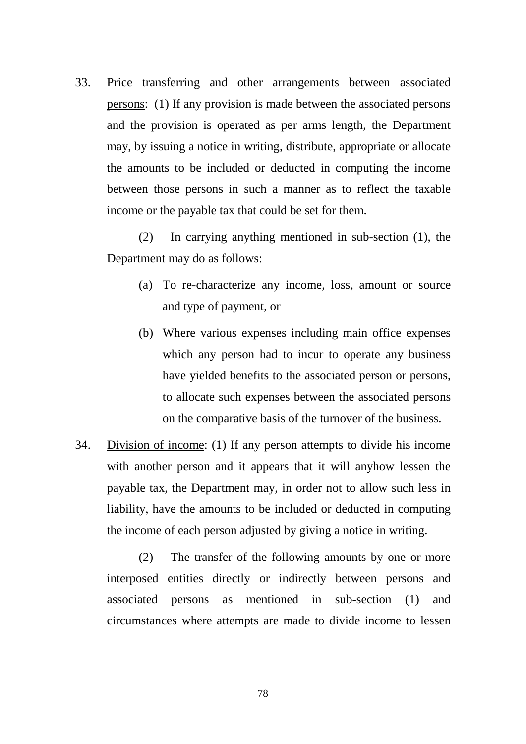33. <u>Price transferring and other arrangements between associated persons</u>: (1) If any provision is made between the associated persons and the provision is operated as per arms length, the Department may, by issuing a notice in writing, distribute, appropriate or allocate the amounts to be included or deducted in computing the income between those persons in such a manner as to reflect the taxable income or the payable tax that could be set for them.

    (2) In carrying anything mentioned in sub-section (1), the Department may do as follows:

    (a) To re-characterize any income, loss, amount or source and type of payment, or

    (b) Where various expenses including main office expenses which any person had to incur to operate any business have yielded benefits to the associated person or persons, to allocate such expenses between the associated persons on the comparative basis of the turnover of the business.

34. <u>Division of income</u>: (1) If any person attempts to divide his income with another person and it appears that it will anyhow lessen the payable tax, the Department may, in order not to allow such less in liability, have the amounts to be included or deducted in computing the income of each person adjusted by giving a notice in writing.

    (2) The transfer of the following amounts by one or more interposed entities directly or indirectly between persons and associated persons as mentioned in sub-section (1) and circumstances where attempts are made to divide income to lessen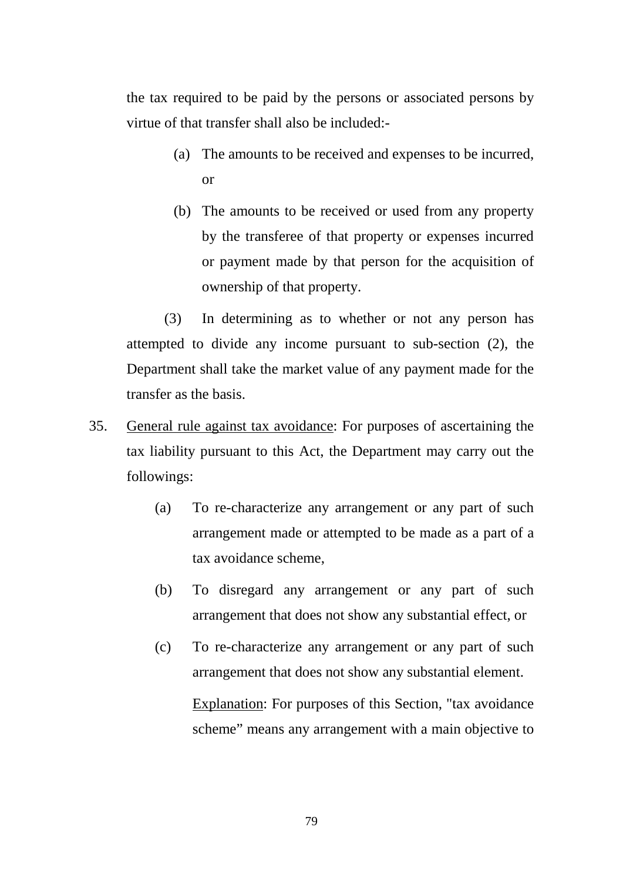the tax required to be paid by the persons or associated persons by virtue of that transfer shall also be included:-

(a) The amounts to be received and expenses to be incurred, or

(b) The amounts to be received or used from any property by the transferee of that property or expenses incurred or payment made by that person for the acquisition of ownership of that property.

(3) In determining as to whether or not any person has attempted to divide any income pursuant to sub-section (2), the Department shall take the market value of any payment made for the transfer as the basis.

35. General rule against tax avoidance: For purposes of ascertaining the tax liability pursuant to this Act, the Department may carry out the followings:

(a) To re-characterize any arrangement or any part of such arrangement made or attempted to be made as a part of a tax avoidance scheme,

(b) To disregard any arrangement or any part of such arrangement that does not show any substantial effect, or

(c) To re-characterize any arrangement or any part of such arrangement that does not show any substantial element.

Explanation: For purposes of this Section, "tax avoidance scheme" means any arrangement with a main objective to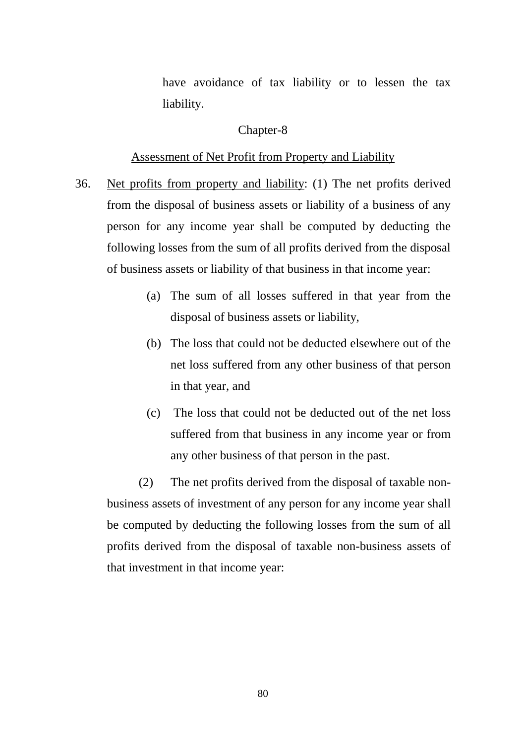have avoidance of tax liability or to lessen the tax liability.

## Chapter-8

### Assessment of Net Profit from Property and Liability

36. Net profits from property and liability: (1) The net profits derived from the disposal of business assets or liability of a business of any person for any income year shall be computed by deducting the following losses from the sum of all profits derived from the disposal of business assets or liability of that business in that income year:

    (a) The sum of all losses suffered in that year from the disposal of business assets or liability,

    (b) The loss that could not be deducted elsewhere out of the net loss suffered from any other business of that person in that year, and

    (c) The loss that could not be deducted out of the net loss suffered from that business in any income year or from any other business of that person in the past.

    (2) The net profits derived from the disposal of taxable non-business assets of investment of any person for any income year shall be computed by deducting the following losses from the sum of all profits derived from the disposal of taxable non-business assets of that investment in that income year: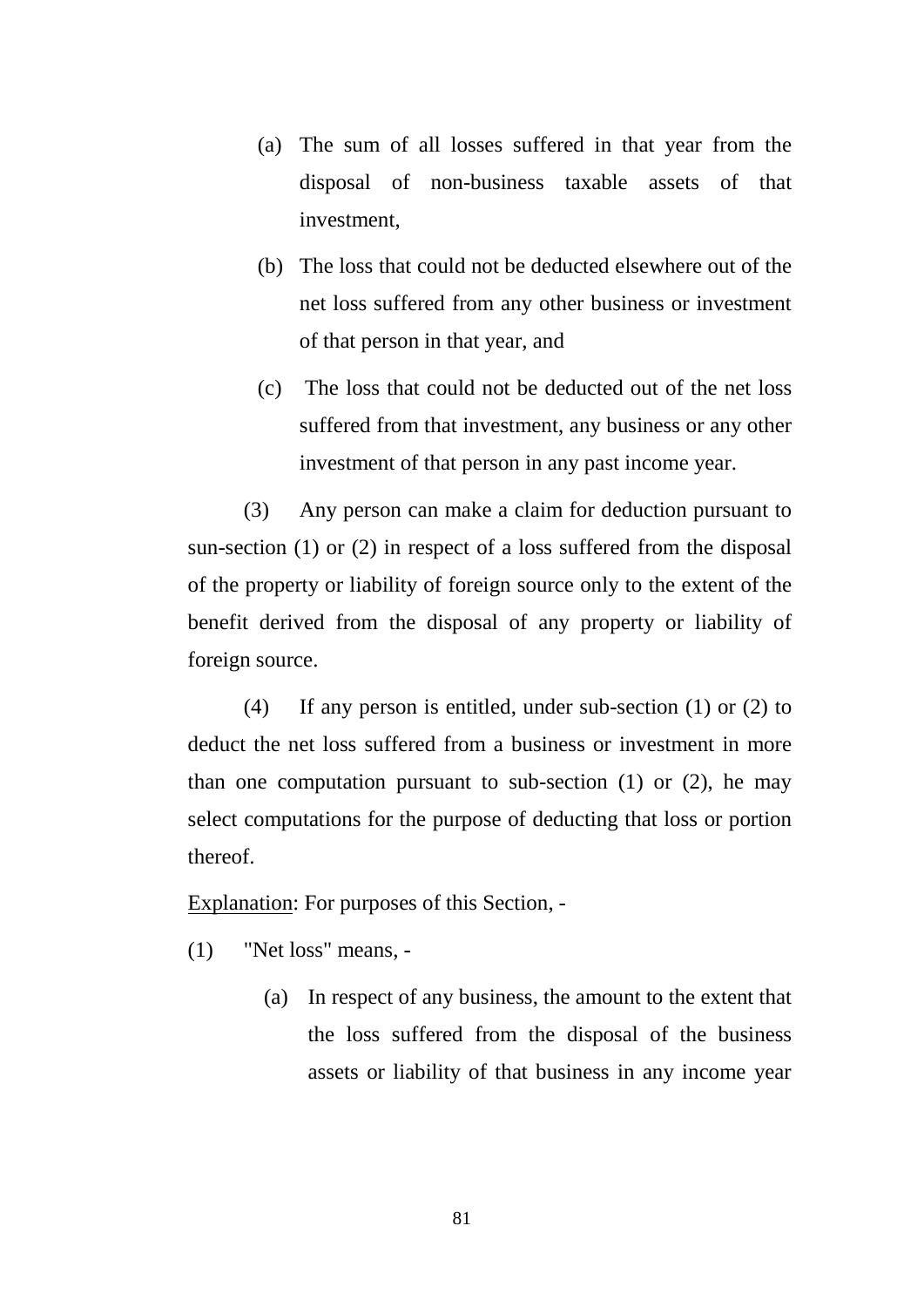(a) The sum of all losses suffered in that year from the disposal of non-business taxable assets of that investment,

(b) The loss that could not be deducted elsewhere out of the net loss suffered from any other business or investment of that person in that year, and

(c) The loss that could not be deducted out of the net loss suffered from that investment, any business or any other investment of that person in any past income year.

(3) Any person can make a claim for deduction pursuant to sun-section (1) or (2) in respect of a loss suffered from the disposal of the property or liability of foreign source only to the extent of the benefit derived from the disposal of any property or liability of foreign source.

(4) If any person is entitled, under sub-section (1) or (2) to deduct the net loss suffered from a business or investment in more than one computation pursuant to sub-section (1) or (2), he may select computations for the purpose of deducting that loss or portion thereof.

<u>Explanation</u>: For purposes of this Section, -

(1) "Net loss" means, -

(a) In respect of any business, the amount to the extent that the loss suffered from the disposal of the business assets or liability of that business in any income year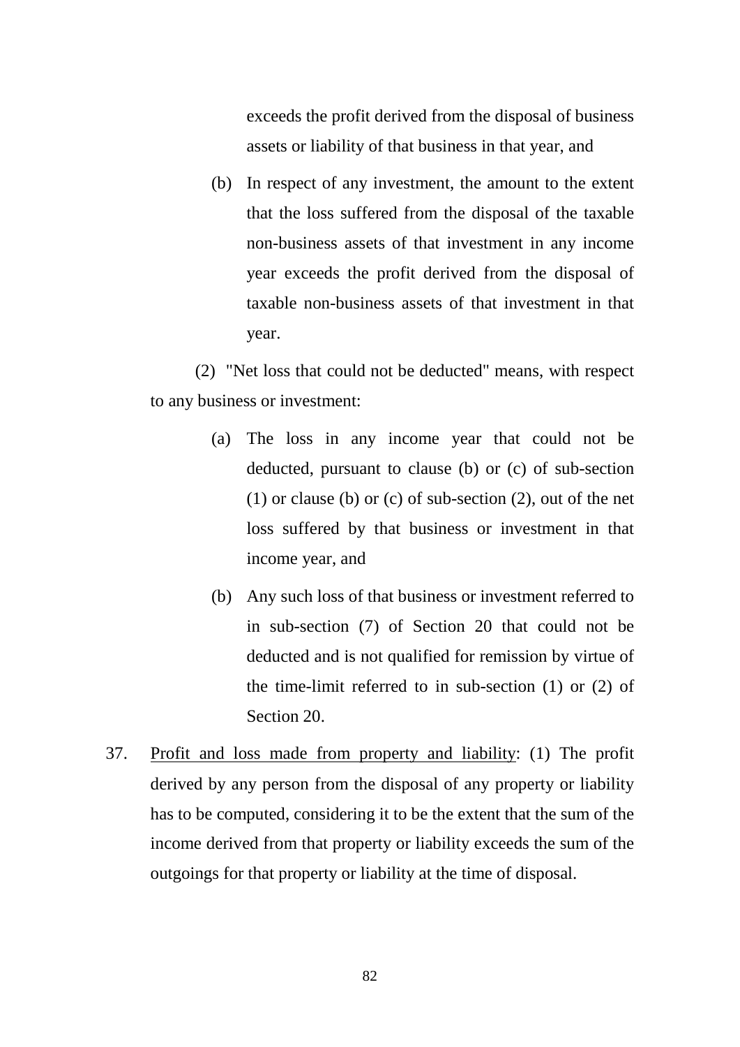exceeds the profit derived from the disposal of business assets or liability of that business in that year, and

(b) In respect of any investment, the amount to the extent that the loss suffered from the disposal of the taxable non-business assets of that investment in any income year exceeds the profit derived from the disposal of taxable non-business assets of that investment in that year.

(2) "Net loss that could not be deducted" means, with respect to any business or investment:

(a) The loss in any income year that could not be deducted, pursuant to clause (b) or (c) of sub-section (1) or clause (b) or (c) of sub-section (2), out of the net loss suffered by that business or investment in that income year, and

(b) Any such loss of that business or investment referred to in sub-section (7) of Section 20 that could not be deducted and is not qualified for remission by virtue of the time-limit referred to in sub-section (1) or (2) of Section 20.

37. <u>Profit and loss made from property and liability</u>: (1) The profit derived by any person from the disposal of any property or liability has to be computed, considering it to be the extent that the sum of the income derived from that property or liability exceeds the sum of the outgoings for that property or liability at the time of disposal.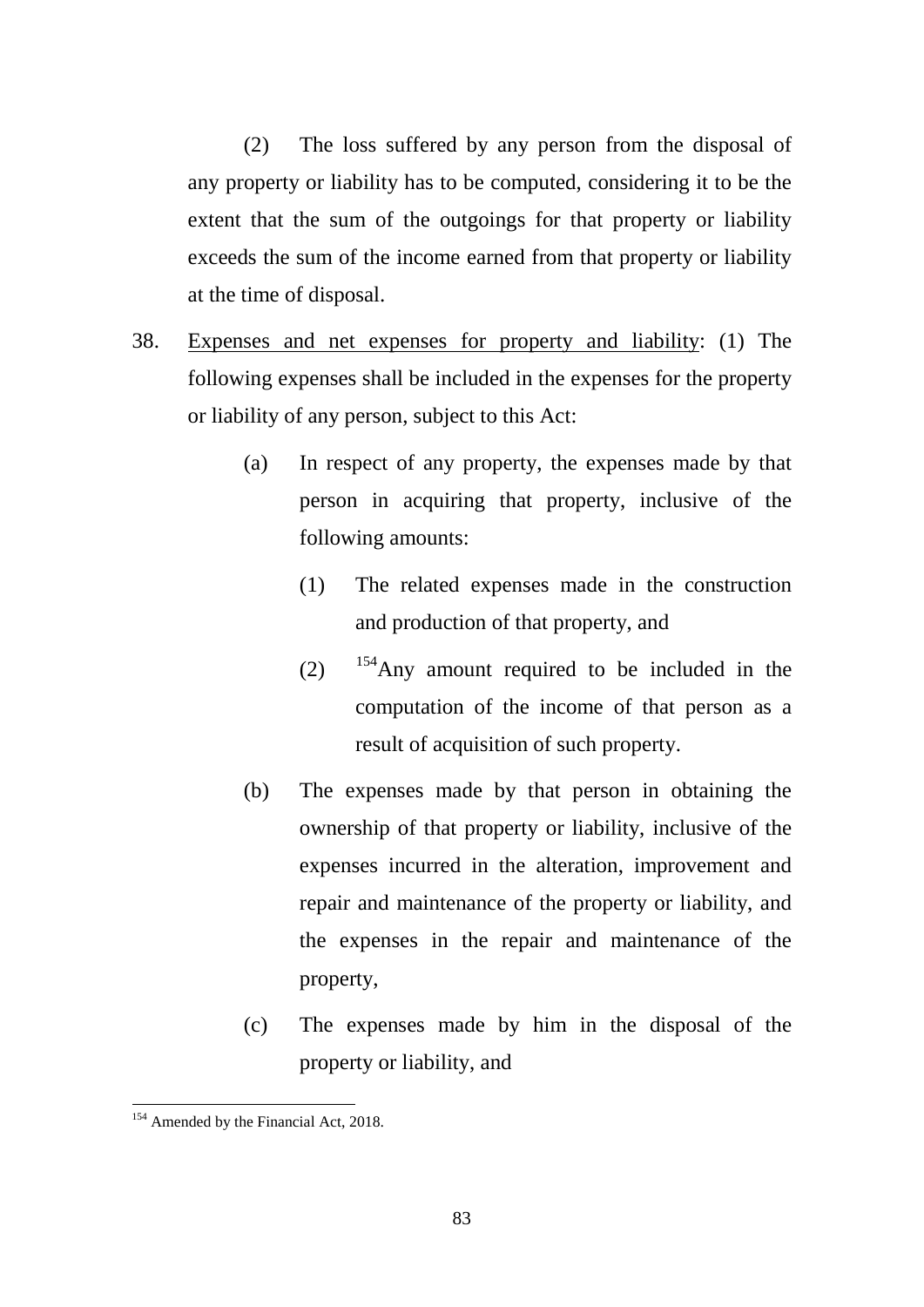(2) The loss suffered by any person from the disposal of any property or liability has to be computed, considering it to be the extent that the sum of the outgoings for that property or liability exceeds the sum of the income earned from that property or liability at the time of disposal.

38. Expenses and net expenses for property and liability: (1) The following expenses shall be included in the expenses for the property or liability of any person, subject to this Act:

   (a) In respect of any property, the expenses made by that person in acquiring that property, inclusive of the following amounts:

      (1) The related expenses made in the construction and production of that property, and

      (2) [154]Any amount required to be included in the computation of the income of that person as a result of acquisition of such property.

   (b) The expenses made by that person in obtaining the ownership of that property or liability, inclusive of the expenses incurred in the alteration, improvement and repair and maintenance of the property or liability, and the expenses in the repair and maintenance of the property,

   (c) The expenses made by him in the disposal of the property or liability, and

---

[154] Amended by the Financial Act, 2018.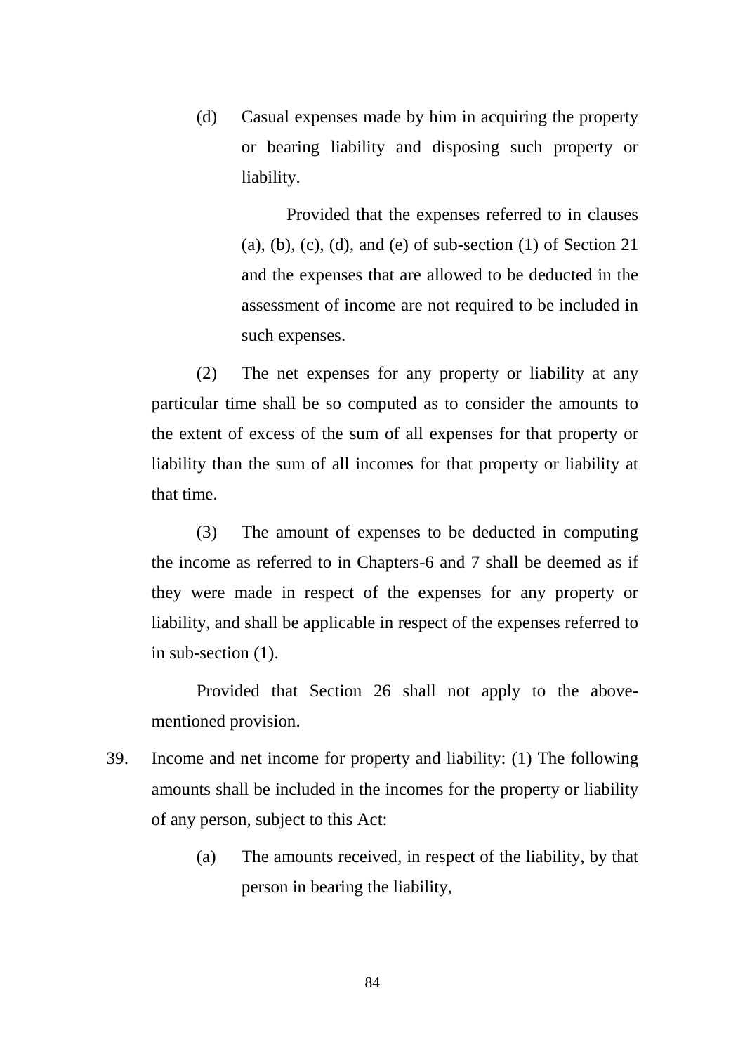(d) Casual expenses made by him in acquiring the property or bearing liability and disposing such property or liability.

Provided that the expenses referred to in clauses (a), (b), (c), (d), and (e) of sub-section (1) of Section 21 and the expenses that are allowed to be deducted in the assessment of income are not required to be included in such expenses.

(2) The net expenses for any property or liability at any particular time shall be so computed as to consider the amounts to the extent of excess of the sum of all expenses for that property or liability than the sum of all incomes for that property or liability at that time.

(3) The amount of expenses to be deducted in computing the income as referred to in Chapters-6 and 7 shall be deemed as if they were made in respect of the expenses for any property or liability, and shall be applicable in respect of the expenses referred to in sub-section (1).

Provided that Section 26 shall not apply to the above-mentioned provision.

39. Income and net income for property and liability: (1) The following amounts shall be included in the incomes for the property or liability of any person, subject to this Act:

(a) The amounts received, in respect of the liability, by that person in bearing the liability,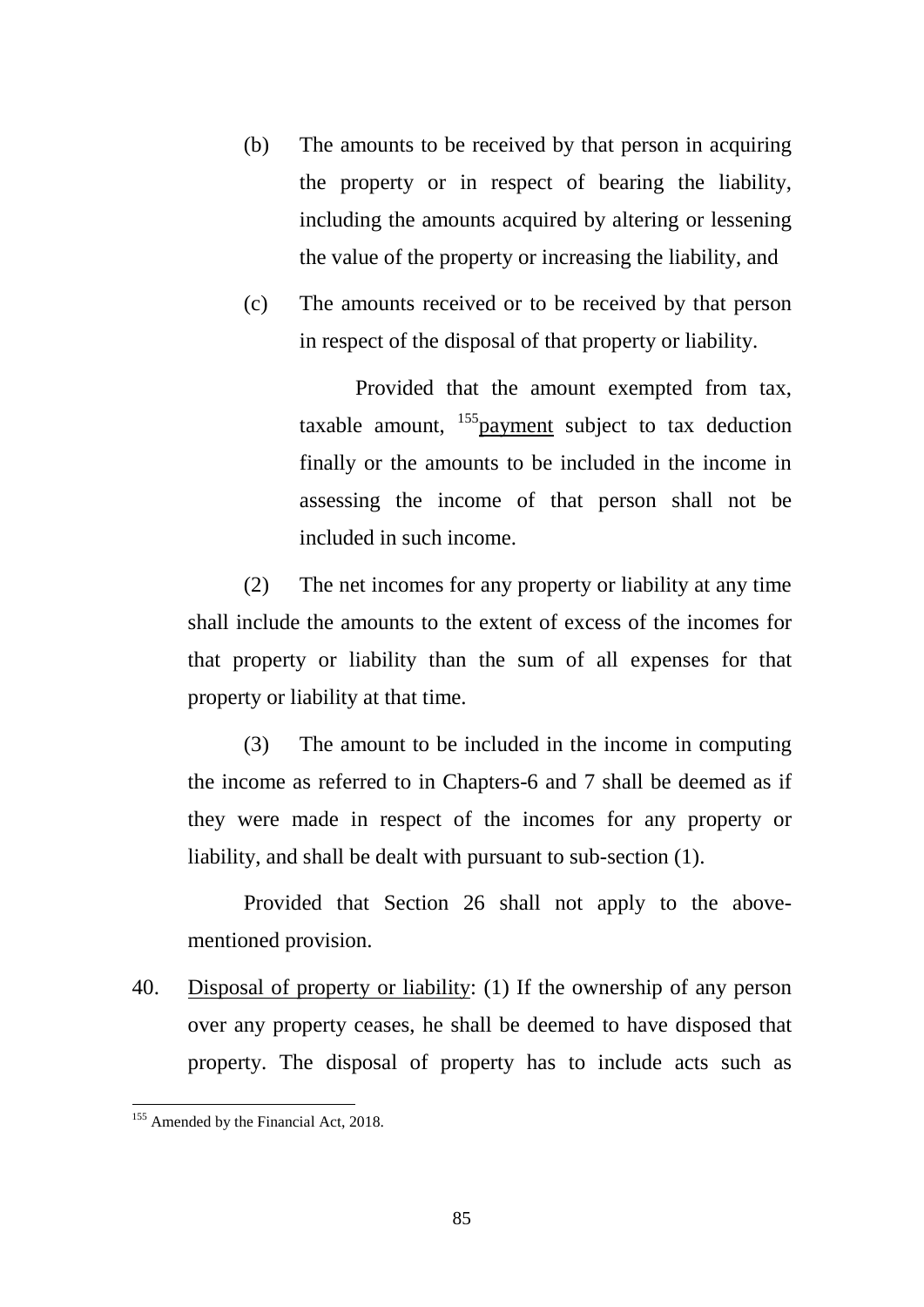(b) The amounts to be received by that person in acquiring the property or in respect of bearing the liability, including the amounts acquired by altering or lessening the value of the property or increasing the liability, and

(c) The amounts received or to be received by that person in respect of the disposal of that property or liability.

Provided that the amount exempted from tax, taxable amount, [155]payment subject to tax deduction finally or the amounts to be included in the income in assessing the income of that person shall not be included in such income.

(2) The net incomes for any property or liability at any time shall include the amounts to the extent of excess of the incomes for that property or liability than the sum of all expenses for that property or liability at that time.

(3) The amount to be included in the income in computing the income as referred to in Chapters-6 and 7 shall be deemed as if they were made in respect of the incomes for any property or liability, and shall be dealt with pursuant to sub-section (1).

Provided that Section 26 shall not apply to the above-mentioned provision.

40. Disposal of property or liability: (1) If the ownership of any person over any property ceases, he shall be deemed to have disposed that property. The disposal of property has to include acts such as

[155] Amended by the Financial Act, 2018.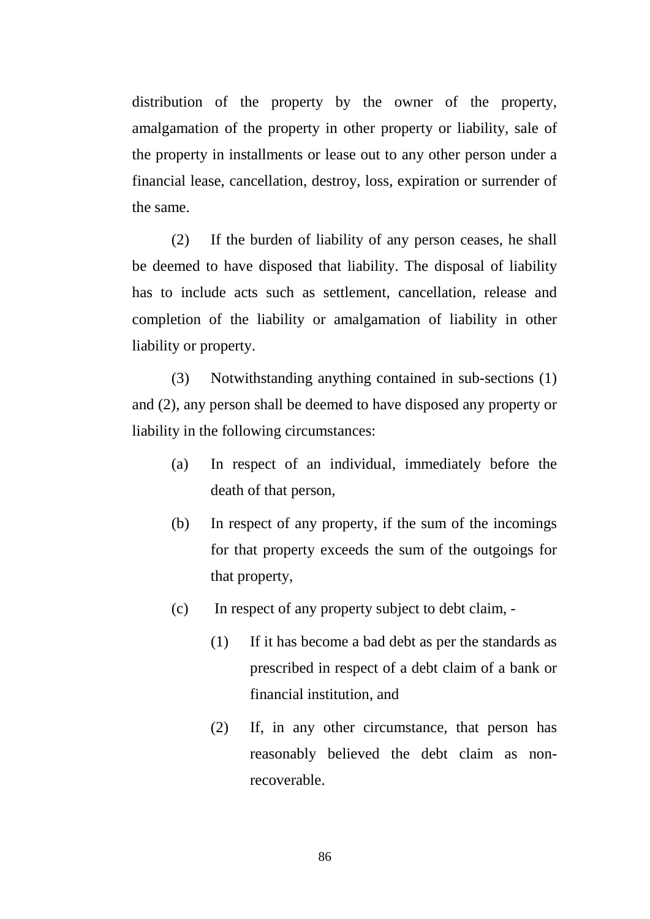distribution of the property by the owner of the property, amalgamation of the property in other property or liability, sale of the property in installments or lease out to any other person under a financial lease, cancellation, destroy, loss, expiration or surrender of the same.

(2) If the burden of liability of any person ceases, he shall be deemed to have disposed that liability. The disposal of liability has to include acts such as settlement, cancellation, release and completion of the liability or amalgamation of liability in other liability or property.

(3) Notwithstanding anything contained in sub-sections (1) and (2), any person shall be deemed to have disposed any property or liability in the following circumstances:

(a) In respect of an individual, immediately before the death of that person,

(b) In respect of any property, if the sum of the incomings for that property exceeds the sum of the outgoings for that property,

(c) In respect of any property subject to debt claim, -

 (1) If it has become a bad debt as per the standards as prescribed in respect of a debt claim of a bank or financial institution, and

 (2) If, in any other circumstance, that person has reasonably believed the debt claim as non-recoverable.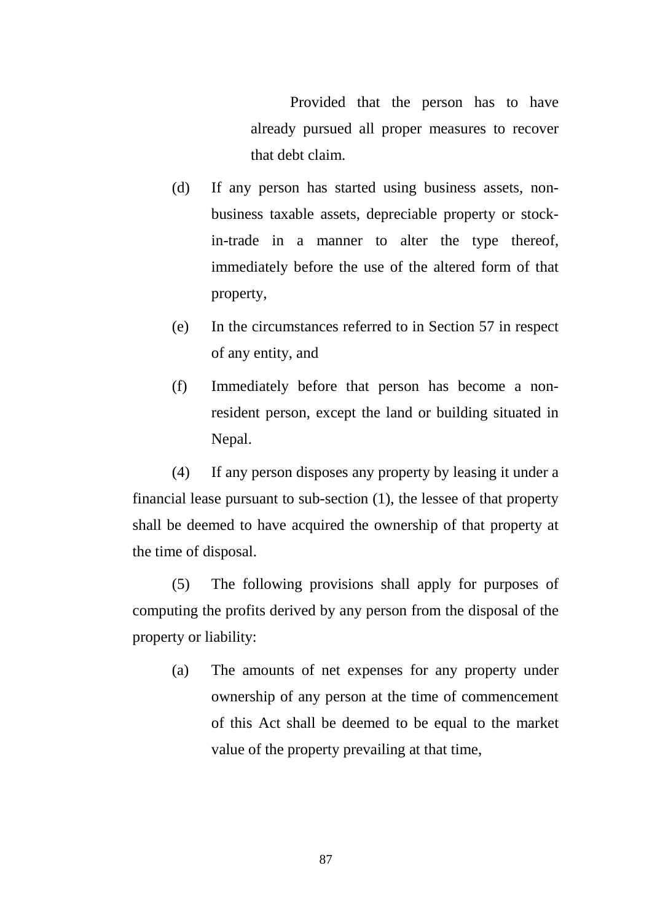Provided that the person has to have already pursued all proper measures to recover that debt claim.

(d) If any person has started using business assets, non-business taxable assets, depreciable property or stock-in-trade in a manner to alter the type thereof, immediately before the use of the altered form of that property,

(e) In the circumstances referred to in Section 57 in respect of any entity, and

(f) Immediately before that person has become a non-resident person, except the land or building situated in Nepal.

(4) If any person disposes any property by leasing it under a financial lease pursuant to sub-section (1), the lessee of that property shall be deemed to have acquired the ownership of that property at the time of disposal.

(5) The following provisions shall apply for purposes of computing the profits derived by any person from the disposal of the property or liability:

(a) The amounts of net expenses for any property under ownership of any person at the time of commencement of this Act shall be deemed to be equal to the market value of the property prevailing at that time,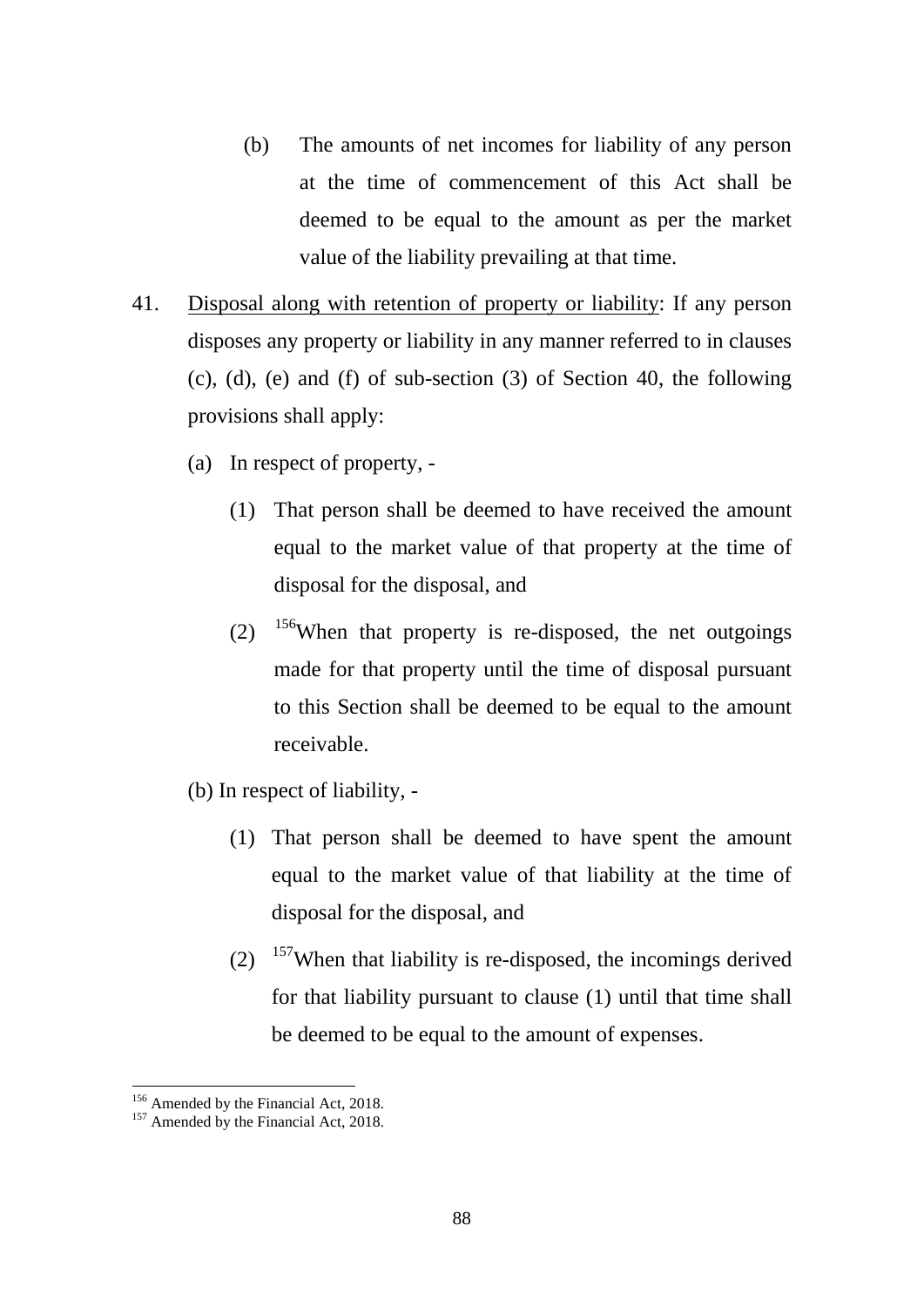(b) The amounts of net incomes for liability of any person at the time of commencement of this Act shall be deemed to be equal to the amount as per the market value of the liability prevailing at that time.

41. Disposal along with retention of property or liability: If any person disposes any property or liability in any manner referred to in clauses (c), (d), (e) and (f) of sub-section (3) of Section 40, the following provisions shall apply:

(a) In respect of property, -

(1) That person shall be deemed to have received the amount equal to the market value of that property at the time of disposal for the disposal, and

(2) [156]When that property is re-disposed, the net outgoings made for that property until the time of disposal pursuant to this Section shall be deemed to be equal to the amount receivable.

(b) In respect of liability, -

(1) That person shall be deemed to have spent the amount equal to the market value of that liability at the time of disposal for the disposal, and

(2) [157]When that liability is re-disposed, the incomings derived for that liability pursuant to clause (1) until that time shall be deemed to be equal to the amount of expenses.

---

[156] Amended by the Financial Act, 2018.

[157] Amended by the Financial Act, 2018.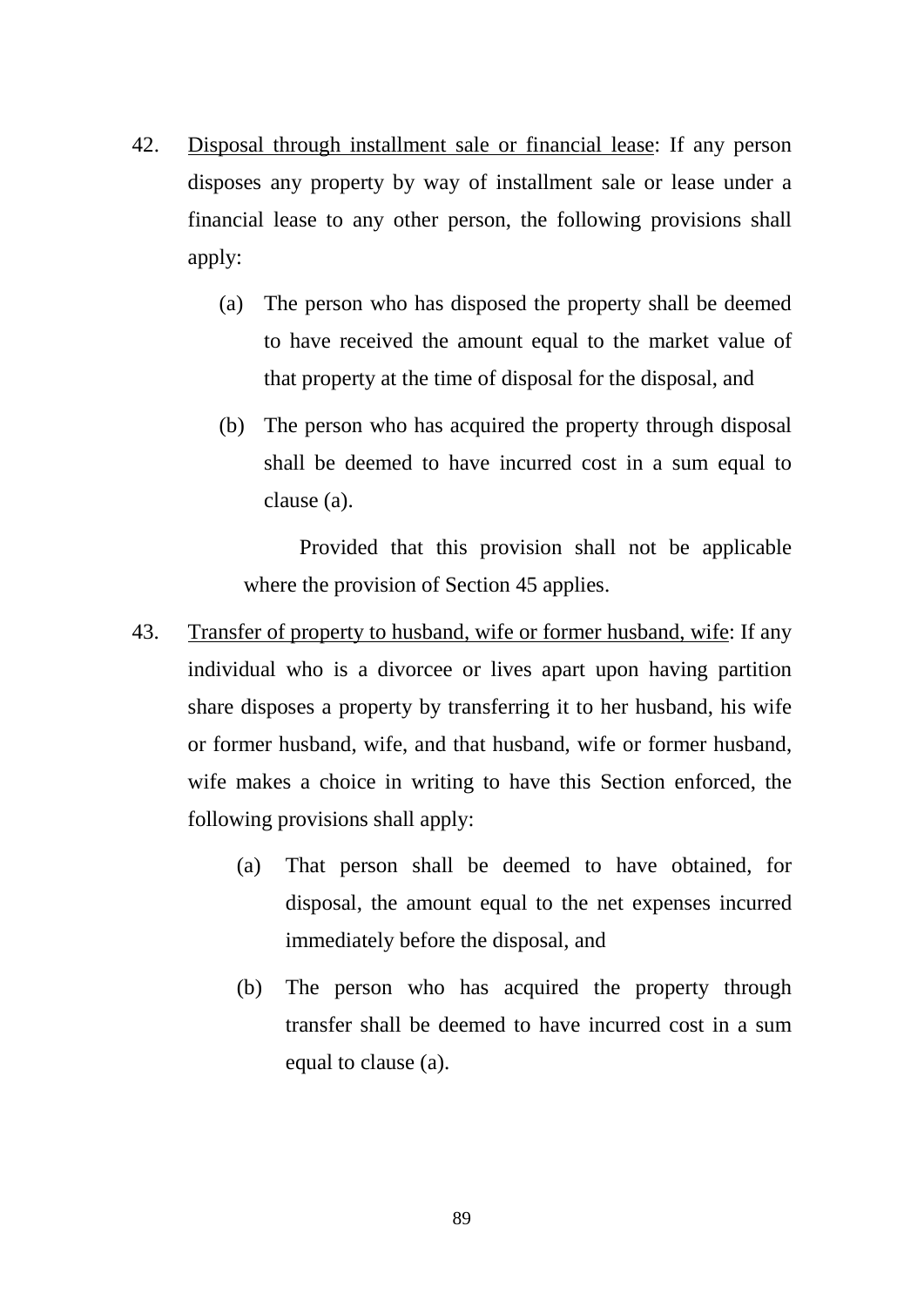42. <u>Disposal through installment sale or financial lease</u>: If any person disposes any property by way of installment sale or lease under a financial lease to any other person, the following provisions shall apply:

    (a) The person who has disposed the property shall be deemed to have received the amount equal to the market value of that property at the time of disposal for the disposal, and

    (b) The person who has acquired the property through disposal shall be deemed to have incurred cost in a sum equal to clause (a).

    Provided that this provision shall not be applicable where the provision of Section 45 applies.

43. <u>Transfer of property to husband, wife or former husband, wife</u>: If any individual who is a divorcee or lives apart upon having partition share disposes a property by transferring it to her husband, his wife or former husband, wife, and that husband, wife or former husband, wife makes a choice in writing to have this Section enforced, the following provisions shall apply:

    (a) That person shall be deemed to have obtained, for disposal, the amount equal to the net expenses incurred immediately before the disposal, and

    (b) The person who has acquired the property through transfer shall be deemed to have incurred cost in a sum equal to clause (a).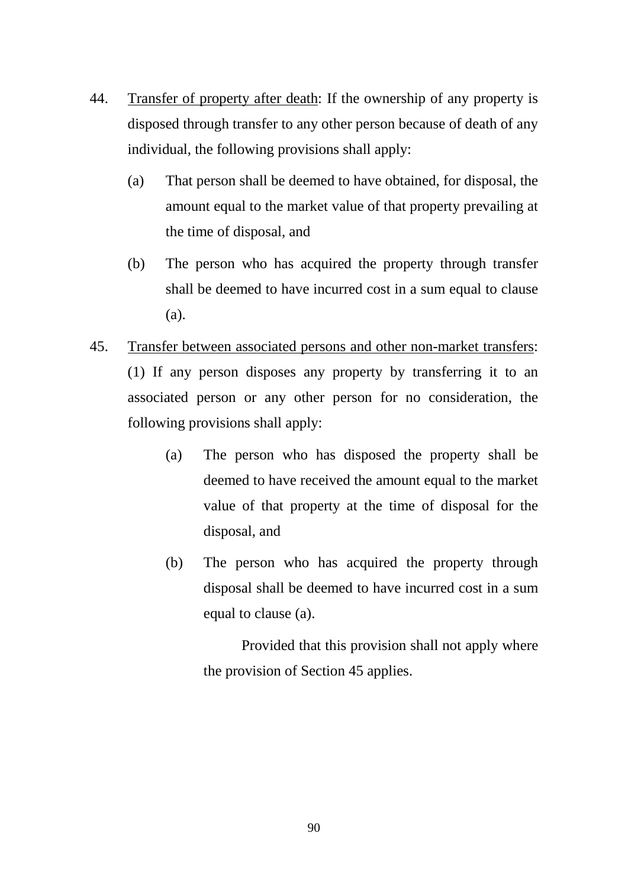44. <u>Transfer of property after death</u>: If the ownership of any property is disposed through transfer to any other person because of death of any individual, the following provisions shall apply:

    (a) That person shall be deemed to have obtained, for disposal, the amount equal to the market value of that property prevailing at the time of disposal, and

    (b) The person who has acquired the property through transfer shall be deemed to have incurred cost in a sum equal to clause (a).

45. <u>Transfer between associated persons and other non-market transfers</u>: (1) If any person disposes any property by transferring it to an associated person or any other person for no consideration, the following provisions shall apply:

    (a) The person who has disposed the property shall be deemed to have received the amount equal to the market value of that property at the time of disposal for the disposal, and

    (b) The person who has acquired the property through disposal shall be deemed to have incurred cost in a sum equal to clause (a).

    Provided that this provision shall not apply where the provision of Section 45 applies.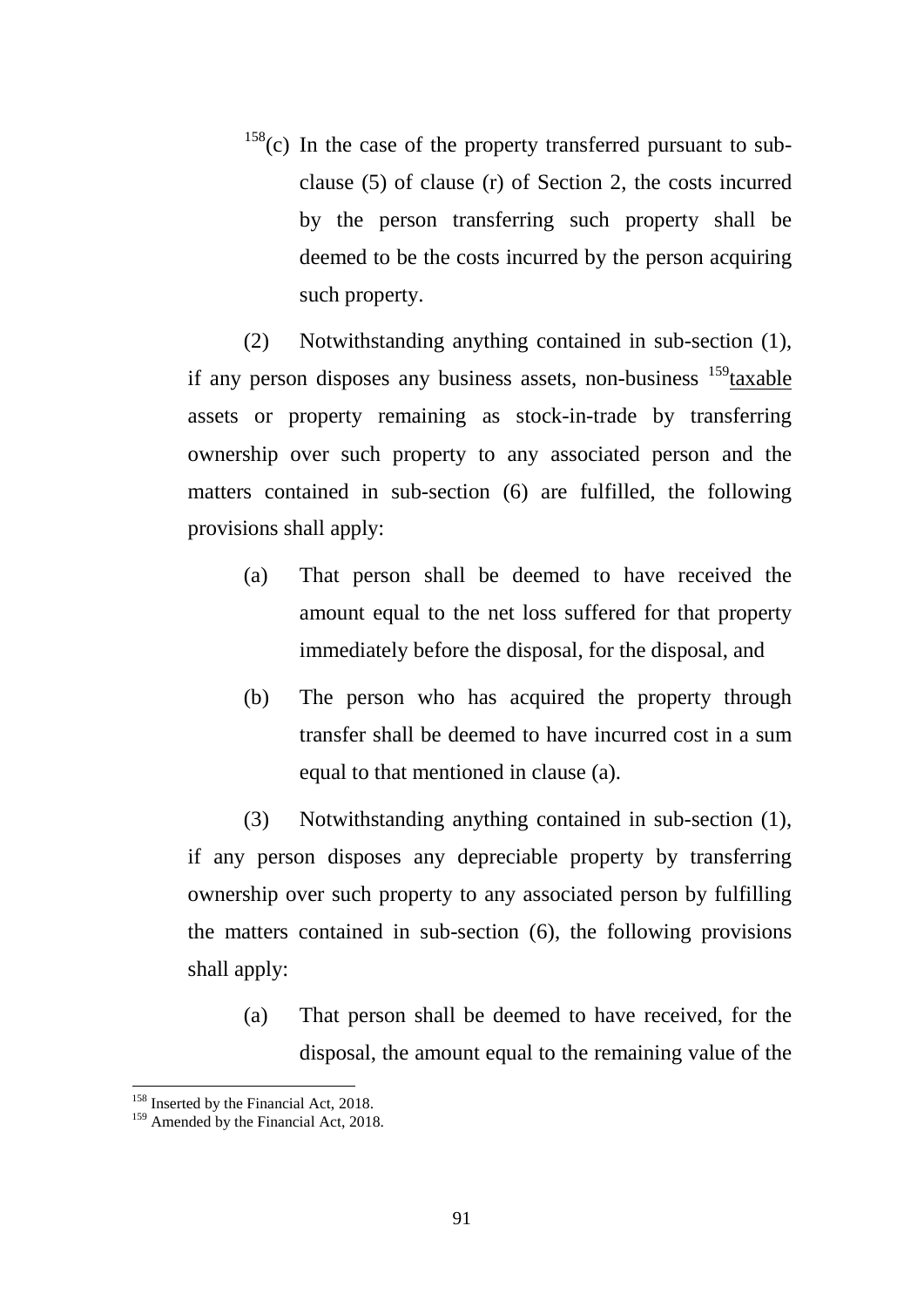[158](c) In the case of the property transferred pursuant to sub-clause (5) of clause (r) of Section 2, the costs incurred by the person transferring such property shall be deemed to be the costs incurred by the person acquiring such property.

(2) Notwithstanding anything contained in sub-section (1), if any person disposes any business assets, non-business [159]taxable assets or property remaining as stock-in-trade by transferring ownership over such property to any associated person and the matters contained in sub-section (6) are fulfilled, the following provisions shall apply:

(a) That person shall be deemed to have received the amount equal to the net loss suffered for that property immediately before the disposal, for the disposal, and

(b) The person who has acquired the property through transfer shall be deemed to have incurred cost in a sum equal to that mentioned in clause (a).

(3) Notwithstanding anything contained in sub-section (1), if any person disposes any depreciable property by transferring ownership over such property to any associated person by fulfilling the matters contained in sub-section (6), the following provisions shall apply:

(a) That person shall be deemed to have received, for the disposal, the amount equal to the remaining value of the

---

[158] Inserted by the Financial Act, 2018.

[159] Amended by the Financial Act, 2018.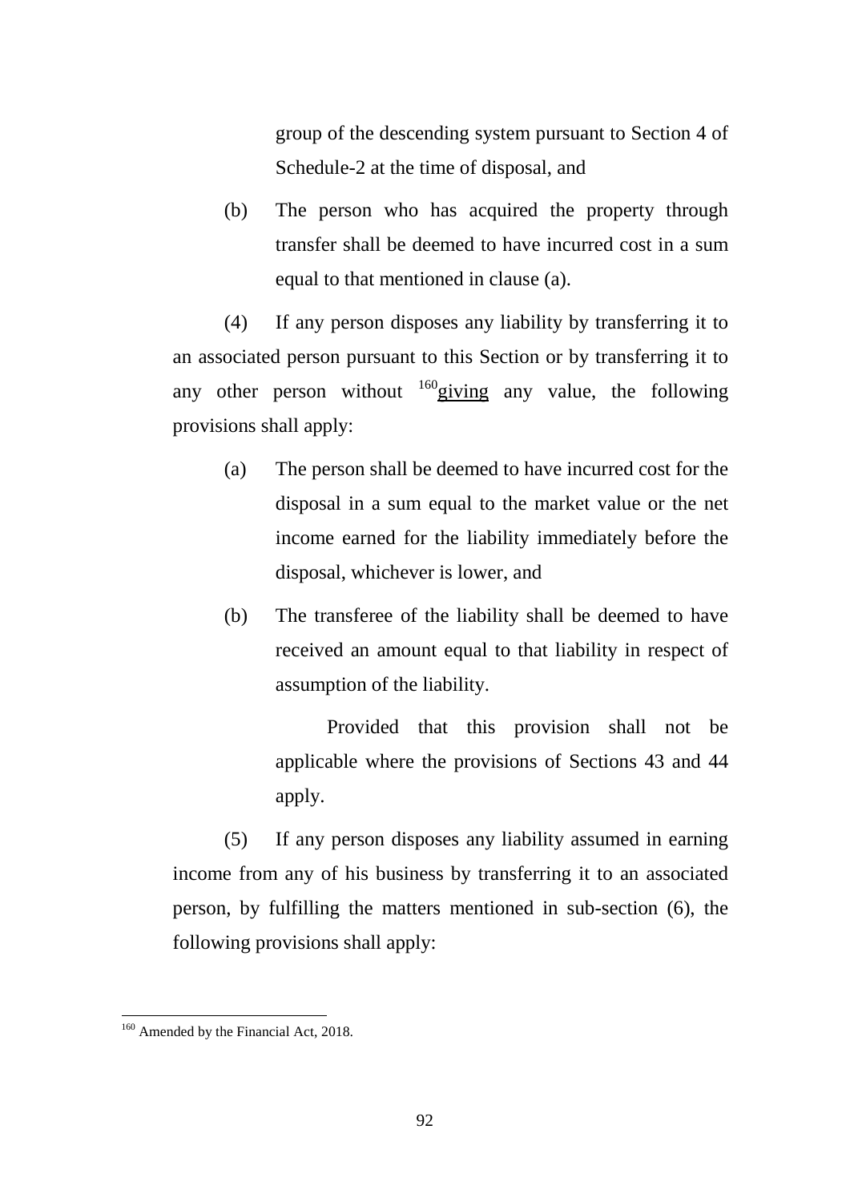group of the descending system pursuant to Section 4 of Schedule-2 at the time of disposal, and

(b) The person who has acquired the property through transfer shall be deemed to have incurred cost in a sum equal to that mentioned in clause (a).

(4) If any person disposes any liability by transferring it to an associated person pursuant to this Section or by transferring it to any other person without [160]giving any value, the following provisions shall apply:

(a) The person shall be deemed to have incurred cost for the disposal in a sum equal to the market value or the net income earned for the liability immediately before the disposal, whichever is lower, and

(b) The transferee of the liability shall be deemed to have received an amount equal to that liability in respect of assumption of the liability.

Provided that this provision shall not be applicable where the provisions of Sections 43 and 44 apply.

(5) If any person disposes any liability assumed in earning income from any of his business by transferring it to an associated person, by fulfilling the matters mentioned in sub-section (6), the following provisions shall apply:

---

[160] Amended by the Financial Act, 2018.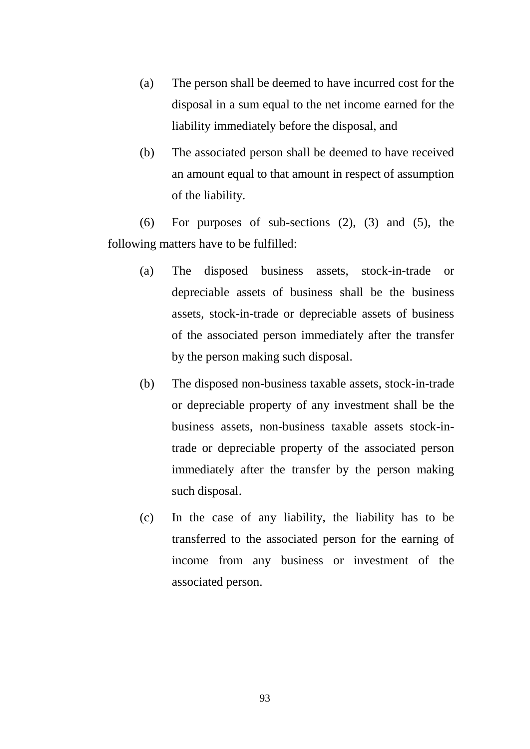(a) The person shall be deemed to have incurred cost for the disposal in a sum equal to the net income earned for the liability immediately before the disposal, and

(b) The associated person shall be deemed to have received an amount equal to that amount in respect of assumption of the liability.

(6) For purposes of sub-sections (2), (3) and (5), the following matters have to be fulfilled:

(a) The disposed business assets, stock-in-trade or depreciable assets of business shall be the business assets, stock-in-trade or depreciable assets of business of the associated person immediately after the transfer by the person making such disposal.

(b) The disposed non-business taxable assets, stock-in-trade or depreciable property of any investment shall be the business assets, non-business taxable assets stock-in-trade or depreciable property of the associated person immediately after the transfer by the person making such disposal.

(c) In the case of any liability, the liability has to be transferred to the associated person for the earning of income from any business or investment of the associated person.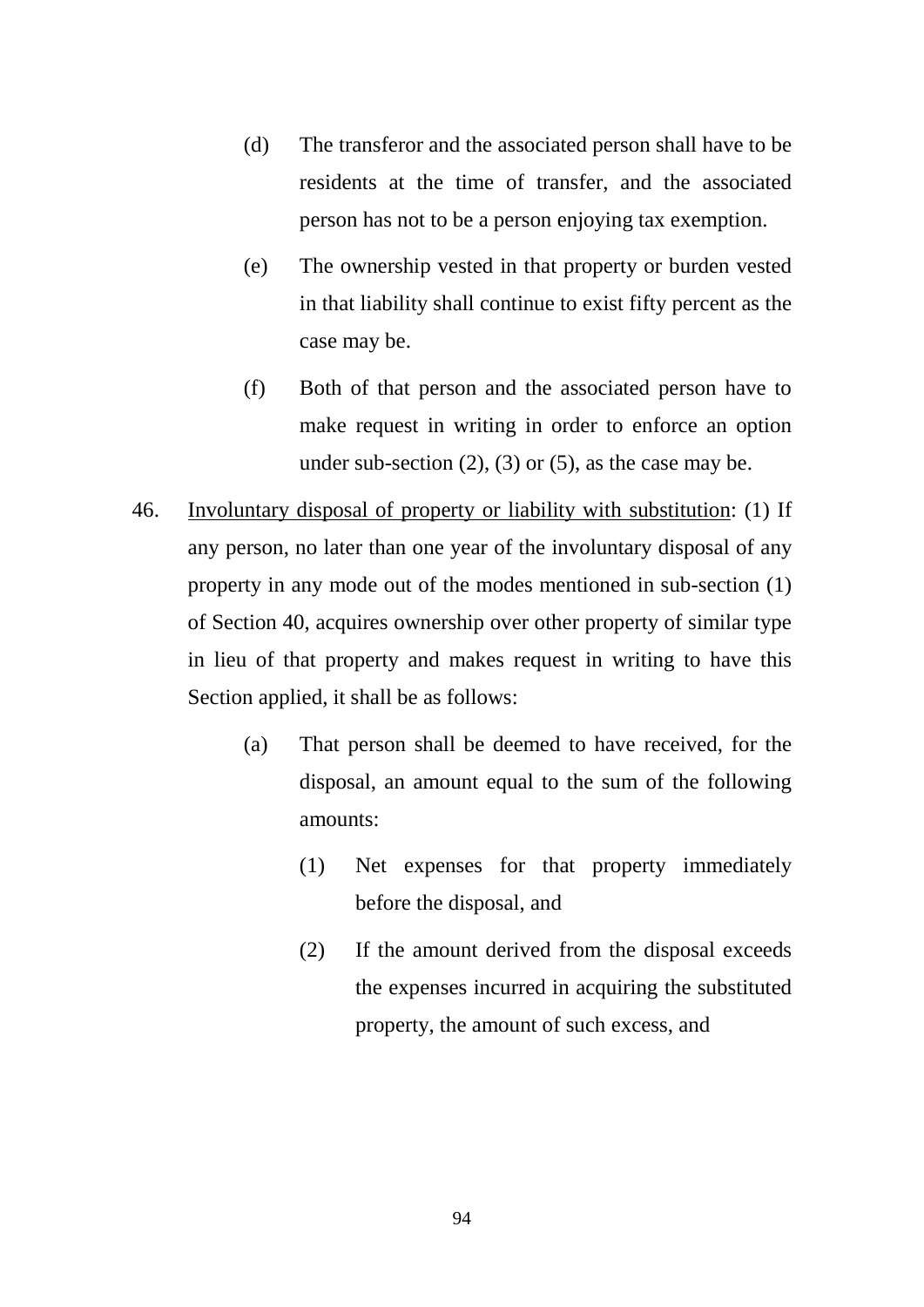(d) The transferor and the associated person shall have to be residents at the time of transfer, and the associated person has not to be a person enjoying tax exemption.

(e) The ownership vested in that property or burden vested in that liability shall continue to exist fifty percent as the case may be.

(f) Both of that person and the associated person have to make request in writing in order to enforce an option under sub-section (2), (3) or (5), as the case may be.

46. Involuntary disposal of property or liability with substitution: (1) If any person, no later than one year of the involuntary disposal of any property in any mode out of the modes mentioned in sub-section (1) of Section 40, acquires ownership over other property of similar type in lieu of that property and makes request in writing to have this Section applied, it shall be as follows:

(a) That person shall be deemed to have received, for the disposal, an amount equal to the sum of the following amounts:

(1) Net expenses for that property immediately before the disposal, and

(2) If the amount derived from the disposal exceeds the expenses incurred in acquiring the substituted property, the amount of such excess, and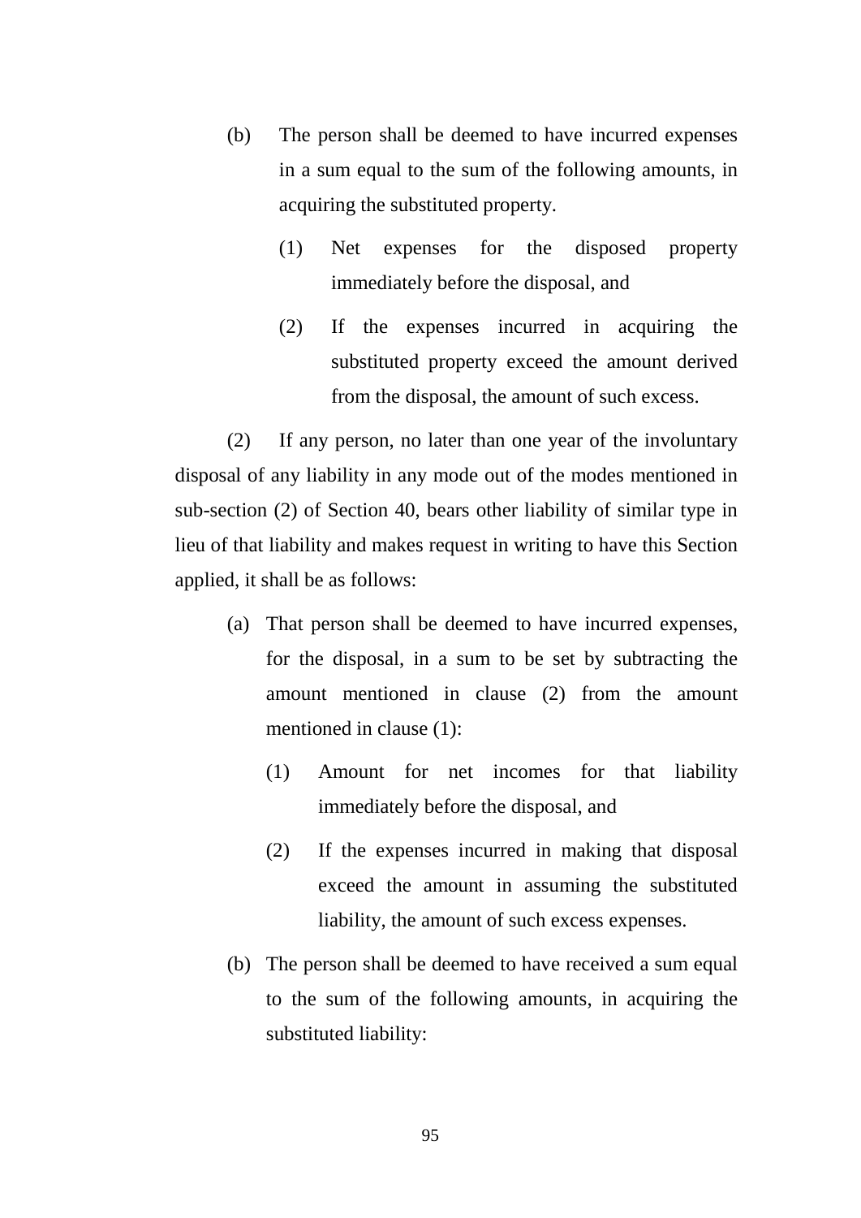(b) The person shall be deemed to have incurred expenses in a sum equal to the sum of the following amounts, in acquiring the substituted property.

  (1) Net expenses for the disposed property immediately before the disposal, and

  (2) If the expenses incurred in acquiring the substituted property exceed the amount derived from the disposal, the amount of such excess.

(2) If any person, no later than one year of the involuntary disposal of any liability in any mode out of the modes mentioned in sub-section (2) of Section 40, bears other liability of similar type in lieu of that liability and makes request in writing to have this Section applied, it shall be as follows:

(a) That person shall be deemed to have incurred expenses, for the disposal, in a sum to be set by subtracting the amount mentioned in clause (2) from the amount mentioned in clause (1):

  (1) Amount for net incomes for that liability immediately before the disposal, and

  (2) If the expenses incurred in making that disposal exceed the amount in assuming the substituted liability, the amount of such excess expenses.

(b) The person shall be deemed to have received a sum equal to the sum of the following amounts, in acquiring the substituted liability: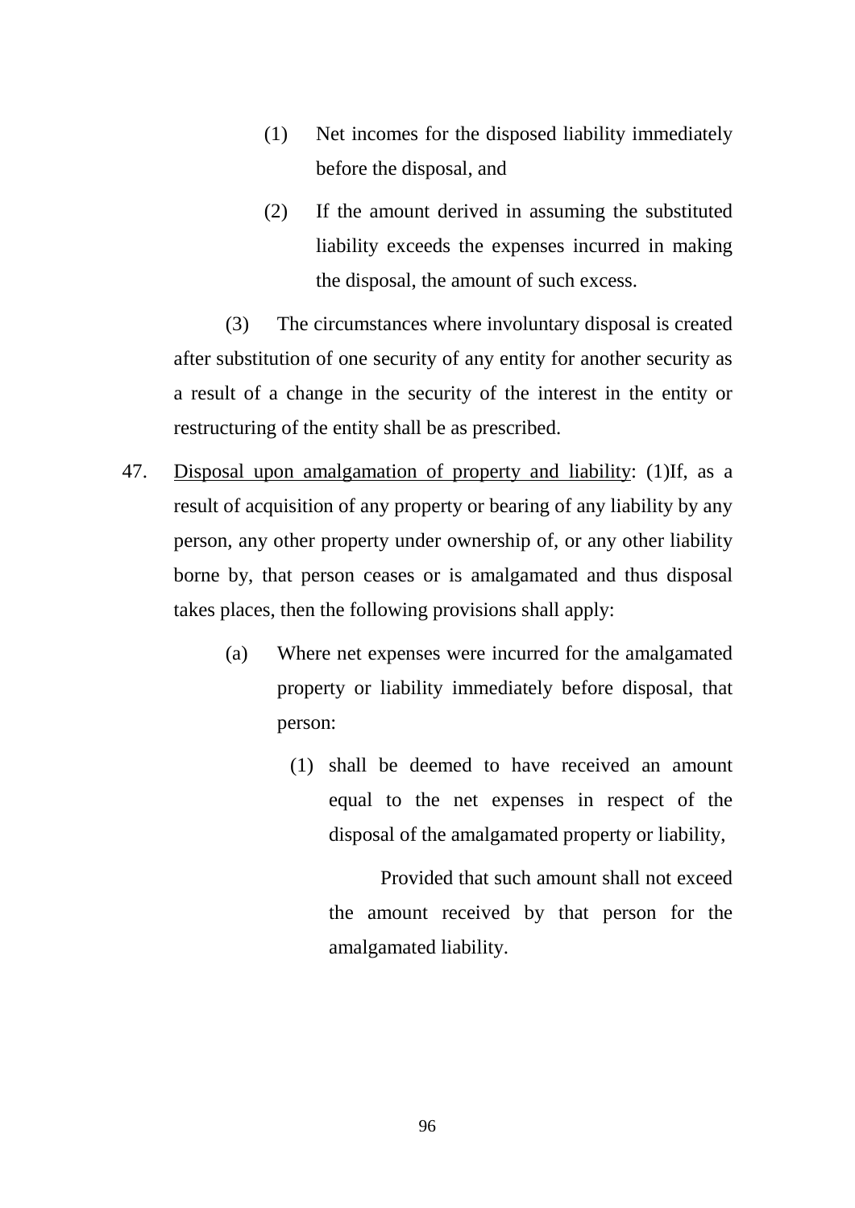(1) Net incomes for the disposed liability immediately before the disposal, and

(2) If the amount derived in assuming the substituted liability exceeds the expenses incurred in making the disposal, the amount of such excess.

(3) The circumstances where involuntary disposal is created after substitution of one security of any entity for another security as a result of a change in the security of the interest in the entity or restructuring of the entity shall be as prescribed.

47. <u>Disposal upon amalgamation of property and liability</u>: (1)If, as a result of acquisition of any property or bearing of any liability by any person, any other property under ownership of, or any other liability borne by, that person ceases or is amalgamated and thus disposal takes places, then the following provisions shall apply:

(a) Where net expenses were incurred for the amalgamated property or liability immediately before disposal, that person:

(1) shall be deemed to have received an amount equal to the net expenses in respect of the disposal of the amalgamated property or liability,

Provided that such amount shall not exceed the amount received by that person for the amalgamated liability.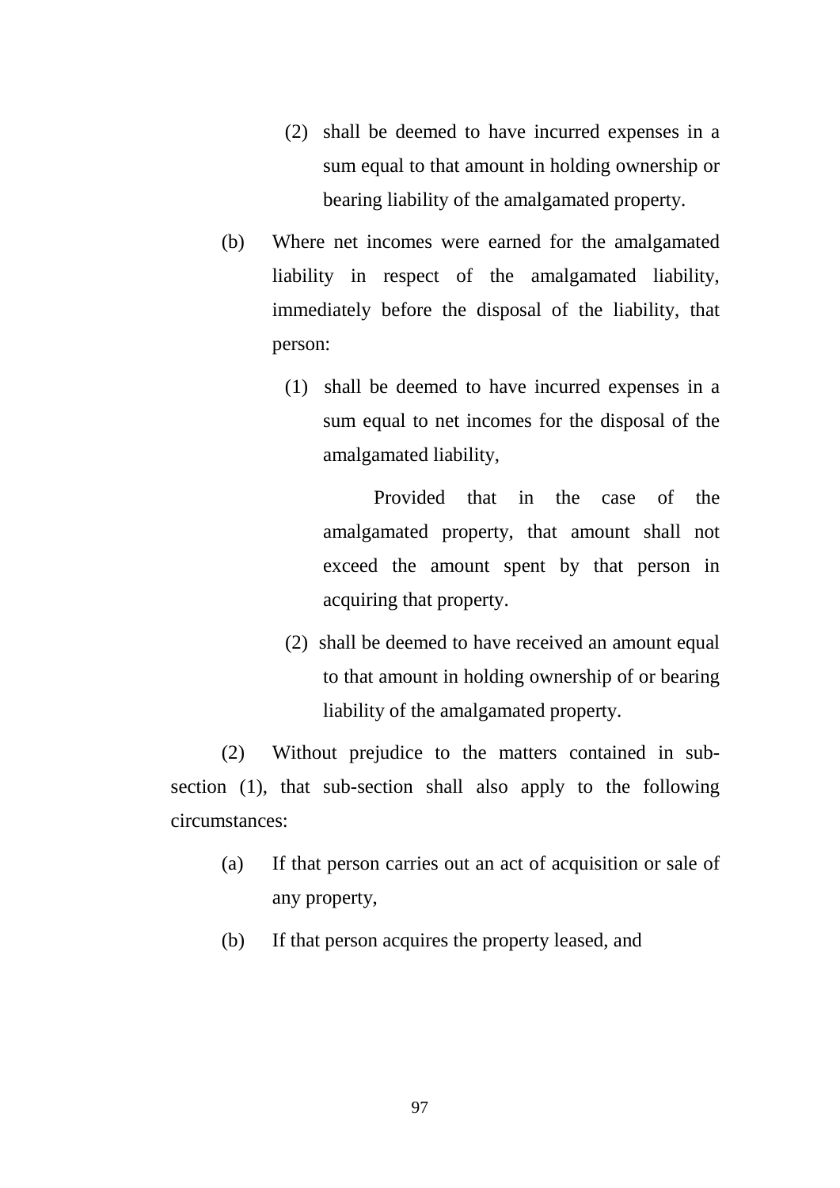(2) shall be deemed to have incurred expenses in a sum equal to that amount in holding ownership or bearing liability of the amalgamated property.

(b) Where net incomes were earned for the amalgamated liability in respect of the amalgamated liability, immediately before the disposal of the liability, that person:

(1) shall be deemed to have incurred expenses in a sum equal to net incomes for the disposal of the amalgamated liability,

Provided that in the case of the amalgamated property, that amount shall not exceed the amount spent by that person in acquiring that property.

(2) shall be deemed to have received an amount equal to that amount in holding ownership of or bearing liability of the amalgamated property.

(2) Without prejudice to the matters contained in sub-section (1), that sub-section shall also apply to the following circumstances:

(a) If that person carries out an act of acquisition or sale of any property,

(b) If that person acquires the property leased, and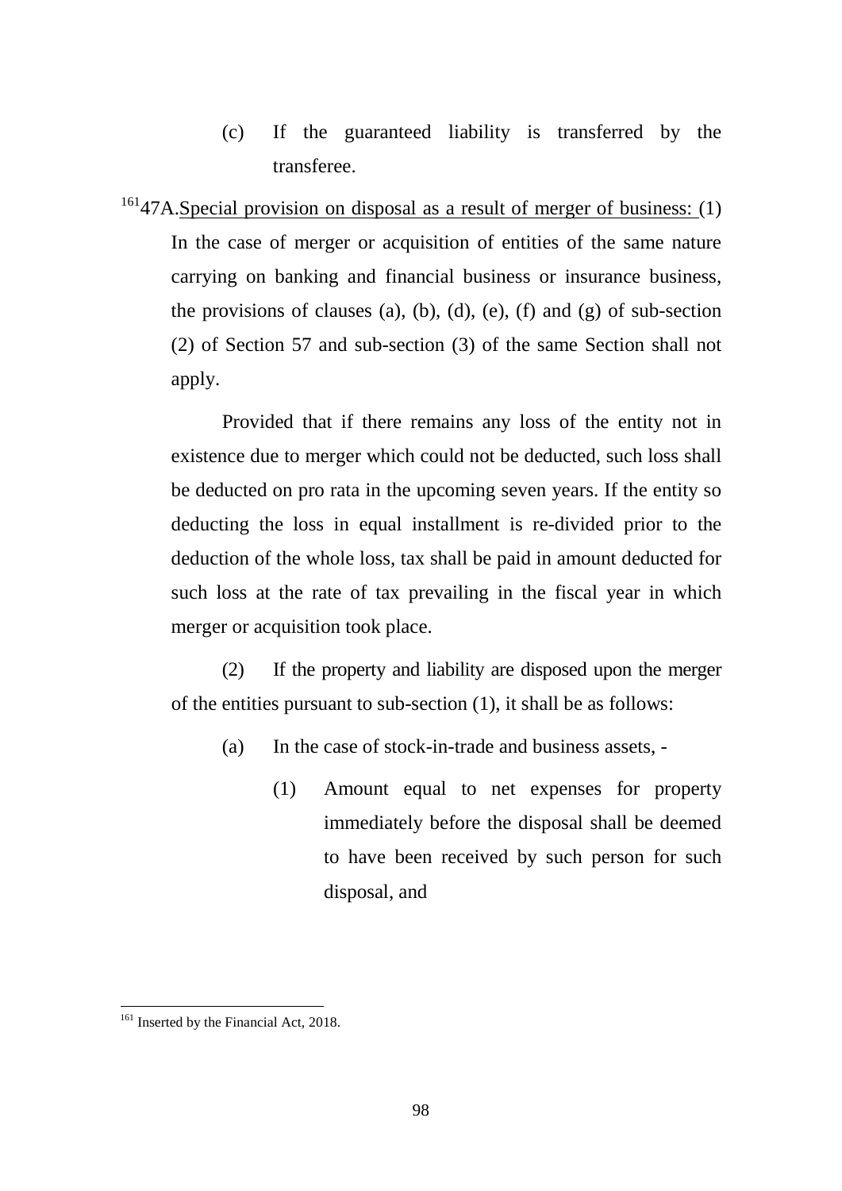(c) If the guaranteed liability is transferred by the transferee.

[161]47A. Special provision on disposal as a result of merger of business: (1) In the case of merger or acquisition of entities of the same nature carrying on banking and financial business or insurance business, the provisions of clauses (a), (b), (d), (e), (f) and (g) of sub-section (2) of Section 57 and sub-section (3) of the same Section shall not apply.

Provided that if there remains any loss of the entity not in existence due to merger which could not be deducted, such loss shall be deducted on pro rata in the upcoming seven years. If the entity so deducting the loss in equal installment is re-divided prior to the deduction of the whole loss, tax shall be paid in amount deducted for such loss at the rate of tax prevailing in the fiscal year in which merger or acquisition took place.

(2) If the property and liability are disposed upon the merger of the entities pursuant to sub-section (1), it shall be as follows:

(a) In the case of stock-in-trade and business assets, -

(1) Amount equal to net expenses for property immediately before the disposal shall be deemed to have been received by such person for such disposal, and

---

[161] Inserted by the Financial Act, 2018.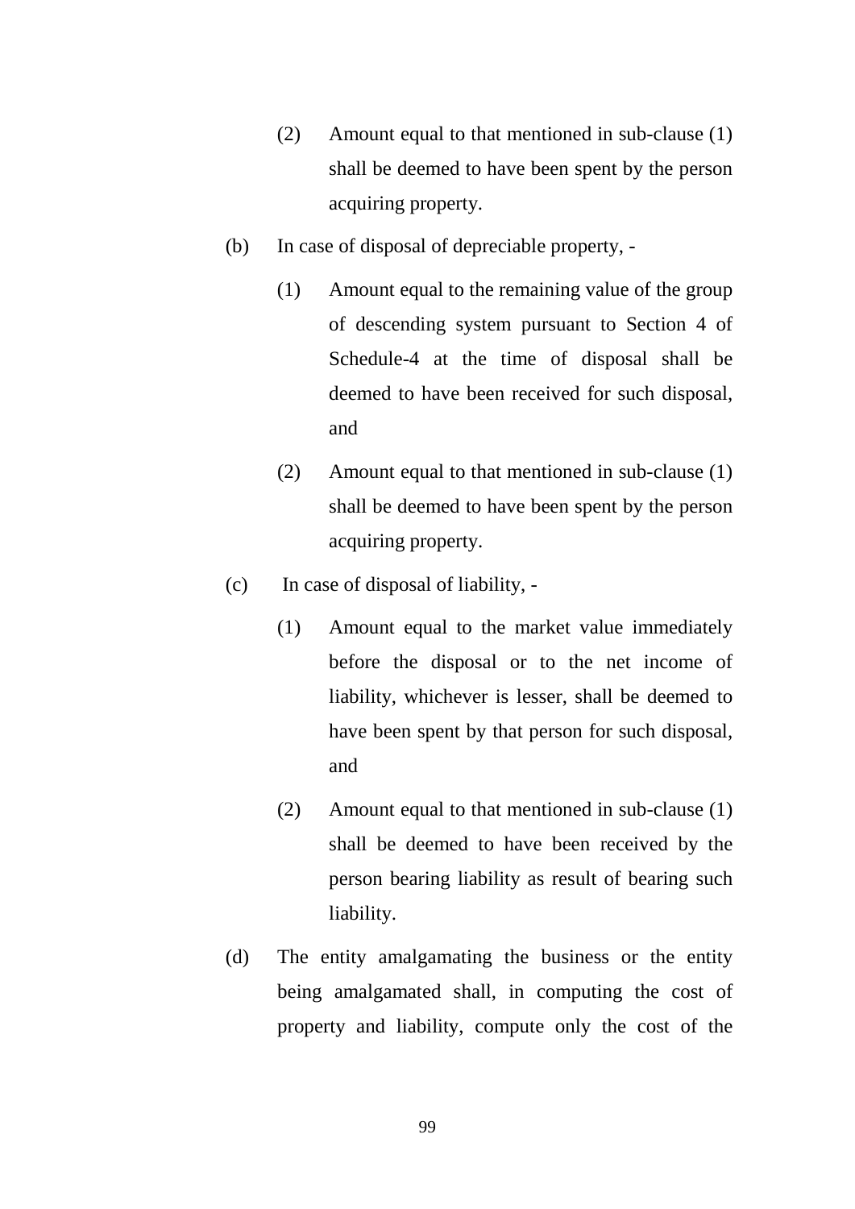(2) Amount equal to that mentioned in sub-clause (1) shall be deemed to have been spent by the person acquiring property.

(b) In case of disposal of depreciable property, -

(1) Amount equal to the remaining value of the group of descending system pursuant to Section 4 of Schedule-4 at the time of disposal shall be deemed to have been received for such disposal, and

(2) Amount equal to that mentioned in sub-clause (1) shall be deemed to have been spent by the person acquiring property.

(c) In case of disposal of liability, -

(1) Amount equal to the market value immediately before the disposal or to the net income of liability, whichever is lesser, shall be deemed to have been spent by that person for such disposal, and

(2) Amount equal to that mentioned in sub-clause (1) shall be deemed to have been received by the person bearing liability as result of bearing such liability.

(d) The entity amalgamating the business or the entity being amalgamated shall, in computing the cost of property and liability, compute only the cost of the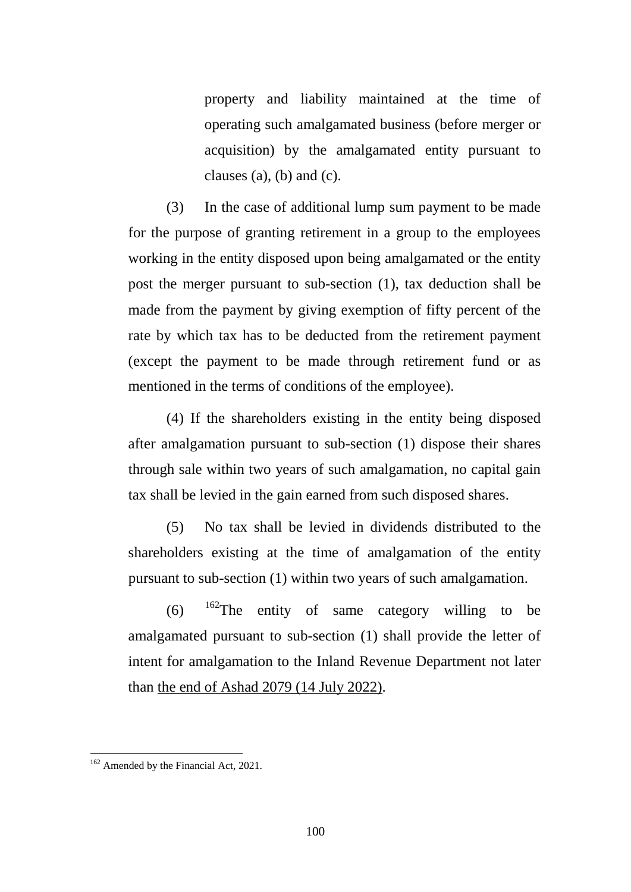property and liability maintained at the time of operating such amalgamated business (before merger or acquisition) by the amalgamated entity pursuant to clauses (a), (b) and (c).

(3) In the case of additional lump sum payment to be made for the purpose of granting retirement in a group to the employees working in the entity disposed upon being amalgamated or the entity post the merger pursuant to sub-section (1), tax deduction shall be made from the payment by giving exemption of fifty percent of the rate by which tax has to be deducted from the retirement payment (except the payment to be made through retirement fund or as mentioned in the terms of conditions of the employee).

(4) If the shareholders existing in the entity being disposed after amalgamation pursuant to sub-section (1) dispose their shares through sale within two years of such amalgamation, no capital gain tax shall be levied in the gain earned from such disposed shares.

(5) No tax shall be levied in dividends distributed to the shareholders existing at the time of amalgamation of the entity pursuant to sub-section (1) within two years of such amalgamation.

(6) [162]The entity of same category willing to be amalgamated pursuant to sub-section (1) shall provide the letter of intent for amalgamation to the Inland Revenue Department not later than <u>the end of Ashad 2079 (14 July 2022)</u>.

---

[162] Amended by the Financial Act, 2021.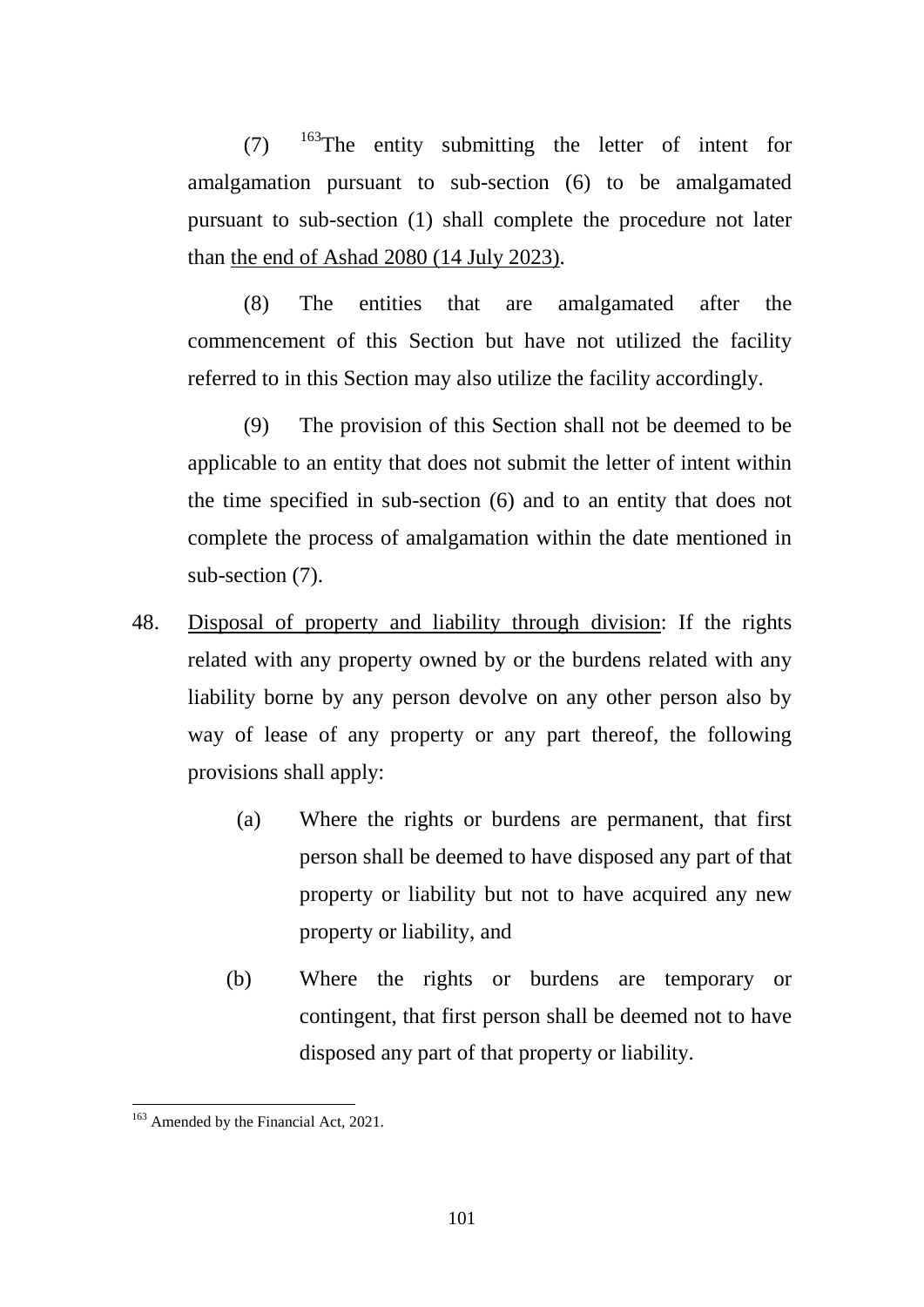(7) [163]The entity submitting the letter of intent for amalgamation pursuant to sub-section (6) to be amalgamated pursuant to sub-section (1) shall complete the procedure not later than the end of Ashad 2080 (14 July 2023).

(8) The entities that are amalgamated after the commencement of this Section but have not utilized the facility referred to in this Section may also utilize the facility accordingly.

(9) The provision of this Section shall not be deemed to be applicable to an entity that does not submit the letter of intent within the time specified in sub-section (6) and to an entity that does not complete the process of amalgamation within the date mentioned in sub-section (7).

48. Disposal of property and liability through division: If the rights related with any property owned by or the burdens related with any liability borne by any person devolve on any other person also by way of lease of any property or any part thereof, the following provisions shall apply:

(a) Where the rights or burdens are permanent, that first person shall be deemed to have disposed any part of that property or liability but not to have acquired any new property or liability, and

(b) Where the rights or burdens are temporary or contingent, that first person shall be deemed not to have disposed any part of that property or liability.

---

[163] Amended by the Financial Act, 2021.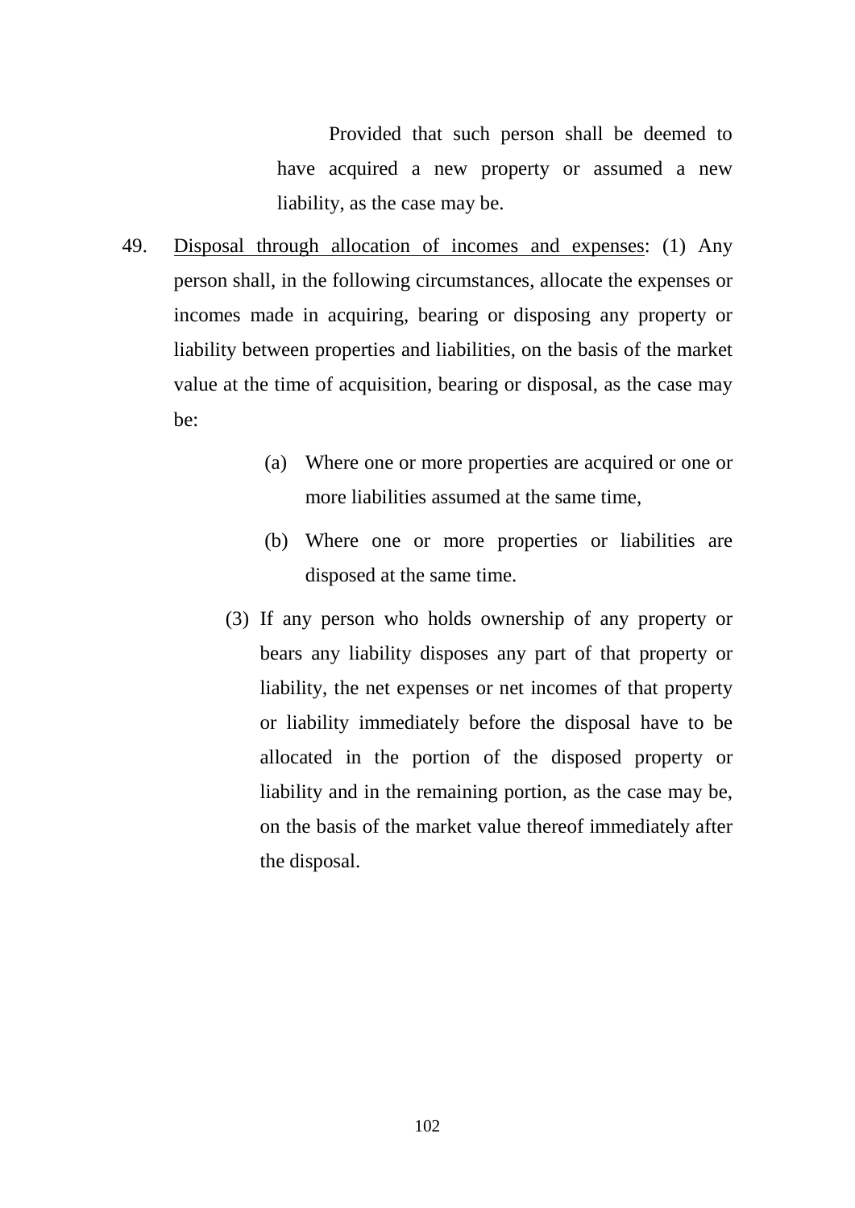Provided that such person shall be deemed to have acquired a new property or assumed a new liability, as the case may be.

49. <u>Disposal through allocation of incomes and expenses</u>: (1) Any person shall, in the following circumstances, allocate the expenses or incomes made in acquiring, bearing or disposing any property or liability between properties and liabilities, on the basis of the market value at the time of acquisition, bearing or disposal, as the case may be:

   (a) Where one or more properties are acquired or one or more liabilities assumed at the same time,

   (b) Where one or more properties or liabilities are disposed at the same time.

   (3) If any person who holds ownership of any property or bears any liability disposes any part of that property or liability, the net expenses or net incomes of that property or liability immediately before the disposal have to be allocated in the portion of the disposed property or liability and in the remaining portion, as the case may be, on the basis of the market value thereof immediately after the disposal.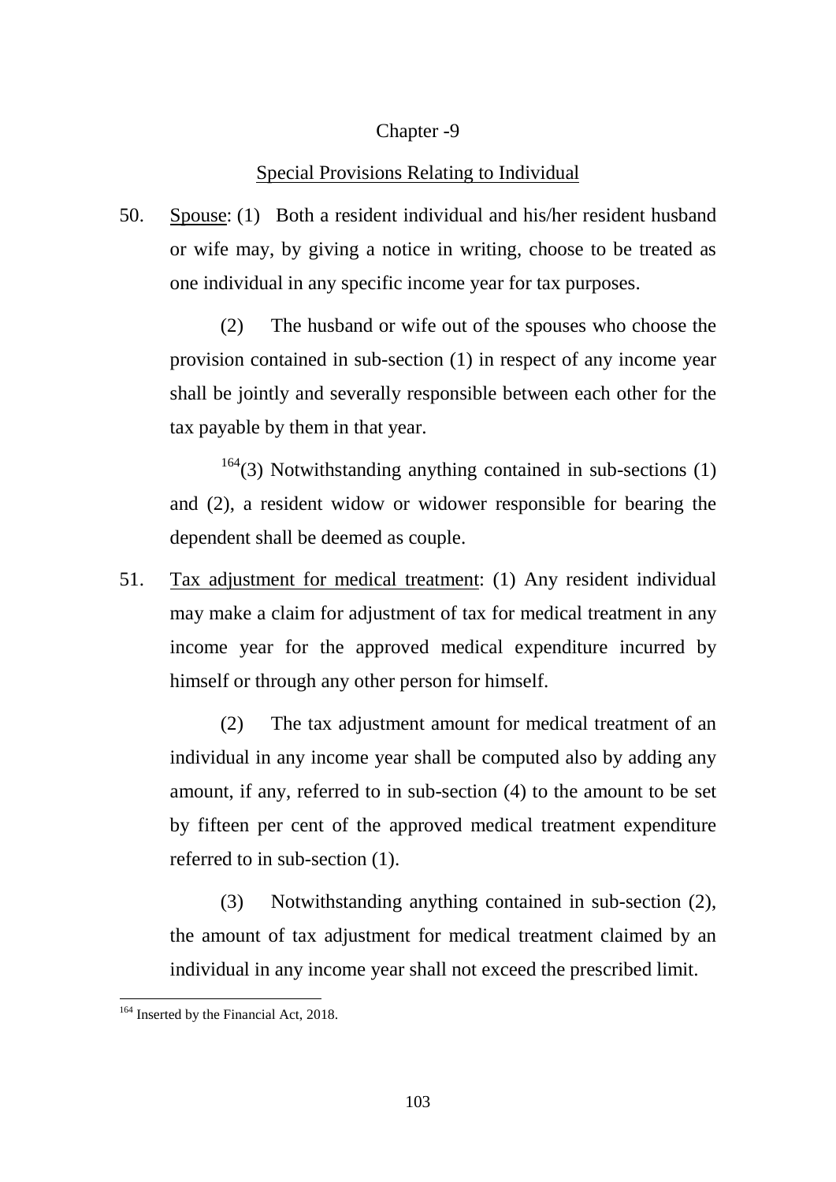## Chapter -9

## Special Provisions Relating to Individual

50. Spouse: (1) Both a resident individual and his/her resident husband or wife may, by giving a notice in writing, choose to be treated as one individual in any specific income year for tax purposes.

(2) The husband or wife out of the spouses who choose the provision contained in sub-section (1) in respect of any income year shall be jointly and severally responsible between each other for the tax payable by them in that year.

[164](3) Notwithstanding anything contained in sub-sections (1) and (2), a resident widow or widower responsible for bearing the dependent shall be deemed as couple.

51. Tax adjustment for medical treatment: (1) Any resident individual may make a claim for adjustment of tax for medical treatment in any income year for the approved medical expenditure incurred by himself or through any other person for himself.

(2) The tax adjustment amount for medical treatment of an individual in any income year shall be computed also by adding any amount, if any, referred to in sub-section (4) to the amount to be set by fifteen per cent of the approved medical treatment expenditure referred to in sub-section (1).

(3) Notwithstanding anything contained in sub-section (2), the amount of tax adjustment for medical treatment claimed by an individual in any income year shall not exceed the prescribed limit.

---

[164] Inserted by the Financial Act, 2018.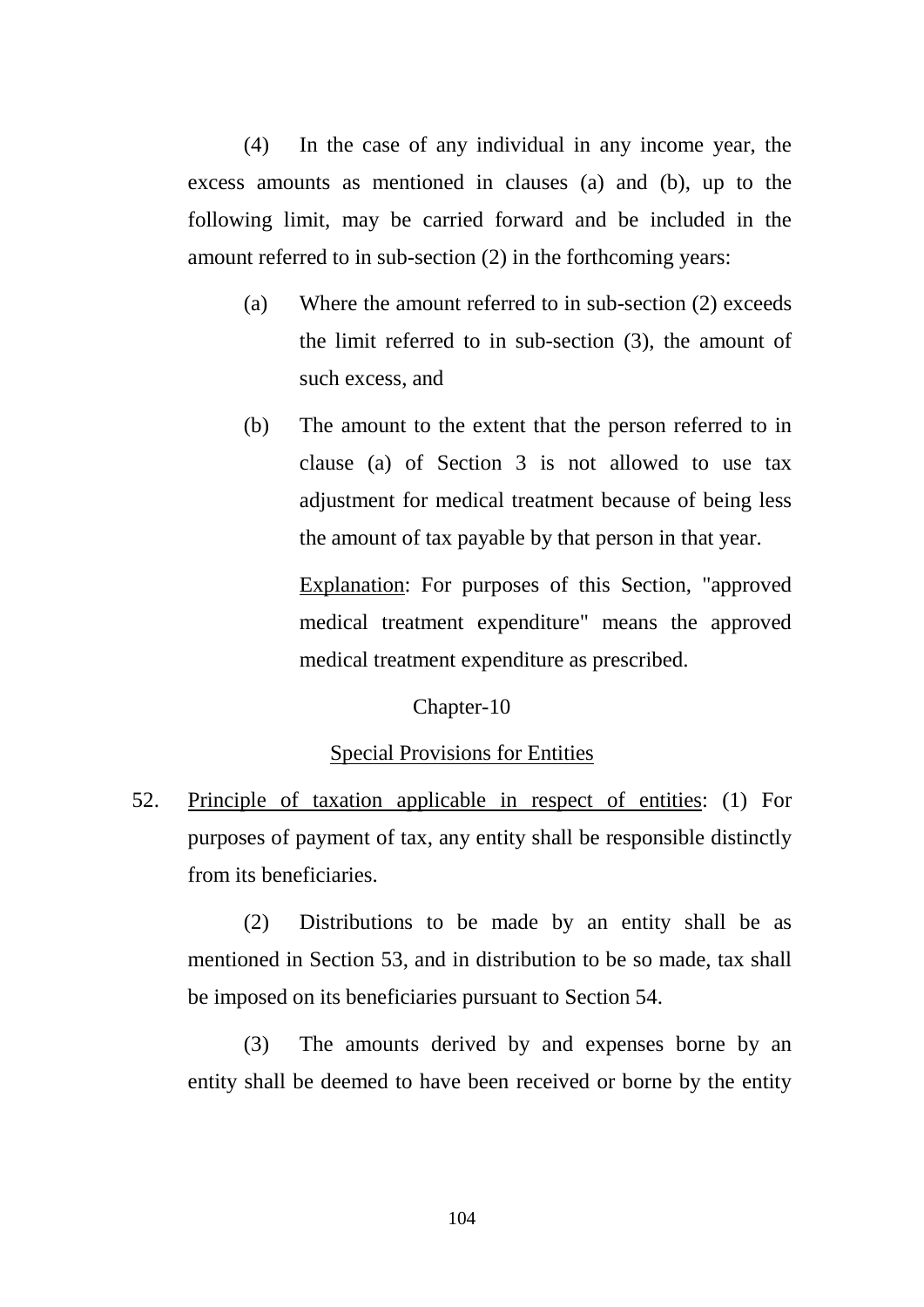(4) In the case of any individual in any income year, the excess amounts as mentioned in clauses (a) and (b), up to the following limit, may be carried forward and be included in the amount referred to in sub-section (2) in the forthcoming years:

(a) Where the amount referred to in sub-section (2) exceeds the limit referred to in sub-section (3), the amount of such excess, and

(b) The amount to the extent that the person referred to in clause (a) of Section 3 is not allowed to use tax adjustment for medical treatment because of being less the amount of tax payable by that person in that year.

<u>Explanation</u>: For purposes of this Section, "approved medical treatment expenditure" means the approved medical treatment expenditure as prescribed.

## Chapter-10

## <u>Special Provisions for Entities</u>

52. <u>Principle of taxation applicable in respect of entities</u>: (1) For purposes of payment of tax, any entity shall be responsible distinctly from its beneficiaries.

(2) Distributions to be made by an entity shall be as mentioned in Section 53, and in distribution to be so made, tax shall be imposed on its beneficiaries pursuant to Section 54.

(3) The amounts derived by and expenses borne by an entity shall be deemed to have been received or borne by the entity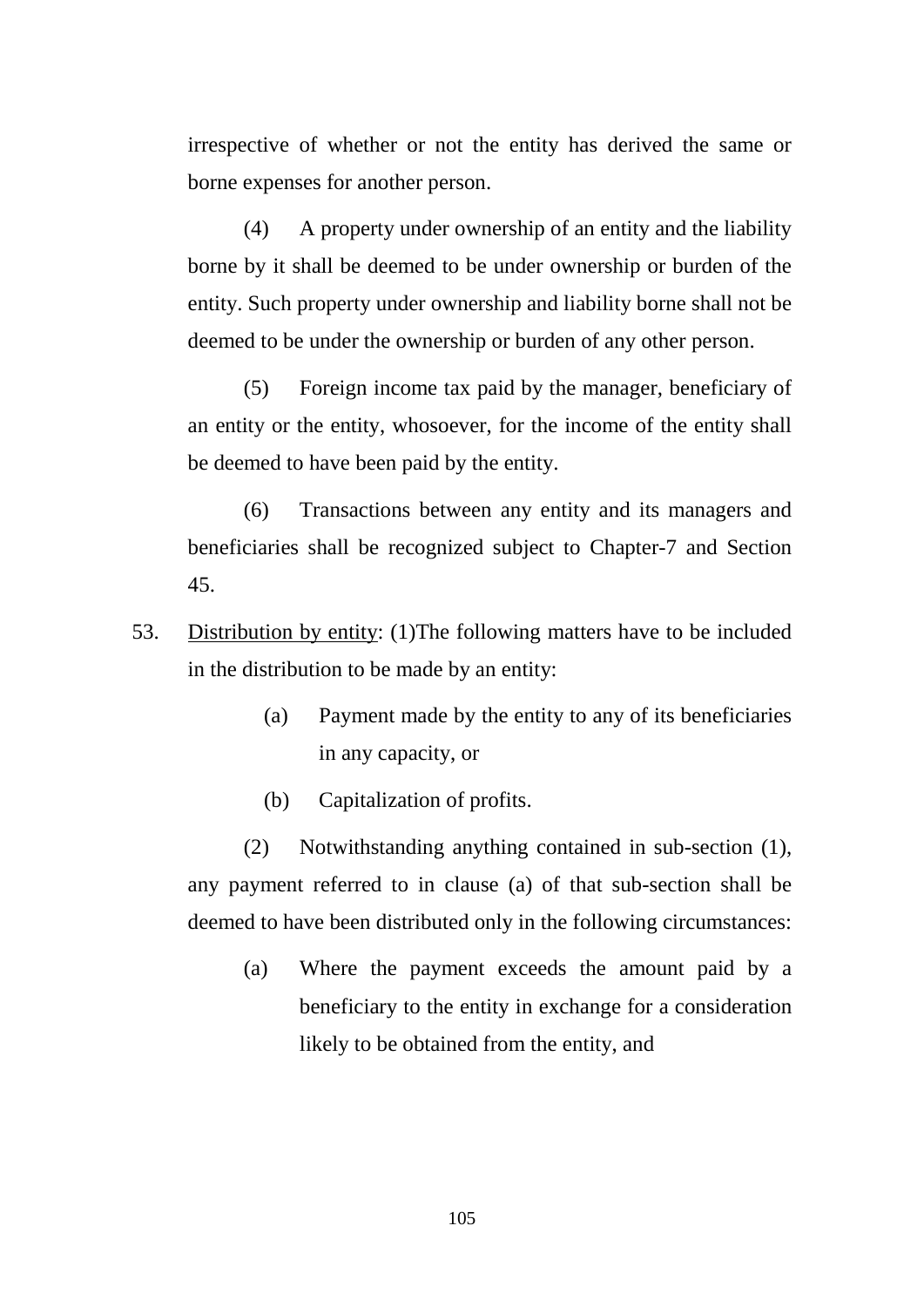irrespective of whether or not the entity has derived the same or borne expenses for another person.

(4) A property under ownership of an entity and the liability borne by it shall be deemed to be under ownership or burden of the entity. Such property under ownership and liability borne shall not be deemed to be under the ownership or burden of any other person.

(5) Foreign income tax paid by the manager, beneficiary of an entity or the entity, whosoever, for the income of the entity shall be deemed to have been paid by the entity.

(6) Transactions between any entity and its managers and beneficiaries shall be recognized subject to Chapter-7 and Section 45.

53. Distribution by entity: (1)The following matters have to be included in the distribution to be made by an entity:

(a) Payment made by the entity to any of its beneficiaries in any capacity, or

(b) Capitalization of profits.

(2) Notwithstanding anything contained in sub-section (1), any payment referred to in clause (a) of that sub-section shall be deemed to have been distributed only in the following circumstances:

(a) Where the payment exceeds the amount paid by a beneficiary to the entity in exchange for a consideration likely to be obtained from the entity, and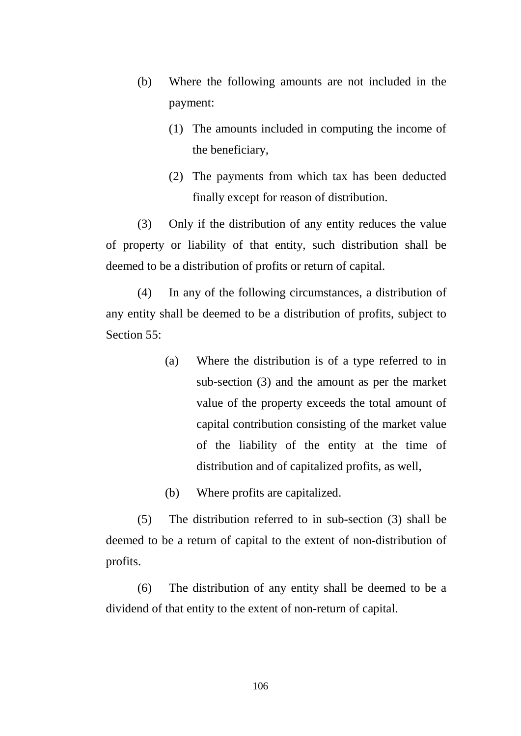(b) Where the following amounts are not included in the payment:

    (1) The amounts included in computing the income of the beneficiary,

    (2) The payments from which tax has been deducted finally except for reason of distribution.

(3) Only if the distribution of any entity reduces the value of property or liability of that entity, such distribution shall be deemed to be a distribution of profits or return of capital.

(4) In any of the following circumstances, a distribution of any entity shall be deemed to be a distribution of profits, subject to Section 55:

  (a) Where the distribution is of a type referred to in sub-section (3) and the amount as per the market value of the property exceeds the total amount of capital contribution consisting of the market value of the liability of the entity at the time of distribution and of capitalized profits, as well,

  (b) Where profits are capitalized.

(5) The distribution referred to in sub-section (3) shall be deemed to be a return of capital to the extent of non-distribution of profits.

(6) The distribution of any entity shall be deemed to be a dividend of that entity to the extent of non-return of capital.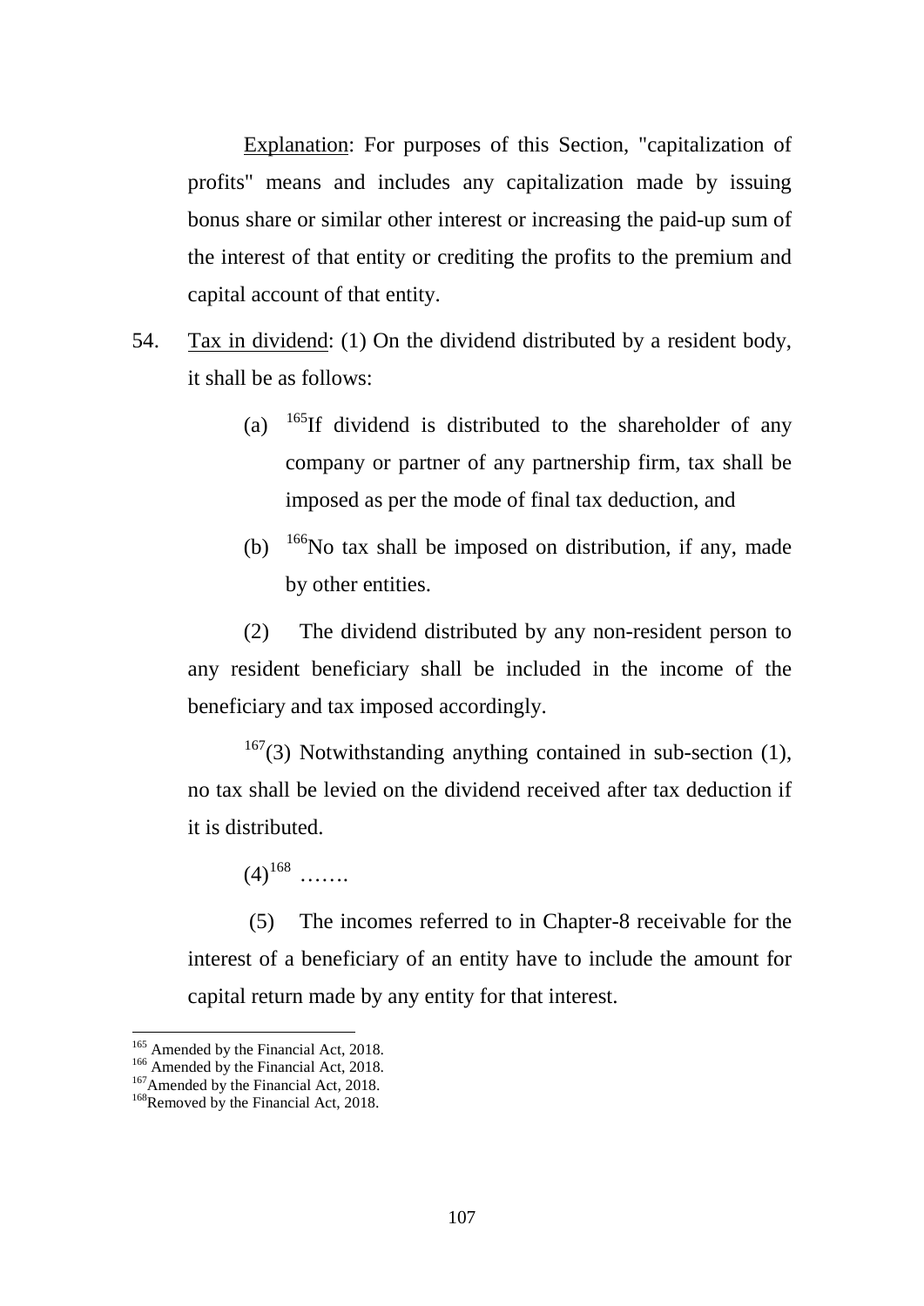Explanation: For purposes of this Section, "capitalization of profits" means and includes any capitalization made by issuing bonus share or similar other interest or increasing the paid-up sum of the interest of that entity or crediting the profits to the premium and capital account of that entity.

54. Tax in dividend: (1) On the dividend distributed by a resident body, it shall be as follows:

(a) [165]If dividend is distributed to the shareholder of any company or partner of any partnership firm, tax shall be imposed as per the mode of final tax deduction, and

(b) [166]No tax shall be imposed on distribution, if any, made by other entities.

(2) The dividend distributed by any non-resident person to any resident beneficiary shall be included in the income of the beneficiary and tax imposed accordingly.

[167](3) Notwithstanding anything contained in sub-section (1), no tax shall be levied on the dividend received after tax deduction if it is distributed.

(4)[168] …….

(5) The incomes referred to in Chapter-8 receivable for the interest of a beneficiary of an entity have to include the amount for capital return made by any entity for that interest.

---

[165] Amended by the Financial Act, 2018.
[166] Amended by the Financial Act, 2018.
[167] Amended by the Financial Act, 2018.
[168] Removed by the Financial Act, 2018.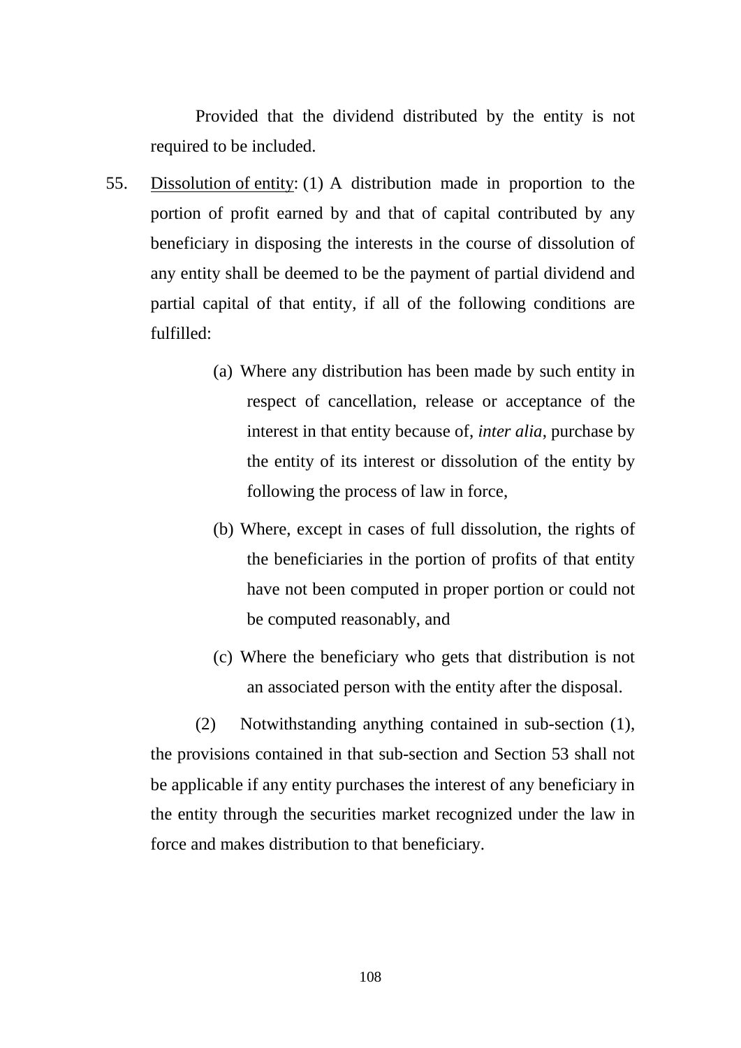Provided that the dividend distributed by the entity is not required to be included.

55. <u>Dissolution of entity</u>: (1) A distribution made in proportion to the portion of profit earned by and that of capital contributed by any beneficiary in disposing the interests in the course of dissolution of any entity shall be deemed to be the payment of partial dividend and partial capital of that entity, if all of the following conditions are fulfilled:

(a) Where any distribution has been made by such entity in respect of cancellation, release or acceptance of the interest in that entity because of, *inter alia*, purchase by the entity of its interest or dissolution of the entity by following the process of law in force,

(b) Where, except in cases of full dissolution, the rights of the beneficiaries in the portion of profits of that entity have not been computed in proper portion or could not be computed reasonably, and

(c) Where the beneficiary who gets that distribution is not an associated person with the entity after the disposal.

(2) Notwithstanding anything contained in sub-section (1), the provisions contained in that sub-section and Section 53 shall not be applicable if any entity purchases the interest of any beneficiary in the entity through the securities market recognized under the law in force and makes distribution to that beneficiary.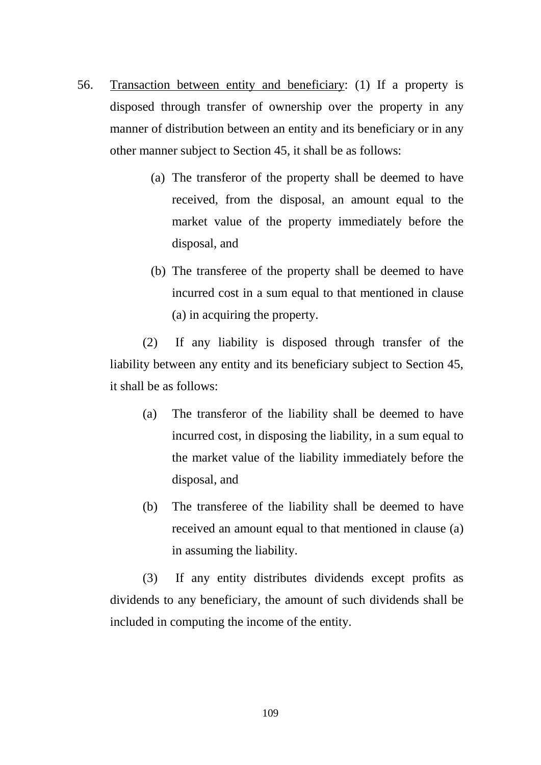56. <u>Transaction between entity and beneficiary</u>: (1) If a property is disposed through transfer of ownership over the property in any manner of distribution between an entity and its beneficiary or in any other manner subject to Section 45, it shall be as follows:

   (a) The transferor of the property shall be deemed to have received, from the disposal, an amount equal to the market value of the property immediately before the disposal, and

   (b) The transferee of the property shall be deemed to have incurred cost in a sum equal to that mentioned in clause (a) in acquiring the property.

   (2) If any liability is disposed through transfer of the liability between any entity and its beneficiary subject to Section 45, it shall be as follows:

   (a) The transferor of the liability shall be deemed to have incurred cost, in disposing the liability, in a sum equal to the market value of the liability immediately before the disposal, and

   (b) The transferee of the liability shall be deemed to have received an amount equal to that mentioned in clause (a) in assuming the liability.

   (3) If any entity distributes dividends except profits as dividends to any beneficiary, the amount of such dividends shall be included in computing the income of the entity.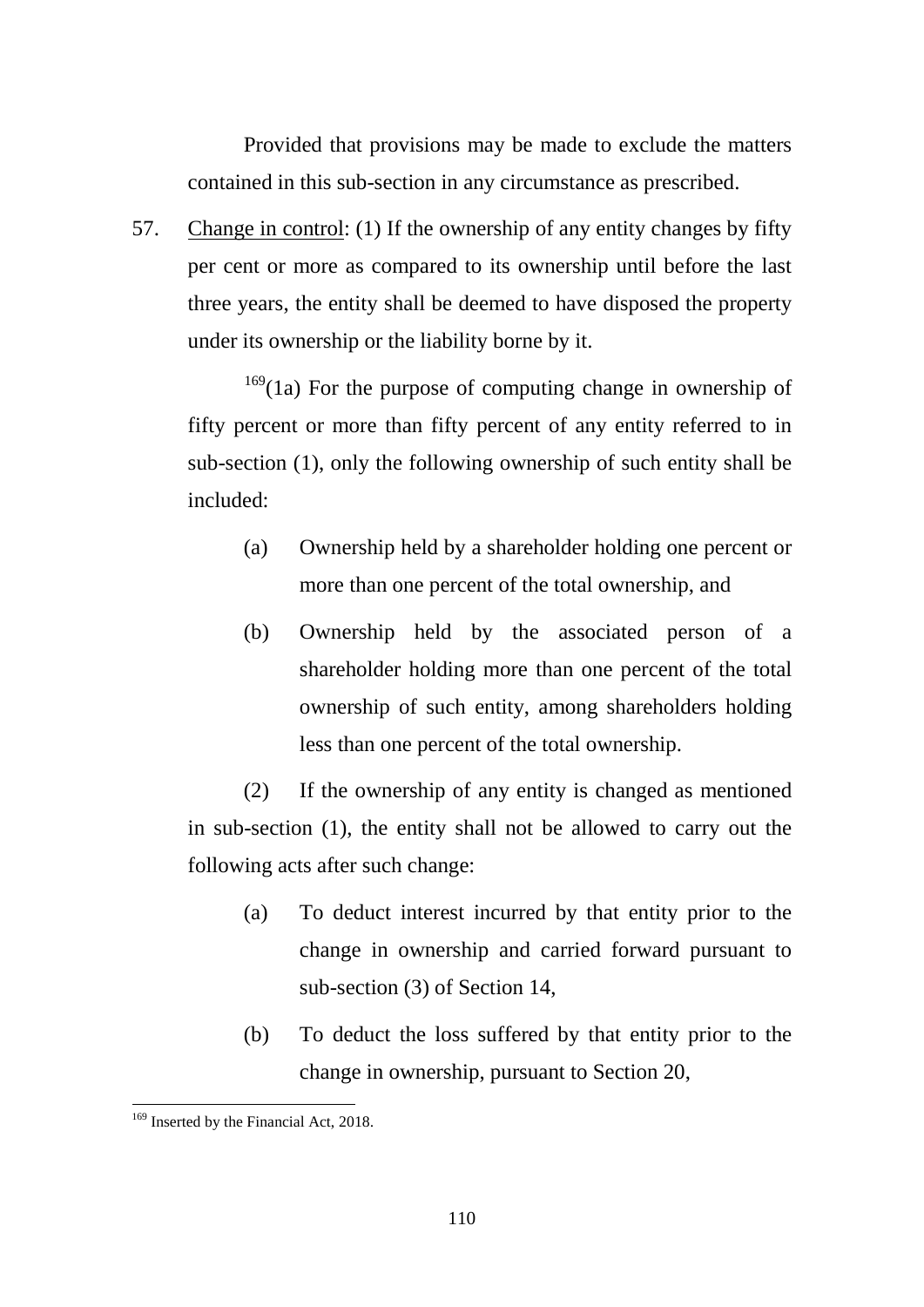Provided that provisions may be made to exclude the matters contained in this sub-section in any circumstance as prescribed.

57. Change in control: (1) If the ownership of any entity changes by fifty per cent or more as compared to its ownership until before the last three years, the entity shall be deemed to have disposed the property under its ownership or the liability borne by it.

[169](1a) For the purpose of computing change in ownership of fifty percent or more than fifty percent of any entity referred to in sub-section (1), only the following ownership of such entity shall be included:

(a) Ownership held by a shareholder holding one percent or more than one percent of the total ownership, and

(b) Ownership held by the associated person of a shareholder holding more than one percent of the total ownership of such entity, among shareholders holding less than one percent of the total ownership.

(2) If the ownership of any entity is changed as mentioned in sub-section (1), the entity shall not be allowed to carry out the following acts after such change:

(a) To deduct interest incurred by that entity prior to the change in ownership and carried forward pursuant to sub-section (3) of Section 14,

(b) To deduct the loss suffered by that entity prior to the change in ownership, pursuant to Section 20,

---

[169] Inserted by the Financial Act, 2018.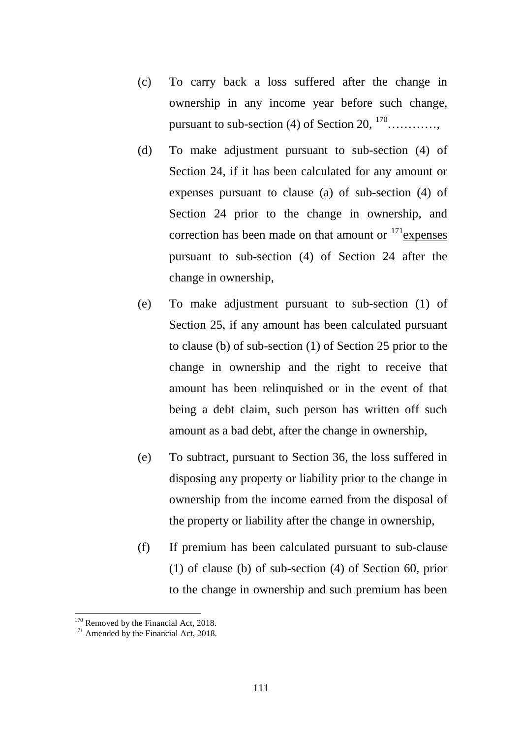(c) To carry back a loss suffered after the change in ownership in any income year before such change, pursuant to sub-section (4) of Section 20, [170]…………,

(d) To make adjustment pursuant to sub-section (4) of Section 24, if it has been calculated for any amount or expenses pursuant to clause (a) of sub-section (4) of Section 24 prior to the change in ownership, and correction has been made on that amount or [171]expenses pursuant to sub-section (4) of Section 24 after the change in ownership,

(e) To make adjustment pursuant to sub-section (1) of Section 25, if any amount has been calculated pursuant to clause (b) of sub-section (1) of Section 25 prior to the change in ownership and the right to receive that amount has been relinquished or in the event of that being a debt claim, such person has written off such amount as a bad debt, after the change in ownership,

(e) To subtract, pursuant to Section 36, the loss suffered in disposing any property or liability prior to the change in ownership from the income earned from the disposal of the property or liability after the change in ownership,

(f) If premium has been calculated pursuant to sub-clause (1) of clause (b) of sub-section (4) of Section 60, prior to the change in ownership and such premium has been

---

[170] Removed by the Financial Act, 2018.

[171] Amended by the Financial Act, 2018.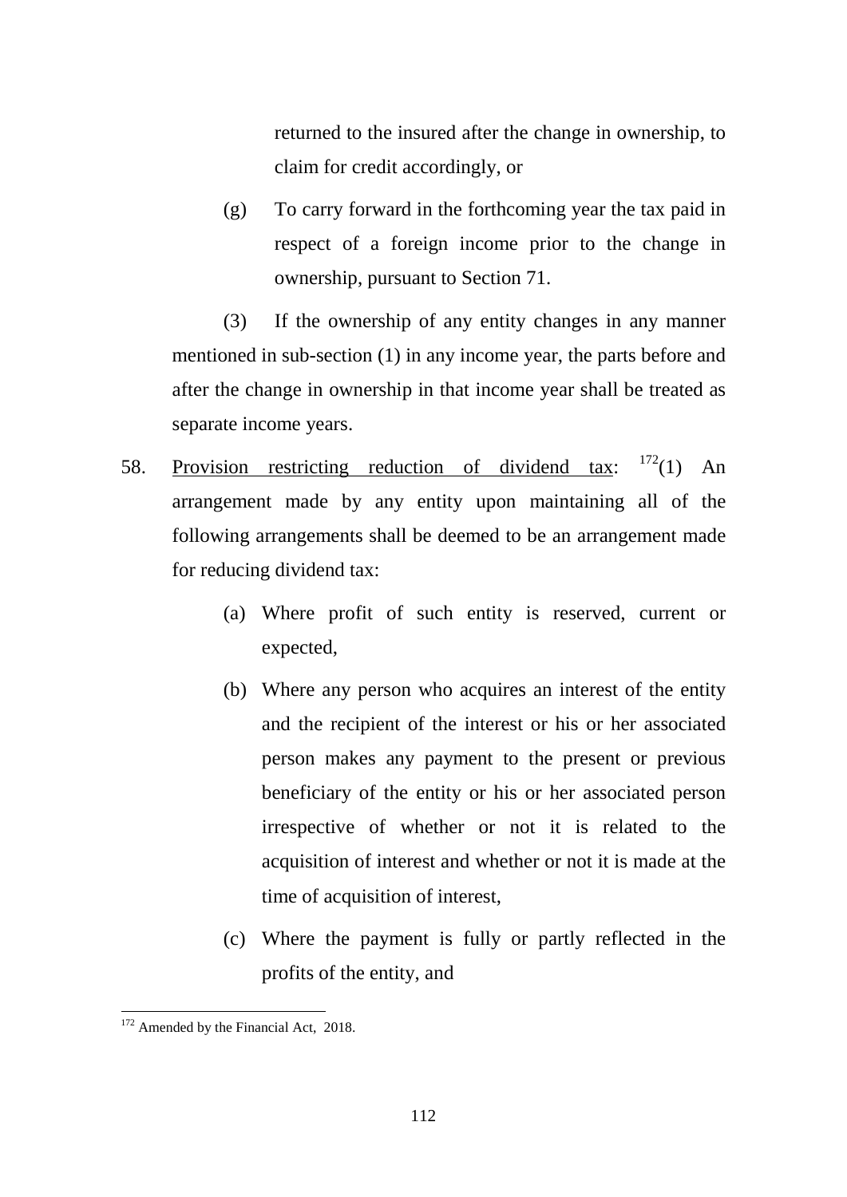returned to the insured after the change in ownership, to claim for credit accordingly, or

(g) To carry forward in the forthcoming year the tax paid in respect of a foreign income prior to the change in ownership, pursuant to Section 71.

(3) If the ownership of any entity changes in any manner mentioned in sub-section (1) in any income year, the parts before and after the change in ownership in that income year shall be treated as separate income years.

58. Provision restricting reduction of dividend tax: [172](1) An arrangement made by any entity upon maintaining all of the following arrangements shall be deemed to be an arrangement made for reducing dividend tax:

(a) Where profit of such entity is reserved, current or expected,

(b) Where any person who acquires an interest of the entity and the recipient of the interest or his or her associated person makes any payment to the present or previous beneficiary of the entity or his or her associated person irrespective of whether or not it is related to the acquisition of interest and whether or not it is made at the time of acquisition of interest,

(c) Where the payment is fully or partly reflected in the profits of the entity, and

[172] Amended by the Financial Act, 2018.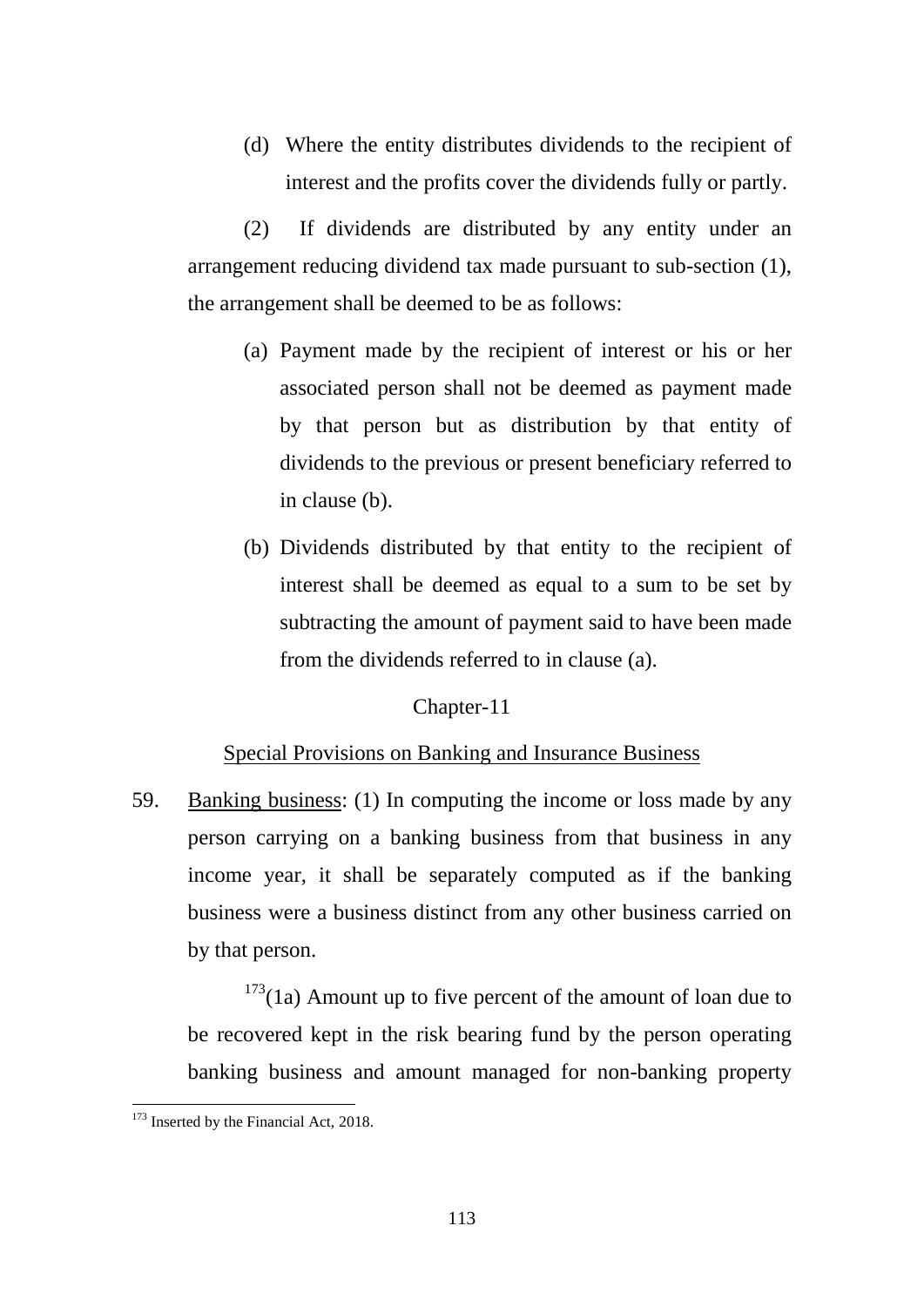(d) Where the entity distributes dividends to the recipient of interest and the profits cover the dividends fully or partly.

(2) If dividends are distributed by any entity under an arrangement reducing dividend tax made pursuant to sub-section (1), the arrangement shall be deemed to be as follows:

(a) Payment made by the recipient of interest or his or her associated person shall not be deemed as payment made by that person but as distribution by that entity of dividends to the previous or present beneficiary referred to in clause (b).

(b) Dividends distributed by that entity to the recipient of interest shall be deemed as equal to a sum to be set by subtracting the amount of payment said to have been made from the dividends referred to in clause (a).

## Chapter-11

## Special Provisions on Banking and Insurance Business

59. Banking business: (1) In computing the income or loss made by any person carrying on a banking business from that business in any income year, it shall be separately computed as if the banking business were a business distinct from any other business carried on by that person.

[173](1a) Amount up to five percent of the amount of loan due to be recovered kept in the risk bearing fund by the person operating banking business and amount managed for non-banking property

---

[173] Inserted by the Financial Act, 2018.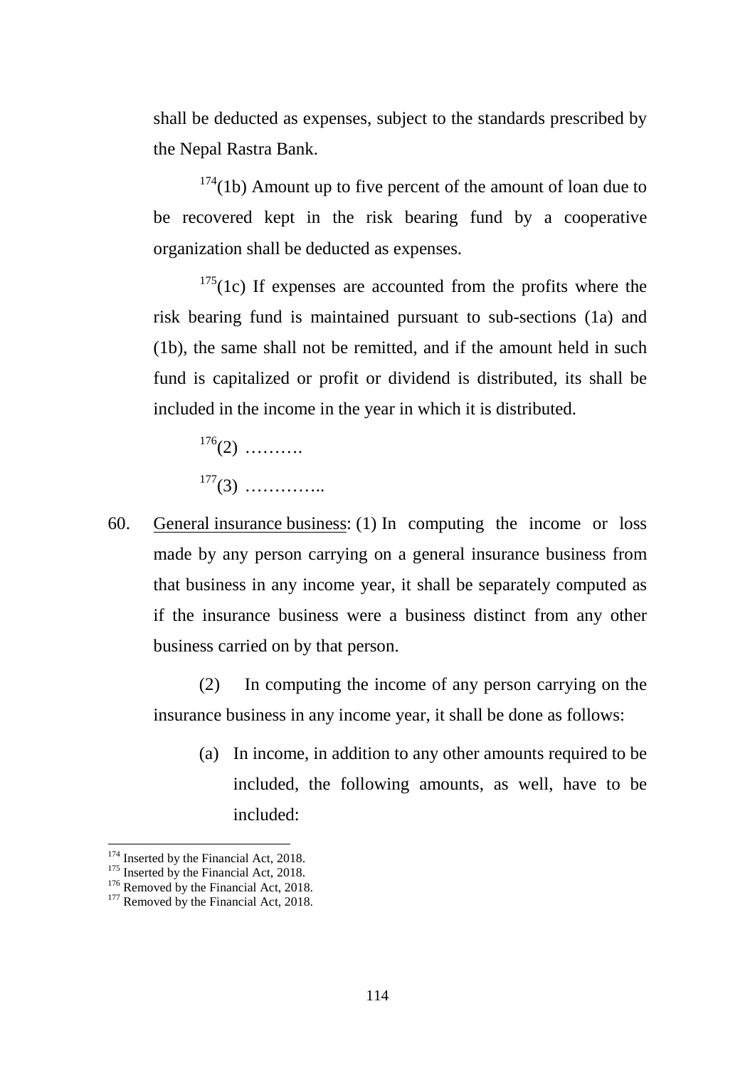shall be deducted as expenses, subject to the standards prescribed by the Nepal Rastra Bank.

[174](1b) Amount up to five percent of the amount of loan due to be recovered kept in the risk bearing fund by a cooperative organization shall be deducted as expenses.

[175](1c) If expenses are accounted from the profits where the risk bearing fund is maintained pursuant to sub-sections (1a) and (1b), the same shall not be remitted, and if the amount held in such fund is capitalized or profit or dividend is distributed, its shall be included in the income in the year in which it is distributed.

[176](2) ……….

[177](3) …………..

60. General insurance business: (1) In computing the income or loss made by any person carrying on a general insurance business from that business in any income year, it shall be separately computed as if the insurance business were a business distinct from any other business carried on by that person.

(2) In computing the income of any person carrying on the insurance business in any income year, it shall be done as follows:

(a) In income, in addition to any other amounts required to be included, the following amounts, as well, have to be included:

---

[174] Inserted by the Financial Act, 2018.
[175] Inserted by the Financial Act, 2018.
[176] Removed by the Financial Act, 2018.
[177] Removed by the Financial Act, 2018.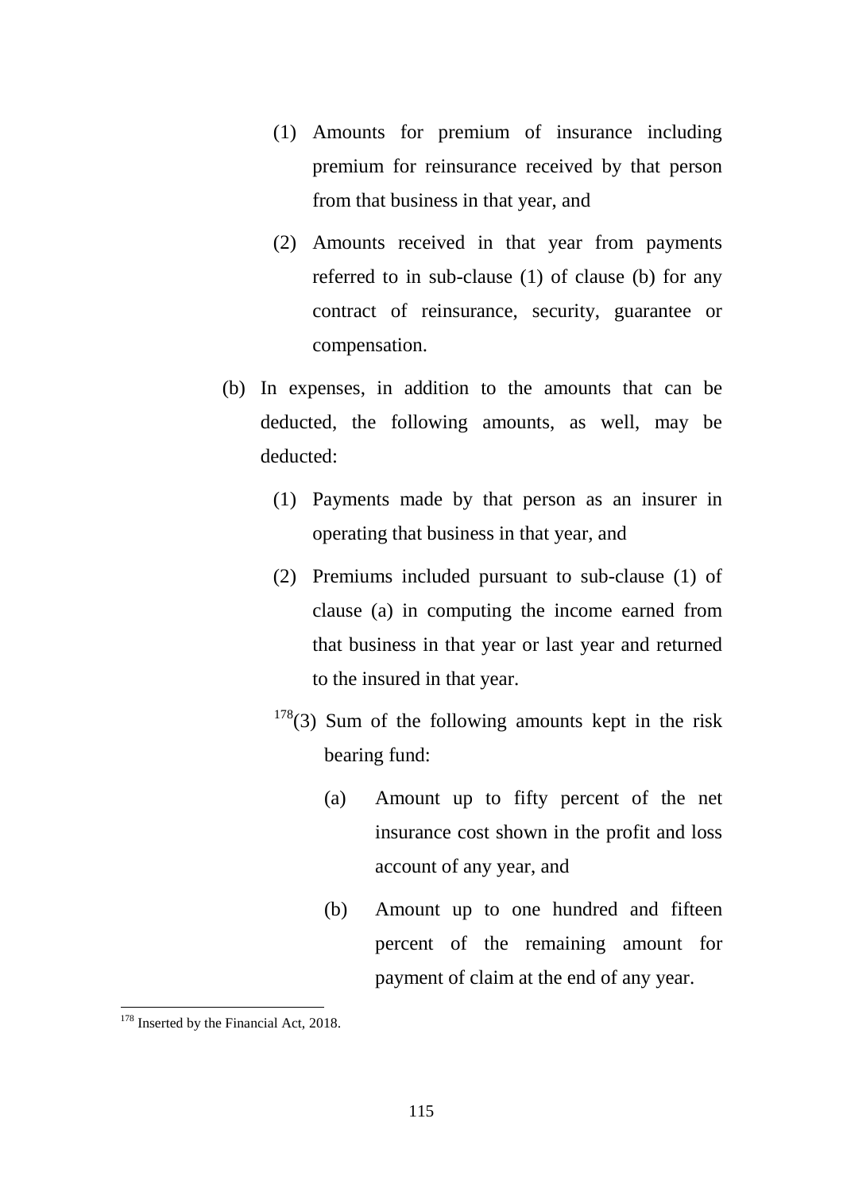(1) Amounts for premium of insurance including premium for reinsurance received by that person from that business in that year, and

(2) Amounts received in that year from payments referred to in sub-clause (1) of clause (b) for any contract of reinsurance, security, guarantee or compensation.

(b) In expenses, in addition to the amounts that can be deducted, the following amounts, as well, may be deducted:

(1) Payments made by that person as an insurer in operating that business in that year, and

(2) Premiums included pursuant to sub-clause (1) of clause (a) in computing the income earned from that business in that year or last year and returned to the insured in that year.

[178](3) Sum of the following amounts kept in the risk bearing fund:

(a) Amount up to fifty percent of the net insurance cost shown in the profit and loss account of any year, and

(b) Amount up to one hundred and fifteen percent of the remaining amount for payment of claim at the end of any year.

---

[178] Inserted by the Financial Act, 2018.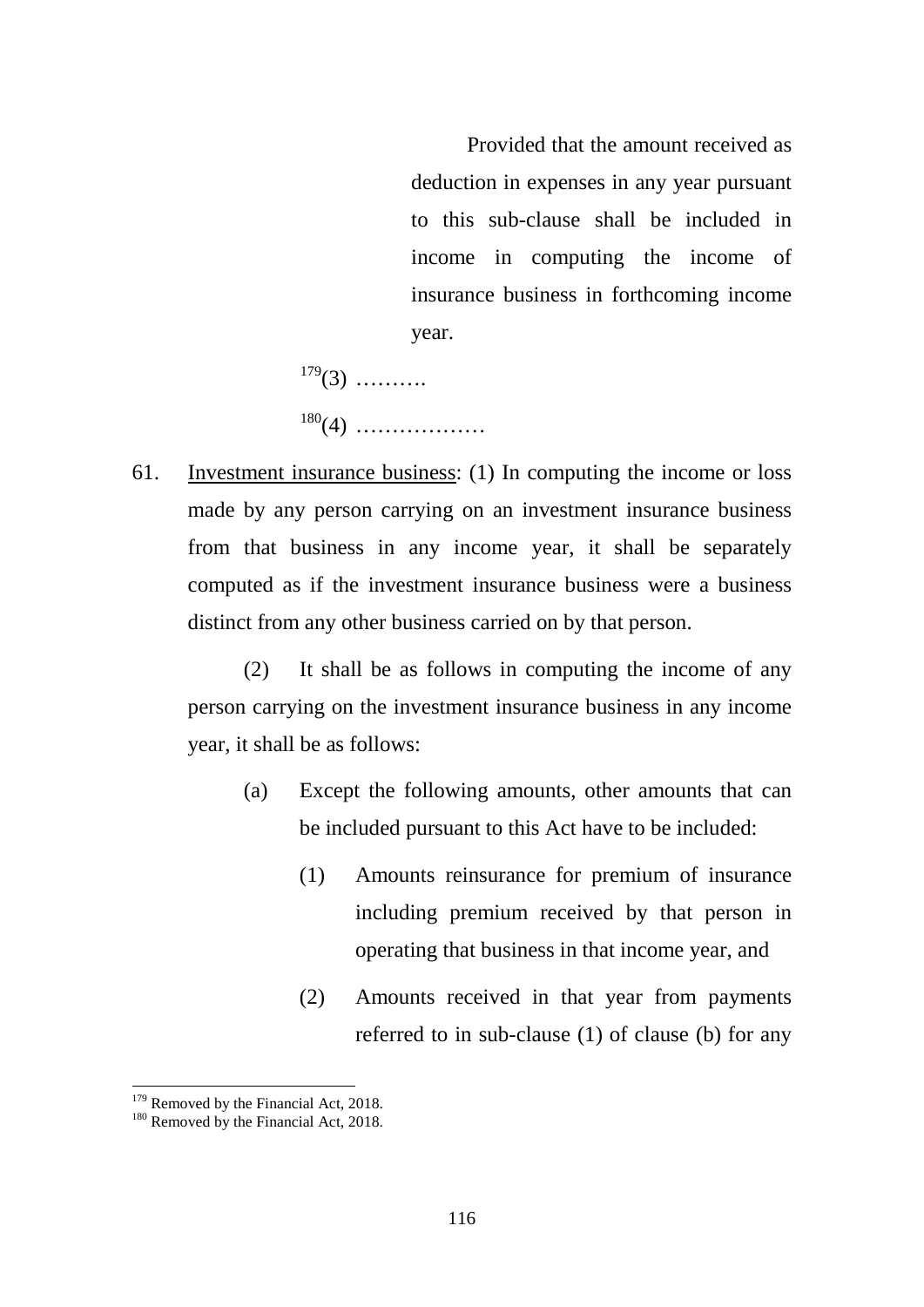Provided that the amount received as deduction in expenses in any year pursuant to this sub-clause shall be included in income in computing the income of insurance business in forthcoming income year.

[179](3) ……….

[180](4) ………………

61. Investment insurance business: (1) In computing the income or loss made by any person carrying on an investment insurance business from that business in any income year, it shall be separately computed as if the investment insurance business were a business distinct from any other business carried on by that person.

(2) It shall be as follows in computing the income of any person carrying on the investment insurance business in any income year, it shall be as follows:

(a) Except the following amounts, other amounts that can be included pursuant to this Act have to be included:

(1) Amounts reinsurance for premium of insurance including premium received by that person in operating that business in that income year, and

(2) Amounts received in that year from payments referred to in sub-clause (1) of clause (b) for any

---

[179] Removed by the Financial Act, 2018.

[180] Removed by the Financial Act, 2018.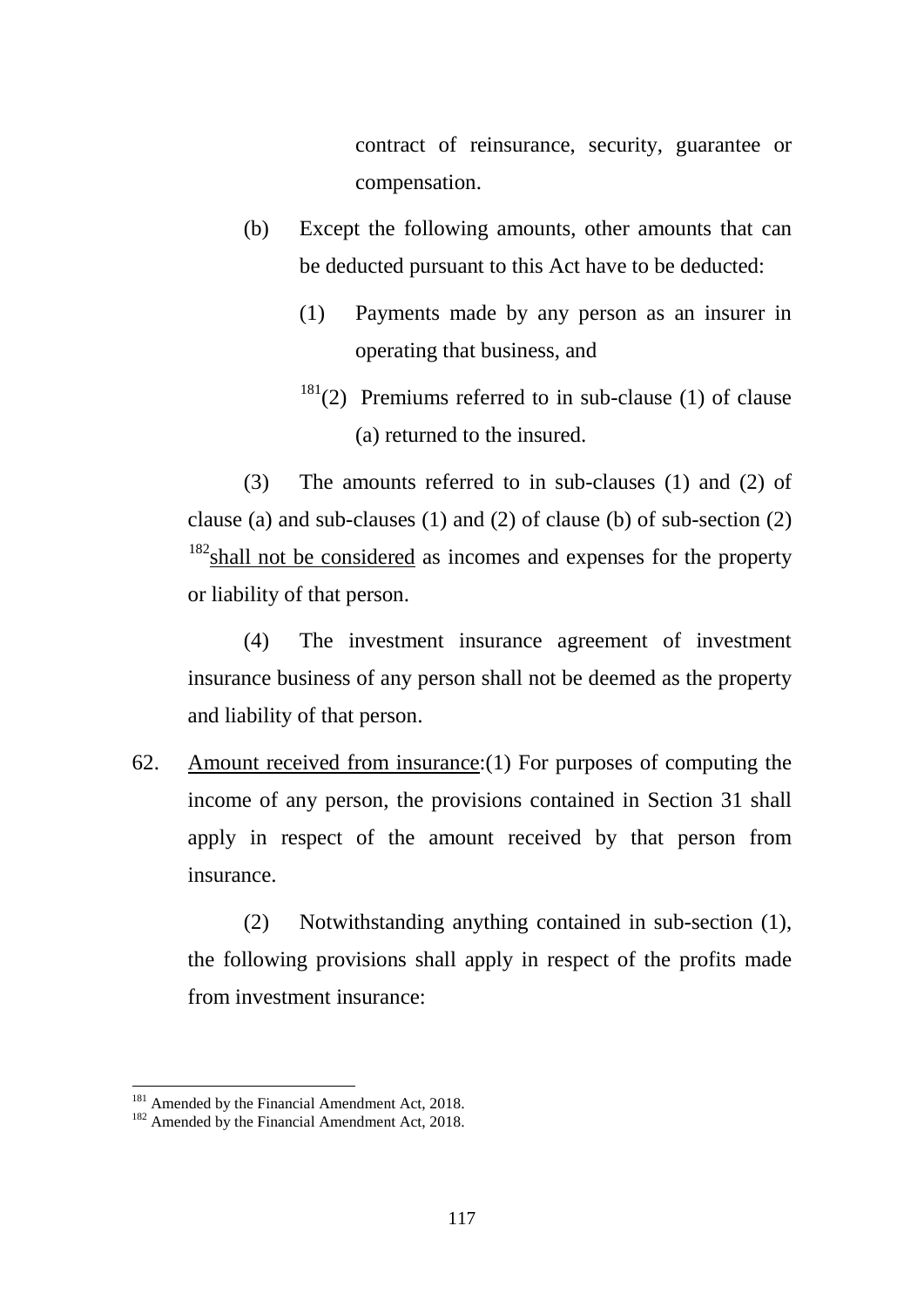contract of reinsurance, security, guarantee or compensation.

(b) Except the following amounts, other amounts that can be deducted pursuant to this Act have to be deducted:

(1) Payments made by any person as an insurer in operating that business, and

[181](2) Premiums referred to in sub-clause (1) of clause (a) returned to the insured.

(3) The amounts referred to in sub-clauses (1) and (2) of clause (a) and sub-clauses (1) and (2) of clause (b) of sub-section (2) [182]<u>shall not be considered</u> as incomes and expenses for the property or liability of that person.

(4) The investment insurance agreement of investment insurance business of any person shall not be deemed as the property and liability of that person.

62. <u>Amount received from insurance</u>:(1) For purposes of computing the income of any person, the provisions contained in Section 31 shall apply in respect of the amount received by that person from insurance.

(2) Notwithstanding anything contained in sub-section (1), the following provisions shall apply in respect of the profits made from investment insurance:

---

[181] Amended by the Financial Amendment Act, 2018.
[182] Amended by the Financial Amendment Act, 2018.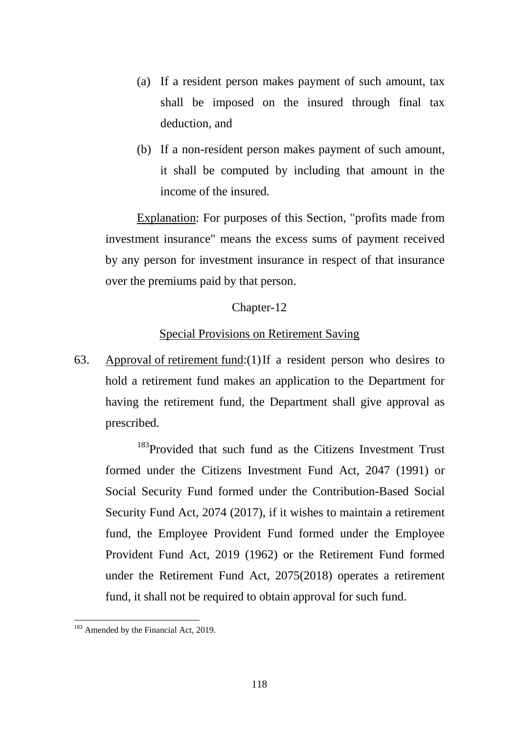(a) If a resident person makes payment of such amount, tax shall be imposed on the insured through final tax deduction, and

(b) If a non-resident person makes payment of such amount, it shall be computed by including that amount in the income of the insured.

Explanation: For purposes of this Section, "profits made from investment insurance" means the excess sums of payment received by any person for investment insurance in respect of that insurance over the premiums paid by that person.

## Chapter-12

## Special Provisions on Retirement Saving

63. Approval of retirement fund:(1) If a resident person who desires to hold a retirement fund makes an application to the Department for having the retirement fund, the Department shall give approval as prescribed.

[183]Provided that such fund as the Citizens Investment Trust formed under the Citizens Investment Fund Act, 2047 (1991) or Social Security Fund formed under the Contribution-Based Social Security Fund Act, 2074 (2017), if it wishes to maintain a retirement fund, the Employee Provident Fund formed under the Employee Provident Fund Act, 2019 (1962) or the Retirement Fund formed under the Retirement Fund Act, 2075(2018) operates a retirement fund, it shall not be required to obtain approval for such fund.

---

[183] Amended by the Financial Act, 2019.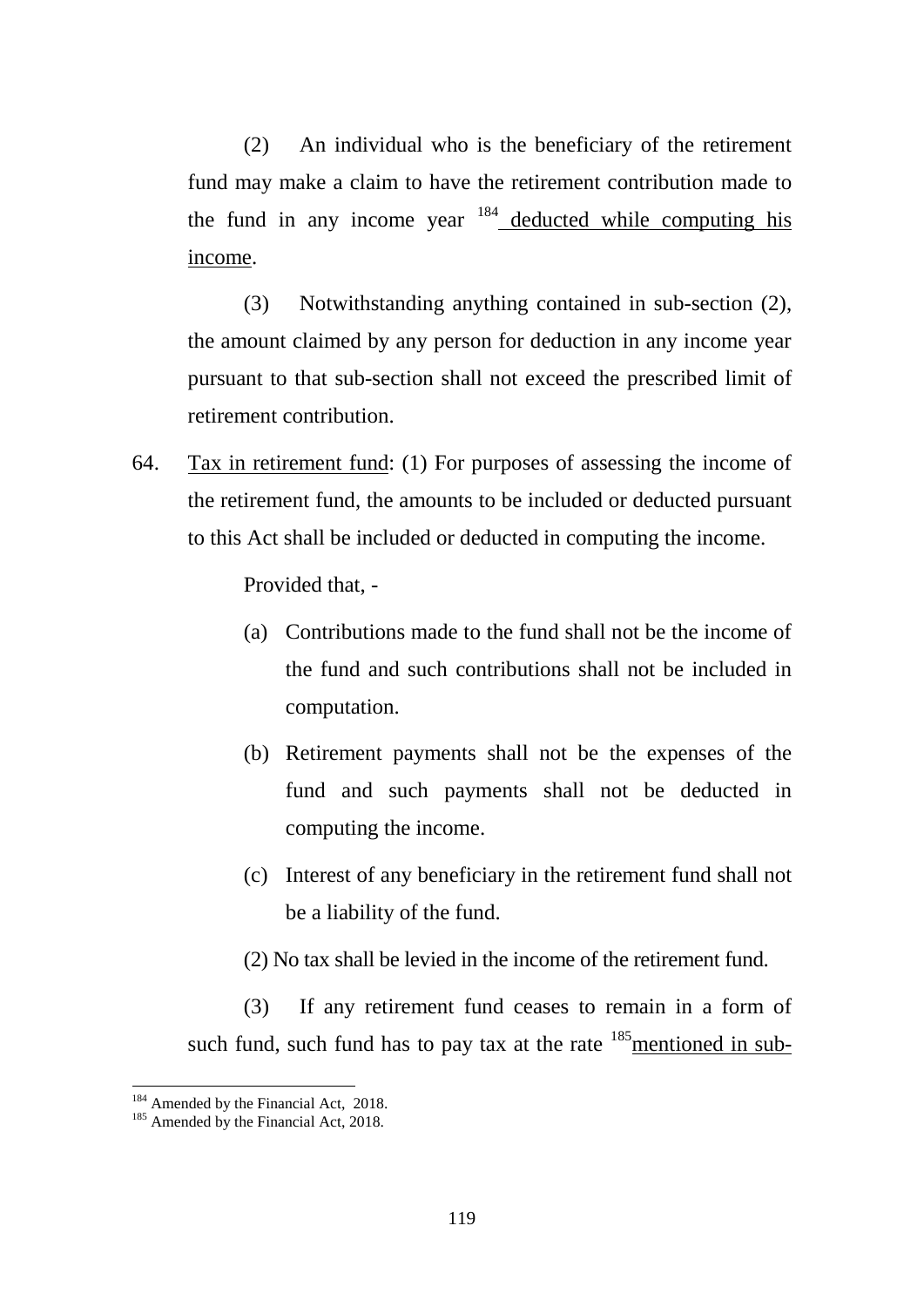(2) An individual who is the beneficiary of the retirement fund may make a claim to have the retirement contribution made to the fund in any income year [184] deducted while computing his income.

(3) Notwithstanding anything contained in sub-section (2), the amount claimed by any person for deduction in any income year pursuant to that sub-section shall not exceed the prescribed limit of retirement contribution.

64. Tax in retirement fund: (1) For purposes of assessing the income of the retirement fund, the amounts to be included or deducted pursuant to this Act shall be included or deducted in computing the income.

Provided that, -

(a) Contributions made to the fund shall not be the income of the fund and such contributions shall not be included in computation.

(b) Retirement payments shall not be the expenses of the fund and such payments shall not be deducted in computing the income.

(c) Interest of any beneficiary in the retirement fund shall not be a liability of the fund.

(2) No tax shall be levied in the income of the retirement fund.

(3) If any retirement fund ceases to remain in a form of such fund, such fund has to pay tax at the rate [185] mentioned in sub-

---

[184] Amended by the Financial Act, 2018.

[185] Amended by the Financial Act, 2018.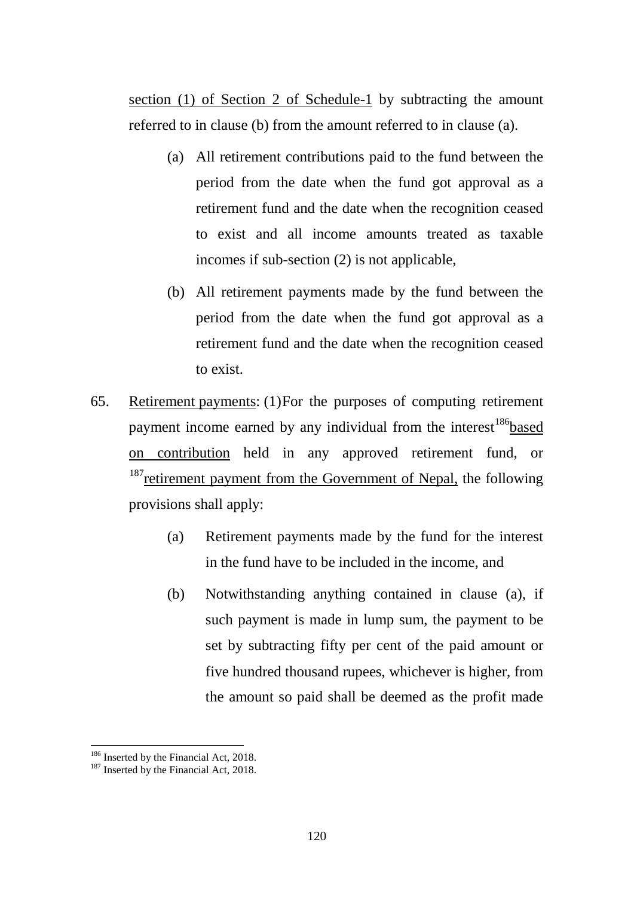section (1) of Section 2 of Schedule-1 by subtracting the amount referred to in clause (b) from the amount referred to in clause (a).

(a) All retirement contributions paid to the fund between the period from the date when the fund got approval as a retirement fund and the date when the recognition ceased to exist and all income amounts treated as taxable incomes if sub-section (2) is not applicable,

(b) All retirement payments made by the fund between the period from the date when the fund got approval as a retirement fund and the date when the recognition ceased to exist.

65. Retirement payments: (1) For the purposes of computing retirement payment income earned by any individual from the interest[186]based on contribution held in any approved retirement fund, or [187]retirement payment from the Government of Nepal, the following provisions shall apply:

(a) Retirement payments made by the fund for the interest in the fund have to be included in the income, and

(b) Notwithstanding anything contained in clause (a), if such payment is made in lump sum, the payment to be set by subtracting fifty per cent of the paid amount or five hundred thousand rupees, whichever is higher, from the amount so paid shall be deemed as the profit made

---

[186] Inserted by the Financial Act, 2018.

[187] Inserted by the Financial Act, 2018.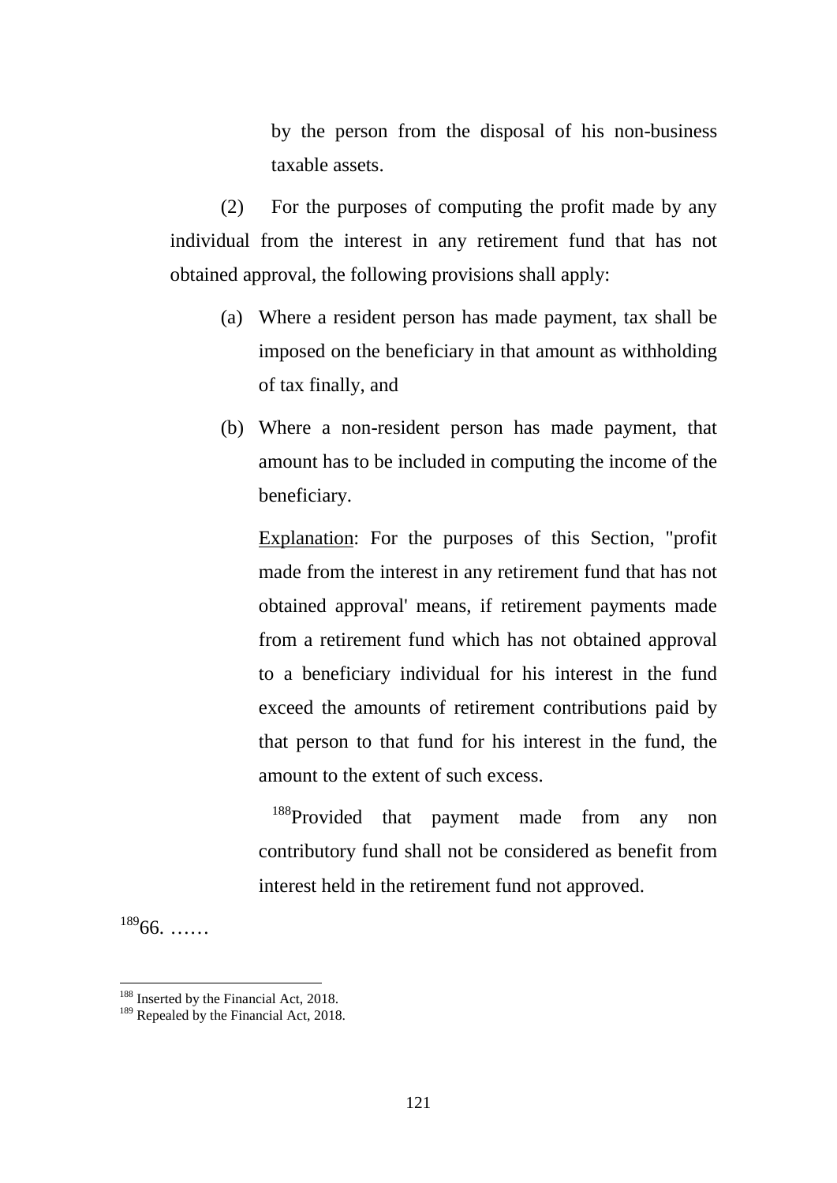by the person from the disposal of his non-business taxable assets.

(2) For the purposes of computing the profit made by any individual from the interest in any retirement fund that has not obtained approval, the following provisions shall apply:

(a) Where a resident person has made payment, tax shall be imposed on the beneficiary in that amount as withholding of tax finally, and

(b) Where a non-resident person has made payment, that amount has to be included in computing the income of the beneficiary.

<u>Explanation</u>: For the purposes of this Section, "profit made from the interest in any retirement fund that has not obtained approval' means, if retirement payments made from a retirement fund which has not obtained approval to a beneficiary individual for his interest in the fund exceed the amounts of retirement contributions paid by that person to that fund for his interest in the fund, the amount to the extent of such excess.

[188]Provided that payment made from any non contributory fund shall not be considered as benefit from interest held in the retirement fund not approved.

[189]66. ……

---

[188] Inserted by the Financial Act, 2018.

[189] Repealed by the Financial Act, 2018.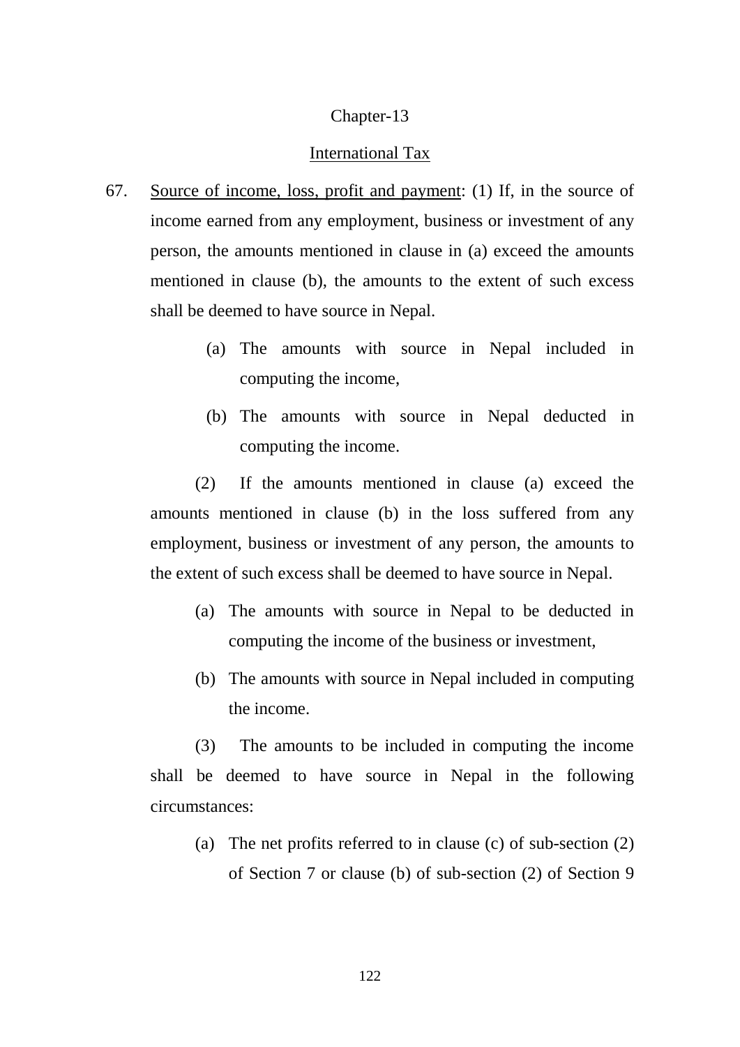## Chapter-13

## International Tax

67. Source of income, loss, profit and payment: (1) If, in the source of income earned from any employment, business or investment of any person, the amounts mentioned in clause in (a) exceed the amounts mentioned in clause (b), the amounts to the extent of such excess shall be deemed to have source in Nepal.

    (a) The amounts with source in Nepal included in computing the income,

    (b) The amounts with source in Nepal deducted in computing the income.

    (2) If the amounts mentioned in clause (a) exceed the amounts mentioned in clause (b) in the loss suffered from any employment, business or investment of any person, the amounts to the extent of such excess shall be deemed to have source in Nepal.

    (a) The amounts with source in Nepal to be deducted in computing the income of the business or investment,

    (b) The amounts with source in Nepal included in computing the income.

    (3) The amounts to be included in computing the income shall be deemed to have source in Nepal in the following circumstances:

    (a) The net profits referred to in clause (c) of sub-section (2) of Section 7 or clause (b) of sub-section (2) of Section 9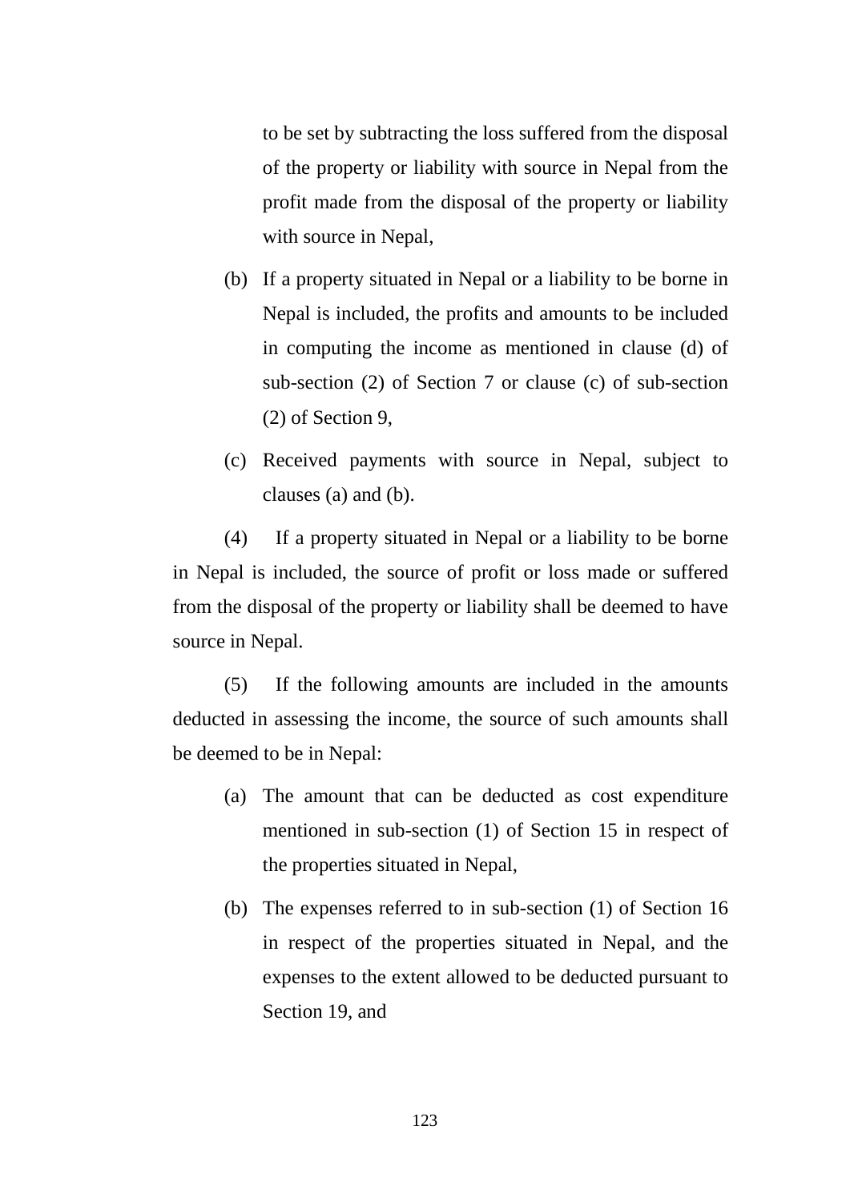to be set by subtracting the loss suffered from the disposal of the property or liability with source in Nepal from the profit made from the disposal of the property or liability with source in Nepal,

(b) If a property situated in Nepal or a liability to be borne in Nepal is included, the profits and amounts to be included in computing the income as mentioned in clause (d) of sub-section (2) of Section 7 or clause (c) of sub-section (2) of Section 9,

(c) Received payments with source in Nepal, subject to clauses (a) and (b).

(4) If a property situated in Nepal or a liability to be borne in Nepal is included, the source of profit or loss made or suffered from the disposal of the property or liability shall be deemed to have source in Nepal.

(5) If the following amounts are included in the amounts deducted in assessing the income, the source of such amounts shall be deemed to be in Nepal:

(a) The amount that can be deducted as cost expenditure mentioned in sub-section (1) of Section 15 in respect of the properties situated in Nepal,

(b) The expenses referred to in sub-section (1) of Section 16 in respect of the properties situated in Nepal, and the expenses to the extent allowed to be deducted pursuant to Section 19, and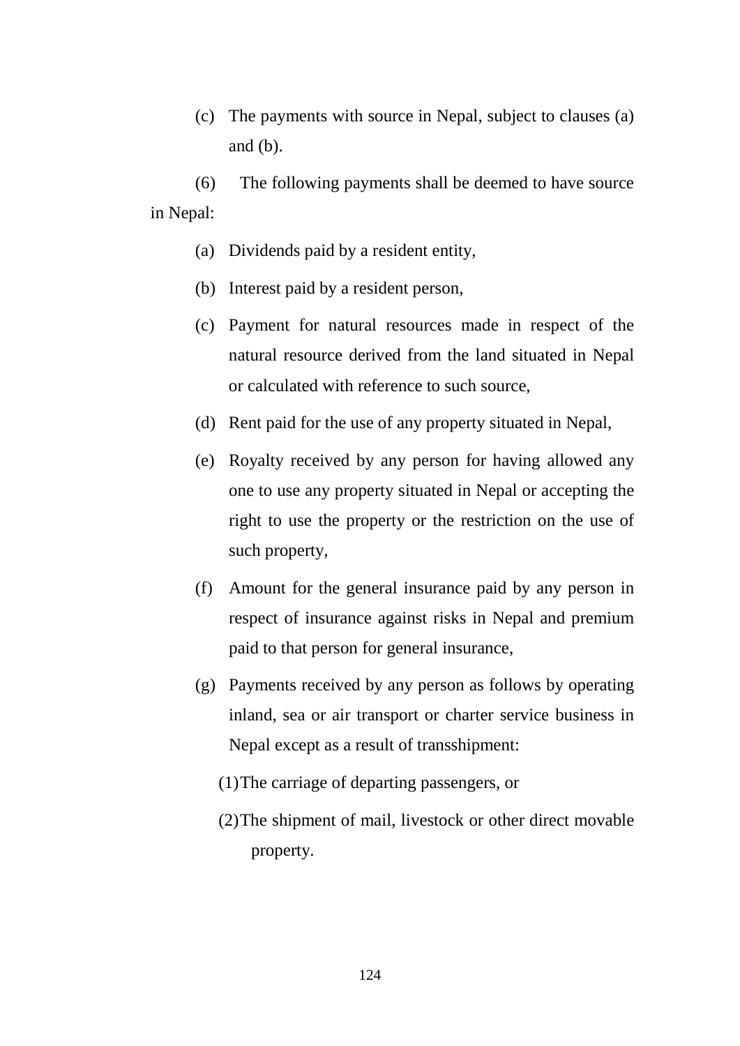(c) The payments with source in Nepal, subject to clauses (a) and (b).

(6) The following payments shall be deemed to have source in Nepal:

(a) Dividends paid by a resident entity,

(b) Interest paid by a resident person,

(c) Payment for natural resources made in respect of the natural resource derived from the land situated in Nepal or calculated with reference to such source,

(d) Rent paid for the use of any property situated in Nepal,

(e) Royalty received by any person for having allowed any one to use any property situated in Nepal or accepting the right to use the property or the restriction on the use of such property,

(f) Amount for the general insurance paid by any person in respect of insurance against risks in Nepal and premium paid to that person for general insurance,

(g) Payments received by any person as follows by operating inland, sea or air transport or charter service business in Nepal except as a result of transshipment:

(1) The carriage of departing passengers, or

(2) The shipment of mail, livestock or other direct movable property.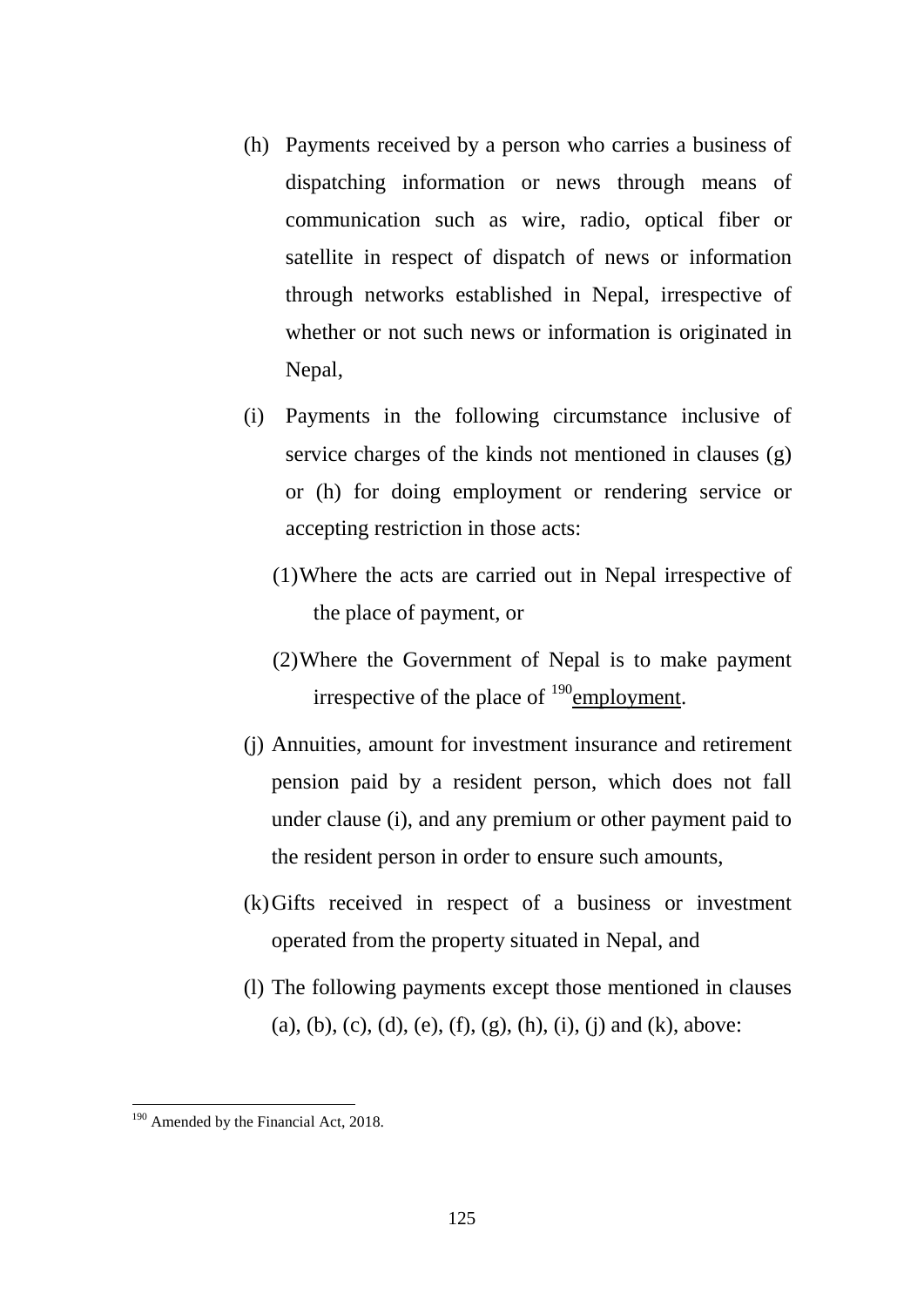(h) Payments received by a person who carries a business of dispatching information or news through means of communication such as wire, radio, optical fiber or satellite in respect of dispatch of news or information through networks established in Nepal, irrespective of whether or not such news or information is originated in Nepal,

(i) Payments in the following circumstance inclusive of service charges of the kinds not mentioned in clauses (g) or (h) for doing employment or rendering service or accepting restriction in those acts:

   (1) Where the acts are carried out in Nepal irrespective of the place of payment, or

   (2) Where the Government of Nepal is to make payment irrespective of the place of [190]employment.

(j) Annuities, amount for investment insurance and retirement pension paid by a resident person, which does not fall under clause (i), and any premium or other payment paid to the resident person in order to ensure such amounts,

(k) Gifts received in respect of a business or investment operated from the property situated in Nepal, and

(l) The following payments except those mentioned in clauses (a), (b), (c), (d), (e), (f), (g), (h), (i), (j) and (k), above:

---

[190] Amended by the Financial Act, 2018.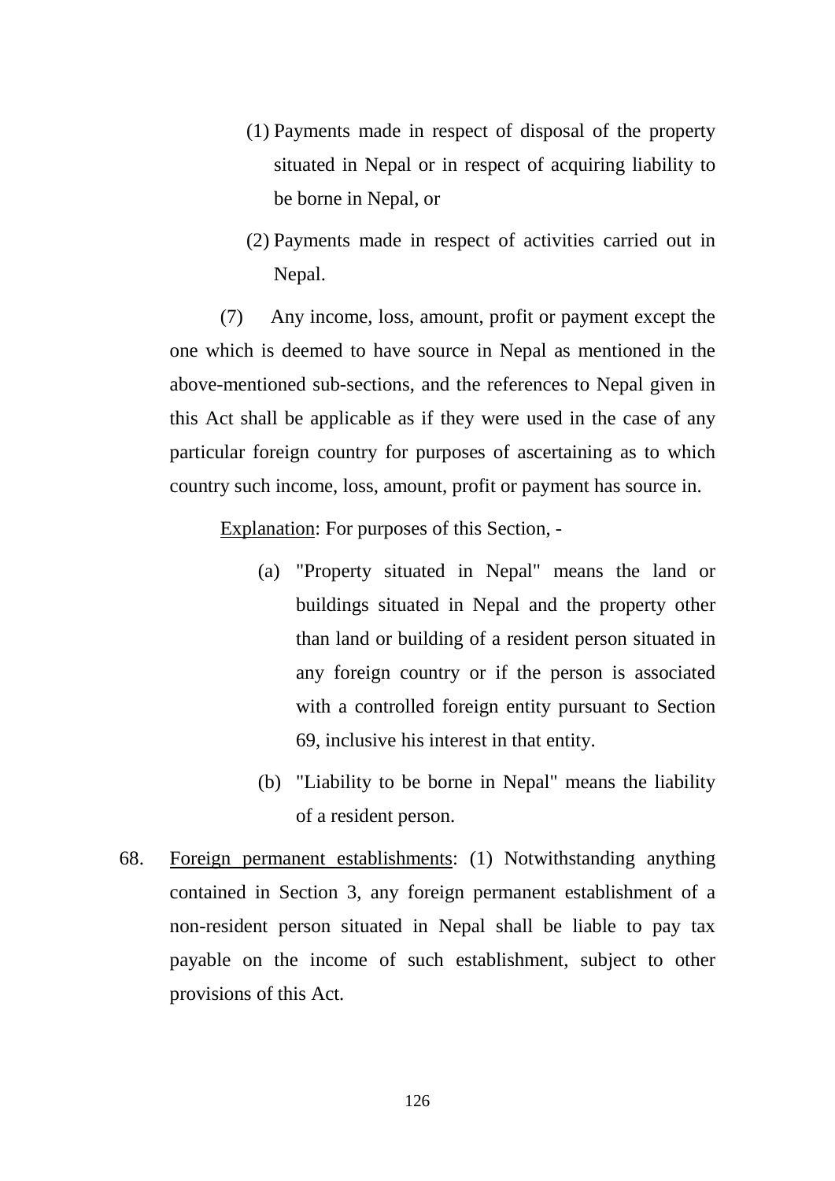(1) Payments made in respect of disposal of the property situated in Nepal or in respect of acquiring liability to be borne in Nepal, or

(2) Payments made in respect of activities carried out in Nepal.

(7) Any income, loss, amount, profit or payment except the one which is deemed to have source in Nepal as mentioned in the above-mentioned sub-sections, and the references to Nepal given in this Act shall be applicable as if they were used in the case of any particular foreign country for purposes of ascertaining as to which country such income, loss, amount, profit or payment has source in.

Explanation: For purposes of this Section, -

(a) "Property situated in Nepal" means the land or buildings situated in Nepal and the property other than land or building of a resident person situated in any foreign country or if the person is associated with a controlled foreign entity pursuant to Section 69, inclusive his interest in that entity.

(b) "Liability to be borne in Nepal" means the liability of a resident person.

68. Foreign permanent establishments: (1) Notwithstanding anything contained in Section 3, any foreign permanent establishment of a non-resident person situated in Nepal shall be liable to pay tax payable on the income of such establishment, subject to other provisions of this Act.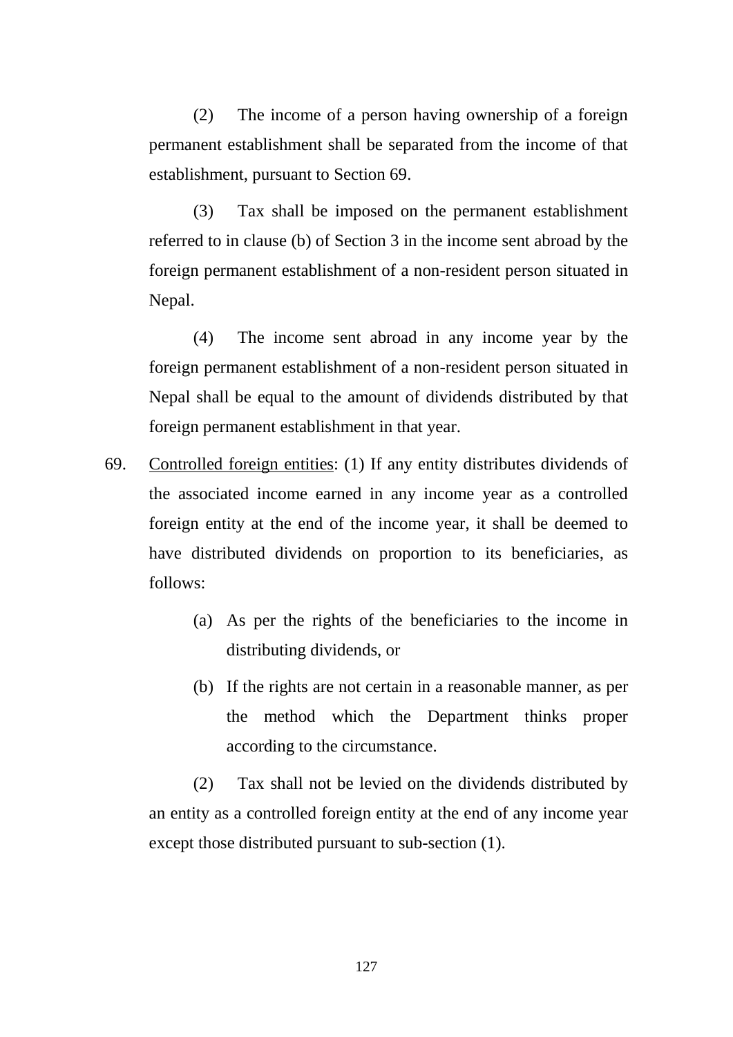(2) The income of a person having ownership of a foreign permanent establishment shall be separated from the income of that establishment, pursuant to Section 69.

(3) Tax shall be imposed on the permanent establishment referred to in clause (b) of Section 3 in the income sent abroad by the foreign permanent establishment of a non-resident person situated in Nepal.

(4) The income sent abroad in any income year by the foreign permanent establishment of a non-resident person situated in Nepal shall be equal to the amount of dividends distributed by that foreign permanent establishment in that year.

69. Controlled foreign entities: (1) If any entity distributes dividends of the associated income earned in any income year as a controlled foreign entity at the end of the income year, it shall be deemed to have distributed dividends on proportion to its beneficiaries, as follows:

(a) As per the rights of the beneficiaries to the income in distributing dividends, or

(b) If the rights are not certain in a reasonable manner, as per the method which the Department thinks proper according to the circumstance.

(2) Tax shall not be levied on the dividends distributed by an entity as a controlled foreign entity at the end of any income year except those distributed pursuant to sub-section (1).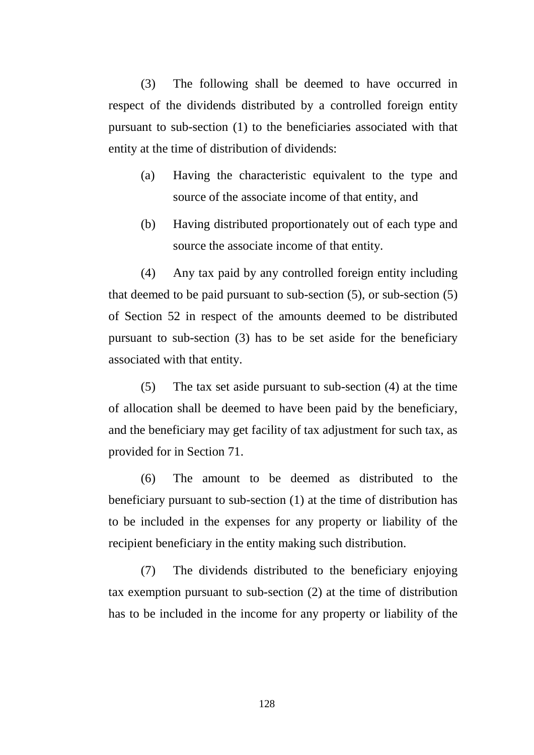(3) The following shall be deemed to have occurred in respect of the dividends distributed by a controlled foreign entity pursuant to sub-section (1) to the beneficiaries associated with that entity at the time of distribution of dividends:

(a) Having the characteristic equivalent to the type and source of the associate income of that entity, and

(b) Having distributed proportionately out of each type and source the associate income of that entity.

(4) Any tax paid by any controlled foreign entity including that deemed to be paid pursuant to sub-section (5), or sub-section (5) of Section 52 in respect of the amounts deemed to be distributed pursuant to sub-section (3) has to be set aside for the beneficiary associated with that entity.

(5) The tax set aside pursuant to sub-section (4) at the time of allocation shall be deemed to have been paid by the beneficiary, and the beneficiary may get facility of tax adjustment for such tax, as provided for in Section 71.

(6) The amount to be deemed as distributed to the beneficiary pursuant to sub-section (1) at the time of distribution has to be included in the expenses for any property or liability of the recipient beneficiary in the entity making such distribution.

(7) The dividends distributed to the beneficiary enjoying tax exemption pursuant to sub-section (2) at the time of distribution has to be included in the income for any property or liability of the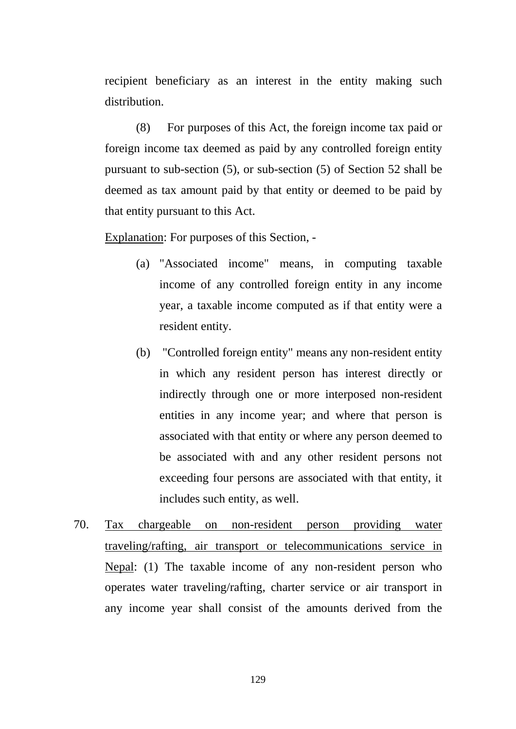recipient beneficiary as an interest in the entity making such distribution.

(8) For purposes of this Act, the foreign income tax paid or foreign income tax deemed as paid by any controlled foreign entity pursuant to sub-section (5), or sub-section (5) of Section 52 shall be deemed as tax amount paid by that entity or deemed to be paid by that entity pursuant to this Act.

Explanation: For purposes of this Section, -

(a) "Associated income" means, in computing taxable income of any controlled foreign entity in any income year, a taxable income computed as if that entity were a resident entity.

(b) "Controlled foreign entity" means any non-resident entity in which any resident person has interest directly or indirectly through one or more interposed non-resident entities in any income year; and where that person is associated with that entity or where any person deemed to be associated with and any other resident persons not exceeding four persons are associated with that entity, it includes such entity, as well.

70. Tax chargeable on non-resident person providing water traveling/rafting, air transport or telecommunications service in Nepal: (1) The taxable income of any non-resident person who operates water traveling/rafting, charter service or air transport in any income year shall consist of the amounts derived from the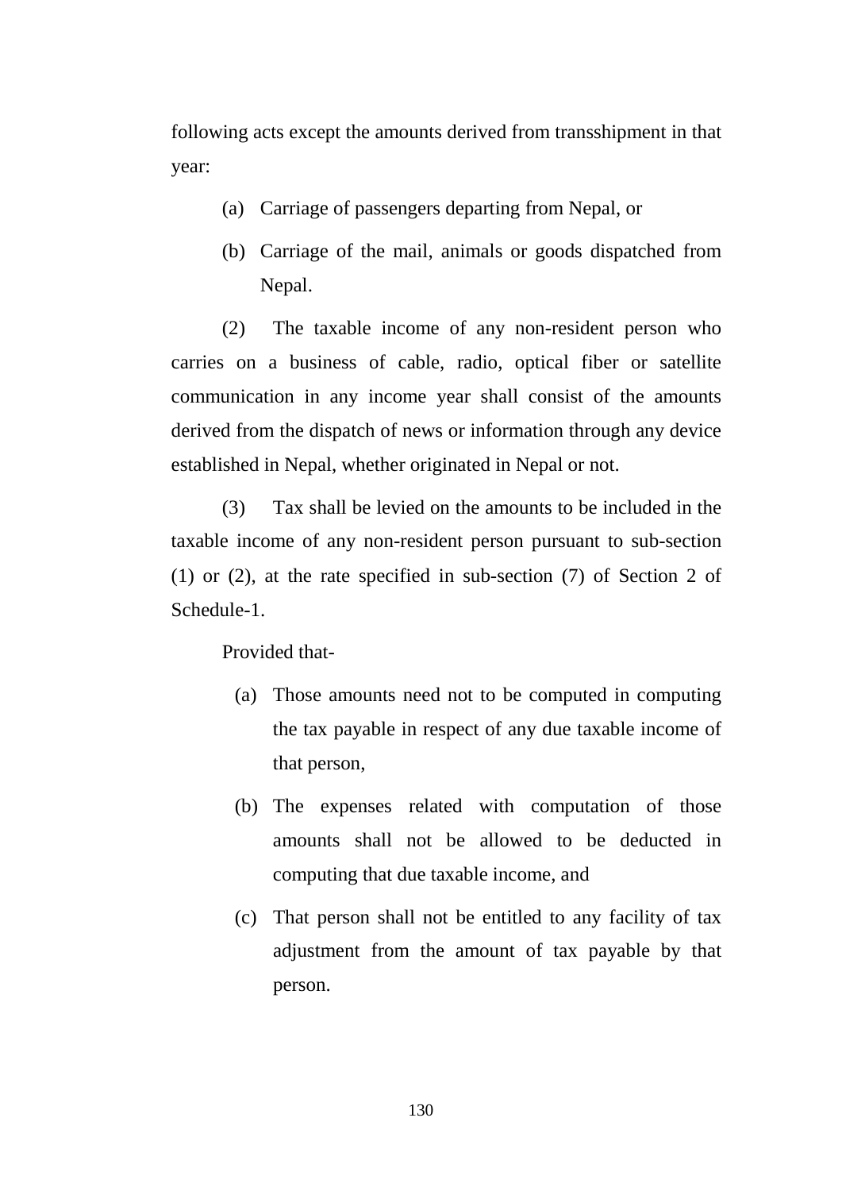following acts except the amounts derived from transshipment in that year:

(a) Carriage of passengers departing from Nepal, or

(b) Carriage of the mail, animals or goods dispatched from Nepal.

(2) The taxable income of any non-resident person who carries on a business of cable, radio, optical fiber or satellite communication in any income year shall consist of the amounts derived from the dispatch of news or information through any device established in Nepal, whether originated in Nepal or not.

(3) Tax shall be levied on the amounts to be included in the taxable income of any non-resident person pursuant to sub-section (1) or (2), at the rate specified in sub-section (7) of Section 2 of Schedule-1.

Provided that-

(a) Those amounts need not to be computed in computing the tax payable in respect of any due taxable income of that person,

(b) The expenses related with computation of those amounts shall not be allowed to be deducted in computing that due taxable income, and

(c) That person shall not be entitled to any facility of tax adjustment from the amount of tax payable by that person.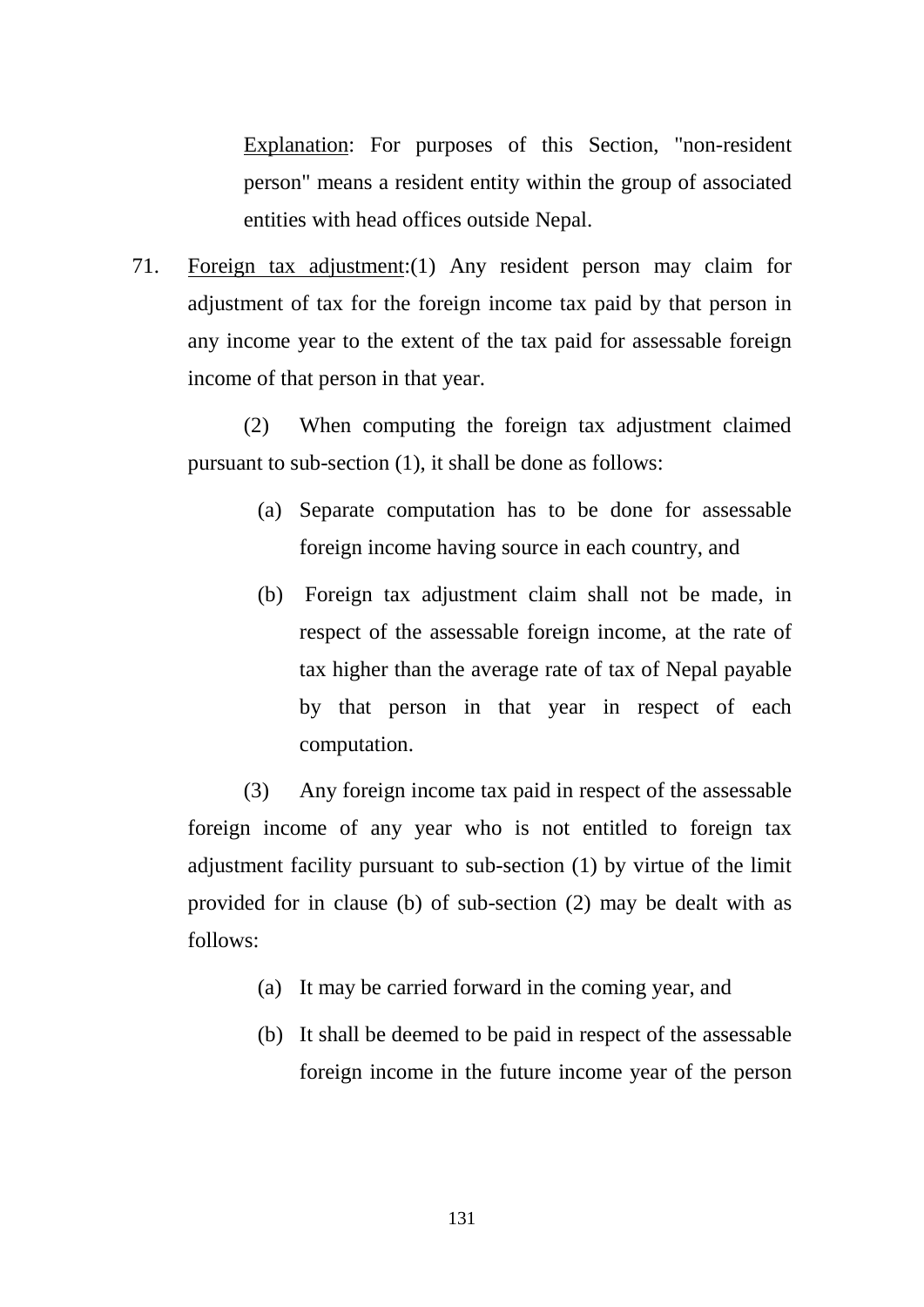Explanation: For purposes of this Section, "non-resident person" means a resident entity within the group of associated entities with head offices outside Nepal.

71. Foreign tax adjustment:(1) Any resident person may claim for adjustment of tax for the foreign income tax paid by that person in any income year to the extent of the tax paid for assessable foreign income of that person in that year.

(2) When computing the foreign tax adjustment claimed pursuant to sub-section (1), it shall be done as follows:

(a) Separate computation has to be done for assessable foreign income having source in each country, and

(b) Foreign tax adjustment claim shall not be made, in respect of the assessable foreign income, at the rate of tax higher than the average rate of tax of Nepal payable by that person in that year in respect of each computation.

(3) Any foreign income tax paid in respect of the assessable foreign income of any year who is not entitled to foreign tax adjustment facility pursuant to sub-section (1) by virtue of the limit provided for in clause (b) of sub-section (2) may be dealt with as follows:

(a) It may be carried forward in the coming year, and

(b) It shall be deemed to be paid in respect of the assessable foreign income in the future income year of the person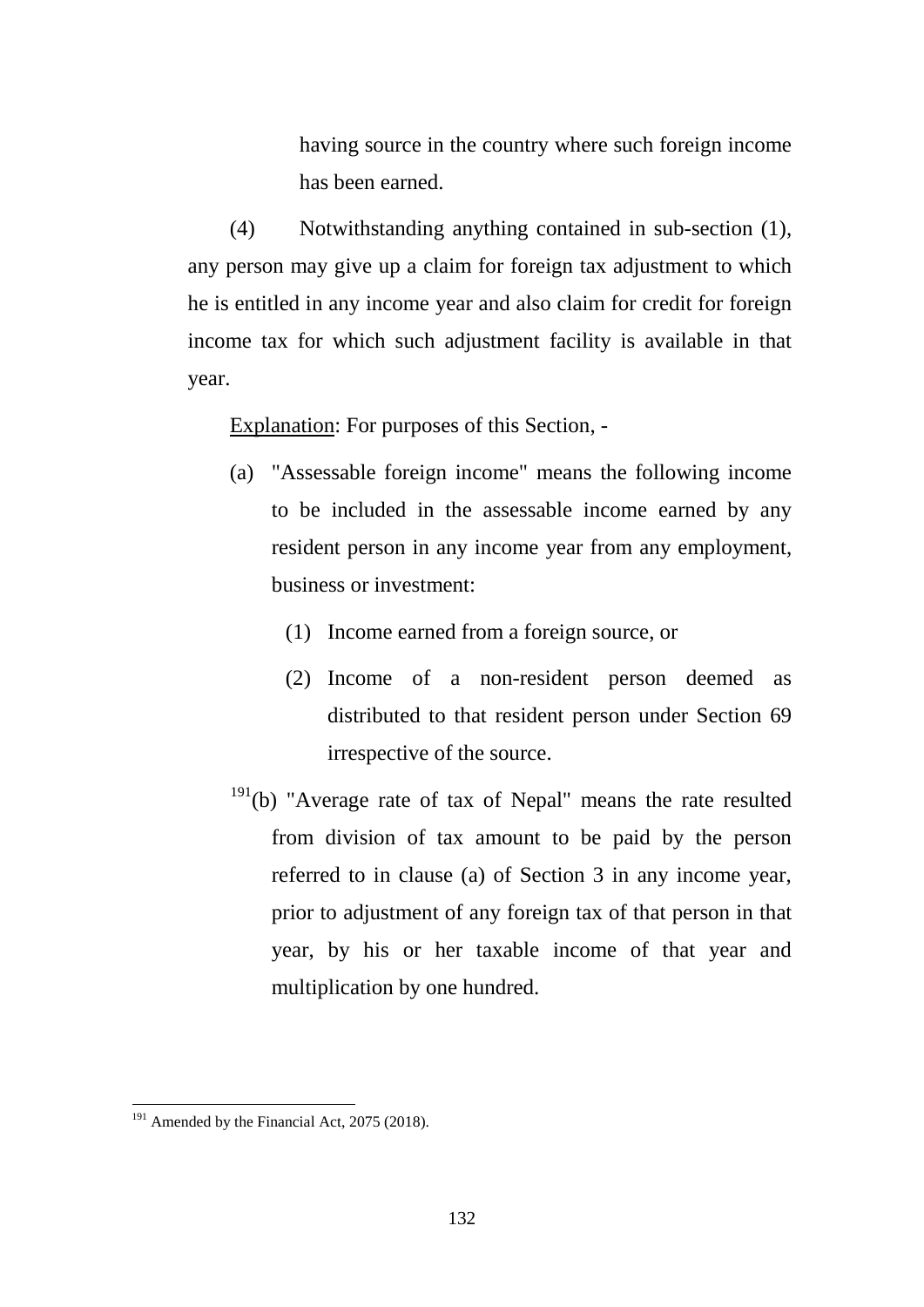having source in the country where such foreign income has been earned.

(4) Notwithstanding anything contained in sub-section (1), any person may give up a claim for foreign tax adjustment to which he is entitled in any income year and also claim for credit for foreign income tax for which such adjustment facility is available in that year.

Explanation: For purposes of this Section, -

(a) "Assessable foreign income" means the following income to be included in the assessable income earned by any resident person in any income year from any employment, business or investment:

   (1) Income earned from a foreign source, or

   (2) Income of a non-resident person deemed as distributed to that resident person under Section 69 irrespective of the source.

[191](b) "Average rate of tax of Nepal" means the rate resulted from division of tax amount to be paid by the person referred to in clause (a) of Section 3 in any income year, prior to adjustment of any foreign tax of that person in that year, by his or her taxable income of that year and multiplication by one hundred.

---

[191] Amended by the Financial Act, 2075 (2018).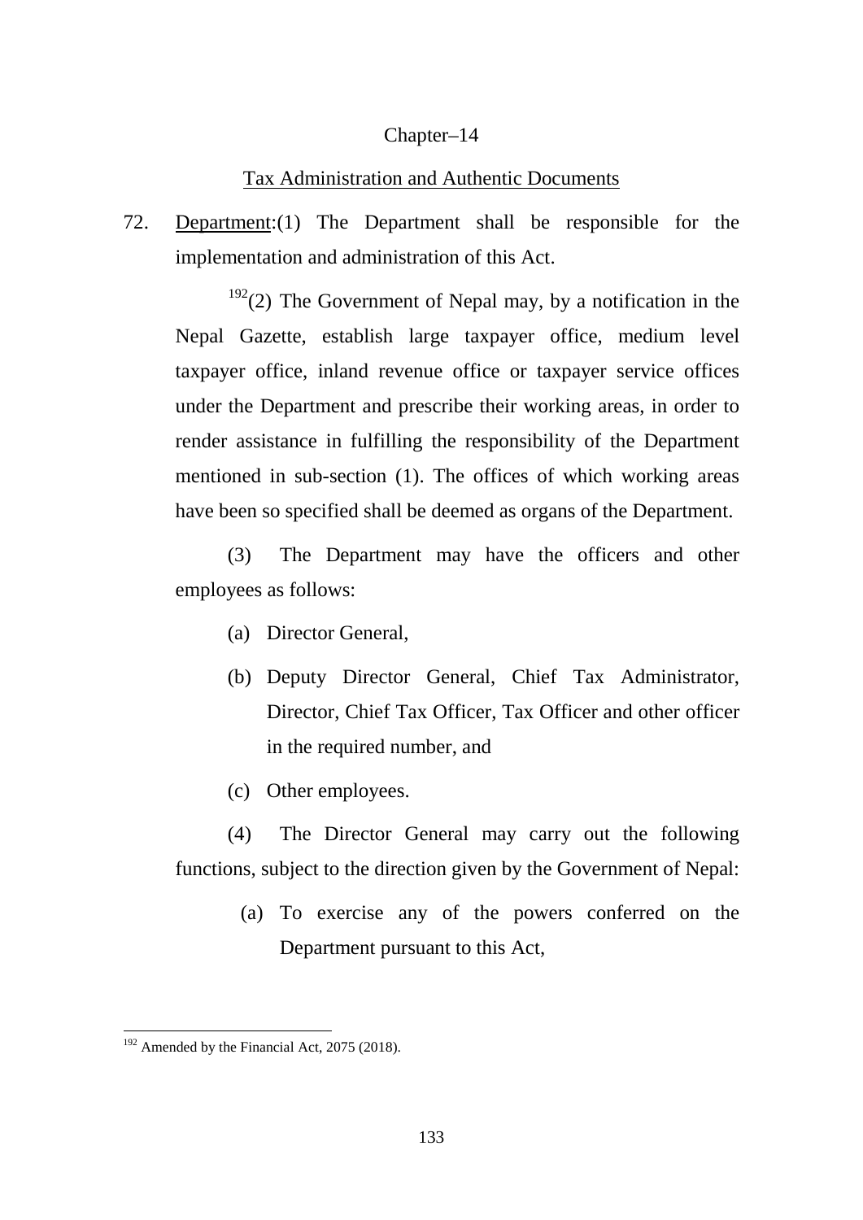## Chapter–14

### Tax Administration and Authentic Documents

72. Department:(1) The Department shall be responsible for the implementation and administration of this Act.

[192](2) The Government of Nepal may, by a notification in the Nepal Gazette, establish large taxpayer office, medium level taxpayer office, inland revenue office or taxpayer service offices under the Department and prescribe their working areas, in order to render assistance in fulfilling the responsibility of the Department mentioned in sub-section (1). The offices of which working areas have been so specified shall be deemed as organs of the Department.

(3) The Department may have the officers and other employees as follows:

(a) Director General,

(b) Deputy Director General, Chief Tax Administrator, Director, Chief Tax Officer, Tax Officer and other officer in the required number, and

(c) Other employees.

(4) The Director General may carry out the following functions, subject to the direction given by the Government of Nepal:

(a) To exercise any of the powers conferred on the Department pursuant to this Act,

---

[192] Amended by the Financial Act, 2075 (2018).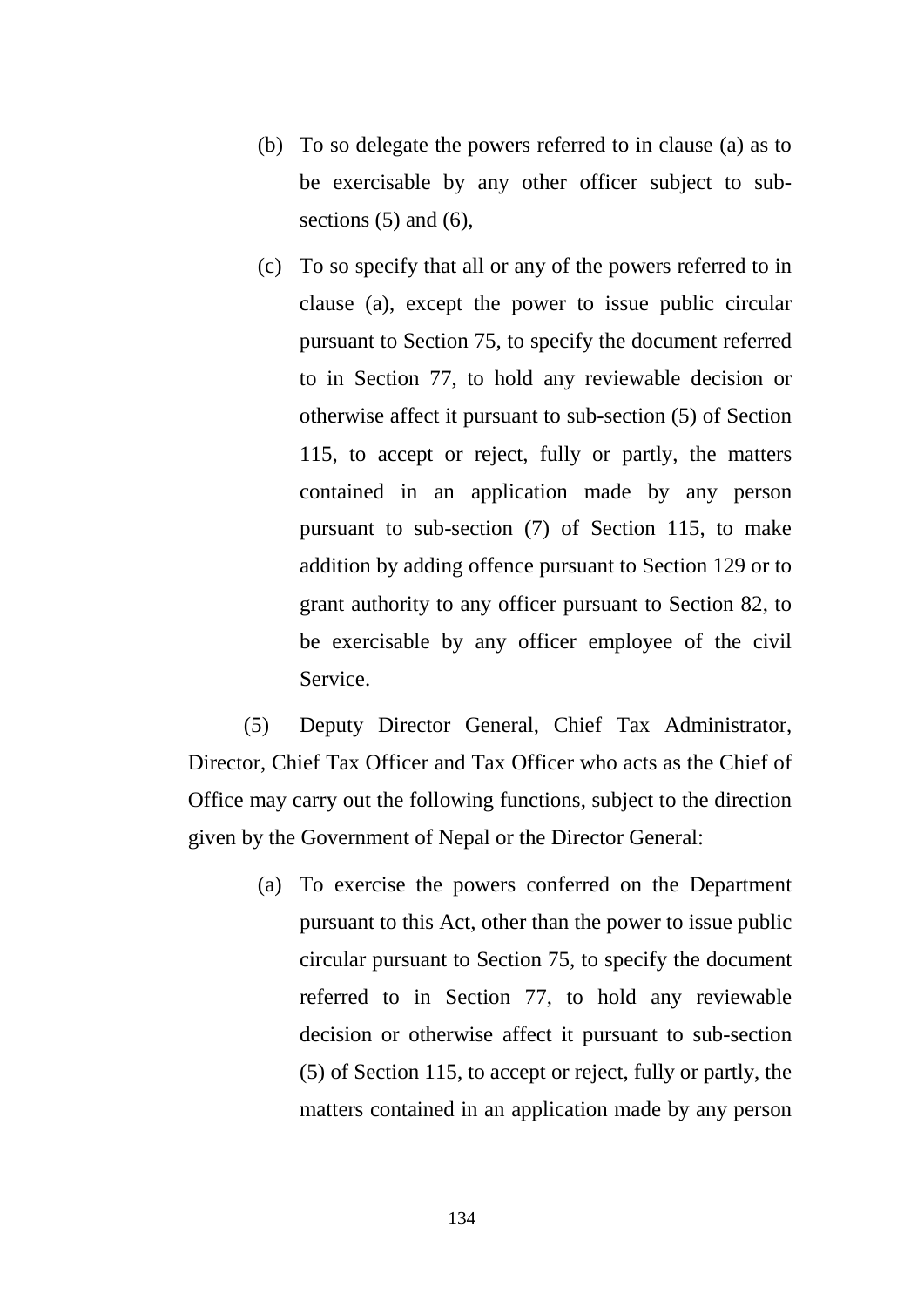(b) To so delegate the powers referred to in clause (a) as to be exercisable by any other officer subject to sub-sections (5) and (6),

(c) To so specify that all or any of the powers referred to in clause (a), except the power to issue public circular pursuant to Section 75, to specify the document referred to in Section 77, to hold any reviewable decision or otherwise affect it pursuant to sub-section (5) of Section 115, to accept or reject, fully or partly, the matters contained in an application made by any person pursuant to sub-section (7) of Section 115, to make addition by adding offence pursuant to Section 129 or to grant authority to any officer pursuant to Section 82, to be exercisable by any officer employee of the civil Service.

(5) Deputy Director General, Chief Tax Administrator, Director, Chief Tax Officer and Tax Officer who acts as the Chief of Office may carry out the following functions, subject to the direction given by the Government of Nepal or the Director General:

(a) To exercise the powers conferred on the Department pursuant to this Act, other than the power to issue public circular pursuant to Section 75, to specify the document referred to in Section 77, to hold any reviewable decision or otherwise affect it pursuant to sub-section (5) of Section 115, to accept or reject, fully or partly, the matters contained in an application made by any person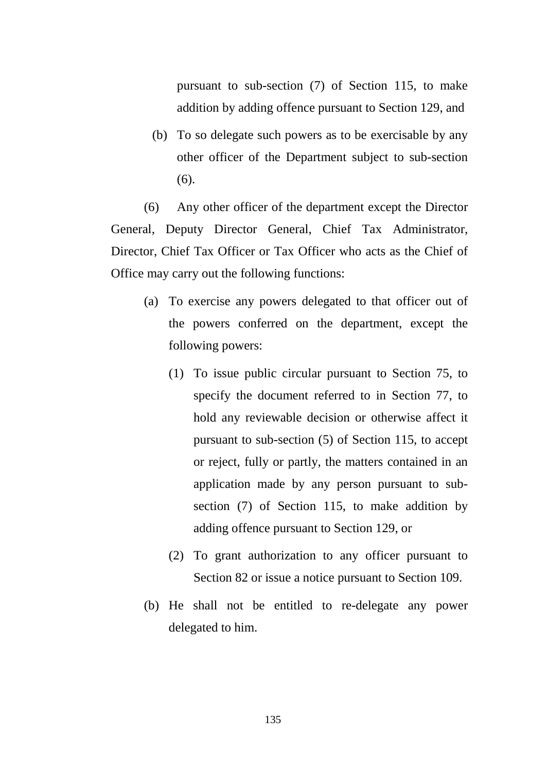pursuant to sub-section (7) of Section 115, to make addition by adding offence pursuant to Section 129, and

(b) To so delegate such powers as to be exercisable by any other officer of the Department subject to sub-section (6).

(6) Any other officer of the department except the Director General, Deputy Director General, Chief Tax Administrator, Director, Chief Tax Officer or Tax Officer who acts as the Chief of Office may carry out the following functions:

(a) To exercise any powers delegated to that officer out of the powers conferred on the department, except the following powers:

   (1) To issue public circular pursuant to Section 75, to specify the document referred to in Section 77, to hold any reviewable decision or otherwise affect it pursuant to sub-section (5) of Section 115, to accept or reject, fully or partly, the matters contained in an application made by any person pursuant to sub-section (7) of Section 115, to make addition by adding offence pursuant to Section 129, or

   (2) To grant authorization to any officer pursuant to Section 82 or issue a notice pursuant to Section 109.

(b) He shall not be entitled to re-delegate any power delegated to him.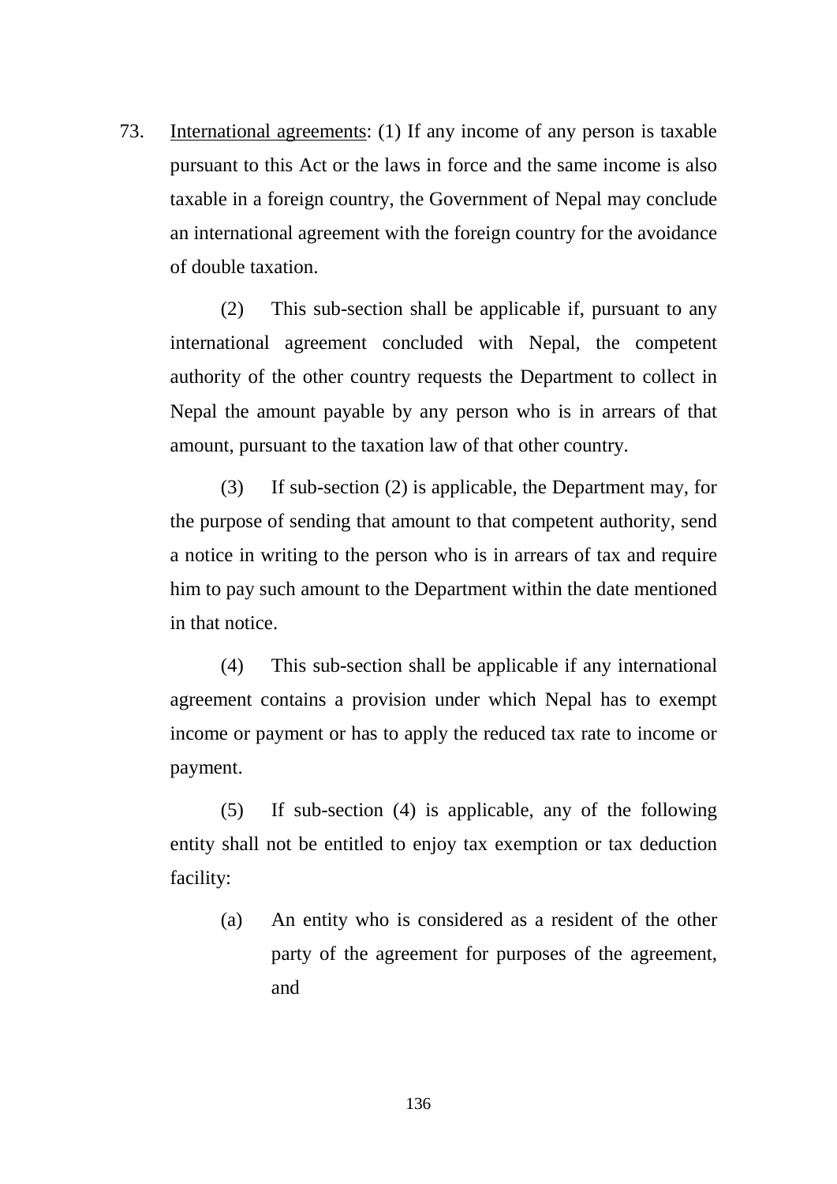73. <u>International agreements</u>: (1) If any income of any person is taxable pursuant to this Act or the laws in force and the same income is also taxable in a foreign country, the Government of Nepal may conclude an international agreement with the foreign country for the avoidance of double taxation.

(2) This sub-section shall be applicable if, pursuant to any international agreement concluded with Nepal, the competent authority of the other country requests the Department to collect in Nepal the amount payable by any person who is in arrears of that amount, pursuant to the taxation law of that other country.

(3) If sub-section (2) is applicable, the Department may, for the purpose of sending that amount to that competent authority, send a notice in writing to the person who is in arrears of tax and require him to pay such amount to the Department within the date mentioned in that notice.

(4) This sub-section shall be applicable if any international agreement contains a provision under which Nepal has to exempt income or payment or has to apply the reduced tax rate to income or payment.

(5) If sub-section (4) is applicable, any of the following entity shall not be entitled to enjoy tax exemption or tax deduction facility:

(a) An entity who is considered as a resident of the other party of the agreement for purposes of the agreement, and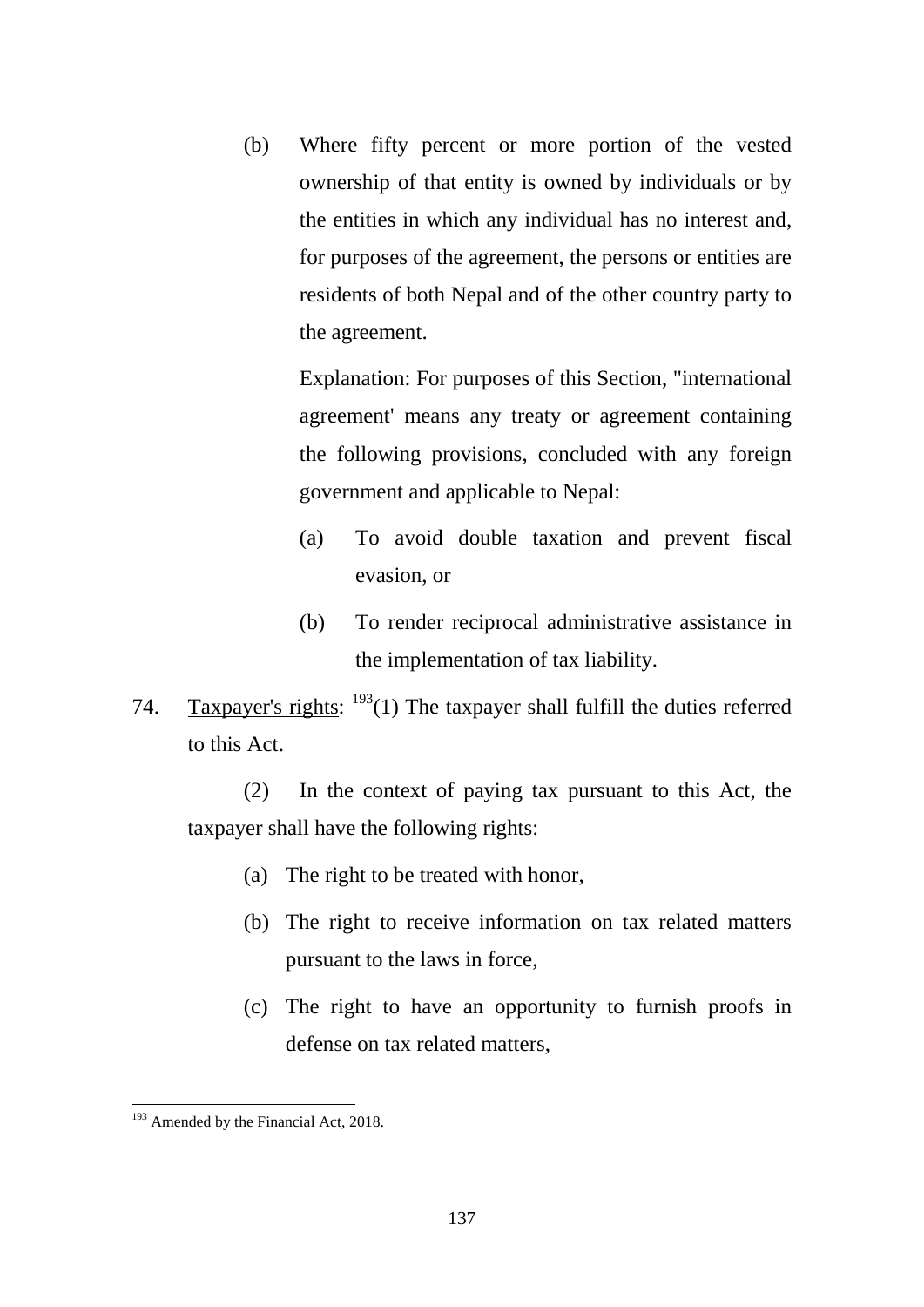(b) Where fifty percent or more portion of the vested ownership of that entity is owned by individuals or by the entities in which any individual has no interest and, for purposes of the agreement, the persons or entities are residents of both Nepal and of the other country party to the agreement.

Explanation: For purposes of this Section, "international agreement' means any treaty or agreement containing the following provisions, concluded with any foreign government and applicable to Nepal:

(a) To avoid double taxation and prevent fiscal evasion, or

(b) To render reciprocal administrative assistance in the implementation of tax liability.

74. Taxpayer's rights: [193](1) The taxpayer shall fulfill the duties referred to this Act.

(2) In the context of paying tax pursuant to this Act, the taxpayer shall have the following rights:

(a) The right to be treated with honor,

(b) The right to receive information on tax related matters pursuant to the laws in force,

(c) The right to have an opportunity to furnish proofs in defense on tax related matters,

---

[193] Amended by the Financial Act, 2018.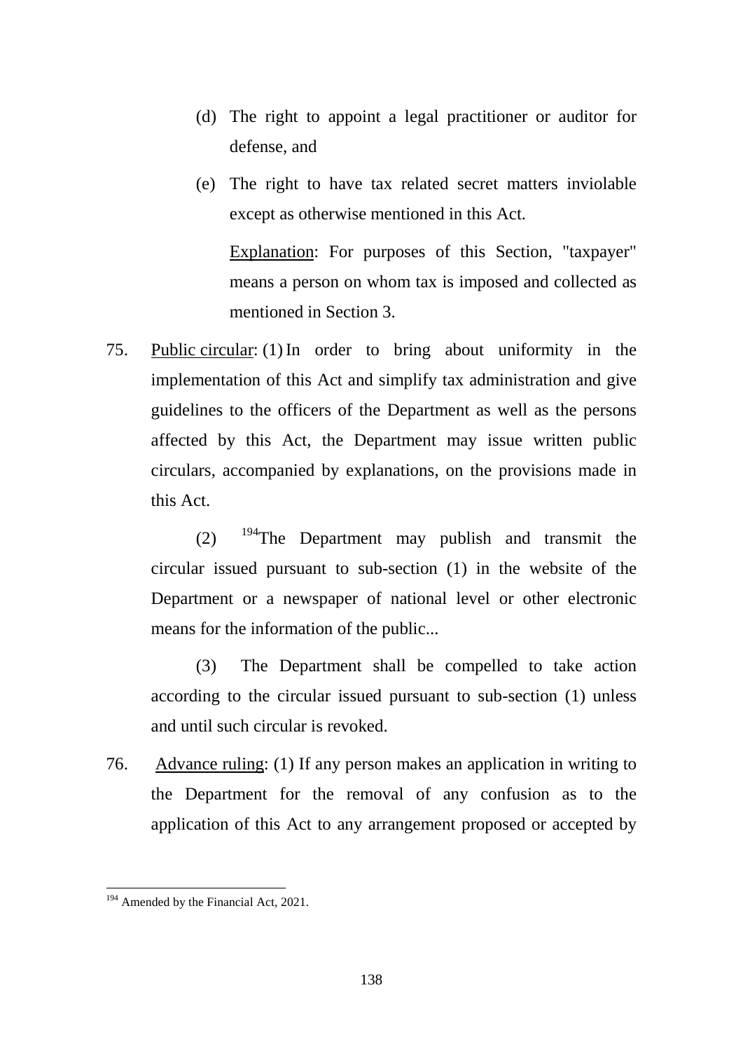(d) The right to appoint a legal practitioner or auditor for defense, and

(e) The right to have tax related secret matters inviolable except as otherwise mentioned in this Act.

<u>Explanation</u>: For purposes of this Section, "taxpayer" means a person on whom tax is imposed and collected as mentioned in Section 3.

75. <u>Public circular</u>: (1) In order to bring about uniformity in the implementation of this Act and simplify tax administration and give guidelines to the officers of the Department as well as the persons affected by this Act, the Department may issue written public circulars, accompanied by explanations, on the provisions made in this Act.

(2) [194]The Department may publish and transmit the circular issued pursuant to sub-section (1) in the website of the Department or a newspaper of national level or other electronic means for the information of the public...

(3) The Department shall be compelled to take action according to the circular issued pursuant to sub-section (1) unless and until such circular is revoked.

76. <u>Advance ruling</u>: (1) If any person makes an application in writing to the Department for the removal of any confusion as to the application of this Act to any arrangement proposed or accepted by

---

[194] Amended by the Financial Act, 2021.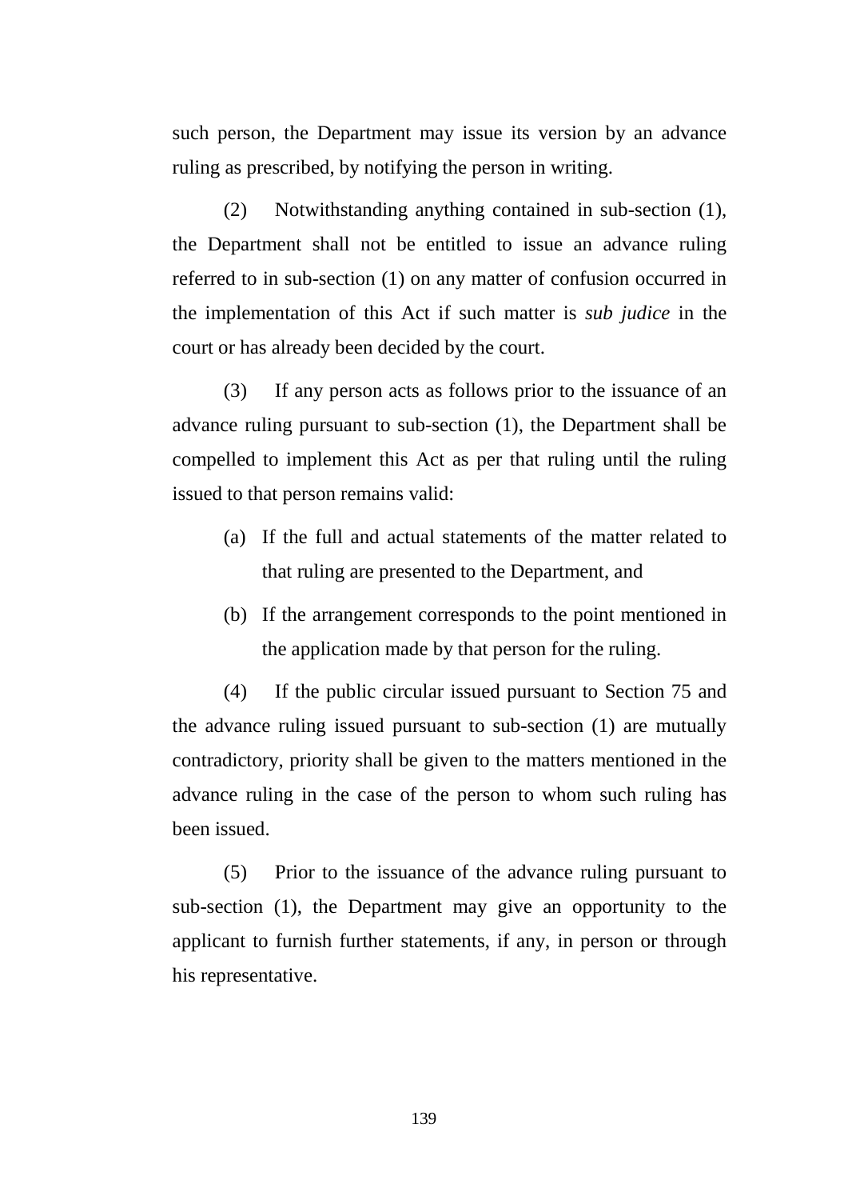such person, the Department may issue its version by an advance ruling as prescribed, by notifying the person in writing.

(2) Notwithstanding anything contained in sub-section (1), the Department shall not be entitled to issue an advance ruling referred to in sub-section (1) on any matter of confusion occurred in the implementation of this Act if such matter is *sub judice* in the court or has already been decided by the court.

(3) If any person acts as follows prior to the issuance of an advance ruling pursuant to sub-section (1), the Department shall be compelled to implement this Act as per that ruling until the ruling issued to that person remains valid:

(a) If the full and actual statements of the matter related to that ruling are presented to the Department, and

(b) If the arrangement corresponds to the point mentioned in the application made by that person for the ruling.

(4) If the public circular issued pursuant to Section 75 and the advance ruling issued pursuant to sub-section (1) are mutually contradictory, priority shall be given to the matters mentioned in the advance ruling in the case of the person to whom such ruling has been issued.

(5) Prior to the issuance of the advance ruling pursuant to sub-section (1), the Department may give an opportunity to the applicant to furnish further statements, if any, in person or through his representative.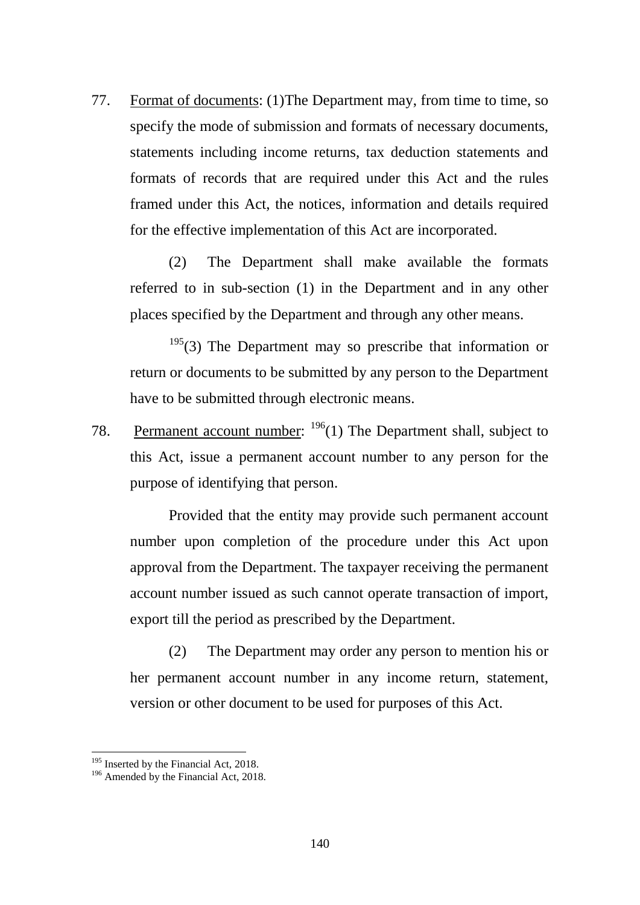77. Format of documents: (1)The Department may, from time to time, so specify the mode of submission and formats of necessary documents, statements including income returns, tax deduction statements and formats of records that are required under this Act and the rules framed under this Act, the notices, information and details required for the effective implementation of this Act are incorporated.

(2) The Department shall make available the formats referred to in sub-section (1) in the Department and in any other places specified by the Department and through any other means.

[195](3) The Department may so prescribe that information or return or documents to be submitted by any person to the Department have to be submitted through electronic means.

78. Permanent account number: [196](1) The Department shall, subject to this Act, issue a permanent account number to any person for the purpose of identifying that person.

Provided that the entity may provide such permanent account number upon completion of the procedure under this Act upon approval from the Department. The taxpayer receiving the permanent account number issued as such cannot operate transaction of import, export till the period as prescribed by the Department.

(2) The Department may order any person to mention his or her permanent account number in any income return, statement, version or other document to be used for purposes of this Act.

---

[195] Inserted by the Financial Act, 2018.
[196] Amended by the Financial Act, 2018.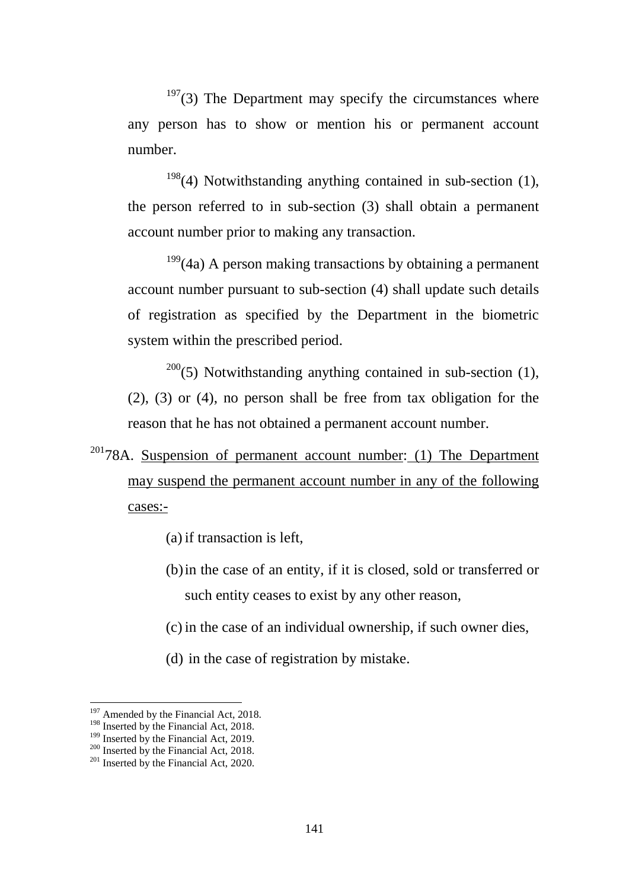[197](3) The Department may specify the circumstances where any person has to show or mention his or permanent account number.

[198](4) Notwithstanding anything contained in sub-section (1), the person referred to in sub-section (3) shall obtain a permanent account number prior to making any transaction.

[199](4a) A person making transactions by obtaining a permanent account number pursuant to sub-section (4) shall update such details of registration as specified by the Department in the biometric system within the prescribed period.

[200](5) Notwithstanding anything contained in sub-section (1), (2), (3) or (4), no person shall be free from tax obligation for the reason that he has not obtained a permanent account number.

[201]78A. Suspension of permanent account number: (1) The Department may suspend the permanent account number in any of the following cases:-

(a) if transaction is left,

(b) in the case of an entity, if it is closed, sold or transferred or such entity ceases to exist by any other reason,

(c) in the case of an individual ownership, if such owner dies,

(d) in the case of registration by mistake.

---

[197] Amended by the Financial Act, 2018.
[198] Inserted by the Financial Act, 2018.
[199] Inserted by the Financial Act, 2019.
[200] Inserted by the Financial Act, 2018.
[201] Inserted by the Financial Act, 2020.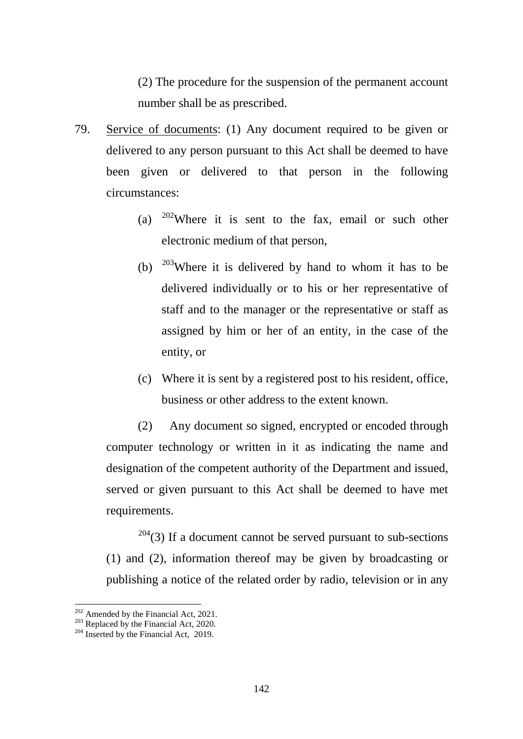(2) The procedure for the suspension of the permanent account number shall be as prescribed.

79. Service of documents: (1) Any document required to be given or delivered to any person pursuant to this Act shall be deemed to have been given or delivered to that person in the following circumstances:

(a) [202]Where it is sent to the fax, email or such other electronic medium of that person,

(b) [203]Where it is delivered by hand to whom it has to be delivered individually or to his or her representative of staff and to the manager or the representative or staff as assigned by him or her of an entity, in the case of the entity, or

(c) Where it is sent by a registered post to his resident, office, business or other address to the extent known.

(2) Any document so signed, encrypted or encoded through computer technology or written in it as indicating the name and designation of the competent authority of the Department and issued, served or given pursuant to this Act shall be deemed to have met requirements.

[204](3) If a document cannot be served pursuant to sub-sections (1) and (2), information thereof may be given by broadcasting or publishing a notice of the related order by radio, television or in any

---

[202] Amended by the Financial Act, 2021.
[203] Replaced by the Financial Act, 2020.
[204] Inserted by the Financial Act, 2019.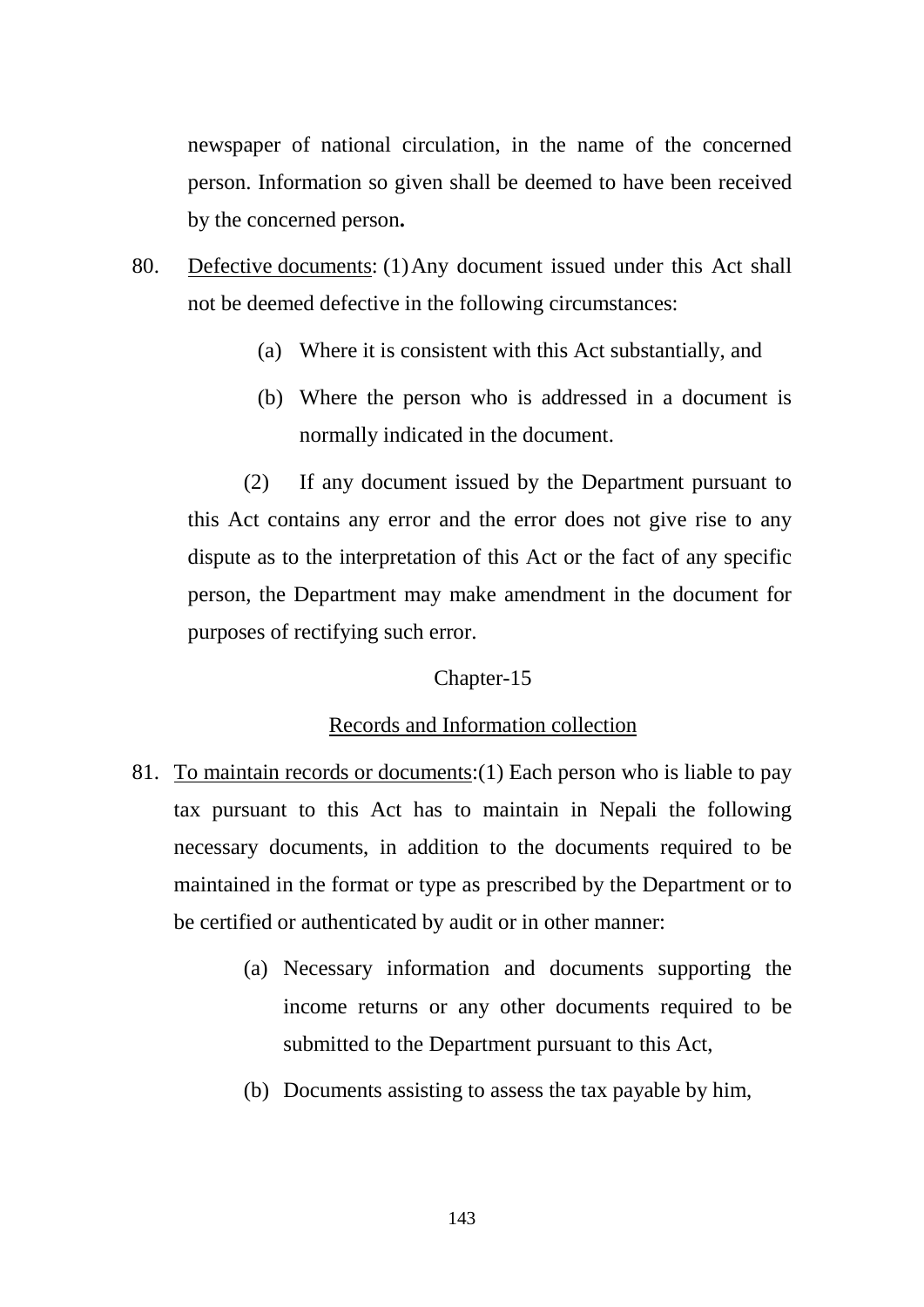newspaper of national circulation, in the name of the concerned person. Information so given shall be deemed to have been received by the concerned person**.**

80. Defective documents: (1) Any document issued under this Act shall not be deemed defective in the following circumstances:

    (a) Where it is consistent with this Act substantially, and

    (b) Where the person who is addressed in a document is normally indicated in the document.

    (2) If any document issued by the Department pursuant to this Act contains any error and the error does not give rise to any dispute as to the interpretation of this Act or the fact of any specific person, the Department may make amendment in the document for purposes of rectifying such error.

## Chapter-15

## Records and Information collection

81. To maintain records or documents:(1) Each person who is liable to pay tax pursuant to this Act has to maintain in Nepali the following necessary documents, in addition to the documents required to be maintained in the format or type as prescribed by the Department or to be certified or authenticated by audit or in other manner:

    (a) Necessary information and documents supporting the income returns or any other documents required to be submitted to the Department pursuant to this Act,

    (b) Documents assisting to assess the tax payable by him,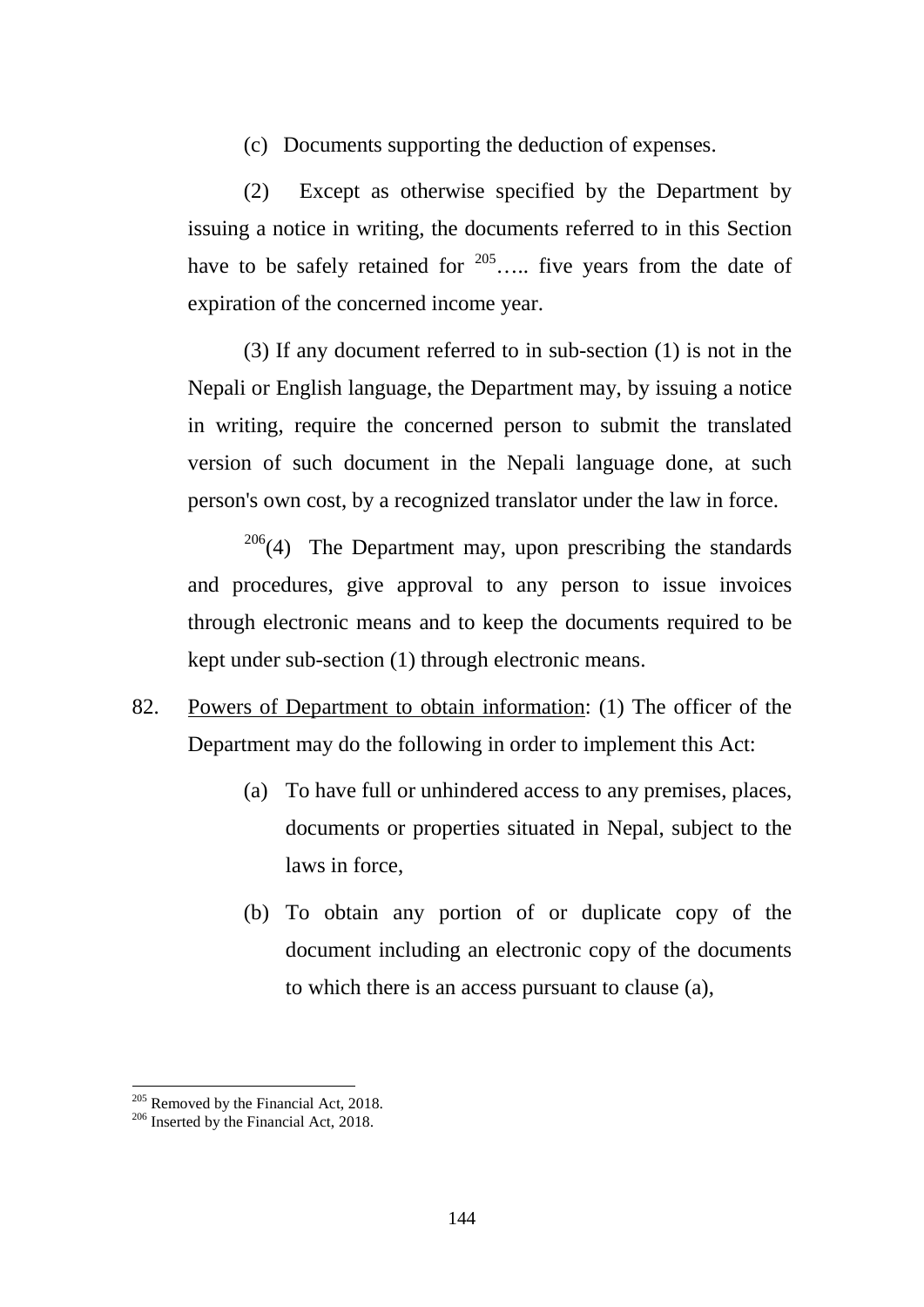(c) Documents supporting the deduction of expenses.

(2) Except as otherwise specified by the Department by issuing a notice in writing, the documents referred to in this Section have to be safely retained for [205]….. five years from the date of expiration of the concerned income year.

(3) If any document referred to in sub-section (1) is not in the Nepali or English language, the Department may, by issuing a notice in writing, require the concerned person to submit the translated version of such document in the Nepali language done, at such person's own cost, by a recognized translator under the law in force.

[206](4) The Department may, upon prescribing the standards and procedures, give approval to any person to issue invoices through electronic means and to keep the documents required to be kept under sub-section (1) through electronic means.

82. Powers of Department to obtain information: (1) The officer of the Department may do the following in order to implement this Act:

(a) To have full or unhindered access to any premises, places, documents or properties situated in Nepal, subject to the laws in force,

(b) To obtain any portion of or duplicate copy of the document including an electronic copy of the documents to which there is an access pursuant to clause (a),

---

[205] Removed by the Financial Act, 2018.
[206] Inserted by the Financial Act, 2018.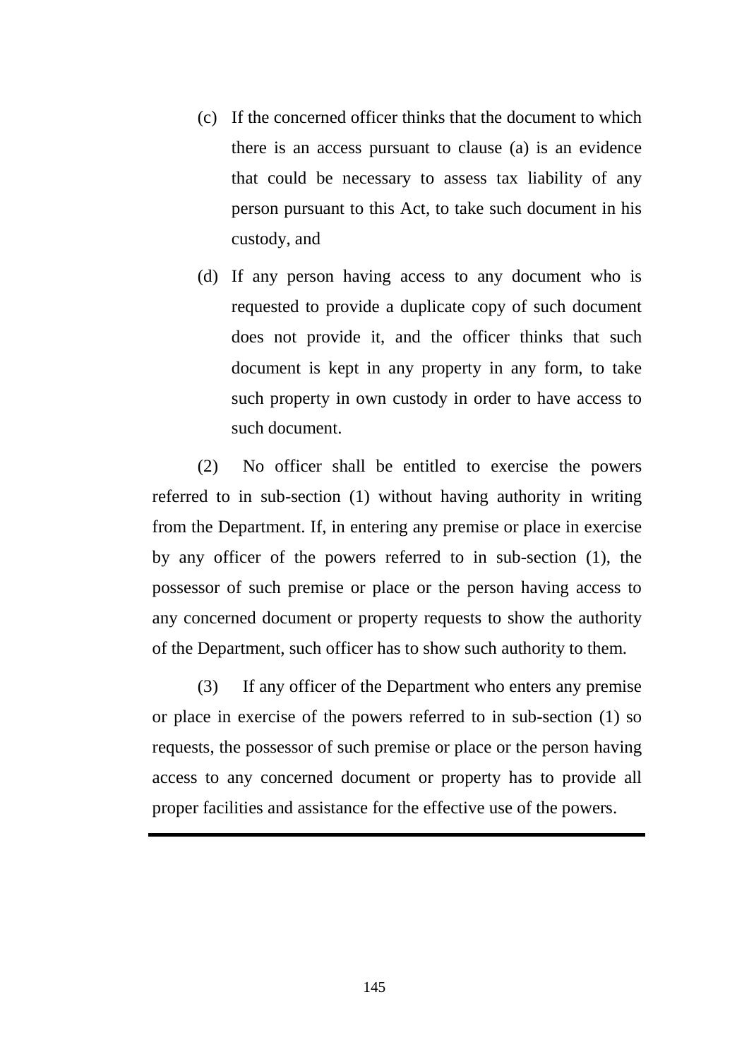(c) If the concerned officer thinks that the document to which there is an access pursuant to clause (a) is an evidence that could be necessary to assess tax liability of any person pursuant to this Act, to take such document in his custody, and

(d) If any person having access to any document who is requested to provide a duplicate copy of such document does not provide it, and the officer thinks that such document is kept in any property in any form, to take such property in own custody in order to have access to such document.

(2) No officer shall be entitled to exercise the powers referred to in sub-section (1) without having authority in writing from the Department. If, in entering any premise or place in exercise by any officer of the powers referred to in sub-section (1), the possessor of such premise or place or the person having access to any concerned document or property requests to show the authority of the Department, such officer has to show such authority to them.

(3) If any officer of the Department who enters any premise or place in exercise of the powers referred to in sub-section (1) so requests, the possessor of such premise or place or the person having access to any concerned document or property has to provide all proper facilities and assistance for the effective use of the powers.

---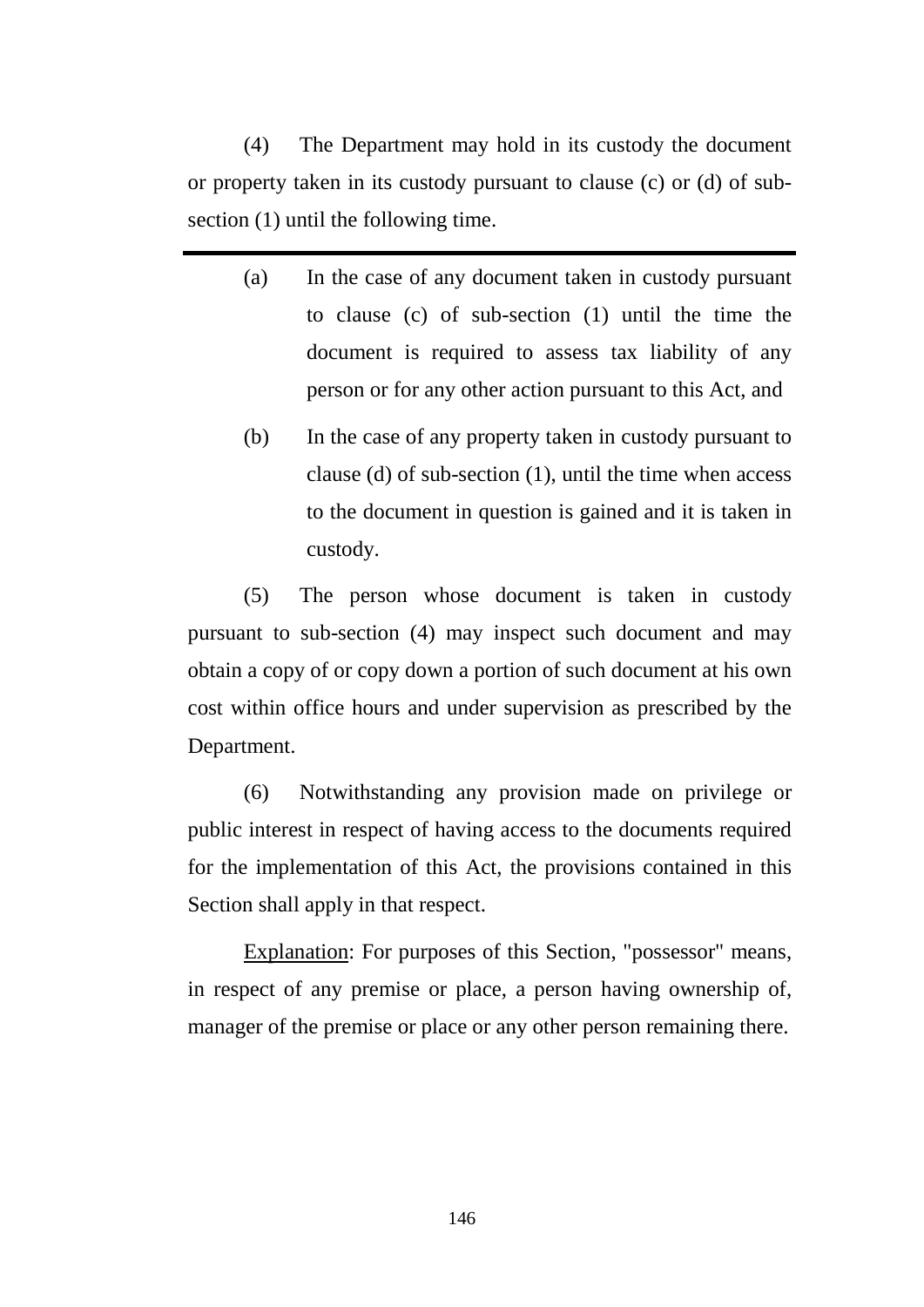(4) The Department may hold in its custody the document or property taken in its custody pursuant to clause (c) or (d) of sub-section (1) until the following time.

---

(a) In the case of any document taken in custody pursuant to clause (c) of sub-section (1) until the time the document is required to assess tax liability of any person or for any other action pursuant to this Act, and

(b) In the case of any property taken in custody pursuant to clause (d) of sub-section (1), until the time when access to the document in question is gained and it is taken in custody.

(5) The person whose document is taken in custody pursuant to sub-section (4) may inspect such document and may obtain a copy of or copy down a portion of such document at his own cost within office hours and under supervision as prescribed by the Department.

(6) Notwithstanding any provision made on privilege or public interest in respect of having access to the documents required for the implementation of this Act, the provisions contained in this Section shall apply in that respect.

<u>Explanation</u>: For purposes of this Section, "possessor" means, in respect of any premise or place, a person having ownership of, manager of the premise or place or any other person remaining there.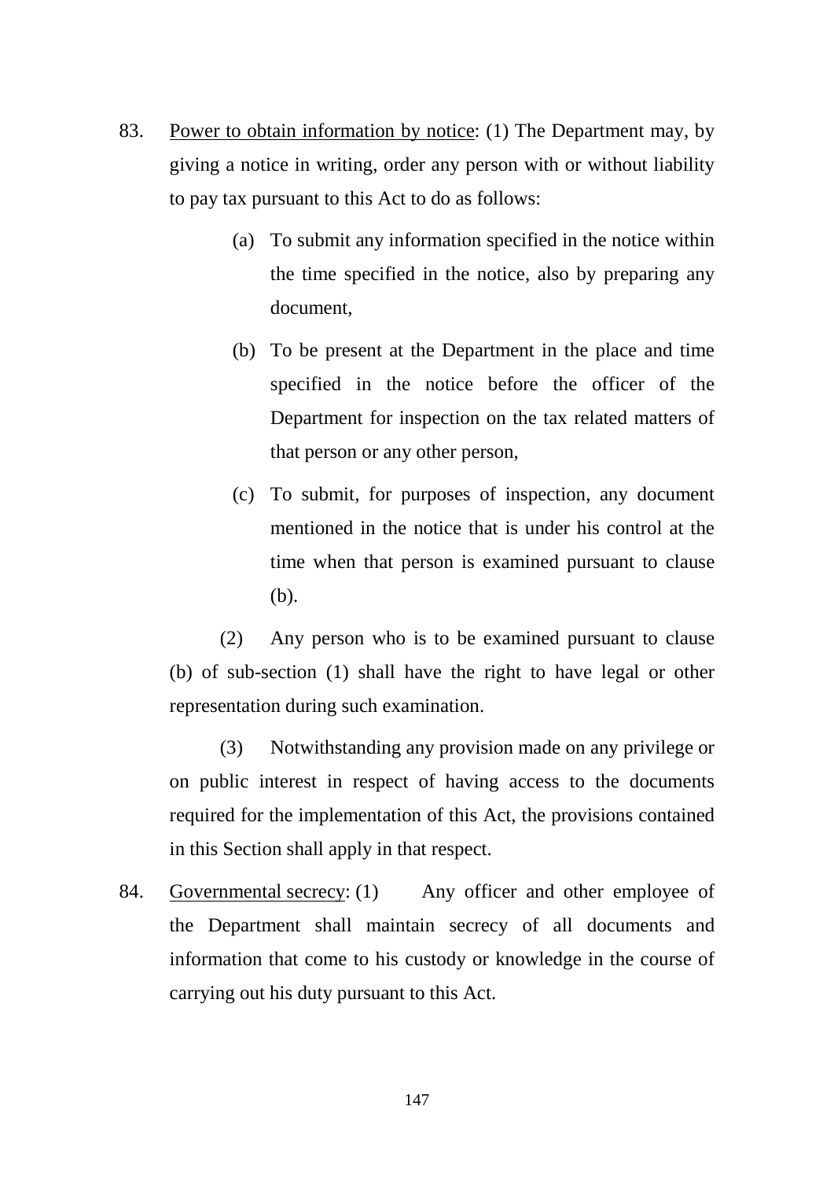83. <u>Power to obtain information by notice</u>: (1) The Department may, by giving a notice in writing, order any person with or without liability to pay tax pursuant to this Act to do as follows:

   (a) To submit any information specified in the notice within the time specified in the notice, also by preparing any document,

   (b) To be present at the Department in the place and time specified in the notice before the officer of the Department for inspection on the tax related matters of that person or any other person,

   (c) To submit, for purposes of inspection, any document mentioned in the notice that is under his control at the time when that person is examined pursuant to clause (b).

   (2) Any person who is to be examined pursuant to clause (b) of sub-section (1) shall have the right to have legal or other representation during such examination.

   (3) Notwithstanding any provision made on any privilege or on public interest in respect of having access to the documents required for the implementation of this Act, the provisions contained in this Section shall apply in that respect.

84. <u>Governmental secrecy</u>: (1) Any officer and other employee of the Department shall maintain secrecy of all documents and information that come to his custody or knowledge in the course of carrying out his duty pursuant to this Act.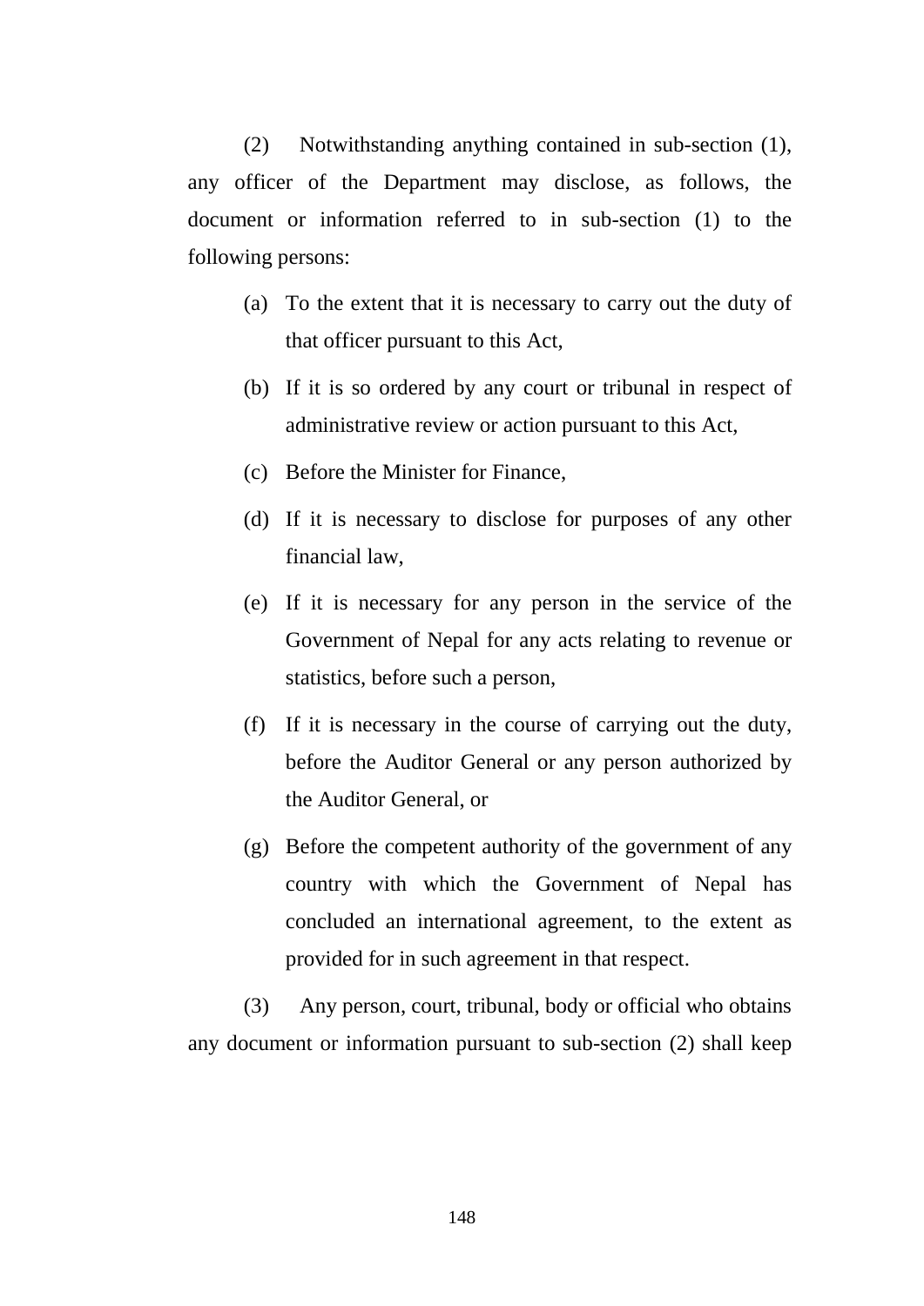(2) Notwithstanding anything contained in sub-section (1), any officer of the Department may disclose, as follows, the document or information referred to in sub-section (1) to the following persons:

(a) To the extent that it is necessary to carry out the duty of that officer pursuant to this Act,

(b) If it is so ordered by any court or tribunal in respect of administrative review or action pursuant to this Act,

(c) Before the Minister for Finance,

(d) If it is necessary to disclose for purposes of any other financial law,

(e) If it is necessary for any person in the service of the Government of Nepal for any acts relating to revenue or statistics, before such a person,

(f) If it is necessary in the course of carrying out the duty, before the Auditor General or any person authorized by the Auditor General, or

(g) Before the competent authority of the government of any country with which the Government of Nepal has concluded an international agreement, to the extent as provided for in such agreement in that respect.

(3) Any person, court, tribunal, body or official who obtains any document or information pursuant to sub-section (2) shall keep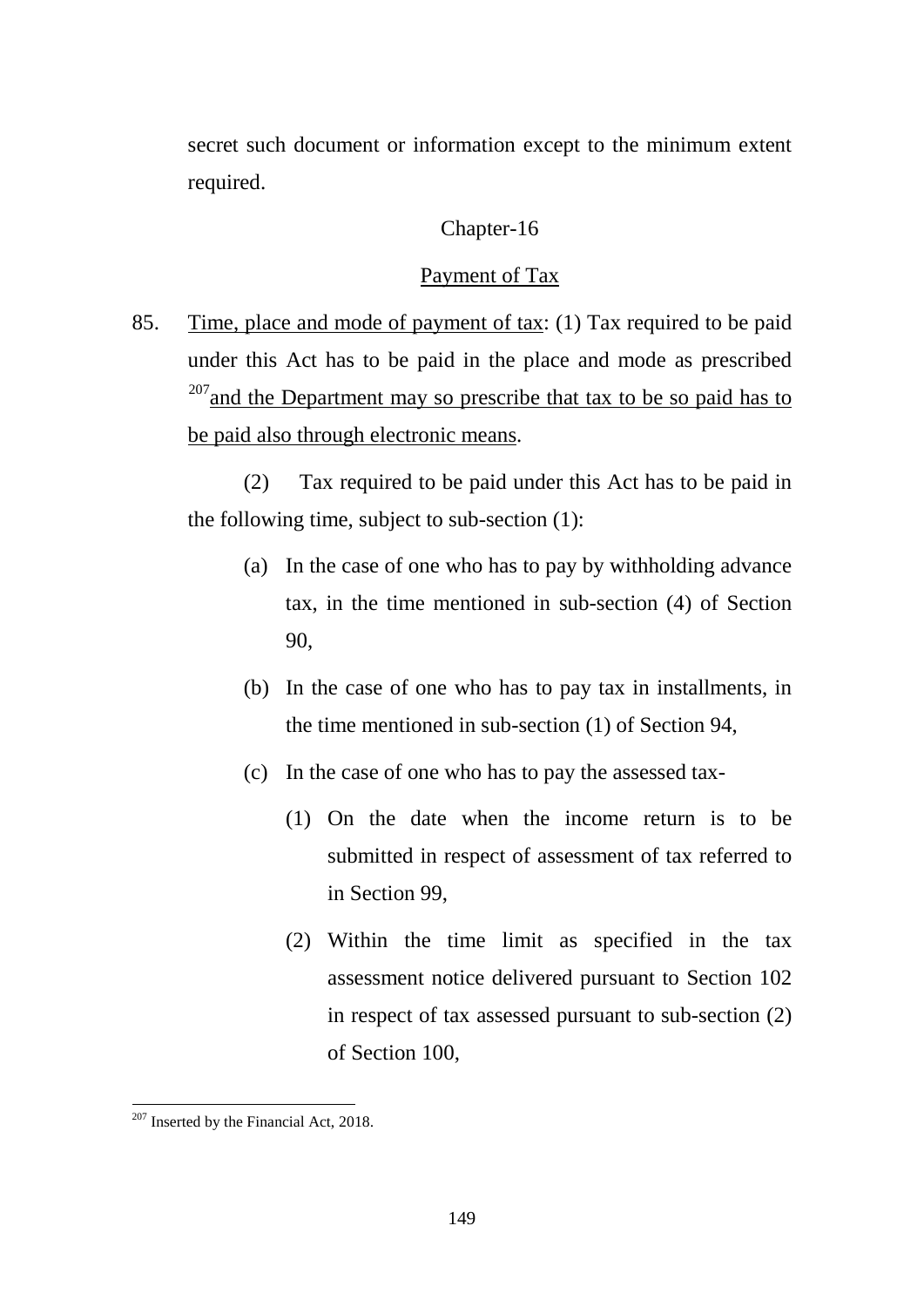secret such document or information except to the minimum extent required.

## Chapter-16

## Payment of Tax

85. Time, place and mode of payment of tax: (1) Tax required to be paid under this Act has to be paid in the place and mode as prescribed [207]and the Department may so prescribe that tax to be so paid has to be paid also through electronic means.

(2) Tax required to be paid under this Act has to be paid in the following time, subject to sub-section (1):

- (a) In the case of one who has to pay by withholding advance tax, in the time mentioned in sub-section (4) of Section 90,
- (b) In the case of one who has to pay tax in installments, in the time mentioned in sub-section (1) of Section 94,
- (c) In the case of one who has to pay the assessed tax-
  - (1) On the date when the income return is to be submitted in respect of assessment of tax referred to in Section 99,
  - (2) Within the time limit as specified in the tax assessment notice delivered pursuant to Section 102 in respect of tax assessed pursuant to sub-section (2) of Section 100,

[207] Inserted by the Financial Act, 2018.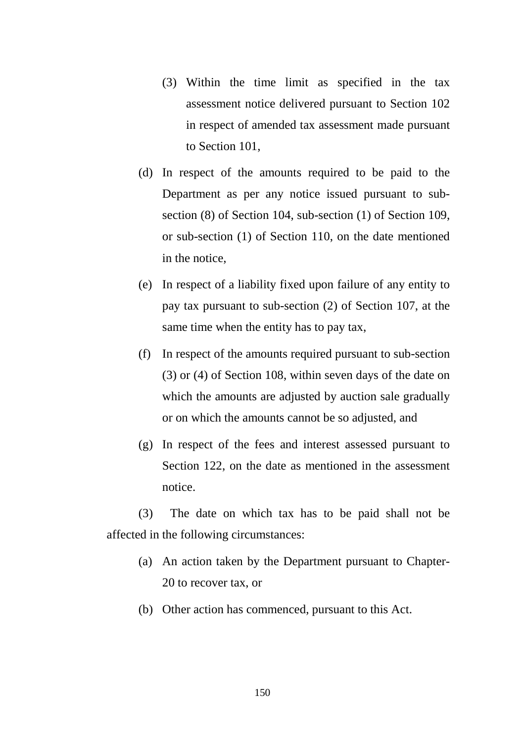(3) Within the time limit as specified in the tax assessment notice delivered pursuant to Section 102 in respect of amended tax assessment made pursuant to Section 101,

(d) In respect of the amounts required to be paid to the Department as per any notice issued pursuant to sub-section (8) of Section 104, sub-section (1) of Section 109, or sub-section (1) of Section 110, on the date mentioned in the notice,

(e) In respect of a liability fixed upon failure of any entity to pay tax pursuant to sub-section (2) of Section 107, at the same time when the entity has to pay tax,

(f) In respect of the amounts required pursuant to sub-section (3) or (4) of Section 108, within seven days of the date on which the amounts are adjusted by auction sale gradually or on which the amounts cannot be so adjusted, and

(g) In respect of the fees and interest assessed pursuant to Section 122, on the date as mentioned in the assessment notice.

(3) The date on which tax has to be paid shall not be affected in the following circumstances:

(a) An action taken by the Department pursuant to Chapter-20 to recover tax, or

(b) Other action has commenced, pursuant to this Act.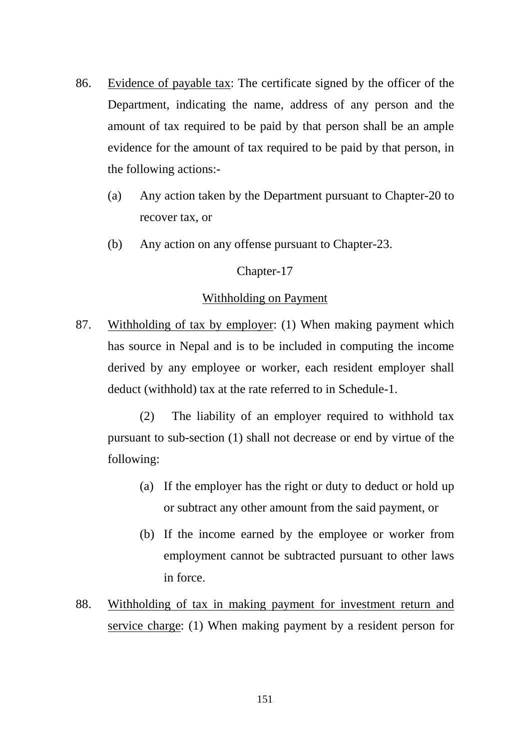86. Evidence of payable tax: The certificate signed by the officer of the Department, indicating the name, address of any person and the amount of tax required to be paid by that person shall be an ample evidence for the amount of tax required to be paid by that person, in the following actions:-

    (a) Any action taken by the Department pursuant to Chapter-20 to recover tax, or

    (b) Any action on any offense pursuant to Chapter-23.

## Chapter-17

## Withholding on Payment

87. Withholding of tax by employer: (1) When making payment which has source in Nepal and is to be included in computing the income derived by any employee or worker, each resident employer shall deduct (withhold) tax at the rate referred to in Schedule-1.

    (2) The liability of an employer required to withhold tax pursuant to sub-section (1) shall not decrease or end by virtue of the following:

    (a) If the employer has the right or duty to deduct or hold up or subtract any other amount from the said payment, or

    (b) If the income earned by the employee or worker from employment cannot be subtracted pursuant to other laws in force.

88. Withholding of tax in making payment for investment return and service charge: (1) When making payment by a resident person for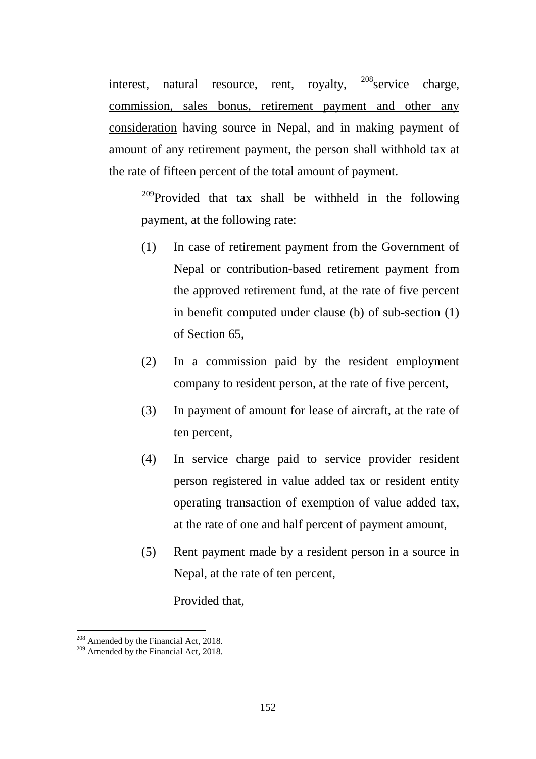interest, natural resource, rent, royalty, [208]service charge, commission, sales bonus, retirement payment and other any consideration having source in Nepal, and in making payment of amount of any retirement payment, the person shall withhold tax at the rate of fifteen percent of the total amount of payment.

[209]Provided that tax shall be withheld in the following payment, at the following rate:

(1) In case of retirement payment from the Government of Nepal or contribution-based retirement payment from the approved retirement fund, at the rate of five percent in benefit computed under clause (b) of sub-section (1) of Section 65,

(2) In a commission paid by the resident employment company to resident person, at the rate of five percent,

(3) In payment of amount for lease of aircraft, at the rate of ten percent,

(4) In service charge paid to service provider resident person registered in value added tax or resident entity operating transaction of exemption of value added tax, at the rate of one and half percent of payment amount,

(5) Rent payment made by a resident person in a source in Nepal, at the rate of ten percent,

Provided that,

---

[208] Amended by the Financial Act, 2018.
[209] Amended by the Financial Act, 2018.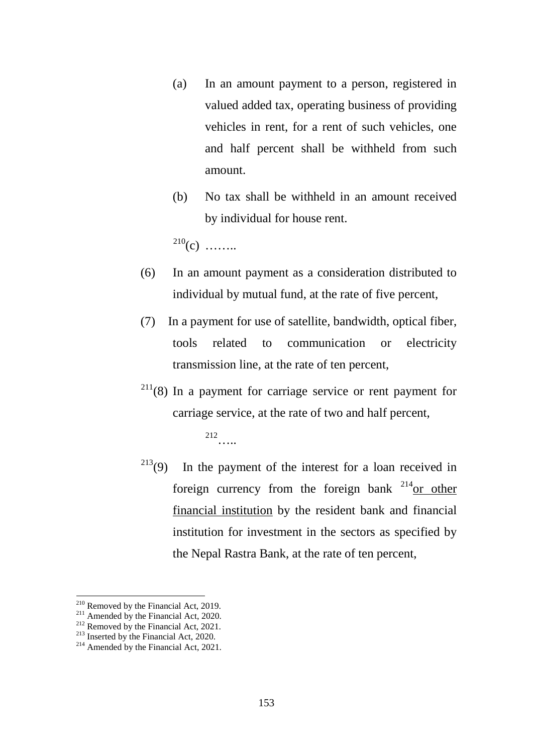(a) In an amount payment to a person, registered in valued added tax, operating business of providing vehicles in rent, for a rent of such vehicles, one and half percent shall be withheld from such amount.

(b) No tax shall be withheld in an amount received by individual for house rent.

[210](c) ……..

(6) In an amount payment as a consideration distributed to individual by mutual fund, at the rate of five percent,

(7) In a payment for use of satellite, bandwidth, optical fiber, tools related to communication or electricity transmission line, at the rate of ten percent,

[211](8) In a payment for carriage service or rent payment for carriage service, at the rate of two and half percent,

[212]…..

[213](9) In the payment of the interest for a loan received in foreign currency from the foreign bank [214]<u>or other financial institution</u> by the resident bank and financial institution for investment in the sectors as specified by the Nepal Rastra Bank, at the rate of ten percent,

---

[210] Removed by the Financial Act, 2019.
[211] Amended by the Financial Act, 2020.
[212] Removed by the Financial Act, 2021.
[213] Inserted by the Financial Act, 2020.
[214] Amended by the Financial Act, 2021.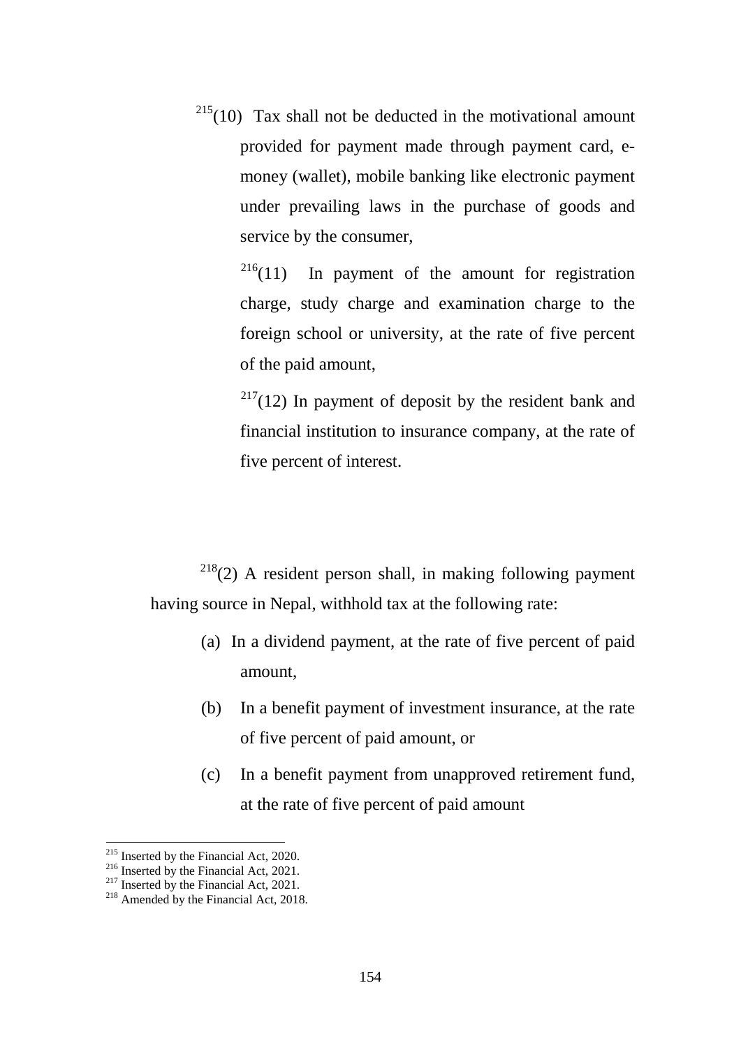[215](10) Tax shall not be deducted in the motivational amount provided for payment made through payment card, e-money (wallet), mobile banking like electronic payment under prevailing laws in the purchase of goods and service by the consumer,

[216](11) In payment of the amount for registration charge, study charge and examination charge to the foreign school or university, at the rate of five percent of the paid amount,

[217](12) In payment of deposit by the resident bank and financial institution to insurance company, at the rate of five percent of interest.

[218](2) A resident person shall, in making following payment having source in Nepal, withhold tax at the following rate:

(a) In a dividend payment, at the rate of five percent of paid amount,

(b) In a benefit payment of investment insurance, at the rate of five percent of paid amount, or

(c) In a benefit payment from unapproved retirement fund, at the rate of five percent of paid amount

---

[215] Inserted by the Financial Act, 2020.

[216] Inserted by the Financial Act, 2021.

[217] Inserted by the Financial Act, 2021.

[218] Amended by the Financial Act, 2018.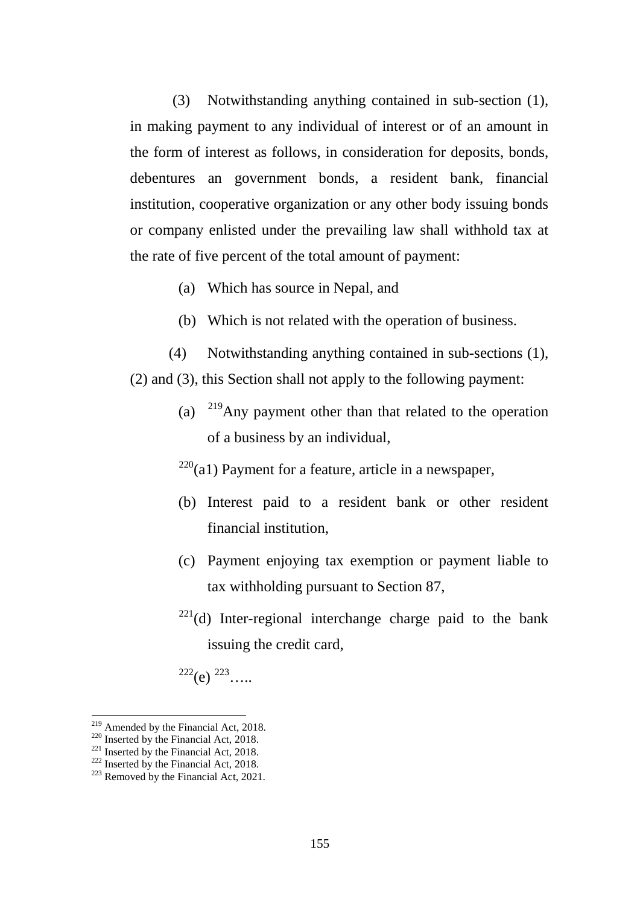(3) Notwithstanding anything contained in sub-section (1), in making payment to any individual of interest or of an amount in the form of interest as follows, in consideration for deposits, bonds, debentures an government bonds, a resident bank, financial institution, cooperative organization or any other body issuing bonds or company enlisted under the prevailing law shall withhold tax at the rate of five percent of the total amount of payment:

(a) Which has source in Nepal, and

(b) Which is not related with the operation of business.

(4) Notwithstanding anything contained in sub-sections (1), (2) and (3), this Section shall not apply to the following payment:

(a) [219]Any payment other than that related to the operation of a business by an individual,

[220](a1) Payment for a feature, article in a newspaper,

(b) Interest paid to a resident bank or other resident financial institution,

(c) Payment enjoying tax exemption or payment liable to tax withholding pursuant to Section 87,

[221](d) Inter-regional interchange charge paid to the bank issuing the credit card,

[222](e) [223]…..

---

[219] Amended by the Financial Act, 2018.
[220] Inserted by the Financial Act, 2018.
[221] Inserted by the Financial Act, 2018.
[222] Inserted by the Financial Act, 2018.
[223] Removed by the Financial Act, 2021.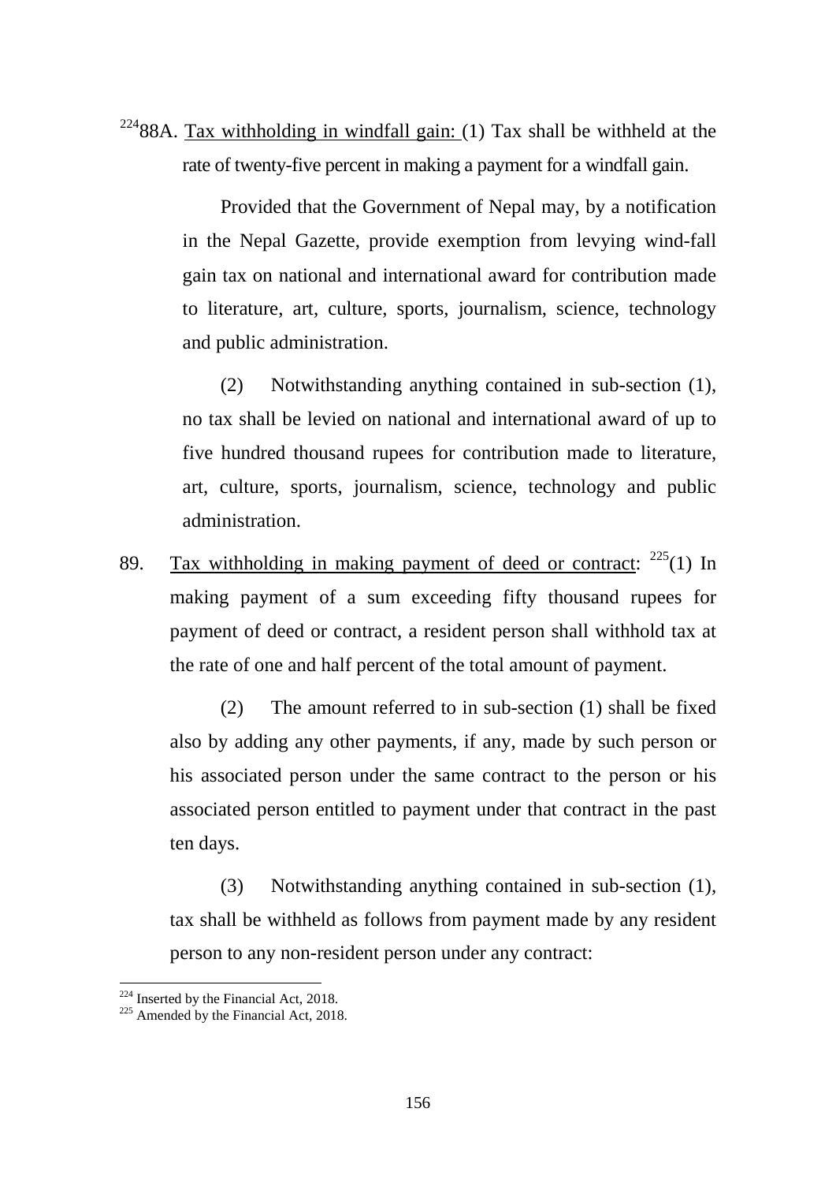[224]88A. Tax withholding in windfall gain: (1) Tax shall be withheld at the rate of twenty-five percent in making a payment for a windfall gain.

Provided that the Government of Nepal may, by a notification in the Nepal Gazette, provide exemption from levying wind-fall gain tax on national and international award for contribution made to literature, art, culture, sports, journalism, science, technology and public administration.

(2) Notwithstanding anything contained in sub-section (1), no tax shall be levied on national and international award of up to five hundred thousand rupees for contribution made to literature, art, culture, sports, journalism, science, technology and public administration.

89. Tax withholding in making payment of deed or contract: [225](1) In making payment of a sum exceeding fifty thousand rupees for payment of deed or contract, a resident person shall withhold tax at the rate of one and half percent of the total amount of payment.

(2) The amount referred to in sub-section (1) shall be fixed also by adding any other payments, if any, made by such person or his associated person under the same contract to the person or his associated person entitled to payment under that contract in the past ten days.

(3) Notwithstanding anything contained in sub-section (1), tax shall be withheld as follows from payment made by any resident person to any non-resident person under any contract:

---

[224] Inserted by the Financial Act, 2018.

[225] Amended by the Financial Act, 2018.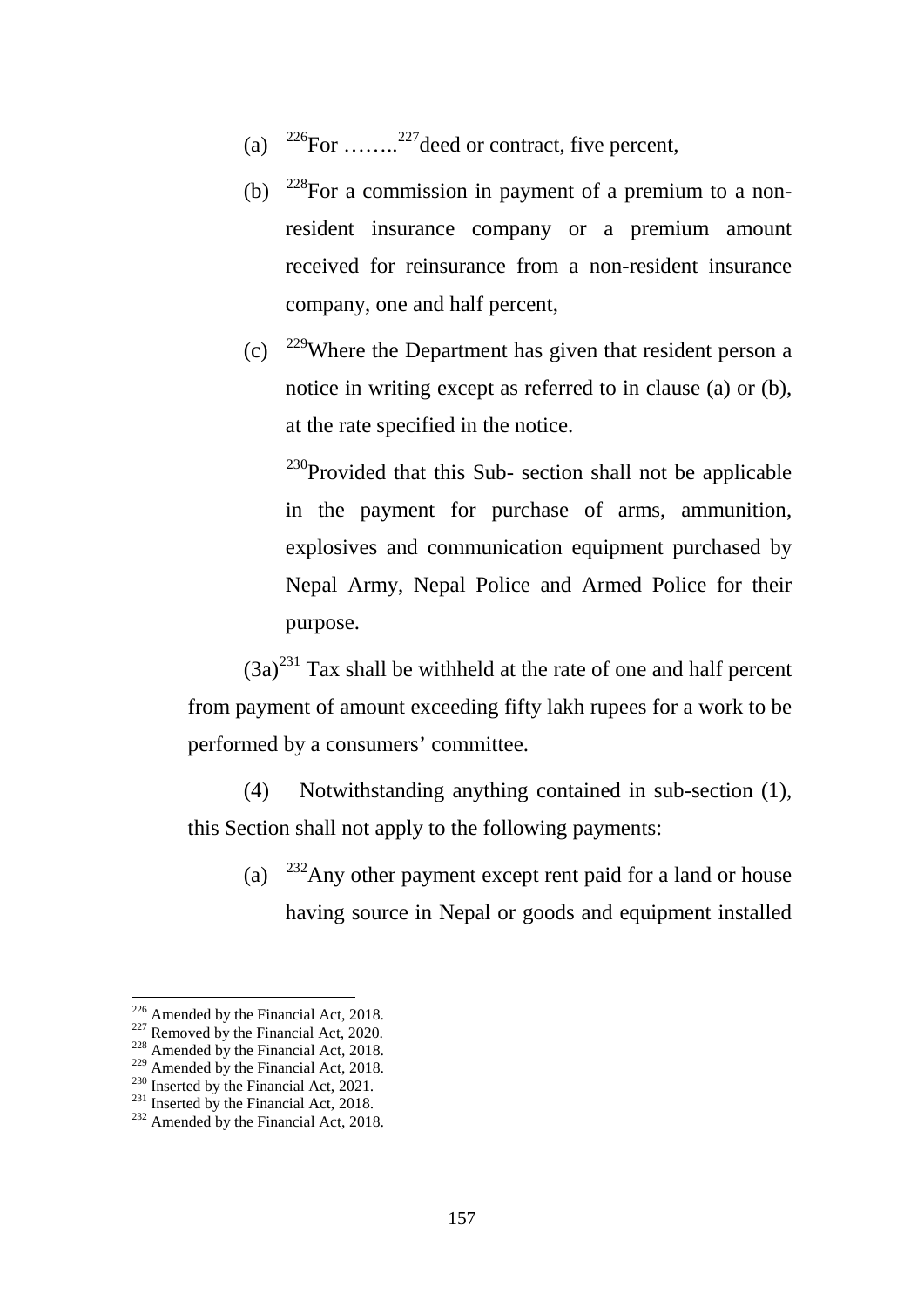(a) [226]For ……..[227]deed or contract, five percent,

(b) [228]For a commission in payment of a premium to a non-resident insurance company or a premium amount received for reinsurance from a non-resident insurance company, one and half percent,

(c) [229]Where the Department has given that resident person a notice in writing except as referred to in clause (a) or (b), at the rate specified in the notice.

[230]Provided that this Sub- section shall not be applicable in the payment for purchase of arms, ammunition, explosives and communication equipment purchased by Nepal Army, Nepal Police and Armed Police for their purpose.

(3a)[231] Tax shall be withheld at the rate of one and half percent from payment of amount exceeding fifty lakh rupees for a work to be performed by a consumers' committee.

(4) Notwithstanding anything contained in sub-section (1), this Section shall not apply to the following payments:

(a) [232]Any other payment except rent paid for a land or house having source in Nepal or goods and equipment installed

---

[226] Amended by the Financial Act, 2018.
[227] Removed by the Financial Act, 2020.
[228] Amended by the Financial Act, 2018.
[229] Amended by the Financial Act, 2018.
[230] Inserted by the Financial Act, 2021.
[231] Inserted by the Financial Act, 2018.
[232] Amended by the Financial Act, 2018.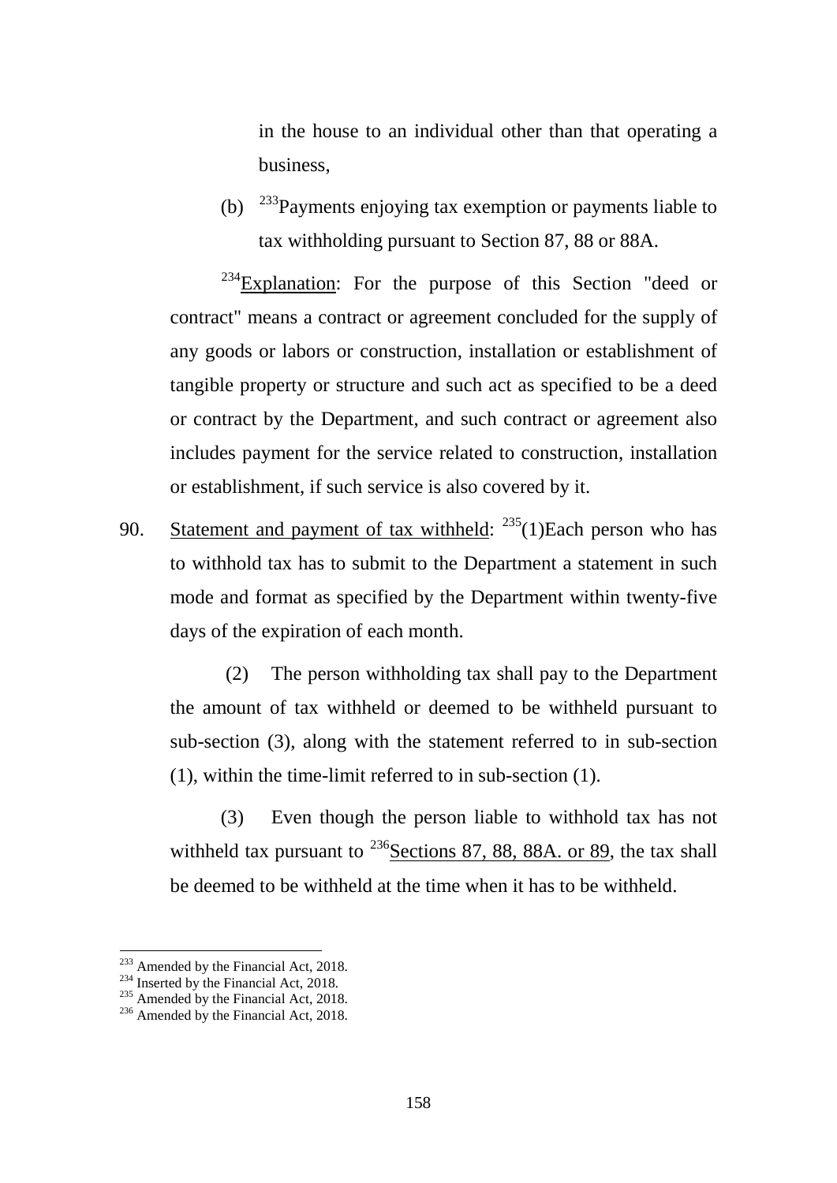in the house to an individual other than that operating a business,

(b) [233]Payments enjoying tax exemption or payments liable to tax withholding pursuant to Section 87, 88 or 88A.

[234]Explanation: For the purpose of this Section "deed or contract" means a contract or agreement concluded for the supply of any goods or labors or construction, installation or establishment of tangible property or structure and such act as specified to be a deed or contract by the Department, and such contract or agreement also includes payment for the service related to construction, installation or establishment, if such service is also covered by it.

90. Statement and payment of tax withheld: [235](1)Each person who has to withhold tax has to submit to the Department a statement in such mode and format as specified by the Department within twenty-five days of the expiration of each month.

(2) The person withholding tax shall pay to the Department the amount of tax withheld or deemed to be withheld pursuant to sub-section (3), along with the statement referred to in sub-section (1), within the time-limit referred to in sub-section (1).

(3) Even though the person liable to withhold tax has not withheld tax pursuant to [236]Sections 87, 88, 88A. or 89, the tax shall be deemed to be withheld at the time when it has to be withheld.

---

[233] Amended by the Financial Act, 2018.
[234] Inserted by the Financial Act, 2018.
[235] Amended by the Financial Act, 2018.
[236] Amended by the Financial Act, 2018.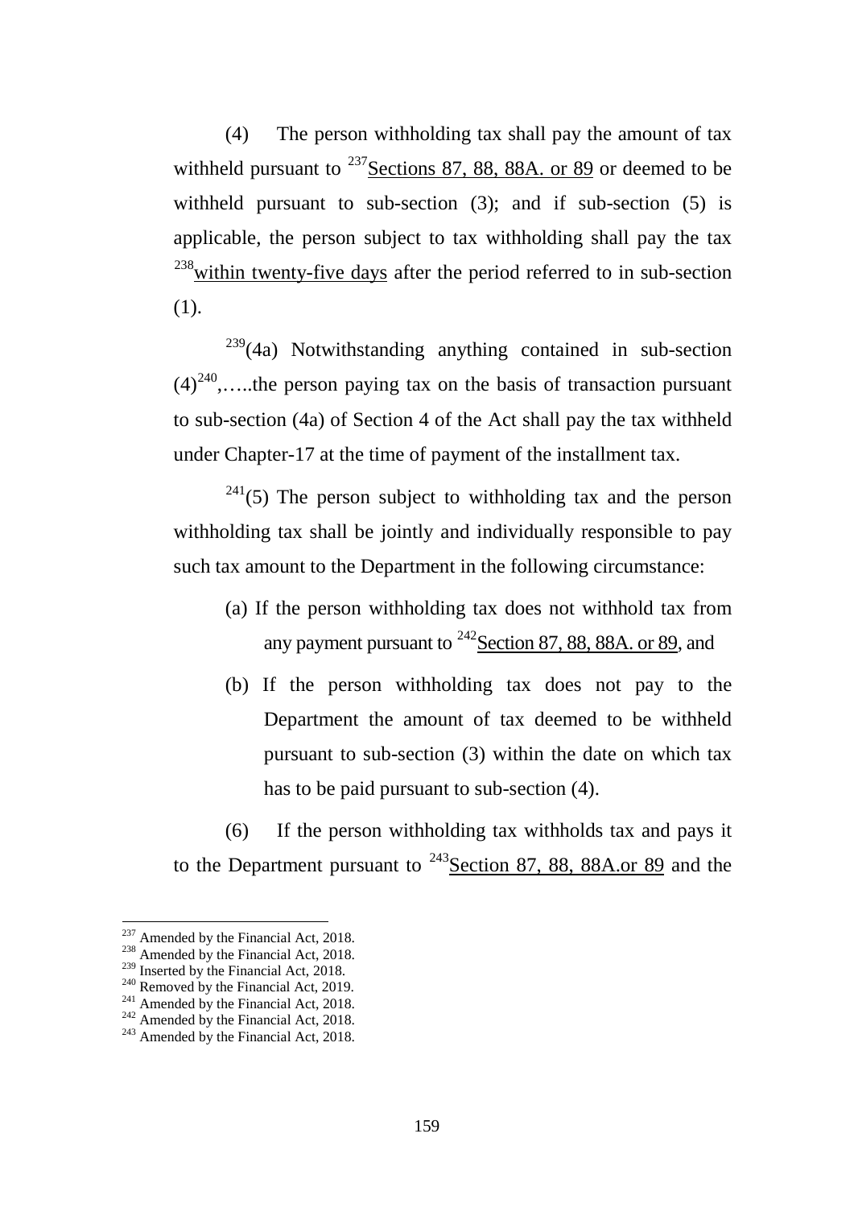(4) The person withholding tax shall pay the amount of tax withheld pursuant to [237]Sections 87, 88, 88A. or 89 or deemed to be withheld pursuant to sub-section (3); and if sub-section (5) is applicable, the person subject to tax withholding shall pay the tax [238]within twenty-five days after the period referred to in sub-section (1).

[239](4a) Notwithstanding anything contained in sub-section (4)[240],…..the person paying tax on the basis of transaction pursuant to sub-section (4a) of Section 4 of the Act shall pay the tax withheld under Chapter-17 at the time of payment of the installment tax.

[241](5) The person subject to withholding tax and the person withholding tax shall be jointly and individually responsible to pay such tax amount to the Department in the following circumstance:

(a) If the person withholding tax does not withhold tax from any payment pursuant to [242]Section 87, 88, 88A. or 89, and

(b) If the person withholding tax does not pay to the Department the amount of tax deemed to be withheld pursuant to sub-section (3) within the date on which tax has to be paid pursuant to sub-section (4).

(6) If the person withholding tax withholds tax and pays it to the Department pursuant to [243]Section 87, 88, 88A.or 89 and the

---

[237] Amended by the Financial Act, 2018.
[238] Amended by the Financial Act, 2018.
[239] Inserted by the Financial Act, 2018.
[240] Removed by the Financial Act, 2019.
[241] Amended by the Financial Act, 2018.
[242] Amended by the Financial Act, 2018.
[243] Amended by the Financial Act, 2018.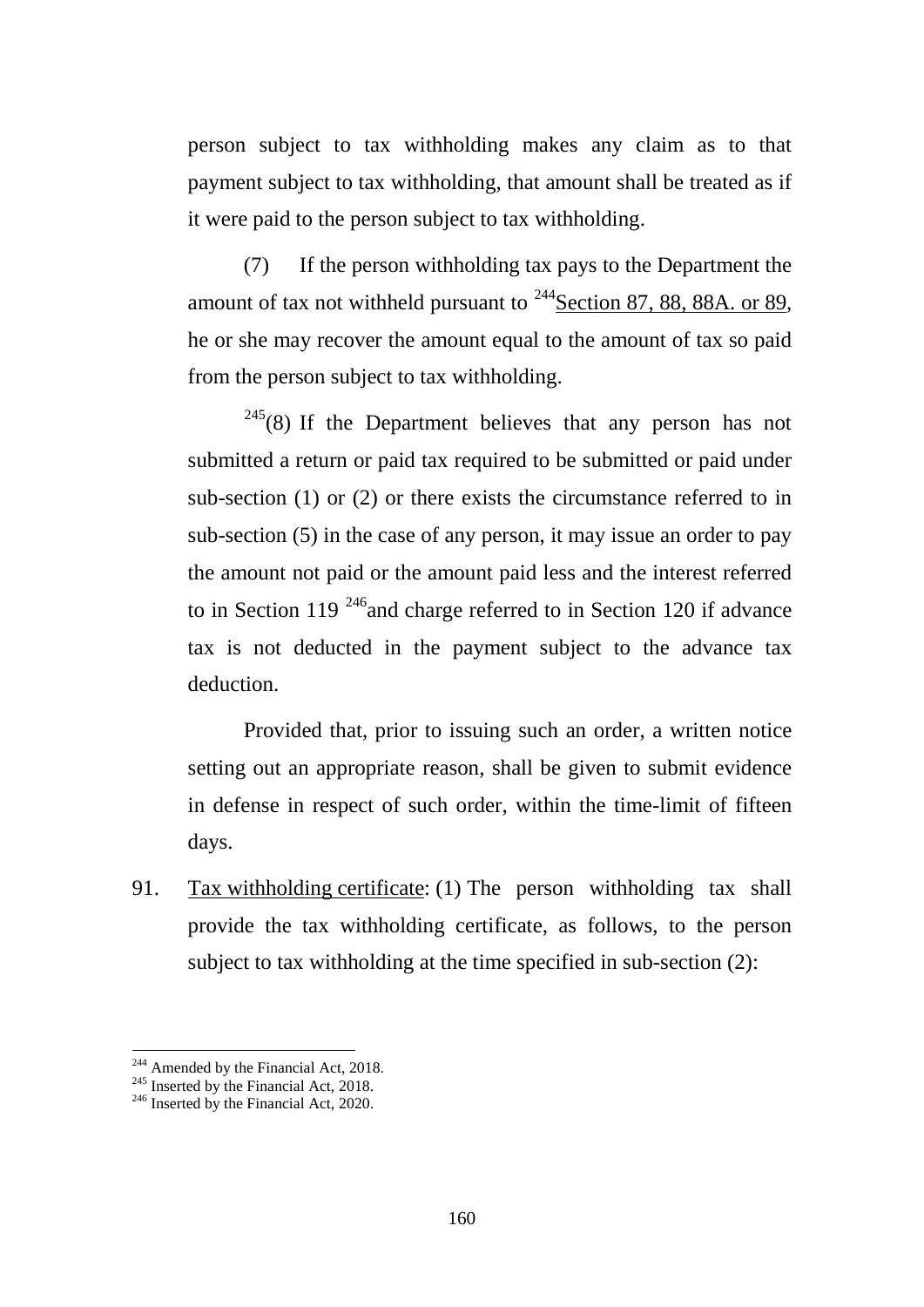person subject to tax withholding makes any claim as to that payment subject to tax withholding, that amount shall be treated as if it were paid to the person subject to tax withholding.

(7) If the person withholding tax pays to the Department the amount of tax not withheld pursuant to [244]<u>Section 87, 88, 88A. or 89</u>, he or she may recover the amount equal to the amount of tax so paid from the person subject to tax withholding.

[245](8) If the Department believes that any person has not submitted a return or paid tax required to be submitted or paid under sub-section (1) or (2) or there exists the circumstance referred to in sub-section (5) in the case of any person, it may issue an order to pay the amount not paid or the amount paid less and the interest referred to in Section 119 [246]and charge referred to in Section 120 if advance tax is not deducted in the payment subject to the advance tax deduction.

Provided that, prior to issuing such an order, a written notice setting out an appropriate reason, shall be given to submit evidence in defense in respect of such order, within the time-limit of fifteen days.

91. <u>Tax withholding certificate</u>: (1) The person withholding tax shall provide the tax withholding certificate, as follows, to the person subject to tax withholding at the time specified in sub-section (2):

---

[244] Amended by the Financial Act, 2018.
[245] Inserted by the Financial Act, 2018.
[246] Inserted by the Financial Act, 2020.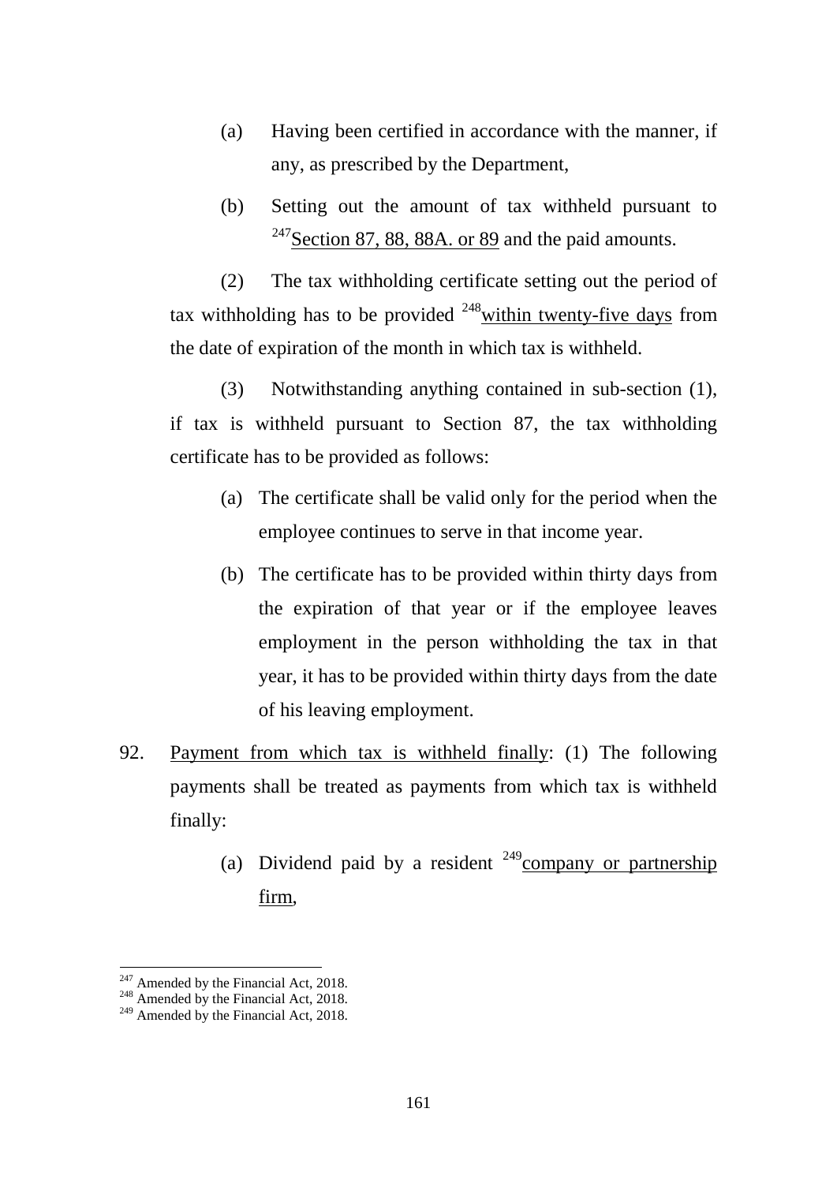(a) Having been certified in accordance with the manner, if any, as prescribed by the Department,

(b) Setting out the amount of tax withheld pursuant to [247]Section 87, 88, 88A. or 89 and the paid amounts.

(2) The tax withholding certificate setting out the period of tax withholding has to be provided [248]within twenty-five days from the date of expiration of the month in which tax is withheld.

(3) Notwithstanding anything contained in sub-section (1), if tax is withheld pursuant to Section 87, the tax withholding certificate has to be provided as follows:

(a) The certificate shall be valid only for the period when the employee continues to serve in that income year.

(b) The certificate has to be provided within thirty days from the expiration of that year or if the employee leaves employment in the person withholding the tax in that year, it has to be provided within thirty days from the date of his leaving employment.

92. Payment from which tax is withheld finally: (1) The following payments shall be treated as payments from which tax is withheld finally:

(a) Dividend paid by a resident [249]company or partnership firm,

---

[247] Amended by the Financial Act, 2018.

[248] Amended by the Financial Act, 2018.

[249] Amended by the Financial Act, 2018.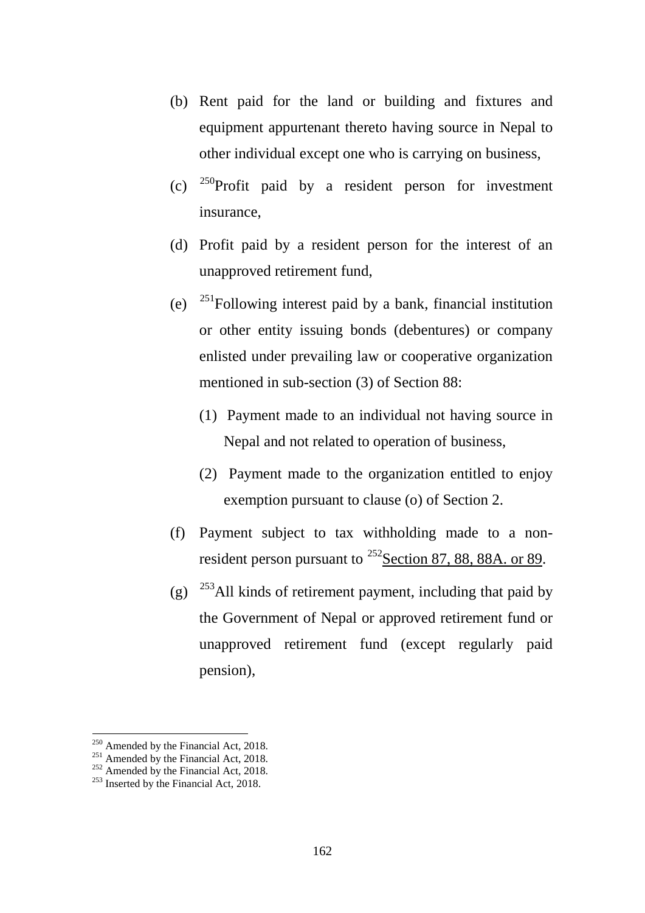(b) Rent paid for the land or building and fixtures and equipment appurtenant thereto having source in Nepal to other individual except one who is carrying on business,

(c) [250]Profit paid by a resident person for investment insurance,

(d) Profit paid by a resident person for the interest of an unapproved retirement fund,

(e) [251]Following interest paid by a bank, financial institution or other entity issuing bonds (debentures) or company enlisted under prevailing law or cooperative organization mentioned in sub-section (3) of Section 88:

   (1) Payment made to an individual not having source in Nepal and not related to operation of business,

   (2) Payment made to the organization entitled to enjoy exemption pursuant to clause (o) of Section 2.

(f) Payment subject to tax withholding made to a non-resident person pursuant to [252]Section 87, 88, 88A. or 89.

(g) [253]All kinds of retirement payment, including that paid by the Government of Nepal or approved retirement fund or unapproved retirement fund (except regularly paid pension),

---

[250] Amended by the Financial Act, 2018.
[251] Amended by the Financial Act, 2018.
[252] Amended by the Financial Act, 2018.
[253] Inserted by the Financial Act, 2018.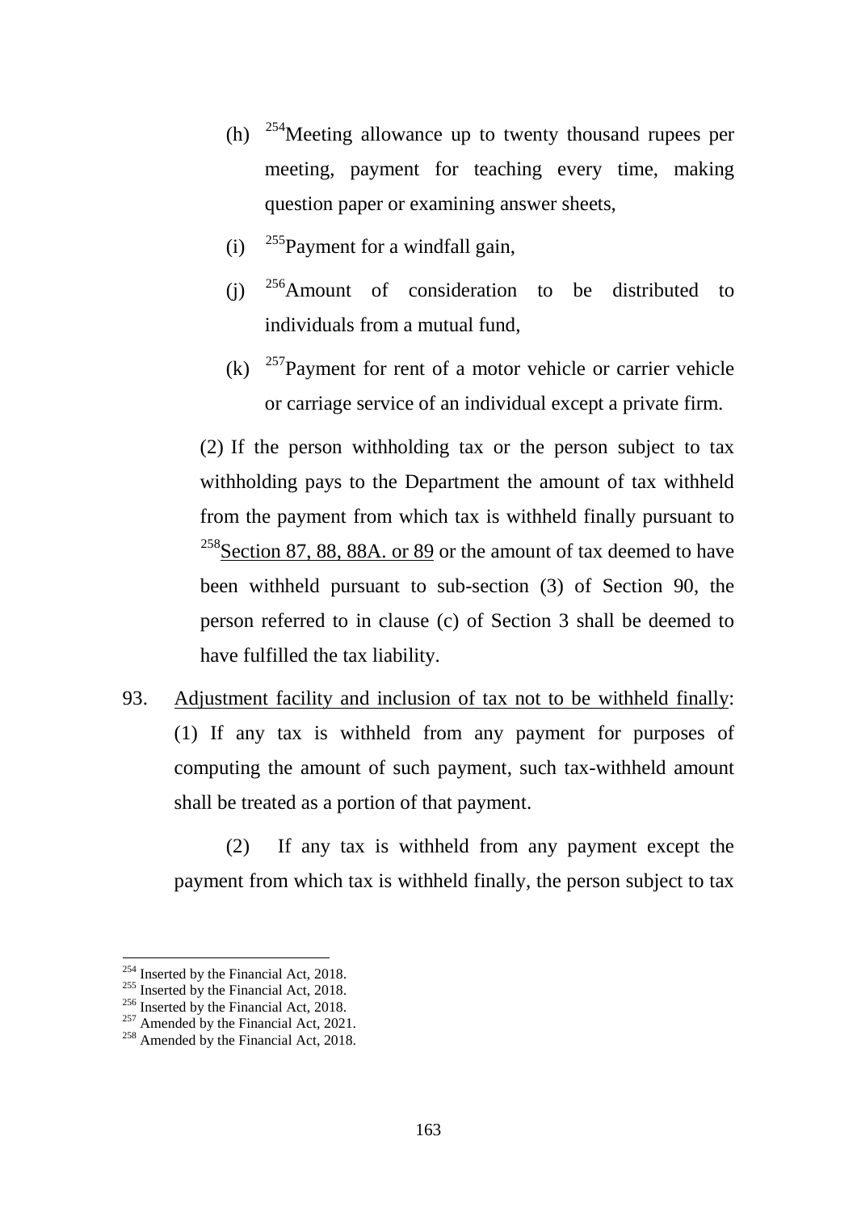(h) [254]Meeting allowance up to twenty thousand rupees per meeting, payment for teaching every time, making question paper or examining answer sheets,

(i) [255]Payment for a windfall gain,

(j) [256]Amount of consideration to be distributed to individuals from a mutual fund,

(k) [257]Payment for rent of a motor vehicle or carrier vehicle or carriage service of an individual except a private firm.

(2) If the person withholding tax or the person subject to tax withholding pays to the Department the amount of tax withheld from the payment from which tax is withheld finally pursuant to [258]<u>Section 87, 88, 88A. or 89</u> or the amount of tax deemed to have been withheld pursuant to sub-section (3) of Section 90, the person referred to in clause (c) of Section 3 shall be deemed to have fulfilled the tax liability.

93. <u>Adjustment facility and inclusion of tax not to be withheld finally</u>: (1) If any tax is withheld from any payment for purposes of computing the amount of such payment, such tax-withheld amount shall be treated as a portion of that payment.

(2) If any tax is withheld from any payment except the payment from which tax is withheld finally, the person subject to tax

---

[254] Inserted by the Financial Act, 2018.
[255] Inserted by the Financial Act, 2018.
[256] Inserted by the Financial Act, 2018.
[257] Amended by the Financial Act, 2021.
[258] Amended by the Financial Act, 2018.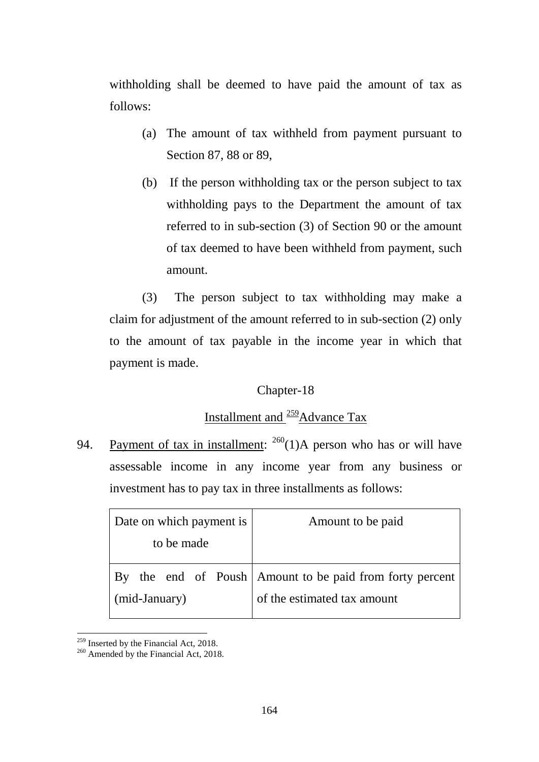withholding shall be deemed to have paid the amount of tax as follows:

(a) The amount of tax withheld from payment pursuant to Section 87, 88 or 89,

(b) If the person withholding tax or the person subject to tax withholding pays to the Department the amount of tax referred to in sub-section (3) of Section 90 or the amount of tax deemed to have been withheld from payment, such amount.

(3) The person subject to tax withholding may make a claim for adjustment of the amount referred to in sub-section (2) only to the amount of tax payable in the income year in which that payment is made.

## Chapter-18

## Installment and [259]Advance Tax

94. Payment of tax in installment: [260](1)A person who has or will have assessable income in any income year from any business or investment has to pay tax in three installments as follows:

| Date on which payment is to be made | Amount to be paid |
|---|---|
| By the end of Poush (mid-January) | Amount to be paid from forty percent of the estimated tax amount |

[259] Inserted by the Financial Act, 2018.
[260] Amended by the Financial Act, 2018.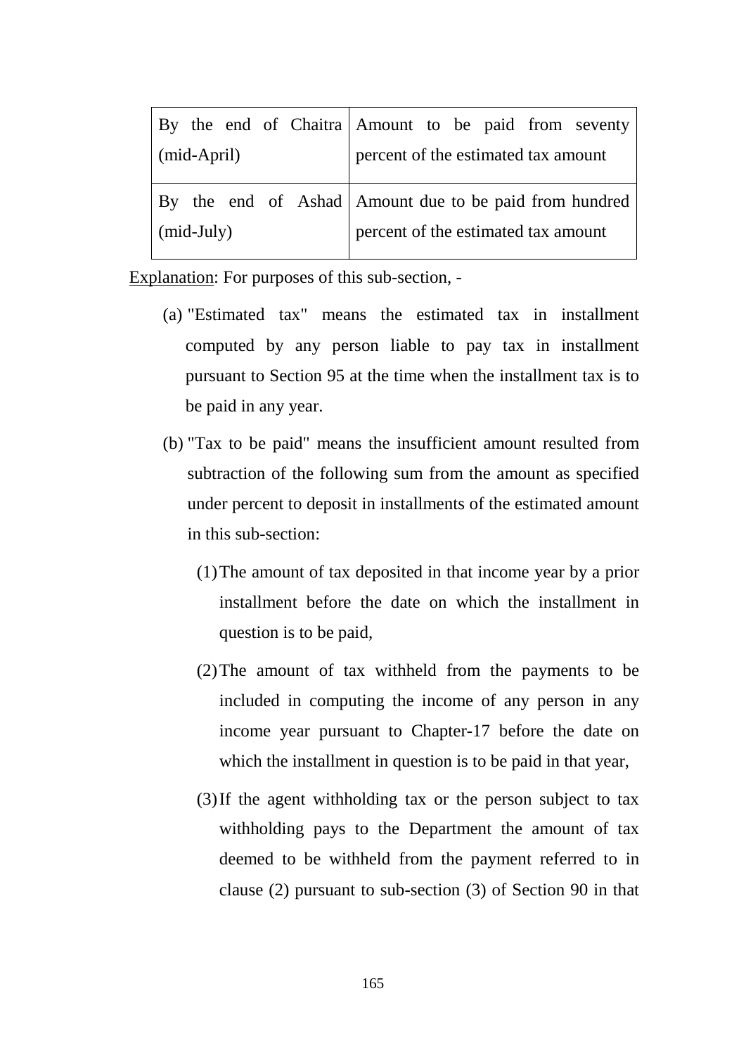| By the end of Chaitra (mid-April) | Amount to be paid from seventy percent of the estimated tax amount |
|---|---|
| By the end of Ashad (mid-July) | Amount due to be paid from hundred percent of the estimated tax amount |

Explanation: For purposes of this sub-section, -

(a) "Estimated tax" means the estimated tax in installment computed by any person liable to pay tax in installment pursuant to Section 95 at the time when the installment tax is to be paid in any year.

(b) "Tax to be paid" means the insufficient amount resulted from subtraction of the following sum from the amount as specified under percent to deposit in installments of the estimated amount in this sub-section:

(1) The amount of tax deposited in that income year by a prior installment before the date on which the installment in question is to be paid,

(2) The amount of tax withheld from the payments to be included in computing the income of any person in any income year pursuant to Chapter-17 before the date on which the installment in question is to be paid in that year,

(3) If the agent withholding tax or the person subject to tax withholding pays to the Department the amount of tax deemed to be withheld from the payment referred to in clause (2) pursuant to sub-section (3) of Section 90 in that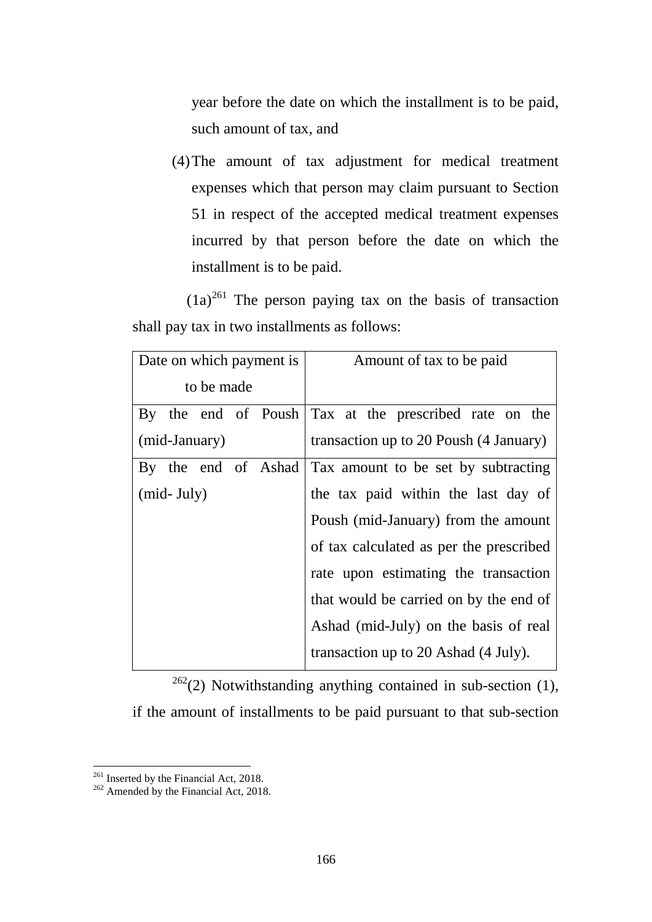year before the date on which the installment is to be paid, such amount of tax, and

(4) The amount of tax adjustment for medical treatment expenses which that person may claim pursuant to Section 51 in respect of the accepted medical treatment expenses incurred by that person before the date on which the installment is to be paid.

(1a)[261] The person paying tax on the basis of transaction shall pay tax in two installments as follows:

| Date on which payment is to be made | Amount of tax to be paid |
|---|---|
| By the end of Poush (mid-January) | Tax at the prescribed rate on the transaction up to 20 Poush (4 January) |
| By the end of Ashad (mid- July) | Tax amount to be set by subtracting the tax paid within the last day of Poush (mid-January) from the amount of tax calculated as per the prescribed rate upon estimating the transaction that would be carried on by the end of Ashad (mid-July) on the basis of real transaction up to 20 Ashad (4 July). |

[262](2) Notwithstanding anything contained in sub-section (1), if the amount of installments to be paid pursuant to that sub-section

---

[261] Inserted by the Financial Act, 2018.
[262] Amended by the Financial Act, 2018.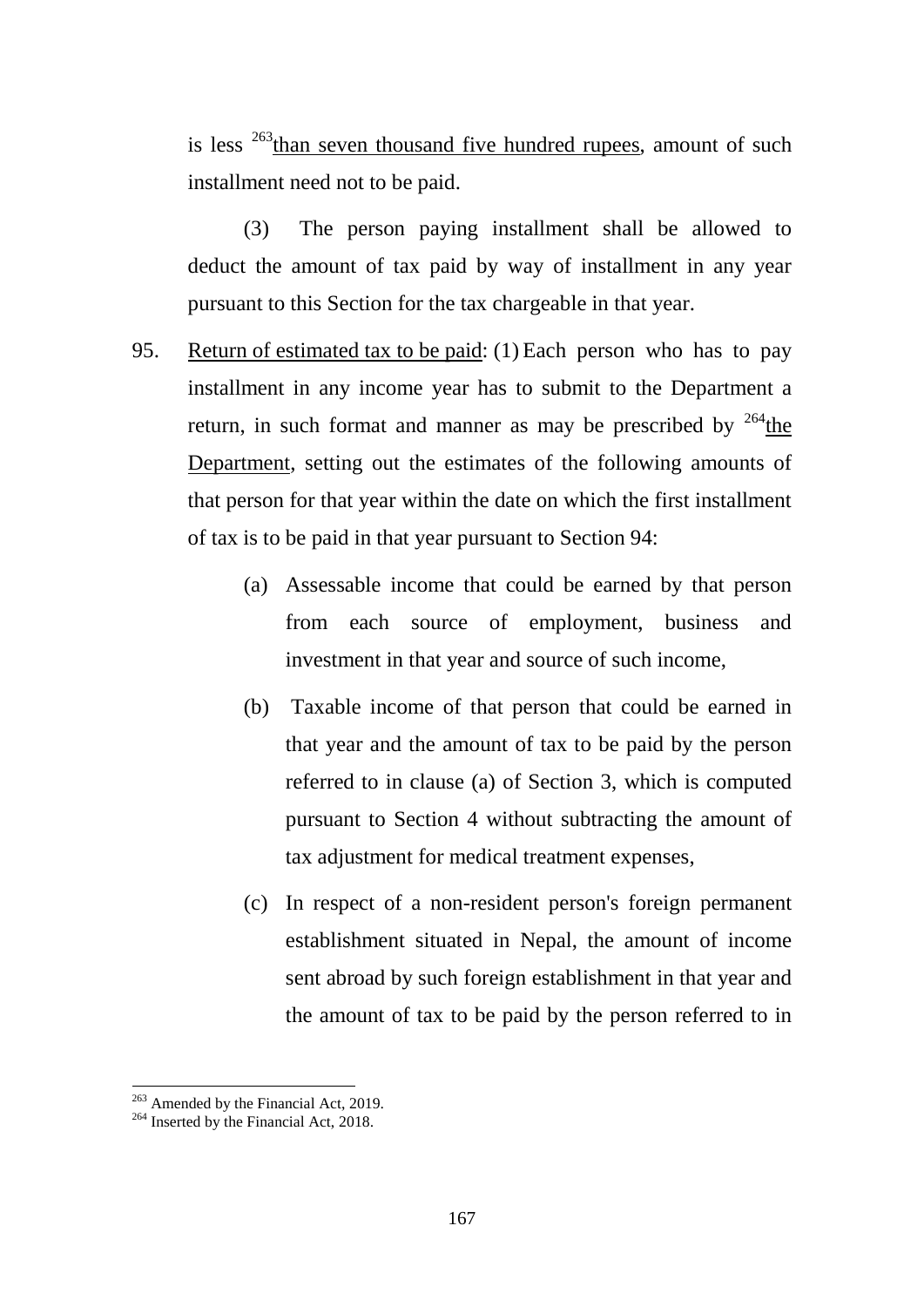is less [263]than seven thousand five hundred rupees, amount of such installment need not to be paid.

(3) The person paying installment shall be allowed to deduct the amount of tax paid by way of installment in any year pursuant to this Section for the tax chargeable in that year.

95. Return of estimated tax to be paid: (1) Each person who has to pay installment in any income year has to submit to the Department a return, in such format and manner as may be prescribed by [264]the Department, setting out the estimates of the following amounts of that person for that year within the date on which the first installment of tax is to be paid in that year pursuant to Section 94:

(a) Assessable income that could be earned by that person from each source of employment, business and investment in that year and source of such income,

(b) Taxable income of that person that could be earned in that year and the amount of tax to be paid by the person referred to in clause (a) of Section 3, which is computed pursuant to Section 4 without subtracting the amount of tax adjustment for medical treatment expenses,

(c) In respect of a non-resident person's foreign permanent establishment situated in Nepal, the amount of income sent abroad by such foreign establishment in that year and the amount of tax to be paid by the person referred to in

---

[263] Amended by the Financial Act, 2019.

[264] Inserted by the Financial Act, 2018.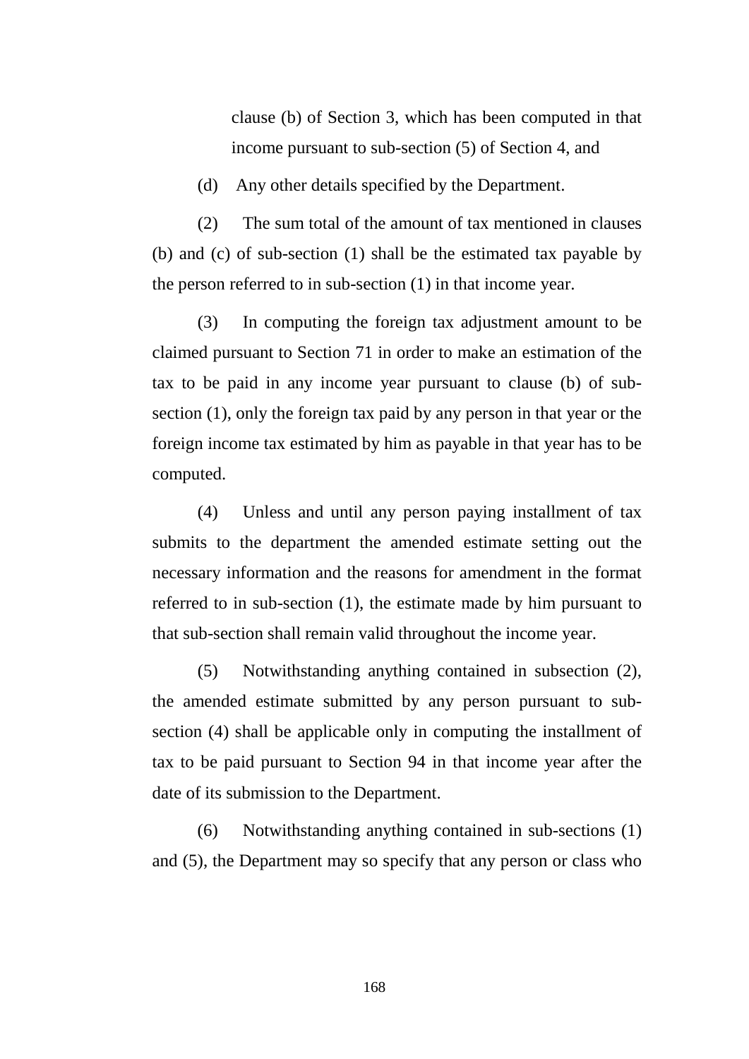clause (b) of Section 3, which has been computed in that income pursuant to sub-section (5) of Section 4, and

(d) Any other details specified by the Department.

(2) The sum total of the amount of tax mentioned in clauses (b) and (c) of sub-section (1) shall be the estimated tax payable by the person referred to in sub-section (1) in that income year.

(3) In computing the foreign tax adjustment amount to be claimed pursuant to Section 71 in order to make an estimation of the tax to be paid in any income year pursuant to clause (b) of sub-section (1), only the foreign tax paid by any person in that year or the foreign income tax estimated by him as payable in that year has to be computed.

(4) Unless and until any person paying installment of tax submits to the department the amended estimate setting out the necessary information and the reasons for amendment in the format referred to in sub-section (1), the estimate made by him pursuant to that sub-section shall remain valid throughout the income year.

(5) Notwithstanding anything contained in subsection (2), the amended estimate submitted by any person pursuant to sub-section (4) shall be applicable only in computing the installment of tax to be paid pursuant to Section 94 in that income year after the date of its submission to the Department.

(6) Notwithstanding anything contained in sub-sections (1) and (5), the Department may so specify that any person or class who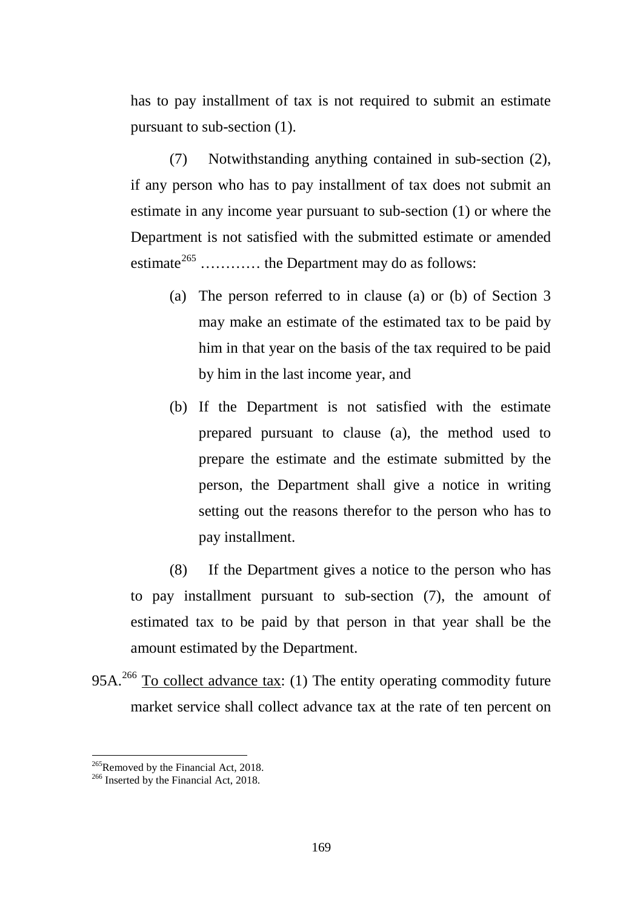has to pay installment of tax is not required to submit an estimate pursuant to sub-section (1).

(7) Notwithstanding anything contained in sub-section (2), if any person who has to pay installment of tax does not submit an estimate in any income year pursuant to sub-section (1) or where the Department is not satisfied with the submitted estimate or amended estimate[265] ………… the Department may do as follows:

(a) The person referred to in clause (a) or (b) of Section 3 may make an estimate of the estimated tax to be paid by him in that year on the basis of the tax required to be paid by him in the last income year, and

(b) If the Department is not satisfied with the estimate prepared pursuant to clause (a), the method used to prepare the estimate and the estimate submitted by the person, the Department shall give a notice in writing setting out the reasons therefor to the person who has to pay installment.

(8) If the Department gives a notice to the person who has to pay installment pursuant to sub-section (7), the amount of estimated tax to be paid by that person in that year shall be the amount estimated by the Department.

95A.[266] To collect advance tax: (1) The entity operating commodity future market service shall collect advance tax at the rate of ten percent on

---

[265] Removed by the Financial Act, 2018.

[266] Inserted by the Financial Act, 2018.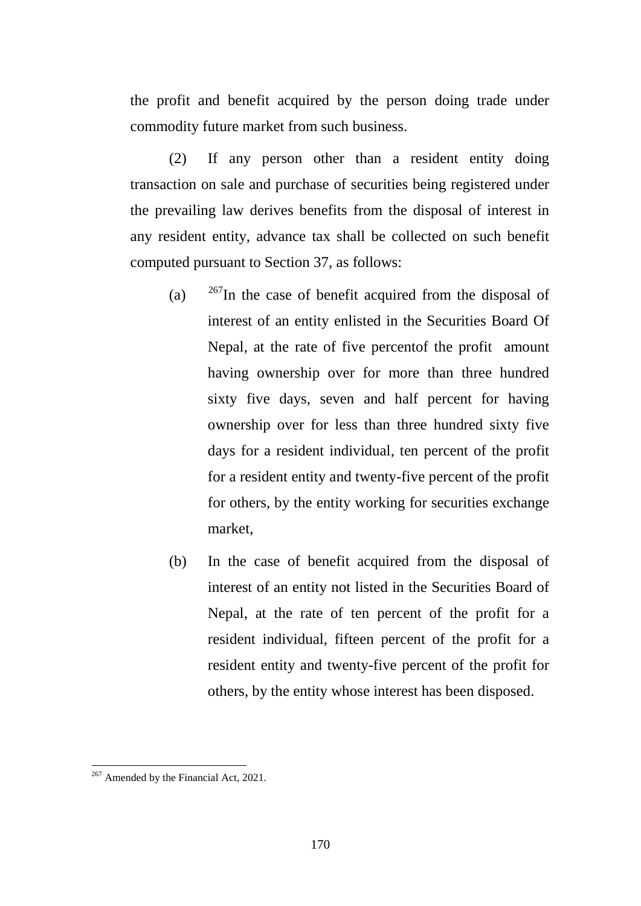the profit and benefit acquired by the person doing trade under commodity future market from such business.

(2) If any person other than a resident entity doing transaction on sale and purchase of securities being registered under the prevailing law derives benefits from the disposal of interest in any resident entity, advance tax shall be collected on such benefit computed pursuant to Section 37, as follows:

(a) [267]In the case of benefit acquired from the disposal of interest of an entity enlisted in the Securities Board Of Nepal, at the rate of five percentof the profit amount having ownership over for more than three hundred sixty five days, seven and half percent for having ownership over for less than three hundred sixty five days for a resident individual, ten percent of the profit for a resident entity and twenty-five percent of the profit for others, by the entity working for securities exchange market,

(b) In the case of benefit acquired from the disposal of interest of an entity not listed in the Securities Board of Nepal, at the rate of ten percent of the profit for a resident individual, fifteen percent of the profit for a resident entity and twenty-five percent of the profit for others, by the entity whose interest has been disposed.

---

[267] Amended by the Financial Act, 2021.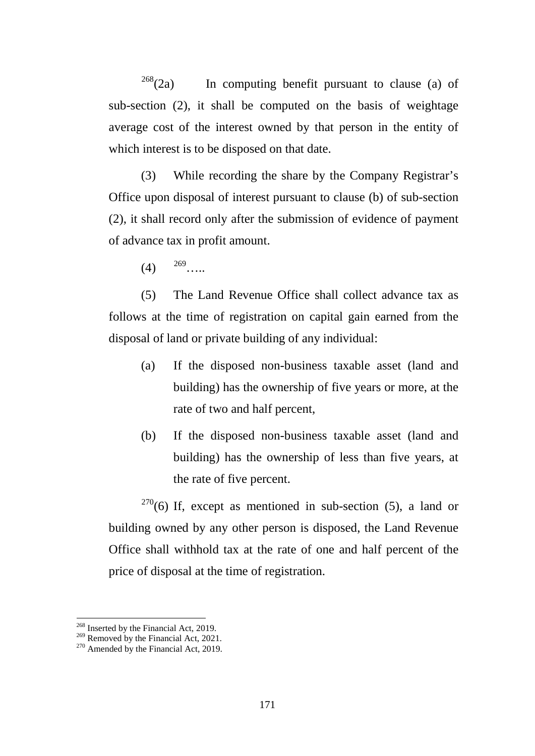[268](2a) In computing benefit pursuant to clause (a) of sub-section (2), it shall be computed on the basis of weightage average cost of the interest owned by that person in the entity of which interest is to be disposed on that date.

(3) While recording the share by the Company Registrar's Office upon disposal of interest pursuant to clause (b) of sub-section (2), it shall record only after the submission of evidence of payment of advance tax in profit amount.

(4) [269]…..

(5) The Land Revenue Office shall collect advance tax as follows at the time of registration on capital gain earned from the disposal of land or private building of any individual:

(a) If the disposed non-business taxable asset (land and building) has the ownership of five years or more, at the rate of two and half percent,

(b) If the disposed non-business taxable asset (land and building) has the ownership of less than five years, at the rate of five percent.

[270](6) If, except as mentioned in sub-section (5), a land or building owned by any other person is disposed, the Land Revenue Office shall withhold tax at the rate of one and half percent of the price of disposal at the time of registration.

---

[268] Inserted by the Financial Act, 2019.
[269] Removed by the Financial Act, 2021.
[270] Amended by the Financial Act, 2019.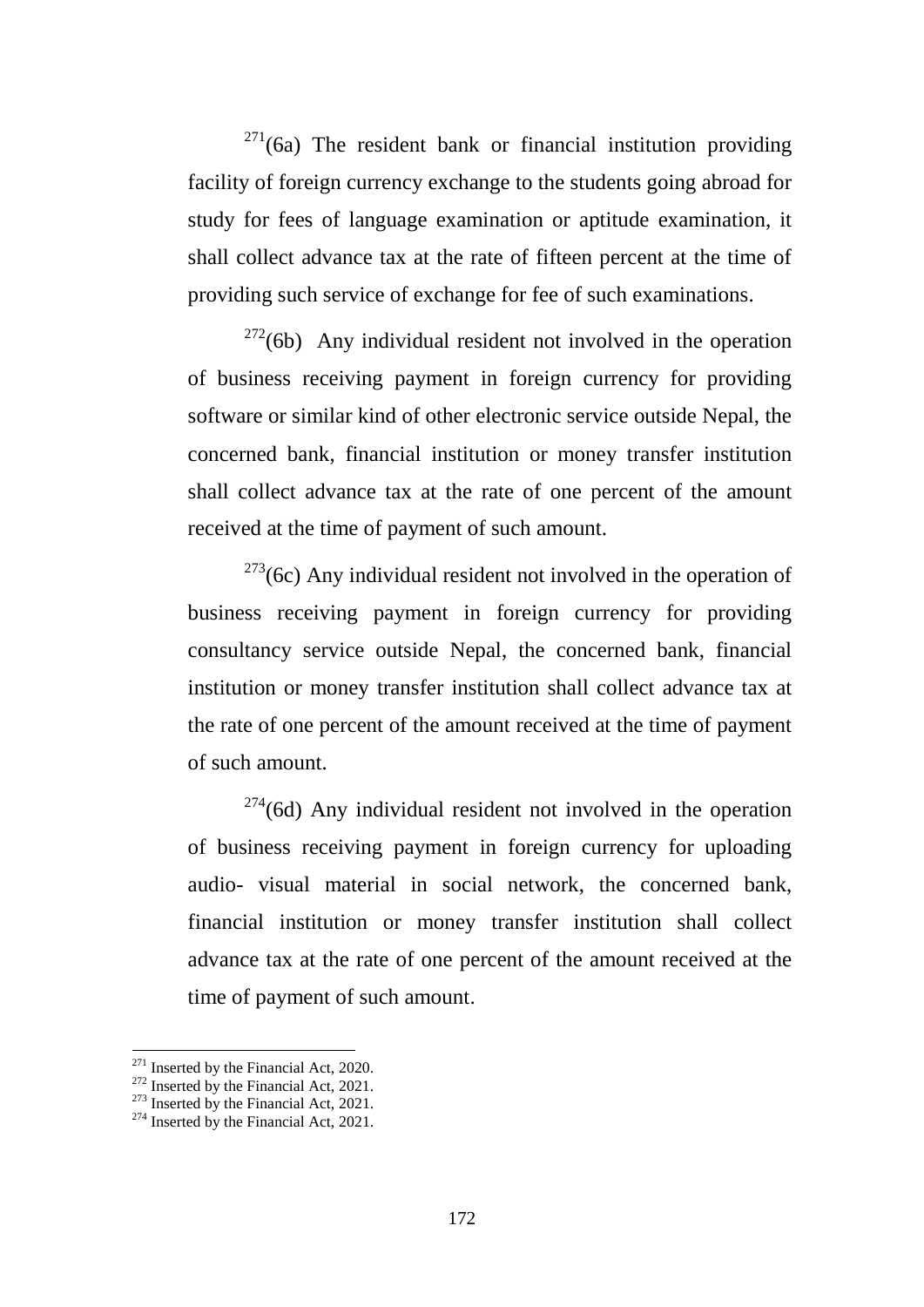[271](6a) The resident bank or financial institution providing facility of foreign currency exchange to the students going abroad for study for fees of language examination or aptitude examination, it shall collect advance tax at the rate of fifteen percent at the time of providing such service of exchange for fee of such examinations.

[272](6b) Any individual resident not involved in the operation of business receiving payment in foreign currency for providing software or similar kind of other electronic service outside Nepal, the concerned bank, financial institution or money transfer institution shall collect advance tax at the rate of one percent of the amount received at the time of payment of such amount.

[273](6c) Any individual resident not involved in the operation of business receiving payment in foreign currency for providing consultancy service outside Nepal, the concerned bank, financial institution or money transfer institution shall collect advance tax at the rate of one percent of the amount received at the time of payment of such amount.

[274](6d) Any individual resident not involved in the operation of business receiving payment in foreign currency for uploading audio- visual material in social network, the concerned bank, financial institution or money transfer institution shall collect advance tax at the rate of one percent of the amount received at the time of payment of such amount.

---

[271] Inserted by the Financial Act, 2020.
[272] Inserted by the Financial Act, 2021.
[273] Inserted by the Financial Act, 2021.
[274] Inserted by the Financial Act, 2021.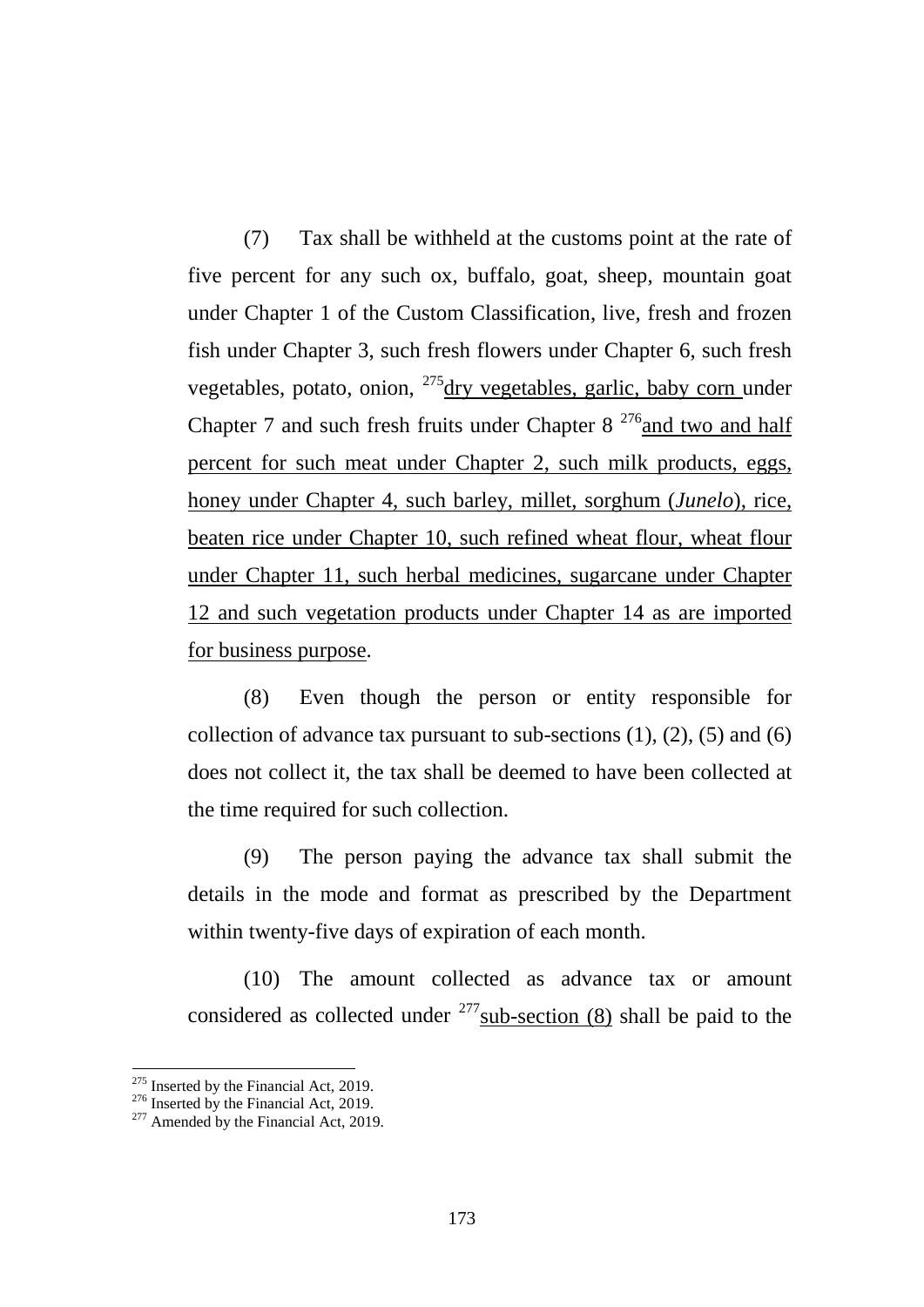(7) Tax shall be withheld at the customs point at the rate of five percent for any such ox, buffalo, goat, sheep, mountain goat under Chapter 1 of the Custom Classification, live, fresh and frozen fish under Chapter 3, such fresh flowers under Chapter 6, such fresh vegetables, potato, onion, [275]dry vegetables, garlic, baby corn under Chapter 7 and such fresh fruits under Chapter 8 [276]and two and half percent for such meat under Chapter 2, such milk products, eggs, honey under Chapter 4, such barley, millet, sorghum (*Junelo*), rice, beaten rice under Chapter 10, such refined wheat flour, wheat flour under Chapter 11, such herbal medicines, sugarcane under Chapter 12 and such vegetation products under Chapter 14 as are imported for business purpose.

(8) Even though the person or entity responsible for collection of advance tax pursuant to sub-sections (1), (2), (5) and (6) does not collect it, the tax shall be deemed to have been collected at the time required for such collection.

(9) The person paying the advance tax shall submit the details in the mode and format as prescribed by the Department within twenty-five days of expiration of each month.

(10) The amount collected as advance tax or amount considered as collected under [277]sub-section (8) shall be paid to the

---

[275] Inserted by the Financial Act, 2019.

[276] Inserted by the Financial Act, 2019.

[277] Amended by the Financial Act, 2019.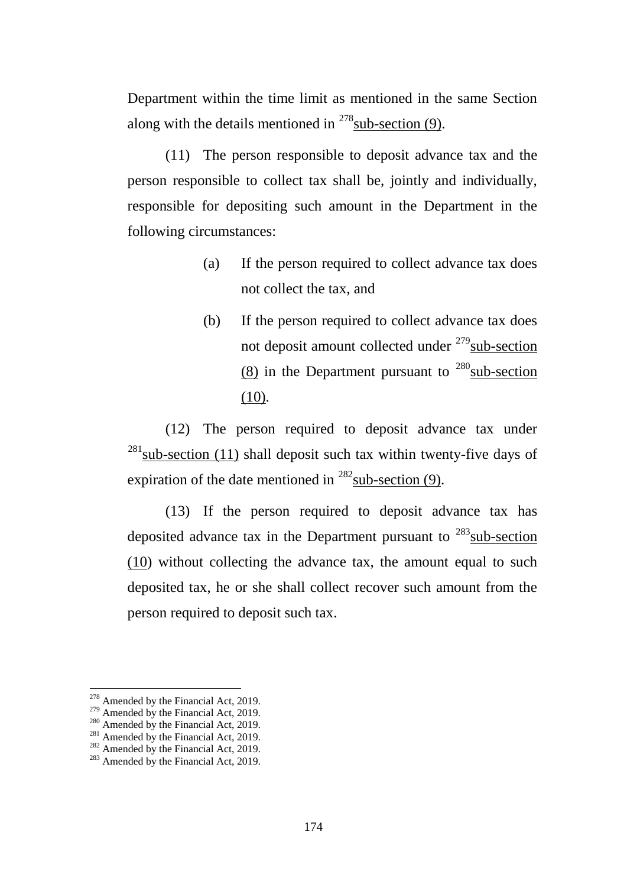Department within the time limit as mentioned in the same Section along with the details mentioned in [278]sub-section (9).

(11) The person responsible to deposit advance tax and the person responsible to collect tax shall be, jointly and individually, responsible for depositing such amount in the Department in the following circumstances:

(a) If the person required to collect advance tax does not collect the tax, and

(b) If the person required to collect advance tax does not deposit amount collected under [279]sub-section (8) in the Department pursuant to [280]sub-section (10).

(12) The person required to deposit advance tax under [281]sub-section (11) shall deposit such tax within twenty-five days of expiration of the date mentioned in [282]sub-section (9).

(13) If the person required to deposit advance tax has deposited advance tax in the Department pursuant to [283]sub-section (10) without collecting the advance tax, the amount equal to such deposited tax, he or she shall collect recover such amount from the person required to deposit such tax.

---

[278] Amended by the Financial Act, 2019.
[279] Amended by the Financial Act, 2019.
[280] Amended by the Financial Act, 2019.
[281] Amended by the Financial Act, 2019.
[282] Amended by the Financial Act, 2019.
[283] Amended by the Financial Act, 2019.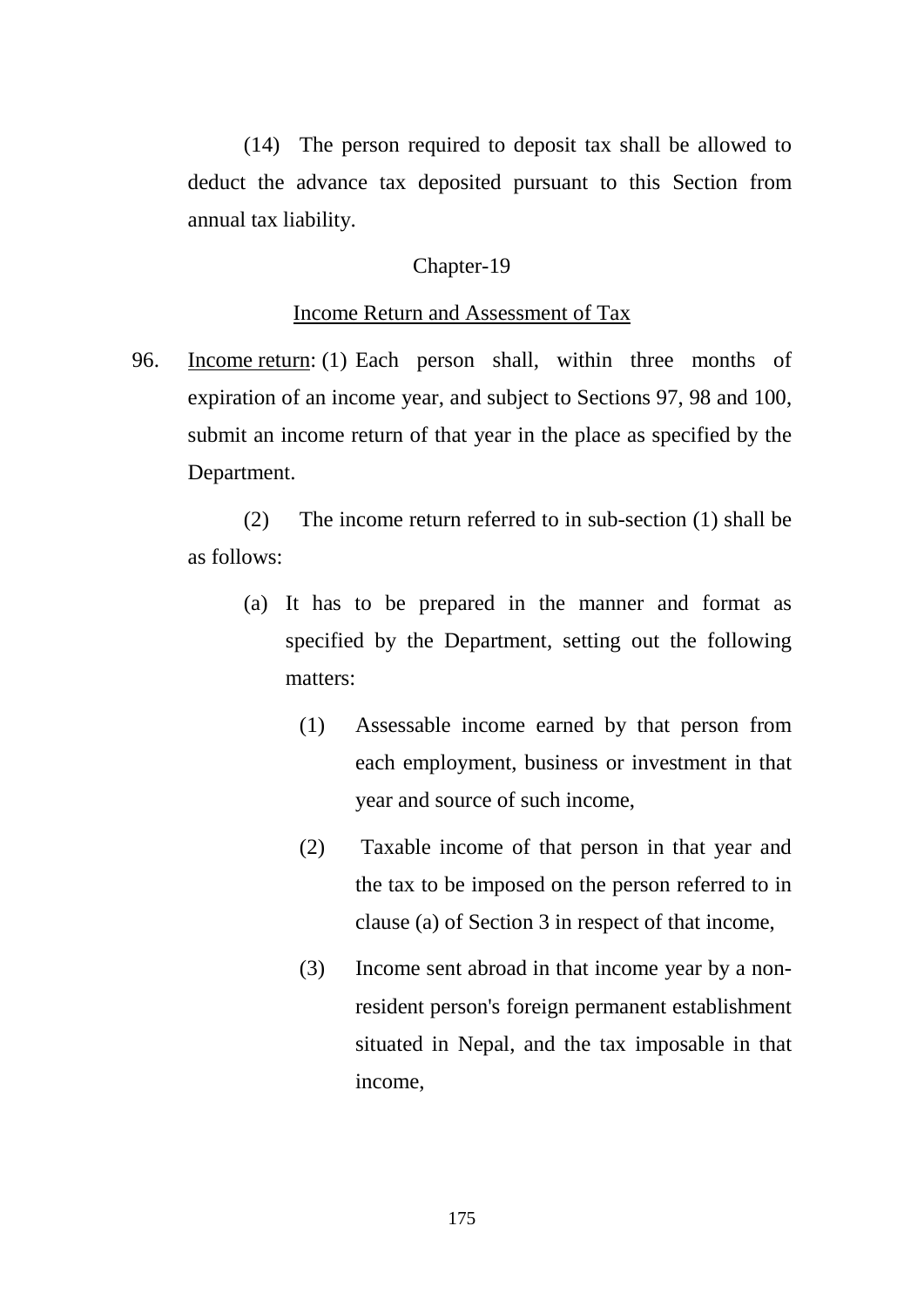(14) The person required to deposit tax shall be allowed to deduct the advance tax deposited pursuant to this Section from annual tax liability.

## Chapter-19

## Income Return and Assessment of Tax

96. Income return: (1) Each person shall, within three months of expiration of an income year, and subject to Sections 97, 98 and 100, submit an income return of that year in the place as specified by the Department.

(2) The income return referred to in sub-section (1) shall be as follows:

(a) It has to be prepared in the manner and format as specified by the Department, setting out the following matters:

(1) Assessable income earned by that person from each employment, business or investment in that year and source of such income,

(2) Taxable income of that person in that year and the tax to be imposed on the person referred to in clause (a) of Section 3 in respect of that income,

(3) Income sent abroad in that income year by a non-resident person's foreign permanent establishment situated in Nepal, and the tax imposable in that income,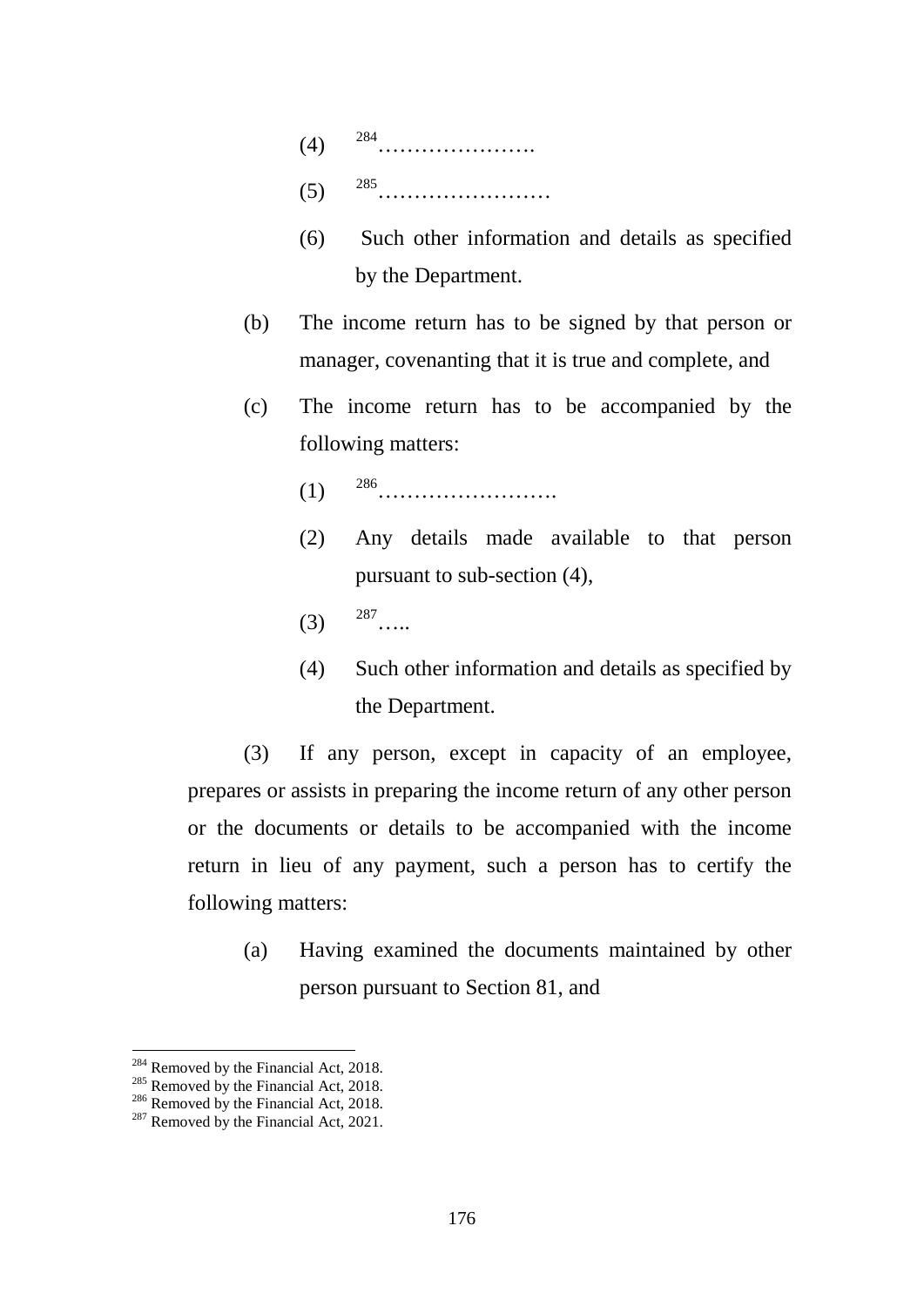(4) [284]………………….

(5) [285]……………………

(6) Such other information and details as specified by the Department.

(b) The income return has to be signed by that person or manager, covenanting that it is true and complete, and

(c) The income return has to be accompanied by the following matters:

(1) [286]…………………….

(2) Any details made available to that person pursuant to sub-section (4),

(3) [287]…..

(4) Such other information and details as specified by the Department.

(3) If any person, except in capacity of an employee, prepares or assists in preparing the income return of any other person or the documents or details to be accompanied with the income return in lieu of any payment, such a person has to certify the following matters:

(a) Having examined the documents maintained by other person pursuant to Section 81, and

---

[284] Removed by the Financial Act, 2018.

[285] Removed by the Financial Act, 2018.

[286] Removed by the Financial Act, 2018.

[287] Removed by the Financial Act, 2021.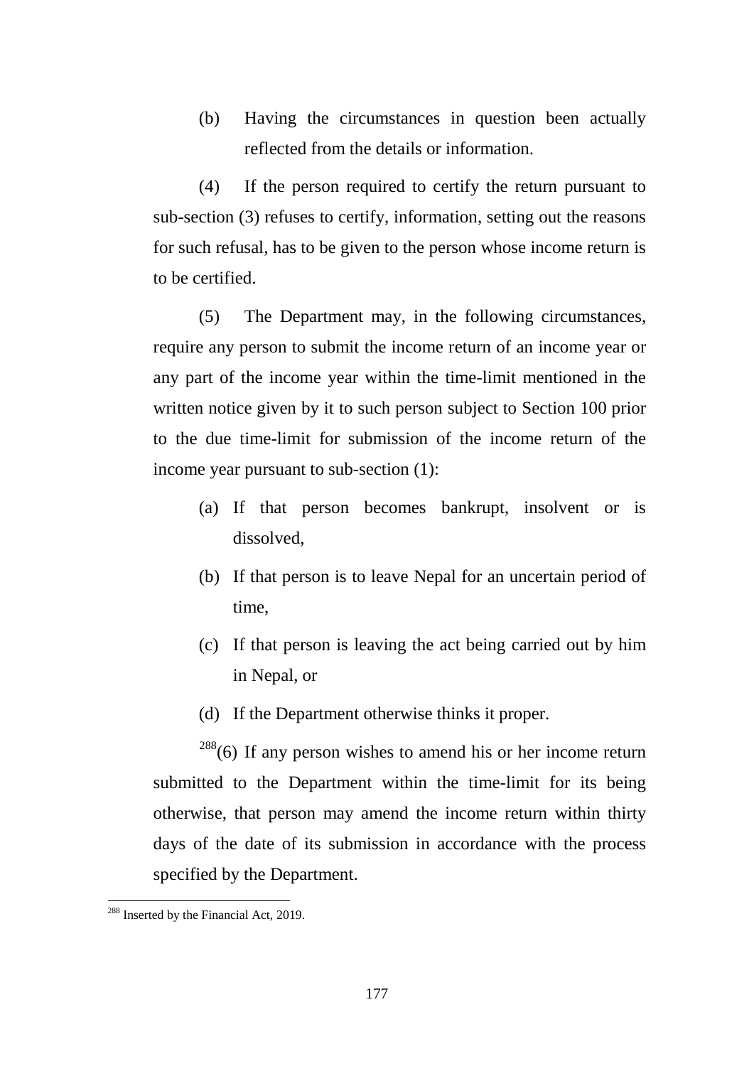(b) Having the circumstances in question been actually reflected from the details or information.

(4) If the person required to certify the return pursuant to sub-section (3) refuses to certify, information, setting out the reasons for such refusal, has to be given to the person whose income return is to be certified.

(5) The Department may, in the following circumstances, require any person to submit the income return of an income year or any part of the income year within the time-limit mentioned in the written notice given by it to such person subject to Section 100 prior to the due time-limit for submission of the income return of the income year pursuant to sub-section (1):

(a) If that person becomes bankrupt, insolvent or is dissolved,

(b) If that person is to leave Nepal for an uncertain period of time,

(c) If that person is leaving the act being carried out by him in Nepal, or

(d) If the Department otherwise thinks it proper.

[288](6) If any person wishes to amend his or her income return submitted to the Department within the time-limit for its being otherwise, that person may amend the income return within thirty days of the date of its submission in accordance with the process specified by the Department.

---

[288] Inserted by the Financial Act, 2019.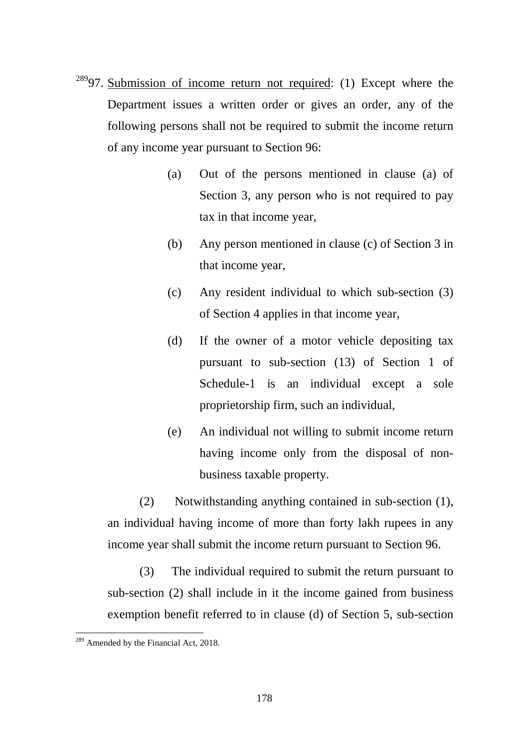[289]97. Submission of income return not required: (1) Except where the Department issues a written order or gives an order, any of the following persons shall not be required to submit the income return of any income year pursuant to Section 96:

(a) Out of the persons mentioned in clause (a) of Section 3, any person who is not required to pay tax in that income year,

(b) Any person mentioned in clause (c) of Section 3 in that income year,

(c) Any resident individual to which sub-section (3) of Section 4 applies in that income year,

(d) If the owner of a motor vehicle depositing tax pursuant to sub-section (13) of Section 1 of Schedule-1 is an individual except a sole proprietorship firm, such an individual,

(e) An individual not willing to submit income return having income only from the disposal of non-business taxable property.

(2) Notwithstanding anything contained in sub-section (1), an individual having income of more than forty lakh rupees in any income year shall submit the income return pursuant to Section 96.

(3) The individual required to submit the return pursuant to sub-section (2) shall include in it the income gained from business exemption benefit referred to in clause (d) of Section 5, sub-section

---

[289] Amended by the Financial Act, 2018.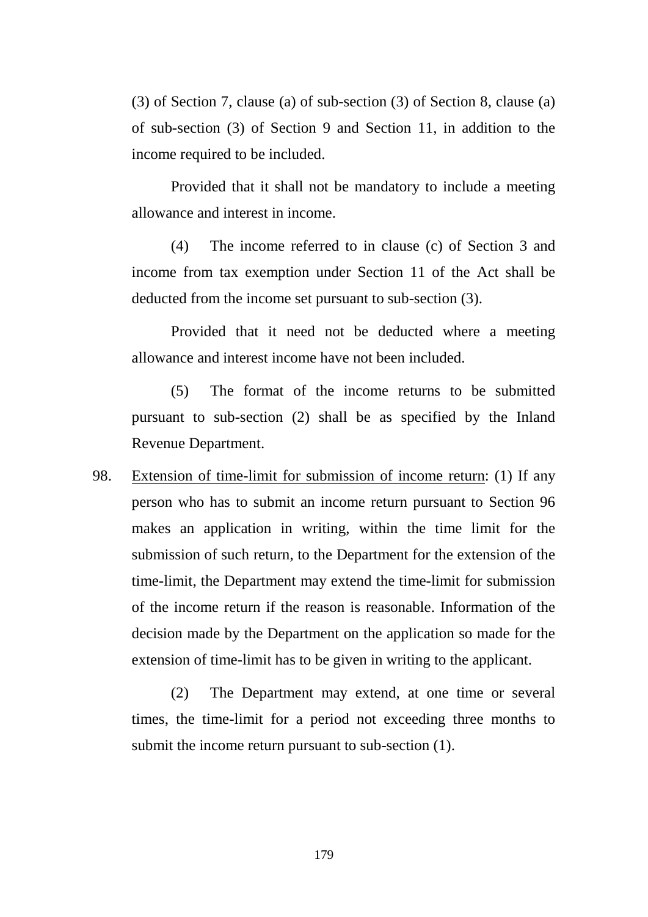(3) of Section 7, clause (a) of sub-section (3) of Section 8, clause (a) of sub-section (3) of Section 9 and Section 11, in addition to the income required to be included.

Provided that it shall not be mandatory to include a meeting allowance and interest in income.

(4) The income referred to in clause (c) of Section 3 and income from tax exemption under Section 11 of the Act shall be deducted from the income set pursuant to sub-section (3).

Provided that it need not be deducted where a meeting allowance and interest income have not been included.

(5) The format of the income returns to be submitted pursuant to sub-section (2) shall be as specified by the Inland Revenue Department.

98. <u>Extension of time-limit for submission of income return</u>: (1) If any person who has to submit an income return pursuant to Section 96 makes an application in writing, within the time limit for the submission of such return, to the Department for the extension of the time-limit, the Department may extend the time-limit for submission of the income return if the reason is reasonable. Information of the decision made by the Department on the application so made for the extension of time-limit has to be given in writing to the applicant.

(2) The Department may extend, at one time or several times, the time-limit for a period not exceeding three months to submit the income return pursuant to sub-section (1).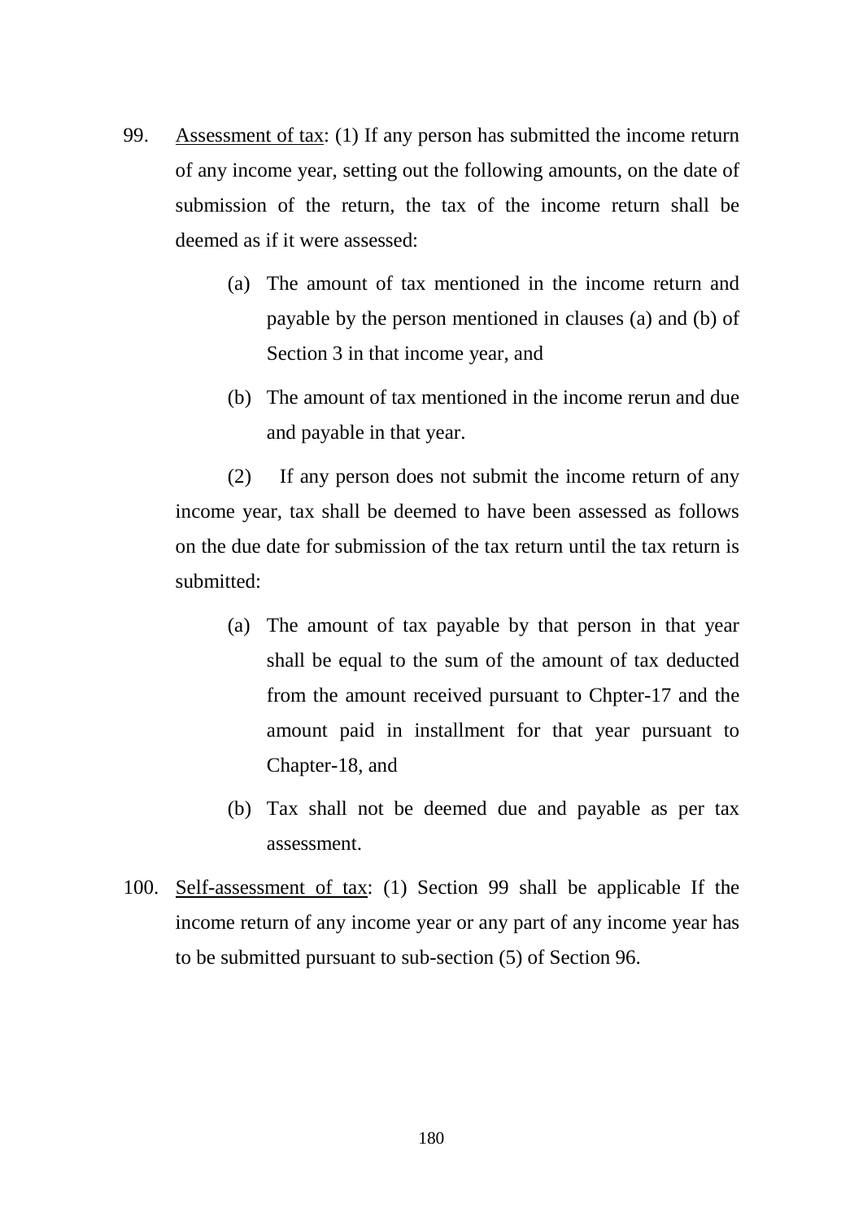99. <u>Assessment of tax</u>: (1) If any person has submitted the income return of any income year, setting out the following amounts, on the date of submission of the return, the tax of the income return shall be deemed as if it were assessed:

    (a) The amount of tax mentioned in the income return and payable by the person mentioned in clauses (a) and (b) of Section 3 in that income year, and

    (b) The amount of tax mentioned in the income rerun and due and payable in that year.

    (2) If any person does not submit the income return of any income year, tax shall be deemed to have been assessed as follows on the due date for submission of the tax return until the tax return is submitted:

    (a) The amount of tax payable by that person in that year shall be equal to the sum of the amount of tax deducted from the amount received pursuant to Chpter-17 and the amount paid in installment for that year pursuant to Chapter-18, and

    (b) Tax shall not be deemed due and payable as per tax assessment.

100. <u>Self-assessment of tax</u>: (1) Section 99 shall be applicable If the income return of any income year or any part of any income year has to be submitted pursuant to sub-section (5) of Section 96.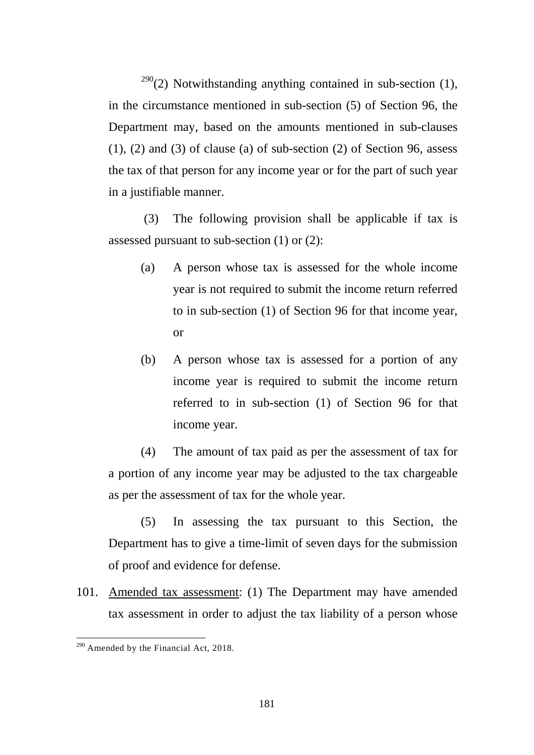[290](2) Notwithstanding anything contained in sub-section (1), in the circumstance mentioned in sub-section (5) of Section 96, the Department may, based on the amounts mentioned in sub-clauses (1), (2) and (3) of clause (a) of sub-section (2) of Section 96, assess the tax of that person for any income year or for the part of such year in a justifiable manner.

(3) The following provision shall be applicable if tax is assessed pursuant to sub-section (1) or (2):

(a) A person whose tax is assessed for the whole income year is not required to submit the income return referred to in sub-section (1) of Section 96 for that income year, or

(b) A person whose tax is assessed for a portion of any income year is required to submit the income return referred to in sub-section (1) of Section 96 for that income year.

(4) The amount of tax paid as per the assessment of tax for a portion of any income year may be adjusted to the tax chargeable as per the assessment of tax for the whole year.

(5) In assessing the tax pursuant to this Section, the Department has to give a time-limit of seven days for the submission of proof and evidence for defense.

101. Amended tax assessment: (1) The Department may have amended tax assessment in order to adjust the tax liability of a person whose

---

[290] Amended by the Financial Act, 2018.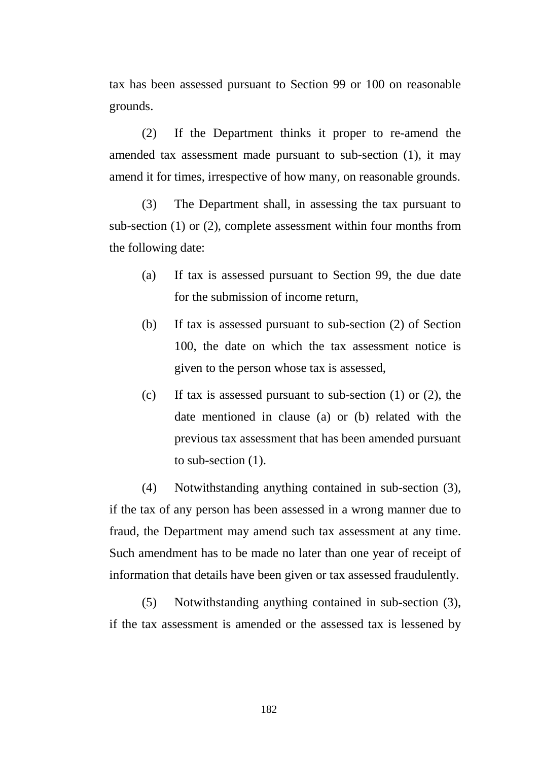tax has been assessed pursuant to Section 99 or 100 on reasonable grounds.

(2) If the Department thinks it proper to re-amend the amended tax assessment made pursuant to sub-section (1), it may amend it for times, irrespective of how many, on reasonable grounds.

(3) The Department shall, in assessing the tax pursuant to sub-section (1) or (2), complete assessment within four months from the following date:

(a) If tax is assessed pursuant to Section 99, the due date for the submission of income return,

(b) If tax is assessed pursuant to sub-section (2) of Section 100, the date on which the tax assessment notice is given to the person whose tax is assessed,

(c) If tax is assessed pursuant to sub-section (1) or (2), the date mentioned in clause (a) or (b) related with the previous tax assessment that has been amended pursuant to sub-section (1).

(4) Notwithstanding anything contained in sub-section (3), if the tax of any person has been assessed in a wrong manner due to fraud, the Department may amend such tax assessment at any time. Such amendment has to be made no later than one year of receipt of information that details have been given or tax assessed fraudulently.

(5) Notwithstanding anything contained in sub-section (3), if the tax assessment is amended or the assessed tax is lessened by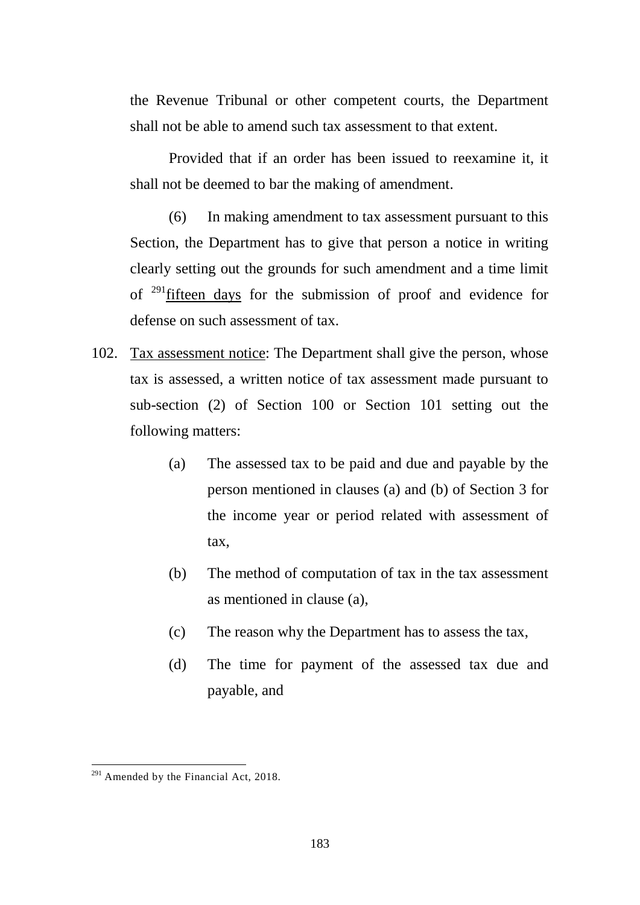the Revenue Tribunal or other competent courts, the Department shall not be able to amend such tax assessment to that extent.

Provided that if an order has been issued to reexamine it, it shall not be deemed to bar the making of amendment.

(6) In making amendment to tax assessment pursuant to this Section, the Department has to give that person a notice in writing clearly setting out the grounds for such amendment and a time limit of [291]fifteen days for the submission of proof and evidence for defense on such assessment of tax.

102. Tax assessment notice: The Department shall give the person, whose tax is assessed, a written notice of tax assessment made pursuant to sub-section (2) of Section 100 or Section 101 setting out the following matters:

(a) The assessed tax to be paid and due and payable by the person mentioned in clauses (a) and (b) of Section 3 for the income year or period related with assessment of tax,

(b) The method of computation of tax in the tax assessment as mentioned in clause (a),

(c) The reason why the Department has to assess the tax,

(d) The time for payment of the assessed tax due and payable, and

---

[291] Amended by the Financial Act, 2018.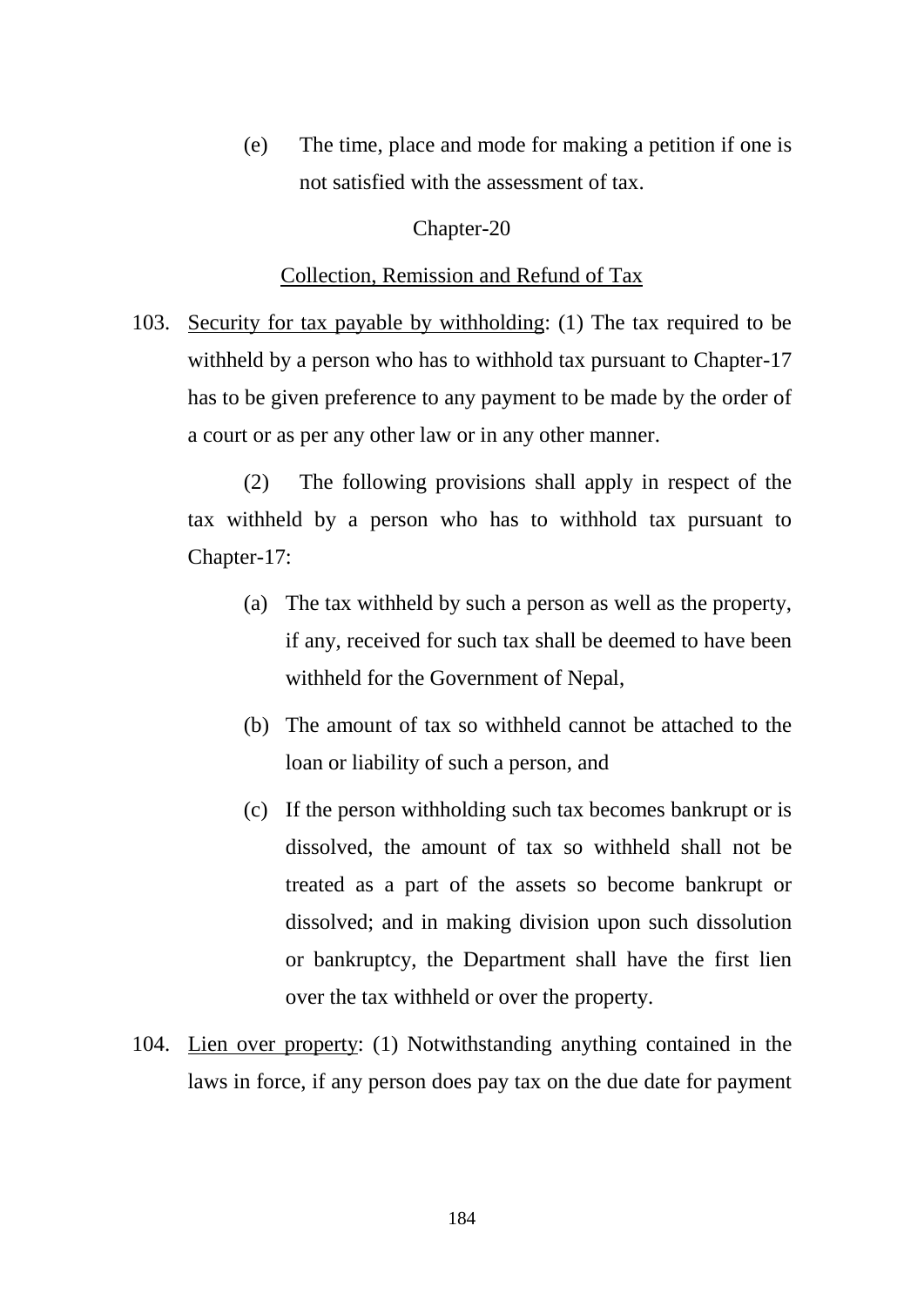(e) The time, place and mode for making a petition if one is not satisfied with the assessment of tax.

## Chapter-20

## Collection, Remission and Refund of Tax

103. Security for tax payable by withholding: (1) The tax required to be withheld by a person who has to withhold tax pursuant to Chapter-17 has to be given preference to any payment to be made by the order of a court or as per any other law or in any other manner.

(2) The following provisions shall apply in respect of the tax withheld by a person who has to withhold tax pursuant to Chapter-17:

(a) The tax withheld by such a person as well as the property, if any, received for such tax shall be deemed to have been withheld for the Government of Nepal,

(b) The amount of tax so withheld cannot be attached to the loan or liability of such a person, and

(c) If the person withholding such tax becomes bankrupt or is dissolved, the amount of tax so withheld shall not be treated as a part of the assets so become bankrupt or dissolved; and in making division upon such dissolution or bankruptcy, the Department shall have the first lien over the tax withheld or over the property.

104. Lien over property: (1) Notwithstanding anything contained in the laws in force, if any person does pay tax on the due date for payment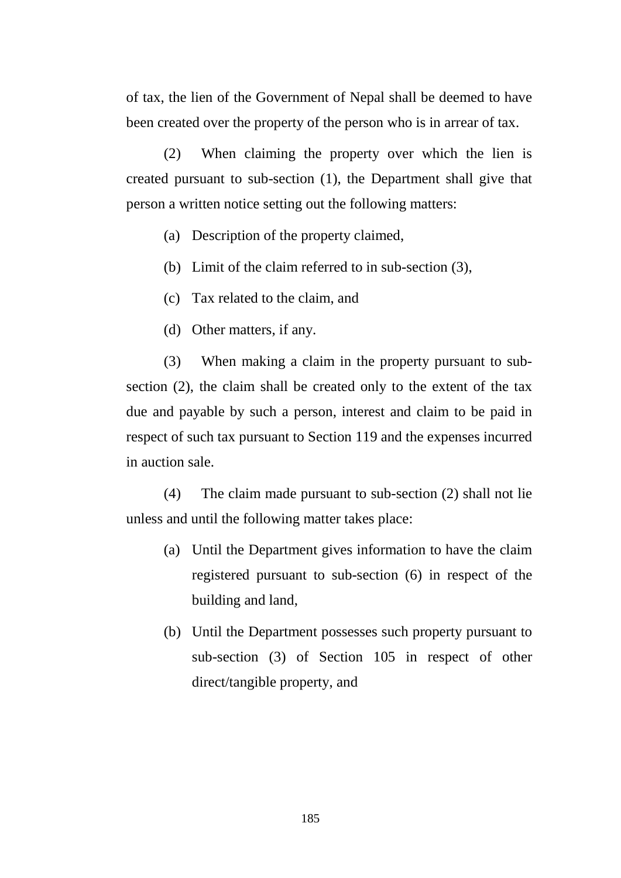of tax, the lien of the Government of Nepal shall be deemed to have been created over the property of the person who is in arrear of tax.

(2) When claiming the property over which the lien is created pursuant to sub-section (1), the Department shall give that person a written notice setting out the following matters:

(a) Description of the property claimed,

(b) Limit of the claim referred to in sub-section (3),

(c) Tax related to the claim, and

(d) Other matters, if any.

(3) When making a claim in the property pursuant to sub-section (2), the claim shall be created only to the extent of the tax due and payable by such a person, interest and claim to be paid in respect of such tax pursuant to Section 119 and the expenses incurred in auction sale.

(4) The claim made pursuant to sub-section (2) shall not lie unless and until the following matter takes place:

(a) Until the Department gives information to have the claim registered pursuant to sub-section (6) in respect of the building and land,

(b) Until the Department possesses such property pursuant to sub-section (3) of Section 105 in respect of other direct/tangible property, and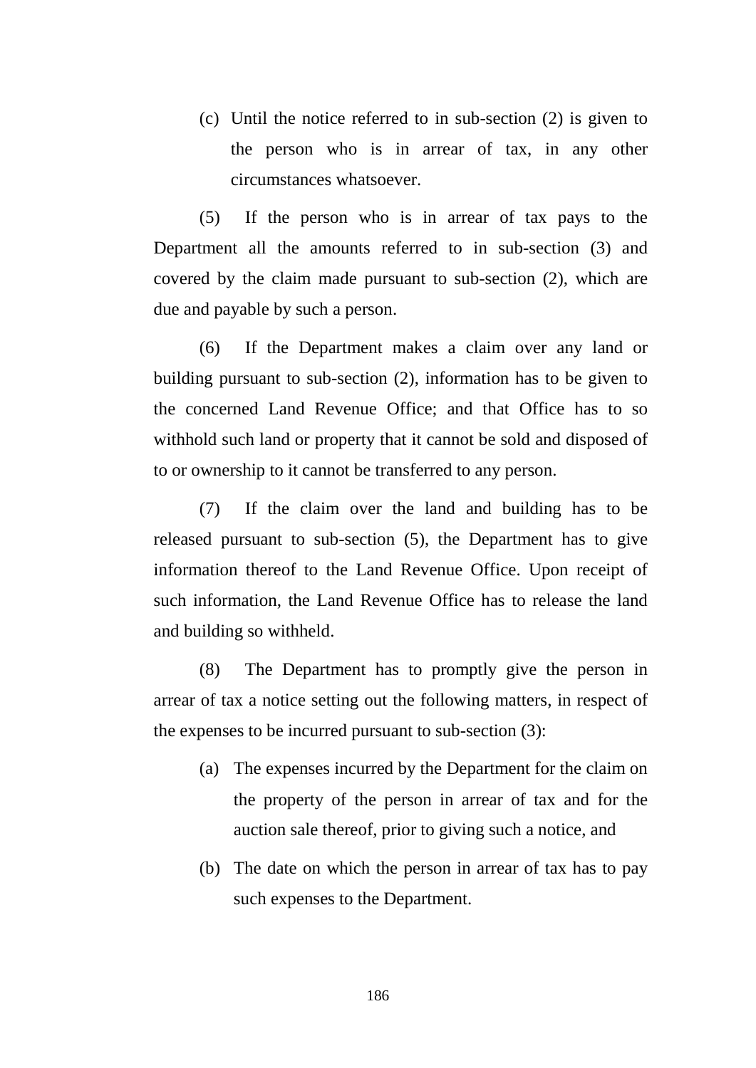(c) Until the notice referred to in sub-section (2) is given to the person who is in arrear of tax, in any other circumstances whatsoever.

(5) If the person who is in arrear of tax pays to the Department all the amounts referred to in sub-section (3) and covered by the claim made pursuant to sub-section (2), which are due and payable by such a person.

(6) If the Department makes a claim over any land or building pursuant to sub-section (2), information has to be given to the concerned Land Revenue Office; and that Office has to so withhold such land or property that it cannot be sold and disposed of to or ownership to it cannot be transferred to any person.

(7) If the claim over the land and building has to be released pursuant to sub-section (5), the Department has to give information thereof to the Land Revenue Office. Upon receipt of such information, the Land Revenue Office has to release the land and building so withheld.

(8) The Department has to promptly give the person in arrear of tax a notice setting out the following matters, in respect of the expenses to be incurred pursuant to sub-section (3):

(a) The expenses incurred by the Department for the claim on the property of the person in arrear of tax and for the auction sale thereof, prior to giving such a notice, and

(b) The date on which the person in arrear of tax has to pay such expenses to the Department.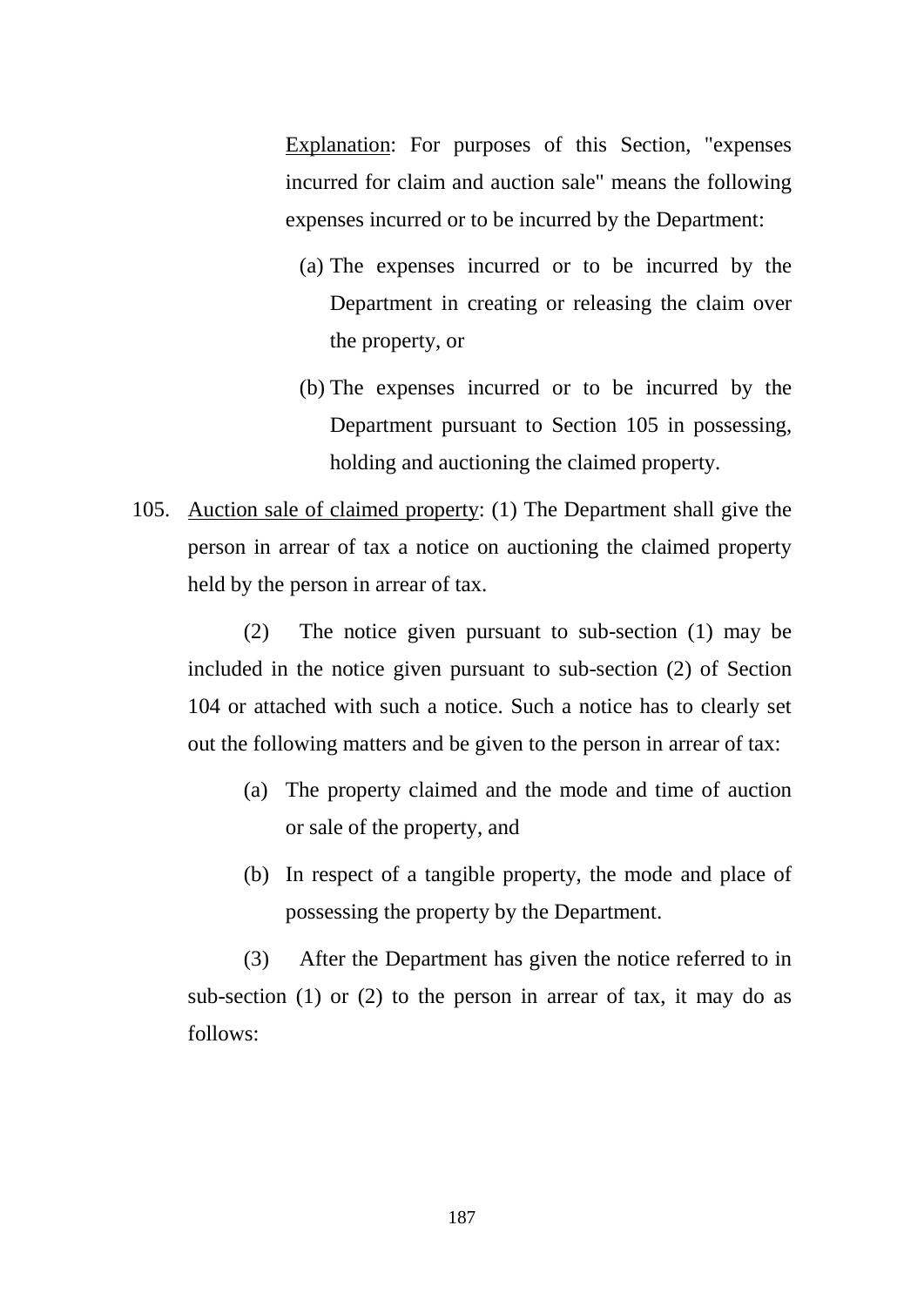<u>Explanation</u>: For purposes of this Section, "expenses incurred for claim and auction sale" means the following expenses incurred or to be incurred by the Department:

(a) The expenses incurred or to be incurred by the Department in creating or releasing the claim over the property, or

(b) The expenses incurred or to be incurred by the Department pursuant to Section 105 in possessing, holding and auctioning the claimed property.

105. <u>Auction sale of claimed property</u>: (1) The Department shall give the person in arrear of tax a notice on auctioning the claimed property held by the person in arrear of tax.

(2) The notice given pursuant to sub-section (1) may be included in the notice given pursuant to sub-section (2) of Section 104 or attached with such a notice. Such a notice has to clearly set out the following matters and be given to the person in arrear of tax:

(a) The property claimed and the mode and time of auction or sale of the property, and

(b) In respect of a tangible property, the mode and place of possessing the property by the Department.

(3) After the Department has given the notice referred to in sub-section (1) or (2) to the person in arrear of tax, it may do as follows: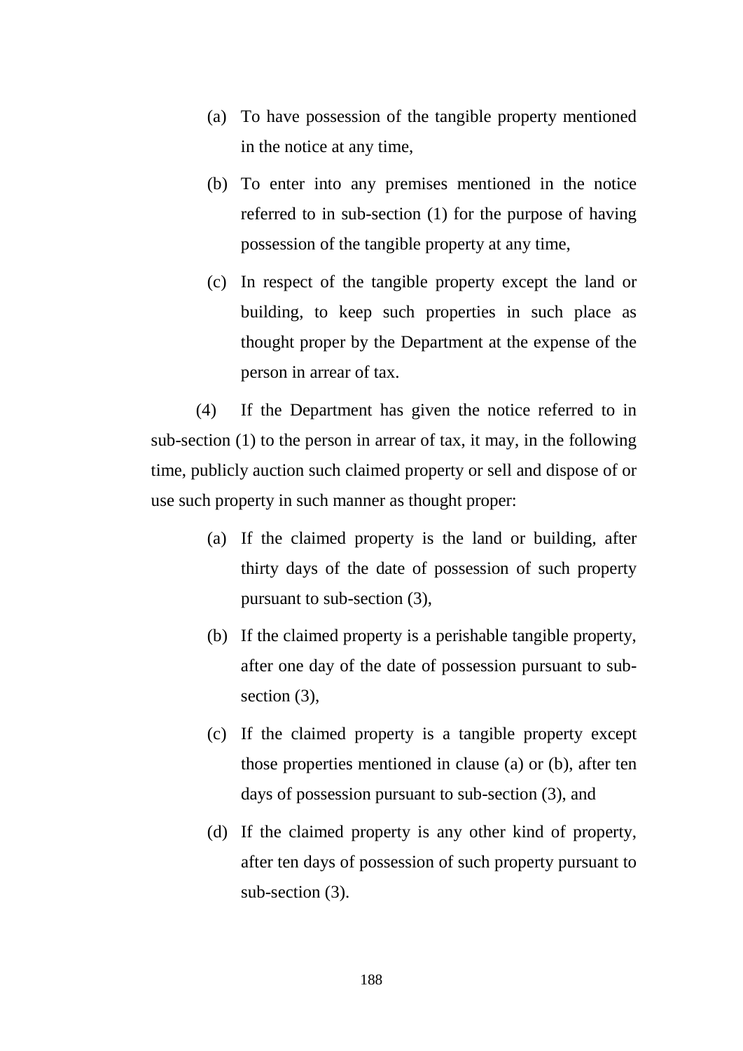(a) To have possession of the tangible property mentioned in the notice at any time,

(b) To enter into any premises mentioned in the notice referred to in sub-section (1) for the purpose of having possession of the tangible property at any time,

(c) In respect of the tangible property except the land or building, to keep such properties in such place as thought proper by the Department at the expense of the person in arrear of tax.

(4) If the Department has given the notice referred to in sub-section (1) to the person in arrear of tax, it may, in the following time, publicly auction such claimed property or sell and dispose of or use such property in such manner as thought proper:

(a) If the claimed property is the land or building, after thirty days of the date of possession of such property pursuant to sub-section (3),

(b) If the claimed property is a perishable tangible property, after one day of the date of possession pursuant to sub-section (3),

(c) If the claimed property is a tangible property except those properties mentioned in clause (a) or (b), after ten days of possession pursuant to sub-section (3), and

(d) If the claimed property is any other kind of property, after ten days of possession of such property pursuant to sub-section (3).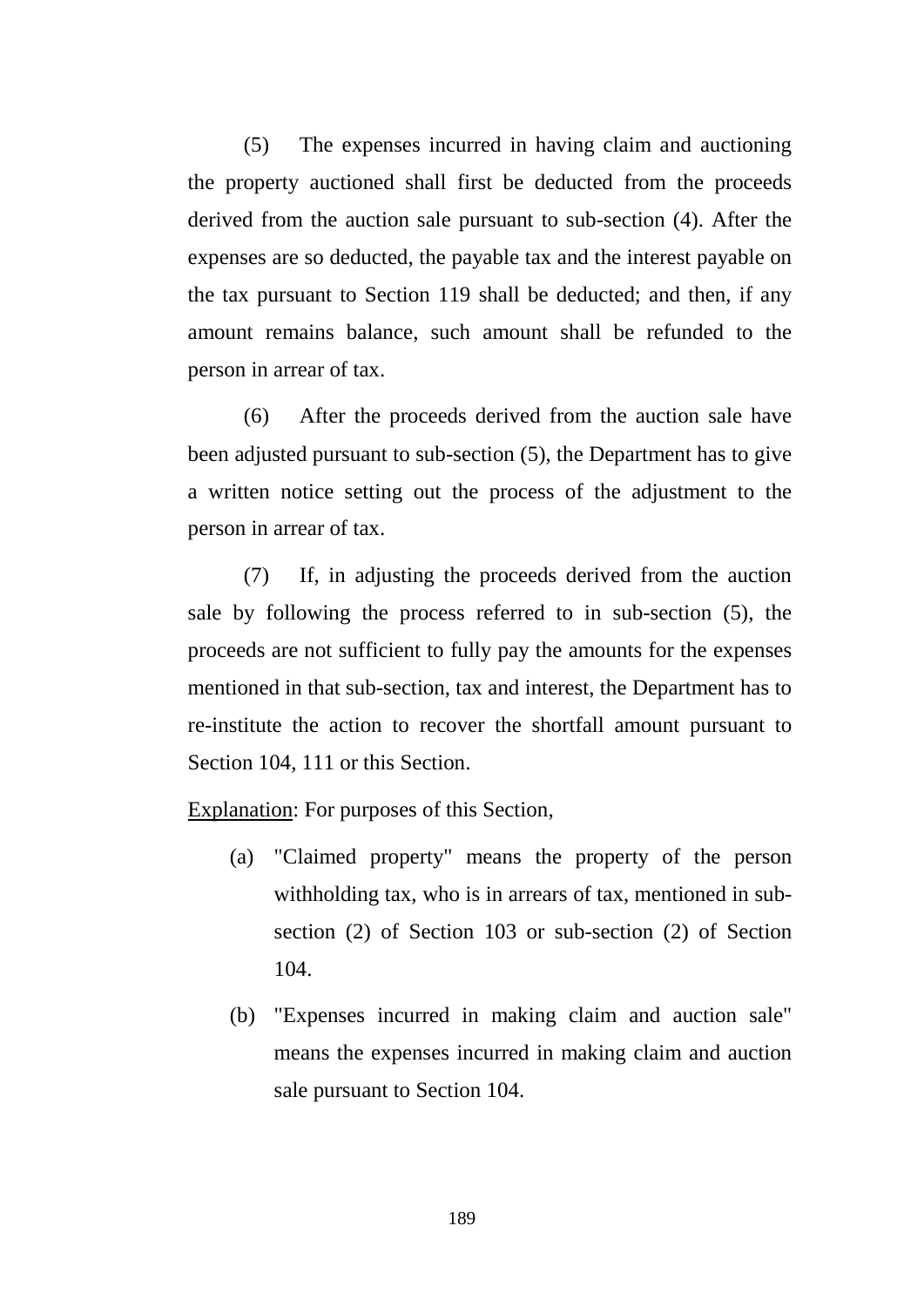(5) The expenses incurred in having claim and auctioning the property auctioned shall first be deducted from the proceeds derived from the auction sale pursuant to sub-section (4). After the expenses are so deducted, the payable tax and the interest payable on the tax pursuant to Section 119 shall be deducted; and then, if any amount remains balance, such amount shall be refunded to the person in arrear of tax.

(6) After the proceeds derived from the auction sale have been adjusted pursuant to sub-section (5), the Department has to give a written notice setting out the process of the adjustment to the person in arrear of tax.

(7) If, in adjusting the proceeds derived from the auction sale by following the process referred to in sub-section (5), the proceeds are not sufficient to fully pay the amounts for the expenses mentioned in that sub-section, tax and interest, the Department has to re-institute the action to recover the shortfall amount pursuant to Section 104, 111 or this Section.

<u>Explanation</u>: For purposes of this Section,

(a) "Claimed property" means the property of the person withholding tax, who is in arrears of tax, mentioned in sub-section (2) of Section 103 or sub-section (2) of Section 104.

(b) "Expenses incurred in making claim and auction sale" means the expenses incurred in making claim and auction sale pursuant to Section 104.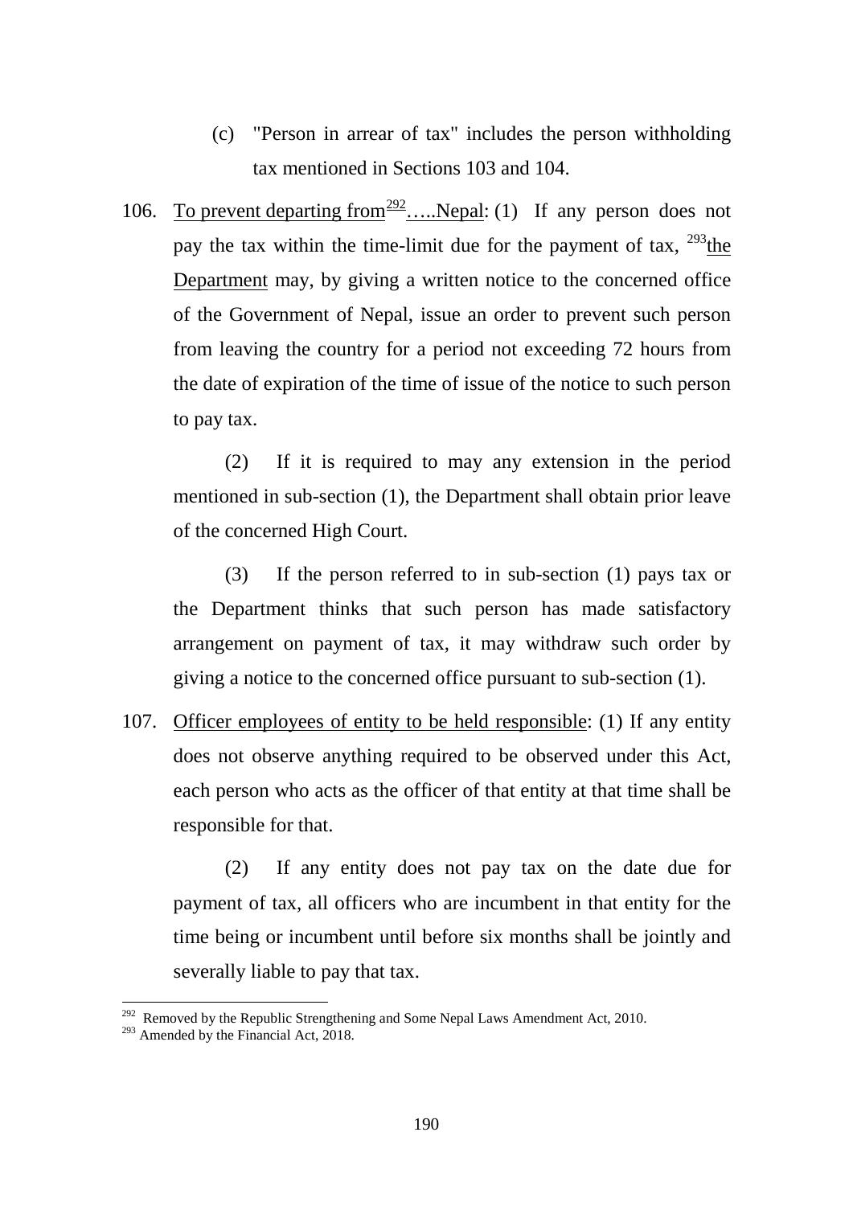(c) "Person in arrear of tax" includes the person withholding tax mentioned in Sections 103 and 104.

106. To prevent departing from[292].....Nepal: (1) If any person does not pay the tax within the time-limit due for the payment of tax, [293]the Department may, by giving a written notice to the concerned office of the Government of Nepal, issue an order to prevent such person from leaving the country for a period not exceeding 72 hours from the date of expiration of the time of issue of the notice to such person to pay tax.

(2) If it is required to may any extension in the period mentioned in sub-section (1), the Department shall obtain prior leave of the concerned High Court.

(3) If the person referred to in sub-section (1) pays tax or the Department thinks that such person has made satisfactory arrangement on payment of tax, it may withdraw such order by giving a notice to the concerned office pursuant to sub-section (1).

107. Officer employees of entity to be held responsible: (1) If any entity does not observe anything required to be observed under this Act, each person who acts as the officer of that entity at that time shall be responsible for that.

(2) If any entity does not pay tax on the date due for payment of tax, all officers who are incumbent in that entity for the time being or incumbent until before six months shall be jointly and severally liable to pay that tax.

---

[292] Removed by the Republic Strengthening and Some Nepal Laws Amendment Act, 2010.

[293] Amended by the Financial Act, 2018.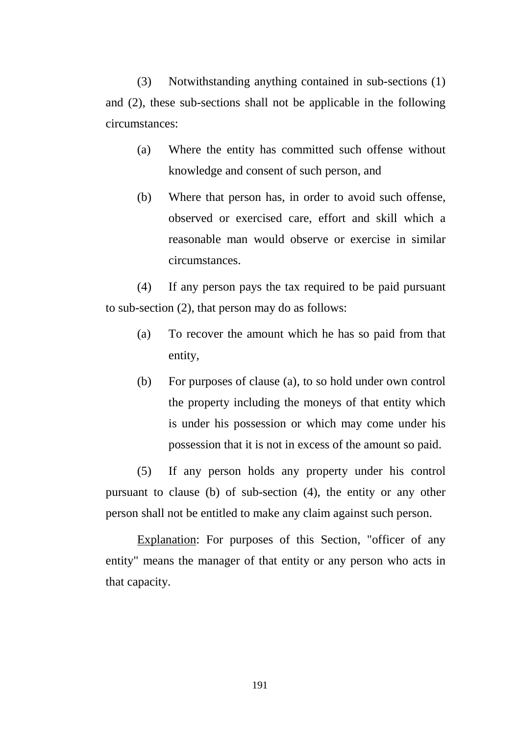(3) Notwithstanding anything contained in sub-sections (1) and (2), these sub-sections shall not be applicable in the following circumstances:

(a) Where the entity has committed such offense without knowledge and consent of such person, and

(b) Where that person has, in order to avoid such offense, observed or exercised care, effort and skill which a reasonable man would observe or exercise in similar circumstances.

(4) If any person pays the tax required to be paid pursuant to sub-section (2), that person may do as follows:

(a) To recover the amount which he has so paid from that entity,

(b) For purposes of clause (a), to so hold under own control the property including the moneys of that entity which is under his possession or which may come under his possession that it is not in excess of the amount so paid.

(5) If any person holds any property under his control pursuant to clause (b) of sub-section (4), the entity or any other person shall not be entitled to make any claim against such person.

Explanation: For purposes of this Section, "officer of any entity" means the manager of that entity or any person who acts in that capacity.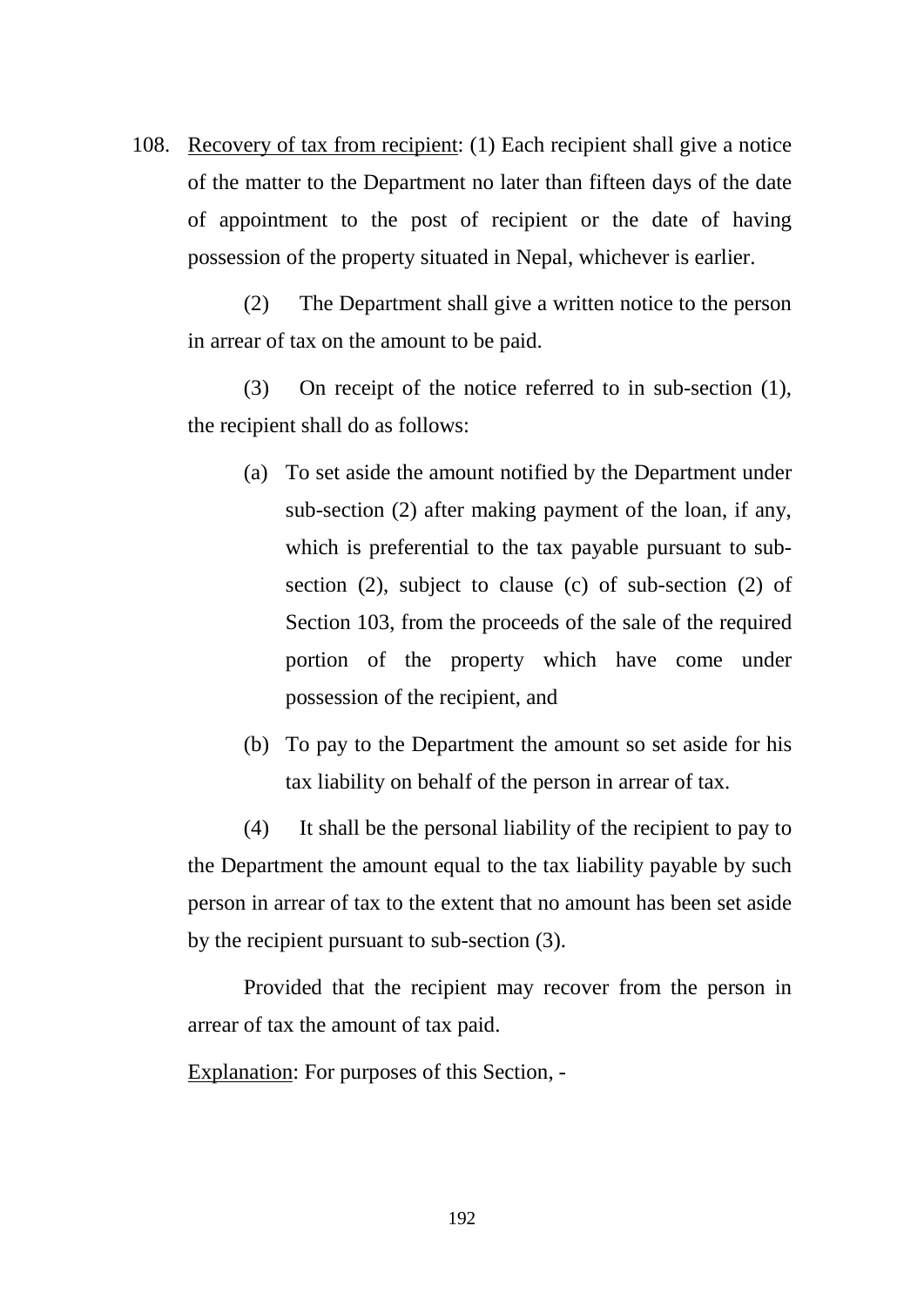108. <u>Recovery of tax from recipient</u>: (1) Each recipient shall give a notice of the matter to the Department no later than fifteen days of the date of appointment to the post of recipient or the date of having possession of the property situated in Nepal, whichever is earlier.

(2) The Department shall give a written notice to the person in arrear of tax on the amount to be paid.

(3) On receipt of the notice referred to in sub-section (1), the recipient shall do as follows:

(a) To set aside the amount notified by the Department under sub-section (2) after making payment of the loan, if any, which is preferential to the tax payable pursuant to sub-section (2), subject to clause (c) of sub-section (2) of Section 103, from the proceeds of the sale of the required portion of the property which have come under possession of the recipient, and

(b) To pay to the Department the amount so set aside for his tax liability on behalf of the person in arrear of tax.

(4) It shall be the personal liability of the recipient to pay to the Department the amount equal to the tax liability payable by such person in arrear of tax to the extent that no amount has been set aside by the recipient pursuant to sub-section (3).

Provided that the recipient may recover from the person in arrear of tax the amount of tax paid.

<u>Explanation</u>: For purposes of this Section, -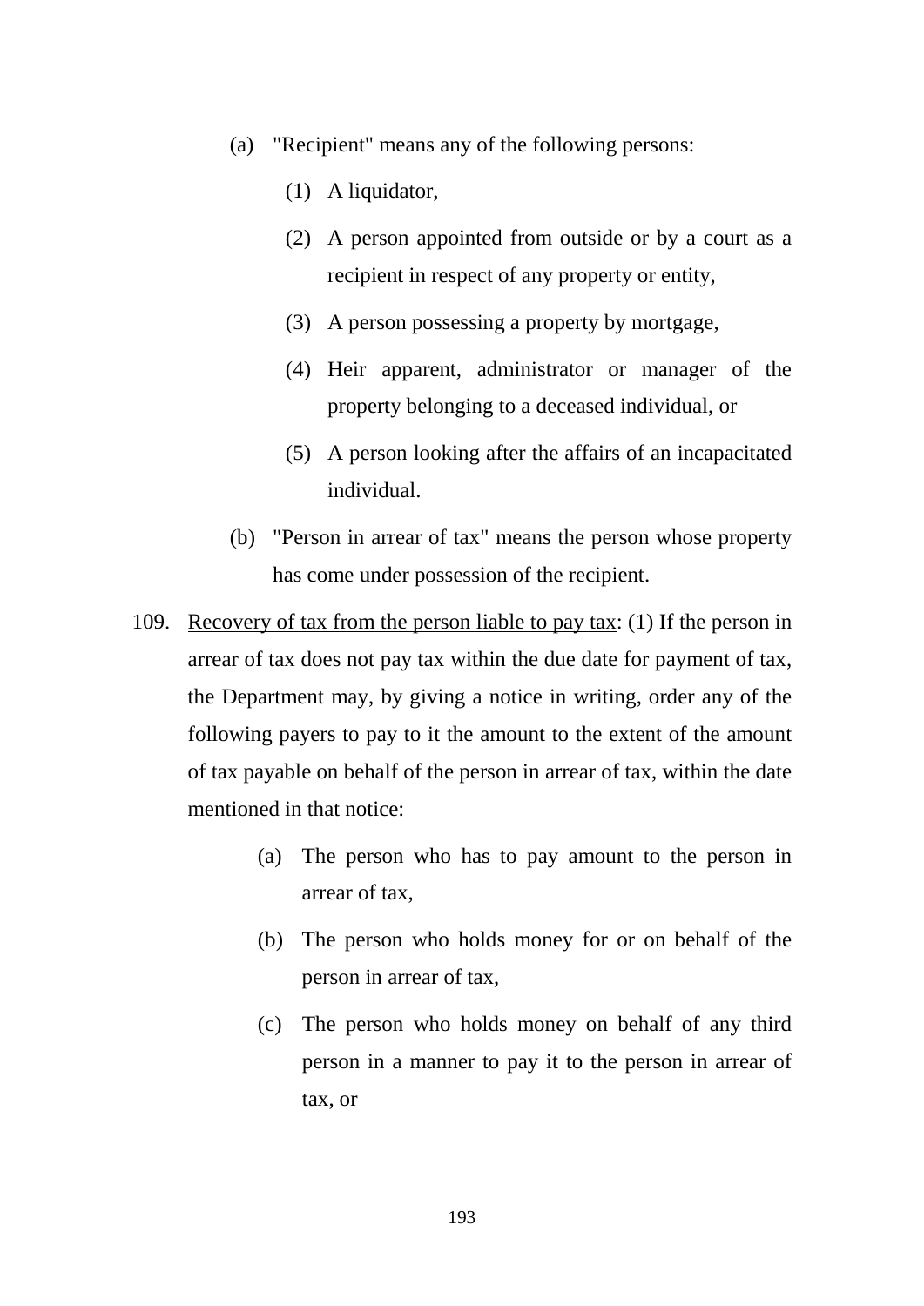(a) "Recipient" means any of the following persons:

  (1) A liquidator,

  (2) A person appointed from outside or by a court as a recipient in respect of any property or entity,

  (3) A person possessing a property by mortgage,

  (4) Heir apparent, administrator or manager of the property belonging to a deceased individual, or

  (5) A person looking after the affairs of an incapacitated individual.

(b) "Person in arrear of tax" means the person whose property has come under possession of the recipient.

109. <u>Recovery of tax from the person liable to pay tax</u>: (1) If the person in arrear of tax does not pay tax within the due date for payment of tax, the Department may, by giving a notice in writing, order any of the following payers to pay to it the amount to the extent of the amount of tax payable on behalf of the person in arrear of tax, within the date mentioned in that notice:

  (a) The person who has to pay amount to the person in arrear of tax,

  (b) The person who holds money for or on behalf of the person in arrear of tax,

  (c) The person who holds money on behalf of any third person in a manner to pay it to the person in arrear of tax, or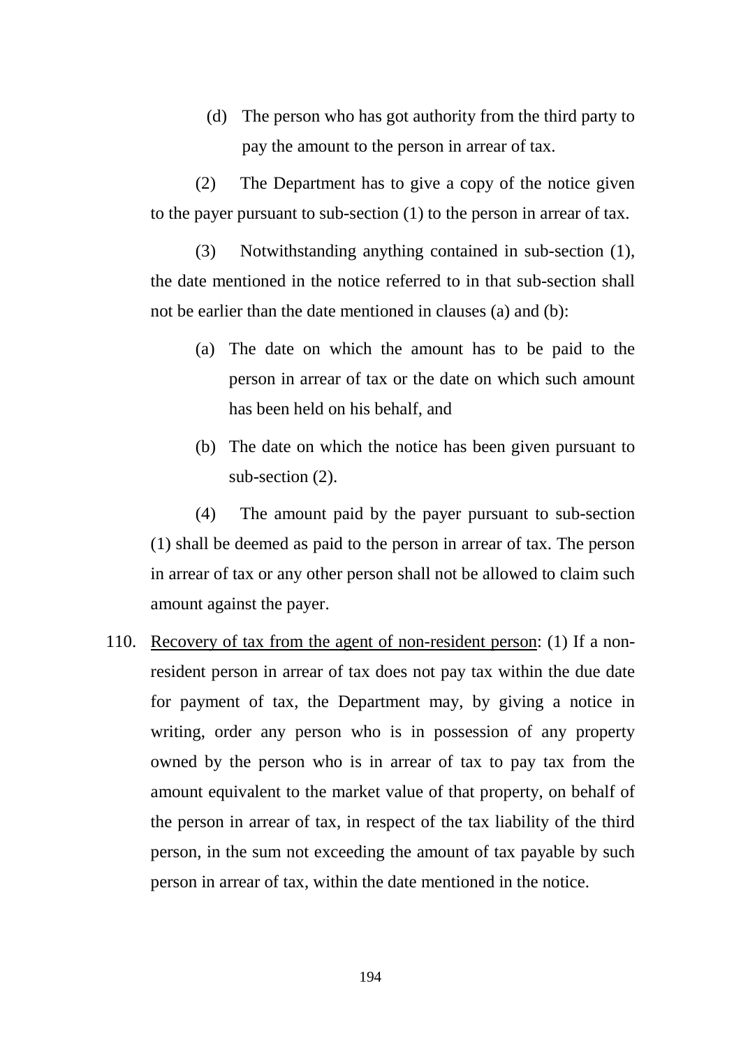(d) The person who has got authority from the third party to pay the amount to the person in arrear of tax.

(2) The Department has to give a copy of the notice given to the payer pursuant to sub-section (1) to the person in arrear of tax.

(3) Notwithstanding anything contained in sub-section (1), the date mentioned in the notice referred to in that sub-section shall not be earlier than the date mentioned in clauses (a) and (b):

(a) The date on which the amount has to be paid to the person in arrear of tax or the date on which such amount has been held on his behalf, and

(b) The date on which the notice has been given pursuant to sub-section (2).

(4) The amount paid by the payer pursuant to sub-section (1) shall be deemed as paid to the person in arrear of tax. The person in arrear of tax or any other person shall not be allowed to claim such amount against the payer.

110. Recovery of tax from the agent of non-resident person: (1) If a non-resident person in arrear of tax does not pay tax within the due date for payment of tax, the Department may, by giving a notice in writing, order any person who is in possession of any property owned by the person who is in arrear of tax to pay tax from the amount equivalent to the market value of that property, on behalf of the person in arrear of tax, in respect of the tax liability of the third person, in the sum not exceeding the amount of tax payable by such person in arrear of tax, within the date mentioned in the notice.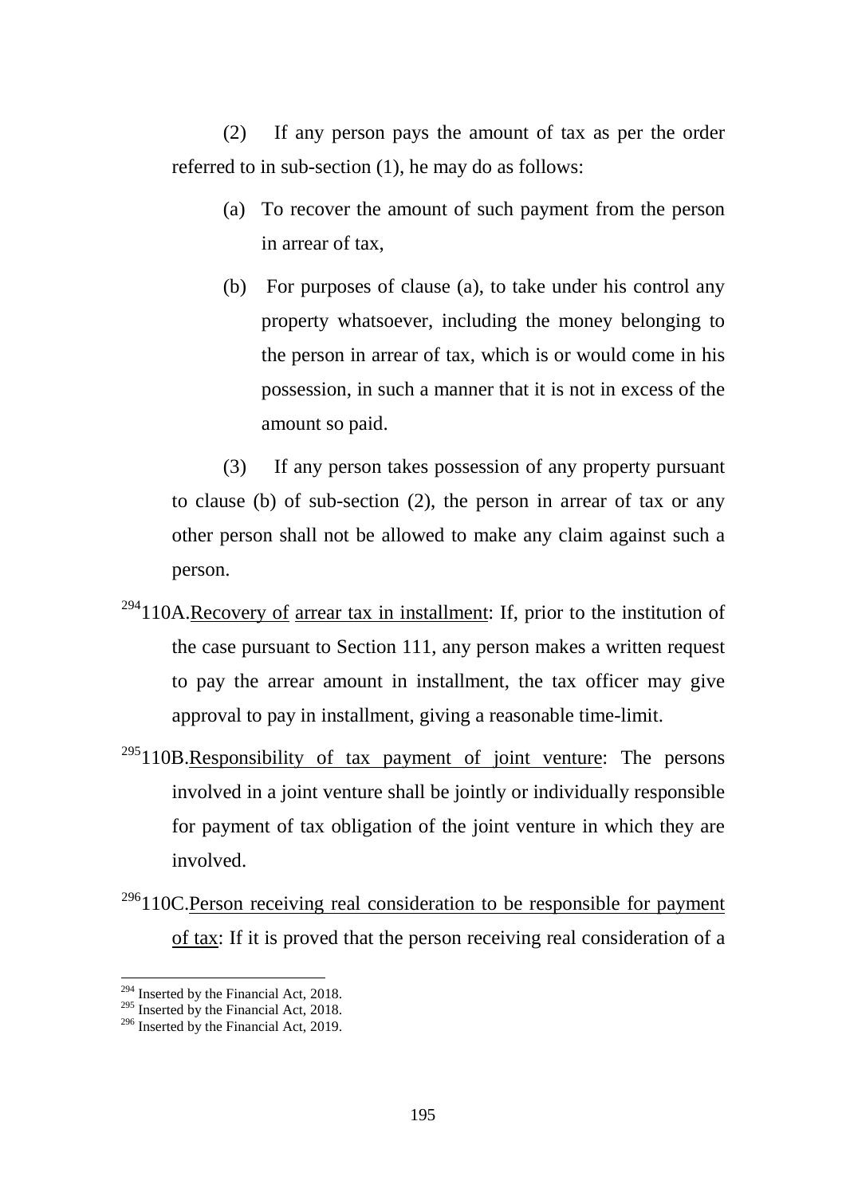(2) If any person pays the amount of tax as per the order referred to in sub-section (1), he may do as follows:

(a) To recover the amount of such payment from the person in arrear of tax,

(b) For purposes of clause (a), to take under his control any property whatsoever, including the money belonging to the person in arrear of tax, which is or would come in his possession, in such a manner that it is not in excess of the amount so paid.

(3) If any person takes possession of any property pursuant to clause (b) of sub-section (2), the person in arrear of tax or any other person shall not be allowed to make any claim against such a person.

[294]110A.Recovery of arrear tax in installment: If, prior to the institution of the case pursuant to Section 111, any person makes a written request to pay the arrear amount in installment, the tax officer may give approval to pay in installment, giving a reasonable time-limit.

[295]110B.Responsibility of tax payment of joint venture: The persons involved in a joint venture shall be jointly or individually responsible for payment of tax obligation of the joint venture in which they are involved.

[296]110C.Person receiving real consideration to be responsible for payment of tax: If it is proved that the person receiving real consideration of a

---

[294] Inserted by the Financial Act, 2018.
[295] Inserted by the Financial Act, 2018.
[296] Inserted by the Financial Act, 2019.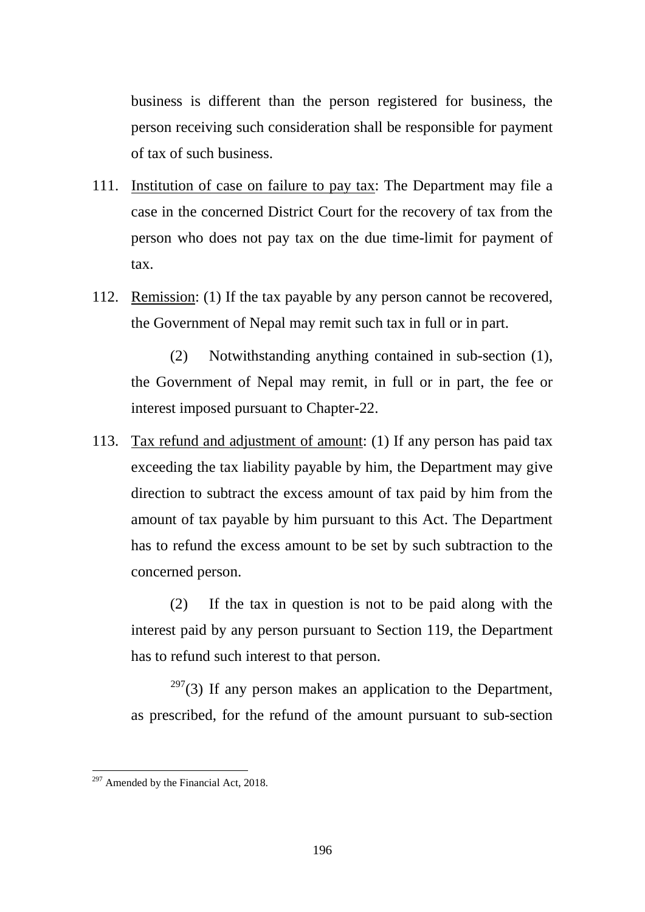business is different than the person registered for business, the person receiving such consideration shall be responsible for payment of tax of such business.

111. Institution of case on failure to pay tax: The Department may file a case in the concerned District Court for the recovery of tax from the person who does not pay tax on the due time-limit for payment of tax.

112. Remission: (1) If the tax payable by any person cannot be recovered, the Government of Nepal may remit such tax in full or in part.

(2) Notwithstanding anything contained in sub-section (1), the Government of Nepal may remit, in full or in part, the fee or interest imposed pursuant to Chapter-22.

113. Tax refund and adjustment of amount: (1) If any person has paid tax exceeding the tax liability payable by him, the Department may give direction to subtract the excess amount of tax paid by him from the amount of tax payable by him pursuant to this Act. The Department has to refund the excess amount to be set by such subtraction to the concerned person.

(2) If the tax in question is not to be paid along with the interest paid by any person pursuant to Section 119, the Department has to refund such interest to that person.

[297](3) If any person makes an application to the Department, as prescribed, for the refund of the amount pursuant to sub-section

---

[297] Amended by the Financial Act, 2018.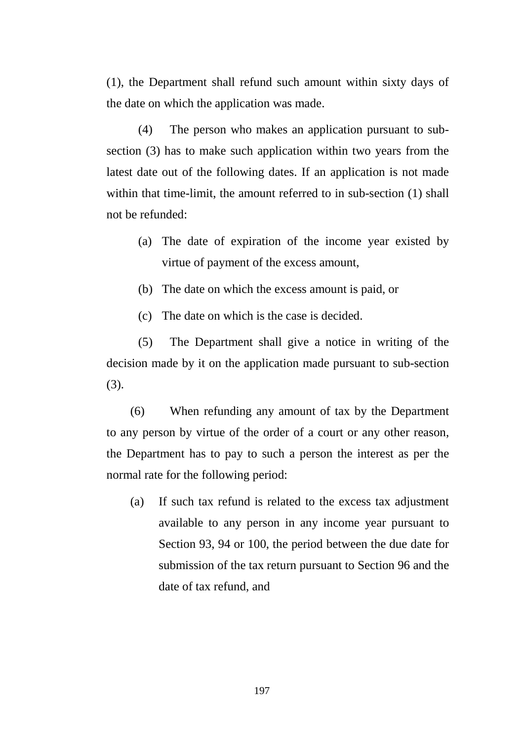(1), the Department shall refund such amount within sixty days of the date on which the application was made.

(4) The person who makes an application pursuant to sub-section (3) has to make such application within two years from the latest date out of the following dates. If an application is not made within that time-limit, the amount referred to in sub-section (1) shall not be refunded:

(a) The date of expiration of the income year existed by virtue of payment of the excess amount,

(b) The date on which the excess amount is paid, or

(c) The date on which is the case is decided.

(5) The Department shall give a notice in writing of the decision made by it on the application made pursuant to sub-section (3).

(6) When refunding any amount of tax by the Department to any person by virtue of the order of a court or any other reason, the Department has to pay to such a person the interest as per the normal rate for the following period:

(a) If such tax refund is related to the excess tax adjustment available to any person in any income year pursuant to Section 93, 94 or 100, the period between the due date for submission of the tax return pursuant to Section 96 and the date of tax refund, and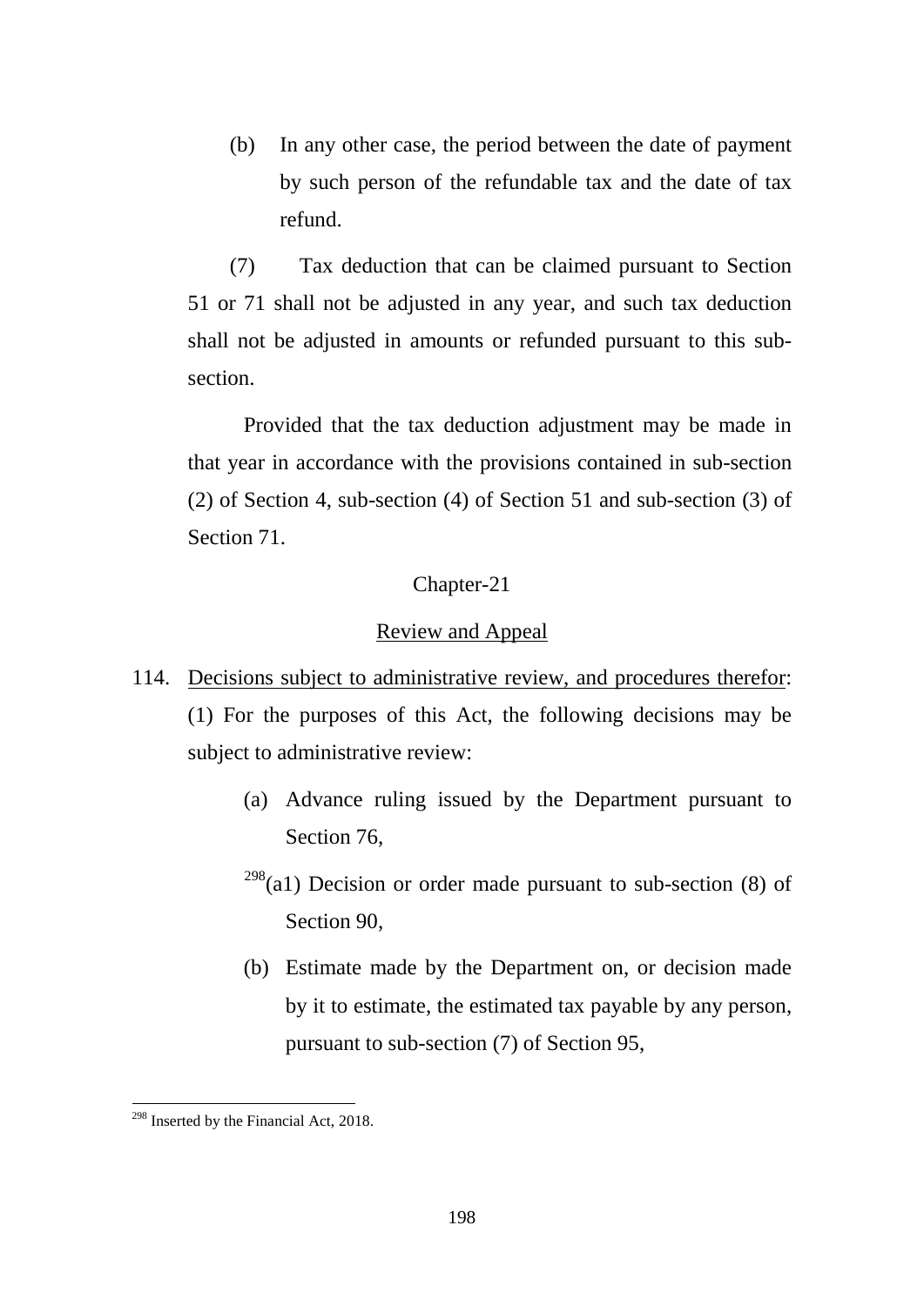(b) In any other case, the period between the date of payment by such person of the refundable tax and the date of tax refund.

(7) Tax deduction that can be claimed pursuant to Section 51 or 71 shall not be adjusted in any year, and such tax deduction shall not be adjusted in amounts or refunded pursuant to this sub-section.

Provided that the tax deduction adjustment may be made in that year in accordance with the provisions contained in sub-section (2) of Section 4, sub-section (4) of Section 51 and sub-section (3) of Section 71.

## Chapter-21

## Review and Appeal

114. Decisions subject to administrative review, and procedures therefor: (1) For the purposes of this Act, the following decisions may be subject to administrative review:

(a) Advance ruling issued by the Department pursuant to Section 76,

[298](a1) Decision or order made pursuant to sub-section (8) of Section 90,

(b) Estimate made by the Department on, or decision made by it to estimate, the estimated tax payable by any person, pursuant to sub-section (7) of Section 95,

---

[298] Inserted by the Financial Act, 2018.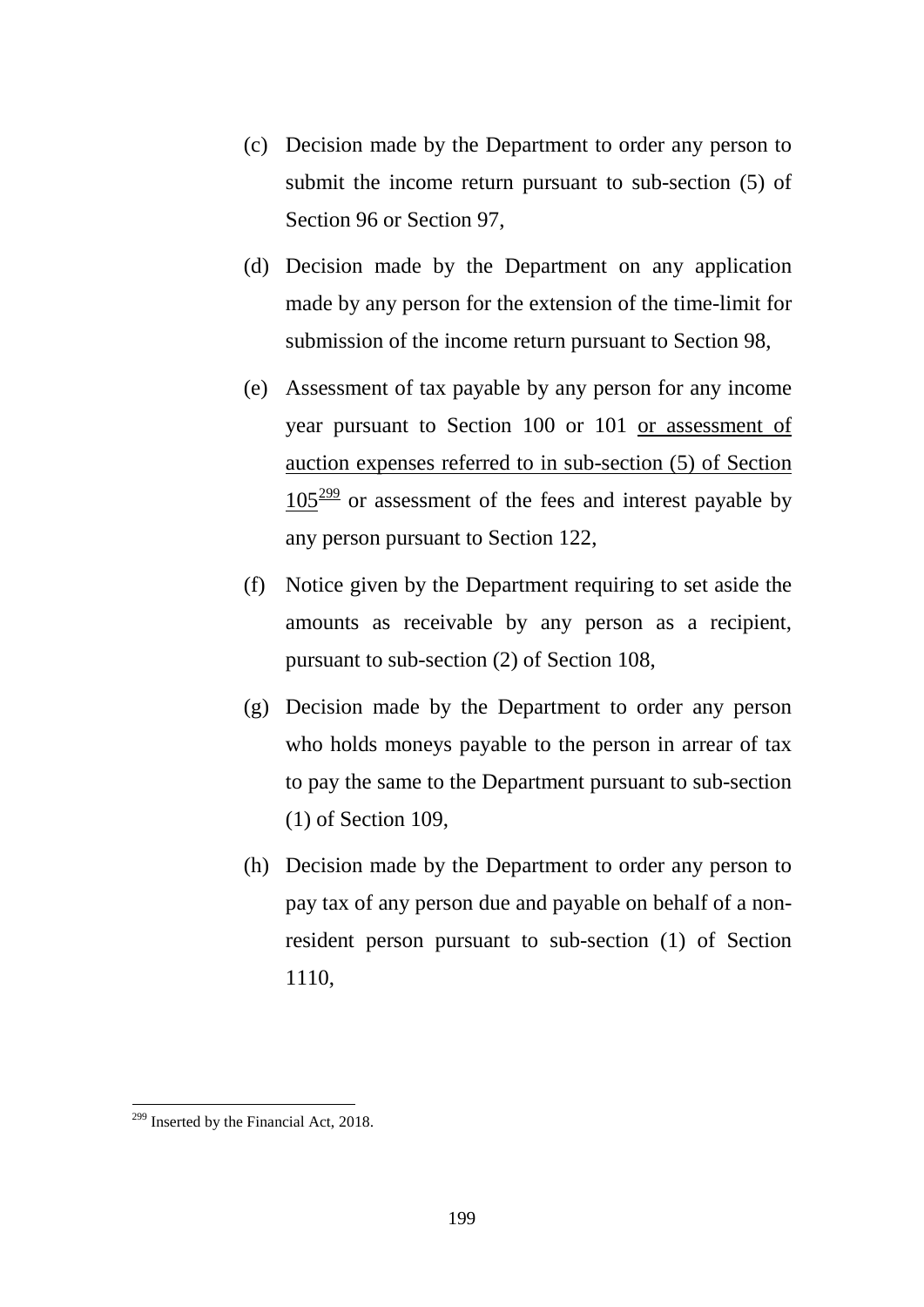(c) Decision made by the Department to order any person to submit the income return pursuant to sub-section (5) of Section 96 or Section 97,

(d) Decision made by the Department on any application made by any person for the extension of the time-limit for submission of the income return pursuant to Section 98,

(e) Assessment of tax payable by any person for any income year pursuant to Section 100 or 101 or assessment of auction expenses referred to in sub-section (5) of Section 105[299] or assessment of the fees and interest payable by any person pursuant to Section 122,

(f) Notice given by the Department requiring to set aside the amounts as receivable by any person as a recipient, pursuant to sub-section (2) of Section 108,

(g) Decision made by the Department to order any person who holds moneys payable to the person in arrear of tax to pay the same to the Department pursuant to sub-section (1) of Section 109,

(h) Decision made by the Department to order any person to pay tax of any person due and payable on behalf of a non-resident person pursuant to sub-section (1) of Section 1110,

---

[299] Inserted by the Financial Act, 2018.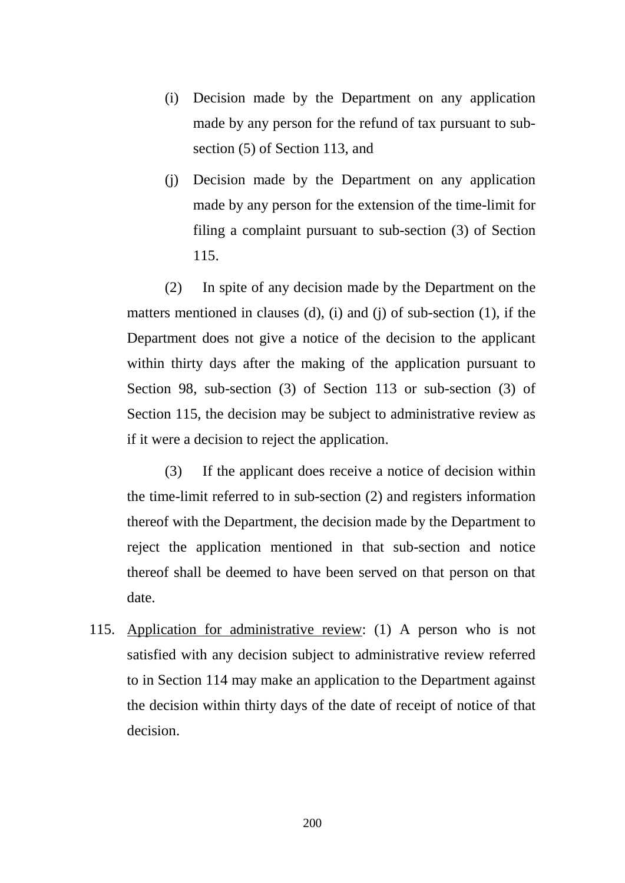(i) Decision made by the Department on any application made by any person for the refund of tax pursuant to sub-section (5) of Section 113, and

(j) Decision made by the Department on any application made by any person for the extension of the time-limit for filing a complaint pursuant to sub-section (3) of Section 115.

(2) In spite of any decision made by the Department on the matters mentioned in clauses (d), (i) and (j) of sub-section (1), if the Department does not give a notice of the decision to the applicant within thirty days after the making of the application pursuant to Section 98, sub-section (3) of Section 113 or sub-section (3) of Section 115, the decision may be subject to administrative review as if it were a decision to reject the application.

(3) If the applicant does receive a notice of decision within the time-limit referred to in sub-section (2) and registers information thereof with the Department, the decision made by the Department to reject the application mentioned in that sub-section and notice thereof shall be deemed to have been served on that person on that date.

115. Application for administrative review: (1) A person who is not satisfied with any decision subject to administrative review referred to in Section 114 may make an application to the Department against the decision within thirty days of the date of receipt of notice of that decision.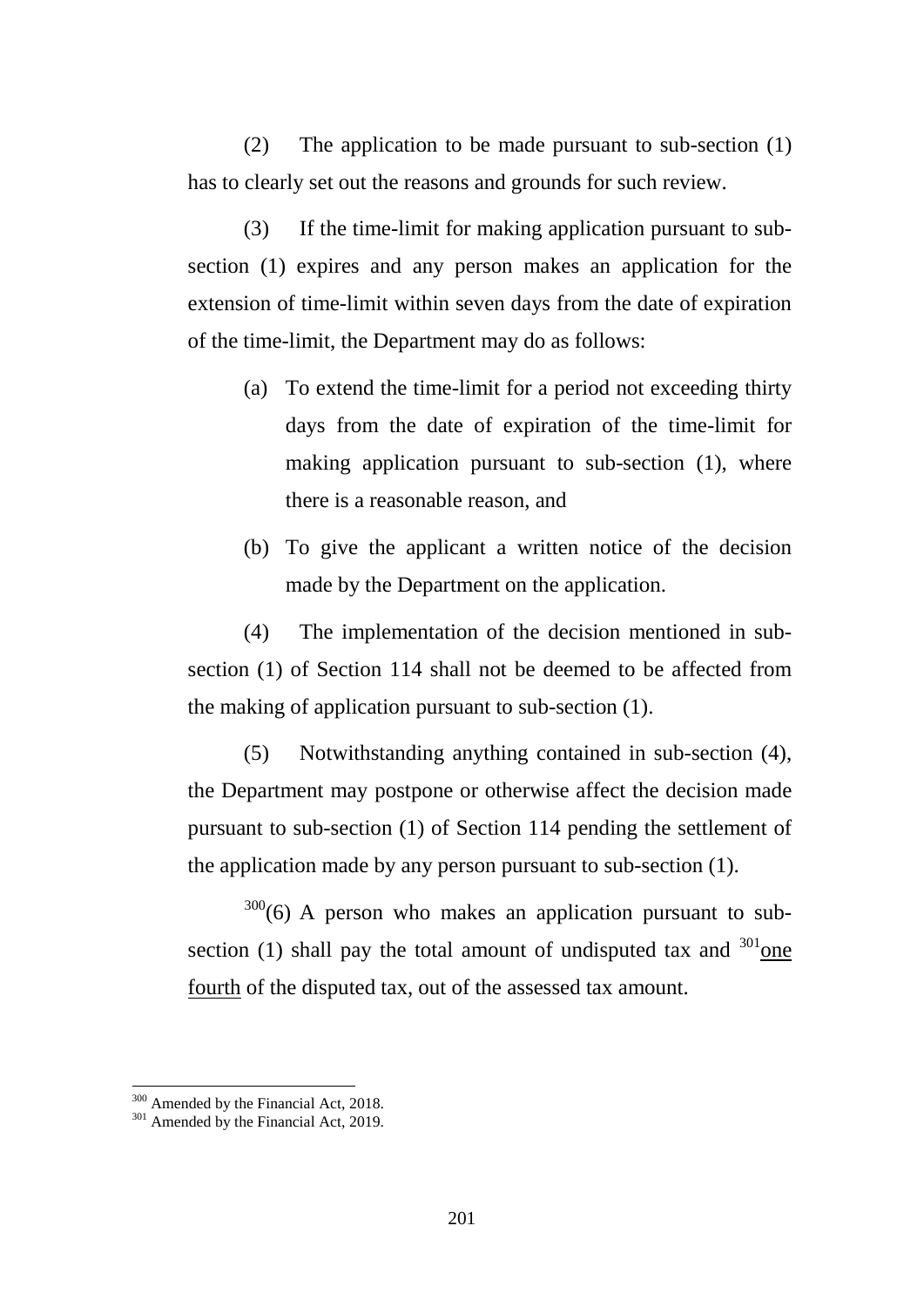(2) The application to be made pursuant to sub-section (1) has to clearly set out the reasons and grounds for such review.

(3) If the time-limit for making application pursuant to sub-section (1) expires and any person makes an application for the extension of time-limit within seven days from the date of expiration of the time-limit, the Department may do as follows:

(a) To extend the time-limit for a period not exceeding thirty days from the date of expiration of the time-limit for making application pursuant to sub-section (1), where there is a reasonable reason, and

(b) To give the applicant a written notice of the decision made by the Department on the application.

(4) The implementation of the decision mentioned in sub-section (1) of Section 114 shall not be deemed to be affected from the making of application pursuant to sub-section (1).

(5) Notwithstanding anything contained in sub-section (4), the Department may postpone or otherwise affect the decision made pursuant to sub-section (1) of Section 114 pending the settlement of the application made by any person pursuant to sub-section (1).

[300](6) A person who makes an application pursuant to sub-section (1) shall pay the total amount of undisputed tax and [301]<u>one fourth</u> of the disputed tax, out of the assessed tax amount.

---

[300] Amended by the Financial Act, 2018.

[301] Amended by the Financial Act, 2019.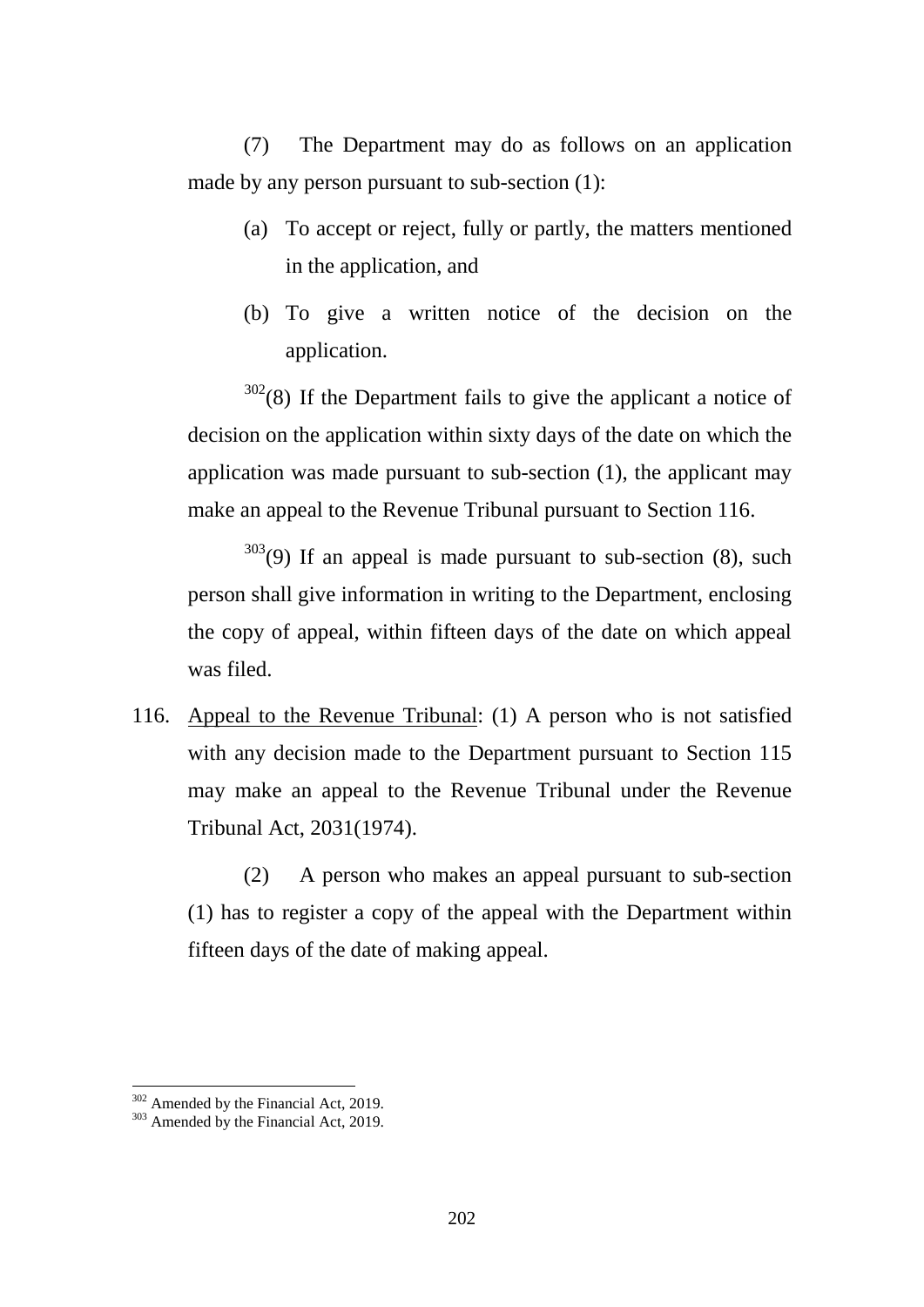(7) The Department may do as follows on an application made by any person pursuant to sub-section (1):

(a) To accept or reject, fully or partly, the matters mentioned in the application, and

(b) To give a written notice of the decision on the application.

[302](8) If the Department fails to give the applicant a notice of decision on the application within sixty days of the date on which the application was made pursuant to sub-section (1), the applicant may make an appeal to the Revenue Tribunal pursuant to Section 116.

[303](9) If an appeal is made pursuant to sub-section (8), such person shall give information in writing to the Department, enclosing the copy of appeal, within fifteen days of the date on which appeal was filed.

116. Appeal to the Revenue Tribunal: (1) A person who is not satisfied with any decision made to the Department pursuant to Section 115 may make an appeal to the Revenue Tribunal under the Revenue Tribunal Act, 2031(1974).

(2) A person who makes an appeal pursuant to sub-section (1) has to register a copy of the appeal with the Department within fifteen days of the date of making appeal.

---

[302] Amended by the Financial Act, 2019.
[303] Amended by the Financial Act, 2019.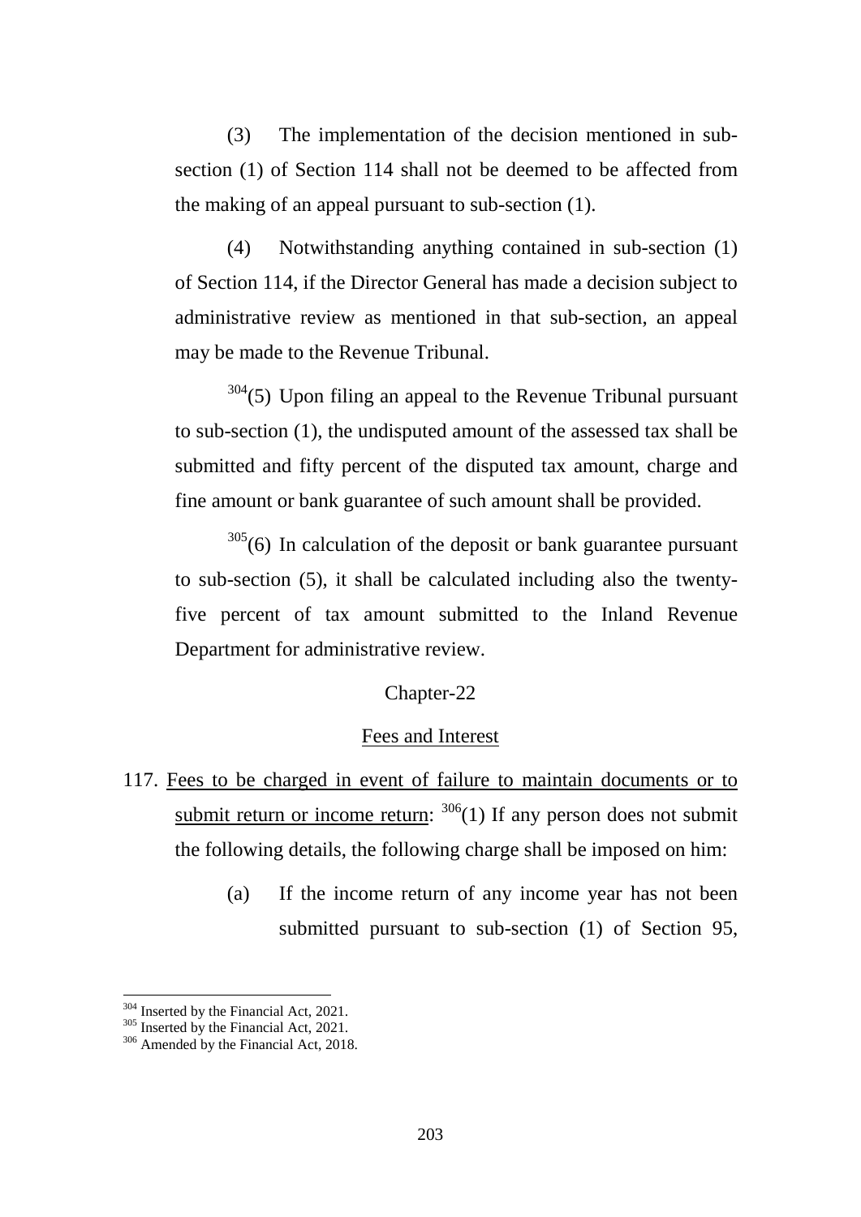(3) The implementation of the decision mentioned in sub-section (1) of Section 114 shall not be deemed to be affected from the making of an appeal pursuant to sub-section (1).

(4) Notwithstanding anything contained in sub-section (1) of Section 114, if the Director General has made a decision subject to administrative review as mentioned in that sub-section, an appeal may be made to the Revenue Tribunal.

[304](5) Upon filing an appeal to the Revenue Tribunal pursuant to sub-section (1), the undisputed amount of the assessed tax shall be submitted and fifty percent of the disputed tax amount, charge and fine amount or bank guarantee of such amount shall be provided.

[305](6) In calculation of the deposit or bank guarantee pursuant to sub-section (5), it shall be calculated including also the twenty-five percent of tax amount submitted to the Inland Revenue Department for administrative review.

## Chapter-22

## Fees and Interest

117. Fees to be charged in event of failure to maintain documents or to submit return or income return: [306](1) If any person does not submit the following details, the following charge shall be imposed on him:

(a) If the income return of any income year has not been submitted pursuant to sub-section (1) of Section 95,

---

[304] Inserted by the Financial Act, 2021.
[305] Inserted by the Financial Act, 2021.
[306] Amended by the Financial Act, 2018.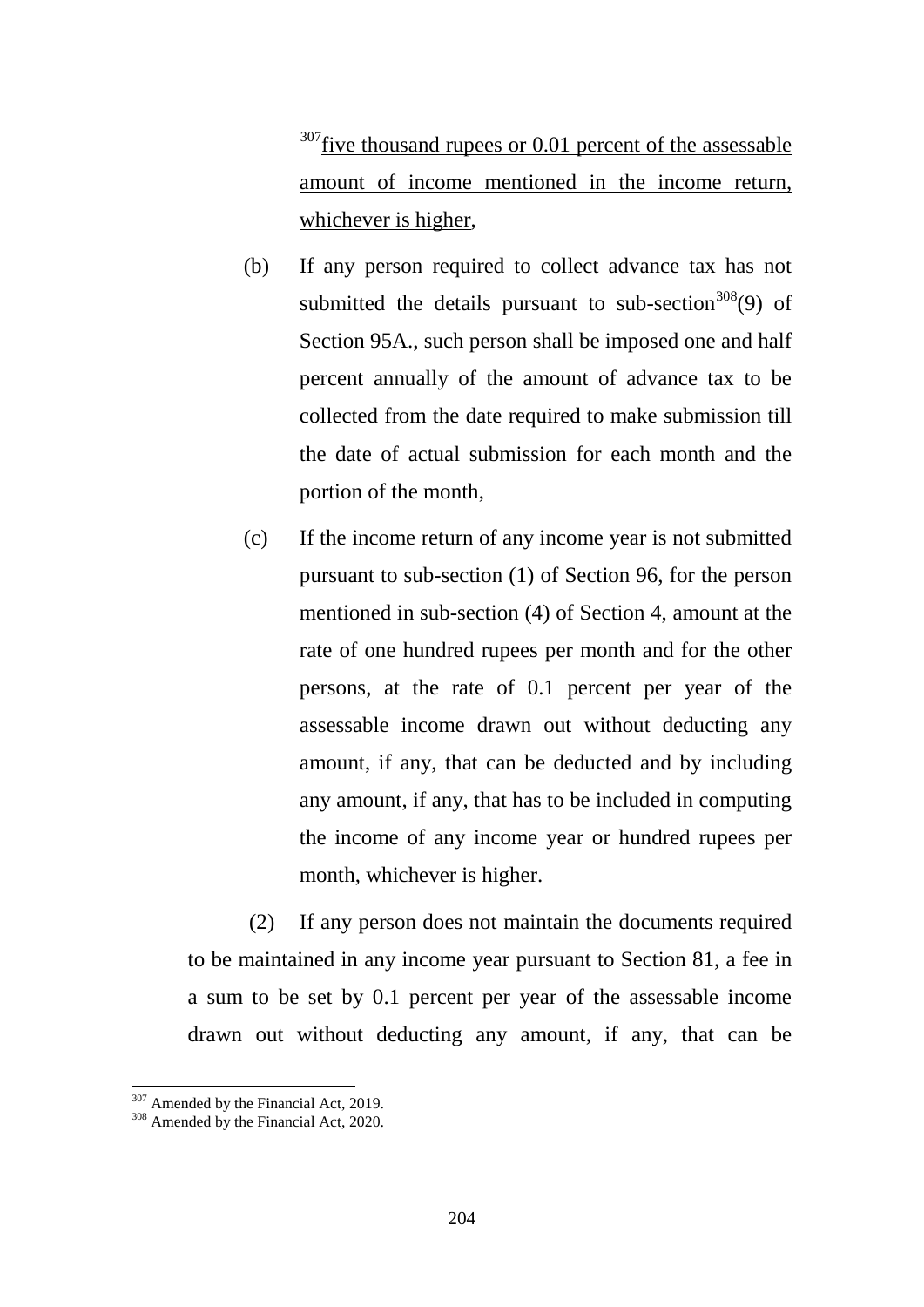[307]<u>five thousand rupees or 0.01 percent of the assessable amount of income mentioned in the income return, whichever is higher</u>,

(b) If any person required to collect advance tax has not submitted the details pursuant to sub-section[308](9) of Section 95A., such person shall be imposed one and half percent annually of the amount of advance tax to be collected from the date required to make submission till the date of actual submission for each month and the portion of the month,

(c) If the income return of any income year is not submitted pursuant to sub-section (1) of Section 96, for the person mentioned in sub-section (4) of Section 4, amount at the rate of one hundred rupees per month and for the other persons, at the rate of 0.1 percent per year of the assessable income drawn out without deducting any amount, if any, that can be deducted and by including any amount, if any, that has to be included in computing the income of any income year or hundred rupees per month, whichever is higher.

(2) If any person does not maintain the documents required to be maintained in any income year pursuant to Section 81, a fee in a sum to be set by 0.1 percent per year of the assessable income drawn out without deducting any amount, if any, that can be

---

[307] Amended by the Financial Act, 2019.

[308] Amended by the Financial Act, 2020.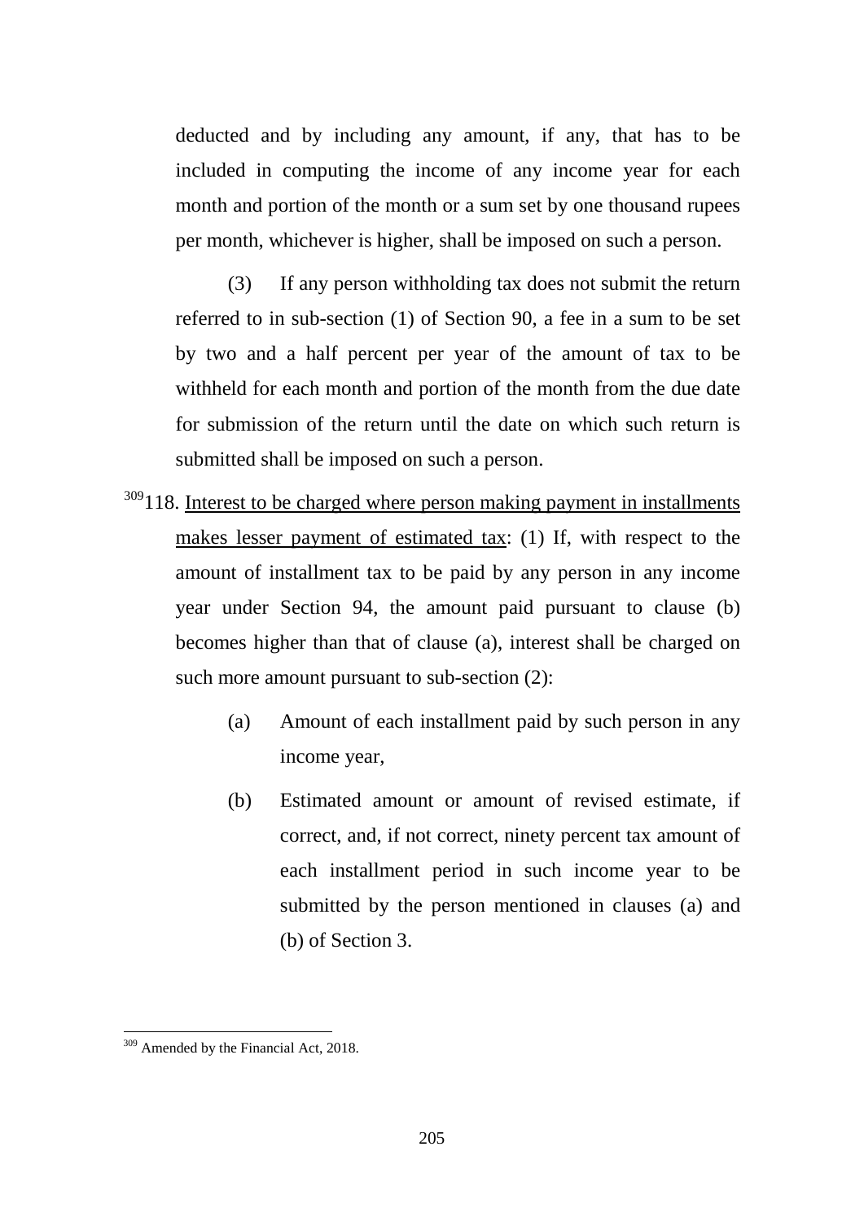deducted and by including any amount, if any, that has to be included in computing the income of any income year for each month and portion of the month or a sum set by one thousand rupees per month, whichever is higher, shall be imposed on such a person.

(3) If any person withholding tax does not submit the return referred to in sub-section (1) of Section 90, a fee in a sum to be set by two and a half percent per year of the amount of tax to be withheld for each month and portion of the month from the due date for submission of the return until the date on which such return is submitted shall be imposed on such a person.

[309]118. <u>Interest to be charged where person making payment in installments makes lesser payment of estimated tax</u>: (1) If, with respect to the amount of installment tax to be paid by any person in any income year under Section 94, the amount paid pursuant to clause (b) becomes higher than that of clause (a), interest shall be charged on such more amount pursuant to sub-section (2):

(a) Amount of each installment paid by such person in any income year,

(b) Estimated amount or amount of revised estimate, if correct, and, if not correct, ninety percent tax amount of each installment period in such income year to be submitted by the person mentioned in clauses (a) and (b) of Section 3.

---

[309] Amended by the Financial Act, 2018.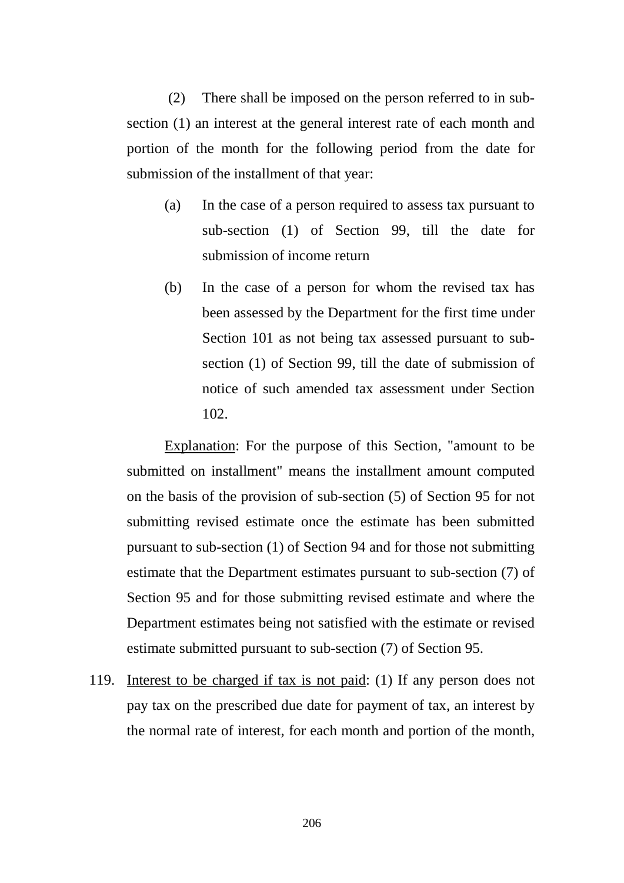(2) There shall be imposed on the person referred to in sub-section (1) an interest at the general interest rate of each month and portion of the month for the following period from the date for submission of the installment of that year:

(a) In the case of a person required to assess tax pursuant to sub-section (1) of Section 99, till the date for submission of income return

(b) In the case of a person for whom the revised tax has been assessed by the Department for the first time under Section 101 as not being tax assessed pursuant to sub-section (1) of Section 99, till the date of submission of notice of such amended tax assessment under Section 102.

Explanation: For the purpose of this Section, "amount to be submitted on installment" means the installment amount computed on the basis of the provision of sub-section (5) of Section 95 for not submitting revised estimate once the estimate has been submitted pursuant to sub-section (1) of Section 94 and for those not submitting estimate that the Department estimates pursuant to sub-section (7) of Section 95 and for those submitting revised estimate and where the Department estimates being not satisfied with the estimate or revised estimate submitted pursuant to sub-section (7) of Section 95.

119. Interest to be charged if tax is not paid: (1) If any person does not pay tax on the prescribed due date for payment of tax, an interest by the normal rate of interest, for each month and portion of the month,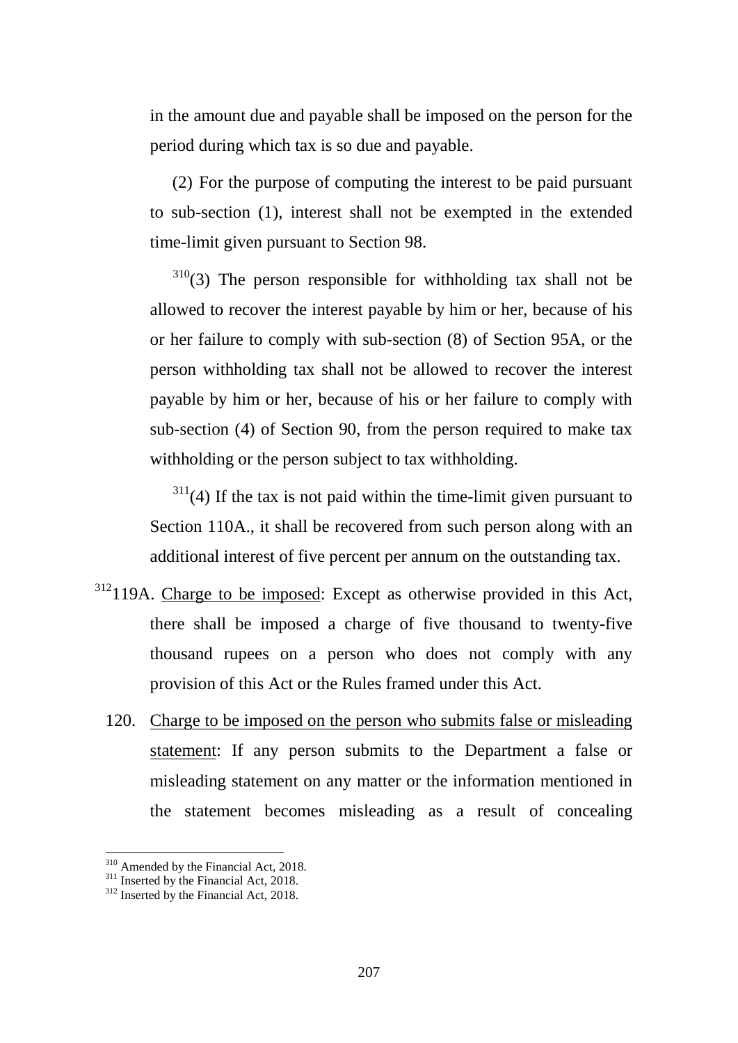in the amount due and payable shall be imposed on the person for the period during which tax is so due and payable.

(2) For the purpose of computing the interest to be paid pursuant to sub-section (1), interest shall not be exempted in the extended time-limit given pursuant to Section 98.

[310](3) The person responsible for withholding tax shall not be allowed to recover the interest payable by him or her, because of his or her failure to comply with sub-section (8) of Section 95A, or the person withholding tax shall not be allowed to recover the interest payable by him or her, because of his or her failure to comply with sub-section (4) of Section 90, from the person required to make tax withholding or the person subject to tax withholding.

[311](4) If the tax is not paid within the time-limit given pursuant to Section 110A., it shall be recovered from such person along with an additional interest of five percent per annum on the outstanding tax.

[312]119A. Charge to be imposed: Except as otherwise provided in this Act, there shall be imposed a charge of five thousand to twenty-five thousand rupees on a person who does not comply with any provision of this Act or the Rules framed under this Act.

120. Charge to be imposed on the person who submits false or misleading statement: If any person submits to the Department a false or misleading statement on any matter or the information mentioned in the statement becomes misleading as a result of concealing

---

[310] Amended by the Financial Act, 2018.
[311] Inserted by the Financial Act, 2018.
[312] Inserted by the Financial Act, 2018.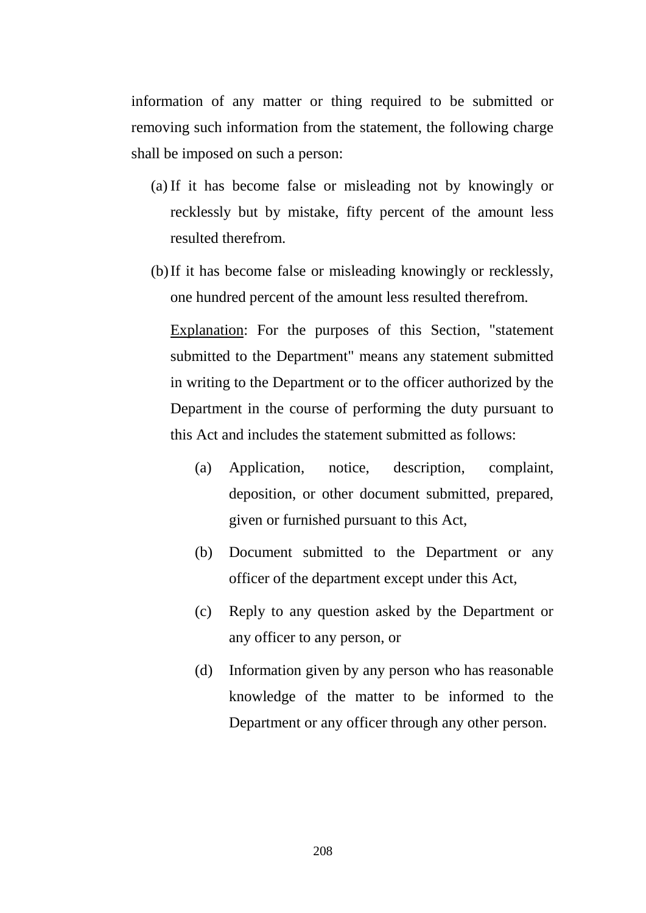information of any matter or thing required to be submitted or removing such information from the statement, the following charge shall be imposed on such a person:

(a) If it has become false or misleading not by knowingly or recklessly but by mistake, fifty percent of the amount less resulted therefrom.

(b) If it has become false or misleading knowingly or recklessly, one hundred percent of the amount less resulted therefrom.

<u>Explanation</u>: For the purposes of this Section, "statement submitted to the Department" means any statement submitted in writing to the Department or to the officer authorized by the Department in the course of performing the duty pursuant to this Act and includes the statement submitted as follows:

(a) Application, notice, description, complaint, deposition, or other document submitted, prepared, given or furnished pursuant to this Act,

(b) Document submitted to the Department or any officer of the department except under this Act,

(c) Reply to any question asked by the Department or any officer to any person, or

(d) Information given by any person who has reasonable knowledge of the matter to be informed to the Department or any officer through any other person.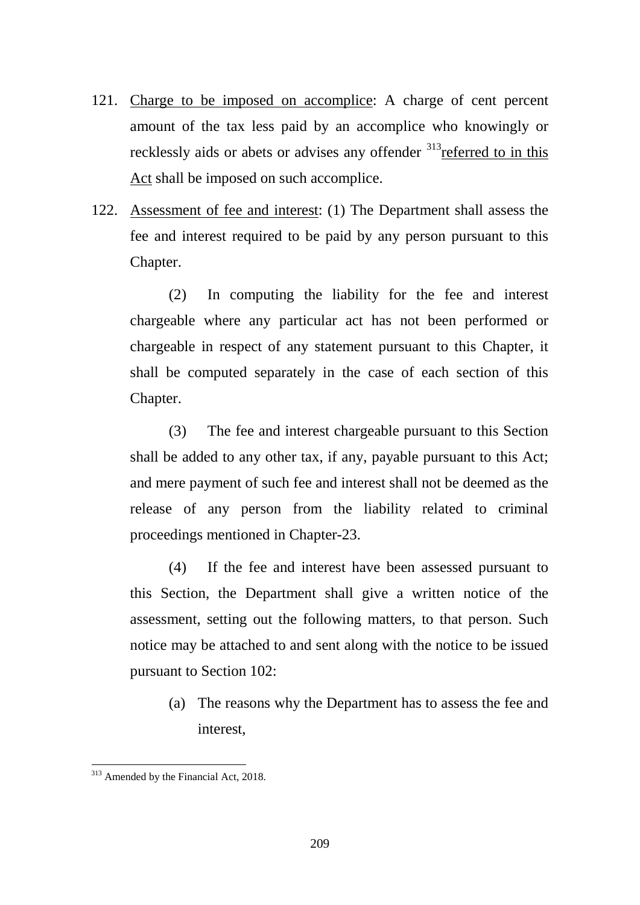121. Charge to be imposed on accomplice: A charge of cent percent amount of the tax less paid by an accomplice who knowingly or recklessly aids or abets or advises any offender [313]referred to in this Act shall be imposed on such accomplice.

122. Assessment of fee and interest: (1) The Department shall assess the fee and interest required to be paid by any person pursuant to this Chapter.

(2) In computing the liability for the fee and interest chargeable where any particular act has not been performed or chargeable in respect of any statement pursuant to this Chapter, it shall be computed separately in the case of each section of this Chapter.

(3) The fee and interest chargeable pursuant to this Section shall be added to any other tax, if any, payable pursuant to this Act; and mere payment of such fee and interest shall not be deemed as the release of any person from the liability related to criminal proceedings mentioned in Chapter-23.

(4) If the fee and interest have been assessed pursuant to this Section, the Department shall give a written notice of the assessment, setting out the following matters, to that person. Such notice may be attached to and sent along with the notice to be issued pursuant to Section 102:

(a) The reasons why the Department has to assess the fee and interest,

---

[313] Amended by the Financial Act, 2018.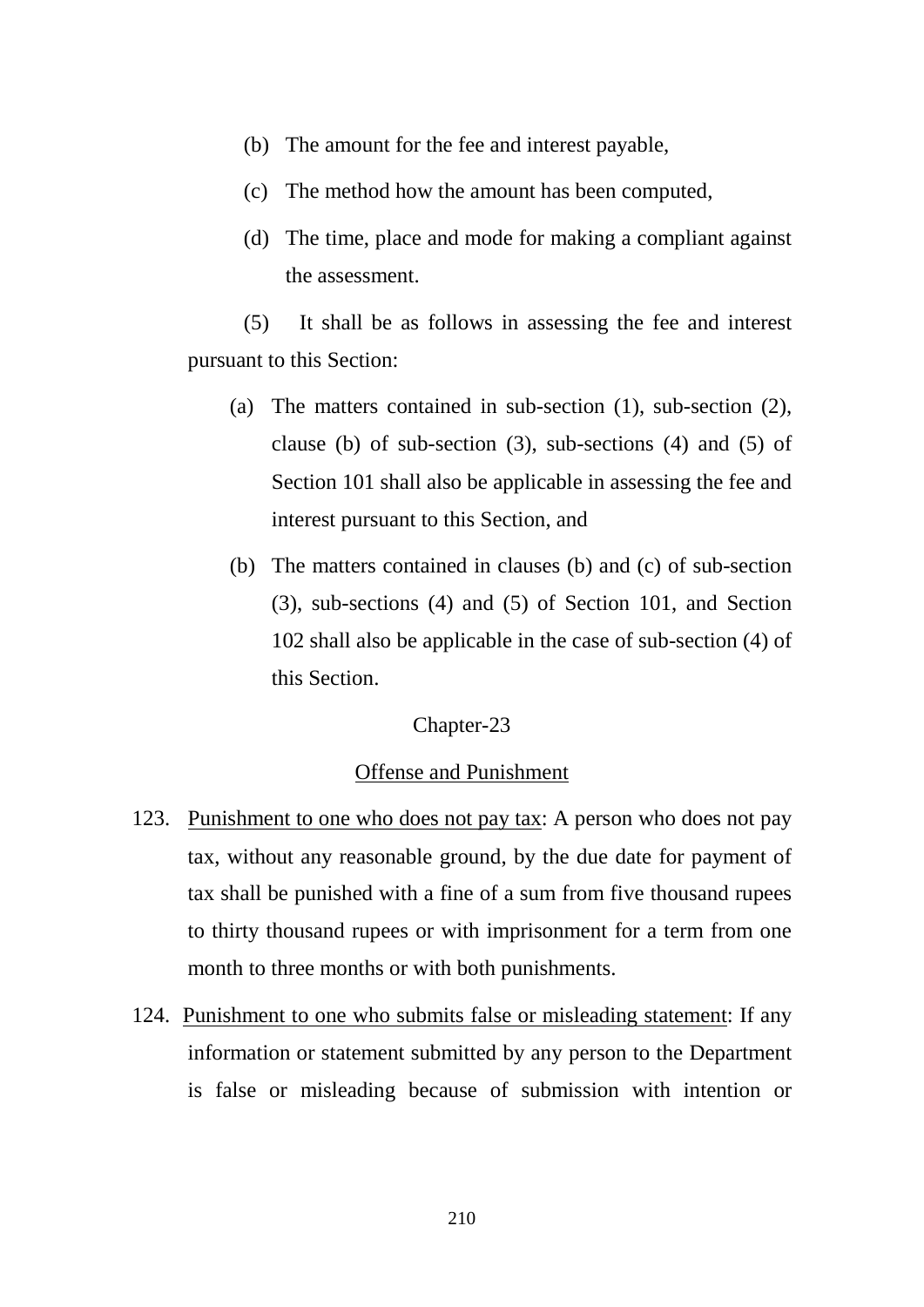(b) The amount for the fee and interest payable,

(c) The method how the amount has been computed,

(d) The time, place and mode for making a compliant against the assessment.

(5) It shall be as follows in assessing the fee and interest pursuant to this Section:

(a) The matters contained in sub-section (1), sub-section (2), clause (b) of sub-section (3), sub-sections (4) and (5) of Section 101 shall also be applicable in assessing the fee and interest pursuant to this Section, and

(b) The matters contained in clauses (b) and (c) of sub-section (3), sub-sections (4) and (5) of Section 101, and Section 102 shall also be applicable in the case of sub-section (4) of this Section.

## Chapter-23

## Offense and Punishment

123. Punishment to one who does not pay tax: A person who does not pay tax, without any reasonable ground, by the due date for payment of tax shall be punished with a fine of a sum from five thousand rupees to thirty thousand rupees or with imprisonment for a term from one month to three months or with both punishments.

124. Punishment to one who submits false or misleading statement: If any information or statement submitted by any person to the Department is false or misleading because of submission with intention or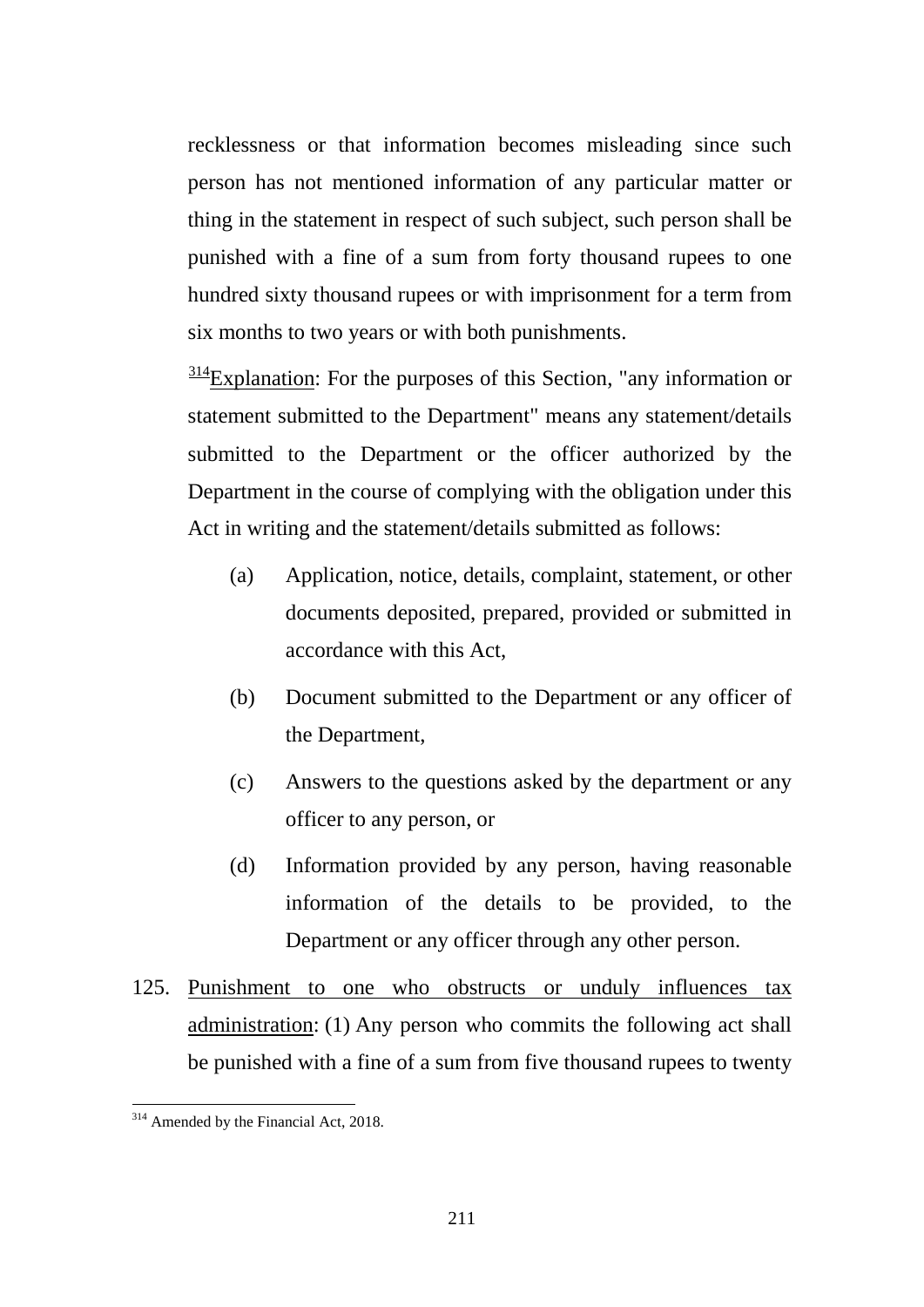recklessness or that information becomes misleading since such person has not mentioned information of any particular matter or thing in the statement in respect of such subject, such person shall be punished with a fine of a sum from forty thousand rupees to one hundred sixty thousand rupees or with imprisonment for a term from six months to two years or with both punishments.

[314]Explanation: For the purposes of this Section, "any information or statement submitted to the Department" means any statement/details submitted to the Department or the officer authorized by the Department in the course of complying with the obligation under this Act in writing and the statement/details submitted as follows:

(a) Application, notice, details, complaint, statement, or other documents deposited, prepared, provided or submitted in accordance with this Act,

(b) Document submitted to the Department or any officer of the Department,

(c) Answers to the questions asked by the department or any officer to any person, or

(d) Information provided by any person, having reasonable information of the details to be provided, to the Department or any officer through any other person.

125. Punishment to one who obstructs or unduly influences tax administration: (1) Any person who commits the following act shall be punished with a fine of a sum from five thousand rupees to twenty

---

[314] Amended by the Financial Act, 2018.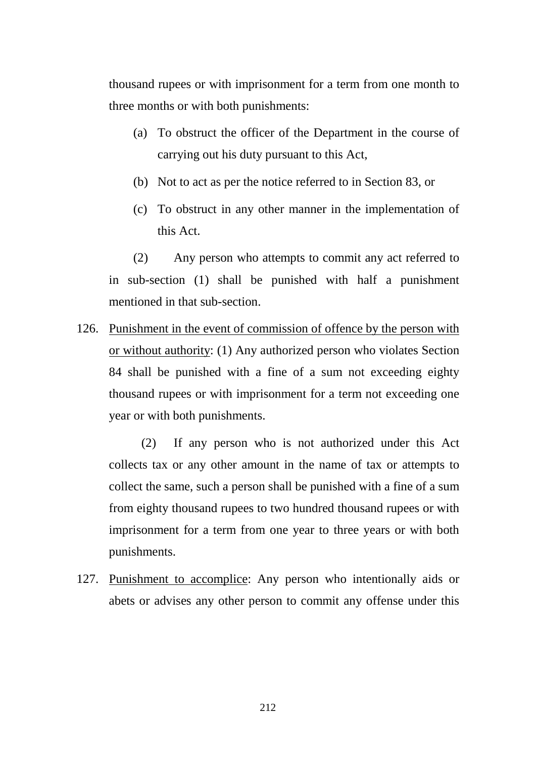thousand rupees or with imprisonment for a term from one month to three months or with both punishments:

(a) To obstruct the officer of the Department in the course of carrying out his duty pursuant to this Act,

(b) Not to act as per the notice referred to in Section 83, or

(c) To obstruct in any other manner in the implementation of this Act.

(2) Any person who attempts to commit any act referred to in sub-section (1) shall be punished with half a punishment mentioned in that sub-section.

126. Punishment in the event of commission of offence by the person with or without authority: (1) Any authorized person who violates Section 84 shall be punished with a fine of a sum not exceeding eighty thousand rupees or with imprisonment for a term not exceeding one year or with both punishments.

(2) If any person who is not authorized under this Act collects tax or any other amount in the name of tax or attempts to collect the same, such a person shall be punished with a fine of a sum from eighty thousand rupees to two hundred thousand rupees or with imprisonment for a term from one year to three years or with both punishments.

127. Punishment to accomplice: Any person who intentionally aids or abets or advises any other person to commit any offense under this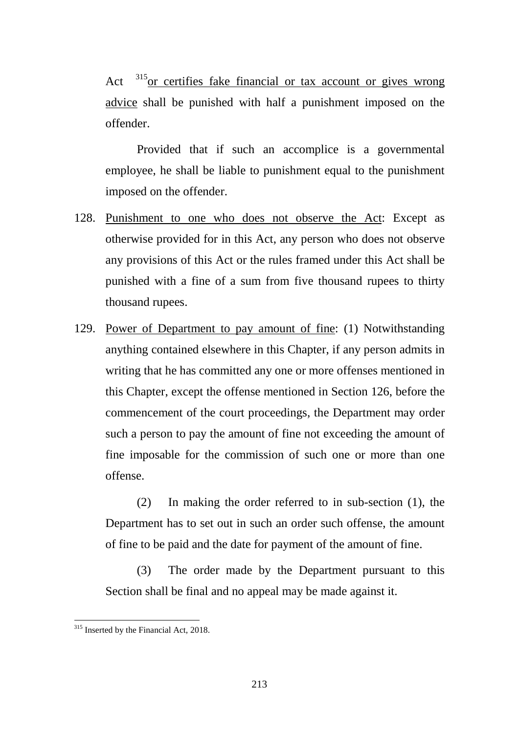Act [315]or certifies fake financial or tax account or gives wrong advice shall be punished with half a punishment imposed on the offender.

Provided that if such an accomplice is a governmental employee, he shall be liable to punishment equal to the punishment imposed on the offender.

128. Punishment to one who does not observe the Act: Except as otherwise provided for in this Act, any person who does not observe any provisions of this Act or the rules framed under this Act shall be punished with a fine of a sum from five thousand rupees to thirty thousand rupees.

129. Power of Department to pay amount of fine: (1) Notwithstanding anything contained elsewhere in this Chapter, if any person admits in writing that he has committed any one or more offenses mentioned in this Chapter, except the offense mentioned in Section 126, before the commencement of the court proceedings, the Department may order such a person to pay the amount of fine not exceeding the amount of fine imposable for the commission of such one or more than one offense.

(2) In making the order referred to in sub-section (1), the Department has to set out in such an order such offense, the amount of fine to be paid and the date for payment of the amount of fine.

(3) The order made by the Department pursuant to this Section shall be final and no appeal may be made against it.

[315] Inserted by the Financial Act, 2018.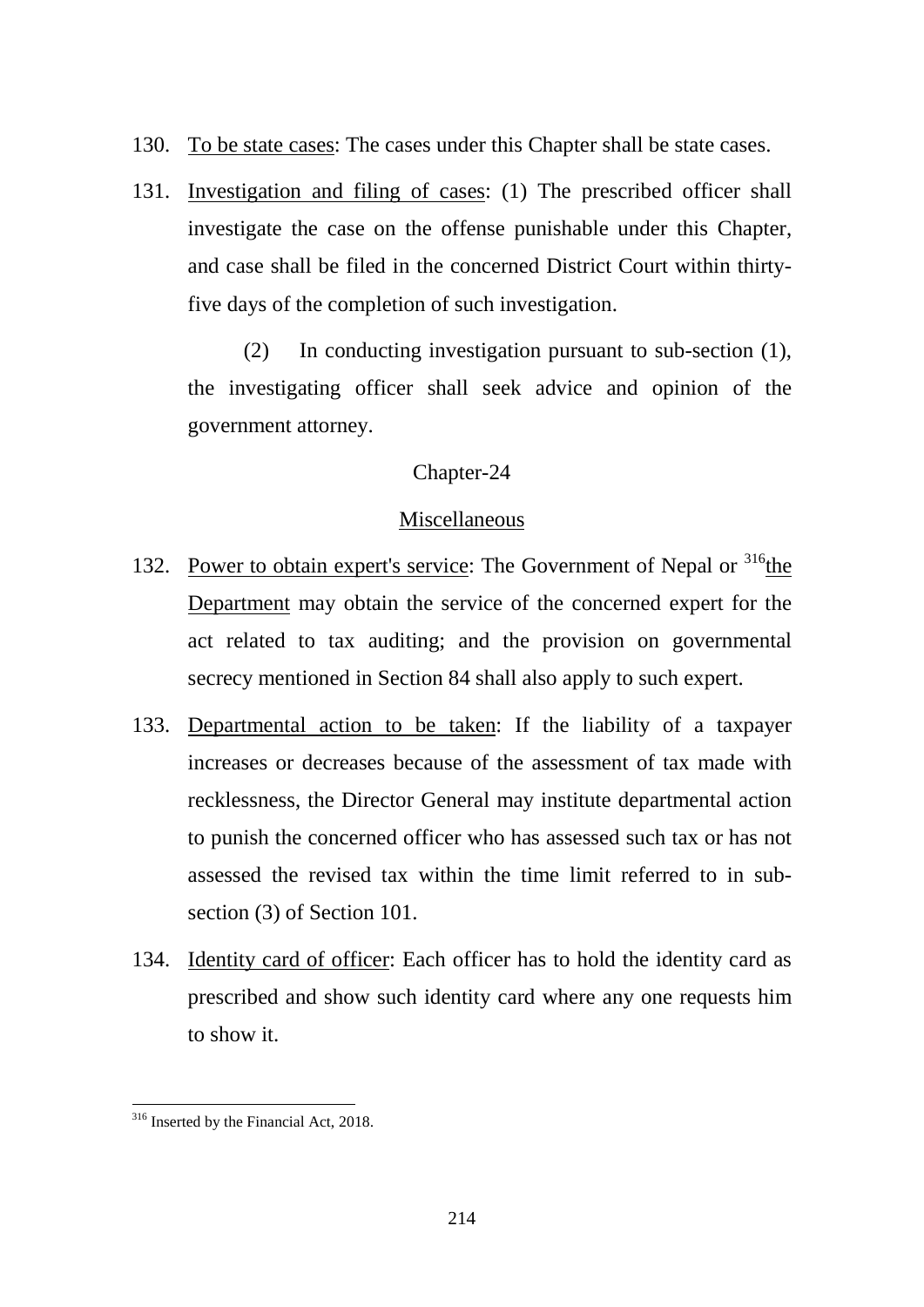130. To be state cases: The cases under this Chapter shall be state cases.

131. Investigation and filing of cases: (1) The prescribed officer shall investigate the case on the offense punishable under this Chapter, and case shall be filed in the concerned District Court within thirty-five days of the completion of such investigation.

(2) In conducting investigation pursuant to sub-section (1), the investigating officer shall seek advice and opinion of the government attorney.

## Chapter-24

## Miscellaneous

132. Power to obtain expert's service: The Government of Nepal or [316]the Department may obtain the service of the concerned expert for the act related to tax auditing; and the provision on governmental secrecy mentioned in Section 84 shall also apply to such expert.

133. Departmental action to be taken: If the liability of a taxpayer increases or decreases because of the assessment of tax made with recklessness, the Director General may institute departmental action to punish the concerned officer who has assessed such tax or has not assessed the revised tax within the time limit referred to in sub-section (3) of Section 101.

134. Identity card of officer: Each officer has to hold the identity card as prescribed and show such identity card where any one requests him to show it.

---

[316] Inserted by the Financial Act, 2018.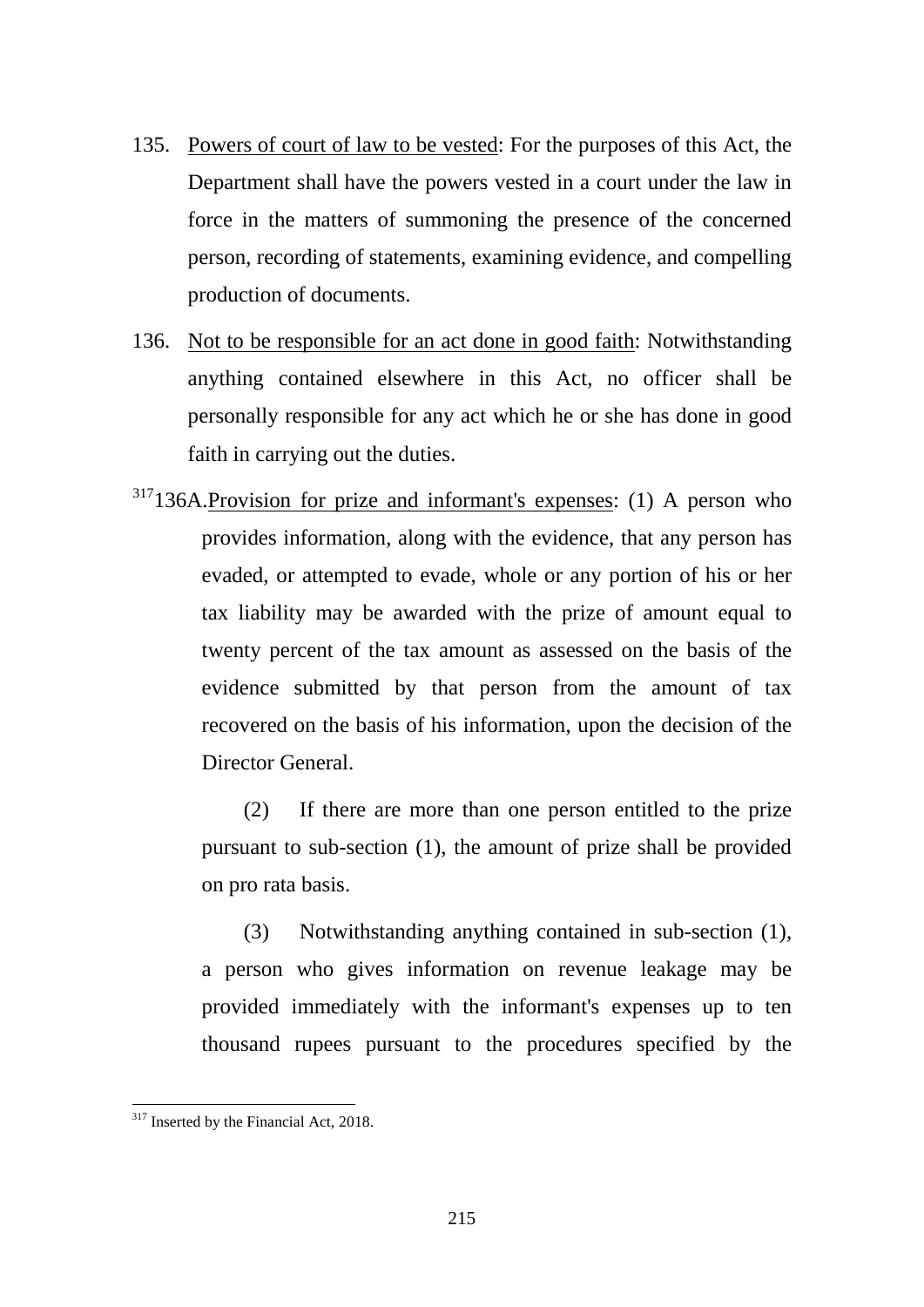135. Powers of court of law to be vested: For the purposes of this Act, the Department shall have the powers vested in a court under the law in force in the matters of summoning the presence of the concerned person, recording of statements, examining evidence, and compelling production of documents.

136. Not to be responsible for an act done in good faith: Notwithstanding anything contained elsewhere in this Act, no officer shall be personally responsible for any act which he or she has done in good faith in carrying out the duties.

[317]136A. Provision for prize and informant's expenses: (1) A person who provides information, along with the evidence, that any person has evaded, or attempted to evade, whole or any portion of his or her tax liability may be awarded with the prize of amount equal to twenty percent of the tax amount as assessed on the basis of the evidence submitted by that person from the amount of tax recovered on the basis of his information, upon the decision of the Director General.

(2) If there are more than one person entitled to the prize pursuant to sub-section (1), the amount of prize shall be provided on pro rata basis.

(3) Notwithstanding anything contained in sub-section (1), a person who gives information on revenue leakage may be provided immediately with the informant's expenses up to ten thousand rupees pursuant to the procedures specified by the

---

[317] Inserted by the Financial Act, 2018.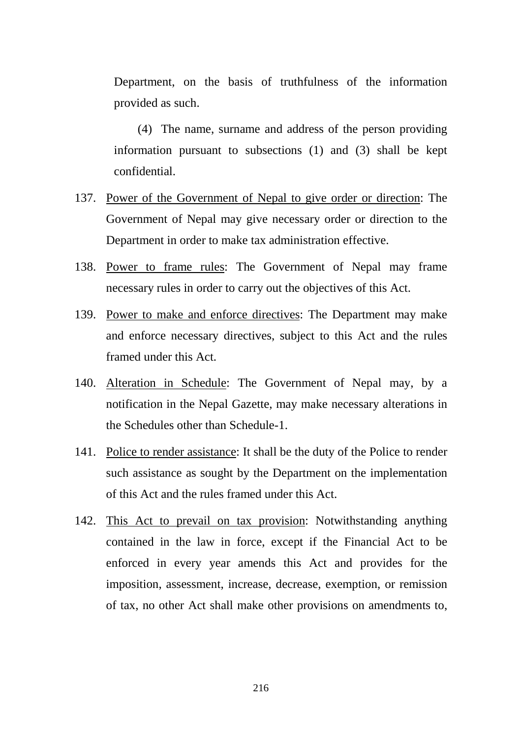Department, on the basis of truthfulness of the information provided as such.

(4) The name, surname and address of the person providing information pursuant to subsections (1) and (3) shall be kept confidential.

137. Power of the Government of Nepal to give order or direction: The Government of Nepal may give necessary order or direction to the Department in order to make tax administration effective.

138. Power to frame rules: The Government of Nepal may frame necessary rules in order to carry out the objectives of this Act.

139. Power to make and enforce directives: The Department may make and enforce necessary directives, subject to this Act and the rules framed under this Act.

140. Alteration in Schedule: The Government of Nepal may, by a notification in the Nepal Gazette, may make necessary alterations in the Schedules other than Schedule-1.

141. Police to render assistance: It shall be the duty of the Police to render such assistance as sought by the Department on the implementation of this Act and the rules framed under this Act.

142. This Act to prevail on tax provision: Notwithstanding anything contained in the law in force, except if the Financial Act to be enforced in every year amends this Act and provides for the imposition, assessment, increase, decrease, exemption, or remission of tax, no other Act shall make other provisions on amendments to,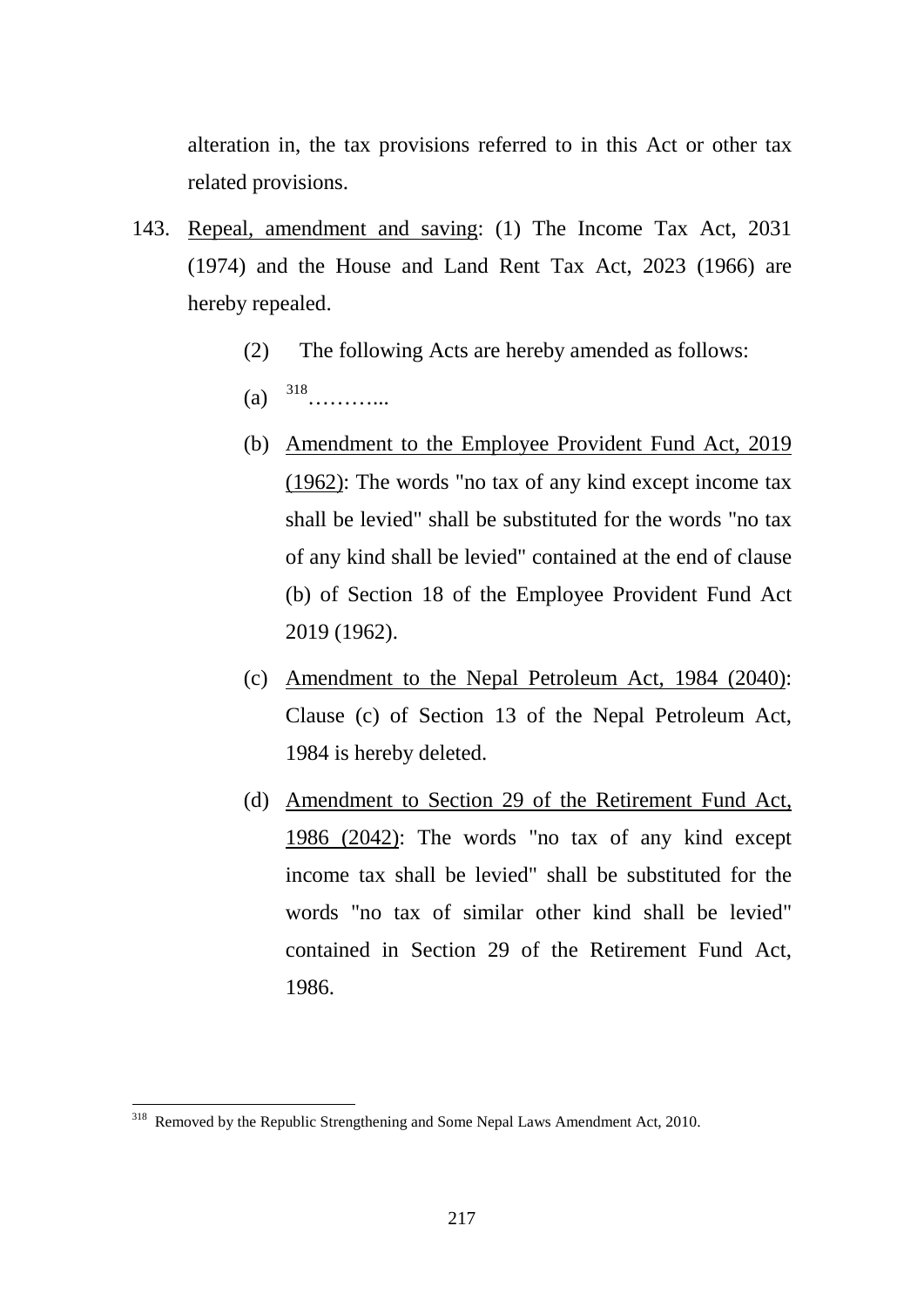alteration in, the tax provisions referred to in this Act or other tax related provisions.

143. Repeal, amendment and saving: (1) The Income Tax Act, 2031 (1974) and the House and Land Rent Tax Act, 2023 (1966) are hereby repealed.

(2) The following Acts are hereby amended as follows:

(a) [318]………...

(b) Amendment to the Employee Provident Fund Act, 2019 (1962): The words "no tax of any kind except income tax shall be levied" shall be substituted for the words "no tax of any kind shall be levied" contained at the end of clause (b) of Section 18 of the Employee Provident Fund Act 2019 (1962).

(c) Amendment to the Nepal Petroleum Act, 1984 (2040): Clause (c) of Section 13 of the Nepal Petroleum Act, 1984 is hereby deleted.

(d) Amendment to Section 29 of the Retirement Fund Act, 1986 (2042): The words "no tax of any kind except income tax shall be levied" shall be substituted for the words "no tax of similar other kind shall be levied" contained in Section 29 of the Retirement Fund Act, 1986.

---

[318] Removed by the Republic Strengthening and Some Nepal Laws Amendment Act, 2010.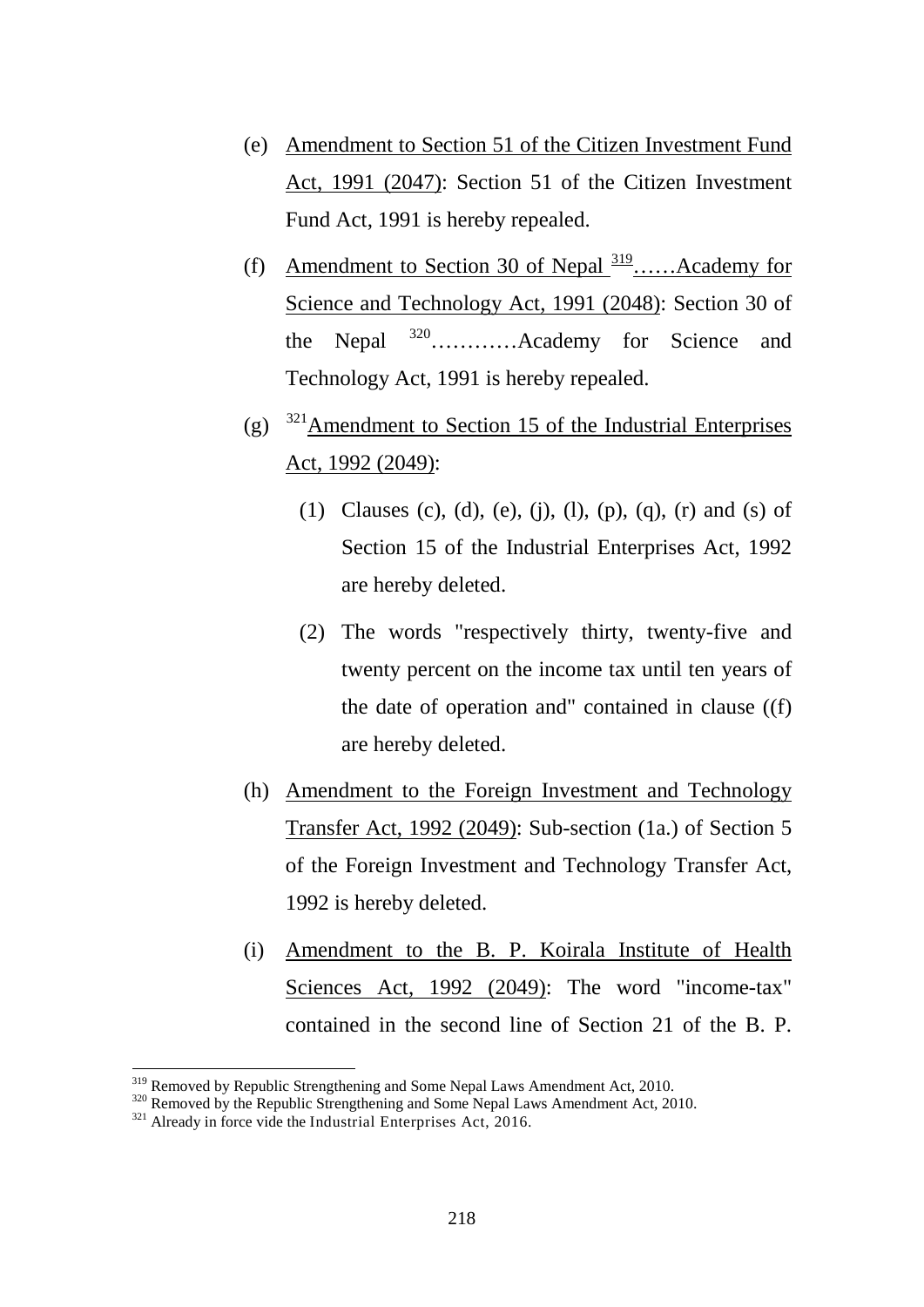(e) Amendment to Section 51 of the Citizen Investment Fund Act, 1991 (2047): Section 51 of the Citizen Investment Fund Act, 1991 is hereby repealed.

(f) Amendment to Section 30 of Nepal [319]……Academy for Science and Technology Act, 1991 (2048): Section 30 of the Nepal [320]…………Academy for Science and Technology Act, 1991 is hereby repealed.

(g) [321]Amendment to Section 15 of the Industrial Enterprises Act, 1992 (2049):

  (1) Clauses (c), (d), (e), (j), (l), (p), (q), (r) and (s) of Section 15 of the Industrial Enterprises Act, 1992 are hereby deleted.

  (2) The words "respectively thirty, twenty-five and twenty percent on the income tax until ten years of the date of operation and" contained in clause ((f) are hereby deleted.

(h) Amendment to the Foreign Investment and Technology Transfer Act, 1992 (2049): Sub-section (1a.) of Section 5 of the Foreign Investment and Technology Transfer Act, 1992 is hereby deleted.

(i) Amendment to the B. P. Koirala Institute of Health Sciences Act, 1992 (2049): The word "income-tax" contained in the second line of Section 21 of the B. P.

---

[319] Removed by Republic Strengthening and Some Nepal Laws Amendment Act, 2010.
[320] Removed by the Republic Strengthening and Some Nepal Laws Amendment Act, 2010.
[321] Already in force vide the Industrial Enterprises Act, 2016.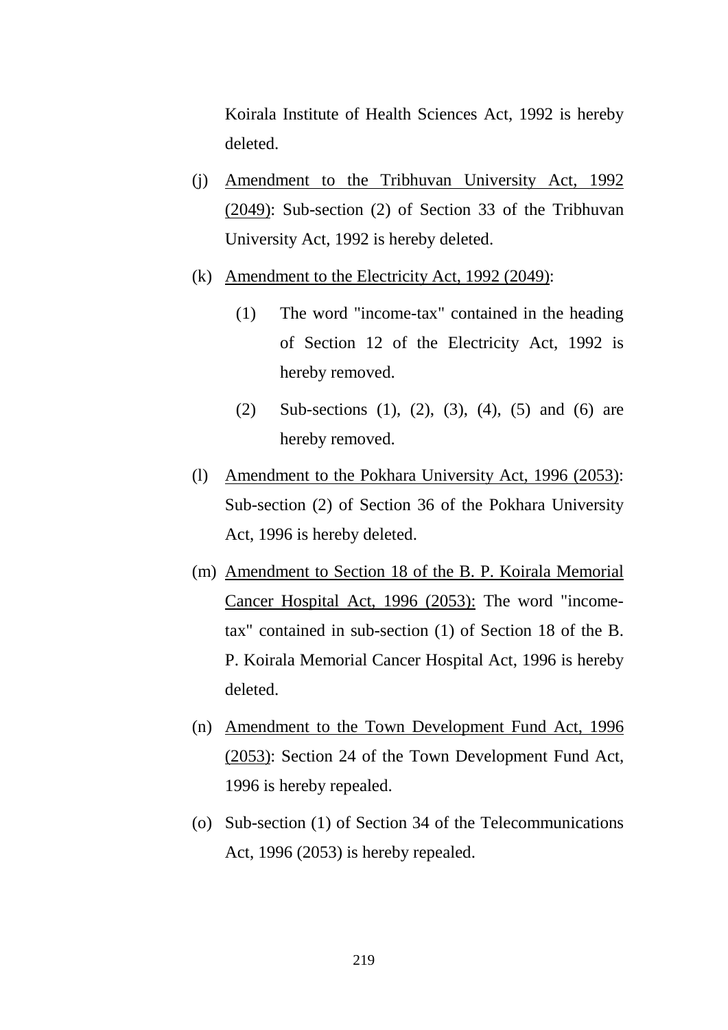Koirala Institute of Health Sciences Act, 1992 is hereby deleted.

(j) <u>Amendment to the Tribhuvan University Act, 1992 (2049)</u>: Sub-section (2) of Section 33 of the Tribhuvan University Act, 1992 is hereby deleted.

(k) <u>Amendment to the Electricity Act, 1992 (2049)</u>:

   (1) The word "income-tax" contained in the heading of Section 12 of the Electricity Act, 1992 is hereby removed.

   (2) Sub-sections (1), (2), (3), (4), (5) and (6) are hereby removed.

(l) <u>Amendment to the Pokhara University Act, 1996 (2053)</u>: Sub-section (2) of Section 36 of the Pokhara University Act, 1996 is hereby deleted.

(m) <u>Amendment to Section 18 of the B. P. Koirala Memorial Cancer Hospital Act, 1996 (2053):</u> The word "income-tax" contained in sub-section (1) of Section 18 of the B. P. Koirala Memorial Cancer Hospital Act, 1996 is hereby deleted.

(n) <u>Amendment to the Town Development Fund Act, 1996 (2053)</u>: Section 24 of the Town Development Fund Act, 1996 is hereby repealed.

(o) Sub-section (1) of Section 34 of the Telecommunications Act, 1996 (2053) is hereby repealed.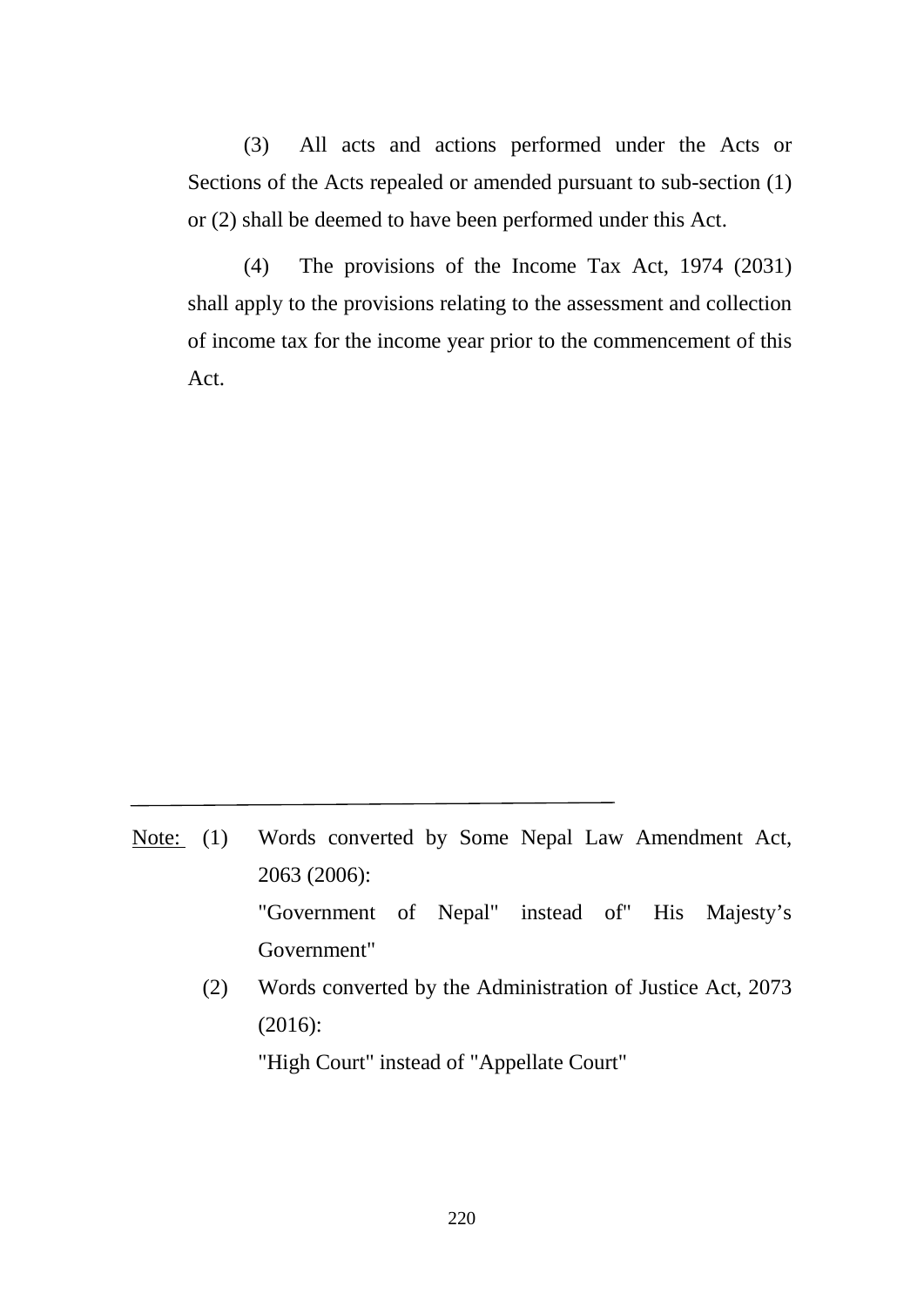(3) All acts and actions performed under the Acts or Sections of the Acts repealed or amended pursuant to sub-section (1) or (2) shall be deemed to have been performed under this Act.

(4) The provisions of the Income Tax Act, 1974 (2031) shall apply to the provisions relating to the assessment and collection of income tax for the income year prior to the commencement of this Act.

---

Note: (1) Words converted by Some Nepal Law Amendment Act, 2063 (2006):
"Government of Nepal" instead of" His Majesty's Government"

(2) Words converted by the Administration of Justice Act, 2073 (2016):
"High Court" instead of "Appellate Court"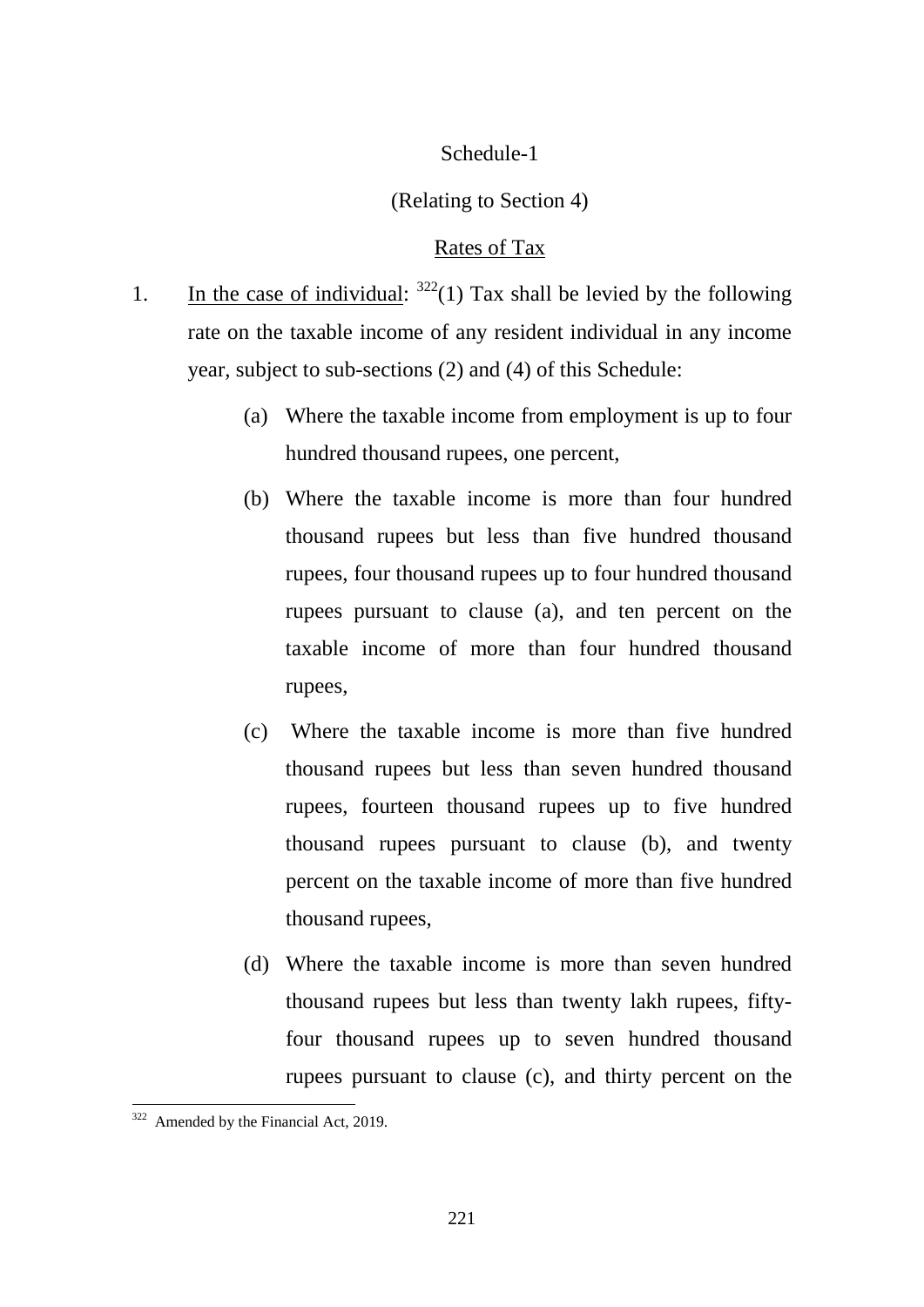Schedule-1

(Relating to Section 4)

Rates of Tax

1. In the case of individual: [322](1) Tax shall be levied by the following rate on the taxable income of any resident individual in any income year, subject to sub-sections (2) and (4) of this Schedule:

   (a) Where the taxable income from employment is up to four hundred thousand rupees, one percent,

   (b) Where the taxable income is more than four hundred thousand rupees but less than five hundred thousand rupees, four thousand rupees up to four hundred thousand rupees pursuant to clause (a), and ten percent on the taxable income of more than four hundred thousand rupees,

   (c) Where the taxable income is more than five hundred thousand rupees but less than seven hundred thousand rupees, fourteen thousand rupees up to five hundred thousand rupees pursuant to clause (b), and twenty percent on the taxable income of more than five hundred thousand rupees,

   (d) Where the taxable income is more than seven hundred thousand rupees but less than twenty lakh rupees, fifty-four thousand rupees up to seven hundred thousand rupees pursuant to clause (c), and thirty percent on the

---

[322] Amended by the Financial Act, 2019.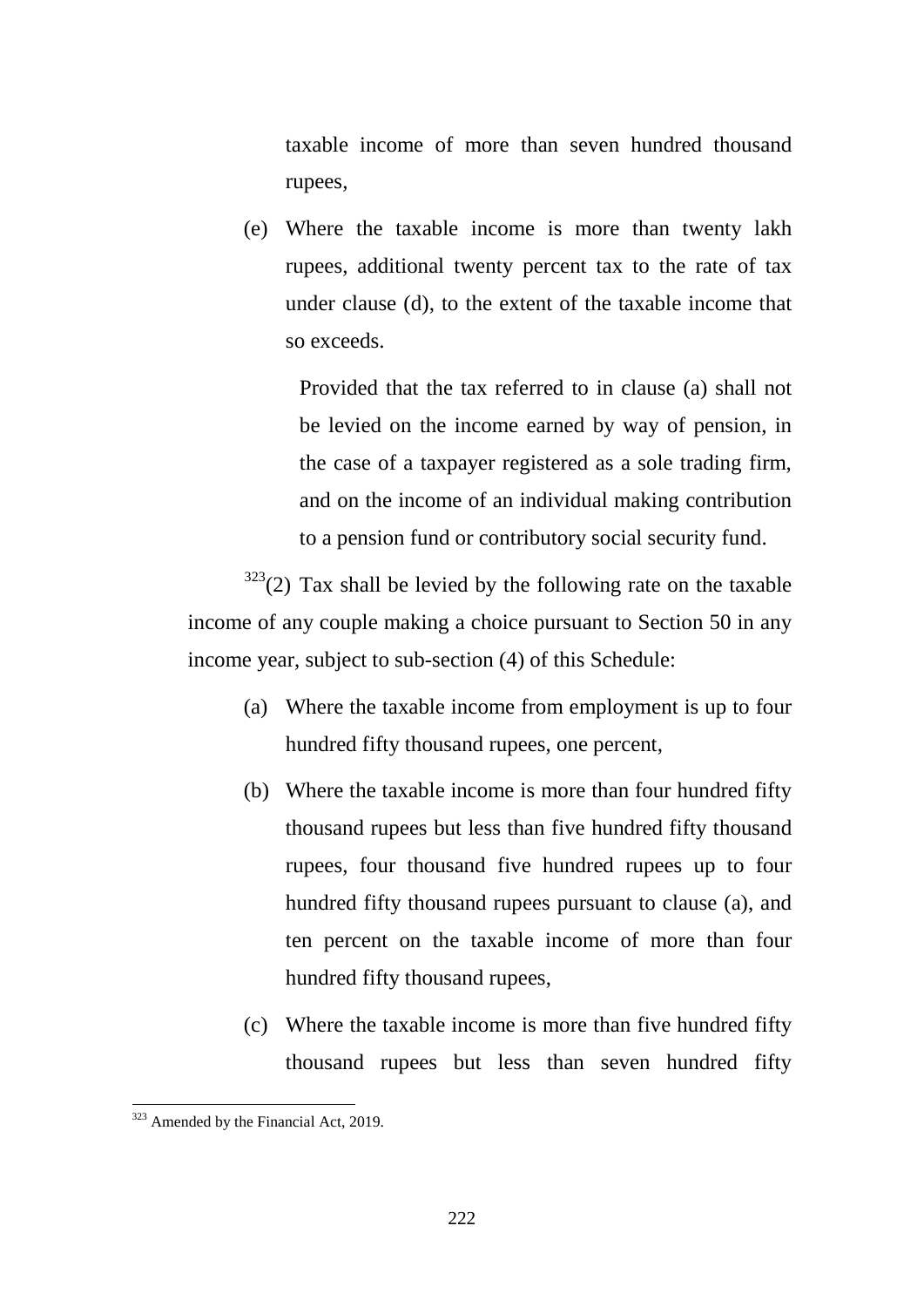taxable income of more than seven hundred thousand rupees,

(e) Where the taxable income is more than twenty lakh rupees, additional twenty percent tax to the rate of tax under clause (d), to the extent of the taxable income that so exceeds.

Provided that the tax referred to in clause (a) shall not be levied on the income earned by way of pension, in the case of a taxpayer registered as a sole trading firm, and on the income of an individual making contribution to a pension fund or contributory social security fund.

[323](2) Tax shall be levied by the following rate on the taxable income of any couple making a choice pursuant to Section 50 in any income year, subject to sub-section (4) of this Schedule:

(a) Where the taxable income from employment is up to four hundred fifty thousand rupees, one percent,

(b) Where the taxable income is more than four hundred fifty thousand rupees but less than five hundred fifty thousand rupees, four thousand five hundred rupees up to four hundred fifty thousand rupees pursuant to clause (a), and ten percent on the taxable income of more than four hundred fifty thousand rupees,

(c) Where the taxable income is more than five hundred fifty thousand rupees but less than seven hundred fifty

---

[323] Amended by the Financial Act, 2019.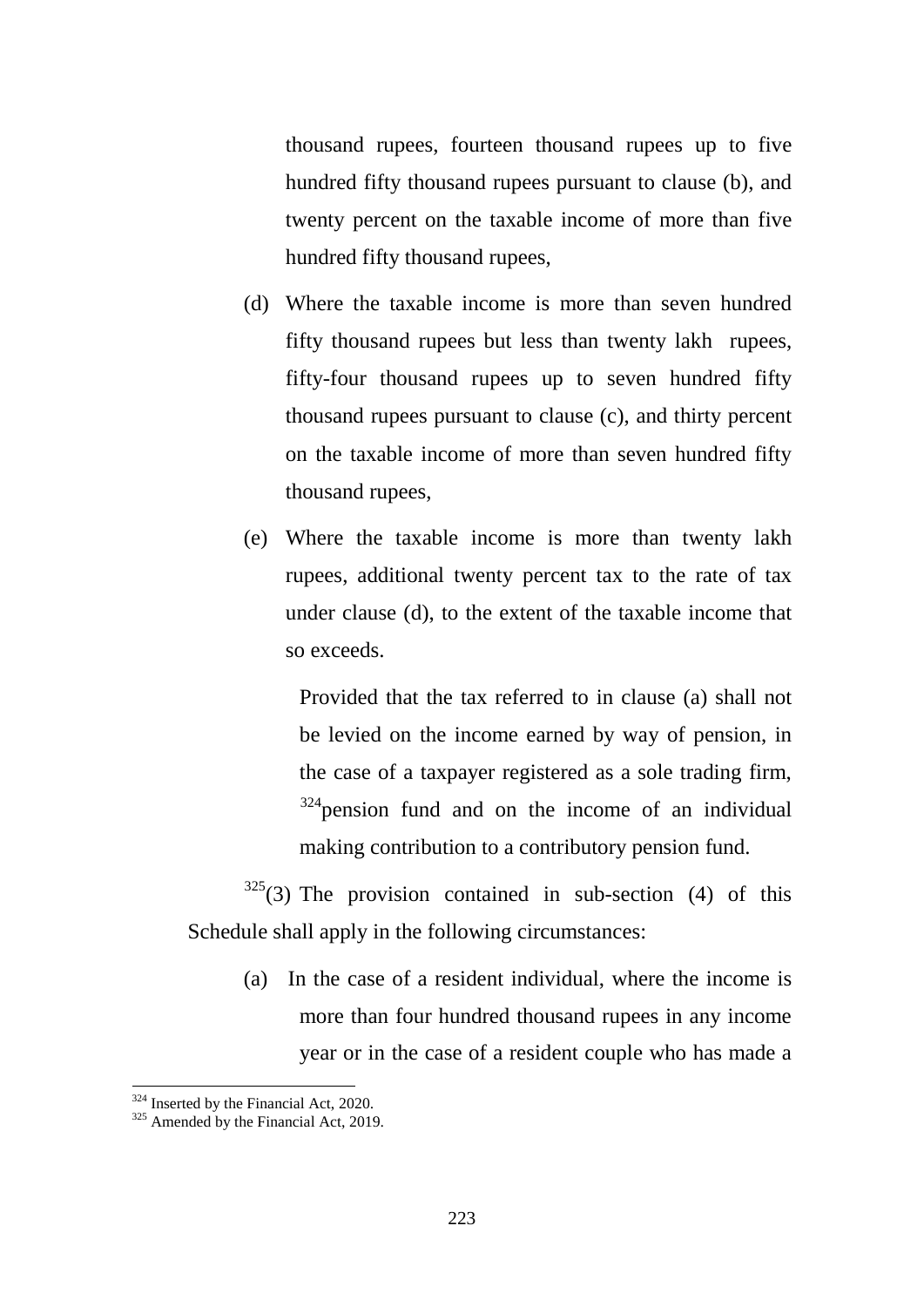thousand rupees, fourteen thousand rupees up to five hundred fifty thousand rupees pursuant to clause (b), and twenty percent on the taxable income of more than five hundred fifty thousand rupees,

(d) Where the taxable income is more than seven hundred fifty thousand rupees but less than twenty lakh rupees, fifty-four thousand rupees up to seven hundred fifty thousand rupees pursuant to clause (c), and thirty percent on the taxable income of more than seven hundred fifty thousand rupees,

(e) Where the taxable income is more than twenty lakh rupees, additional twenty percent tax to the rate of tax under clause (d), to the extent of the taxable income that so exceeds.

Provided that the tax referred to in clause (a) shall not be levied on the income earned by way of pension, in the case of a taxpayer registered as a sole trading firm, [324]pension fund and on the income of an individual making contribution to a contributory pension fund.

[325](3) The provision contained in sub-section (4) of this Schedule shall apply in the following circumstances:

(a) In the case of a resident individual, where the income is more than four hundred thousand rupees in any income year or in the case of a resident couple who has made a

---

[324] Inserted by the Financial Act, 2020.

[325] Amended by the Financial Act, 2019.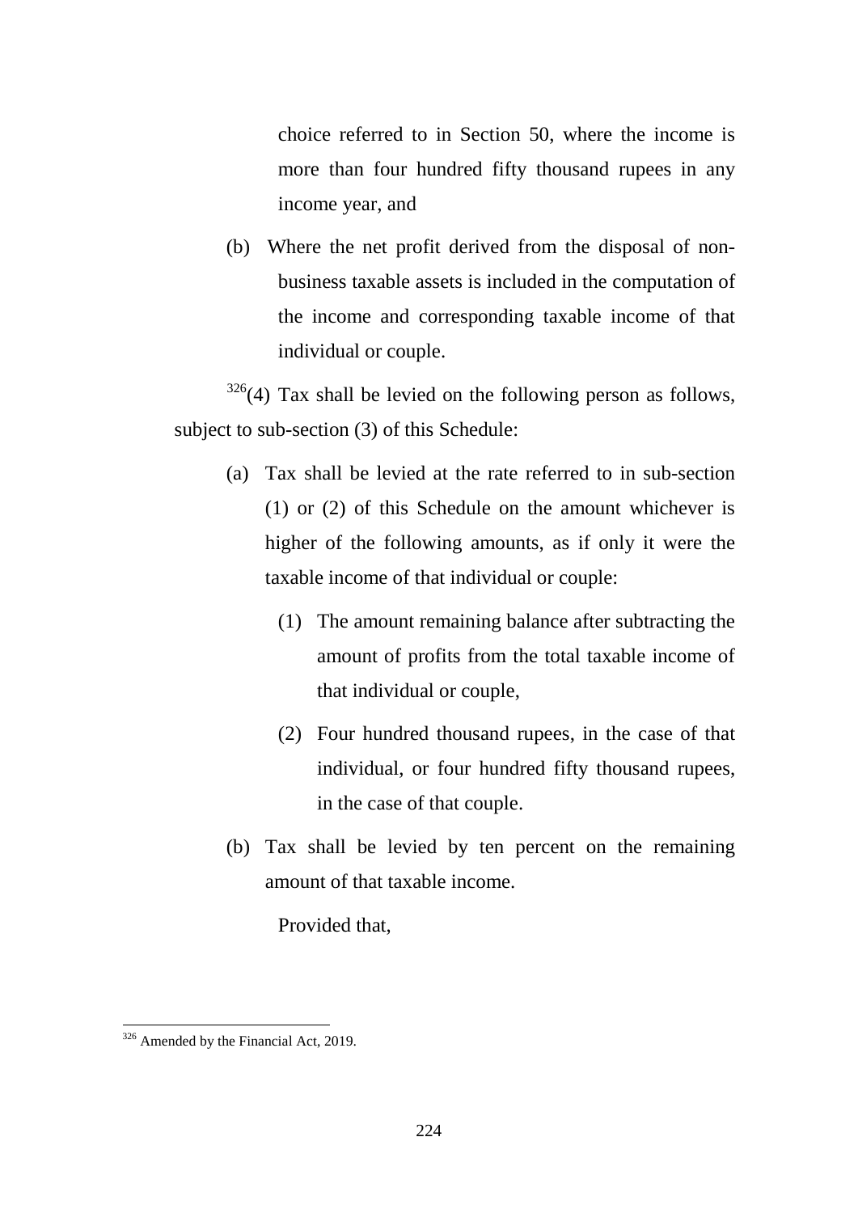choice referred to in Section 50, where the income is more than four hundred fifty thousand rupees in any income year, and

(b) Where the net profit derived from the disposal of non-business taxable assets is included in the computation of the income and corresponding taxable income of that individual or couple.

[326](4) Tax shall be levied on the following person as follows, subject to sub-section (3) of this Schedule:

(a) Tax shall be levied at the rate referred to in sub-section (1) or (2) of this Schedule on the amount whichever is higher of the following amounts, as if only it were the taxable income of that individual or couple:

   (1) The amount remaining balance after subtracting the amount of profits from the total taxable income of that individual or couple,

   (2) Four hundred thousand rupees, in the case of that individual, or four hundred fifty thousand rupees, in the case of that couple.

(b) Tax shall be levied by ten percent on the remaining amount of that taxable income.

Provided that,

---

[326] Amended by the Financial Act, 2019.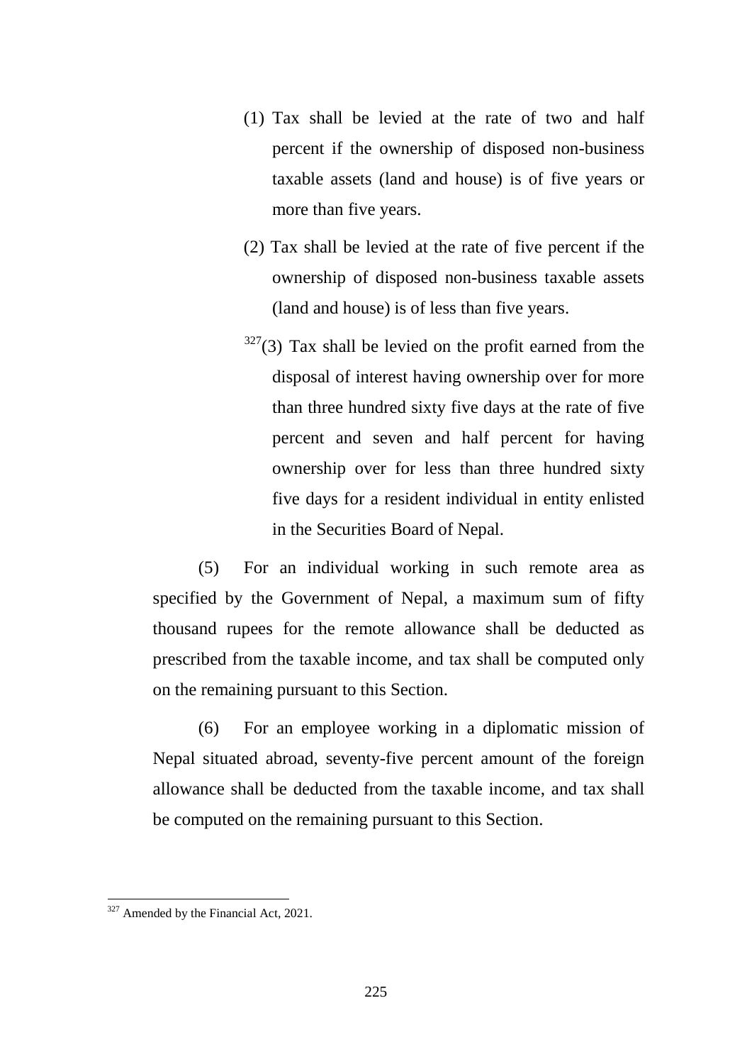(1) Tax shall be levied at the rate of two and half percent if the ownership of disposed non-business taxable assets (land and house) is of five years or more than five years.

(2) Tax shall be levied at the rate of five percent if the ownership of disposed non-business taxable assets (land and house) is of less than five years.

[327](3) Tax shall be levied on the profit earned from the disposal of interest having ownership over for more than three hundred sixty five days at the rate of five percent and seven and half percent for having ownership over for less than three hundred sixty five days for a resident individual in entity enlisted in the Securities Board of Nepal.

(5) For an individual working in such remote area as specified by the Government of Nepal, a maximum sum of fifty thousand rupees for the remote allowance shall be deducted as prescribed from the taxable income, and tax shall be computed only on the remaining pursuant to this Section.

(6) For an employee working in a diplomatic mission of Nepal situated abroad, seventy-five percent amount of the foreign allowance shall be deducted from the taxable income, and tax shall be computed on the remaining pursuant to this Section.

---

[327] Amended by the Financial Act, 2021.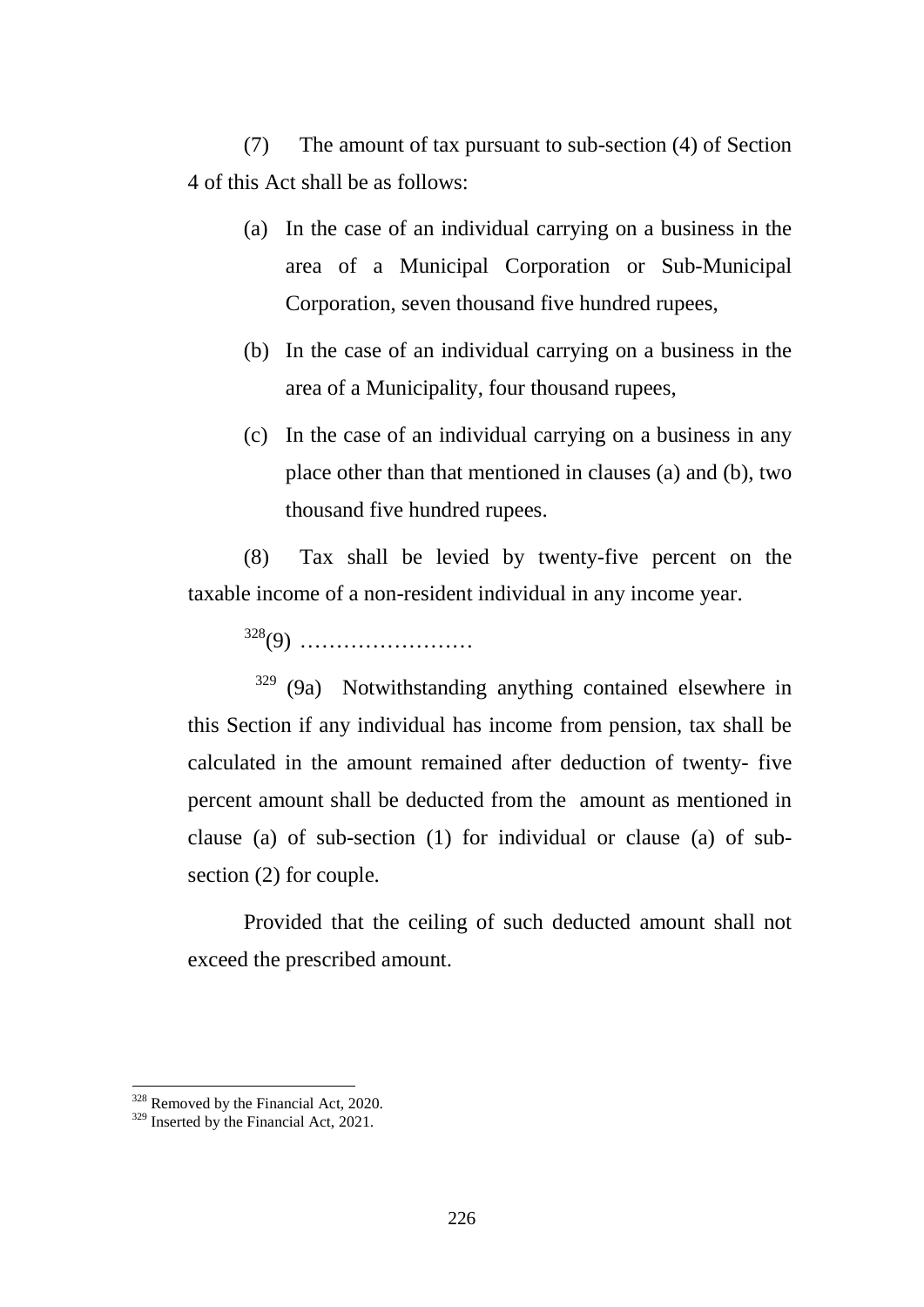(7) The amount of tax pursuant to sub-section (4) of Section 4 of this Act shall be as follows:

(a) In the case of an individual carrying on a business in the area of a Municipal Corporation or Sub-Municipal Corporation, seven thousand five hundred rupees,

(b) In the case of an individual carrying on a business in the area of a Municipality, four thousand rupees,

(c) In the case of an individual carrying on a business in any place other than that mentioned in clauses (a) and (b), two thousand five hundred rupees.

(8) Tax shall be levied by twenty-five percent on the taxable income of a non-resident individual in any income year.

[328](9) ……………………

[329] (9a) Notwithstanding anything contained elsewhere in this Section if any individual has income from pension, tax shall be calculated in the amount remained after deduction of twenty- five percent amount shall be deducted from the amount as mentioned in clause (a) of sub-section (1) for individual or clause (a) of sub-section (2) for couple.

Provided that the ceiling of such deducted amount shall not exceed the prescribed amount.

---

[328] Removed by the Financial Act, 2020.

[329] Inserted by the Financial Act, 2021.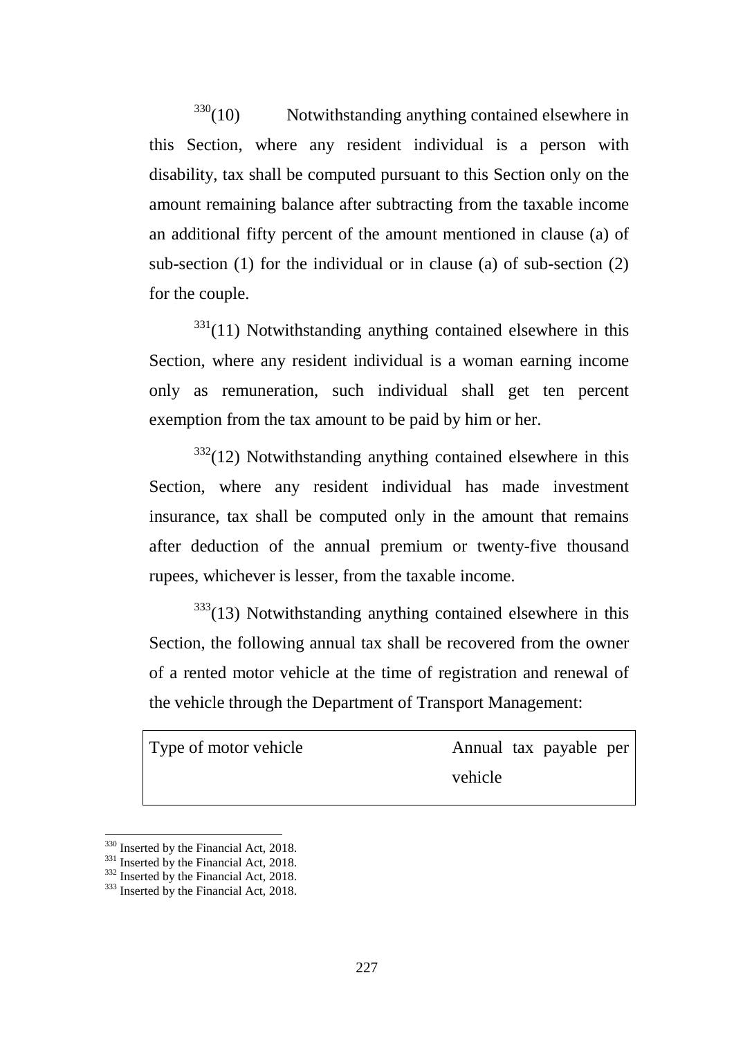[330](10) Notwithstanding anything contained elsewhere in this Section, where any resident individual is a person with disability, tax shall be computed pursuant to this Section only on the amount remaining balance after subtracting from the taxable income an additional fifty percent of the amount mentioned in clause (a) of sub-section (1) for the individual or in clause (a) of sub-section (2) for the couple.

[331](11) Notwithstanding anything contained elsewhere in this Section, where any resident individual is a woman earning income only as remuneration, such individual shall get ten percent exemption from the tax amount to be paid by him or her.

[332](12) Notwithstanding anything contained elsewhere in this Section, where any resident individual has made investment insurance, tax shall be computed only in the amount that remains after deduction of the annual premium or twenty-five thousand rupees, whichever is lesser, from the taxable income.

[333](13) Notwithstanding anything contained elsewhere in this Section, the following annual tax shall be recovered from the owner of a rented motor vehicle at the time of registration and renewal of the vehicle through the Department of Transport Management:

| Type of motor vehicle | Annual tax payable per vehicle |
|---|---|

[330] Inserted by the Financial Act, 2018.
[331] Inserted by the Financial Act, 2018.
[332] Inserted by the Financial Act, 2018.
[333] Inserted by the Financial Act, 2018.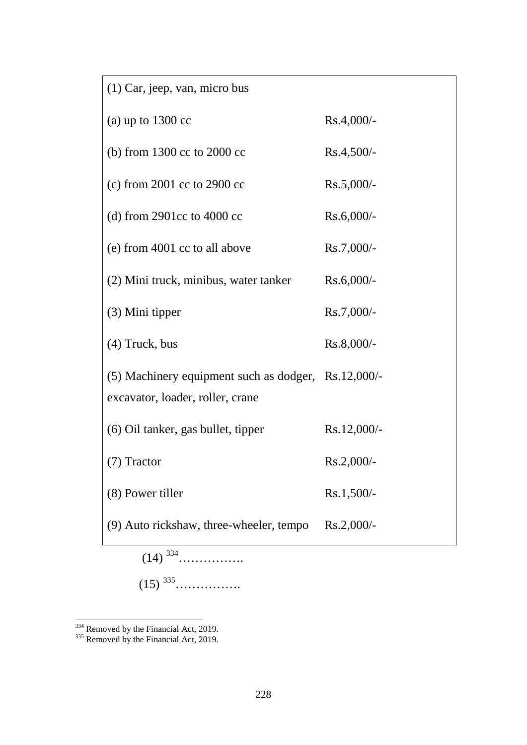| (1) Car, jeep, van, micro bus | |
|---|---|
| (a) up to 1300 cc | Rs.4,000/- |
| (b) from 1300 cc to 2000 cc | Rs.4,500/- |
| (c) from 2001 cc to 2900 cc | Rs.5,000/- |
| (d) from 2901cc to 4000 cc | Rs.6,000/- |
| (e) from 4001 cc to all above | Rs.7,000/- |
| (2) Mini truck, minibus, water tanker | Rs.6,000/- |
| (3) Mini tipper | Rs.7,000/- |
| (4) Truck, bus | Rs.8,000/- |
| (5) Machinery equipment such as dodger, excavator, loader, roller, crane | Rs.12,000/- |
| (6) Oil tanker, gas bullet, tipper | Rs.12,000/- |
| (7) Tractor | Rs.2,000/- |
| (8) Power tiller | Rs.1,500/- |
| (9) Auto rickshaw, three-wheeler, tempo | Rs.2,000/- |

(14) [334]…………….

(15) [335]…………….

---

[334] Removed by the Financial Act, 2019.

[335] Removed by the Financial Act, 2019.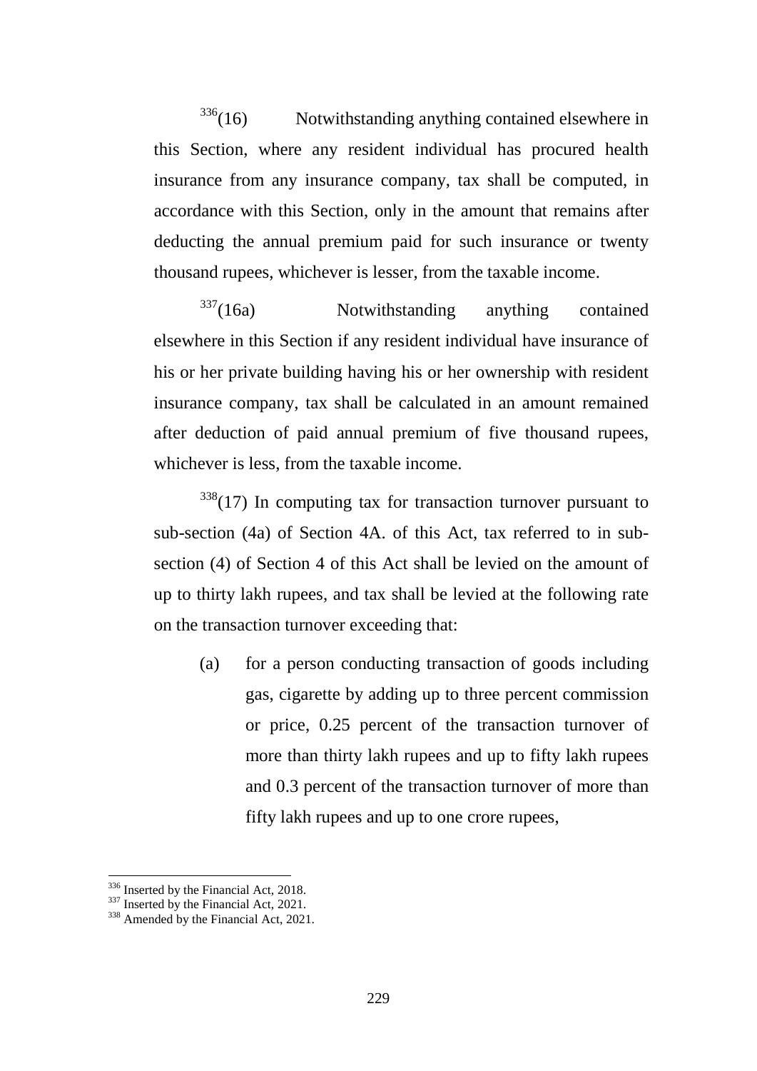[336](16) Notwithstanding anything contained elsewhere in this Section, where any resident individual has procured health insurance from any insurance company, tax shall be computed, in accordance with this Section, only in the amount that remains after deducting the annual premium paid for such insurance or twenty thousand rupees, whichever is lesser, from the taxable income.

[337](16a) Notwithstanding anything contained elsewhere in this Section if any resident individual have insurance of his or her private building having his or her ownership with resident insurance company, tax shall be calculated in an amount remained after deduction of paid annual premium of five thousand rupees, whichever is less, from the taxable income.

[338](17) In computing tax for transaction turnover pursuant to sub-section (4a) of Section 4A. of this Act, tax referred to in sub-section (4) of Section 4 of this Act shall be levied on the amount of up to thirty lakh rupees, and tax shall be levied at the following rate on the transaction turnover exceeding that:

(a) for a person conducting transaction of goods including gas, cigarette by adding up to three percent commission or price, 0.25 percent of the transaction turnover of more than thirty lakh rupees and up to fifty lakh rupees and 0.3 percent of the transaction turnover of more than fifty lakh rupees and up to one crore rupees,

---

[336] Inserted by the Financial Act, 2018.
[337] Inserted by the Financial Act, 2021.
[338] Amended by the Financial Act, 2021.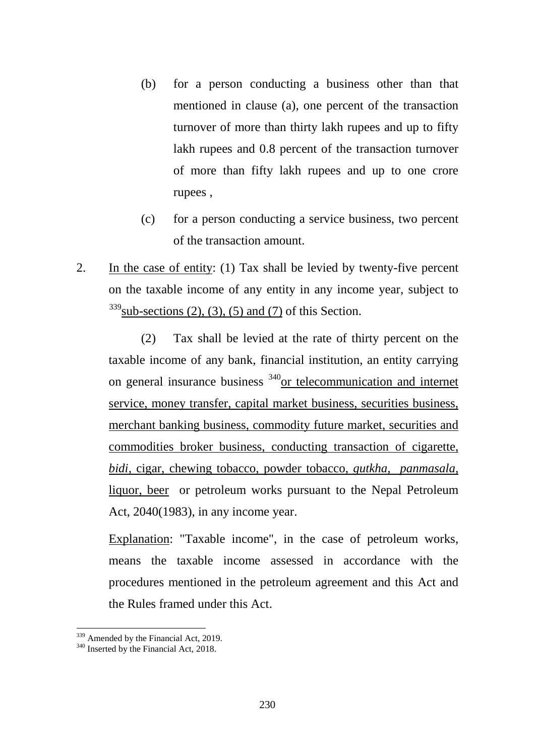(b) for a person conducting a business other than that mentioned in clause (a), one percent of the transaction turnover of more than thirty lakh rupees and up to fifty lakh rupees and 0.8 percent of the transaction turnover of more than fifty lakh rupees and up to one crore rupees ,

(c) for a person conducting a service business, two percent of the transaction amount.

2. In the case of entity: (1) Tax shall be levied by twenty-five percent on the taxable income of any entity in any income year, subject to [339]sub-sections (2), (3), (5) and (7) of this Section.

(2) Tax shall be levied at the rate of thirty percent on the taxable income of any bank, financial institution, an entity carrying on general insurance business [340]or telecommunication and internet service, money transfer, capital market business, securities business, merchant banking business, commodity future market, securities and commodities broker business, conducting transaction of cigarette, *bidi*, cigar, chewing tobacco, powder tobacco, *gutkha*, *panmasala*, liquor, beer or petroleum works pursuant to the Nepal Petroleum Act, 2040(1983), in any income year.

Explanation: "Taxable income", in the case of petroleum works, means the taxable income assessed in accordance with the procedures mentioned in the petroleum agreement and this Act and the Rules framed under this Act.

---

[339] Amended by the Financial Act, 2019.

[340] Inserted by the Financial Act, 2018.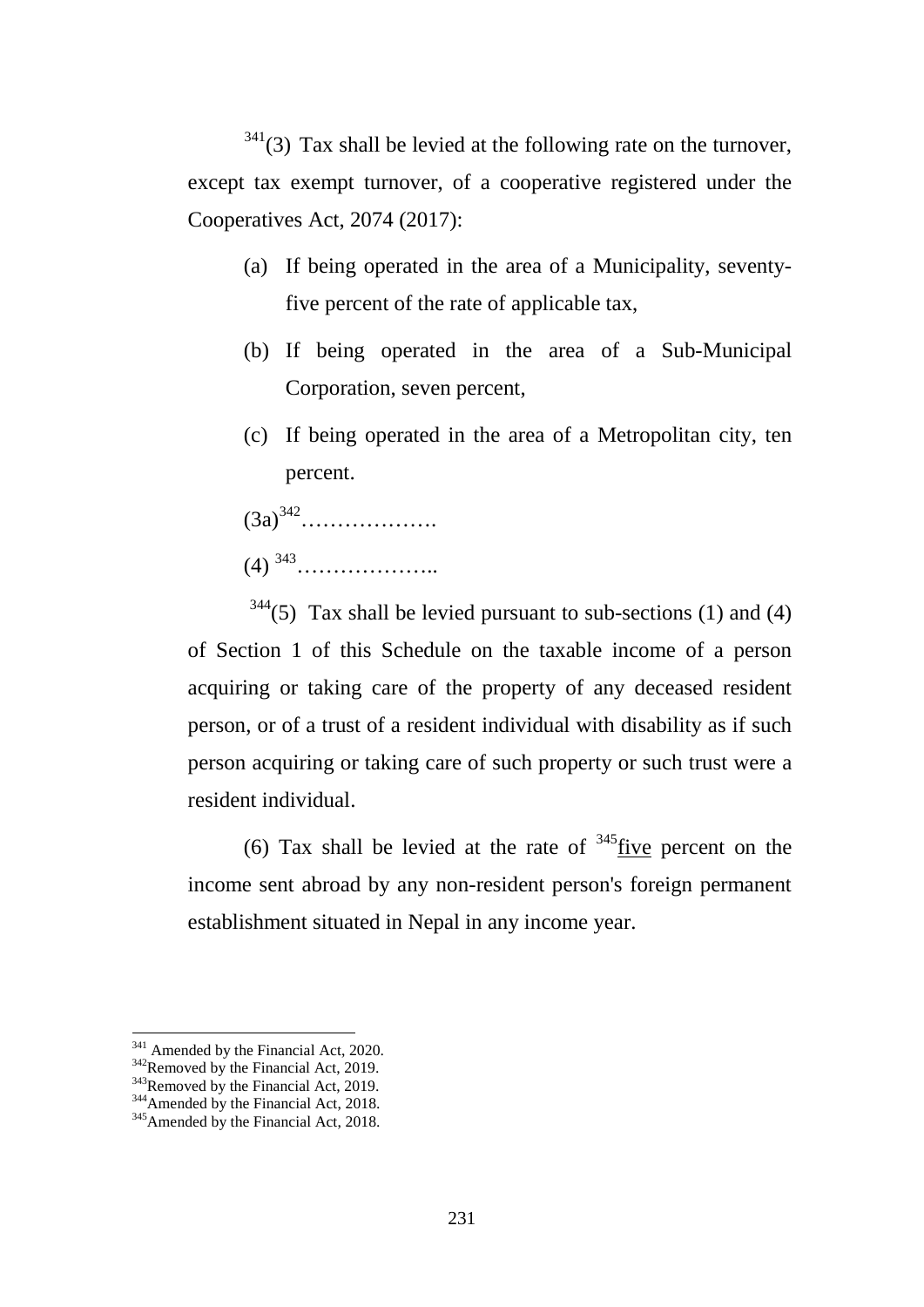[341](3) Tax shall be levied at the following rate on the turnover, except tax exempt turnover, of a cooperative registered under the Cooperatives Act, 2074 (2017):

(a) If being operated in the area of a Municipality, seventy-five percent of the rate of applicable tax,

(b) If being operated in the area of a Sub-Municipal Corporation, seven percent,

(c) If being operated in the area of a Metropolitan city, ten percent.

(3a)[342]……………….

(4) [343]………………..

[344](5) Tax shall be levied pursuant to sub-sections (1) and (4) of Section 1 of this Schedule on the taxable income of a person acquiring or taking care of the property of any deceased resident person, or of a trust of a resident individual with disability as if such person acquiring or taking care of such property or such trust were a resident individual.

(6) Tax shall be levied at the rate of [345]<u>five</u> percent on the income sent abroad by any non-resident person's foreign permanent establishment situated in Nepal in any income year.

---

[341] Amended by the Financial Act, 2020.
[342] Removed by the Financial Act, 2019.
[343] Removed by the Financial Act, 2019.
[344] Amended by the Financial Act, 2018.
[345] Amended by the Financial Act, 2018.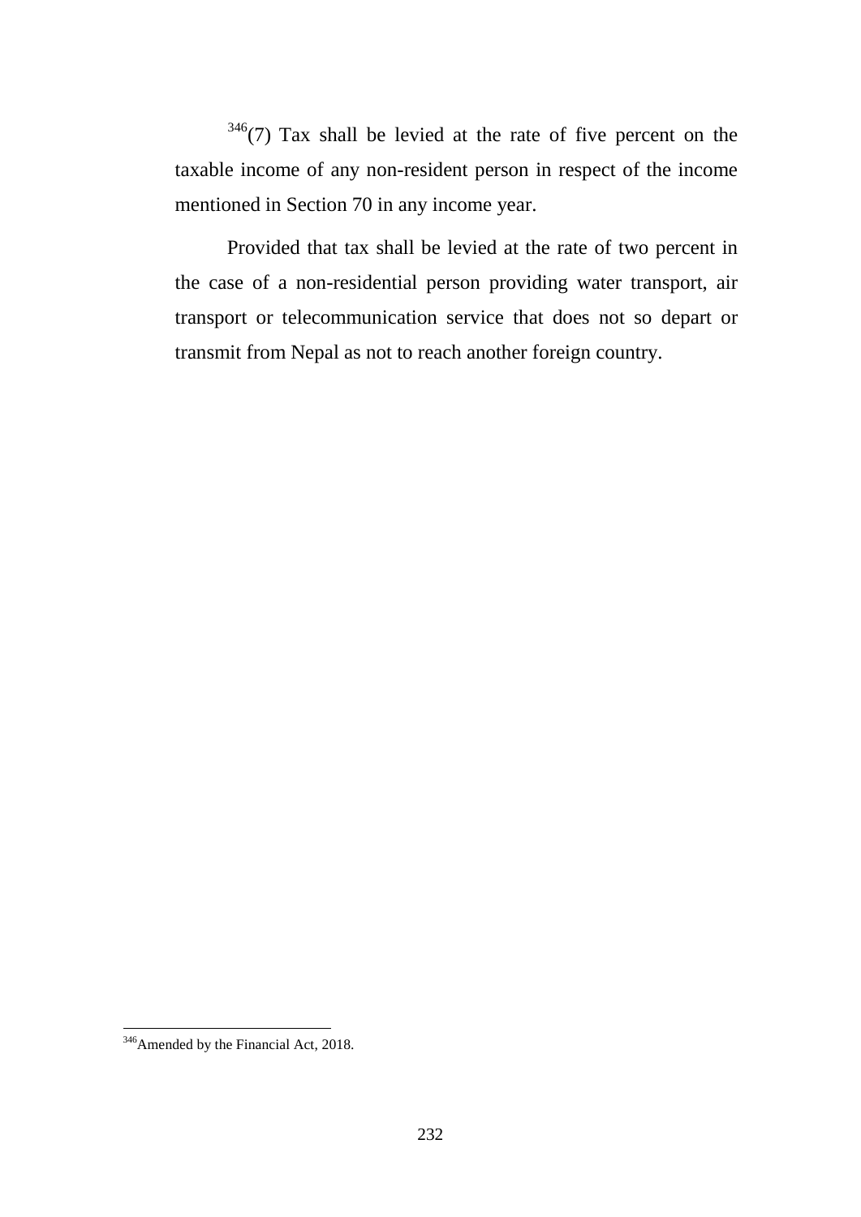[346](7) Tax shall be levied at the rate of five percent on the taxable income of any non-resident person in respect of the income mentioned in Section 70 in any income year.

Provided that tax shall be levied at the rate of two percent in the case of a non-residential person providing water transport, air transport or telecommunication service that does not so depart or transmit from Nepal as not to reach another foreign country.

---

[346]Amended by the Financial Act, 2018.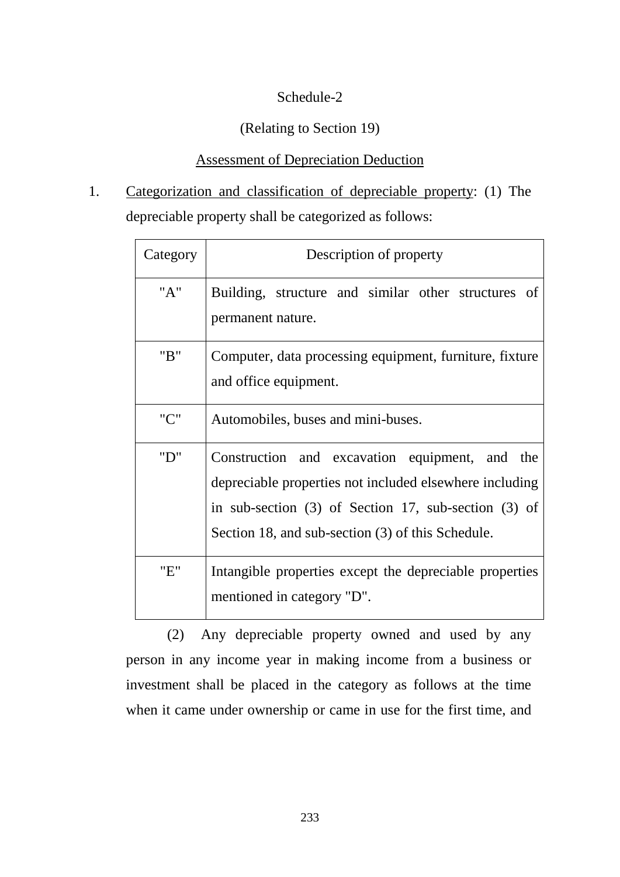Schedule-2

(Relating to Section 19)

Assessment of Depreciation Deduction

1. Categorization and classification of depreciable property: (1) The depreciable property shall be categorized as follows:

| Category | Description of property |
|---|---|
| "A" | Building, structure and similar other structures of permanent nature. |
| "B" | Computer, data processing equipment, furniture, fixture and office equipment. |
| "C" | Automobiles, buses and mini-buses. |
| "D" | Construction and excavation equipment, and the depreciable properties not included elsewhere including in sub-section (3) of Section 17, sub-section (3) of Section 18, and sub-section (3) of this Schedule. |
| "E" | Intangible properties except the depreciable properties mentioned in category "D". |

(2) Any depreciable property owned and used by any person in any income year in making income from a business or investment shall be placed in the category as follows at the time when it came under ownership or came in use for the first time, and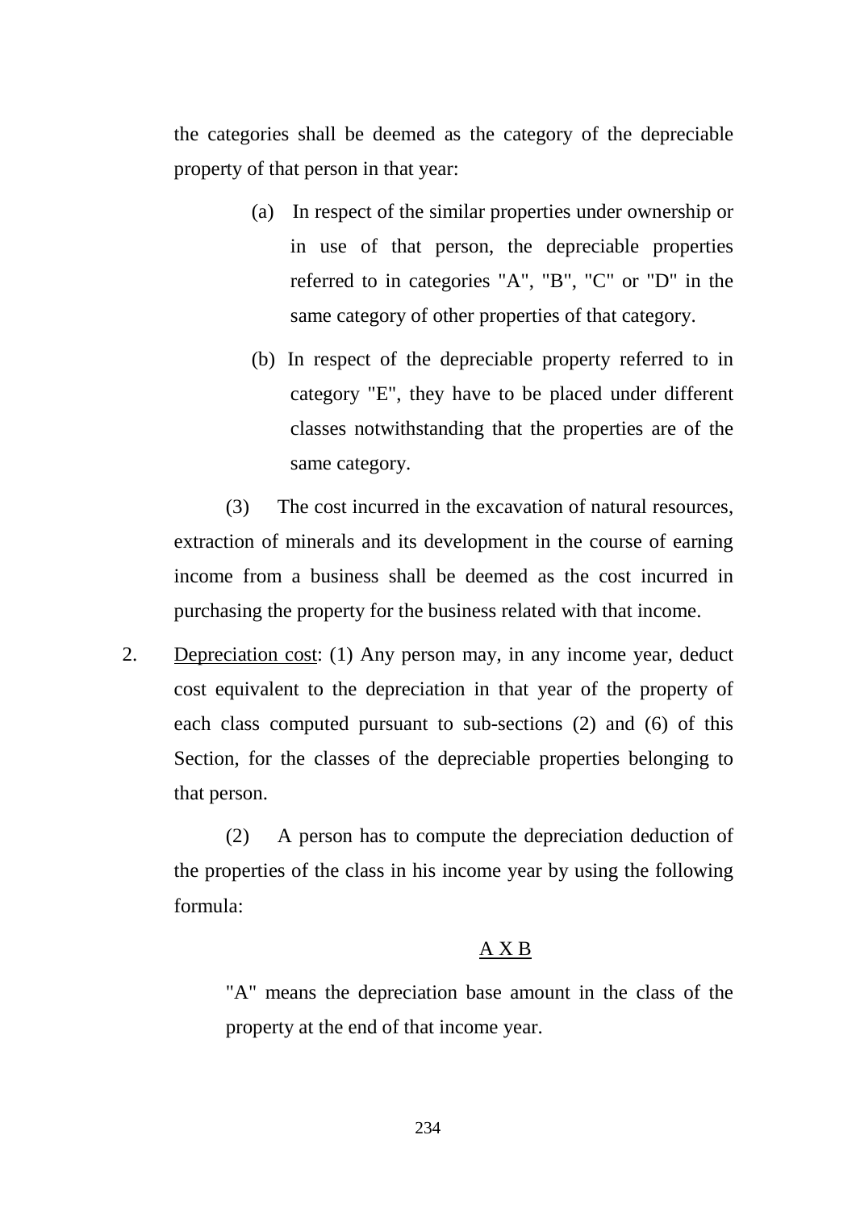the categories shall be deemed as the category of the depreciable property of that person in that year:

(a) In respect of the similar properties under ownership or in use of that person, the depreciable properties referred to in categories "A", "B", "C" or "D" in the same category of other properties of that category.

(b) In respect of the depreciable property referred to in category "E", they have to be placed under different classes notwithstanding that the properties are of the same category.

(3) The cost incurred in the excavation of natural resources, extraction of minerals and its development in the course of earning income from a business shall be deemed as the cost incurred in purchasing the property for the business related with that income.

2. <u>Depreciation cost</u>: (1) Any person may, in any income year, deduct cost equivalent to the depreciation in that year of the property of each class computed pursuant to sub-sections (2) and (6) of this Section, for the classes of the depreciable properties belonging to that person.

(2) A person has to compute the depreciation deduction of the properties of the class in his income year by using the following formula:

<u>A X B</u>

"A" means the depreciation base amount in the class of the property at the end of that income year.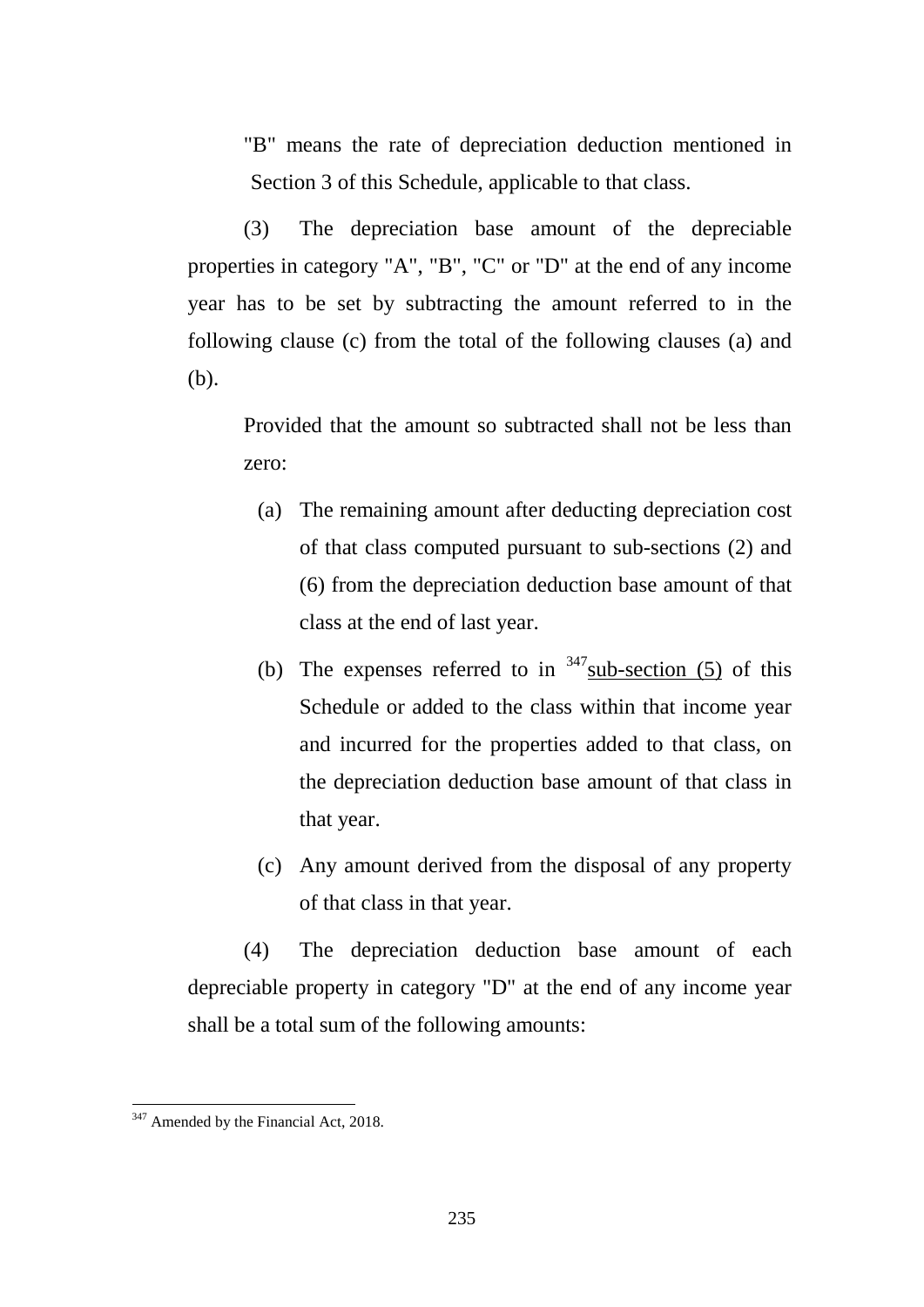"B" means the rate of depreciation deduction mentioned in Section 3 of this Schedule, applicable to that class.

(3) The depreciation base amount of the depreciable properties in category "A", "B", "C" or "D" at the end of any income year has to be set by subtracting the amount referred to in the following clause (c) from the total of the following clauses (a) and (b).

Provided that the amount so subtracted shall not be less than zero:

(a) The remaining amount after deducting depreciation cost of that class computed pursuant to sub-sections (2) and (6) from the depreciation deduction base amount of that class at the end of last year.

(b) The expenses referred to in [347]sub-section (5) of this Schedule or added to the class within that income year and incurred for the properties added to that class, on the depreciation deduction base amount of that class in that year.

(c) Any amount derived from the disposal of any property of that class in that year.

(4) The depreciation deduction base amount of each depreciable property in category "D" at the end of any income year shall be a total sum of the following amounts:

---

[347] Amended by the Financial Act, 2018.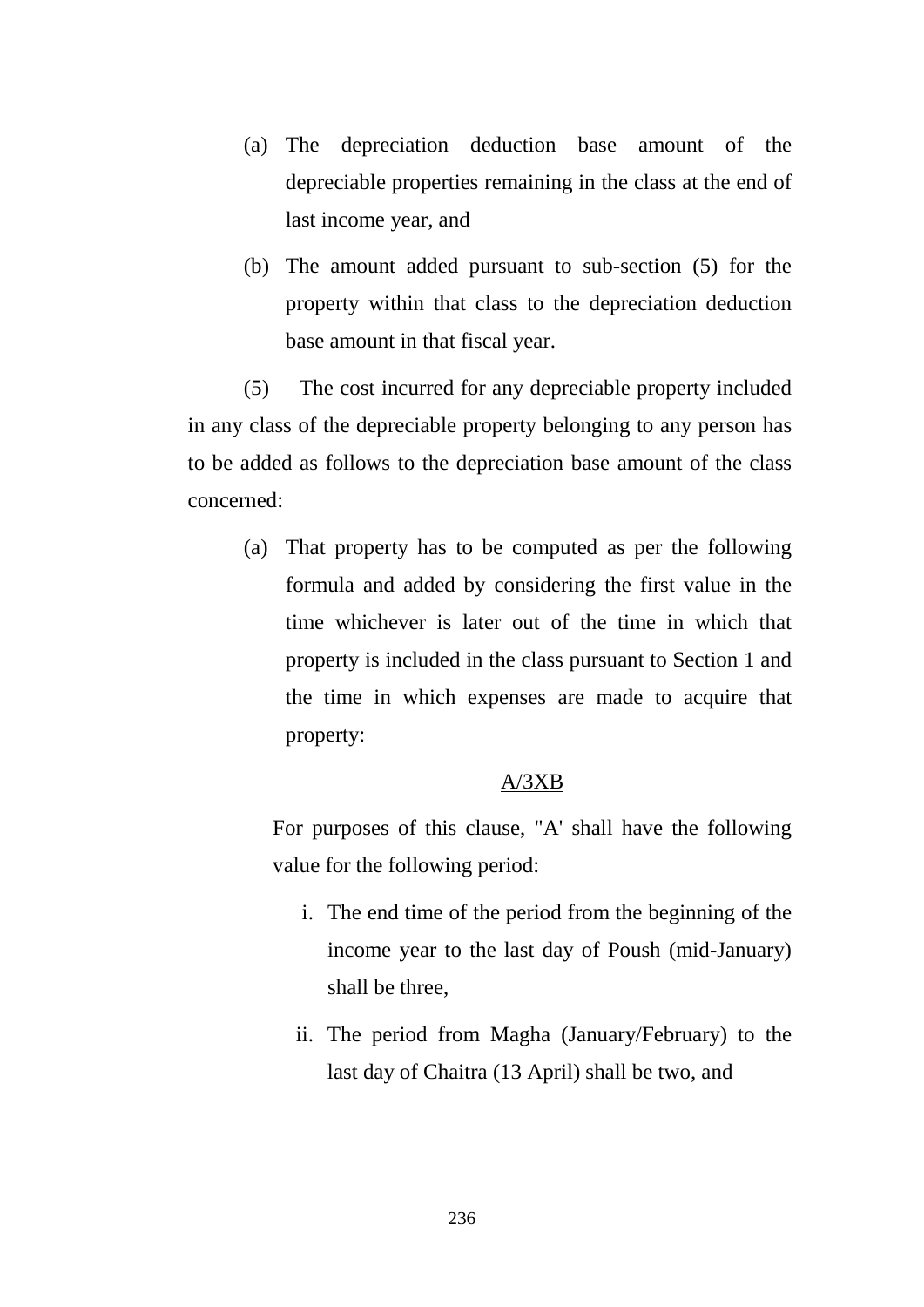(a) The depreciation deduction base amount of the depreciable properties remaining in the class at the end of last income year, and

(b) The amount added pursuant to sub-section (5) for the property within that class to the depreciation deduction base amount in that fiscal year.

(5) The cost incurred for any depreciable property included in any class of the depreciable property belonging to any person has to be added as follows to the depreciation base amount of the class concerned:

(a) That property has to be computed as per the following formula and added by considering the first value in the time whichever is later out of the time in which that property is included in the class pursuant to Section 1 and the time in which expenses are made to acquire that property:

<u>A/3XB</u>

For purposes of this clause, "A' shall have the following value for the following period:

i. The end time of the period from the beginning of the income year to the last day of Poush (mid-January) shall be three,

ii. The period from Magha (January/February) to the last day of Chaitra (13 April) shall be two, and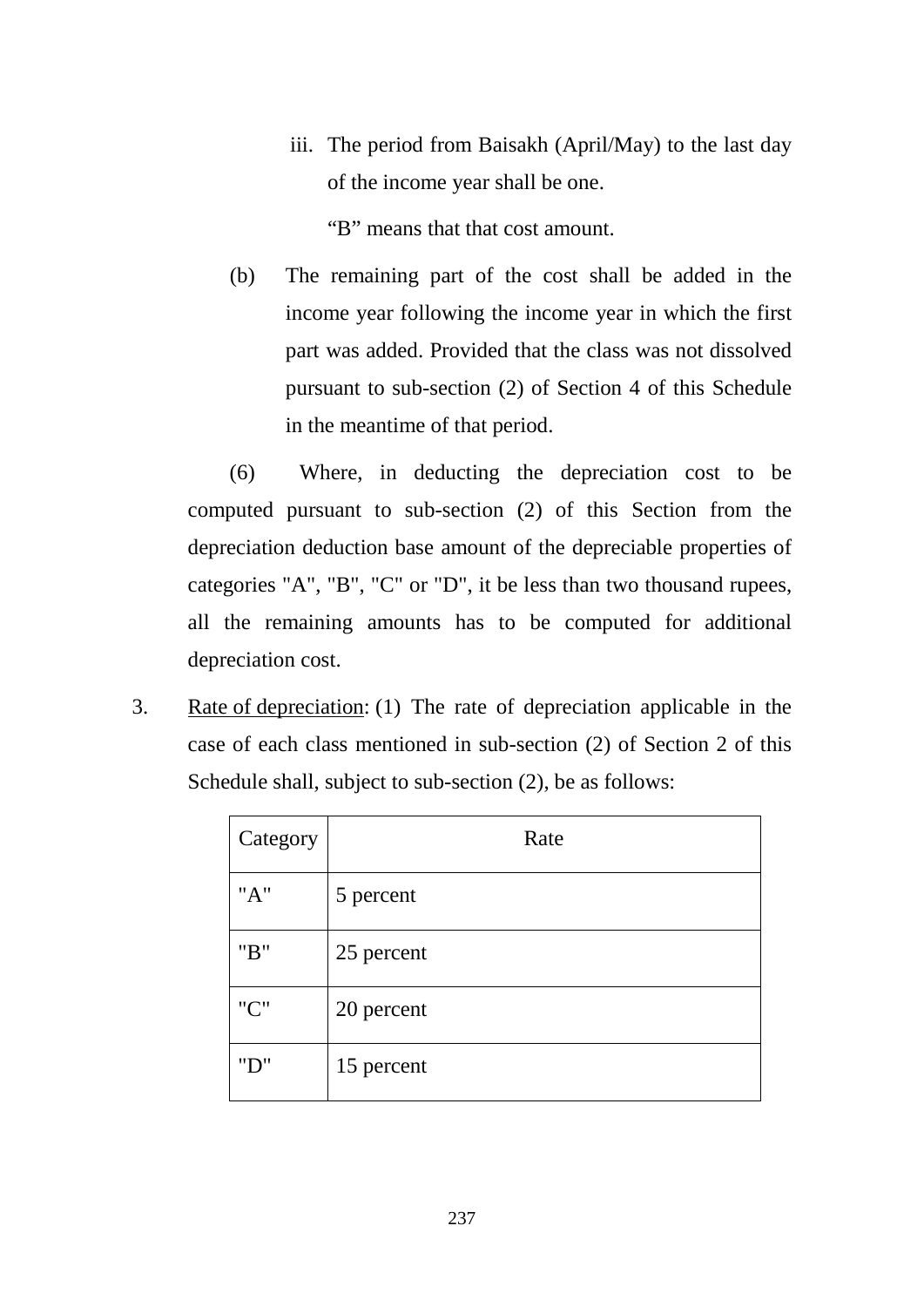iii. The period from Baisakh (April/May) to the last day of the income year shall be one.

"B" means that that cost amount.

(b) The remaining part of the cost shall be added in the income year following the income year in which the first part was added. Provided that the class was not dissolved pursuant to sub-section (2) of Section 4 of this Schedule in the meantime of that period.

(6) Where, in deducting the depreciation cost to be computed pursuant to sub-section (2) of this Section from the depreciation deduction base amount of the depreciable properties of categories "A", "B", "C" or "D", it be less than two thousand rupees, all the remaining amounts has to be computed for additional depreciation cost.

3. Rate of depreciation: (1) The rate of depreciation applicable in the case of each class mentioned in sub-section (2) of Section 2 of this Schedule shall, subject to sub-section (2), be as follows:

| Category | Rate |
|---|---|
| "A" | 5 percent |
| "B" | 25 percent |
| "C" | 20 percent |
| "D" | 15 percent |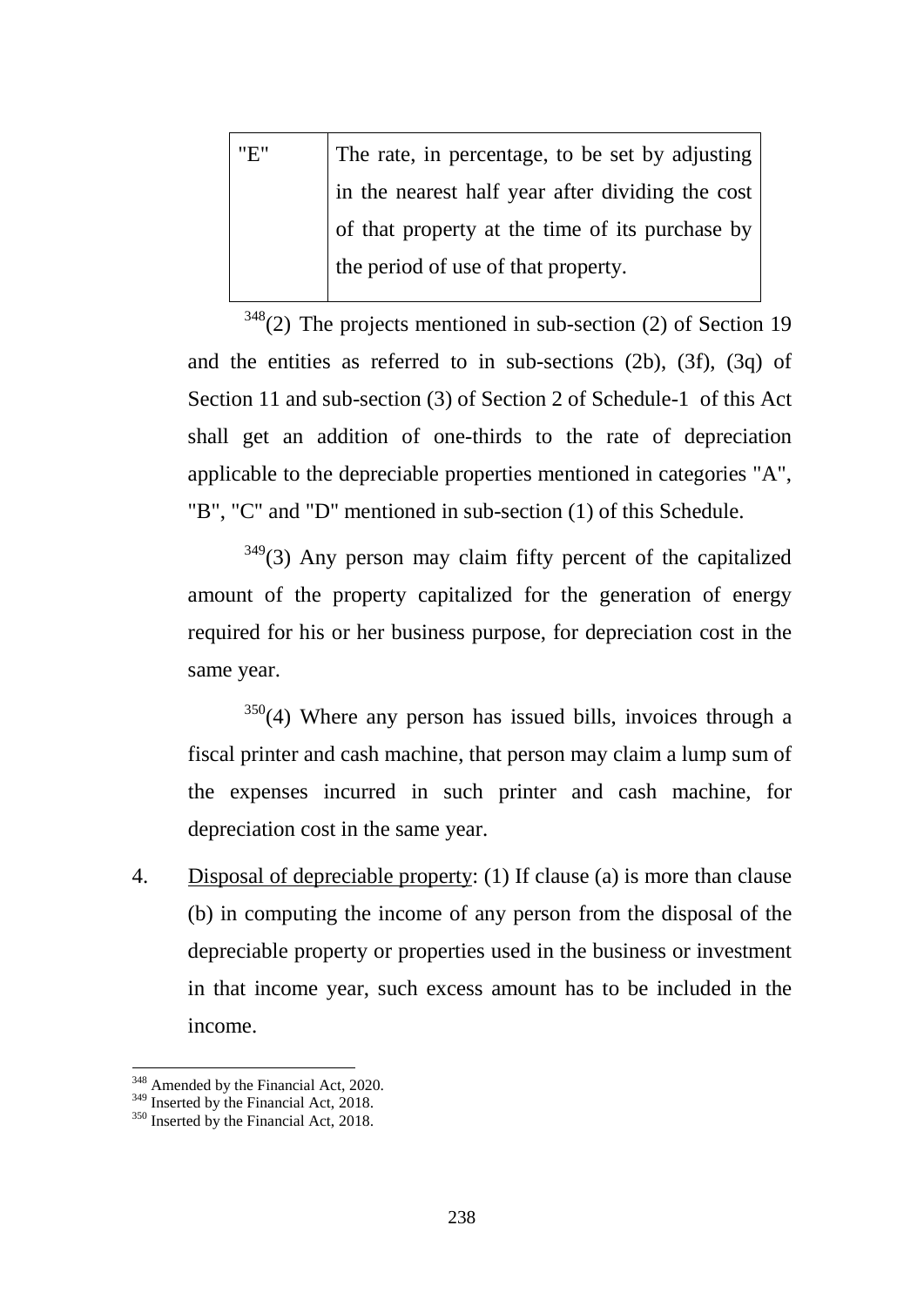| "E" | The rate, in percentage, to be set by adjusting in the nearest half year after dividing the cost of that property at the time of its purchase by the period of use of that property. |
|---|---|

[348](2) The projects mentioned in sub-section (2) of Section 19 and the entities as referred to in sub-sections (2b), (3f), (3q) of Section 11 and sub-section (3) of Section 2 of Schedule-1 of this Act shall get an addition of one-thirds to the rate of depreciation applicable to the depreciable properties mentioned in categories "A", "B", "C" and "D" mentioned in sub-section (1) of this Schedule.

[349](3) Any person may claim fifty percent of the capitalized amount of the property capitalized for the generation of energy required for his or her business purpose, for depreciation cost in the same year.

[350](4) Where any person has issued bills, invoices through a fiscal printer and cash machine, that person may claim a lump sum of the expenses incurred in such printer and cash machine, for depreciation cost in the same year.

4. Disposal of depreciable property: (1) If clause (a) is more than clause (b) in computing the income of any person from the disposal of the depreciable property or properties used in the business or investment in that income year, such excess amount has to be included in the income.

---

[348] Amended by the Financial Act, 2020.
[349] Inserted by the Financial Act, 2018.
[350] Inserted by the Financial Act, 2018.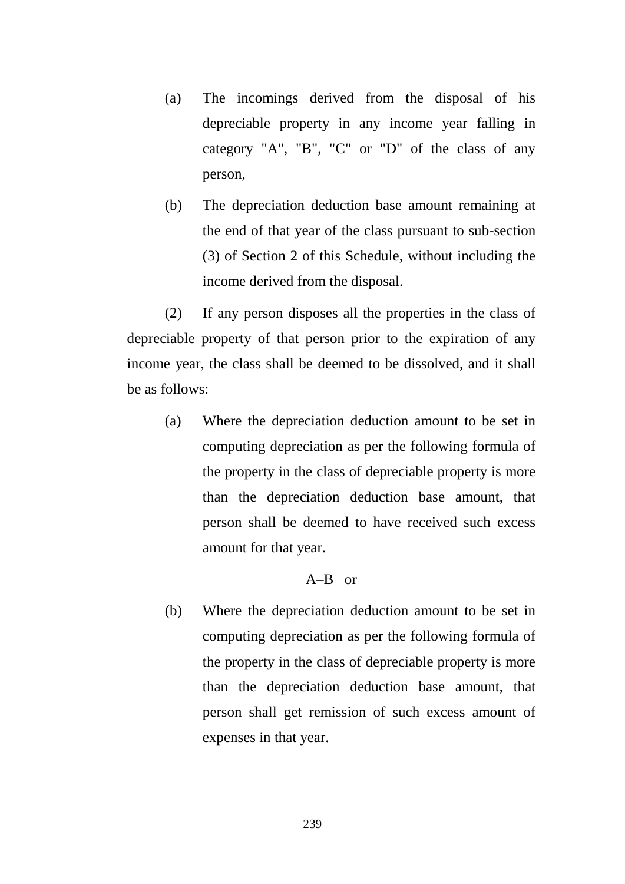(a) The incomings derived from the disposal of his depreciable property in any income year falling in category "A", "B", "C" or "D" of the class of any person,

(b) The depreciation deduction base amount remaining at the end of that year of the class pursuant to sub-section (3) of Section 2 of this Schedule, without including the income derived from the disposal.

(2) If any person disposes all the properties in the class of depreciable property of that person prior to the expiration of any income year, the class shall be deemed to be dissolved, and it shall be as follows:

(a) Where the depreciation deduction amount to be set in computing depreciation as per the following formula of the property in the class of depreciable property is more than the depreciation deduction base amount, that person shall be deemed to have received such excess amount for that year.

A–B or

(b) Where the depreciation deduction amount to be set in computing depreciation as per the following formula of the property in the class of depreciable property is more than the depreciation deduction base amount, that person shall get remission of such excess amount of expenses in that year.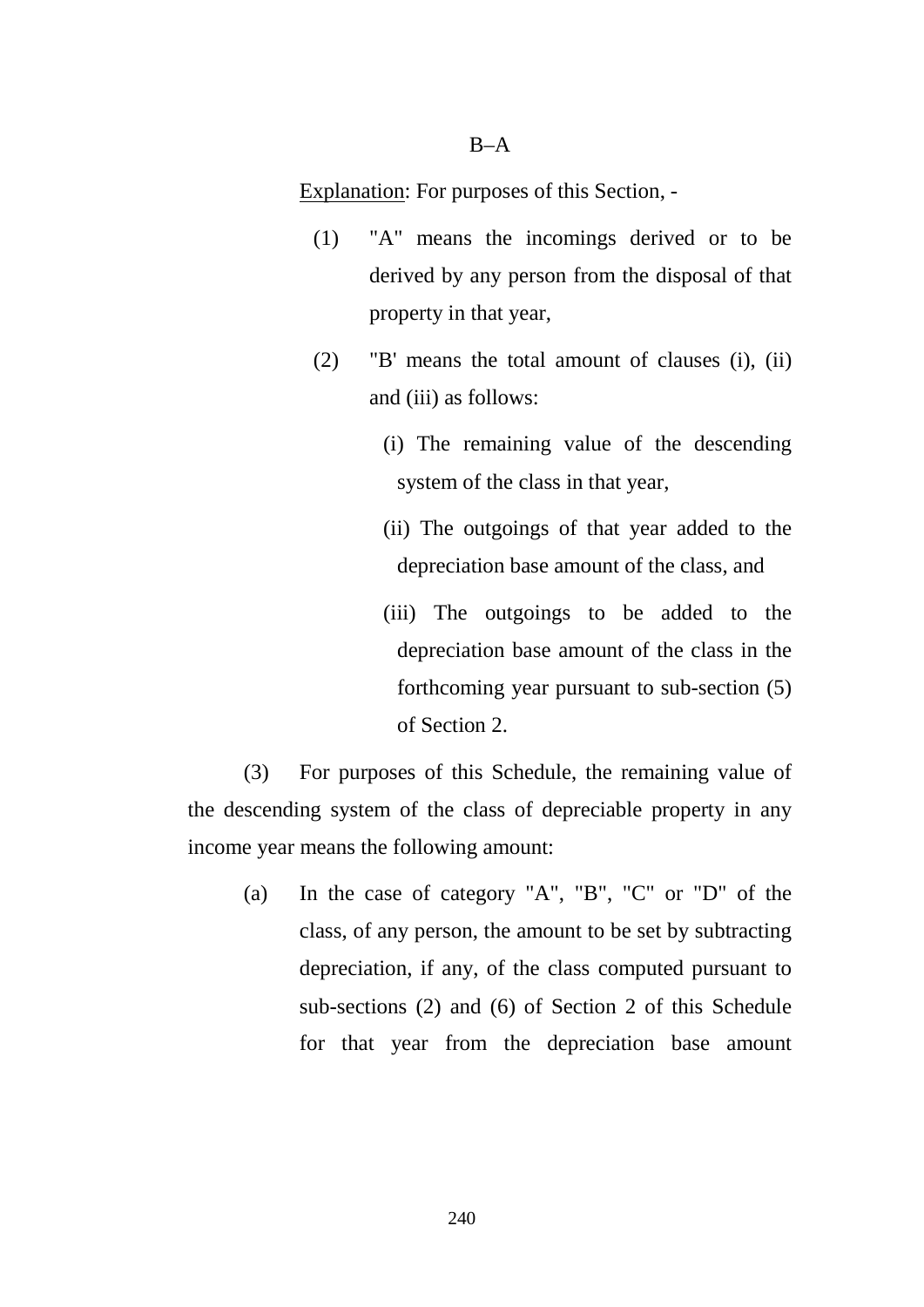$$B - A$$

Explanation: For purposes of this Section, -

(1) "A" means the incomings derived or to be derived by any person from the disposal of that property in that year,

(2) "B' means the total amount of clauses (i), (ii) and (iii) as follows:

(i) The remaining value of the descending system of the class in that year,

(ii) The outgoings of that year added to the depreciation base amount of the class, and

(iii) The outgoings to be added to the depreciation base amount of the class in the forthcoming year pursuant to sub-section (5) of Section 2.

(3) For purposes of this Schedule, the remaining value of the descending system of the class of depreciable property in any income year means the following amount:

(a) In the case of category "A", "B", "C" or "D" of the class, of any person, the amount to be set by subtracting depreciation, if any, of the class computed pursuant to sub-sections (2) and (6) of Section 2 of this Schedule for that year from the depreciation base amount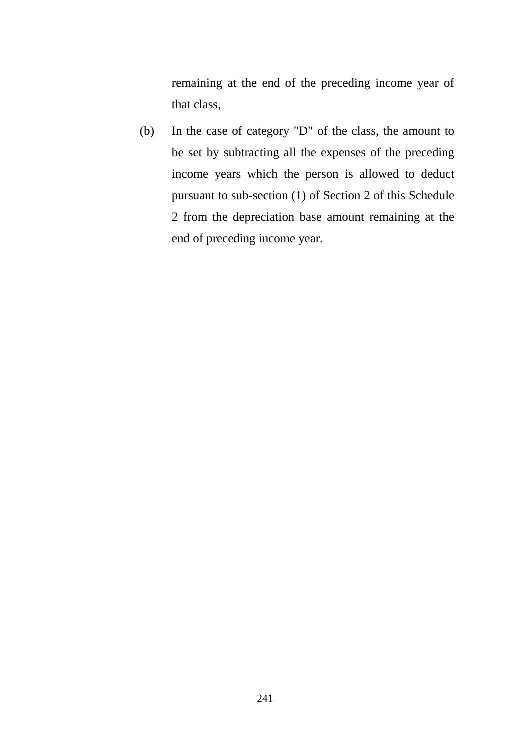remaining at the end of the preceding income year of that class,

(b) In the case of category "D" of the class, the amount to be set by subtracting all the expenses of the preceding income years which the person is allowed to deduct pursuant to sub-section (1) of Section 2 of this Schedule 2 from the depreciation base amount remaining at the end of preceding income year.